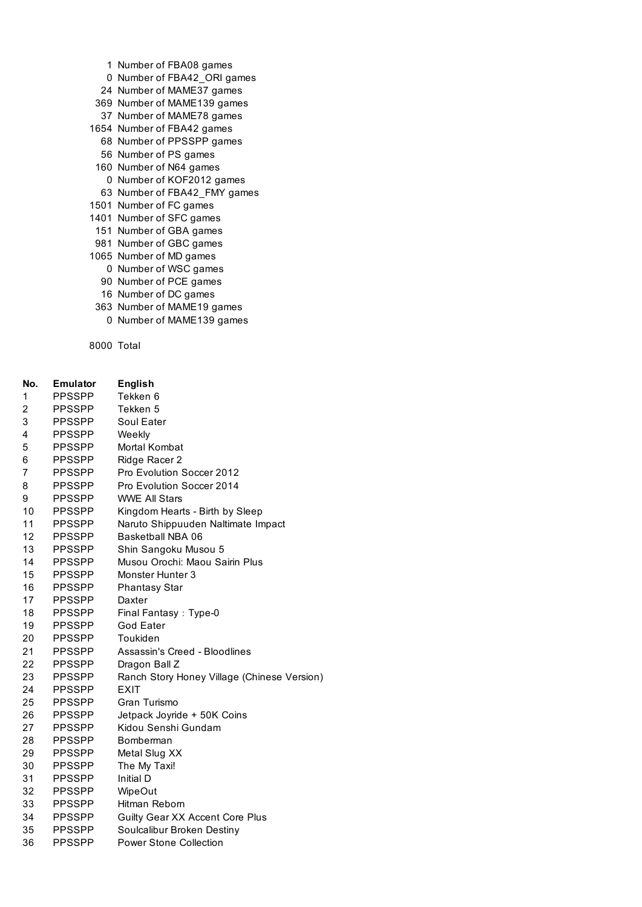| | |
|---|---|
| 1 | Number of FBA08 games |
| 0 | Number of FBA42_ORI games |
| 24 | Number of MAME37 games |
| 369 | Number of MAME139 games |
| 37 | Number of MAME78 games |
| 1654 | Number of FBA42 games |
| 68 | Number of PPSSPP games |
| 56 | Number of PS games |
| 160 | Number of N64 games |
| 0 | Number of KOF2012 games |
| 63 | Number of FBA42_FMY games |
| 1501 | Number of FC games |
| 1401 | Number of SFC games |
| 151 | Number of GBA games |
| 981 | Number of GBC games |
| 1065 | Number of MD games |
| 0 | Number of WSC games |
| 90 | Number of PCE games |
| 16 | Number of DC games |
| 363 | Number of MAME19 games |
| 0 | Number of MAME139 games |
| | |
| 8000 | Total |

| No. | Emulator | English |
|---|---|---|
| 1 | PPSSPP | Tekken 6 |
| 2 | PPSSPP | Tekken 5 |
| 3 | PPSSPP | Soul Eater |
| 4 | PPSSPP | Weekly |
| 5 | PPSSPP | Mortal Kombat |
| 6 | PPSSPP | Ridge Racer 2 |
| 7 | PPSSPP | Pro Evolution Soccer 2012 |
| 8 | PPSSPP | Pro Evolution Soccer 2014 |
| 9 | PPSSPP | WWE All Stars |
| 10 | PPSSPP | Kingdom Hearts - Birth by Sleep |
| 11 | PPSSPP | Naruto Shippuuden Naltimate Impact |
| 12 | PPSSPP | Basketball NBA 06 |
| 13 | PPSSPP | Shin Sangoku Musou 5 |
| 14 | PPSSPP | Musou Orochi: Maou Sairin Plus |
| 15 | PPSSPP | Monster Hunter 3 |
| 16 | PPSSPP | Phantasy Star |
| 17 | PPSSPP | Daxter |
| 18 | PPSSPP | Final Fantasy：Type-0 |
| 19 | PPSSPP | God Eater |
| 20 | PPSSPP | Toukiden |
| 21 | PPSSPP | Assassin's Creed - Bloodlines |
| 22 | PPSSPP | Dragon Ball Z |
| 23 | PPSSPP | Ranch Story Honey Village (Chinese Version) |
| 24 | PPSSPP | EXIT |
| 25 | PPSSPP | Gran Turismo |
| 26 | PPSSPP | Jetpack Joyride + 50K Coins |
| 27 | PPSSPP | Kidou Senshi Gundam |
| 28 | PPSSPP | Bomberman |
| 29 | PPSSPP | Metal Slug XX |
| 30 | PPSSPP | The My Taxi! |
| 31 | PPSSPP | Initial D |
| 32 | PPSSPP | WipeOut |
| 33 | PPSSPP | Hitman Reborn |
| 34 | PPSSPP | Guilty Gear XX Accent Core Plus |
| 35 | PPSSPP | Soulcalibur Broken Destiny |
| 36 | PPSSPP | Power Stone Collection |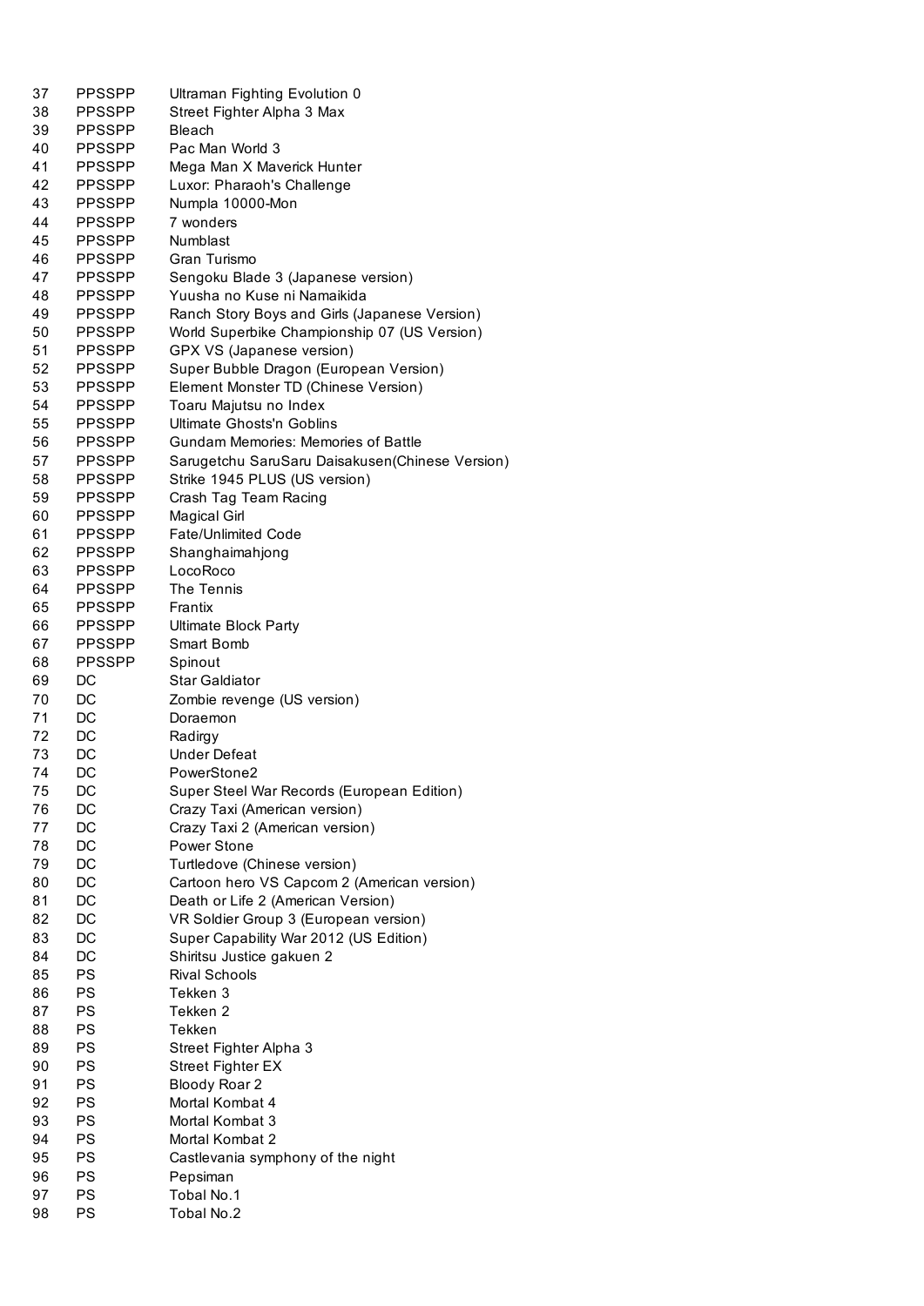| | | |
|---|---|---|
| 37 | PPSSPP | Ultraman Fighting Evolution 0 |
| 38 | PPSSPP | Street Fighter Alpha 3 Max |
| 39 | PPSSPP | Bleach |
| 40 | PPSSPP | Pac Man World 3 |
| 41 | PPSSPP | Mega Man X Maverick Hunter |
| 42 | PPSSPP | Luxor: Pharaoh's Challenge |
| 43 | PPSSPP | Numpla 10000-Mon |
| 44 | PPSSPP | 7 wonders |
| 45 | PPSSPP | Numblast |
| 46 | PPSSPP | Gran Turismo |
| 47 | PPSSPP | Sengoku Blade 3 (Japanese version) |
| 48 | PPSSPP | Yuusha no Kuse ni Namaikida |
| 49 | PPSSPP | Ranch Story Boys and Girls (Japanese Version) |
| 50 | PPSSPP | World Superbike Championship 07 (US Version) |
| 51 | PPSSPP | GPX VS (Japanese version) |
| 52 | PPSSPP | Super Bubble Dragon (European Version) |
| 53 | PPSSPP | Element Monster TD (Chinese Version) |
| 54 | PPSSPP | Toaru Majutsu no Index |
| 55 | PPSSPP | Ultimate Ghosts'n Goblins |
| 56 | PPSSPP | Gundam Memories: Memories of Battle |
| 57 | PPSSPP | Sarugetchu SaruSaru Daisakusen(Chinese Version) |
| 58 | PPSSPP | Strike 1945 PLUS (US version) |
| 59 | PPSSPP | Crash Tag Team Racing |
| 60 | PPSSPP | Magical Girl |
| 61 | PPSSPP | Fate/Unlimited Code |
| 62 | PPSSPP | Shanghaimahjong |
| 63 | PPSSPP | LocoRoco |
| 64 | PPSSPP | The Tennis |
| 65 | PPSSPP | Frantix |
| 66 | PPSSPP | Ultimate Block Party |
| 67 | PPSSPP | Smart Bomb |
| 68 | PPSSPP | Spinout |
| 69 | DC | Star Galdiator |
| 70 | DC | Zombie revenge (US version) |
| 71 | DC | Doraemon |
| 72 | DC | Radirgy |
| 73 | DC | Under Defeat |
| 74 | DC | PowerStone2 |
| 75 | DC | Super Steel War Records (European Edition) |
| 76 | DC | Crazy Taxi (American version) |
| 77 | DC | Crazy Taxi 2 (American version) |
| 78 | DC | Power Stone |
| 79 | DC | Turtledove (Chinese version) |
| 80 | DC | Cartoon hero VS Capcom 2 (American version) |
| 81 | DC | Death or Life 2 (American Version) |
| 82 | DC | VR Soldier Group 3 (European version) |
| 83 | DC | Super Capability War 2012 (US Edition) |
| 84 | DC | Shiritsu Justice gakuen 2 |
| 85 | PS | Rival Schools |
| 86 | PS | Tekken 3 |
| 87 | PS | Tekken 2 |
| 88 | PS | Tekken |
| 89 | PS | Street Fighter Alpha 3 |
| 90 | PS | Street Fighter EX |
| 91 | PS | Bloody Roar 2 |
| 92 | PS | Mortal Kombat 4 |
| 93 | PS | Mortal Kombat 3 |
| 94 | PS | Mortal Kombat 2 |
| 95 | PS | Castlevania symphony of the night |
| 96 | PS | Pepsiman |
| 97 | PS | Tobal No.1 |
| 98 | PS | Tobal No.2 |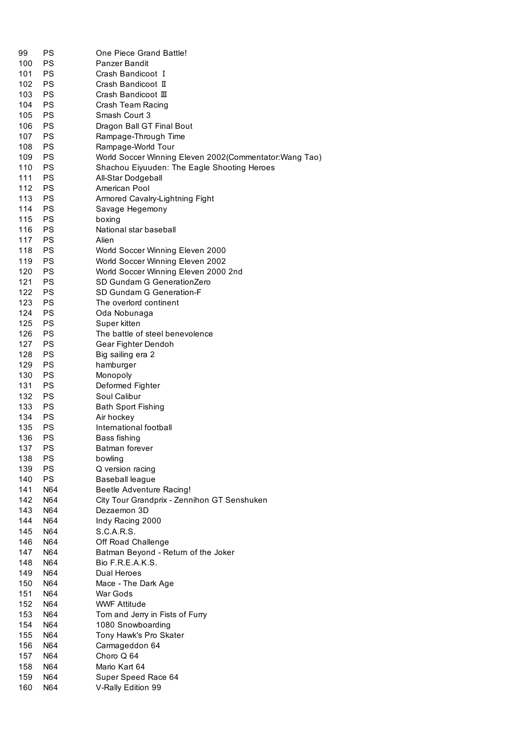| | | |
|---|---|---|
| 99 | PS | One Piece Grand Battle! |
| 100 | PS | Panzer Bandit |
| 101 | PS | Crash Bandicoot Ⅰ |
| 102 | PS | Crash Bandicoot Ⅱ |
| 103 | PS | Crash Bandicoot Ⅲ |
| 104 | PS | Crash Team Racing |
| 105 | PS | Smash Court 3 |
| 106 | PS | Dragon Ball GT Final Bout |
| 107 | PS | Rampage-Through Time |
| 108 | PS | Rampage-World Tour |
| 109 | PS | World Soccer Winning Eleven 2002(Commentator:Wang Tao) |
| 110 | PS | Shachou Eiyuuden: The Eagle Shooting Heroes |
| 111 | PS | All-Star Dodgeball |
| 112 | PS | American Pool |
| 113 | PS | Armored Cavalry-Lightning Fight |
| 114 | PS | Savage Hegemony |
| 115 | PS | boxing |
| 116 | PS | National star baseball |
| 117 | PS | Alien |
| 118 | PS | World Soccer Winning Eleven 2000 |
| 119 | PS | World Soccer Winning Eleven 2002 |
| 120 | PS | World Soccer Winning Eleven 2000 2nd |
| 121 | PS | SD Gundam G GenerationZero |
| 122 | PS | SD Gundam G Generation-F |
| 123 | PS | The overlord continent |
| 124 | PS | Oda Nobunaga |
| 125 | PS | Super kitten |
| 126 | PS | The battle of steel benevolence |
| 127 | PS | Gear Fighter Dendoh |
| 128 | PS | Big sailing era 2 |
| 129 | PS | hamburger |
| 130 | PS | Monopoly |
| 131 | PS | Deformed Fighter |
| 132 | PS | Soul Calibur |
| 133 | PS | Bath Sport Fishing |
| 134 | PS | Air hockey |
| 135 | PS | International football |
| 136 | PS | Bass fishing |
| 137 | PS | Batman forever |
| 138 | PS | bowling |
| 139 | PS | Q version racing |
| 140 | PS | Baseball league |
| 141 | N64 | Beetle Adventure Racing! |
| 142 | N64 | City Tour Grandprix - Zennihon GT Senshuken |
| 143 | N64 | Dezaemon 3D |
| 144 | N64 | Indy Racing 2000 |
| 145 | N64 | S.C.A.R.S. |
| 146 | N64 | Off Road Challenge |
| 147 | N64 | Batman Beyond - Return of the Joker |
| 148 | N64 | Bio F.R.E.A.K.S. |
| 149 | N64 | Dual Heroes |
| 150 | N64 | Mace - The Dark Age |
| 151 | N64 | War Gods |
| 152 | N64 | WWF Attitude |
| 153 | N64 | Tom and Jerry in Fists of Furry |
| 154 | N64 | 1080 Snowboarding |
| 155 | N64 | Tony Hawk's Pro Skater |
| 156 | N64 | Carmageddon 64 |
| 157 | N64 | Choro Q 64 |
| 158 | N64 | Mario Kart 64 |
| 159 | N64 | Super Speed Race 64 |
| 160 | N64 | V-Rally Edition 99 |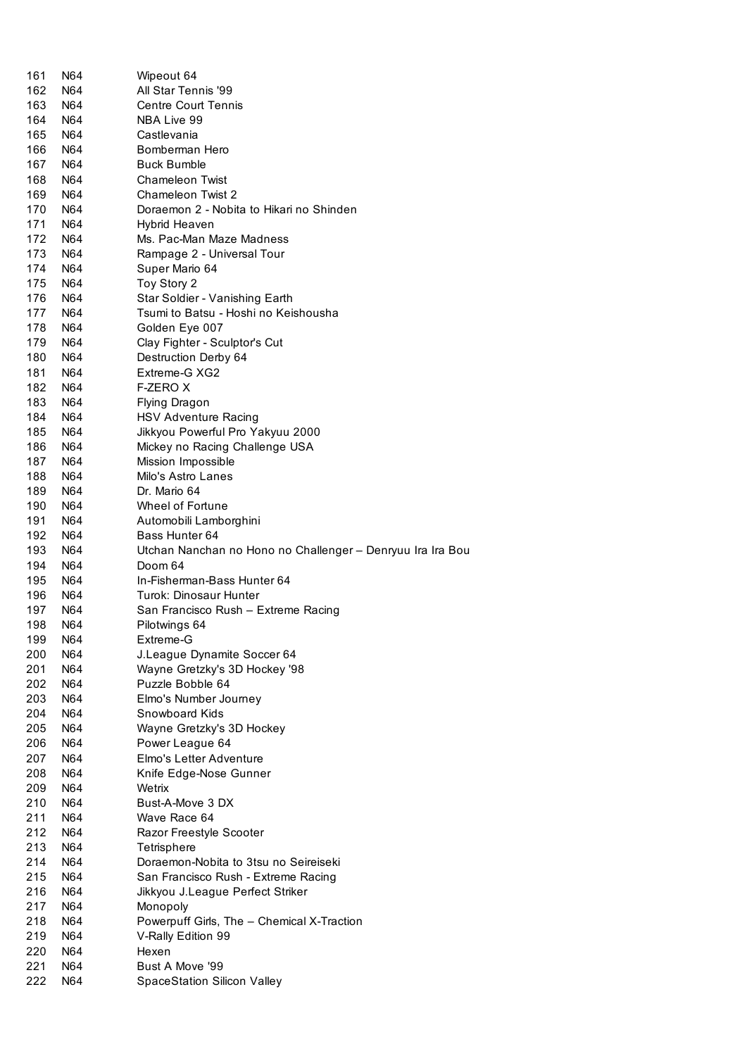| | | |
|---|---|---|
| 161 | N64 | Wipeout 64 |
| 162 | N64 | All Star Tennis '99 |
| 163 | N64 | Centre Court Tennis |
| 164 | N64 | NBA Live 99 |
| 165 | N64 | Castlevania |
| 166 | N64 | Bomberman Hero |
| 167 | N64 | Buck Bumble |
| 168 | N64 | Chameleon Twist |
| 169 | N64 | Chameleon Twist 2 |
| 170 | N64 | Doraemon 2 - Nobita to Hikari no Shinden |
| 171 | N64 | Hybrid Heaven |
| 172 | N64 | Ms. Pac-Man Maze Madness |
| 173 | N64 | Rampage 2 - Universal Tour |
| 174 | N64 | Super Mario 64 |
| 175 | N64 | Toy Story 2 |
| 176 | N64 | Star Soldier - Vanishing Earth |
| 177 | N64 | Tsumi to Batsu - Hoshi no Keishousha |
| 178 | N64 | Golden Eye 007 |
| 179 | N64 | Clay Fighter - Sculptor's Cut |
| 180 | N64 | Destruction Derby 64 |
| 181 | N64 | Extreme-G XG2 |
| 182 | N64 | F-ZERO X |
| 183 | N64 | Flying Dragon |
| 184 | N64 | HSV Adventure Racing |
| 185 | N64 | Jikkyou Powerful Pro Yakyuu 2000 |
| 186 | N64 | Mickey no Racing Challenge USA |
| 187 | N64 | Mission Impossible |
| 188 | N64 | Milo's Astro Lanes |
| 189 | N64 | Dr. Mario 64 |
| 190 | N64 | Wheel of Fortune |
| 191 | N64 | Automobili Lamborghini |
| 192 | N64 | Bass Hunter 64 |
| 193 | N64 | Utchan Nanchan no Hono no Challenger – Denryuu Ira Ira Bou |
| 194 | N64 | Doom 64 |
| 195 | N64 | In-Fisherman-Bass Hunter 64 |
| 196 | N64 | Turok: Dinosaur Hunter |
| 197 | N64 | San Francisco Rush – Extreme Racing |
| 198 | N64 | Pilotwings 64 |
| 199 | N64 | Extreme-G |
| 200 | N64 | J.League Dynamite Soccer 64 |
| 201 | N64 | Wayne Gretzky's 3D Hockey '98 |
| 202 | N64 | Puzzle Bobble 64 |
| 203 | N64 | Elmo's Number Journey |
| 204 | N64 | Snowboard Kids |
| 205 | N64 | Wayne Gretzky's 3D Hockey |
| 206 | N64 | Power League 64 |
| 207 | N64 | Elmo's Letter Adventure |
| 208 | N64 | Knife Edge-Nose Gunner |
| 209 | N64 | Wetrix |
| 210 | N64 | Bust-A-Move 3 DX |
| 211 | N64 | Wave Race 64 |
| 212 | N64 | Razor Freestyle Scooter |
| 213 | N64 | Tetrisphere |
| 214 | N64 | Doraemon-Nobita to 3tsu no Seireiseki |
| 215 | N64 | San Francisco Rush - Extreme Racing |
| 216 | N64 | Jikkyou J.League Perfect Striker |
| 217 | N64 | Monopoly |
| 218 | N64 | Powerpuff Girls, The – Chemical X-Traction |
| 219 | N64 | V-Rally Edition 99 |
| 220 | N64 | Hexen |
| 221 | N64 | Bust A Move '99 |
| 222 | N64 | SpaceStation Silicon Valley |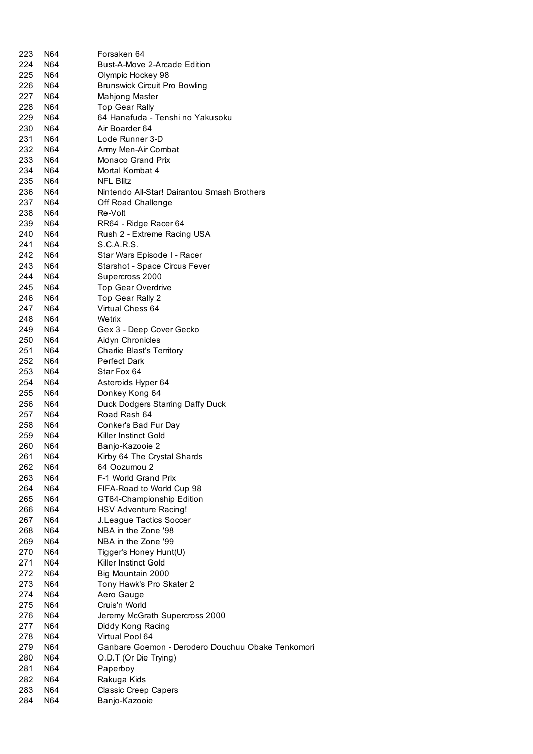| | | |
|---|---|---|
| 223 | N64 | Forsaken 64 |
| 224 | N64 | Bust-A-Move 2-Arcade Edition |
| 225 | N64 | Olympic Hockey 98 |
| 226 | N64 | Brunswick Circuit Pro Bowling |
| 227 | N64 | Mahjong Master |
| 228 | N64 | Top Gear Rally |
| 229 | N64 | 64 Hanafuda - Tenshi no Yakusoku |
| 230 | N64 | Air Boarder 64 |
| 231 | N64 | Lode Runner 3-D |
| 232 | N64 | Army Men-Air Combat |
| 233 | N64 | Monaco Grand Prix |
| 234 | N64 | Mortal Kombat 4 |
| 235 | N64 | NFL Blitz |
| 236 | N64 | Nintendo All-Star! Dairantou Smash Brothers |
| 237 | N64 | Off Road Challenge |
| 238 | N64 | Re-Volt |
| 239 | N64 | RR64 - Ridge Racer 64 |
| 240 | N64 | Rush 2 - Extreme Racing USA |
| 241 | N64 | S.C.A.R.S. |
| 242 | N64 | Star Wars Episode I - Racer |
| 243 | N64 | Starshot - Space Circus Fever |
| 244 | N64 | Supercross 2000 |
| 245 | N64 | Top Gear Overdrive |
| 246 | N64 | Top Gear Rally 2 |
| 247 | N64 | Virtual Chess 64 |
| 248 | N64 | Wetrix |
| 249 | N64 | Gex 3 - Deep Cover Gecko |
| 250 | N64 | Aidyn Chronicles |
| 251 | N64 | Charlie Blast's Territory |
| 252 | N64 | Perfect Dark |
| 253 | N64 | Star Fox 64 |
| 254 | N64 | Asteroids Hyper 64 |
| 255 | N64 | Donkey Kong 64 |
| 256 | N64 | Duck Dodgers Starring Daffy Duck |
| 257 | N64 | Road Rash 64 |
| 258 | N64 | Conker's Bad Fur Day |
| 259 | N64 | Killer Instinct Gold |
| 260 | N64 | Banjo-Kazooie 2 |
| 261 | N64 | Kirby 64 The Crystal Shards |
| 262 | N64 | 64 Oozumou 2 |
| 263 | N64 | F-1 World Grand Prix |
| 264 | N64 | FIFA-Road to World Cup 98 |
| 265 | N64 | GT64-Championship Edition |
| 266 | N64 | HSV Adventure Racing! |
| 267 | N64 | J.League Tactics Soccer |
| 268 | N64 | NBA in the Zone '98 |
| 269 | N64 | NBA in the Zone '99 |
| 270 | N64 | Tigger's Honey Hunt(U) |
| 271 | N64 | Killer Instinct Gold |
| 272 | N64 | Big Mountain 2000 |
| 273 | N64 | Tony Hawk's Pro Skater 2 |
| 274 | N64 | Aero Gauge |
| 275 | N64 | Cruis'n World |
| 276 | N64 | Jeremy McGrath Supercross 2000 |
| 277 | N64 | Diddy Kong Racing |
| 278 | N64 | Virtual Pool 64 |
| 279 | N64 | Ganbare Goemon - Derodero Douchuu Obake Tenkomori |
| 280 | N64 | O.D.T (Or Die Trying) |
| 281 | N64 | Paperboy |
| 282 | N64 | Rakuga Kids |
| 283 | N64 | Classic Creep Capers |
| 284 | N64 | Banjo-Kazooie |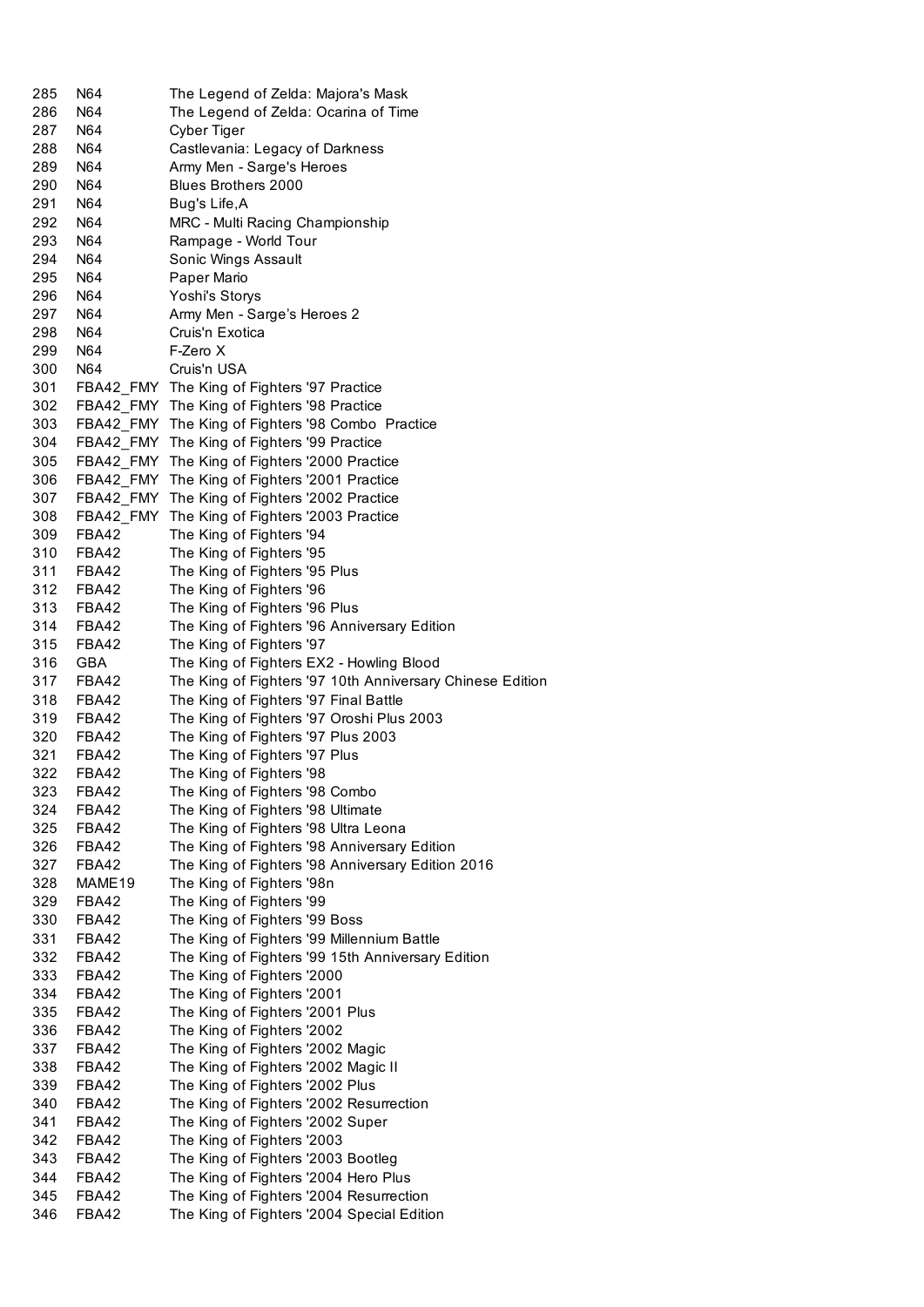| | | |
|---|---|---|
| 285 | N64 | The Legend of Zelda: Majora's Mask |
| 286 | N64 | The Legend of Zelda: Ocarina of Time |
| 287 | N64 | Cyber Tiger |
| 288 | N64 | Castlevania: Legacy of Darkness |
| 289 | N64 | Army Men - Sarge's Heroes |
| 290 | N64 | Blues Brothers 2000 |
| 291 | N64 | Bug's Life,A |
| 292 | N64 | MRC - Multi Racing Championship |
| 293 | N64 | Rampage - World Tour |
| 294 | N64 | Sonic Wings Assault |
| 295 | N64 | Paper Mario |
| 296 | N64 | Yoshi's Storys |
| 297 | N64 | Army Men - Sarge’s Heroes 2 |
| 298 | N64 | Cruis'n Exotica |
| 299 | N64 | F-Zero X |
| 300 | N64 | Cruis'n USA |
| 301 | FBA42_FMY | The King of Fighters '97 Practice |
| 302 | FBA42_FMY | The King of Fighters '98 Practice |
| 303 | FBA42_FMY | The King of Fighters '98 Combo Practice |
| 304 | FBA42_FMY | The King of Fighters '99 Practice |
| 305 | FBA42_FMY | The King of Fighters '2000 Practice |
| 306 | FBA42_FMY | The King of Fighters '2001 Practice |
| 307 | FBA42_FMY | The King of Fighters '2002 Practice |
| 308 | FBA42_FMY | The King of Fighters '2003 Practice |
| 309 | FBA42 | The King of Fighters '94 |
| 310 | FBA42 | The King of Fighters '95 |
| 311 | FBA42 | The King of Fighters '95 Plus |
| 312 | FBA42 | The King of Fighters '96 |
| 313 | FBA42 | The King of Fighters '96 Plus |
| 314 | FBA42 | The King of Fighters '96 Anniversary Edition |
| 315 | FBA42 | The King of Fighters '97 |
| 316 | GBA | The King of Fighters EX2 - Howling Blood |
| 317 | FBA42 | The King of Fighters '97 10th Anniversary Chinese Edition |
| 318 | FBA42 | The King of Fighters '97 Final Battle |
| 319 | FBA42 | The King of Fighters '97 Oroshi Plus 2003 |
| 320 | FBA42 | The King of Fighters '97 Plus 2003 |
| 321 | FBA42 | The King of Fighters '97 Plus |
| 322 | FBA42 | The King of Fighters '98 |
| 323 | FBA42 | The King of Fighters '98 Combo |
| 324 | FBA42 | The King of Fighters '98 Ultimate |
| 325 | FBA42 | The King of Fighters '98 Ultra Leona |
| 326 | FBA42 | The King of Fighters '98 Anniversary Edition |
| 327 | FBA42 | The King of Fighters '98 Anniversary Edition 2016 |
| 328 | MAME19 | The King of Fighters '98n |
| 329 | FBA42 | The King of Fighters '99 |
| 330 | FBA42 | The King of Fighters '99 Boss |
| 331 | FBA42 | The King of Fighters '99 Millennium Battle |
| 332 | FBA42 | The King of Fighters '99 15th Anniversary Edition |
| 333 | FBA42 | The King of Fighters '2000 |
| 334 | FBA42 | The King of Fighters '2001 |
| 335 | FBA42 | The King of Fighters '2001 Plus |
| 336 | FBA42 | The King of Fighters '2002 |
| 337 | FBA42 | The King of Fighters '2002 Magic |
| 338 | FBA42 | The King of Fighters '2002 Magic II |
| 339 | FBA42 | The King of Fighters '2002 Plus |
| 340 | FBA42 | The King of Fighters '2002 Resurrection |
| 341 | FBA42 | The King of Fighters '2002 Super |
| 342 | FBA42 | The King of Fighters '2003 |
| 343 | FBA42 | The King of Fighters '2003 Bootleg |
| 344 | FBA42 | The King of Fighters '2004 Hero Plus |
| 345 | FBA42 | The King of Fighters '2004 Resurrection |
| 346 | FBA42 | The King of Fighters '2004 Special Edition |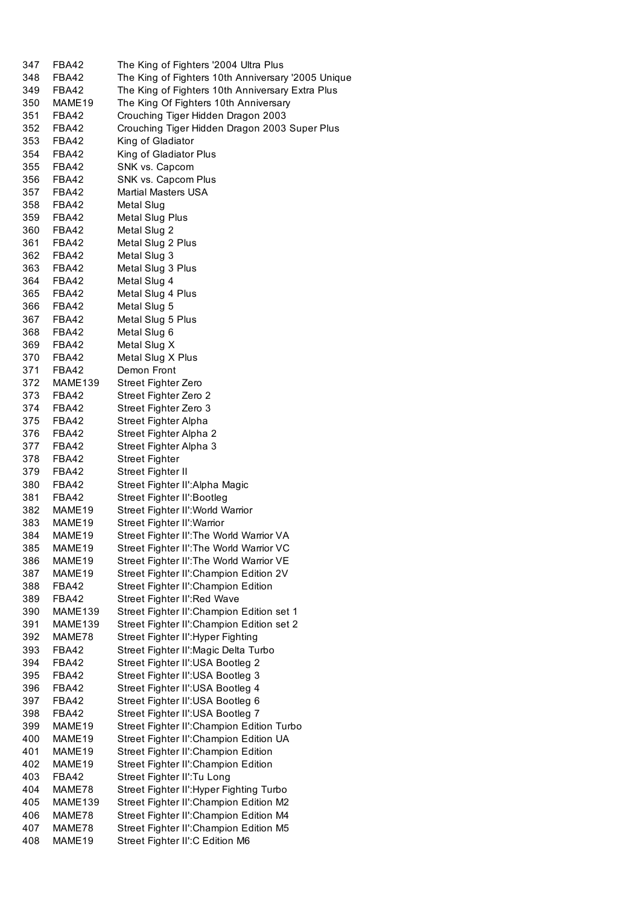| | | |
|---|---|---|
| 347 | FBA42 | The King of Fighters '2004 Ultra Plus |
| 348 | FBA42 | The King of Fighters 10th Anniversary '2005 Unique |
| 349 | FBA42 | The King of Fighters 10th Anniversary Extra Plus |
| 350 | MAME19 | The King Of Fighters 10th Anniversary |
| 351 | FBA42 | Crouching Tiger Hidden Dragon 2003 |
| 352 | FBA42 | Crouching Tiger Hidden Dragon 2003 Super Plus |
| 353 | FBA42 | King of Gladiator |
| 354 | FBA42 | King of Gladiator Plus |
| 355 | FBA42 | SNK vs. Capcom |
| 356 | FBA42 | SNK vs. Capcom Plus |
| 357 | FBA42 | Martial Masters USA |
| 358 | FBA42 | Metal Slug |
| 359 | FBA42 | Metal Slug Plus |
| 360 | FBA42 | Metal Slug 2 |
| 361 | FBA42 | Metal Slug 2 Plus |
| 362 | FBA42 | Metal Slug 3 |
| 363 | FBA42 | Metal Slug 3 Plus |
| 364 | FBA42 | Metal Slug 4 |
| 365 | FBA42 | Metal Slug 4 Plus |
| 366 | FBA42 | Metal Slug 5 |
| 367 | FBA42 | Metal Slug 5 Plus |
| 368 | FBA42 | Metal Slug 6 |
| 369 | FBA42 | Metal Slug X |
| 370 | FBA42 | Metal Slug X Plus |
| 371 | FBA42 | Demon Front |
| 372 | MAME139 | Street Fighter Zero |
| 373 | FBA42 | Street Fighter Zero 2 |
| 374 | FBA42 | Street Fighter Zero 3 |
| 375 | FBA42 | Street Fighter Alpha |
| 376 | FBA42 | Street Fighter Alpha 2 |
| 377 | FBA42 | Street Fighter Alpha 3 |
| 378 | FBA42 | Street Fighter |
| 379 | FBA42 | Street Fighter II |
| 380 | FBA42 | Street Fighter II':Alpha Magic |
| 381 | FBA42 | Street Fighter II':Bootleg |
| 382 | MAME19 | Street Fighter II':World Warrior |
| 383 | MAME19 | Street Fighter II':Warrior |
| 384 | MAME19 | Street Fighter II':The World Warrior VA |
| 385 | MAME19 | Street Fighter II':The World Warrior VC |
| 386 | MAME19 | Street Fighter II':The World Warrior VE |
| 387 | MAME19 | Street Fighter II':Champion Edition 2V |
| 388 | FBA42 | Street Fighter II':Champion Edition |
| 389 | FBA42 | Street Fighter II':Red Wave |
| 390 | MAME139 | Street Fighter II':Champion Edition set 1 |
| 391 | MAME139 | Street Fighter II':Champion Edition set 2 |
| 392 | MAME78 | Street Fighter II':Hyper Fighting |
| 393 | FBA42 | Street Fighter II':Magic Delta Turbo |
| 394 | FBA42 | Street Fighter II':USA Bootleg 2 |
| 395 | FBA42 | Street Fighter II':USA Bootleg 3 |
| 396 | FBA42 | Street Fighter II':USA Bootleg 4 |
| 397 | FBA42 | Street Fighter II':USA Bootleg 6 |
| 398 | FBA42 | Street Fighter II':USA Bootleg 7 |
| 399 | MAME19 | Street Fighter II':Champion Edition Turbo |
| 400 | MAME19 | Street Fighter II':Champion Edition UA |
| 401 | MAME19 | Street Fighter II':Champion Edition |
| 402 | MAME19 | Street Fighter II':Champion Edition |
| 403 | FBA42 | Street Fighter II':Tu Long |
| 404 | MAME78 | Street Fighter II':Hyper Fighting Turbo |
| 405 | MAME139 | Street Fighter II':Champion Edition M2 |
| 406 | MAME78 | Street Fighter II':Champion Edition M4 |
| 407 | MAME78 | Street Fighter II':Champion Edition M5 |
| 408 | MAME19 | Street Fighter II':C Edition M6 |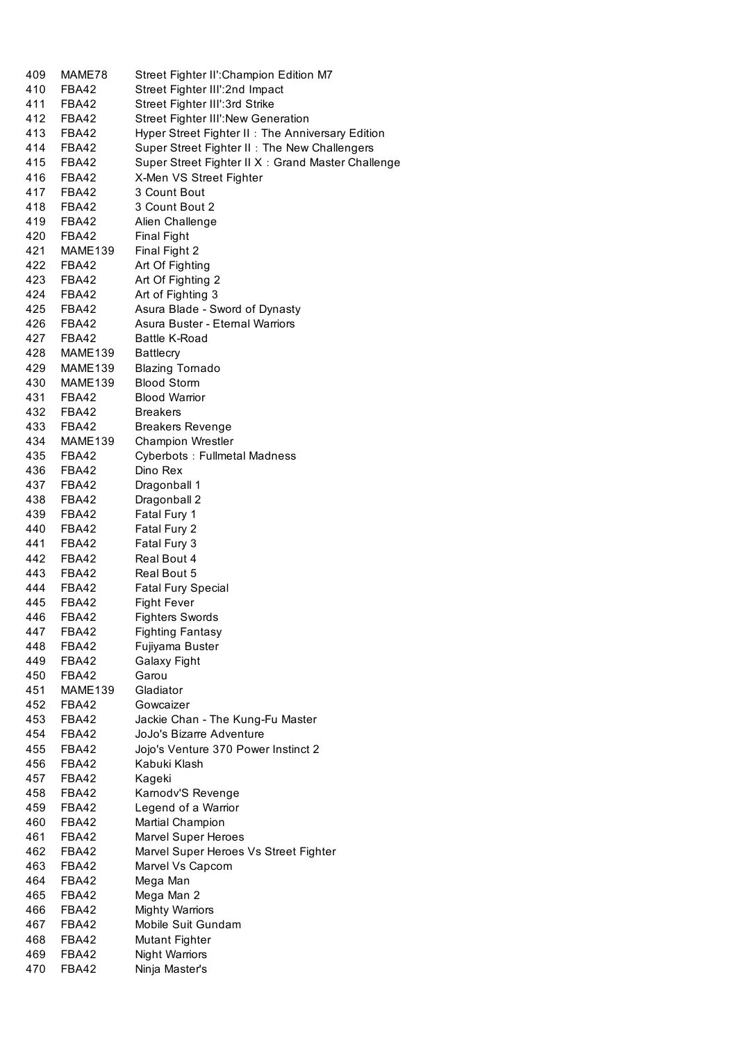| | | |
|---|---|---|
| 409 | MAME78 | Street Fighter II':Champion Edition M7 |
| 410 | FBA42 | Street Fighter III':2nd Impact |
| 411 | FBA42 | Street Fighter III':3rd Strike |
| 412 | FBA42 | Street Fighter III':New Generation |
| 413 | FBA42 | Hyper Street Fighter II：The Anniversary Edition |
| 414 | FBA42 | Super Street Fighter II：The New Challengers |
| 415 | FBA42 | Super Street Fighter II X：Grand Master Challenge |
| 416 | FBA42 | X-Men VS Street Fighter |
| 417 | FBA42 | 3 Count Bout |
| 418 | FBA42 | 3 Count Bout 2 |
| 419 | FBA42 | Alien Challenge |
| 420 | FBA42 | Final Fight |
| 421 | MAME139 | Final Fight 2 |
| 422 | FBA42 | Art Of Fighting |
| 423 | FBA42 | Art Of Fighting 2 |
| 424 | FBA42 | Art of Fighting 3 |
| 425 | FBA42 | Asura Blade - Sword of Dynasty |
| 426 | FBA42 | Asura Buster - Eternal Warriors |
| 427 | FBA42 | Battle K-Road |
| 428 | MAME139 | Battlecry |
| 429 | MAME139 | Blazing Tornado |
| 430 | MAME139 | Blood Storm |
| 431 | FBA42 | Blood Warrior |
| 432 | FBA42 | Breakers |
| 433 | FBA42 | Breakers Revenge |
| 434 | MAME139 | Champion Wrestler |
| 435 | FBA42 | Cyberbots：Fullmetal Madness |
| 436 | FBA42 | Dino Rex |
| 437 | FBA42 | Dragonball 1 |
| 438 | FBA42 | Dragonball 2 |
| 439 | FBA42 | Fatal Fury 1 |
| 440 | FBA42 | Fatal Fury 2 |
| 441 | FBA42 | Fatal Fury 3 |
| 442 | FBA42 | Real Bout 4 |
| 443 | FBA42 | Real Bout 5 |
| 444 | FBA42 | Fatal Fury Special |
| 445 | FBA42 | Fight Fever |
| 446 | FBA42 | Fighters Swords |
| 447 | FBA42 | Fighting Fantasy |
| 448 | FBA42 | Fujiyama Buster |
| 449 | FBA42 | Galaxy Fight |
| 450 | FBA42 | Garou |
| 451 | MAME139 | Gladiator |
| 452 | FBA42 | Gowcaizer |
| 453 | FBA42 | Jackie Chan - The Kung-Fu Master |
| 454 | FBA42 | JoJo's Bizarre Adventure |
| 455 | FBA42 | Jojo's Venture 370 Power Instinct 2 |
| 456 | FBA42 | Kabuki Klash |
| 457 | FBA42 | Kageki |
| 458 | FBA42 | Karnodv'S Revenge |
| 459 | FBA42 | Legend of a Warrior |
| 460 | FBA42 | Martial Champion |
| 461 | FBA42 | Marvel Super Heroes |
| 462 | FBA42 | Marvel Super Heroes Vs Street Fighter |
| 463 | FBA42 | Marvel Vs Capcom |
| 464 | FBA42 | Mega Man |
| 465 | FBA42 | Mega Man 2 |
| 466 | FBA42 | Mighty Warriors |
| 467 | FBA42 | Mobile Suit Gundam |
| 468 | FBA42 | Mutant Fighter |
| 469 | FBA42 | Night Warriors |
| 470 | FBA42 | Ninja Master's |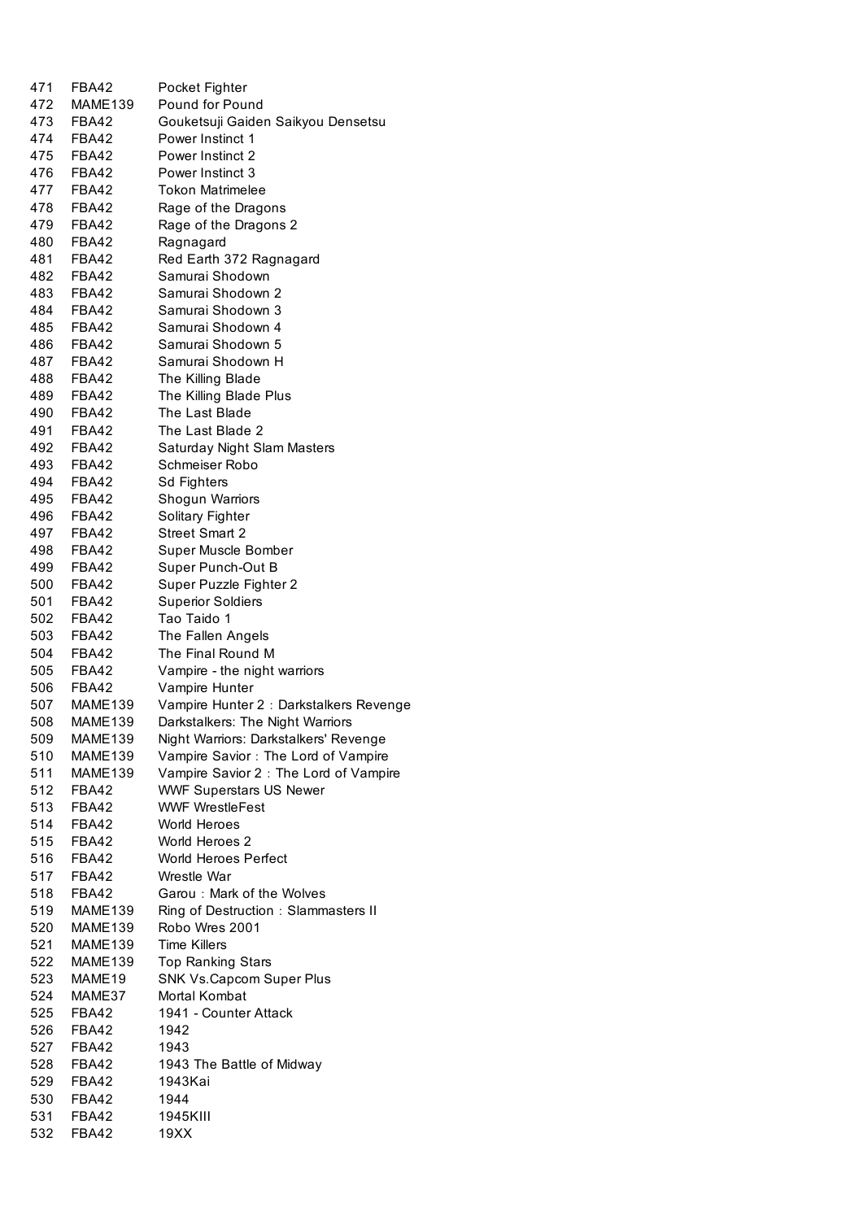| | | |
|---|---|---|
| 471 | FBA42 | Pocket Fighter |
| 472 | MAME139 | Pound for Pound |
| 473 | FBA42 | Gouketsuji Gaiden Saikyou Densetsu |
| 474 | FBA42 | Power Instinct 1 |
| 475 | FBA42 | Power Instinct 2 |
| 476 | FBA42 | Power Instinct 3 |
| 477 | FBA42 | Tokon Matrimelee |
| 478 | FBA42 | Rage of the Dragons |
| 479 | FBA42 | Rage of the Dragons 2 |
| 480 | FBA42 | Ragnagard |
| 481 | FBA42 | Red Earth 372 Ragnagard |
| 482 | FBA42 | Samurai Shodown |
| 483 | FBA42 | Samurai Shodown 2 |
| 484 | FBA42 | Samurai Shodown 3 |
| 485 | FBA42 | Samurai Shodown 4 |
| 486 | FBA42 | Samurai Shodown 5 |
| 487 | FBA42 | Samurai Shodown H |
| 488 | FBA42 | The Killing Blade |
| 489 | FBA42 | The Killing Blade Plus |
| 490 | FBA42 | The Last Blade |
| 491 | FBA42 | The Last Blade 2 |
| 492 | FBA42 | Saturday Night Slam Masters |
| 493 | FBA42 | Schmeiser Robo |
| 494 | FBA42 | Sd Fighters |
| 495 | FBA42 | Shogun Warriors |
| 496 | FBA42 | Solitary Fighter |
| 497 | FBA42 | Street Smart 2 |
| 498 | FBA42 | Super Muscle Bomber |
| 499 | FBA42 | Super Punch-Out B |
| 500 | FBA42 | Super Puzzle Fighter 2 |
| 501 | FBA42 | Superior Soldiers |
| 502 | FBA42 | Tao Taido 1 |
| 503 | FBA42 | The Fallen Angels |
| 504 | FBA42 | The Final Round M |
| 505 | FBA42 | Vampire - the night warriors |
| 506 | FBA42 | Vampire Hunter |
| 507 | MAME139 | Vampire Hunter 2：Darkstalkers Revenge |
| 508 | MAME139 | Darkstalkers: The Night Warriors |
| 509 | MAME139 | Night Warriors: Darkstalkers' Revenge |
| 510 | MAME139 | Vampire Savior：The Lord of Vampire |
| 511 | MAME139 | Vampire Savior 2：The Lord of Vampire |
| 512 | FBA42 | WWF Superstars US Newer |
| 513 | FBA42 | WWF WrestleFest |
| 514 | FBA42 | World Heroes |
| 515 | FBA42 | World Heroes 2 |
| 516 | FBA42 | World Heroes Perfect |
| 517 | FBA42 | Wrestle War |
| 518 | FBA42 | Garou：Mark of the Wolves |
| 519 | MAME139 | Ring of Destruction：Slammasters II |
| 520 | MAME139 | Robo Wres 2001 |
| 521 | MAME139 | Time Killers |
| 522 | MAME139 | Top Ranking Stars |
| 523 | MAME19 | SNK Vs.Capcom Super Plus |
| 524 | MAME37 | Mortal Kombat |
| 525 | FBA42 | 1941 - Counter Attack |
| 526 | FBA42 | 1942 |
| 527 | FBA42 | 1943 |
| 528 | FBA42 | 1943 The Battle of Midway |
| 529 | FBA42 | 1943Kai |
| 530 | FBA42 | 1944 |
| 531 | FBA42 | 1945KIII |
| 532 | FBA42 | 19XX |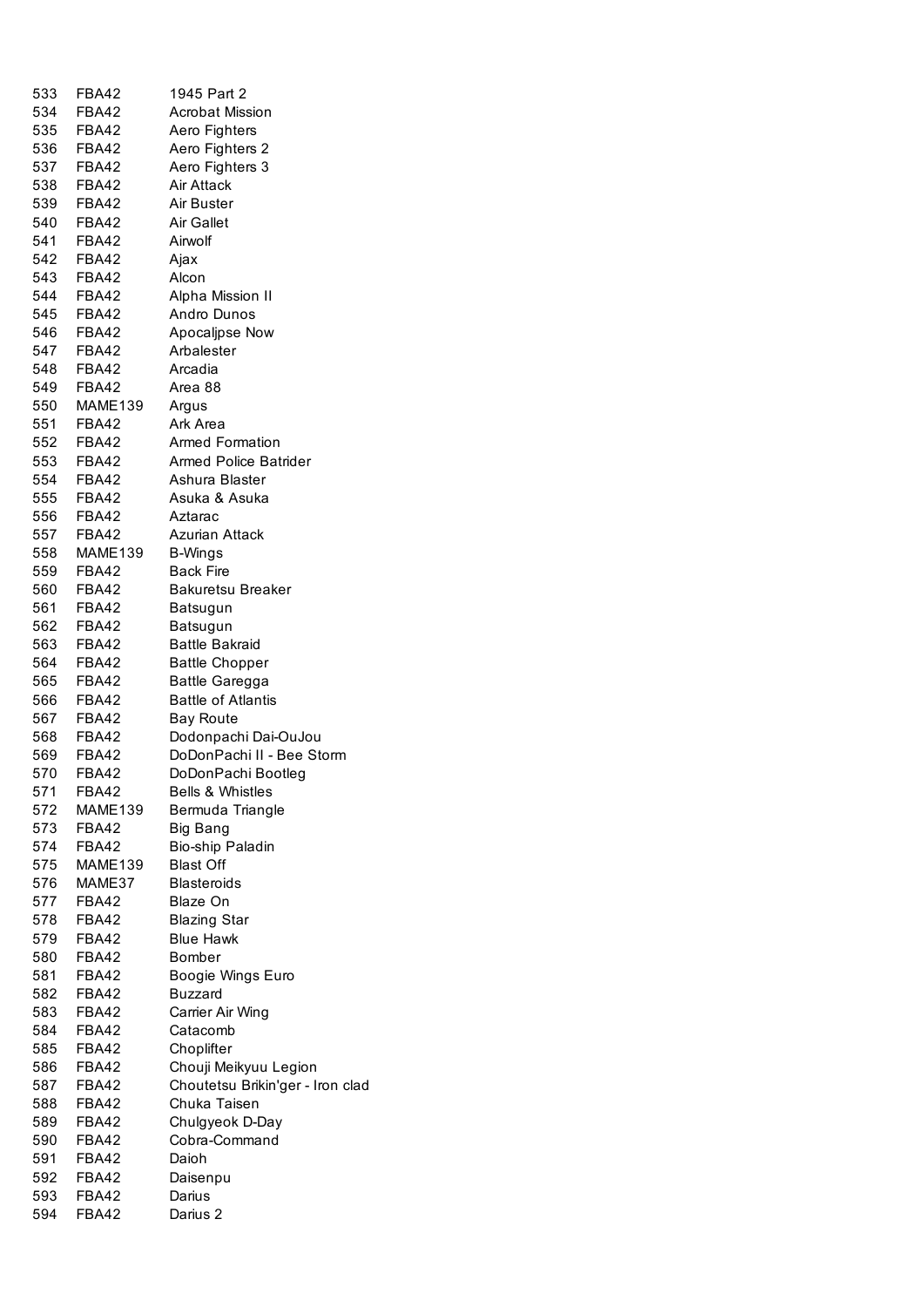| | | |
|---|---|---|
| 533 | FBA42 | 1945 Part 2 |
| 534 | FBA42 | Acrobat Mission |
| 535 | FBA42 | Aero Fighters |
| 536 | FBA42 | Aero Fighters 2 |
| 537 | FBA42 | Aero Fighters 3 |
| 538 | FBA42 | Air Attack |
| 539 | FBA42 | Air Buster |
| 540 | FBA42 | Air Gallet |
| 541 | FBA42 | Airwolf |
| 542 | FBA42 | Ajax |
| 543 | FBA42 | Alcon |
| 544 | FBA42 | Alpha Mission II |
| 545 | FBA42 | Andro Dunos |
| 546 | FBA42 | Apocaljpse Now |
| 547 | FBA42 | Arbalester |
| 548 | FBA42 | Arcadia |
| 549 | FBA42 | Area 88 |
| 550 | MAME139 | Argus |
| 551 | FBA42 | Ark Area |
| 552 | FBA42 | Armed Formation |
| 553 | FBA42 | Armed Police Batrider |
| 554 | FBA42 | Ashura Blaster |
| 555 | FBA42 | Asuka & Asuka |
| 556 | FBA42 | Aztarac |
| 557 | FBA42 | Azurian Attack |
| 558 | MAME139 | B-Wings |
| 559 | FBA42 | Back Fire |
| 560 | FBA42 | Bakuretsu Breaker |
| 561 | FBA42 | Batsugun |
| 562 | FBA42 | Batsugun |
| 563 | FBA42 | Battle Bakraid |
| 564 | FBA42 | Battle Chopper |
| 565 | FBA42 | Battle Garegga |
| 566 | FBA42 | Battle of Atlantis |
| 567 | FBA42 | Bay Route |
| 568 | FBA42 | Dodonpachi Dai-OuJou |
| 569 | FBA42 | DoDonPachi II - Bee Storm |
| 570 | FBA42 | DoDonPachi Bootleg |
| 571 | FBA42 | Bells & Whistles |
| 572 | MAME139 | Bermuda Triangle |
| 573 | FBA42 | Big Bang |
| 574 | FBA42 | Bio-ship Paladin |
| 575 | MAME139 | Blast Off |
| 576 | MAME37 | Blasteroids |
| 577 | FBA42 | Blaze On |
| 578 | FBA42 | Blazing Star |
| 579 | FBA42 | Blue Hawk |
| 580 | FBA42 | Bomber |
| 581 | FBA42 | Boogie Wings Euro |
| 582 | FBA42 | Buzzard |
| 583 | FBA42 | Carrier Air Wing |
| 584 | FBA42 | Catacomb |
| 585 | FBA42 | Choplifter |
| 586 | FBA42 | Chouji Meikyuu Legion |
| 587 | FBA42 | Choutetsu Brikin'ger - Iron clad |
| 588 | FBA42 | Chuka Taisen |
| 589 | FBA42 | Chulgyeok D-Day |
| 590 | FBA42 | Cobra-Command |
| 591 | FBA42 | Daioh |
| 592 | FBA42 | Daisenpu |
| 593 | FBA42 | Darius |
| 594 | FBA42 | Darius 2 |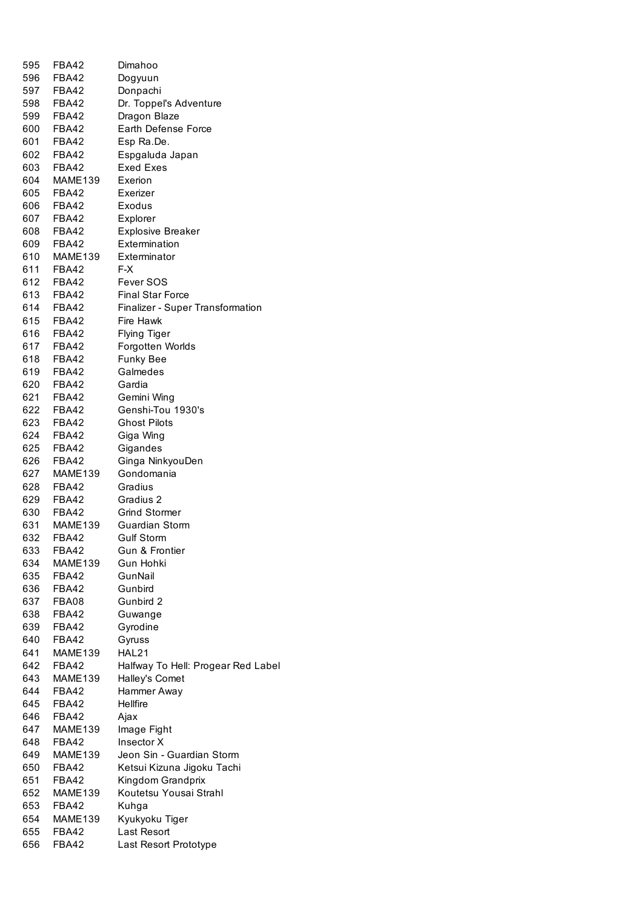| | | |
|---|---|---|
| 595 | FBA42 | Dimahoo |
| 596 | FBA42 | Dogyuun |
| 597 | FBA42 | Donpachi |
| 598 | FBA42 | Dr. Toppel's Adventure |
| 599 | FBA42 | Dragon Blaze |
| 600 | FBA42 | Earth Defense Force |
| 601 | FBA42 | Esp Ra.De. |
| 602 | FBA42 | Espgaluda Japan |
| 603 | FBA42 | Exed Exes |
| 604 | MAME139 | Exerion |
| 605 | FBA42 | Exerizer |
| 606 | FBA42 | Exodus |
| 607 | FBA42 | Explorer |
| 608 | FBA42 | Explosive Breaker |
| 609 | FBA42 | Extermination |
| 610 | MAME139 | Exterminator |
| 611 | FBA42 | F-X |
| 612 | FBA42 | Fever SOS |
| 613 | FBA42 | Final Star Force |
| 614 | FBA42 | Finalizer - Super Transformation |
| 615 | FBA42 | Fire Hawk |
| 616 | FBA42 | Flying Tiger |
| 617 | FBA42 | Forgotten Worlds |
| 618 | FBA42 | Funky Bee |
| 619 | FBA42 | Galmedes |
| 620 | FBA42 | Gardia |
| 621 | FBA42 | Gemini Wing |
| 622 | FBA42 | Genshi-Tou 1930's |
| 623 | FBA42 | Ghost Pilots |
| 624 | FBA42 | Giga Wing |
| 625 | FBA42 | Gigandes |
| 626 | FBA42 | Ginga NinkyouDen |
| 627 | MAME139 | Gondomania |
| 628 | FBA42 | Gradius |
| 629 | FBA42 | Gradius 2 |
| 630 | FBA42 | Grind Stormer |
| 631 | MAME139 | Guardian Storm |
| 632 | FBA42 | Gulf Storm |
| 633 | FBA42 | Gun & Frontier |
| 634 | MAME139 | Gun Hohki |
| 635 | FBA42 | GunNail |
| 636 | FBA42 | Gunbird |
| 637 | FBA08 | Gunbird 2 |
| 638 | FBA42 | Guwange |
| 639 | FBA42 | Gyrodine |
| 640 | FBA42 | Gyruss |
| 641 | MAME139 | HAL21 |
| 642 | FBA42 | Halfway To Hell: Progear Red Label |
| 643 | MAME139 | Halley's Comet |
| 644 | FBA42 | Hammer Away |
| 645 | FBA42 | Hellfire |
| 646 | FBA42 | Ajax |
| 647 | MAME139 | Image Fight |
| 648 | FBA42 | Insector X |
| 649 | MAME139 | Jeon Sin - Guardian Storm |
| 650 | FBA42 | Ketsui Kizuna Jigoku Tachi |
| 651 | FBA42 | Kingdom Grandprix |
| 652 | MAME139 | Koutetsu Yousai Strahl |
| 653 | FBA42 | Kuhga |
| 654 | MAME139 | Kyukyoku Tiger |
| 655 | FBA42 | Last Resort |
| 656 | FBA42 | Last Resort Prototype |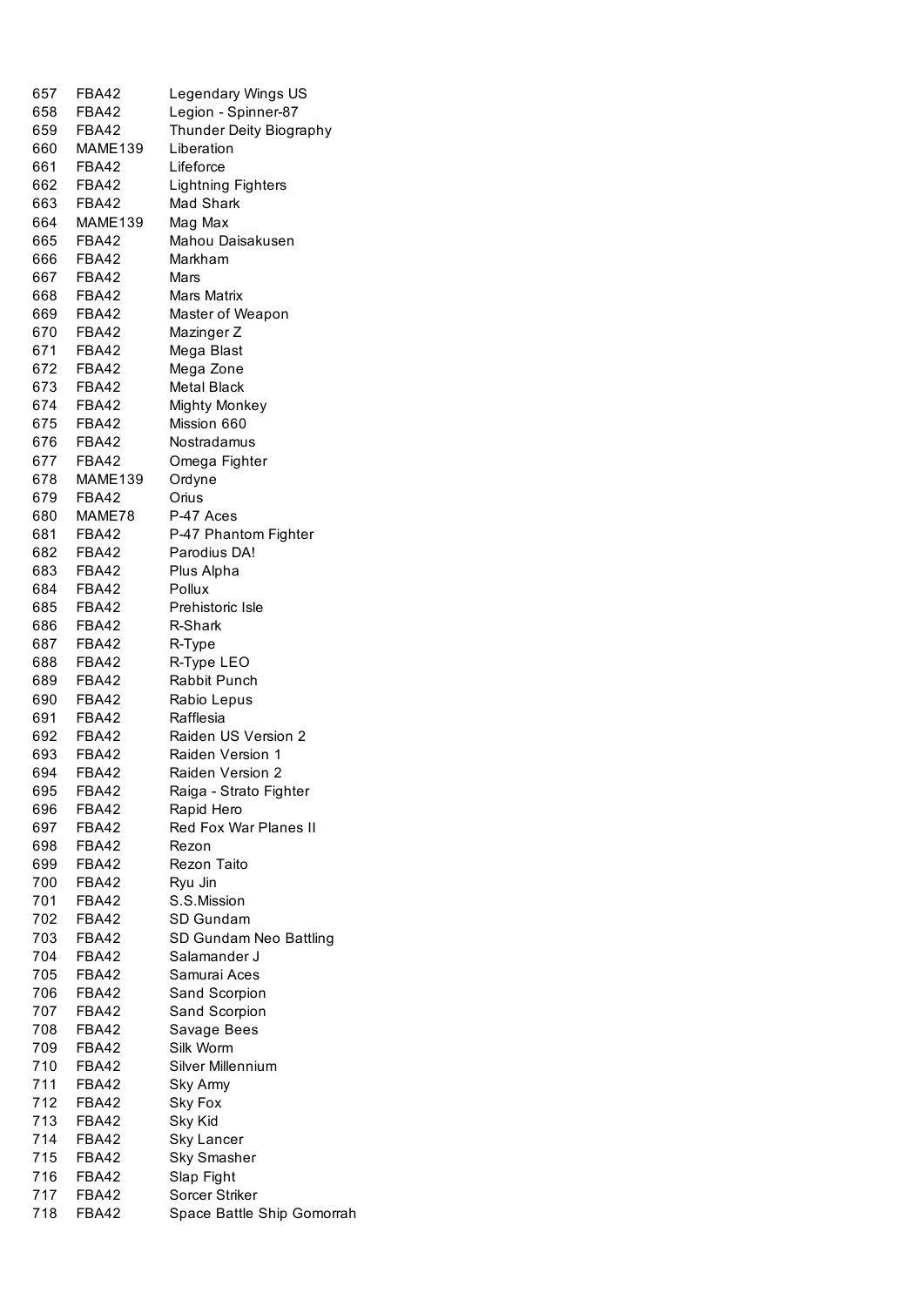| | | |
|---|---|---|
| 657 | FBA42 | Legendary Wings US |
| 658 | FBA42 | Legion - Spinner-87 |
| 659 | FBA42 | Thunder Deity Biography |
| 660 | MAME139 | Liberation |
| 661 | FBA42 | Lifeforce |
| 662 | FBA42 | Lightning Fighters |
| 663 | FBA42 | Mad Shark |
| 664 | MAME139 | Mag Max |
| 665 | FBA42 | Mahou Daisakusen |
| 666 | FBA42 | Markham |
| 667 | FBA42 | Mars |
| 668 | FBA42 | Mars Matrix |
| 669 | FBA42 | Master of Weapon |
| 670 | FBA42 | Mazinger Z |
| 671 | FBA42 | Mega Blast |
| 672 | FBA42 | Mega Zone |
| 673 | FBA42 | Metal Black |
| 674 | FBA42 | Mighty Monkey |
| 675 | FBA42 | Mission 660 |
| 676 | FBA42 | Nostradamus |
| 677 | FBA42 | Omega Fighter |
| 678 | MAME139 | Ordyne |
| 679 | FBA42 | Orius |
| 680 | MAME78 | P-47 Aces |
| 681 | FBA42 | P-47 Phantom Fighter |
| 682 | FBA42 | Parodius DA! |
| 683 | FBA42 | Plus Alpha |
| 684 | FBA42 | Pollux |
| 685 | FBA42 | Prehistoric Isle |
| 686 | FBA42 | R-Shark |
| 687 | FBA42 | R-Type |
| 688 | FBA42 | R-Type LEO |
| 689 | FBA42 | Rabbit Punch |
| 690 | FBA42 | Rabio Lepus |
| 691 | FBA42 | Rafflesia |
| 692 | FBA42 | Raiden US Version 2 |
| 693 | FBA42 | Raiden Version 1 |
| 694 | FBA42 | Raiden Version 2 |
| 695 | FBA42 | Raiga - Strato Fighter |
| 696 | FBA42 | Rapid Hero |
| 697 | FBA42 | Red Fox War Planes II |
| 698 | FBA42 | Rezon |
| 699 | FBA42 | Rezon Taito |
| 700 | FBA42 | Ryu Jin |
| 701 | FBA42 | S.S.Mission |
| 702 | FBA42 | SD Gundam |
| 703 | FBA42 | SD Gundam Neo Battling |
| 704 | FBA42 | Salamander J |
| 705 | FBA42 | Samurai Aces |
| 706 | FBA42 | Sand Scorpion |
| 707 | FBA42 | Sand Scorpion |
| 708 | FBA42 | Savage Bees |
| 709 | FBA42 | Silk Worm |
| 710 | FBA42 | Silver Millennium |
| 711 | FBA42 | Sky Army |
| 712 | FBA42 | Sky Fox |
| 713 | FBA42 | Sky Kid |
| 714 | FBA42 | Sky Lancer |
| 715 | FBA42 | Sky Smasher |
| 716 | FBA42 | Slap Fight |
| 717 | FBA42 | Sorcer Striker |
| 718 | FBA42 | Space Battle Ship Gomorrah |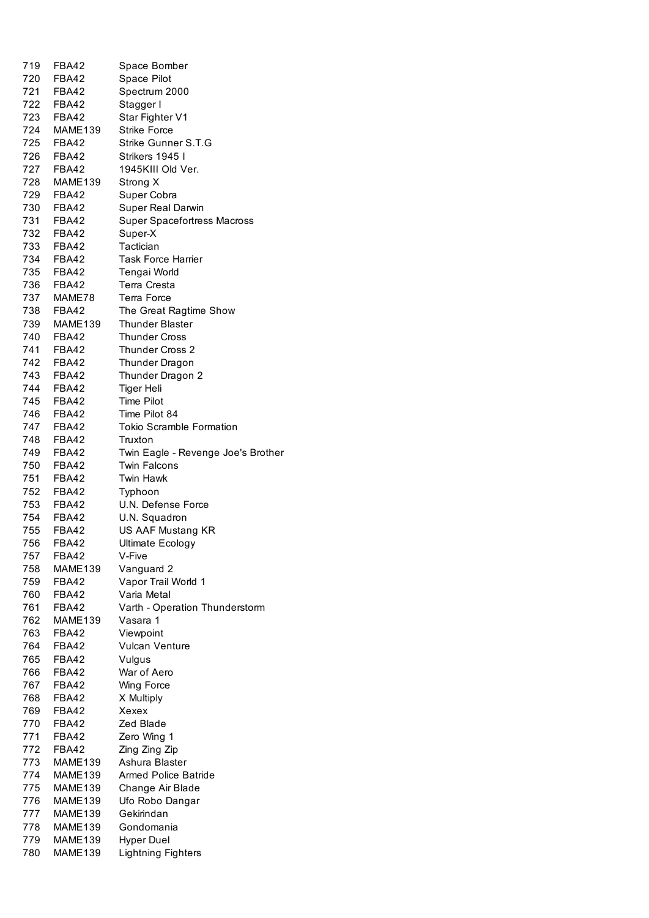| | | |
|---|---|---|
| 719 | FBA42 | Space Bomber |
| 720 | FBA42 | Space Pilot |
| 721 | FBA42 | Spectrum 2000 |
| 722 | FBA42 | Stagger I |
| 723 | FBA42 | Star Fighter V1 |
| 724 | MAME139 | Strike Force |
| 725 | FBA42 | Strike Gunner S.T.G |
| 726 | FBA42 | Strikers 1945 I |
| 727 | FBA42 | 1945KIII Old Ver. |
| 728 | MAME139 | Strong X |
| 729 | FBA42 | Super Cobra |
| 730 | FBA42 | Super Real Darwin |
| 731 | FBA42 | Super Spacefortress Macross |
| 732 | FBA42 | Super-X |
| 733 | FBA42 | Tactician |
| 734 | FBA42 | Task Force Harrier |
| 735 | FBA42 | Tengai World |
| 736 | FBA42 | Terra Cresta |
| 737 | MAME78 | Terra Force |
| 738 | FBA42 | The Great Ragtime Show |
| 739 | MAME139 | Thunder Blaster |
| 740 | FBA42 | Thunder Cross |
| 741 | FBA42 | Thunder Cross 2 |
| 742 | FBA42 | Thunder Dragon |
| 743 | FBA42 | Thunder Dragon 2 |
| 744 | FBA42 | Tiger Heli |
| 745 | FBA42 | Time Pilot |
| 746 | FBA42 | Time Pilot 84 |
| 747 | FBA42 | Tokio Scramble Formation |
| 748 | FBA42 | Truxton |
| 749 | FBA42 | Twin Eagle - Revenge Joe's Brother |
| 750 | FBA42 | Twin Falcons |
| 751 | FBA42 | Twin Hawk |
| 752 | FBA42 | Typhoon |
| 753 | FBA42 | U.N. Defense Force |
| 754 | FBA42 | U.N. Squadron |
| 755 | FBA42 | US AAF Mustang KR |
| 756 | FBA42 | Ultimate Ecology |
| 757 | FBA42 | V-Five |
| 758 | MAME139 | Vanguard 2 |
| 759 | FBA42 | Vapor Trail World 1 |
| 760 | FBA42 | Varia Metal |
| 761 | FBA42 | Varth - Operation Thunderstorm |
| 762 | MAME139 | Vasara 1 |
| 763 | FBA42 | Viewpoint |
| 764 | FBA42 | Vulcan Venture |
| 765 | FBA42 | Vulgus |
| 766 | FBA42 | War of Aero |
| 767 | FBA42 | Wing Force |
| 768 | FBA42 | X Multiply |
| 769 | FBA42 | Xexex |
| 770 | FBA42 | Zed Blade |
| 771 | FBA42 | Zero Wing 1 |
| 772 | FBA42 | Zing Zing Zip |
| 773 | MAME139 | Ashura Blaster |
| 774 | MAME139 | Armed Police Batride |
| 775 | MAME139 | Change Air Blade |
| 776 | MAME139 | Ufo Robo Dangar |
| 777 | MAME139 | Gekirindan |
| 778 | MAME139 | Gondomania |
| 779 | MAME139 | Hyper Duel |
| 780 | MAME139 | Lightning Fighters |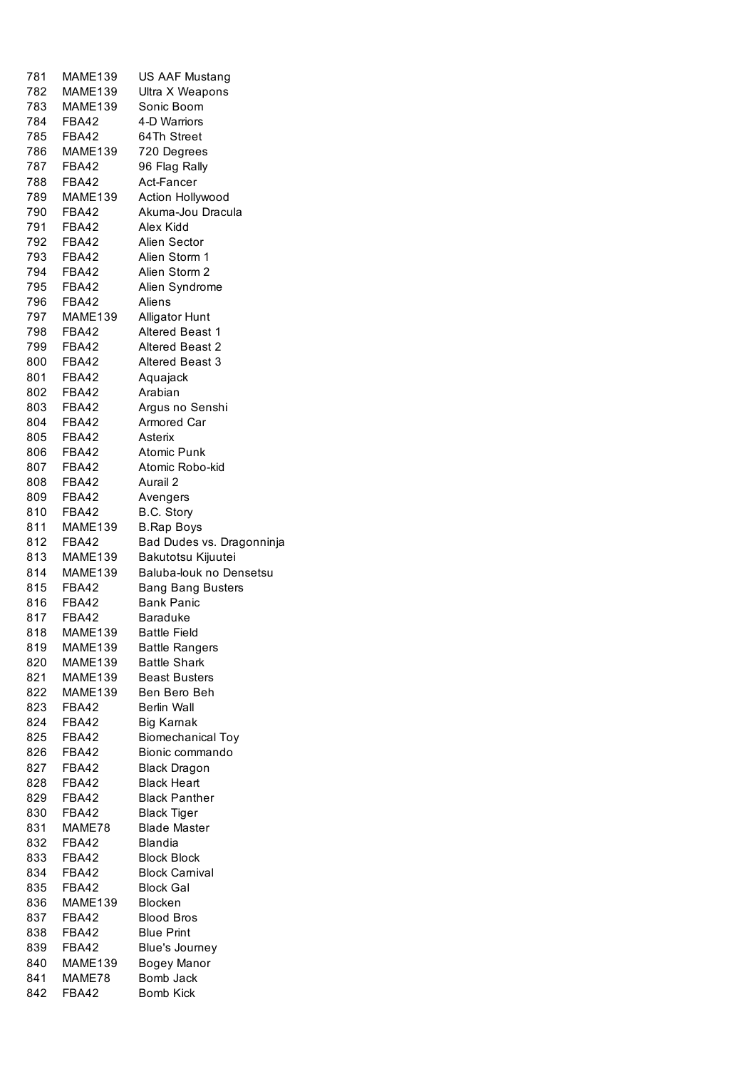| | | |
|---|---|---|
| 781 | MAME139 | US AAF Mustang |
| 782 | MAME139 | Ultra X Weapons |
| 783 | MAME139 | Sonic Boom |
| 784 | FBA42 | 4-D Warriors |
| 785 | FBA42 | 64Th Street |
| 786 | MAME139 | 720 Degrees |
| 787 | FBA42 | 96 Flag Rally |
| 788 | FBA42 | Act-Fancer |
| 789 | MAME139 | Action Hollywood |
| 790 | FBA42 | Akuma-Jou Dracula |
| 791 | FBA42 | Alex Kidd |
| 792 | FBA42 | Alien Sector |
| 793 | FBA42 | Alien Storm 1 |
| 794 | FBA42 | Alien Storm 2 |
| 795 | FBA42 | Alien Syndrome |
| 796 | FBA42 | Aliens |
| 797 | MAME139 | Alligator Hunt |
| 798 | FBA42 | Altered Beast 1 |
| 799 | FBA42 | Altered Beast 2 |
| 800 | FBA42 | Altered Beast 3 |
| 801 | FBA42 | Aquajack |
| 802 | FBA42 | Arabian |
| 803 | FBA42 | Argus no Senshi |
| 804 | FBA42 | Armored Car |
| 805 | FBA42 | Asterix |
| 806 | FBA42 | Atomic Punk |
| 807 | FBA42 | Atomic Robo-kid |
| 808 | FBA42 | Aurail 2 |
| 809 | FBA42 | Avengers |
| 810 | FBA42 | B.C. Story |
| 811 | MAME139 | B.Rap Boys |
| 812 | FBA42 | Bad Dudes vs. Dragonninja |
| 813 | MAME139 | Bakutotsu Kijuutei |
| 814 | MAME139 | Baluba-louk no Densetsu |
| 815 | FBA42 | Bang Bang Busters |
| 816 | FBA42 | Bank Panic |
| 817 | FBA42 | Baraduke |
| 818 | MAME139 | Battle Field |
| 819 | MAME139 | Battle Rangers |
| 820 | MAME139 | Battle Shark |
| 821 | MAME139 | Beast Busters |
| 822 | MAME139 | Ben Bero Beh |
| 823 | FBA42 | Berlin Wall |
| 824 | FBA42 | Big Karnak |
| 825 | FBA42 | Biomechanical Toy |
| 826 | FBA42 | Bionic commando |
| 827 | FBA42 | Black Dragon |
| 828 | FBA42 | Black Heart |
| 829 | FBA42 | Black Panther |
| 830 | FBA42 | Black Tiger |
| 831 | MAME78 | Blade Master |
| 832 | FBA42 | Blandia |
| 833 | FBA42 | Block Block |
| 834 | FBA42 | Block Carnival |
| 835 | FBA42 | Block Gal |
| 836 | MAME139 | Blocken |
| 837 | FBA42 | Blood Bros |
| 838 | FBA42 | Blue Print |
| 839 | FBA42 | Blue's Journey |
| 840 | MAME139 | Bogey Manor |
| 841 | MAME78 | Bomb Jack |
| 842 | FBA42 | Bomb Kick |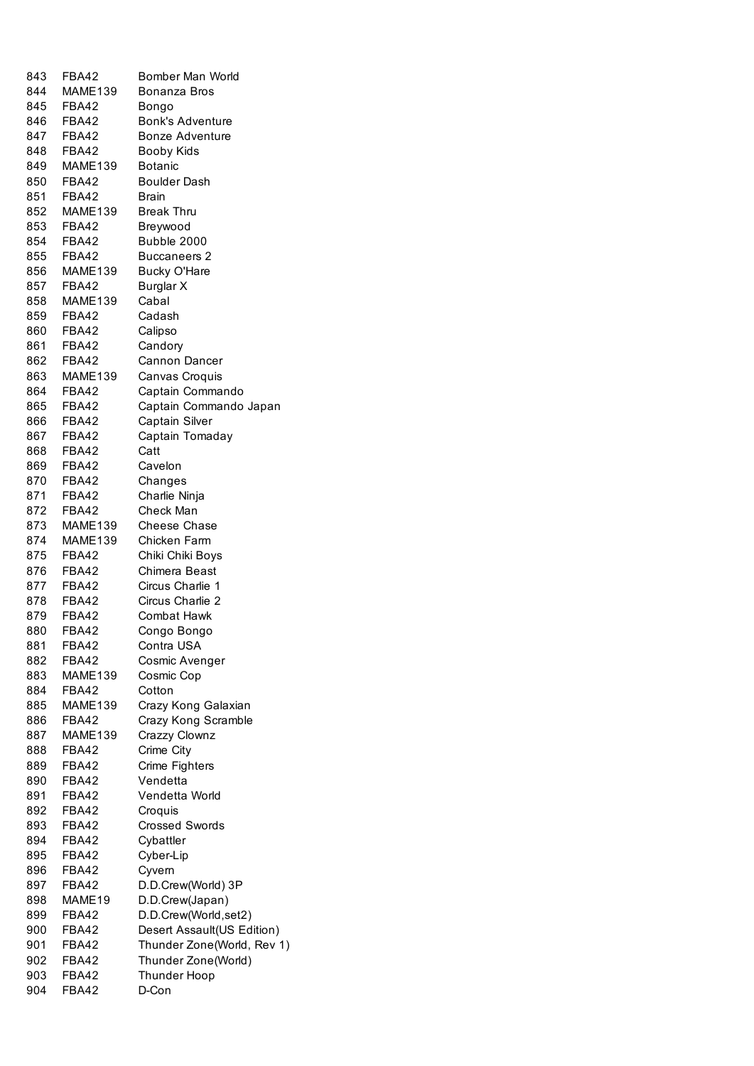| | | |
|---|---|---|
| 843 | FBA42 | Bomber Man World |
| 844 | MAME139 | Bonanza Bros |
| 845 | FBA42 | Bongo |
| 846 | FBA42 | Bonk's Adventure |
| 847 | FBA42 | Bonze Adventure |
| 848 | FBA42 | Booby Kids |
| 849 | MAME139 | Botanic |
| 850 | FBA42 | Boulder Dash |
| 851 | FBA42 | Brain |
| 852 | MAME139 | Break Thru |
| 853 | FBA42 | Breywood |
| 854 | FBA42 | Bubble 2000 |
| 855 | FBA42 | Buccaneers 2 |
| 856 | MAME139 | Bucky O'Hare |
| 857 | FBA42 | Burglar X |
| 858 | MAME139 | Cabal |
| 859 | FBA42 | Cadash |
| 860 | FBA42 | Calipso |
| 861 | FBA42 | Candory |
| 862 | FBA42 | Cannon Dancer |
| 863 | MAME139 | Canvas Croquis |
| 864 | FBA42 | Captain Commando |
| 865 | FBA42 | Captain Commando Japan |
| 866 | FBA42 | Captain Silver |
| 867 | FBA42 | Captain Tomaday |
| 868 | FBA42 | Catt |
| 869 | FBA42 | Cavelon |
| 870 | FBA42 | Changes |
| 871 | FBA42 | Charlie Ninja |
| 872 | FBA42 | Check Man |
| 873 | MAME139 | Cheese Chase |
| 874 | MAME139 | Chicken Farm |
| 875 | FBA42 | Chiki Chiki Boys |
| 876 | FBA42 | Chimera Beast |
| 877 | FBA42 | Circus Charlie 1 |
| 878 | FBA42 | Circus Charlie 2 |
| 879 | FBA42 | Combat Hawk |
| 880 | FBA42 | Congo Bongo |
| 881 | FBA42 | Contra USA |
| 882 | FBA42 | Cosmic Avenger |
| 883 | MAME139 | Cosmic Cop |
| 884 | FBA42 | Cotton |
| 885 | MAME139 | Crazy Kong Galaxian |
| 886 | FBA42 | Crazy Kong Scramble |
| 887 | MAME139 | Crazzy Clownz |
| 888 | FBA42 | Crime City |
| 889 | FBA42 | Crime Fighters |
| 890 | FBA42 | Vendetta |
| 891 | FBA42 | Vendetta World |
| 892 | FBA42 | Croquis |
| 893 | FBA42 | Crossed Swords |
| 894 | FBA42 | Cybattler |
| 895 | FBA42 | Cyber-Lip |
| 896 | FBA42 | Cyvern |
| 897 | FBA42 | D.D.Crew(World) 3P |
| 898 | MAME19 | D.D.Crew(Japan) |
| 899 | FBA42 | D.D.Crew(World,set2) |
| 900 | FBA42 | Desert Assault(US Edition) |
| 901 | FBA42 | Thunder Zone(World, Rev 1) |
| 902 | FBA42 | Thunder Zone(World) |
| 903 | FBA42 | Thunder Hoop |
| 904 | FBA42 | D-Con |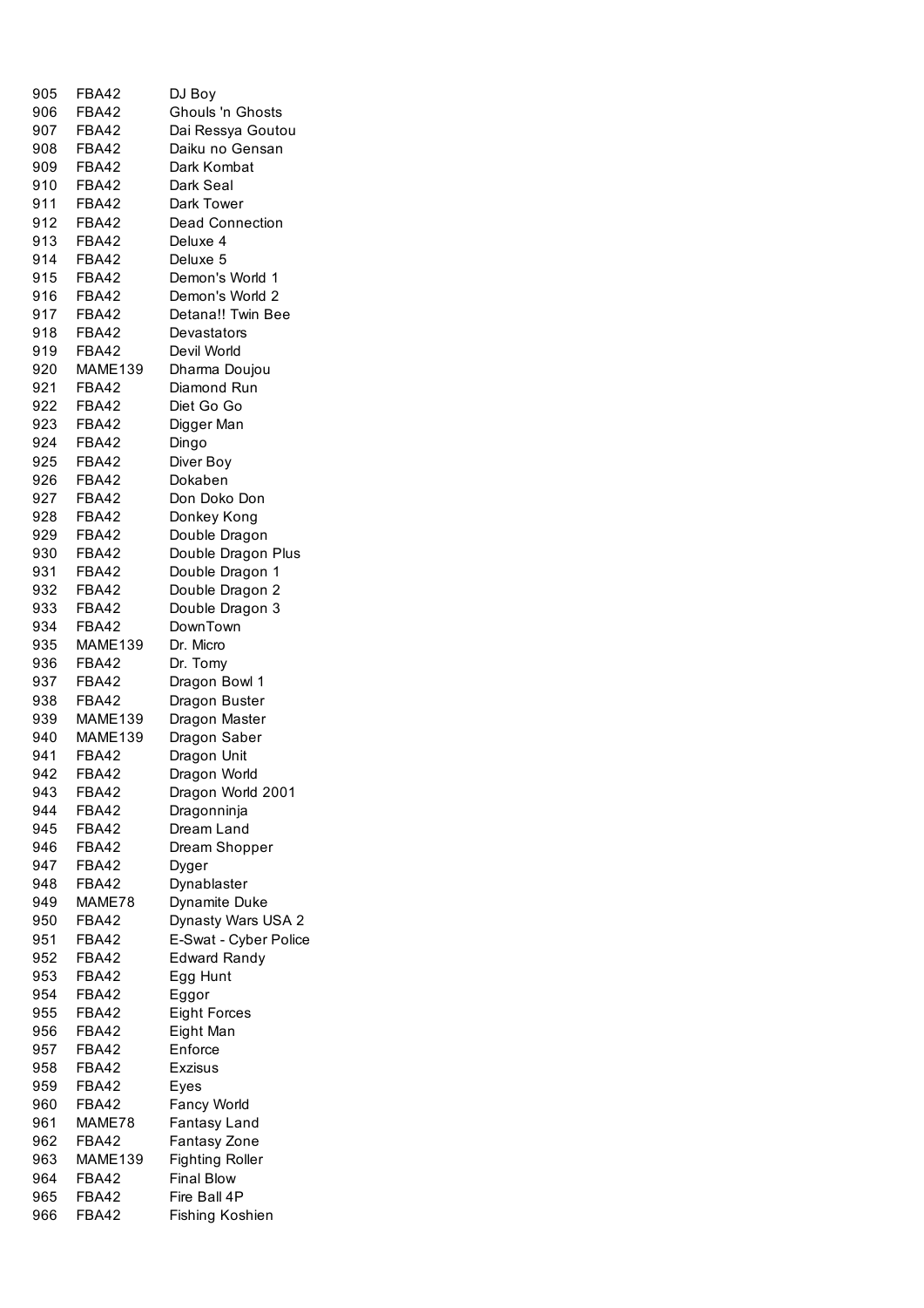| | | |
|---|---|---|
| 905 | FBA42 | DJ Boy |
| 906 | FBA42 | Ghouls 'n Ghosts |
| 907 | FBA42 | Dai Ressya Goutou |
| 908 | FBA42 | Daiku no Gensan |
| 909 | FBA42 | Dark Kombat |
| 910 | FBA42 | Dark Seal |
| 911 | FBA42 | Dark Tower |
| 912 | FBA42 | Dead Connection |
| 913 | FBA42 | Deluxe 4 |
| 914 | FBA42 | Deluxe 5 |
| 915 | FBA42 | Demon's World 1 |
| 916 | FBA42 | Demon's World 2 |
| 917 | FBA42 | Detana!! Twin Bee |
| 918 | FBA42 | Devastators |
| 919 | FBA42 | Devil World |
| 920 | MAME139 | Dharma Doujou |
| 921 | FBA42 | Diamond Run |
| 922 | FBA42 | Diet Go Go |
| 923 | FBA42 | Digger Man |
| 924 | FBA42 | Dingo |
| 925 | FBA42 | Diver Boy |
| 926 | FBA42 | Dokaben |
| 927 | FBA42 | Don Doko Don |
| 928 | FBA42 | Donkey Kong |
| 929 | FBA42 | Double Dragon |
| 930 | FBA42 | Double Dragon Plus |
| 931 | FBA42 | Double Dragon 1 |
| 932 | FBA42 | Double Dragon 2 |
| 933 | FBA42 | Double Dragon 3 |
| 934 | FBA42 | DownTown |
| 935 | MAME139 | Dr. Micro |
| 936 | FBA42 | Dr. Tomy |
| 937 | FBA42 | Dragon Bowl 1 |
| 938 | FBA42 | Dragon Buster |
| 939 | MAME139 | Dragon Master |
| 940 | MAME139 | Dragon Saber |
| 941 | FBA42 | Dragon Unit |
| 942 | FBA42 | Dragon World |
| 943 | FBA42 | Dragon World 2001 |
| 944 | FBA42 | Dragonninja |
| 945 | FBA42 | Dream Land |
| 946 | FBA42 | Dream Shopper |
| 947 | FBA42 | Dyger |
| 948 | FBA42 | Dynablaster |
| 949 | MAME78 | Dynamite Duke |
| 950 | FBA42 | Dynasty Wars USA 2 |
| 951 | FBA42 | E-Swat - Cyber Police |
| 952 | FBA42 | Edward Randy |
| 953 | FBA42 | Egg Hunt |
| 954 | FBA42 | Eggor |
| 955 | FBA42 | Eight Forces |
| 956 | FBA42 | Eight Man |
| 957 | FBA42 | Enforce |
| 958 | FBA42 | Exzisus |
| 959 | FBA42 | Eyes |
| 960 | FBA42 | Fancy World |
| 961 | MAME78 | Fantasy Land |
| 962 | FBA42 | Fantasy Zone |
| 963 | MAME139 | Fighting Roller |
| 964 | FBA42 | Final Blow |
| 965 | FBA42 | Fire Ball 4P |
| 966 | FBA42 | Fishing Koshien |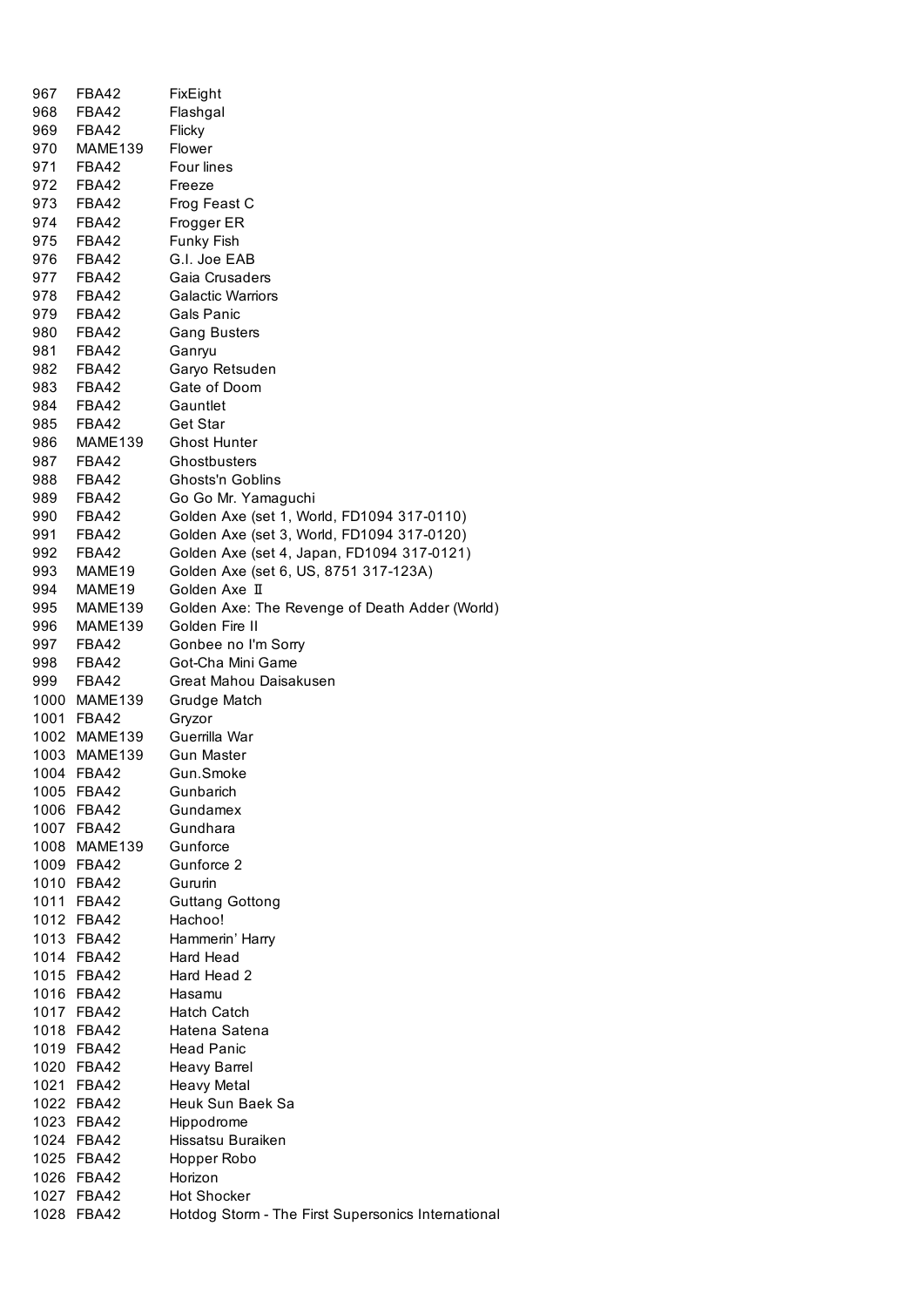| | | |
|---|---|---|
| 967 | FBA42 | FixEight |
| 968 | FBA42 | Flashgal |
| 969 | FBA42 | Flicky |
| 970 | MAME139 | Flower |
| 971 | FBA42 | Four lines |
| 972 | FBA42 | Freeze |
| 973 | FBA42 | Frog Feast C |
| 974 | FBA42 | Frogger ER |
| 975 | FBA42 | Funky Fish |
| 976 | FBA42 | G.I. Joe EAB |
| 977 | FBA42 | Gaia Crusaders |
| 978 | FBA42 | Galactic Warriors |
| 979 | FBA42 | Gals Panic |
| 980 | FBA42 | Gang Busters |
| 981 | FBA42 | Ganryu |
| 982 | FBA42 | Garyo Retsuden |
| 983 | FBA42 | Gate of Doom |
| 984 | FBA42 | Gauntlet |
| 985 | FBA42 | Get Star |
| 986 | MAME139 | Ghost Hunter |
| 987 | FBA42 | Ghostbusters |
| 988 | FBA42 | Ghosts'n Goblins |
| 989 | FBA42 | Go Go Mr. Yamaguchi |
| 990 | FBA42 | Golden Axe (set 1, World, FD1094 317-0110) |
| 991 | FBA42 | Golden Axe (set 3, World, FD1094 317-0120) |
| 992 | FBA42 | Golden Axe (set 4, Japan, FD1094 317-0121) |
| 993 | MAME19 | Golden Axe (set 6, US, 8751 317-123A) |
| 994 | MAME19 | Golden Axe Ⅱ |
| 995 | MAME139 | Golden Axe: The Revenge of Death Adder (World) |
| 996 | MAME139 | Golden Fire II |
| 997 | FBA42 | Gonbee no I'm Sorry |
| 998 | FBA42 | Got-Cha Mini Game |
| 999 | FBA42 | Great Mahou Daisakusen |
| 1000 | MAME139 | Grudge Match |
| 1001 | FBA42 | Gryzor |
| 1002 | MAME139 | Guerrilla War |
| 1003 | MAME139 | Gun Master |
| 1004 | FBA42 | Gun.Smoke |
| 1005 | FBA42 | Gunbarich |
| 1006 | FBA42 | Gundamex |
| 1007 | FBA42 | Gundhara |
| 1008 | MAME139 | Gunforce |
| 1009 | FBA42 | Gunforce 2 |
| 1010 | FBA42 | Gururin |
| 1011 | FBA42 | Guttang Gottong |
| 1012 | FBA42 | Hachoo! |
| 1013 | FBA42 | Hammerin' Harry |
| 1014 | FBA42 | Hard Head |
| 1015 | FBA42 | Hard Head 2 |
| 1016 | FBA42 | Hasamu |
| 1017 | FBA42 | Hatch Catch |
| 1018 | FBA42 | Hatena Satena |
| 1019 | FBA42 | Head Panic |
| 1020 | FBA42 | Heavy Barrel |
| 1021 | FBA42 | Heavy Metal |
| 1022 | FBA42 | Heuk Sun Baek Sa |
| 1023 | FBA42 | Hippodrome |
| 1024 | FBA42 | Hissatsu Buraiken |
| 1025 | FBA42 | Hopper Robo |
| 1026 | FBA42 | Horizon |
| 1027 | FBA42 | Hot Shocker |
| 1028 | FBA42 | Hotdog Storm - The First Supersonics International |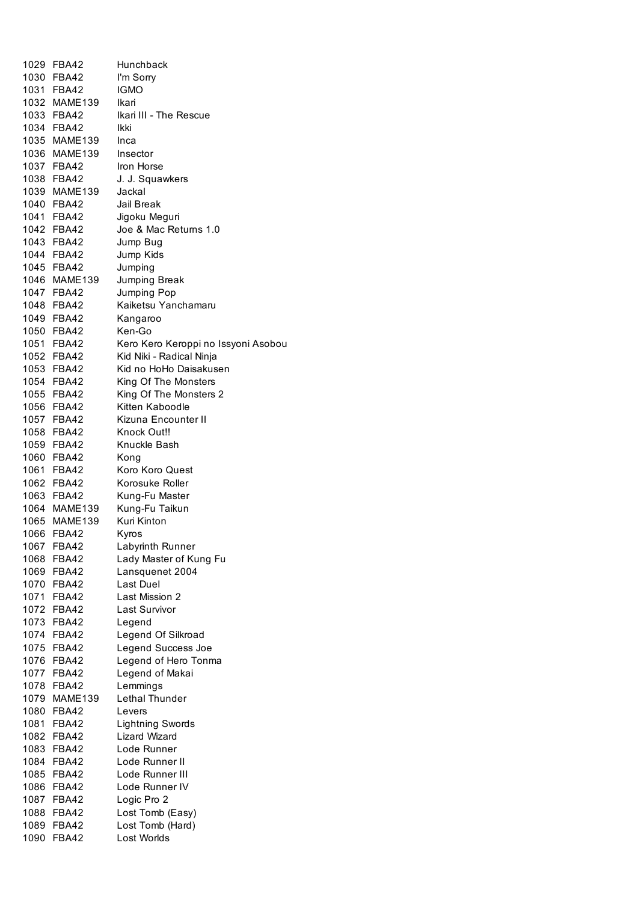| | | |
|---|---|---|
| 1029 | FBA42 | Hunchback |
| 1030 | FBA42 | I'm Sorry |
| 1031 | FBA42 | IGMO |
| 1032 | MAME139 | Ikari |
| 1033 | FBA42 | Ikari III - The Rescue |
| 1034 | FBA42 | Ikki |
| 1035 | MAME139 | Inca |
| 1036 | MAME139 | Insector |
| 1037 | FBA42 | Iron Horse |
| 1038 | FBA42 | J. J. Squawkers |
| 1039 | MAME139 | Jackal |
| 1040 | FBA42 | Jail Break |
| 1041 | FBA42 | Jigoku Meguri |
| 1042 | FBA42 | Joe & Mac Returns 1.0 |
| 1043 | FBA42 | Jump Bug |
| 1044 | FBA42 | Jump Kids |
| 1045 | FBA42 | Jumping |
| 1046 | MAME139 | Jumping Break |
| 1047 | FBA42 | Jumping Pop |
| 1048 | FBA42 | Kaiketsu Yanchamaru |
| 1049 | FBA42 | Kangaroo |
| 1050 | FBA42 | Ken-Go |
| 1051 | FBA42 | Kero Kero Keroppi no Issyoni Asobou |
| 1052 | FBA42 | Kid Niki - Radical Ninja |
| 1053 | FBA42 | Kid no HoHo Daisakusen |
| 1054 | FBA42 | King Of The Monsters |
| 1055 | FBA42 | King Of The Monsters 2 |
| 1056 | FBA42 | Kitten Kaboodle |
| 1057 | FBA42 | Kizuna Encounter II |
| 1058 | FBA42 | Knock Out!! |
| 1059 | FBA42 | Knuckle Bash |
| 1060 | FBA42 | Kong |
| 1061 | FBA42 | Koro Koro Quest |
| 1062 | FBA42 | Korosuke Roller |
| 1063 | FBA42 | Kung-Fu Master |
| 1064 | MAME139 | Kung-Fu Taikun |
| 1065 | MAME139 | Kuri Kinton |
| 1066 | FBA42 | Kyros |
| 1067 | FBA42 | Labyrinth Runner |
| 1068 | FBA42 | Lady Master of Kung Fu |
| 1069 | FBA42 | Lansquenet 2004 |
| 1070 | FBA42 | Last Duel |
| 1071 | FBA42 | Last Mission 2 |
| 1072 | FBA42 | Last Survivor |
| 1073 | FBA42 | Legend |
| 1074 | FBA42 | Legend Of Silkroad |
| 1075 | FBA42 | Legend Success Joe |
| 1076 | FBA42 | Legend of Hero Tonma |
| 1077 | FBA42 | Legend of Makai |
| 1078 | FBA42 | Lemmings |
| 1079 | MAME139 | Lethal Thunder |
| 1080 | FBA42 | Levers |
| 1081 | FBA42 | Lightning Swords |
| 1082 | FBA42 | Lizard Wizard |
| 1083 | FBA42 | Lode Runner |
| 1084 | FBA42 | Lode Runner II |
| 1085 | FBA42 | Lode Runner III |
| 1086 | FBA42 | Lode Runner IV |
| 1087 | FBA42 | Logic Pro 2 |
| 1088 | FBA42 | Lost Tomb (Easy) |
| 1089 | FBA42 | Lost Tomb (Hard) |
| 1090 | FBA42 | Lost Worlds |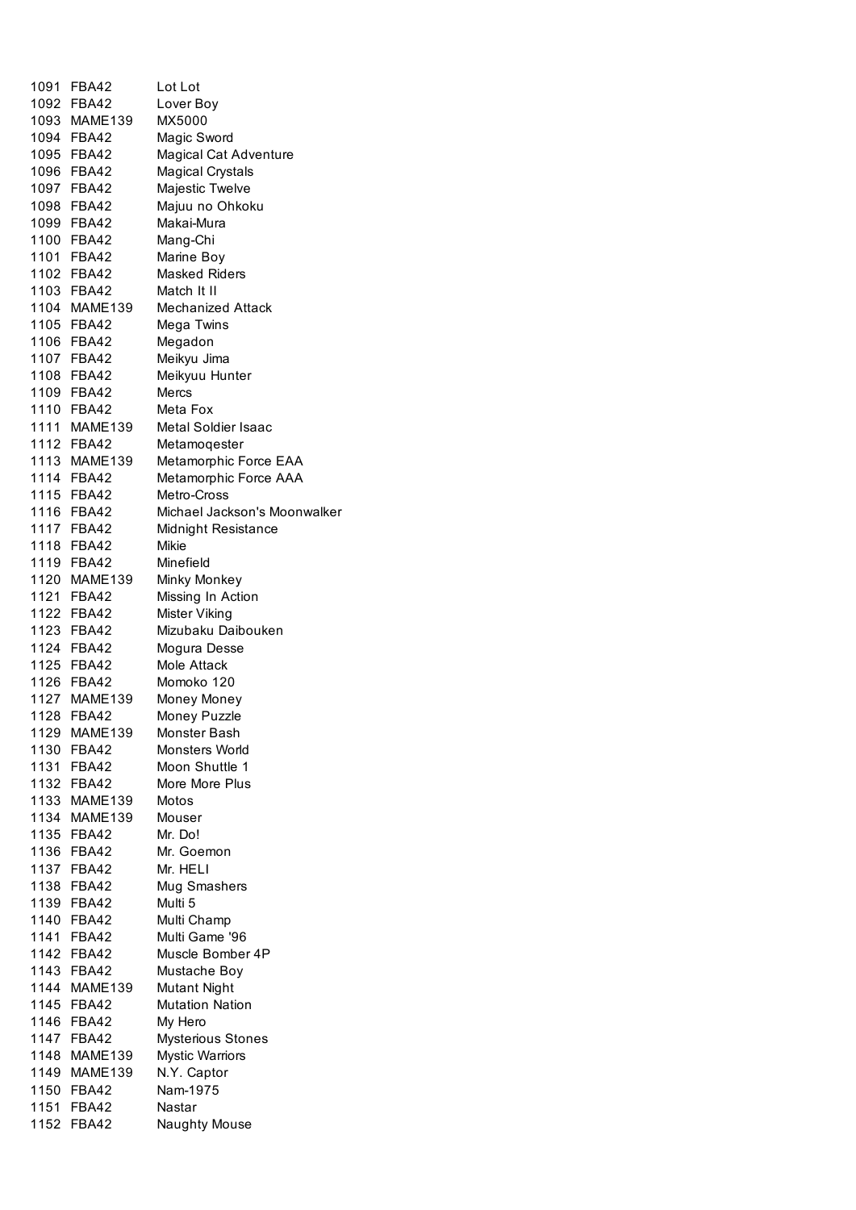| | | |
|---|---|---|
| 1091 | FBA42 | Lot Lot |
| 1092 | FBA42 | Lover Boy |
| 1093 | MAME139 | MX5000 |
| 1094 | FBA42 | Magic Sword |
| 1095 | FBA42 | Magical Cat Adventure |
| 1096 | FBA42 | Magical Crystals |
| 1097 | FBA42 | Majestic Twelve |
| 1098 | FBA42 | Majuu no Ohkoku |
| 1099 | FBA42 | Makai-Mura |
| 1100 | FBA42 | Mang-Chi |
| 1101 | FBA42 | Marine Boy |
| 1102 | FBA42 | Masked Riders |
| 1103 | FBA42 | Match It II |
| 1104 | MAME139 | Mechanized Attack |
| 1105 | FBA42 | Mega Twins |
| 1106 | FBA42 | Megadon |
| 1107 | FBA42 | Meikyu Jima |
| 1108 | FBA42 | Meikyuu Hunter |
| 1109 | FBA42 | Mercs |
| 1110 | FBA42 | Meta Fox |
| 1111 | MAME139 | Metal Soldier Isaac |
| 1112 | FBA42 | Metamoqester |
| 1113 | MAME139 | Metamorphic Force EAA |
| 1114 | FBA42 | Metamorphic Force AAA |
| 1115 | FBA42 | Metro-Cross |
| 1116 | FBA42 | Michael Jackson's Moonwalker |
| 1117 | FBA42 | Midnight Resistance |
| 1118 | FBA42 | Mikie |
| 1119 | FBA42 | Minefield |
| 1120 | MAME139 | Minky Monkey |
| 1121 | FBA42 | Missing In Action |
| 1122 | FBA42 | Mister Viking |
| 1123 | FBA42 | Mizubaku Daibouken |
| 1124 | FBA42 | Mogura Desse |
| 1125 | FBA42 | Mole Attack |
| 1126 | FBA42 | Momoko 120 |
| 1127 | MAME139 | Money Money |
| 1128 | FBA42 | Money Puzzle |
| 1129 | MAME139 | Monster Bash |
| 1130 | FBA42 | Monsters World |
| 1131 | FBA42 | Moon Shuttle 1 |
| 1132 | FBA42 | More More Plus |
| 1133 | MAME139 | Motos |
| 1134 | MAME139 | Mouser |
| 1135 | FBA42 | Mr. Do! |
| 1136 | FBA42 | Mr. Goemon |
| 1137 | FBA42 | Mr. HELI |
| 1138 | FBA42 | Mug Smashers |
| 1139 | FBA42 | Multi 5 |
| 1140 | FBA42 | Multi Champ |
| 1141 | FBA42 | Multi Game '96 |
| 1142 | FBA42 | Muscle Bomber 4P |
| 1143 | FBA42 | Mustache Boy |
| 1144 | MAME139 | Mutant Night |
| 1145 | FBA42 | Mutation Nation |
| 1146 | FBA42 | My Hero |
| 1147 | FBA42 | Mysterious Stones |
| 1148 | MAME139 | Mystic Warriors |
| 1149 | MAME139 | N.Y. Captor |
| 1150 | FBA42 | Nam-1975 |
| 1151 | FBA42 | Nastar |
| 1152 | FBA42 | Naughty Mouse |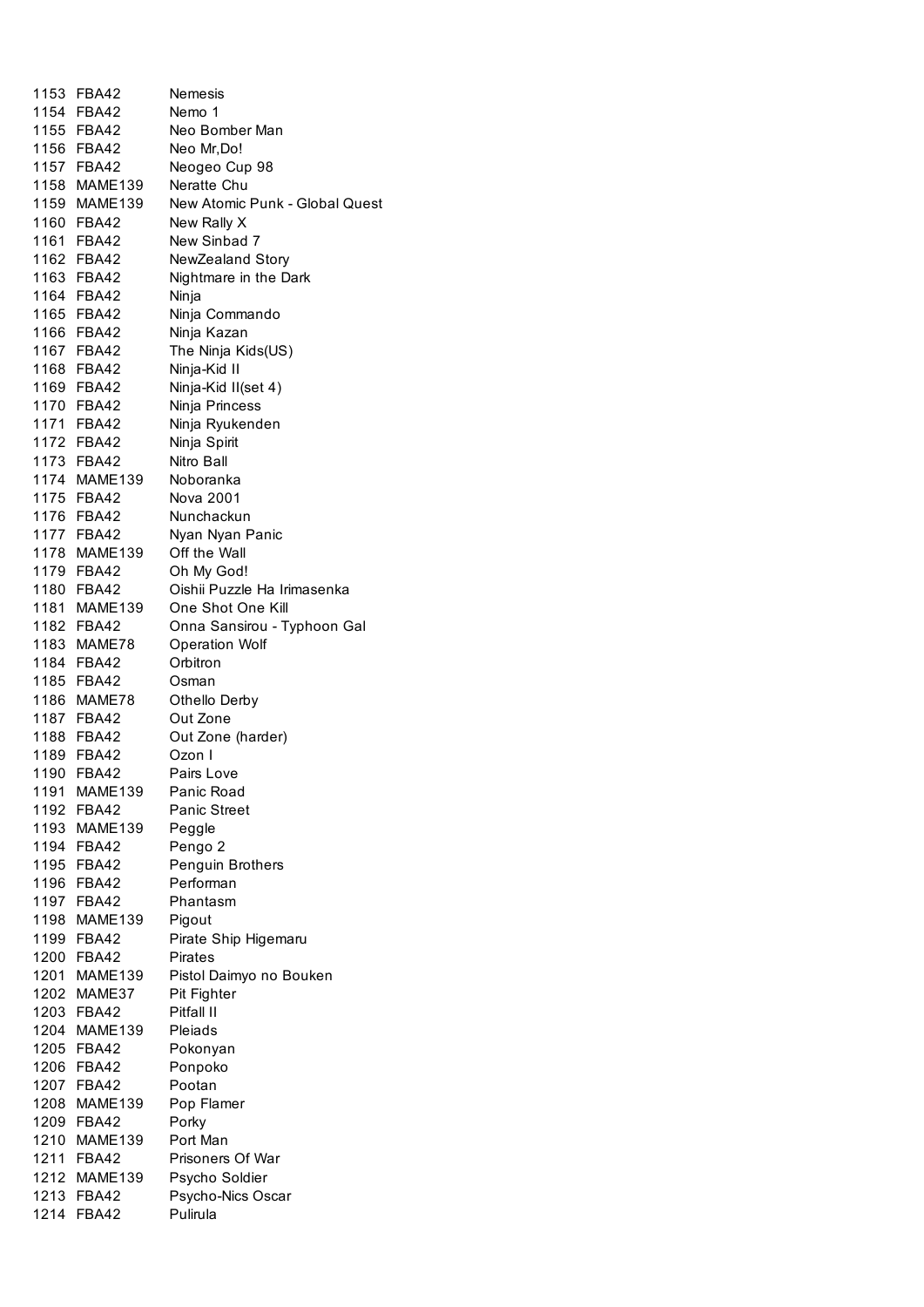| | | |
|---|---|---|
| 1153 | FBA42 | Nemesis |
| 1154 | FBA42 | Nemo 1 |
| 1155 | FBA42 | Neo Bomber Man |
| 1156 | FBA42 | Neo Mr,Do! |
| 1157 | FBA42 | Neogeo Cup 98 |
| 1158 | MAME139 | Neratte Chu |
| 1159 | MAME139 | New Atomic Punk - Global Quest |
| 1160 | FBA42 | New Rally X |
| 1161 | FBA42 | New Sinbad 7 |
| 1162 | FBA42 | NewZealand Story |
| 1163 | FBA42 | Nightmare in the Dark |
| 1164 | FBA42 | Ninja |
| 1165 | FBA42 | Ninja Commando |
| 1166 | FBA42 | Ninja Kazan |
| 1167 | FBA42 | The Ninja Kids(US) |
| 1168 | FBA42 | Ninja-Kid II |
| 1169 | FBA42 | Ninja-Kid II(set 4) |
| 1170 | FBA42 | Ninja Princess |
| 1171 | FBA42 | Ninja Ryukenden |
| 1172 | FBA42 | Ninja Spirit |
| 1173 | FBA42 | Nitro Ball |
| 1174 | MAME139 | Noboranka |
| 1175 | FBA42 | Nova 2001 |
| 1176 | FBA42 | Nunchackun |
| 1177 | FBA42 | Nyan Nyan Panic |
| 1178 | MAME139 | Off the Wall |
| 1179 | FBA42 | Oh My God! |
| 1180 | FBA42 | Oishii Puzzle Ha Irimasenka |
| 1181 | MAME139 | One Shot One Kill |
| 1182 | FBA42 | Onna Sansirou - Typhoon Gal |
| 1183 | MAME78 | Operation Wolf |
| 1184 | FBA42 | Orbitron |
| 1185 | FBA42 | Osman |
| 1186 | MAME78 | Othello Derby |
| 1187 | FBA42 | Out Zone |
| 1188 | FBA42 | Out Zone (harder) |
| 1189 | FBA42 | Ozon I |
| 1190 | FBA42 | Pairs Love |
| 1191 | MAME139 | Panic Road |
| 1192 | FBA42 | Panic Street |
| 1193 | MAME139 | Peggle |
| 1194 | FBA42 | Pengo 2 |
| 1195 | FBA42 | Penguin Brothers |
| 1196 | FBA42 | Performan |
| 1197 | FBA42 | Phantasm |
| 1198 | MAME139 | Pigout |
| 1199 | FBA42 | Pirate Ship Higemaru |
| 1200 | FBA42 | Pirates |
| 1201 | MAME139 | Pistol Daimyo no Bouken |
| 1202 | MAME37 | Pit Fighter |
| 1203 | FBA42 | Pitfall II |
| 1204 | MAME139 | Pleiads |
| 1205 | FBA42 | Pokonyan |
| 1206 | FBA42 | Ponpoko |
| 1207 | FBA42 | Pootan |
| 1208 | MAME139 | Pop Flamer |
| 1209 | FBA42 | Porky |
| 1210 | MAME139 | Port Man |
| 1211 | FBA42 | Prisoners Of War |
| 1212 | MAME139 | Psycho Soldier |
| 1213 | FBA42 | Psycho-Nics Oscar |
| 1214 | FBA42 | Pulirula |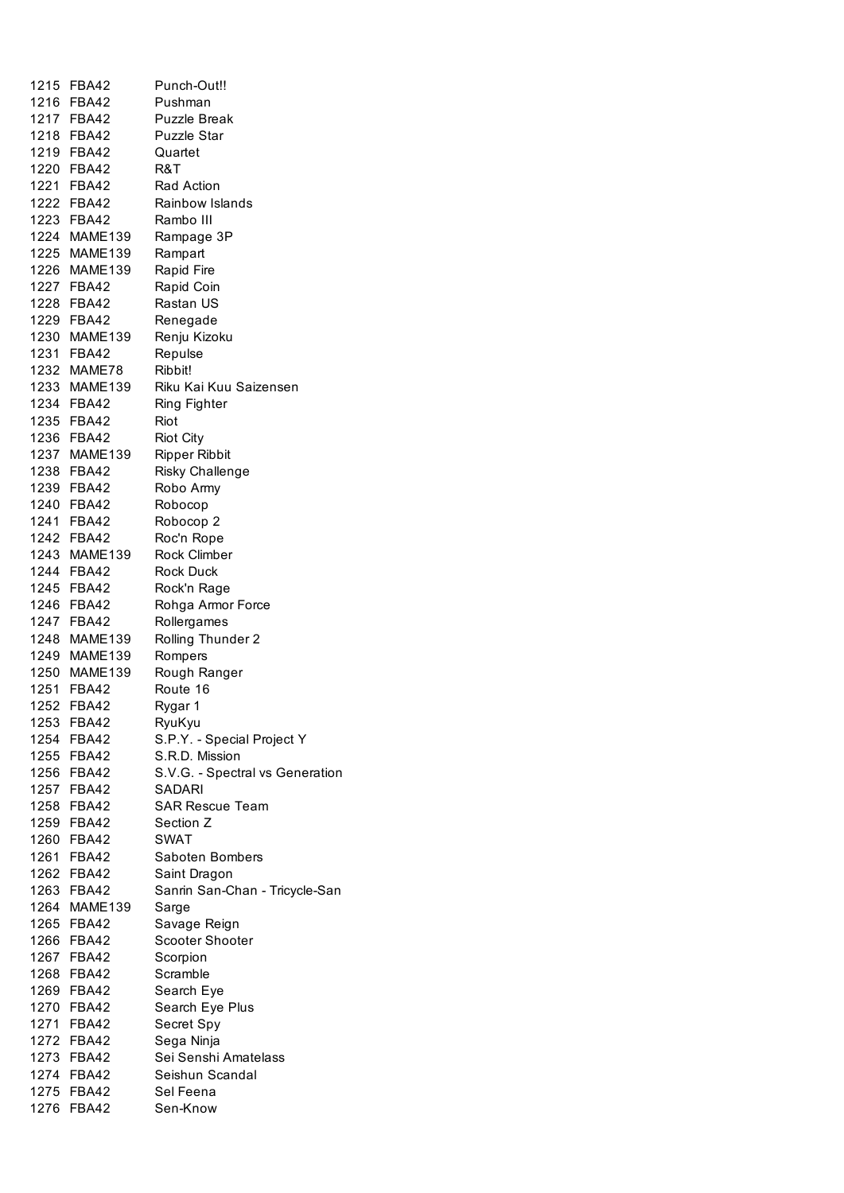| | | |
|---|---|---|
| 1215 | FBA42 | Punch-Out!! |
| 1216 | FBA42 | Pushman |
| 1217 | FBA42 | Puzzle Break |
| 1218 | FBA42 | Puzzle Star |
| 1219 | FBA42 | Quartet |
| 1220 | FBA42 | R&T |
| 1221 | FBA42 | Rad Action |
| 1222 | FBA42 | Rainbow Islands |
| 1223 | FBA42 | Rambo III |
| 1224 | MAME139 | Rampage 3P |
| 1225 | MAME139 | Rampart |
| 1226 | MAME139 | Rapid Fire |
| 1227 | FBA42 | Rapid Coin |
| 1228 | FBA42 | Rastan US |
| 1229 | FBA42 | Renegade |
| 1230 | MAME139 | Renju Kizoku |
| 1231 | FBA42 | Repulse |
| 1232 | MAME78 | Ribbit! |
| 1233 | MAME139 | Riku Kai Kuu Saizensen |
| 1234 | FBA42 | Ring Fighter |
| 1235 | FBA42 | Riot |
| 1236 | FBA42 | Riot City |
| 1237 | MAME139 | Ripper Ribbit |
| 1238 | FBA42 | Risky Challenge |
| 1239 | FBA42 | Robo Army |
| 1240 | FBA42 | Robocop |
| 1241 | FBA42 | Robocop 2 |
| 1242 | FBA42 | Roc'n Rope |
| 1243 | MAME139 | Rock Climber |
| 1244 | FBA42 | Rock Duck |
| 1245 | FBA42 | Rock'n Rage |
| 1246 | FBA42 | Rohga Armor Force |
| 1247 | FBA42 | Rollergames |
| 1248 | MAME139 | Rolling Thunder 2 |
| 1249 | MAME139 | Rompers |
| 1250 | MAME139 | Rough Ranger |
| 1251 | FBA42 | Route 16 |
| 1252 | FBA42 | Rygar 1 |
| 1253 | FBA42 | RyuKyu |
| 1254 | FBA42 | S.P.Y. - Special Project Y |
| 1255 | FBA42 | S.R.D. Mission |
| 1256 | FBA42 | S.V.G. - Spectral vs Generation |
| 1257 | FBA42 | SADARI |
| 1258 | FBA42 | SAR Rescue Team |
| 1259 | FBA42 | Section Z |
| 1260 | FBA42 | SWAT |
| 1261 | FBA42 | Saboten Bombers |
| 1262 | FBA42 | Saint Dragon |
| 1263 | FBA42 | Sanrin San-Chan - Tricycle-San |
| 1264 | MAME139 | Sarge |
| 1265 | FBA42 | Savage Reign |
| 1266 | FBA42 | Scooter Shooter |
| 1267 | FBA42 | Scorpion |
| 1268 | FBA42 | Scramble |
| 1269 | FBA42 | Search Eye |
| 1270 | FBA42 | Search Eye Plus |
| 1271 | FBA42 | Secret Spy |
| 1272 | FBA42 | Sega Ninja |
| 1273 | FBA42 | Sei Senshi Amatelass |
| 1274 | FBA42 | Seishun Scandal |
| 1275 | FBA42 | Sel Feena |
| 1276 | FBA42 | Sen-Know |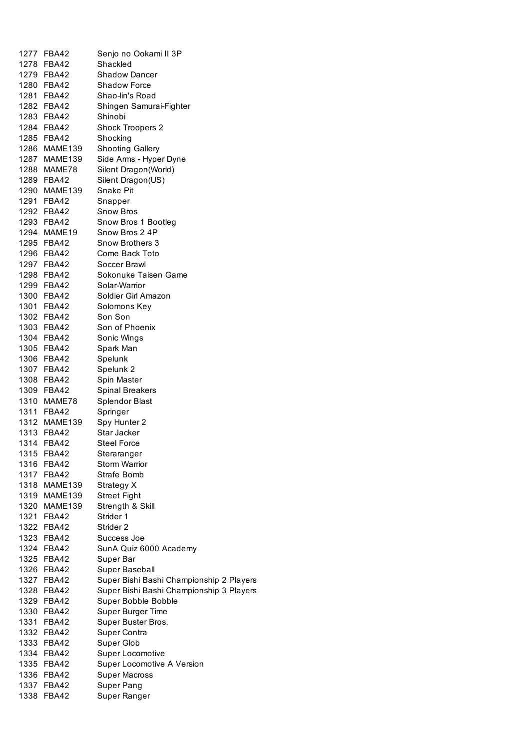| | | |
|---|---|---|
| 1277 | FBA42 | Senjo no Ookami II 3P |
| 1278 | FBA42 | Shackled |
| 1279 | FBA42 | Shadow Dancer |
| 1280 | FBA42 | Shadow Force |
| 1281 | FBA42 | Shao-lin's Road |
| 1282 | FBA42 | Shingen Samurai-Fighter |
| 1283 | FBA42 | Shinobi |
| 1284 | FBA42 | Shock Troopers 2 |
| 1285 | FBA42 | Shocking |
| 1286 | MAME139 | Shooting Gallery |
| 1287 | MAME139 | Side Arms - Hyper Dyne |
| 1288 | MAME78 | Silent Dragon(World) |
| 1289 | FBA42 | Silent Dragon(US) |
| 1290 | MAME139 | Snake Pit |
| 1291 | FBA42 | Snapper |
| 1292 | FBA42 | Snow Bros |
| 1293 | FBA42 | Snow Bros 1 Bootleg |
| 1294 | MAME19 | Snow Bros 2 4P |
| 1295 | FBA42 | Snow Brothers 3 |
| 1296 | FBA42 | Come Back Toto |
| 1297 | FBA42 | Soccer Brawl |
| 1298 | FBA42 | Sokonuke Taisen Game |
| 1299 | FBA42 | Solar-Warrior |
| 1300 | FBA42 | Soldier Girl Amazon |
| 1301 | FBA42 | Solomons Key |
| 1302 | FBA42 | Son Son |
| 1303 | FBA42 | Son of Phoenix |
| 1304 | FBA42 | Sonic Wings |
| 1305 | FBA42 | Spark Man |
| 1306 | FBA42 | Spelunk |
| 1307 | FBA42 | Spelunk 2 |
| 1308 | FBA42 | Spin Master |
| 1309 | FBA42 | Spinal Breakers |
| 1310 | MAME78 | Splendor Blast |
| 1311 | FBA42 | Springer |
| 1312 | MAME139 | Spy Hunter 2 |
| 1313 | FBA42 | Star Jacker |
| 1314 | FBA42 | Steel Force |
| 1315 | FBA42 | Useraranger |
| 1316 | FBA42 | Storm Warrior |
| 1317 | FBA42 | Strafe Bomb |
| 1318 | MAME139 | Strategy X |
| 1319 | MAME139 | Street Fight |
| 1320 | MAME139 | Strength & Skill |
| 1321 | FBA42 | Strider 1 |
| 1322 | FBA42 | Strider 2 |
| 1323 | FBA42 | Success Joe |
| 1324 | FBA42 | SunA Quiz 6000 Academy |
| 1325 | FBA42 | Super Bar |
| 1326 | FBA42 | Super Baseball |
| 1327 | FBA42 | Super Bishi Bashi Championship 2 Players |
| 1328 | FBA42 | Super Bishi Bashi Championship 3 Players |
| 1329 | FBA42 | Super Bobble Bobble |
| 1330 | FBA42 | Super Burger Time |
| 1331 | FBA42 | Super Buster Bros. |
| 1332 | FBA42 | Super Contra |
| 1333 | FBA42 | Super Glob |
| 1334 | FBA42 | Super Locomotive |
| 1335 | FBA42 | Super Locomotive A Version |
| 1336 | FBA42 | Super Macross |
| 1337 | FBA42 | Super Pang |
| 1338 | FBA42 | Super Ranger |

| | | |
|---|---|---|
| 1277 | FBA42 | Senjo no Ookami II 3P |
| 1278 | FBA42 | Shackled |
| 1279 | FBA42 | Shadow Dancer |
| 1280 | FBA42 | Shadow Force |
| 1281 | FBA42 | Shao-lin's Road |
| 1282 | FBA42 | Shingen Samurai-Fighter |
| 1283 | FBA42 | Shinobi |
| 1284 | FBA42 | Shock Troopers 2 |
| 1285 | FBA42 | Shocking |
| 1286 | MAME139 | Shooting Gallery |
| 1287 | MAME139 | Side Arms - Hyper Dyne |
| 1288 | MAME78 | Silent Dragon(World) |
| 1289 | FBA42 | Silent Dragon(US) |
| 1290 | MAME139 | Snake Pit |
| 1291 | FBA42 | Snapper |
| 1292 | FBA42 | Snow Bros |
| 1293 | FBA42 | Snow Bros 1 Bootleg |
| 1294 | MAME19 | Snow Bros 2 4P |
| 1295 | FBA42 | Snow Brothers 3 |
| 1296 | FBA42 | Come Back Toto |
| 1297 | FBA42 | Soccer Brawl |
| 1298 | FBA42 | Sokonuke Taisen Game |
| 1299 | FBA42 | Solar-Warrior |
| 1300 | FBA42 | Soldier Girl Amazon |
| 1301 | FBA42 | Solomons Key |
| 1302 | FBA42 | Son Son |
| 1303 | FBA42 | Son of Phoenix |
| 1304 | FBA42 | Sonic Wings |
| 1305 | FBA42 | Spark Man |
| 1306 | FBA42 | Spelunk |
| 1307 | FBA42 | Spelunk 2 |
| 1308 | FBA42 | Spin Master |
| 1309 | FBA42 | Spinal Breakers |
| 1310 | MAME78 | Splendor Blast |
| 1311 | FBA42 | Springer |
| 1312 | MAME139 | Spy Hunter 2 |
| 1313 | FBA42 | Star Jacker |
| 1314 | FBA42 | Steel Force |
| 1315 | FBA42 | Steraranger |
| 1316 | FBA42 | Storm Warrior |
| 1317 | FBA42 | Strafe Bomb |
| 1318 | MAME139 | Strategy X |
| 1319 | MAME139 | Street Fight |
| 1320 | MAME139 | Strength & Skill |
| 1321 | FBA42 | Strider 1 |
| 1322 | FBA42 | Strider 2 |
| 1323 | FBA42 | Success Joe |
| 1324 | FBA42 | SunA Quiz 6000 Academy |
| 1325 | FBA42 | Super Bar |
| 1326 | FBA42 | Super Baseball |
| 1327 | FBA42 | Super Bishi Bashi Championship 2 Players |
| 1328 | FBA42 | Super Bishi Bashi Championship 3 Players |
| 1329 | FBA42 | Super Bobble Bobble |
| 1330 | FBA42 | Super Burger Time |
| 1331 | FBA42 | Super Buster Bros. |
| 1332 | FBA42 | Super Contra |
| 1333 | FBA42 | Super Glob |
| 1334 | FBA42 | Super Locomotive |
| 1335 | FBA42 | Super Locomotive A Version |
| 1336 | FBA42 | Super Macross |
| 1337 | FBA42 | Super Pang |
| 1338 | FBA42 | Super Ranger |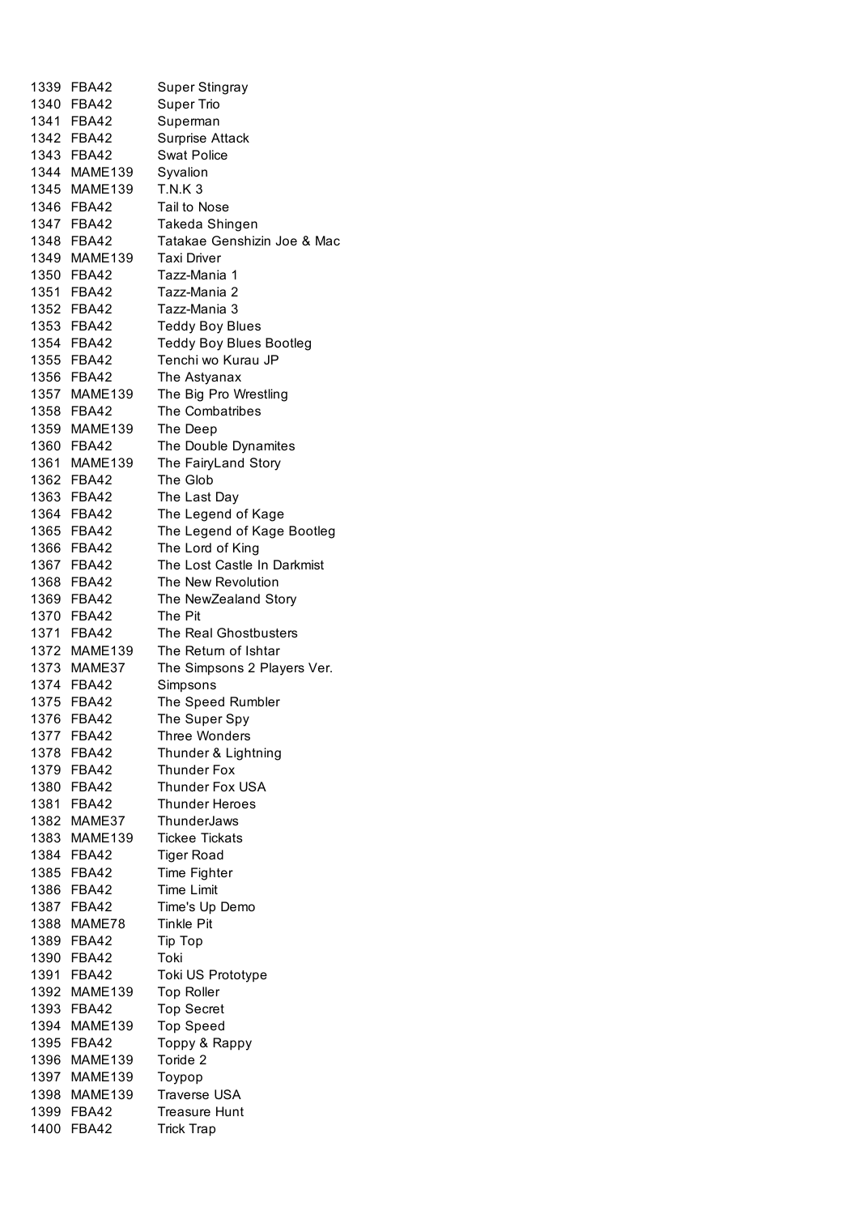| | | |
|---|---|---|
| 1339 | FBA42 | Super Stingray |
| 1340 | FBA42 | Super Trio |
| 1341 | FBA42 | Superman |
| 1342 | FBA42 | Surprise Attack |
| 1343 | FBA42 | Swat Police |
| 1344 | MAME139 | Syvalion |
| 1345 | MAME139 | T.N.K 3 |
| 1346 | FBA42 | Tail to Nose |
| 1347 | FBA42 | Takeda Shingen |
| 1348 | FBA42 | Tatakae Genshizin Joe & Mac |
| 1349 | MAME139 | Taxi Driver |
| 1350 | FBA42 | Tazz-Mania 1 |
| 1351 | FBA42 | Tazz-Mania 2 |
| 1352 | FBA42 | Tazz-Mania 3 |
| 1353 | FBA42 | Teddy Boy Blues |
| 1354 | FBA42 | Teddy Boy Blues Bootleg |
| 1355 | FBA42 | Tenchi wo Kurau JP |
| 1356 | FBA42 | The Astyanax |
| 1357 | MAME139 | The Big Pro Wrestling |
| 1358 | FBA42 | The Combatribes |
| 1359 | MAME139 | The Deep |
| 1360 | FBA42 | The Double Dynamites |
| 1361 | MAME139 | The FairyLand Story |
| 1362 | FBA42 | The Glob |
| 1363 | FBA42 | The Last Day |
| 1364 | FBA42 | The Legend of Kage |
| 1365 | FBA42 | The Legend of Kage Bootleg |
| 1366 | FBA42 | The Lord of King |
| 1367 | FBA42 | The Lost Castle In Darkmist |
| 1368 | FBA42 | The New Revolution |
| 1369 | FBA42 | The NewZealand Story |
| 1370 | FBA42 | The Pit |
| 1371 | FBA42 | The Real Ghostbusters |
| 1372 | MAME139 | The Return of Ishtar |
| 1373 | MAME37 | The Simpsons 2 Players Ver. |
| 1374 | FBA42 | Simpsons |
| 1375 | FBA42 | The Speed Rumbler |
| 1376 | FBA42 | The Super Spy |
| 1377 | FBA42 | Three Wonders |
| 1378 | FBA42 | Thunder & Lightning |
| 1379 | FBA42 | Thunder Fox |
| 1380 | FBA42 | Thunder Fox USA |
| 1381 | FBA42 | Thunder Heroes |
| 1382 | MAME37 | ThunderJaws |
| 1383 | MAME139 | Tickee Tickats |
| 1384 | FBA42 | Tiger Road |
| 1385 | FBA42 | Time Fighter |
| 1386 | FBA42 | Time Limit |
| 1387 | FBA42 | Time's Up Demo |
| 1388 | MAME78 | Tinkle Pit |
| 1389 | FBA42 | Tip Top |
| 1390 | FBA42 | Toki |
| 1391 | FBA42 | Toki US Prototype |
| 1392 | MAME139 | Top Roller |
| 1393 | FBA42 | Top Secret |
| 1394 | MAME139 | Top Speed |
| 1395 | FBA42 | Toppy & Rappy |
| 1396 | MAME139 | Toride 2 |
| 1397 | MAME139 | Toypop |
| 1398 | MAME139 | Traverse USA |
| 1399 | FBA42 | Treasure Hunt |
| 1400 | FBA42 | Trick Trap |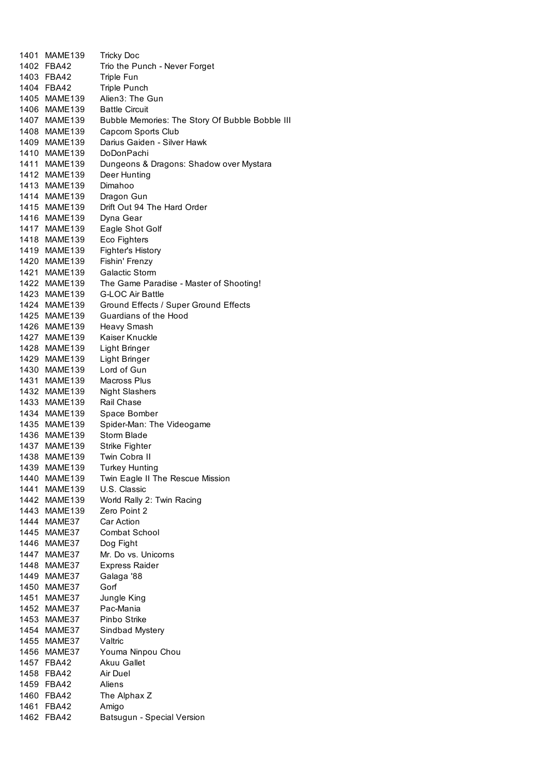| | | |
|---|---|---|
| 1401 | MAME139 | Tricky Doc |
| 1402 | FBA42 | Trio the Punch - Never Forget |
| 1403 | FBA42 | Triple Fun |
| 1404 | FBA42 | Triple Punch |
| 1405 | MAME139 | Alien3: The Gun |
| 1406 | MAME139 | Battle Circuit |
| 1407 | MAME139 | Bubble Memories: The Story Of Bubble Bobble III |
| 1408 | MAME139 | Capcom Sports Club |
| 1409 | MAME139 | Darius Gaiden - Silver Hawk |
| 1410 | MAME139 | DoDonPachi |
| 1411 | MAME139 | Dungeons & Dragons: Shadow over Mystara |
| 1412 | MAME139 | Deer Hunting |
| 1413 | MAME139 | Dimahoo |
| 1414 | MAME139 | Dragon Gun |
| 1415 | MAME139 | Drift Out 94 The Hard Order |
| 1416 | MAME139 | Dyna Gear |
| 1417 | MAME139 | Eagle Shot Golf |
| 1418 | MAME139 | Eco Fighters |
| 1419 | MAME139 | Fighter's History |
| 1420 | MAME139 | Fishin' Frenzy |
| 1421 | MAME139 | Galactic Storm |
| 1422 | MAME139 | The Game Paradise - Master of Shooting! |
| 1423 | MAME139 | G-LOC Air Battle |
| 1424 | MAME139 | Ground Effects / Super Ground Effects |
| 1425 | MAME139 | Guardians of the Hood |
| 1426 | MAME139 | Heavy Smash |
| 1427 | MAME139 | Kaiser Knuckle |
| 1428 | MAME139 | Light Bringer |
| 1429 | MAME139 | Light Bringer |
| 1430 | MAME139 | Lord of Gun |
| 1431 | MAME139 | Macross Plus |
| 1432 | MAME139 | Night Slashers |
| 1433 | MAME139 | Rail Chase |
| 1434 | MAME139 | Space Bomber |
| 1435 | MAME139 | Spider-Man: The Videogame |
| 1436 | MAME139 | Storm Blade |
| 1437 | MAME139 | Strike Fighter |
| 1438 | MAME139 | Twin Cobra II |
| 1439 | MAME139 | Turkey Hunting |
| 1440 | MAME139 | Twin Eagle II The Rescue Mission |
| 1441 | MAME139 | U.S. Classic |
| 1442 | MAME139 | World Rally 2: Twin Racing |
| 1443 | MAME139 | Zero Point 2 |
| 1444 | MAME37 | Car Action |
| 1445 | MAME37 | Combat School |
| 1446 | MAME37 | Dog Fight |
| 1447 | MAME37 | Mr. Do vs. Unicorns |
| 1448 | MAME37 | Express Raider |
| 1449 | MAME37 | Galaga '88 |
| 1450 | MAME37 | Gorf |
| 1451 | MAME37 | Jungle King |
| 1452 | MAME37 | Pac-Mania |
| 1453 | MAME37 | Pinbo Strike |
| 1454 | MAME37 | Sindbad Mystery |
| 1455 | MAME37 | Valtric |
| 1456 | MAME37 | Youma Ninpou Chou |
| 1457 | FBA42 | Akuu Gallet |
| 1458 | FBA42 | Air Duel |
| 1459 | FBA42 | Aliens |
| 1460 | FBA42 | The Alphax Z |
| 1461 | FBA42 | Amigo |
| 1462 | FBA42 | Batsugun - Special Version |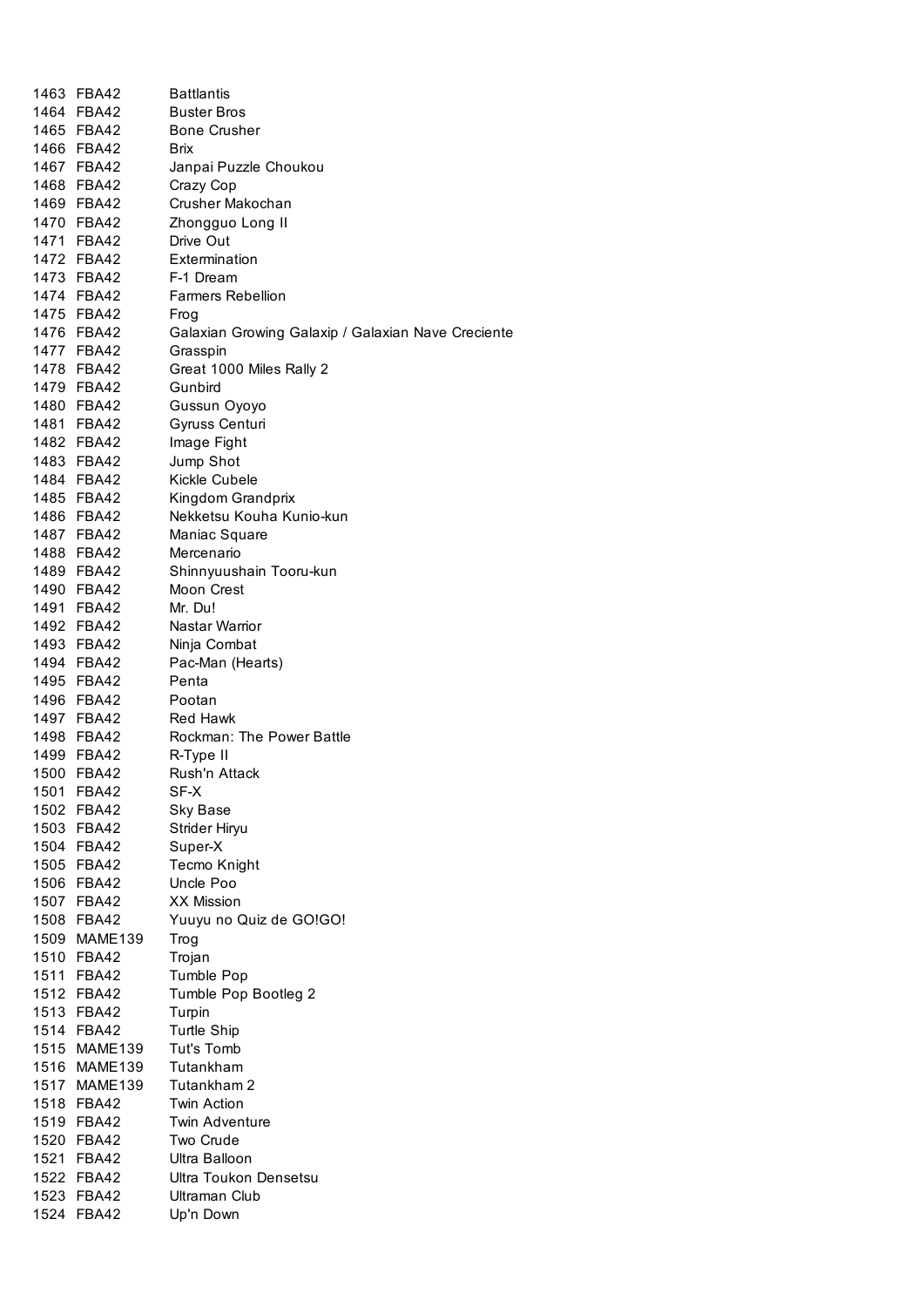| | | |
|---|---|---|
| 1463 | FBA42 | Battlantis |
| 1464 | FBA42 | Buster Bros |
| 1465 | FBA42 | Bone Crusher |
| 1466 | FBA42 | Brix |
| 1467 | FBA42 | Janpai Puzzle Choukou |
| 1468 | FBA42 | Crazy Cop |
| 1469 | FBA42 | Crusher Makochan |
| 1470 | FBA42 | Zhongguo Long II |
| 1471 | FBA42 | Drive Out |
| 1472 | FBA42 | Extermination |
| 1473 | FBA42 | F-1 Dream |
| 1474 | FBA42 | Farmers Rebellion |
| 1475 | FBA42 | Frog |
| 1476 | FBA42 | Galaxian Growing Galaxip / Galaxian Nave Creciente |
| 1477 | FBA42 | Grasspin |
| 1478 | FBA42 | Great 1000 Miles Rally 2 |
| 1479 | FBA42 | Gunbird |
| 1480 | FBA42 | Gussun Oyoyo |
| 1481 | FBA42 | Gyruss Centuri |
| 1482 | FBA42 | Image Fight |
| 1483 | FBA42 | Jump Shot |
| 1484 | FBA42 | Kickle Cubele |
| 1485 | FBA42 | Kingdom Grandprix |
| 1486 | FBA42 | Nekketsu Kouha Kunio-kun |
| 1487 | FBA42 | Maniac Square |
| 1488 | FBA42 | Mercenario |
| 1489 | FBA42 | Shinnyuushain Tooru-kun |
| 1490 | FBA42 | Moon Crest |
| 1491 | FBA42 | Mr. Du! |
| 1492 | FBA42 | Nastar Warrior |
| 1493 | FBA42 | Ninja Combat |
| 1494 | FBA42 | Pac-Man (Hearts) |
| 1495 | FBA42 | Penta |
| 1496 | FBA42 | Pootan |
| 1497 | FBA42 | Red Hawk |
| 1498 | FBA42 | Rockman: The Power Battle |
| 1499 | FBA42 | R-Type II |
| 1500 | FBA42 | Rush'n Attack |
| 1501 | FBA42 | SF-X |
| 1502 | FBA42 | Sky Base |
| 1503 | FBA42 | Strider Hiryu |
| 1504 | FBA42 | Super-X |
| 1505 | FBA42 | Tecmo Knight |
| 1506 | FBA42 | Uncle Poo |
| 1507 | FBA42 | XX Mission |
| 1508 | FBA42 | Yuuyu no Quiz de GO!GO! |
| 1509 | MAME139 | Trog |
| 1510 | FBA42 | Trojan |
| 1511 | FBA42 | Tumble Pop |
| 1512 | FBA42 | Tumble Pop Bootleg 2 |
| 1513 | FBA42 | Turpin |
| 1514 | FBA42 | Turtle Ship |
| 1515 | MAME139 | Tut's Tomb |
| 1516 | MAME139 | Tutankham |
| 1517 | MAME139 | Tutankham 2 |
| 1518 | FBA42 | Twin Action |
| 1519 | FBA42 | Twin Adventure |
| 1520 | FBA42 | Two Crude |
| 1521 | FBA42 | Ultra Balloon |
| 1522 | FBA42 | Ultra Toukon Densetsu |
| 1523 | FBA42 | Ultraman Club |
| 1524 | FBA42 | Up'n Down |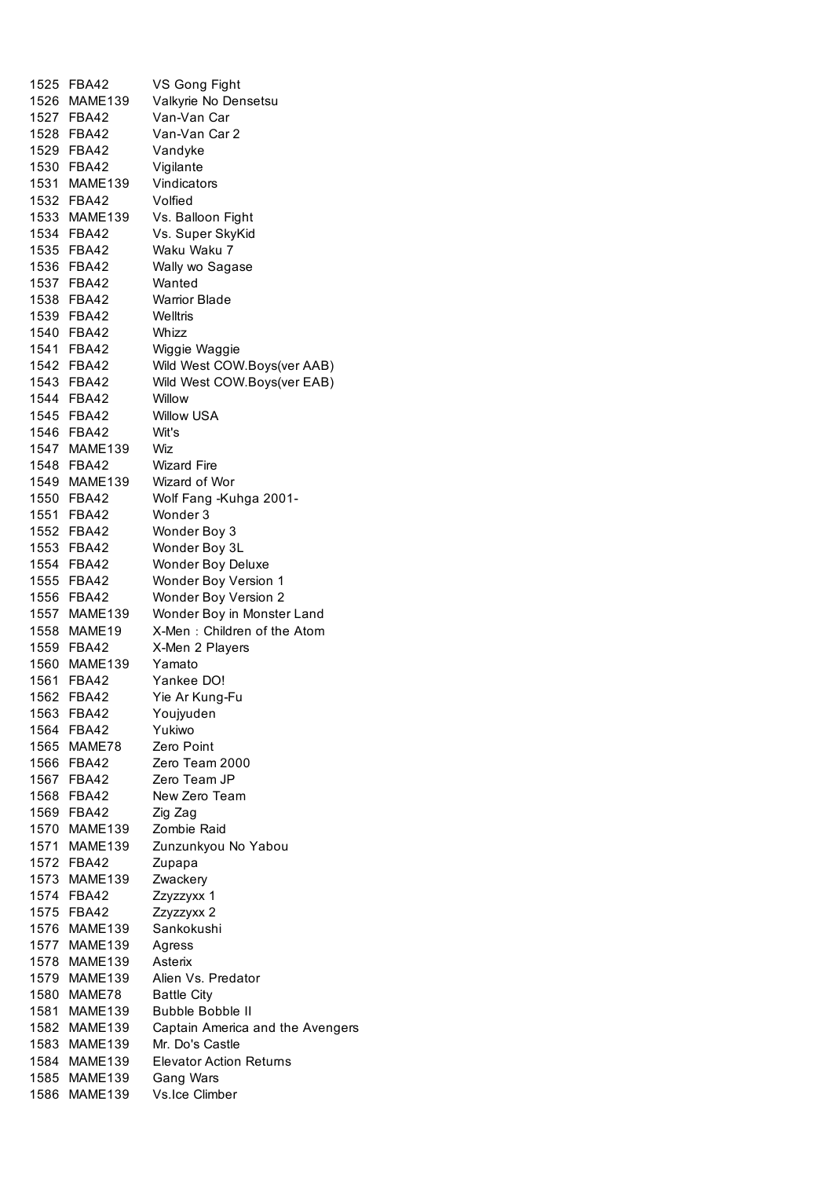| | | |
|---|---|---|
| 1525 | FBA42 | VS Gong Fight |
| 1526 | MAME139 | Valkyrie No Densetsu |
| 1527 | FBA42 | Van-Van Car |
| 1528 | FBA42 | Van-Van Car 2 |
| 1529 | FBA42 | Vandyke |
| 1530 | FBA42 | Vigilante |
| 1531 | MAME139 | Vindicators |
| 1532 | FBA42 | Volfied |
| 1533 | MAME139 | Vs. Balloon Fight |
| 1534 | FBA42 | Vs. Super SkyKid |
| 1535 | FBA42 | Waku Waku 7 |
| 1536 | FBA42 | Wally wo Sagase |
| 1537 | FBA42 | Wanted |
| 1538 | FBA42 | Warrior Blade |
| 1539 | FBA42 | Welltris |
| 1540 | FBA42 | Whizz |
| 1541 | FBA42 | Wiggie Waggie |
| 1542 | FBA42 | Wild West COW.Boys(ver AAB) |
| 1543 | FBA42 | Wild West COW.Boys(ver EAB) |
| 1544 | FBA42 | Willow |
| 1545 | FBA42 | Willow USA |
| 1546 | FBA42 | Wit's |
| 1547 | MAME139 | Wiz |
| 1548 | FBA42 | Wizard Fire |
| 1549 | MAME139 | Wizard of Wor |
| 1550 | FBA42 | Wolf Fang -Kuhga 2001- |
| 1551 | FBA42 | Wonder 3 |
| 1552 | FBA42 | Wonder Boy 3 |
| 1553 | FBA42 | Wonder Boy 3L |
| 1554 | FBA42 | Wonder Boy Deluxe |
| 1555 | FBA42 | Wonder Boy Version 1 |
| 1556 | FBA42 | Wonder Boy Version 2 |
| 1557 | MAME139 | Wonder Boy in Monster Land |
| 1558 | MAME19 | X-Men：Children of the Atom |
| 1559 | FBA42 | X-Men 2 Players |
| 1560 | MAME139 | Yamato |
| 1561 | FBA42 | Yankee DO! |
| 1562 | FBA42 | Yie Ar Kung-Fu |
| 1563 | FBA42 | Youjyuden |
| 1564 | FBA42 | Yukiwo |
| 1565 | MAME78 | Zero Point |
| 1566 | FBA42 | Zero Team 2000 |
| 1567 | FBA42 | Zero Team JP |
| 1568 | FBA42 | New Zero Team |
| 1569 | FBA42 | Zig Zag |
| 1570 | MAME139 | Zombie Raid |
| 1571 | MAME139 | Zunzunkyou No Yabou |
| 1572 | FBA42 | Zupapa |
| 1573 | MAME139 | Zwackery |
| 1574 | FBA42 | Zzyzzyxx 1 |
| 1575 | FBA42 | Zzyzzyxx 2 |
| 1576 | MAME139 | Sankokushi |
| 1577 | MAME139 | Agress |
| 1578 | MAME139 | Asterix |
| 1579 | MAME139 | Alien Vs. Predator |
| 1580 | MAME78 | Battle City |
| 1581 | MAME139 | Bubble Bobble II |
| 1582 | MAME139 | Captain America and the Avengers |
| 1583 | MAME139 | Mr. Do's Castle |
| 1584 | MAME139 | Elevator Action Returns |
| 1585 | MAME139 | Gang Wars |
| 1586 | MAME139 | Vs.Ice Climber |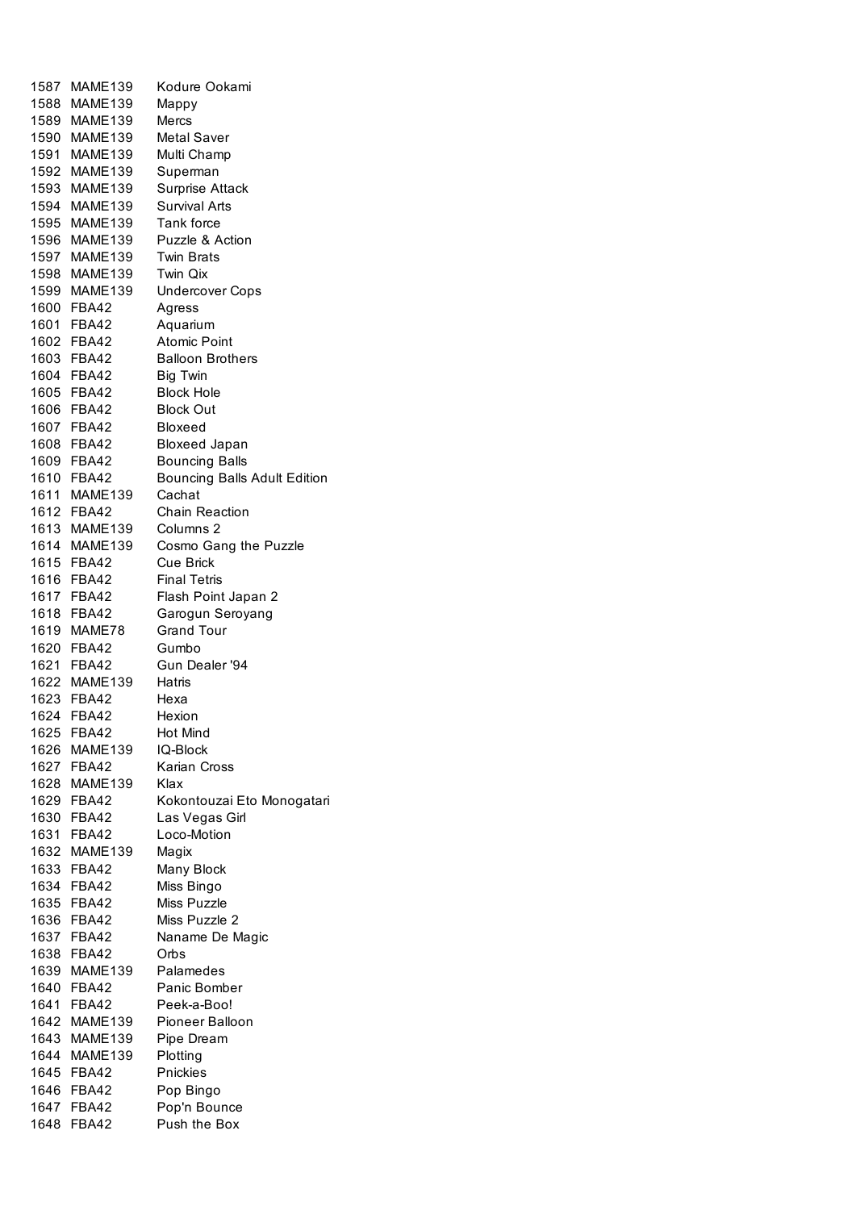| | | |
|---|---|---|
| 1587 | MAME139 | Kodure Ookami |
| 1588 | MAME139 | Mappy |
| 1589 | MAME139 | Mercs |
| 1590 | MAME139 | Metal Saver |
| 1591 | MAME139 | Multi Champ |
| 1592 | MAME139 | Superman |
| 1593 | MAME139 | Surprise Attack |
| 1594 | MAME139 | Survival Arts |
| 1595 | MAME139 | Tank force |
| 1596 | MAME139 | Puzzle & Action |
| 1597 | MAME139 | Twin Brats |
| 1598 | MAME139 | Twin Qix |
| 1599 | MAME139 | Undercover Cops |
| 1600 | FBA42 | Agress |
| 1601 | FBA42 | Aquarium |
| 1602 | FBA42 | Atomic Point |
| 1603 | FBA42 | Balloon Brothers |
| 1604 | FBA42 | Big Twin |
| 1605 | FBA42 | Block Hole |
| 1606 | FBA42 | Block Out |
| 1607 | FBA42 | Bloxeed |
| 1608 | FBA42 | Bloxeed Japan |
| 1609 | FBA42 | Bouncing Balls |
| 1610 | FBA42 | Bouncing Balls Adult Edition |
| 1611 | MAME139 | Cachat |
| 1612 | FBA42 | Chain Reaction |
| 1613 | MAME139 | Columns 2 |
| 1614 | MAME139 | Cosmo Gang the Puzzle |
| 1615 | FBA42 | Cue Brick |
| 1616 | FBA42 | Final Tetris |
| 1617 | FBA42 | Flash Point Japan 2 |
| 1618 | FBA42 | Garogun Seroyang |
| 1619 | MAME78 | Grand Tour |
| 1620 | FBA42 | Gumbo |
| 1621 | FBA42 | Gun Dealer '94 |
| 1622 | MAME139 | Hatris |
| 1623 | FBA42 | Hexa |
| 1624 | FBA42 | Hexion |
| 1625 | FBA42 | Hot Mind |
| 1626 | MAME139 | IQ-Block |
| 1627 | FBA42 | Karian Cross |
| 1628 | MAME139 | Klax |
| 1629 | FBA42 | Kokontouzai Eto Monogatari |
| 1630 | FBA42 | Las Vegas Girl |
| 1631 | FBA42 | Loco-Motion |
| 1632 | MAME139 | Magix |
| 1633 | FBA42 | Many Block |
| 1634 | FBA42 | Miss Bingo |
| 1635 | FBA42 | Miss Puzzle |
| 1636 | FBA42 | Miss Puzzle 2 |
| 1637 | FBA42 | Naname De Magic |
| 1638 | FBA42 | Orbs |
| 1639 | MAME139 | Palamedes |
| 1640 | FBA42 | Panic Bomber |
| 1641 | FBA42 | Peek-a-Boo! |
| 1642 | MAME139 | Pioneer Balloon |
| 1643 | MAME139 | Pipe Dream |
| 1644 | MAME139 | Plotting |
| 1645 | FBA42 | Pnickies |
| 1646 | FBA42 | Pop Bingo |
| 1647 | FBA42 | Pop'n Bounce |
| 1648 | FBA42 | Push the Box |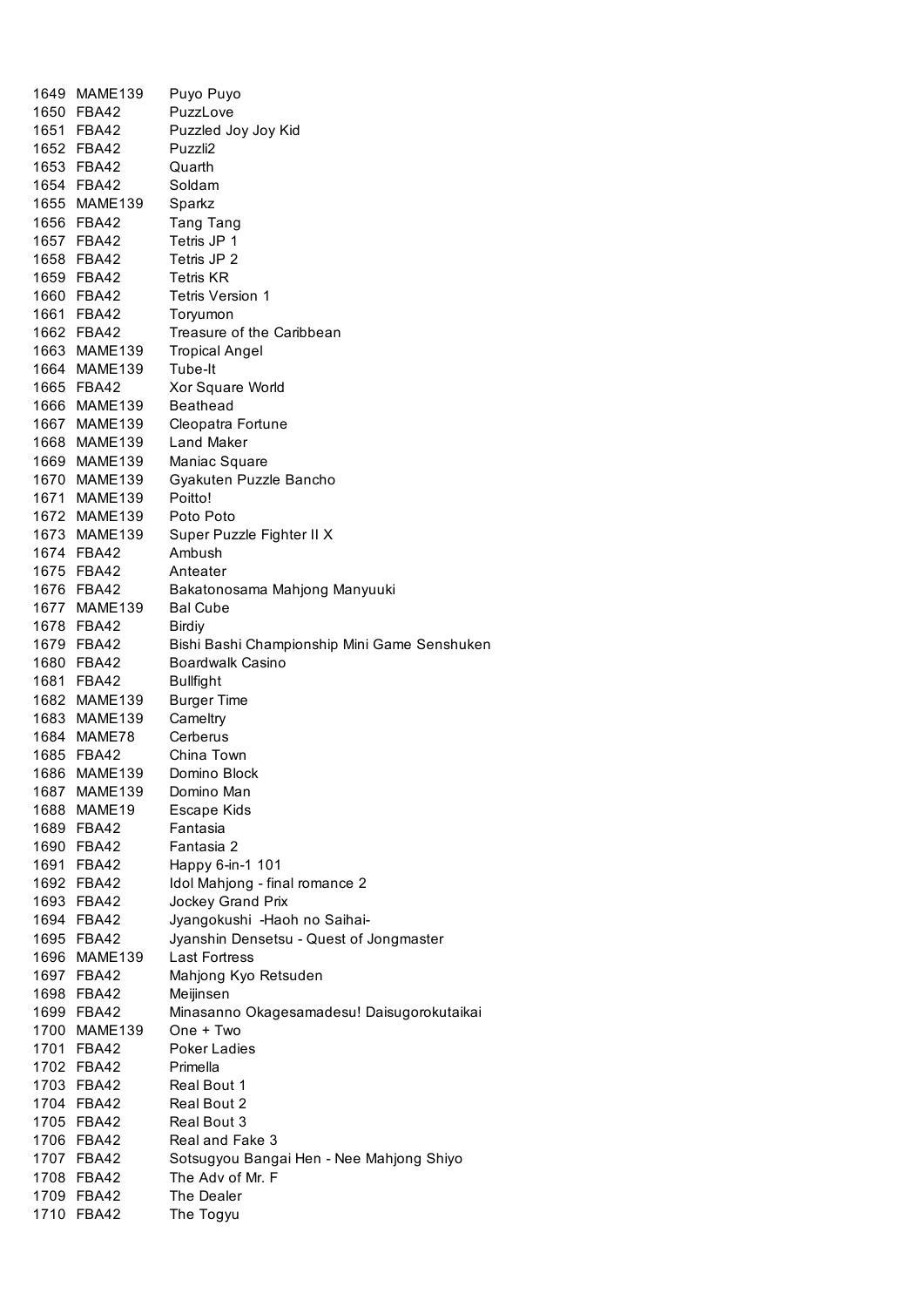| | | |
|---|---|---|
| 1649 | MAME139 | Puyo Puyo |
| 1650 | FBA42 | PuzzLove |
| 1651 | FBA42 | Puzzled Joy Joy Kid |
| 1652 | FBA42 | Puzzli2 |
| 1653 | FBA42 | Quarth |
| 1654 | FBA42 | Soldam |
| 1655 | MAME139 | Sparkz |
| 1656 | FBA42 | Tang Tang |
| 1657 | FBA42 | Tetris JP 1 |
| 1658 | FBA42 | Tetris JP 2 |
| 1659 | FBA42 | Tetris KR |
| 1660 | FBA42 | Tetris Version 1 |
| 1661 | FBA42 | Toryumon |
| 1662 | FBA42 | Treasure of the Caribbean |
| 1663 | MAME139 | Tropical Angel |
| 1664 | MAME139 | Tube-It |
| 1665 | FBA42 | Xor Square World |
| 1666 | MAME139 | Beathead |
| 1667 | MAME139 | Cleopatra Fortune |
| 1668 | MAME139 | Land Maker |
| 1669 | MAME139 | Maniac Square |
| 1670 | MAME139 | Gyakuten Puzzle Bancho |
| 1671 | MAME139 | Poitto! |
| 1672 | MAME139 | Poto Poto |
| 1673 | MAME139 | Super Puzzle Fighter II X |
| 1674 | FBA42 | Ambush |
| 1675 | FBA42 | Anteater |
| 1676 | FBA42 | Bakatonosama Mahjong Manyuuki |
| 1677 | MAME139 | Bal Cube |
| 1678 | FBA42 | Birdiy |
| 1679 | FBA42 | Bishi Bashi Championship Mini Game Senshuken |
| 1680 | FBA42 | Boardwalk Casino |
| 1681 | FBA42 | Bullfight |
| 1682 | MAME139 | Burger Time |
| 1683 | MAME139 | Cameltry |
| 1684 | MAME78 | Cerberus |
| 1685 | FBA42 | China Town |
| 1686 | MAME139 | Domino Block |
| 1687 | MAME139 | Domino Man |
| 1688 | MAME19 | Escape Kids |
| 1689 | FBA42 | Fantasia |
| 1690 | FBA42 | Fantasia 2 |
| 1691 | FBA42 | Happy 6-in-1 101 |
| 1692 | FBA42 | Idol Mahjong - final romance 2 |
| 1693 | FBA42 | Jockey Grand Prix |
| 1694 | FBA42 | Jyangokushi -Haoh no Saihai- |
| 1695 | FBA42 | Jyanshin Densetsu - Quest of Jongmaster |
| 1696 | MAME139 | Last Fortress |
| 1697 | FBA42 | Mahjong Kyo Retsuden |
| 1698 | FBA42 | Meijinsen |
| 1699 | FBA42 | Minasanno Okagesamadesu! Daisugorokutaikai |
| 1700 | MAME139 | One + Two |
| 1701 | FBA42 | Poker Ladies |
| 1702 | FBA42 | Primella |
| 1703 | FBA42 | Real Bout 1 |
| 1704 | FBA42 | Real Bout 2 |
| 1705 | FBA42 | Real Bout 3 |
| 1706 | FBA42 | Real and Fake 3 |
| 1707 | FBA42 | Sotsugyou Bangai Hen - Nee Mahjong Shiyo |
| 1708 | FBA42 | The Adv of Mr. F |
| 1709 | FBA42 | The Dealer |
| 1710 | FBA42 | The Togyu |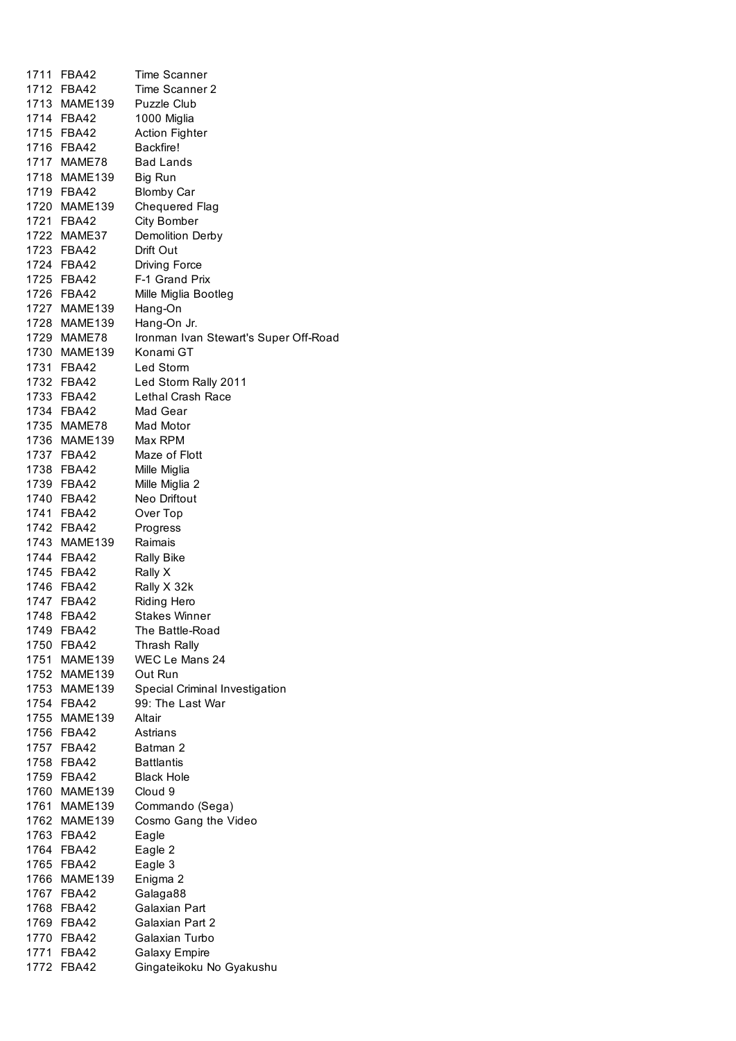| | | |
|---|---|---|
| 1711 | FBA42 | Time Scanner |
| 1712 | FBA42 | Time Scanner 2 |
| 1713 | MAME139 | Puzzle Club |
| 1714 | FBA42 | 1000 Miglia |
| 1715 | FBA42 | Action Fighter |
| 1716 | FBA42 | Backfire! |
| 1717 | MAME78 | Bad Lands |
| 1718 | MAME139 | Big Run |
| 1719 | FBA42 | Blomby Car |
| 1720 | MAME139 | Chequered Flag |
| 1721 | FBA42 | City Bomber |
| 1722 | MAME37 | Demolition Derby |
| 1723 | FBA42 | Drift Out |
| 1724 | FBA42 | Driving Force |
| 1725 | FBA42 | F-1 Grand Prix |
| 1726 | FBA42 | Mille Miglia Bootleg |
| 1727 | MAME139 | Hang-On |
| 1728 | MAME139 | Hang-On Jr. |
| 1729 | MAME78 | Ironman Ivan Stewart's Super Off-Road |
| 1730 | MAME139 | Konami GT |
| 1731 | FBA42 | Led Storm |
| 1732 | FBA42 | Led Storm Rally 2011 |
| 1733 | FBA42 | Lethal Crash Race |
| 1734 | FBA42 | Mad Gear |
| 1735 | MAME78 | Mad Motor |
| 1736 | MAME139 | Max RPM |
| 1737 | FBA42 | Maze of Flott |
| 1738 | FBA42 | Mille Miglia |
| 1739 | FBA42 | Mille Miglia 2 |
| 1740 | FBA42 | Neo Driftout |
| 1741 | FBA42 | Over Top |
| 1742 | FBA42 | Progress |
| 1743 | MAME139 | Raimais |
| 1744 | FBA42 | Rally Bike |
| 1745 | FBA42 | Rally X |
| 1746 | FBA42 | Rally X 32k |
| 1747 | FBA42 | Riding Hero |
| 1748 | FBA42 | Stakes Winner |
| 1749 | FBA42 | The Battle-Road |
| 1750 | FBA42 | Thrash Rally |
| 1751 | MAME139 | WEC Le Mans 24 |
| 1752 | MAME139 | Out Run |
| 1753 | MAME139 | Special Criminal Investigation |
| 1754 | FBA42 | 99: The Last War |
| 1755 | MAME139 | Altair |
| 1756 | FBA42 | Astrians |
| 1757 | FBA42 | Batman 2 |
| 1758 | FBA42 | Battlantis |
| 1759 | FBA42 | Black Hole |
| 1760 | MAME139 | Cloud 9 |
| 1761 | MAME139 | Commando (Sega) |
| 1762 | MAME139 | Cosmo Gang the Video |
| 1763 | FBA42 | Eagle |
| 1764 | FBA42 | Eagle 2 |
| 1765 | FBA42 | Eagle 3 |
| 1766 | MAME139 | Enigma 2 |
| 1767 | FBA42 | Galaga88 |
| 1768 | FBA42 | Galaxian Part |
| 1769 | FBA42 | Galaxian Part 2 |
| 1770 | FBA42 | Galaxian Turbo |
| 1771 | FBA42 | Galaxy Empire |
| 1772 | FBA42 | Gingateikoku No Gyakushu |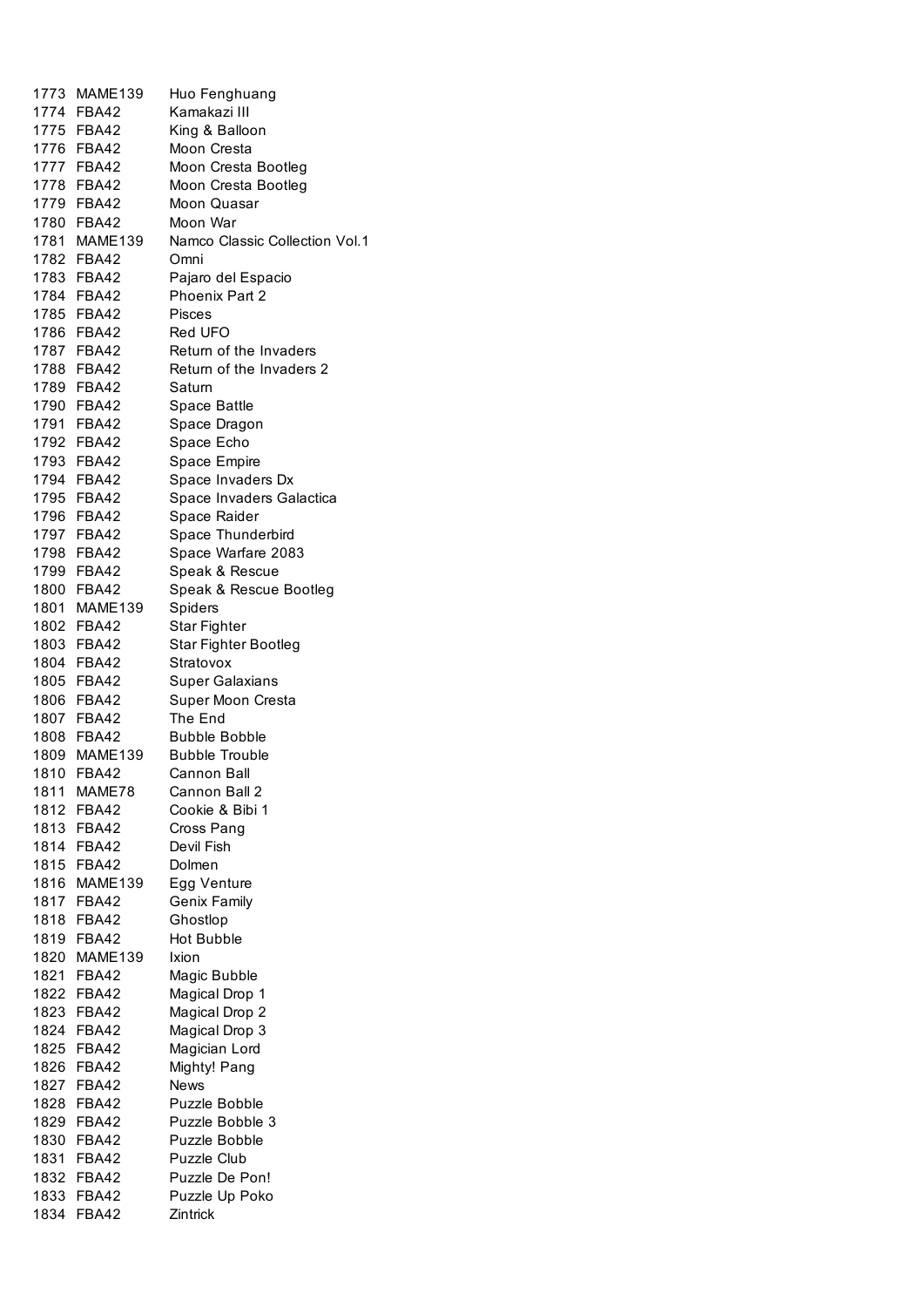| | | |
|---|---|---|
| 1773 | MAME139 | Huo Fenghuang |
| 1774 | FBA42 | Kamakazi III |
| 1775 | FBA42 | King & Balloon |
| 1776 | FBA42 | Moon Cresta |
| 1777 | FBA42 | Moon Cresta Bootleg |
| 1778 | FBA42 | Moon Cresta Bootleg |
| 1779 | FBA42 | Moon Quasar |
| 1780 | FBA42 | Moon War |
| 1781 | MAME139 | Namco Classic Collection Vol.1 |
| 1782 | FBA42 | Omni |
| 1783 | FBA42 | Pajaro del Espacio |
| 1784 | FBA42 | Phoenix Part 2 |
| 1785 | FBA42 | Pisces |
| 1786 | FBA42 | Red UFO |
| 1787 | FBA42 | Return of the Invaders |
| 1788 | FBA42 | Return of the Invaders 2 |
| 1789 | FBA42 | Saturn |
| 1790 | FBA42 | Space Battle |
| 1791 | FBA42 | Space Dragon |
| 1792 | FBA42 | Space Echo |
| 1793 | FBA42 | Space Empire |
| 1794 | FBA42 | Space Invaders Dx |
| 1795 | FBA42 | Space Invaders Galactica |
| 1796 | FBA42 | Space Raider |
| 1797 | FBA42 | Space Thunderbird |
| 1798 | FBA42 | Space Warfare 2083 |
| 1799 | FBA42 | Speak & Rescue |
| 1800 | FBA42 | Speak & Rescue Bootleg |
| 1801 | MAME139 | Spiders |
| 1802 | FBA42 | Star Fighter |
| 1803 | FBA42 | Star Fighter Bootleg |
| 1804 | FBA42 | Stratovox |
| 1805 | FBA42 | Super Galaxians |
| 1806 | FBA42 | Super Moon Cresta |
| 1807 | FBA42 | The End |
| 1808 | FBA42 | Bubble Bobble |
| 1809 | MAME139 | Bubble Trouble |
| 1810 | FBA42 | Cannon Ball |
| 1811 | MAME78 | Cannon Ball 2 |
| 1812 | FBA42 | Cookie & Bibi 1 |
| 1813 | FBA42 | Cross Pang |
| 1814 | FBA42 | Devil Fish |
| 1815 | FBA42 | Dolmen |
| 1816 | MAME139 | Egg Venture |
| 1817 | FBA42 | Genix Family |
| 1818 | FBA42 | Ghostlop |
| 1819 | FBA42 | Hot Bubble |
| 1820 | MAME139 | Ixion |
| 1821 | FBA42 | Magic Bubble |
| 1822 | FBA42 | Magical Drop 1 |
| 1823 | FBA42 | Magical Drop 2 |
| 1824 | FBA42 | Magical Drop 3 |
| 1825 | FBA42 | Magician Lord |
| 1826 | FBA42 | Mighty! Pang |
| 1827 | FBA42 | News |
| 1828 | FBA42 | Puzzle Bobble |
| 1829 | FBA42 | Puzzle Bobble 3 |
| 1830 | FBA42 | Puzzle Bobble |
| 1831 | FBA42 | Puzzle Club |
| 1832 | FBA42 | Puzzle De Pon! |
| 1833 | FBA42 | Puzzle Up Poko |
| 1834 | FBA42 | Zintrick |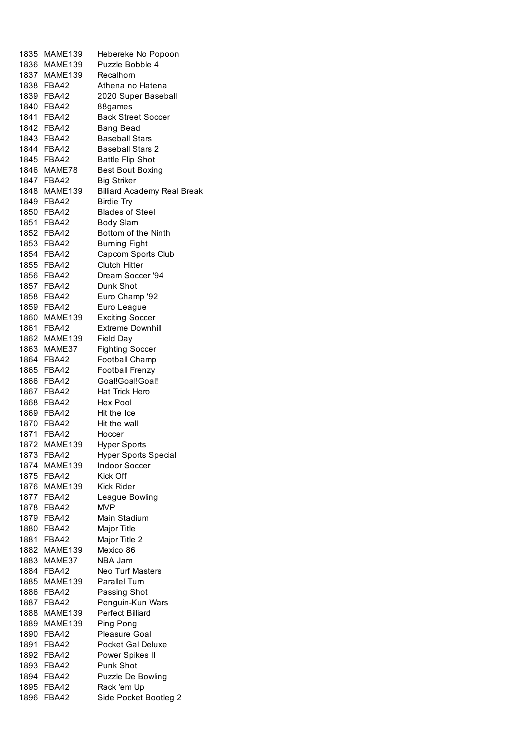| | | |
|---|---|---|
| 1835 | MAME139 | Hebereke No Popoon |
| 1836 | MAME139 | Puzzle Bobble 4 |
| 1837 | MAME139 | Recalhorn |
| 1838 | FBA42 | Athena no Hatena |
| 1839 | FBA42 | 2020 Super Baseball |
| 1840 | FBA42 | 88games |
| 1841 | FBA42 | Back Street Soccer |
| 1842 | FBA42 | Bang Bead |
| 1843 | FBA42 | Baseball Stars |
| 1844 | FBA42 | Baseball Stars 2 |
| 1845 | FBA42 | Battle Flip Shot |
| 1846 | MAME78 | Best Bout Boxing |
| 1847 | FBA42 | Big Striker |
| 1848 | MAME139 | Billiard Academy Real Break |
| 1849 | FBA42 | Birdie Try |
| 1850 | FBA42 | Blades of Steel |
| 1851 | FBA42 | Body Slam |
| 1852 | FBA42 | Bottom of the Ninth |
| 1853 | FBA42 | Burning Fight |
| 1854 | FBA42 | Capcom Sports Club |
| 1855 | FBA42 | Clutch Hitter |
| 1856 | FBA42 | Dream Soccer '94 |
| 1857 | FBA42 | Dunk Shot |
| 1858 | FBA42 | Euro Champ '92 |
| 1859 | FBA42 | Euro League |
| 1860 | MAME139 | Exciting Soccer |
| 1861 | FBA42 | Extreme Downhill |
| 1862 | MAME139 | Field Day |
| 1863 | MAME37 | Fighting Soccer |
| 1864 | FBA42 | Football Champ |
| 1865 | FBA42 | Football Frenzy |
| 1866 | FBA42 | Goal!Goal!Goal! |
| 1867 | FBA42 | Hat Trick Hero |
| 1868 | FBA42 | Hex Pool |
| 1869 | FBA42 | Hit the Ice |
| 1870 | FBA42 | Hit the wall |
| 1871 | FBA42 | Hoccer |
| 1872 | MAME139 | Hyper Sports |
| 1873 | FBA42 | Hyper Sports Special |
| 1874 | MAME139 | Indoor Soccer |
| 1875 | FBA42 | Kick Off |
| 1876 | MAME139 | Kick Rider |
| 1877 | FBA42 | League Bowling |
| 1878 | FBA42 | MVP |
| 1879 | FBA42 | Main Stadium |
| 1880 | FBA42 | Major Title |
| 1881 | FBA42 | Major Title 2 |
| 1882 | MAME139 | Mexico 86 |
| 1883 | MAME37 | NBA Jam |
| 1884 | FBA42 | Neo Turf Masters |
| 1885 | MAME139 | Parallel Turn |
| 1886 | FBA42 | Passing Shot |
| 1887 | FBA42 | Penguin-Kun Wars |
| 1888 | MAME139 | Perfect Billiard |
| 1889 | MAME139 | Ping Pong |
| 1890 | FBA42 | Pleasure Goal |
| 1891 | FBA42 | Pocket Gal Deluxe |
| 1892 | FBA42 | Power Spikes II |
| 1893 | FBA42 | Punk Shot |
| 1894 | FBA42 | Puzzle De Bowling |
| 1895 | FBA42 | Rack 'em Up |
| 1896 | FBA42 | Side Pocket Bootleg 2 |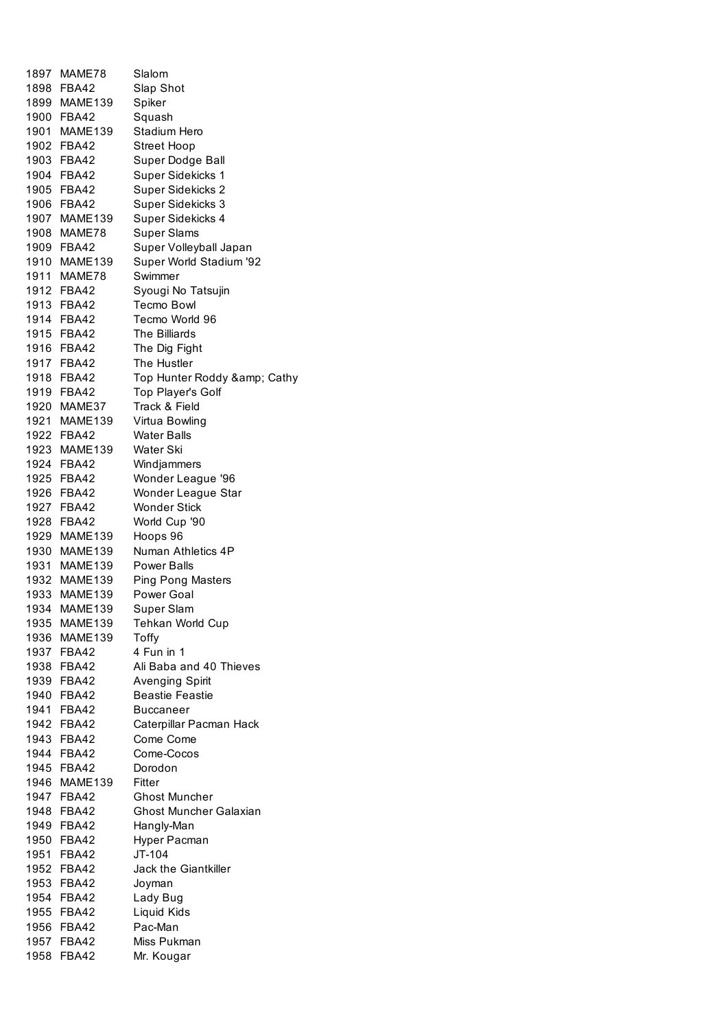| | | |
|---|---|---|
| 1897 | MAME78 | Slalom |
| 1898 | FBA42 | Slap Shot |
| 1899 | MAME139 | Spiker |
| 1900 | FBA42 | Squash |
| 1901 | MAME139 | Stadium Hero |
| 1902 | FBA42 | Street Hoop |
| 1903 | FBA42 | Super Dodge Ball |
| 1904 | FBA42 | Super Sidekicks 1 |
| 1905 | FBA42 | Super Sidekicks 2 |
| 1906 | FBA42 | Super Sidekicks 3 |
| 1907 | MAME139 | Super Sidekicks 4 |
| 1908 | MAME78 | Super Slams |
| 1909 | FBA42 | Super Volleyball Japan |
| 1910 | MAME139 | Super World Stadium '92 |
| 1911 | MAME78 | Swimmer |
| 1912 | FBA42 | Syougi No Tatsujin |
| 1913 | FBA42 | Tecmo Bowl |
| 1914 | FBA42 | Tecmo World 96 |
| 1915 | FBA42 | The Billiards |
| 1916 | FBA42 | The Dig Fight |
| 1917 | FBA42 | The Hustler |
| 1918 | FBA42 | Top Hunter Roddy &amp; Cathy |
| 1919 | FBA42 | Top Player's Golf |
| 1920 | MAME37 | Track & Field |
| 1921 | MAME139 | Virtua Bowling |
| 1922 | FBA42 | Water Balls |
| 1923 | MAME139 | Water Ski |
| 1924 | FBA42 | Windjammers |
| 1925 | FBA42 | Wonder League '96 |
| 1926 | FBA42 | Wonder League Star |
| 1927 | FBA42 | Wonder Stick |
| 1928 | FBA42 | World Cup '90 |
| 1929 | MAME139 | Hoops 96 |
| 1930 | MAME139 | Numan Athletics 4P |
| 1931 | MAME139 | Power Balls |
| 1932 | MAME139 | Ping Pong Masters |
| 1933 | MAME139 | Power Goal |
| 1934 | MAME139 | Super Slam |
| 1935 | MAME139 | Tehkan World Cup |
| 1936 | MAME139 | Toffy |
| 1937 | FBA42 | 4 Fun in 1 |
| 1938 | FBA42 | Ali Baba and 40 Thieves |
| 1939 | FBA42 | Avenging Spirit |
| 1940 | FBA42 | Beastie Feastie |
| 1941 | FBA42 | Buccaneer |
| 1942 | FBA42 | Caterpillar Pacman Hack |
| 1943 | FBA42 | Come Come |
| 1944 | FBA42 | Come-Cocos |
| 1945 | FBA42 | Dorodon |
| 1946 | MAME139 | Fitter |
| 1947 | FBA42 | Ghost Muncher |
| 1948 | FBA42 | Ghost Muncher Galaxian |
| 1949 | FBA42 | Hangly-Man |
| 1950 | FBA42 | Hyper Pacman |
| 1951 | FBA42 | JT-104 |
| 1952 | FBA42 | Jack the Giantkiller |
| 1953 | FBA42 | Joyman |
| 1954 | FBA42 | Lady Bug |
| 1955 | FBA42 | Liquid Kids |
| 1956 | FBA42 | Pac-Man |
| 1957 | FBA42 | Miss Pukman |
| 1958 | FBA42 | Mr. Kougar |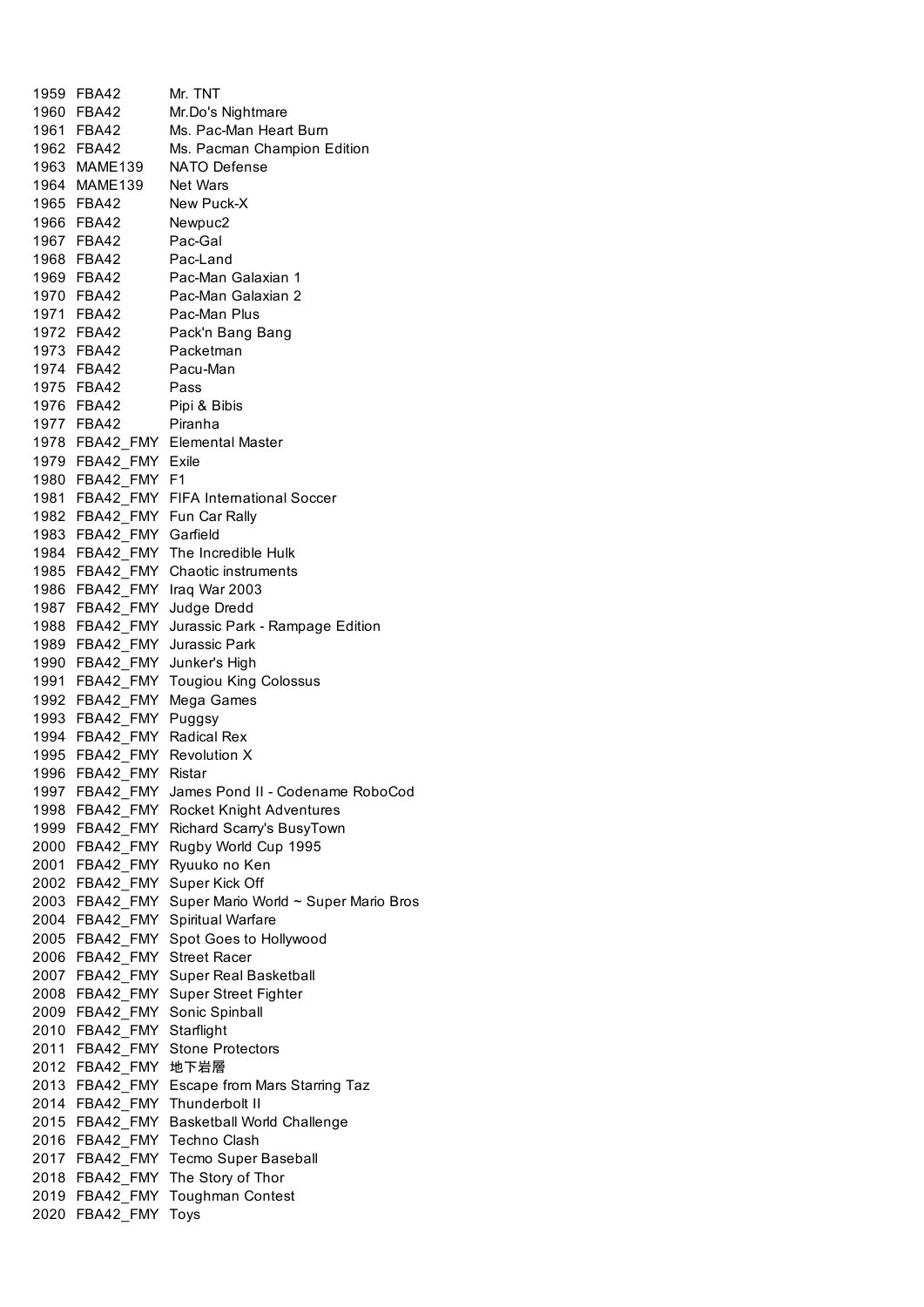| | | |
|---|---|---|
| 1959 | FBA42 | Mr. TNT |
| 1960 | FBA42 | Mr.Do's Nightmare |
| 1961 | FBA42 | Ms. Pac-Man Heart Burn |
| 1962 | FBA42 | Ms. Pacman Champion Edition |
| 1963 | MAME139 | NATO Defense |
| 1964 | MAME139 | Net Wars |
| 1965 | FBA42 | New Puck-X |
| 1966 | FBA42 | Newpuc2 |
| 1967 | FBA42 | Pac-Gal |
| 1968 | FBA42 | Pac-Land |
| 1969 | FBA42 | Pac-Man Galaxian 1 |
| 1970 | FBA42 | Pac-Man Galaxian 2 |
| 1971 | FBA42 | Pac-Man Plus |
| 1972 | FBA42 | Pack'n Bang Bang |
| 1973 | FBA42 | Packetman |
| 1974 | FBA42 | Pacu-Man |
| 1975 | FBA42 | Pass |
| 1976 | FBA42 | Pipi & Bibis |
| 1977 | FBA42 | Piranha |
| 1978 | FBA42_FMY | Elemental Master |
| 1979 | FBA42_FMY | Exile |
| 1980 | FBA42_FMY | F1 |
| 1981 | FBA42_FMY | FIFA International Soccer |
| 1982 | FBA42_FMY | Fun Car Rally |
| 1983 | FBA42_FMY | Garfield |
| 1984 | FBA42_FMY | The Incredible Hulk |
| 1985 | FBA42_FMY | Chaotic instruments |
| 1986 | FBA42_FMY | Iraq War 2003 |
| 1987 | FBA42_FMY | Judge Dredd |
| 1988 | FBA42_FMY | Jurassic Park - Rampage Edition |
| 1989 | FBA42_FMY | Jurassic Park |
| 1990 | FBA42_FMY | Junker's High |
| 1991 | FBA42_FMY | Tougiou King Colossus |
| 1992 | FBA42_FMY | Mega Games |
| 1993 | FBA42_FMY | Puggsy |
| 1994 | FBA42_FMY | Radical Rex |
| 1995 | FBA42_FMY | Revolution X |
| 1996 | FBA42_FMY | Ristar |
| 1997 | FBA42_FMY | James Pond II - Codename RoboCod |
| 1998 | FBA42_FMY | Rocket Knight Adventures |
| 1999 | FBA42_FMY | Richard Scarry's BusyTown |
| 2000 | FBA42_FMY | Rugby World Cup 1995 |
| 2001 | FBA42_FMY | Ryuuko no Ken |
| 2002 | FBA42_FMY | Super Kick Off |
| 2003 | FBA42_FMY | Super Mario World ~ Super Mario Bros |
| 2004 | FBA42_FMY | Spiritual Warfare |
| 2005 | FBA42_FMY | Spot Goes to Hollywood |
| 2006 | FBA42_FMY | Street Racer |
| 2007 | FBA42_FMY | Super Real Basketball |
| 2008 | FBA42_FMY | Super Street Fighter |
| 2009 | FBA42_FMY | Sonic Spinball |
| 2010 | FBA42_FMY | Starflight |
| 2011 | FBA42_FMY | Stone Protectors |
| 2012 | FBA42_FMY | 地下岩層 |
| 2013 | FBA42_FMY | Escape from Mars Starring Taz |
| 2014 | FBA42_FMY | Thunderbolt II |
| 2015 | FBA42_FMY | Basketball World Challenge |
| 2016 | FBA42_FMY | Techno Clash |
| 2017 | FBA42_FMY | Tecmo Super Baseball |
| 2018 | FBA42_FMY | The Story of Thor |
| 2019 | FBA42_FMY | Toughman Contest |
| 2020 | FBA42_FMY | Toys |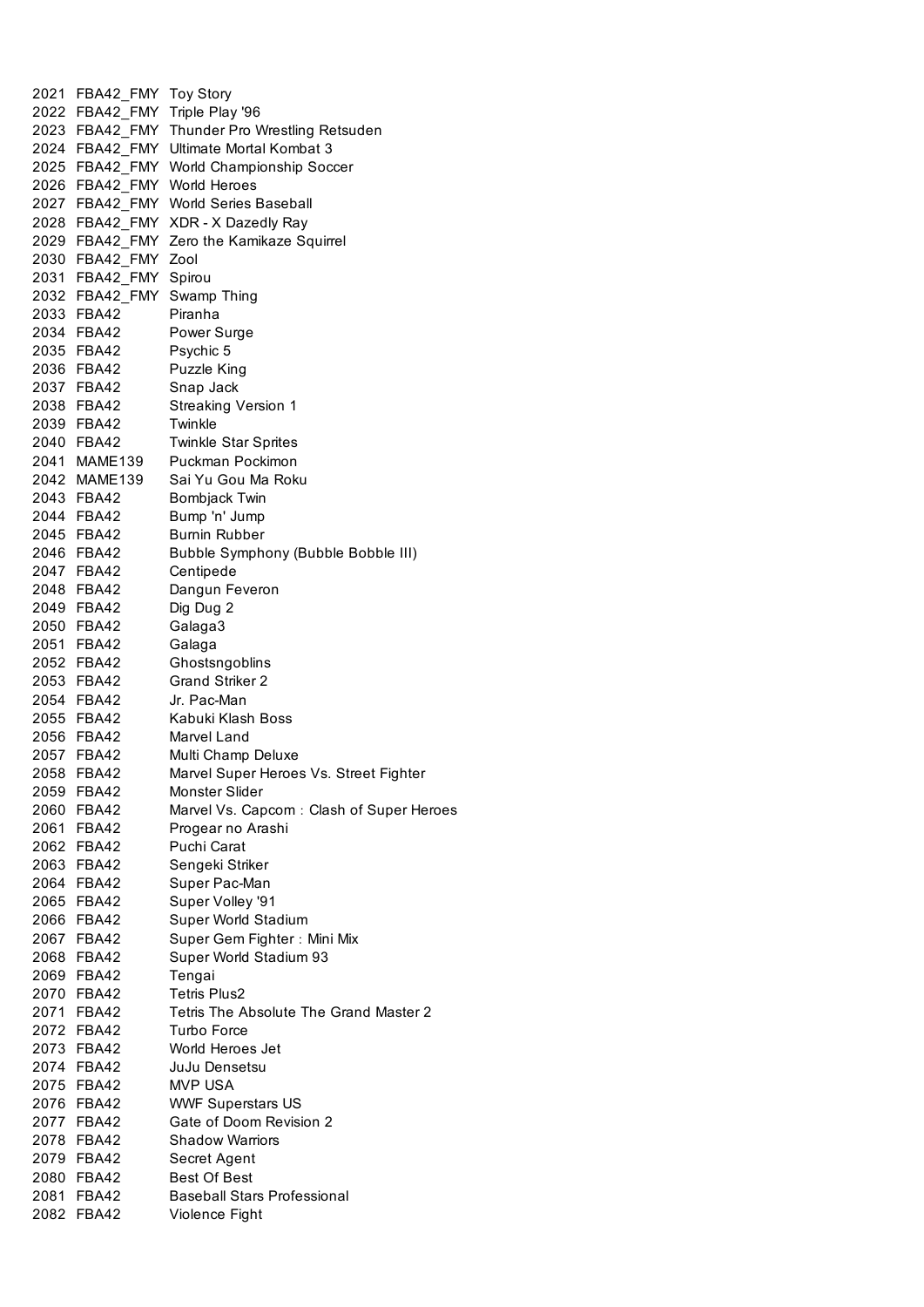| | | |
|---|---|---|
| 2021 | FBA42_FMY | Toy Story |
| 2022 | FBA42_FMY | Triple Play '96 |
| 2023 | FBA42_FMY | Thunder Pro Wrestling Retsuden |
| 2024 | FBA42_FMY | Ultimate Mortal Kombat 3 |
| 2025 | FBA42_FMY | World Championship Soccer |
| 2026 | FBA42_FMY | World Heroes |
| 2027 | FBA42_FMY | World Series Baseball |
| 2028 | FBA42_FMY | XDR - X Dazedly Ray |
| 2029 | FBA42_FMY | Zero the Kamikaze Squirrel |
| 2030 | FBA42_FMY | Zool |
| 2031 | FBA42_FMY | Spirou |
| 2032 | FBA42_FMY | Swamp Thing |
| 2033 | FBA42 | Piranha |
| 2034 | FBA42 | Power Surge |
| 2035 | FBA42 | Psychic 5 |
| 2036 | FBA42 | Puzzle King |
| 2037 | FBA42 | Snap Jack |
| 2038 | FBA42 | Streaking Version 1 |
| 2039 | FBA42 | Twinkle |
| 2040 | FBA42 | Twinkle Star Sprites |
| 2041 | MAME139 | Puckman Pockimon |
| 2042 | MAME139 | Sai Yu Gou Ma Roku |
| 2043 | FBA42 | Bombjack Twin |
| 2044 | FBA42 | Bump 'n' Jump |
| 2045 | FBA42 | Burnin Rubber |
| 2046 | FBA42 | Bubble Symphony (Bubble Bobble III) |
| 2047 | FBA42 | Centipede |
| 2048 | FBA42 | Dangun Feveron |
| 2049 | FBA42 | Dig Dug 2 |
| 2050 | FBA42 | Galaga3 |
| 2051 | FBA42 | Galaga |
| 2052 | FBA42 | Ghostsngoblins |
| 2053 | FBA42 | Grand Striker 2 |
| 2054 | FBA42 | Jr. Pac-Man |
| 2055 | FBA42 | Kabuki Klash Boss |
| 2056 | FBA42 | Marvel Land |
| 2057 | FBA42 | Multi Champ Deluxe |
| 2058 | FBA42 | Marvel Super Heroes Vs. Street Fighter |
| 2059 | FBA42 | Monster Slider |
| 2060 | FBA42 | Marvel Vs. Capcom：Clash of Super Heroes |
| 2061 | FBA42 | Progear no Arashi |
| 2062 | FBA42 | Puchi Carat |
| 2063 | FBA42 | Sengeki Striker |
| 2064 | FBA42 | Super Pac-Man |
| 2065 | FBA42 | Super Volley '91 |
| 2066 | FBA42 | Super World Stadium |
| 2067 | FBA42 | Super Gem Fighter：Mini Mix |
| 2068 | FBA42 | Super World Stadium 93 |
| 2069 | FBA42 | Tengai |
| 2070 | FBA42 | Tetris Plus2 |
| 2071 | FBA42 | Tetris The Absolute The Grand Master 2 |
| 2072 | FBA42 | Turbo Force |
| 2073 | FBA42 | World Heroes Jet |
| 2074 | FBA42 | JuJu Densetsu |
| 2075 | FBA42 | MVP USA |
| 2076 | FBA42 | WWF Superstars US |
| 2077 | FBA42 | Gate of Doom Revision 2 |
| 2078 | FBA42 | Shadow Warriors |
| 2079 | FBA42 | Secret Agent |
| 2080 | FBA42 | Best Of Best |
| 2081 | FBA42 | Baseball Stars Professional |
| 2082 | FBA42 | Violence Fight |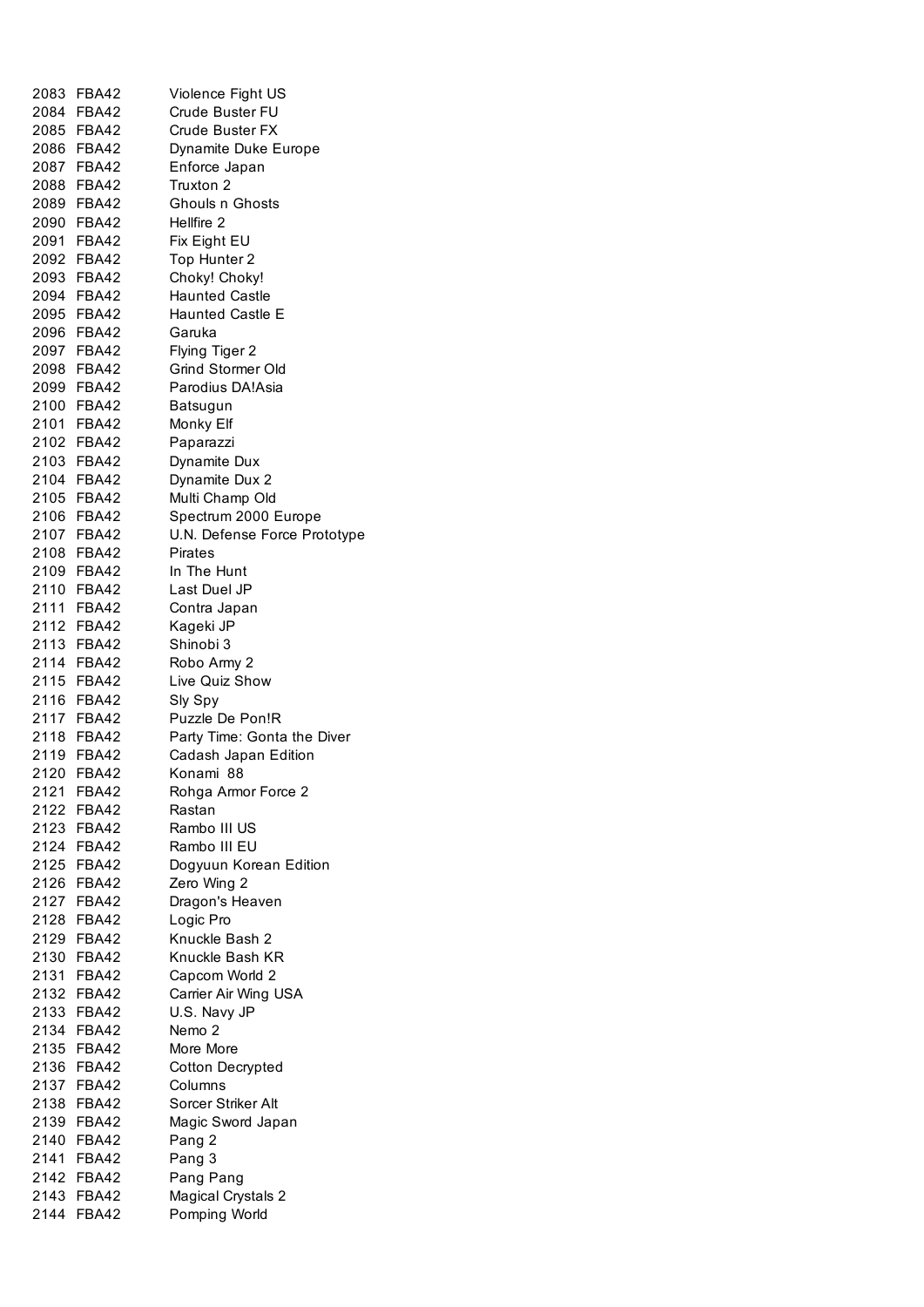| | | |
|---|---|---|
| 2083 | FBA42 | Violence Fight US |
| 2084 | FBA42 | Crude Buster FU |
| 2085 | FBA42 | Crude Buster FX |
| 2086 | FBA42 | Dynamite Duke Europe |
| 2087 | FBA42 | Enforce Japan |
| 2088 | FBA42 | Truxton 2 |
| 2089 | FBA42 | Ghouls n Ghosts |
| 2090 | FBA42 | Hellfire 2 |
| 2091 | FBA42 | Fix Eight EU |
| 2092 | FBA42 | Top Hunter 2 |
| 2093 | FBA42 | Choky! Choky! |
| 2094 | FBA42 | Haunted Castle |
| 2095 | FBA42 | Haunted Castle E |
| 2096 | FBA42 | Garuka |
| 2097 | FBA42 | Flying Tiger 2 |
| 2098 | FBA42 | Grind Stormer Old |
| 2099 | FBA42 | Parodius DA!Asia |
| 2100 | FBA42 | Batsugun |
| 2101 | FBA42 | Monky Elf |
| 2102 | FBA42 | Paparazzi |
| 2103 | FBA42 | Dynamite Dux |
| 2104 | FBA42 | Dynamite Dux 2 |
| 2105 | FBA42 | Multi Champ Old |
| 2106 | FBA42 | Spectrum 2000 Europe |
| 2107 | FBA42 | U.N. Defense Force Prototype |
| 2108 | FBA42 | Pirates |
| 2109 | FBA42 | In The Hunt |
| 2110 | FBA42 | Last Duel JP |
| 2111 | FBA42 | Contra Japan |
| 2112 | FBA42 | Kageki JP |
| 2113 | FBA42 | Shinobi 3 |
| 2114 | FBA42 | Robo Army 2 |
| 2115 | FBA42 | Live Quiz Show |
| 2116 | FBA42 | Sly Spy |
| 2117 | FBA42 | Puzzle De Pon!R |
| 2118 | FBA42 | Party Time: Gonta the Diver |
| 2119 | FBA42 | Cadash Japan Edition |
| 2120 | FBA42 | Konami 88 |
| 2121 | FBA42 | Rohga Armor Force 2 |
| 2122 | FBA42 | Rastan |
| 2123 | FBA42 | Rambo III US |
| 2124 | FBA42 | Rambo III EU |
| 2125 | FBA42 | Dogyuun Korean Edition |
| 2126 | FBA42 | Zero Wing 2 |
| 2127 | FBA42 | Dragon's Heaven |
| 2128 | FBA42 | Logic Pro |
| 2129 | FBA42 | Knuckle Bash 2 |
| 2130 | FBA42 | Knuckle Bash KR |
| 2131 | FBA42 | Capcom World 2 |
| 2132 | FBA42 | Carrier Air Wing USA |
| 2133 | FBA42 | U.S. Navy JP |
| 2134 | FBA42 | Nemo 2 |
| 2135 | FBA42 | More More |
| 2136 | FBA42 | Cotton Decrypted |
| 2137 | FBA42 | Columns |
| 2138 | FBA42 | Sorcer Striker Alt |
| 2139 | FBA42 | Magic Sword Japan |
| 2140 | FBA42 | Pang 2 |
| 2141 | FBA42 | Pang 3 |
| 2142 | FBA42 | Pang Pang |
| 2143 | FBA42 | Magical Crystals 2 |
| 2144 | FBA42 | Pomping World |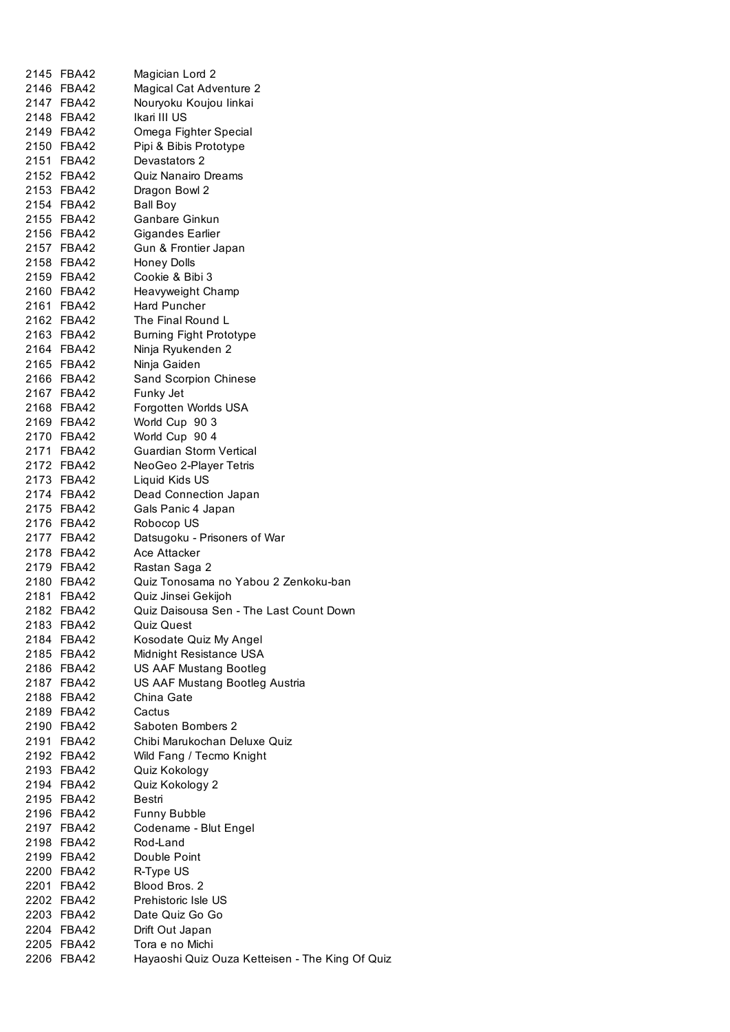| | | |
|---|---|---|
| 2145 | FBA42 | Magician Lord 2 |
| 2146 | FBA42 | Magical Cat Adventure 2 |
| 2147 | FBA42 | Nouryoku Koujou Iinkai |
| 2148 | FBA42 | Ikari III US |
| 2149 | FBA42 | Omega Fighter Special |
| 2150 | FBA42 | Pipi & Bibis Prototype |
| 2151 | FBA42 | Devastators 2 |
| 2152 | FBA42 | Quiz Nanairo Dreams |
| 2153 | FBA42 | Dragon Bowl 2 |
| 2154 | FBA42 | Ball Boy |
| 2155 | FBA42 | Ganbare Ginkun |
| 2156 | FBA42 | Gigandes Earlier |
| 2157 | FBA42 | Gun & Frontier Japan |
| 2158 | FBA42 | Honey Dolls |
| 2159 | FBA42 | Cookie & Bibi 3 |
| 2160 | FBA42 | Heavyweight Champ |
| 2161 | FBA42 | Hard Puncher |
| 2162 | FBA42 | The Final Round L |
| 2163 | FBA42 | Burning Fight Prototype |
| 2164 | FBA42 | Ninja Ryukenden 2 |
| 2165 | FBA42 | Ninja Gaiden |
| 2166 | FBA42 | Sand Scorpion Chinese |
| 2167 | FBA42 | Funky Jet |
| 2168 | FBA42 | Forgotten Worlds USA |
| 2169 | FBA42 | World Cup 90 3 |
| 2170 | FBA42 | World Cup 90 4 |
| 2171 | FBA42 | Guardian Storm Vertical |
| 2172 | FBA42 | NeoGeo 2-Player Tetris |
| 2173 | FBA42 | Liquid Kids US |
| 2174 | FBA42 | Dead Connection Japan |
| 2175 | FBA42 | Gals Panic 4 Japan |
| 2176 | FBA42 | Robocop US |
| 2177 | FBA42 | Datsugoku - Prisoners of War |
| 2178 | FBA42 | Ace Attacker |
| 2179 | FBA42 | Rastan Saga 2 |
| 2180 | FBA42 | Quiz Tonosama no Yabou 2 Zenkoku-ban |
| 2181 | FBA42 | Quiz Jinsei Gekijoh |
| 2182 | FBA42 | Quiz Daisousa Sen - The Last Count Down |
| 2183 | FBA42 | Quiz Quest |
| 2184 | FBA42 | Kosodate Quiz My Angel |
| 2185 | FBA42 | Midnight Resistance USA |
| 2186 | FBA42 | US AAF Mustang Bootleg |
| 2187 | FBA42 | US AAF Mustang Bootleg Austria |
| 2188 | FBA42 | China Gate |
| 2189 | FBA42 | Cactus |
| 2190 | FBA42 | Saboten Bombers 2 |
| 2191 | FBA42 | Chibi Marukochan Deluxe Quiz |
| 2192 | FBA42 | Wild Fang / Tecmo Knight |
| 2193 | FBA42 | Quiz Kokology |
| 2194 | FBA42 | Quiz Kokology 2 |
| 2195 | FBA42 | Bestri |
| 2196 | FBA42 | Funny Bubble |
| 2197 | FBA42 | Codename - Blut Engel |
| 2198 | FBA42 | Rod-Land |
| 2199 | FBA42 | Double Point |
| 2200 | FBA42 | R-Type US |
| 2201 | FBA42 | Blood Bros. 2 |
| 2202 | FBA42 | Prehistoric Isle US |
| 2203 | FBA42 | Date Quiz Go Go |
| 2204 | FBA42 | Drift Out Japan |
| 2205 | FBA42 | Tora e no Michi |
| 2206 | FBA42 | Hayaoshi Quiz Ouza Ketteisen - The King Of Quiz |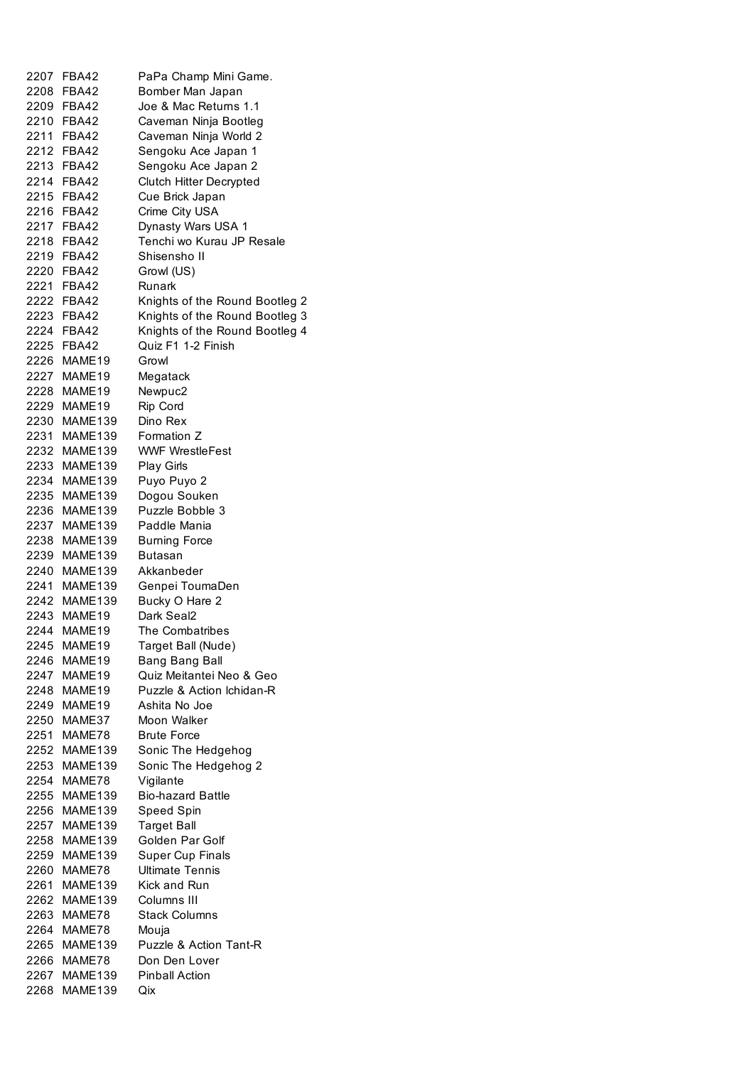| | | |
|---|---|---|
| 2207 | FBA42 | PaPa Champ Mini Game. |
| 2208 | FBA42 | Bomber Man Japan |
| 2209 | FBA42 | Joe & Mac Returns 1.1 |
| 2210 | FBA42 | Caveman Ninja Bootleg |
| 2211 | FBA42 | Caveman Ninja World 2 |
| 2212 | FBA42 | Sengoku Ace Japan 1 |
| 2213 | FBA42 | Sengoku Ace Japan 2 |
| 2214 | FBA42 | Clutch Hitter Decrypted |
| 2215 | FBA42 | Cue Brick Japan |
| 2216 | FBA42 | Crime City USA |
| 2217 | FBA42 | Dynasty Wars USA 1 |
| 2218 | FBA42 | Tenchi wo Kurau JP Resale |
| 2219 | FBA42 | Shisensho II |
| 2220 | FBA42 | Growl (US) |
| 2221 | FBA42 | Runark |
| 2222 | FBA42 | Knights of the Round Bootleg 2 |
| 2223 | FBA42 | Knights of the Round Bootleg 3 |
| 2224 | FBA42 | Knights of the Round Bootleg 4 |
| 2225 | FBA42 | Quiz F1 1-2 Finish |
| 2226 | MAME19 | Growl |
| 2227 | MAME19 | Megatack |
| 2228 | MAME19 | Newpuc2 |
| 2229 | MAME19 | Rip Cord |
| 2230 | MAME139 | Dino Rex |
| 2231 | MAME139 | Formation Z |
| 2232 | MAME139 | WWF WrestleFest |
| 2233 | MAME139 | Play Girls |
| 2234 | MAME139 | Puyo Puyo 2 |
| 2235 | MAME139 | Dogou Souken |
| 2236 | MAME139 | Puzzle Bobble 3 |
| 2237 | MAME139 | Paddle Mania |
| 2238 | MAME139 | Burning Force |
| 2239 | MAME139 | Butasan |
| 2240 | MAME139 | Akkanbeder |
| 2241 | MAME139 | Genpei ToumaDen |
| 2242 | MAME139 | Bucky O Hare 2 |
| 2243 | MAME19 | Dark Seal2 |
| 2244 | MAME19 | The Combatribes |
| 2245 | MAME19 | Target Ball (Nude) |
| 2246 | MAME19 | Bang Bang Ball |
| 2247 | MAME19 | Quiz Meitantei Neo & Geo |
| 2248 | MAME19 | Puzzle & Action Ichidan-R |
| 2249 | MAME19 | Ashita No Joe |
| 2250 | MAME37 | Moon Walker |
| 2251 | MAME78 | Brute Force |
| 2252 | MAME139 | Sonic The Hedgehog |
| 2253 | MAME139 | Sonic The Hedgehog 2 |
| 2254 | MAME78 | Vigilante |
| 2255 | MAME139 | Bio-hazard Battle |
| 2256 | MAME139 | Speed Spin |
| 2257 | MAME139 | Target Ball |
| 2258 | MAME139 | Golden Par Golf |
| 2259 | MAME139 | Super Cup Finals |
| 2260 | MAME78 | Ultimate Tennis |
| 2261 | MAME139 | Kick and Run |
| 2262 | MAME139 | Columns III |
| 2263 | MAME78 | Stack Columns |
| 2264 | MAME78 | Mouja |
| 2265 | MAME139 | Puzzle & Action Tant-R |
| 2266 | MAME78 | Don Den Lover |
| 2267 | MAME139 | Pinball Action |
| 2268 | MAME139 | Qix |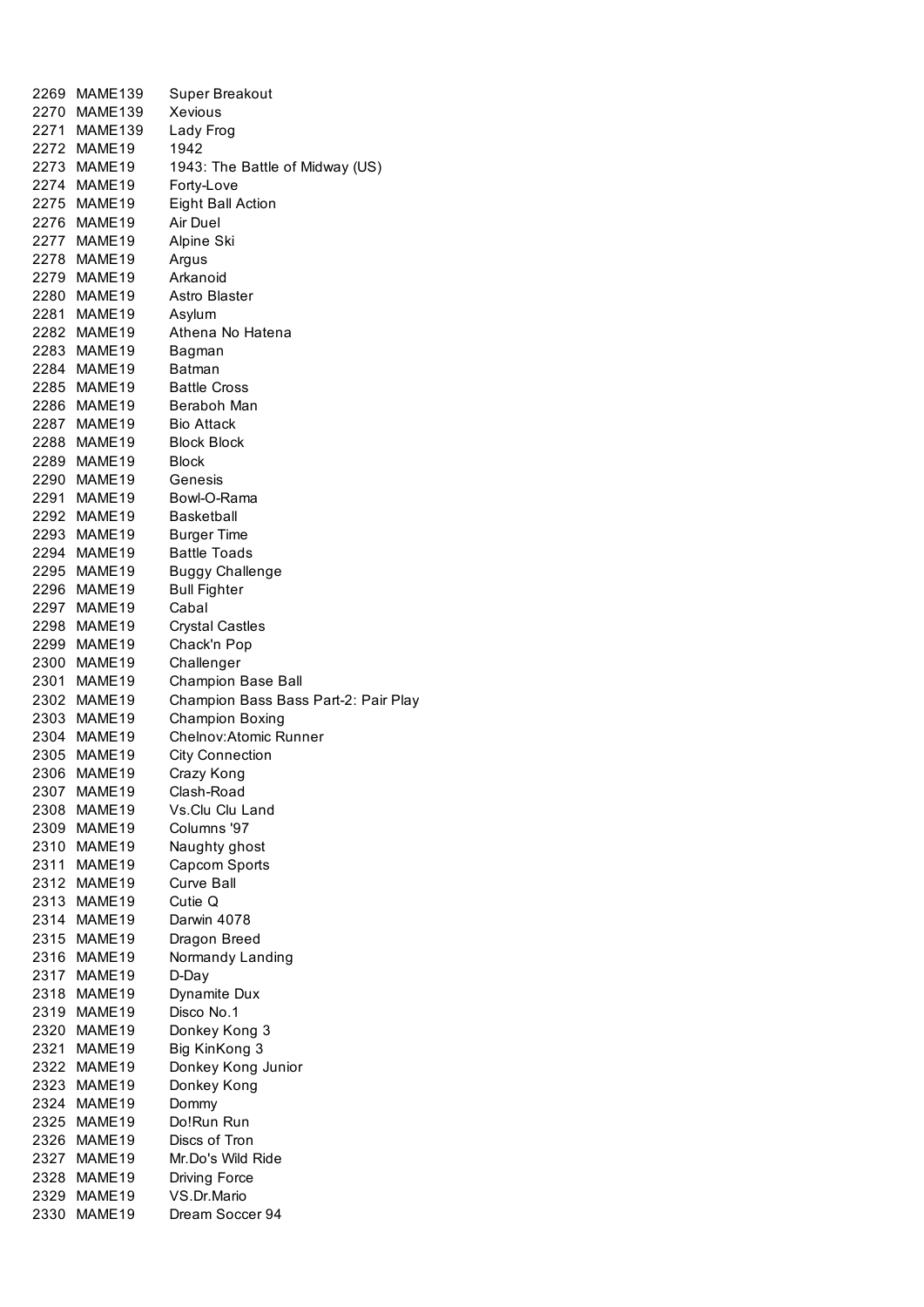| | | |
|---|---|---|
| 2269 | MAME139 | Super Breakout |
| 2270 | MAME139 | Xevious |
| 2271 | MAME139 | Lady Frog |
| 2272 | MAME19 | 1942 |
| 2273 | MAME19 | 1943: The Battle of Midway (US) |
| 2274 | MAME19 | Forty-Love |
| 2275 | MAME19 | Eight Ball Action |
| 2276 | MAME19 | Air Duel |
| 2277 | MAME19 | Alpine Ski |
| 2278 | MAME19 | Argus |
| 2279 | MAME19 | Arkanoid |
| 2280 | MAME19 | Astro Blaster |
| 2281 | MAME19 | Asylum |
| 2282 | MAME19 | Athena No Hatena |
| 2283 | MAME19 | Bagman |
| 2284 | MAME19 | Batman |
| 2285 | MAME19 | Battle Cross |
| 2286 | MAME19 | Beraboh Man |
| 2287 | MAME19 | Bio Attack |
| 2288 | MAME19 | Block Block |
| 2289 | MAME19 | Block |
| 2290 | MAME19 | Genesis |
| 2291 | MAME19 | Bowl-O-Rama |
| 2292 | MAME19 | Basketball |
| 2293 | MAME19 | Burger Time |
| 2294 | MAME19 | Battle Toads |
| 2295 | MAME19 | Buggy Challenge |
| 2296 | MAME19 | Bull Fighter |
| 2297 | MAME19 | Cabal |
| 2298 | MAME19 | Crystal Castles |
| 2299 | MAME19 | Chack'n Pop |
| 2300 | MAME19 | Challenger |
| 2301 | MAME19 | Champion Base Ball |
| 2302 | MAME19 | Champion Bass Bass Part-2: Pair Play |
| 2303 | MAME19 | Champion Boxing |
| 2304 | MAME19 | Chelnov:Atomic Runner |
| 2305 | MAME19 | City Connection |
| 2306 | MAME19 | Crazy Kong |
| 2307 | MAME19 | Clash-Road |
| 2308 | MAME19 | Vs.Clu Clu Land |
| 2309 | MAME19 | Columns '97 |
| 2310 | MAME19 | Naughty ghost |
| 2311 | MAME19 | Capcom Sports |
| 2312 | MAME19 | Curve Ball |
| 2313 | MAME19 | Cutie Q |
| 2314 | MAME19 | Darwin 4078 |
| 2315 | MAME19 | Dragon Breed |
| 2316 | MAME19 | Normandy Landing |
| 2317 | MAME19 | D-Day |
| 2318 | MAME19 | Dynamite Dux |
| 2319 | MAME19 | Disco No.1 |
| 2320 | MAME19 | Donkey Kong 3 |
| 2321 | MAME19 | Big KinKong 3 |
| 2322 | MAME19 | Donkey Kong Junior |
| 2323 | MAME19 | Donkey Kong |
| 2324 | MAME19 | Dommy |
| 2325 | MAME19 | Do!Run Run |
| 2326 | MAME19 | Discs of Tron |
| 2327 | MAME19 | Mr.Do's Wild Ride |
| 2328 | MAME19 | Driving Force |
| 2329 | MAME19 | VS.Dr.Mario |
| 2330 | MAME19 | Dream Soccer 94 |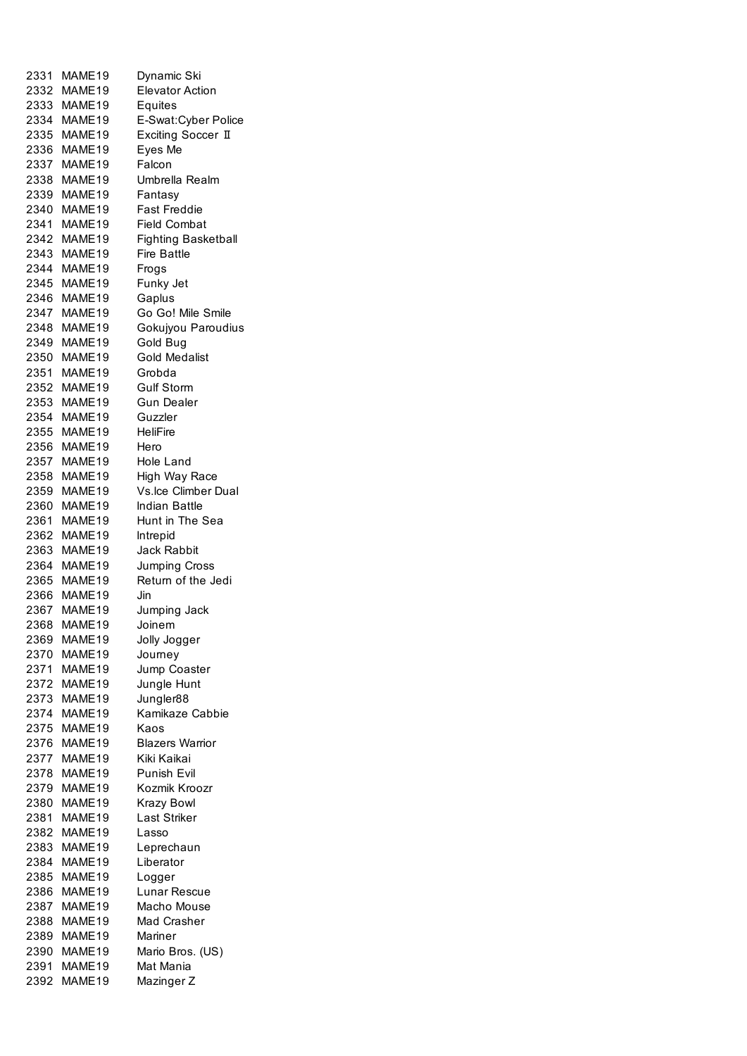| | | |
|---|---|---|
| 2331 | MAME19 | Dynamic Ski |
| 2332 | MAME19 | Elevator Action |
| 2333 | MAME19 | Equites |
| 2334 | MAME19 | E-Swat:Cyber Police |
| 2335 | MAME19 | Exciting Soccer Ⅱ |
| 2336 | MAME19 | Eyes Me |
| 2337 | MAME19 | Falcon |
| 2338 | MAME19 | Umbrella Realm |
| 2339 | MAME19 | Fantasy |
| 2340 | MAME19 | Fast Freddie |
| 2341 | MAME19 | Field Combat |
| 2342 | MAME19 | Fighting Basketball |
| 2343 | MAME19 | Fire Battle |
| 2344 | MAME19 | Frogs |
| 2345 | MAME19 | Funky Jet |
| 2346 | MAME19 | Gaplus |
| 2347 | MAME19 | Go Go! Mile Smile |
| 2348 | MAME19 | Gokujyou Paroudius |
| 2349 | MAME19 | Gold Bug |
| 2350 | MAME19 | Gold Medalist |
| 2351 | MAME19 | Grobda |
| 2352 | MAME19 | Gulf Storm |
| 2353 | MAME19 | Gun Dealer |
| 2354 | MAME19 | Guzzler |
| 2355 | MAME19 | HeliFire |
| 2356 | MAME19 | Hero |
| 2357 | MAME19 | Hole Land |
| 2358 | MAME19 | High Way Race |
| 2359 | MAME19 | Vs.Ice Climber Dual |
| 2360 | MAME19 | Indian Battle |
| 2361 | MAME19 | Hunt in The Sea |
| 2362 | MAME19 | Intrepid |
| 2363 | MAME19 | Jack Rabbit |
| 2364 | MAME19 | Jumping Cross |
| 2365 | MAME19 | Return of the Jedi |
| 2366 | MAME19 | Jin |
| 2367 | MAME19 | Jumping Jack |
| 2368 | MAME19 | Joinem |
| 2369 | MAME19 | Jolly Jogger |
| 2370 | MAME19 | Journey |
| 2371 | MAME19 | Jump Coaster |
| 2372 | MAME19 | Jungle Hunt |
| 2373 | MAME19 | Jungler88 |
| 2374 | MAME19 | Kamikaze Cabbie |
| 2375 | MAME19 | Kaos |
| 2376 | MAME19 | Blazers Warrior |
| 2377 | MAME19 | Kiki Kaikai |
| 2378 | MAME19 | Punish Evil |
| 2379 | MAME19 | Kozmik Kroozr |
| 2380 | MAME19 | Krazy Bowl |
| 2381 | MAME19 | Last Striker |
| 2382 | MAME19 | Lasso |
| 2383 | MAME19 | Leprechaun |
| 2384 | MAME19 | Liberator |
| 2385 | MAME19 | Logger |
| 2386 | MAME19 | Lunar Rescue |
| 2387 | MAME19 | Macho Mouse |
| 2388 | MAME19 | Mad Crasher |
| 2389 | MAME19 | Mariner |
| 2390 | MAME19 | Mario Bros. (US) |
| 2391 | MAME19 | Mat Mania |
| 2392 | MAME19 | Mazinger Z |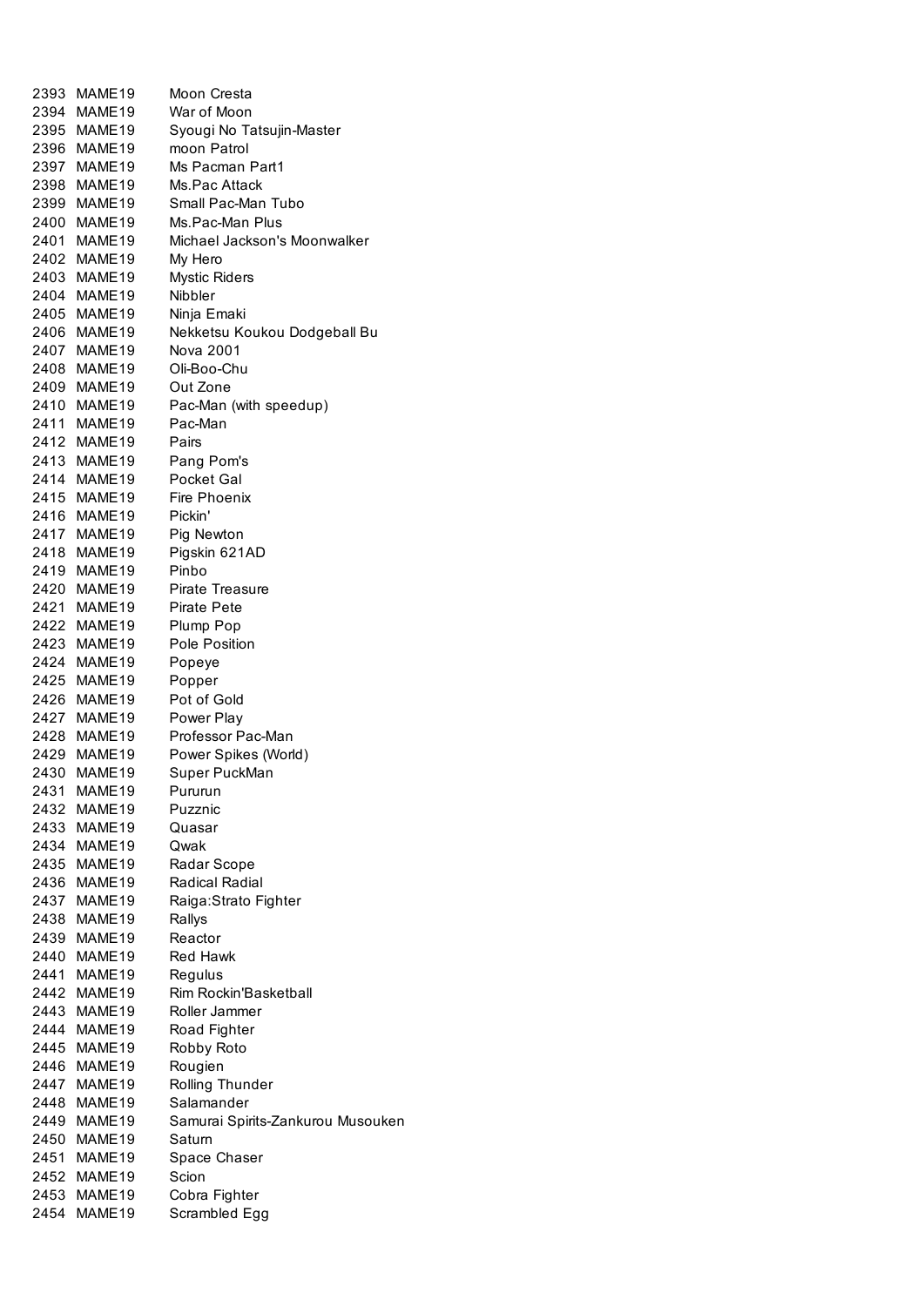| | | |
|---|---|---|
| 2393 | MAME19 | Moon Cresta |
| 2394 | MAME19 | War of Moon |
| 2395 | MAME19 | Syougi No Tatsujin-Master |
| 2396 | MAME19 | moon Patrol |
| 2397 | MAME19 | Ms Pacman Part1 |
| 2398 | MAME19 | Ms.Pac Attack |
| 2399 | MAME19 | Small Pac-Man Tubo |
| 2400 | MAME19 | Ms.Pac-Man Plus |
| 2401 | MAME19 | Michael Jackson's Moonwalker |
| 2402 | MAME19 | My Hero |
| 2403 | MAME19 | Mystic Riders |
| 2404 | MAME19 | Nibbler |
| 2405 | MAME19 | Ninja Emaki |
| 2406 | MAME19 | Nekketsu Koukou Dodgeball Bu |
| 2407 | MAME19 | Nova 2001 |
| 2408 | MAME19 | Oli-Boo-Chu |
| 2409 | MAME19 | Out Zone |
| 2410 | MAME19 | Pac-Man (with speedup) |
| 2411 | MAME19 | Pac-Man |
| 2412 | MAME19 | Pairs |
| 2413 | MAME19 | Pang Pom's |
| 2414 | MAME19 | Pocket Gal |
| 2415 | MAME19 | Fire Phoenix |
| 2416 | MAME19 | Pickin' |
| 2417 | MAME19 | Pig Newton |
| 2418 | MAME19 | Pigskin 621AD |
| 2419 | MAME19 | Pinbo |
| 2420 | MAME19 | Pirate Treasure |
| 2421 | MAME19 | Pirate Pete |
| 2422 | MAME19 | Plump Pop |
| 2423 | MAME19 | Pole Position |
| 2424 | MAME19 | Popeye |
| 2425 | MAME19 | Popper |
| 2426 | MAME19 | Pot of Gold |
| 2427 | MAME19 | Power Play |
| 2428 | MAME19 | Professor Pac-Man |
| 2429 | MAME19 | Power Spikes (World) |
| 2430 | MAME19 | Super PuckMan |
| 2431 | MAME19 | Pururun |
| 2432 | MAME19 | Puzznic |
| 2433 | MAME19 | Quasar |
| 2434 | MAME19 | Qwak |
| 2435 | MAME19 | Radar Scope |
| 2436 | MAME19 | Radical Radial |
| 2437 | MAME19 | Raiga:Strato Fighter |
| 2438 | MAME19 | Rallys |
| 2439 | MAME19 | Reactor |
| 2440 | MAME19 | Red Hawk |
| 2441 | MAME19 | Regulus |
| 2442 | MAME19 | Rim Rockin'Basketball |
| 2443 | MAME19 | Roller Jammer |
| 2444 | MAME19 | Road Fighter |
| 2445 | MAME19 | Robby Roto |
| 2446 | MAME19 | Rougien |
| 2447 | MAME19 | Rolling Thunder |
| 2448 | MAME19 | Salamander |
| 2449 | MAME19 | Samurai Spirits-Zankurou Musouken |
| 2450 | MAME19 | Saturn |
| 2451 | MAME19 | Space Chaser |
| 2452 | MAME19 | Scion |
| 2453 | MAME19 | Cobra Fighter |
| 2454 | MAME19 | Scrambled Egg |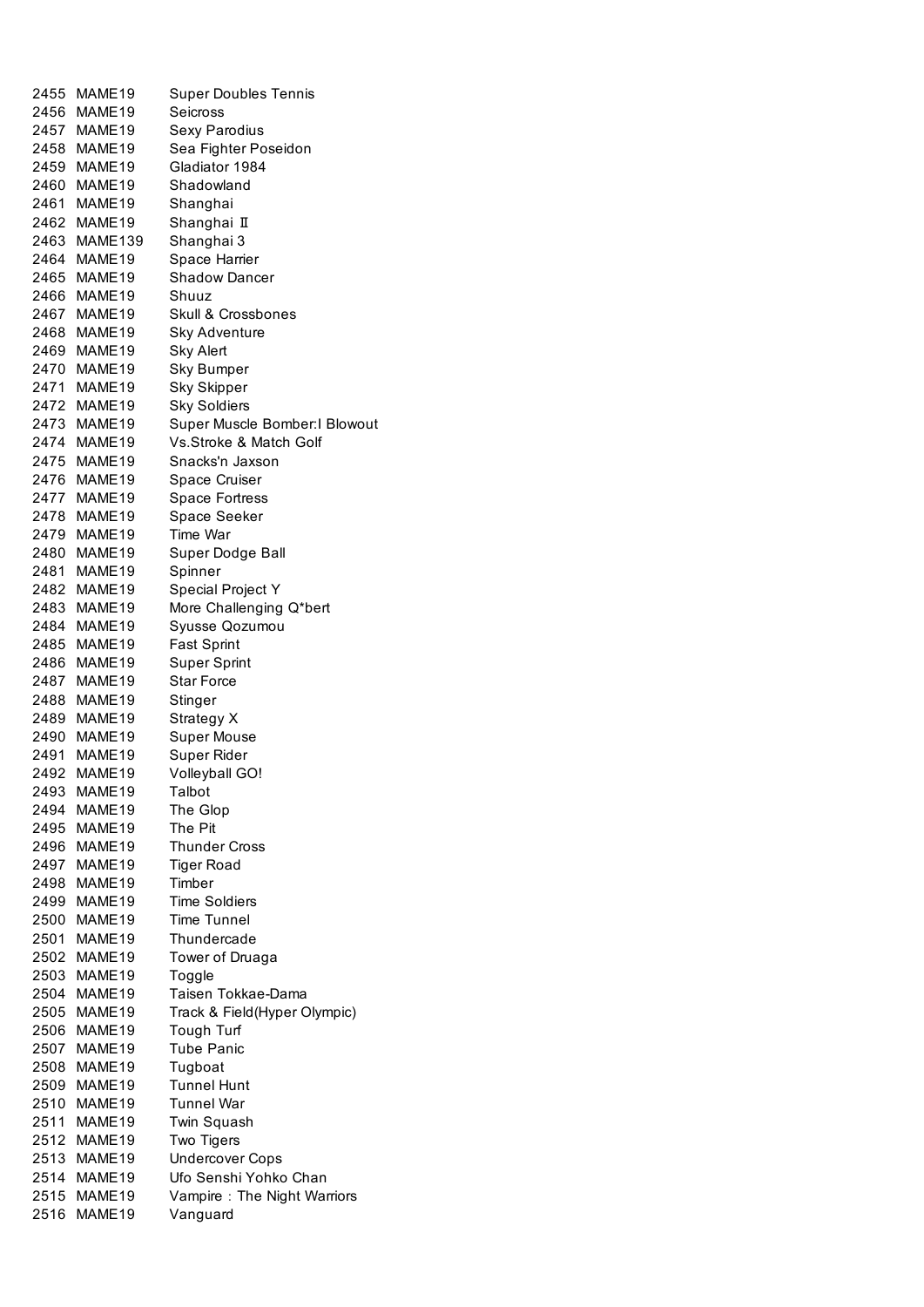| | | |
|---|---|---|
| 2455 | MAME19 | Super Doubles Tennis |
| 2456 | MAME19 | Seicross |
| 2457 | MAME19 | Sexy Parodius |
| 2458 | MAME19 | Sea Fighter Poseidon |
| 2459 | MAME19 | Gladiator 1984 |
| 2460 | MAME19 | Shadowland |
| 2461 | MAME19 | Shanghai |
| 2462 | MAME19 | Shanghai Ⅱ |
| 2463 | MAME139 | Shanghai 3 |
| 2464 | MAME19 | Space Harrier |
| 2465 | MAME19 | Shadow Dancer |
| 2466 | MAME19 | Shuuz |
| 2467 | MAME19 | Skull & Crossbones |
| 2468 | MAME19 | Sky Adventure |
| 2469 | MAME19 | Sky Alert |
| 2470 | MAME19 | Sky Bumper |
| 2471 | MAME19 | Sky Skipper |
| 2472 | MAME19 | Sky Soldiers |
| 2473 | MAME19 | Super Muscle Bomber:I Blowout |
| 2474 | MAME19 | Vs.Stroke & Match Golf |
| 2475 | MAME19 | Snacks'n Jaxson |
| 2476 | MAME19 | Space Cruiser |
| 2477 | MAME19 | Space Fortress |
| 2478 | MAME19 | Space Seeker |
| 2479 | MAME19 | Time War |
| 2480 | MAME19 | Super Dodge Ball |
| 2481 | MAME19 | Spinner |
| 2482 | MAME19 | Special Project Y |
| 2483 | MAME19 | More Challenging Q*bert |
| 2484 | MAME19 | Syusse Qozumou |
| 2485 | MAME19 | Fast Sprint |
| 2486 | MAME19 | Super Sprint |
| 2487 | MAME19 | Star Force |
| 2488 | MAME19 | Stinger |
| 2489 | MAME19 | Strategy X |
| 2490 | MAME19 | Super Mouse |
| 2491 | MAME19 | Super Rider |
| 2492 | MAME19 | Volleyball GO! |
| 2493 | MAME19 | Talbot |
| 2494 | MAME19 | The Glop |
| 2495 | MAME19 | The Pit |
| 2496 | MAME19 | Thunder Cross |
| 2497 | MAME19 | Tiger Road |
| 2498 | MAME19 | Timber |
| 2499 | MAME19 | Time Soldiers |
| 2500 | MAME19 | Time Tunnel |
| 2501 | MAME19 | Thundercade |
| 2502 | MAME19 | Tower of Druaga |
| 2503 | MAME19 | Toggle |
| 2504 | MAME19 | Taisen Tokkae-Dama |
| 2505 | MAME19 | Track & Field(Hyper Olympic) |
| 2506 | MAME19 | Tough Turf |
| 2507 | MAME19 | Tube Panic |
| 2508 | MAME19 | Tugboat |
| 2509 | MAME19 | Tunnel Hunt |
| 2510 | MAME19 | Tunnel War |
| 2511 | MAME19 | Twin Squash |
| 2512 | MAME19 | Two Tigers |
| 2513 | MAME19 | Undercover Cops |
| 2514 | MAME19 | Ufo Senshi Yohko Chan |
| 2515 | MAME19 | Vampire：The Night Warriors |
| 2516 | MAME19 | Vanguard |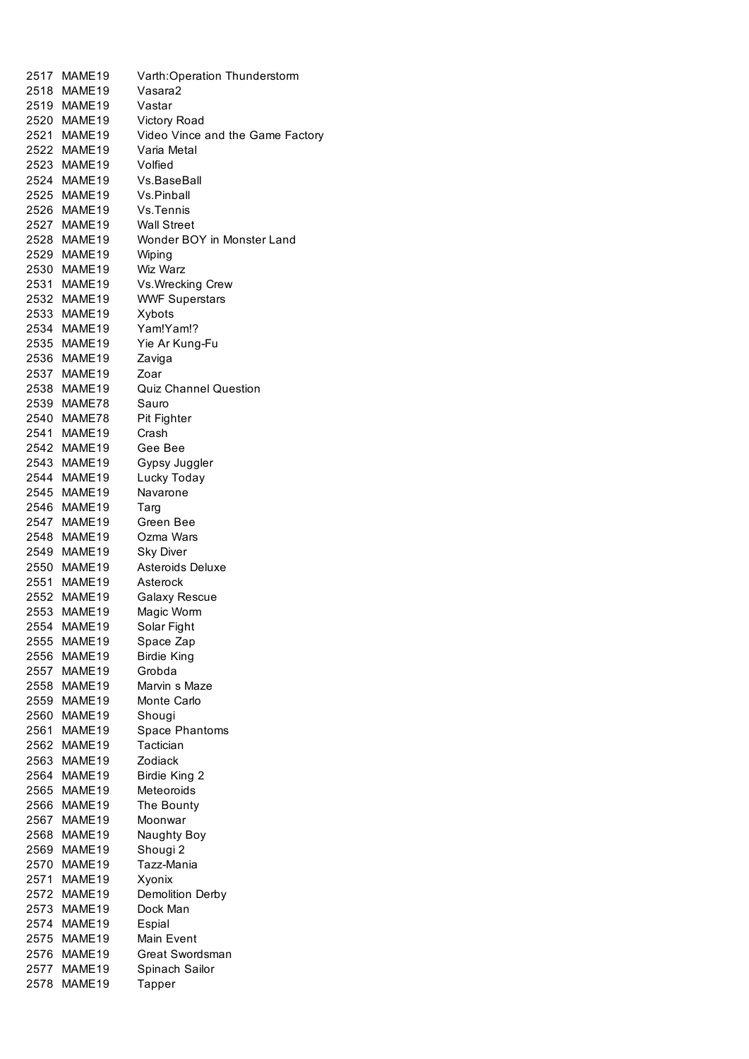| | | |
|---|---|---|
| 2517 | MAME19 | Varth:Operation Thunderstorm |
| 2518 | MAME19 | Vasara2 |
| 2519 | MAME19 | Vastar |
| 2520 | MAME19 | Victory Road |
| 2521 | MAME19 | Video Vince and the Game Factory |
| 2522 | MAME19 | Varia Metal |
| 2523 | MAME19 | Volfied |
| 2524 | MAME19 | Vs.BaseBall |
| 2525 | MAME19 | Vs.Pinball |
| 2526 | MAME19 | Vs.Tennis |
| 2527 | MAME19 | Wall Street |
| 2528 | MAME19 | Wonder BOY in Monster Land |
| 2529 | MAME19 | Wiping |
| 2530 | MAME19 | Wiz Warz |
| 2531 | MAME19 | Vs.Wrecking Crew |
| 2532 | MAME19 | WWF Superstars |
| 2533 | MAME19 | Xybots |
| 2534 | MAME19 | Yam!Yam!? |
| 2535 | MAME19 | Yie Ar Kung-Fu |
| 2536 | MAME19 | Zaviga |
| 2537 | MAME19 | Zoar |
| 2538 | MAME19 | Quiz Channel Question |
| 2539 | MAME78 | Sauro |
| 2540 | MAME78 | Pit Fighter |
| 2541 | MAME19 | Crash |
| 2542 | MAME19 | Gee Bee |
| 2543 | MAME19 | Gypsy Juggler |
| 2544 | MAME19 | Lucky Today |
| 2545 | MAME19 | Navarone |
| 2546 | MAME19 | Targ |
| 2547 | MAME19 | Green Bee |
| 2548 | MAME19 | Ozma Wars |
| 2549 | MAME19 | Sky Diver |
| 2550 | MAME19 | Asteroids Deluxe |
| 2551 | MAME19 | Asterock |
| 2552 | MAME19 | Galaxy Rescue |
| 2553 | MAME19 | Magic Worm |
| 2554 | MAME19 | Solar Fight |
| 2555 | MAME19 | Space Zap |
| 2556 | MAME19 | Birdie King |
| 2557 | MAME19 | Grobda |
| 2558 | MAME19 | Marvin s Maze |
| 2559 | MAME19 | Monte Carlo |
| 2560 | MAME19 | Shougi |
| 2561 | MAME19 | Space Phantoms |
| 2562 | MAME19 | Tactician |
| 2563 | MAME19 | Zodiack |
| 2564 | MAME19 | Birdie King 2 |
| 2565 | MAME19 | Meteoroids |
| 2566 | MAME19 | The Bounty |
| 2567 | MAME19 | Moonwar |
| 2568 | MAME19 | Naughty Boy |
| 2569 | MAME19 | Shougi 2 |
| 2570 | MAME19 | Tazz-Mania |
| 2571 | MAME19 | Xyonix |
| 2572 | MAME19 | Demolition Derby |
| 2573 | MAME19 | Dock Man |
| 2574 | MAME19 | Espial |
| 2575 | MAME19 | Main Event |
| 2576 | MAME19 | Great Swordsman |
| 2577 | MAME19 | Spinach Sailor |
| 2578 | MAME19 | Tapper |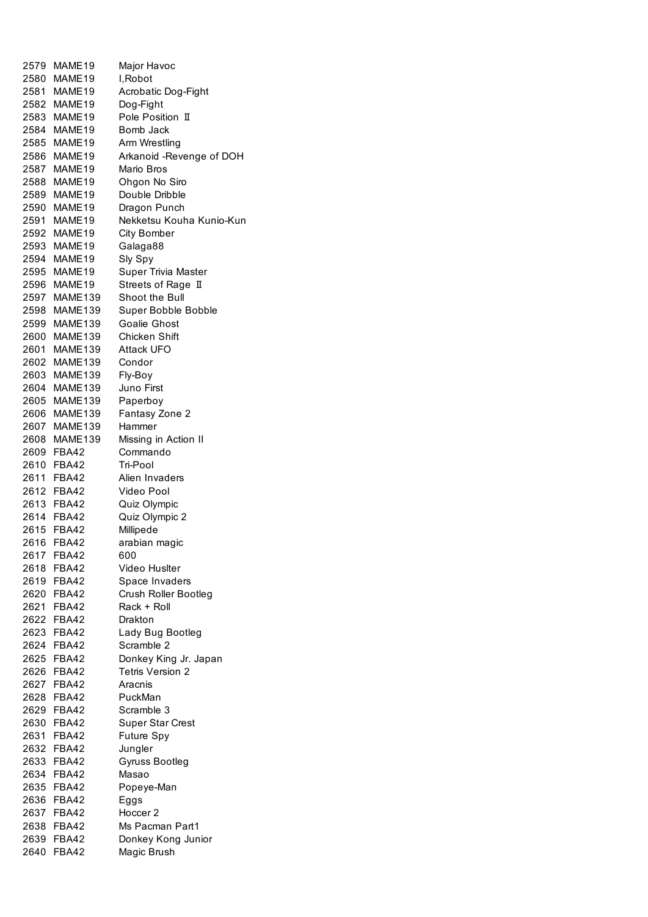| | | |
|---|---|---|
| 2579 | MAME19 | Major Havoc |
| 2580 | MAME19 | I,Robot |
| 2581 | MAME19 | Acrobatic Dog-Fight |
| 2582 | MAME19 | Dog-Fight |
| 2583 | MAME19 | Pole Position Ⅱ |
| 2584 | MAME19 | Bomb Jack |
| 2585 | MAME19 | Arm Wrestling |
| 2586 | MAME19 | Arkanoid -Revenge of DOH |
| 2587 | MAME19 | Mario Bros |
| 2588 | MAME19 | Ohgon No Siro |
| 2589 | MAME19 | Double Dribble |
| 2590 | MAME19 | Dragon Punch |
| 2591 | MAME19 | Nekketsu Kouha Kunio-Kun |
| 2592 | MAME19 | City Bomber |
| 2593 | MAME19 | Galaga88 |
| 2594 | MAME19 | Sly Spy |
| 2595 | MAME19 | Super Trivia Master |
| 2596 | MAME19 | Streets of Rage Ⅱ |
| 2597 | MAME139 | Shoot the Bull |
| 2598 | MAME139 | Super Bobble Bobble |
| 2599 | MAME139 | Goalie Ghost |
| 2600 | MAME139 | Chicken Shift |
| 2601 | MAME139 | Attack UFO |
| 2602 | MAME139 | Condor |
| 2603 | MAME139 | Fly-Boy |
| 2604 | MAME139 | Juno First |
| 2605 | MAME139 | Paperboy |
| 2606 | MAME139 | Fantasy Zone 2 |
| 2607 | MAME139 | Hammer |
| 2608 | MAME139 | Missing in Action II |
| 2609 | FBA42 | Commando |
| 2610 | FBA42 | Tri-Pool |
| 2611 | FBA42 | Alien Invaders |
| 2612 | FBA42 | Video Pool |
| 2613 | FBA42 | Quiz Olympic |
| 2614 | FBA42 | Quiz Olympic 2 |
| 2615 | FBA42 | Millipede |
| 2616 | FBA42 | arabian magic |
| 2617 | FBA42 | 600 |
| 2618 | FBA42 | Video Huslter |
| 2619 | FBA42 | Space Invaders |
| 2620 | FBA42 | Crush Roller Bootleg |
| 2621 | FBA42 | Rack + Roll |
| 2622 | FBA42 | Drakton |
| 2623 | FBA42 | Lady Bug Bootleg |
| 2624 | FBA42 | Scramble 2 |
| 2625 | FBA42 | Donkey King Jr. Japan |
| 2626 | FBA42 | Tetris Version 2 |
| 2627 | FBA42 | Aracnis |
| 2628 | FBA42 | PuckMan |
| 2629 | FBA42 | Scramble 3 |
| 2630 | FBA42 | Super Star Crest |
| 2631 | FBA42 | Future Spy |
| 2632 | FBA42 | Jungler |
| 2633 | FBA42 | Gyruss Bootleg |
| 2634 | FBA42 | Masao |
| 2635 | FBA42 | Popeye-Man |
| 2636 | FBA42 | Eggs |
| 2637 | FBA42 | Hoccer 2 |
| 2638 | FBA42 | Ms Pacman Part1 |
| 2639 | FBA42 | Donkey Kong Junior |
| 2640 | FBA42 | Magic Brush |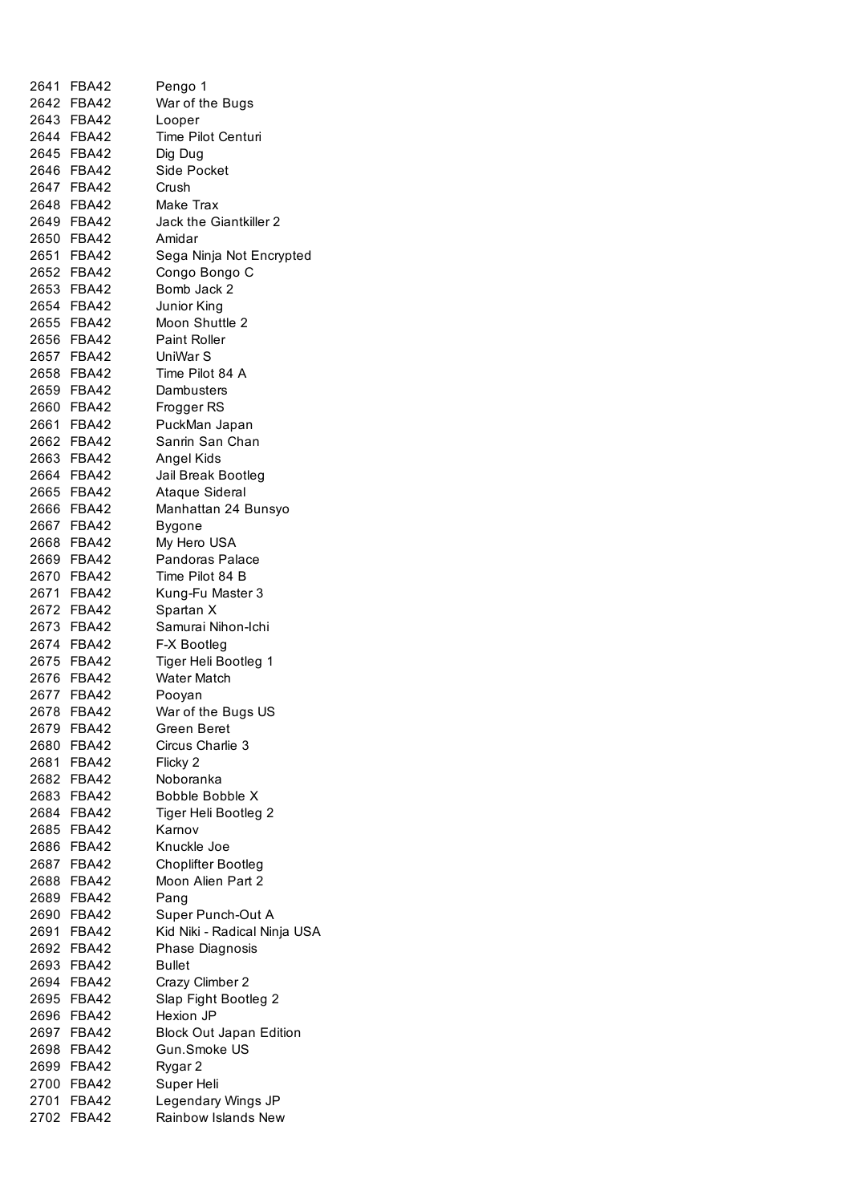| | | |
|---|---|---|
| 2641 | FBA42 | Pengo 1 |
| 2642 | FBA42 | War of the Bugs |
| 2643 | FBA42 | Looper |
| 2644 | FBA42 | Time Pilot Centuri |
| 2645 | FBA42 | Dig Dug |
| 2646 | FBA42 | Side Pocket |
| 2647 | FBA42 | Crush |
| 2648 | FBA42 | Make Trax |
| 2649 | FBA42 | Jack the Giantkiller 2 |
| 2650 | FBA42 | Amidar |
| 2651 | FBA42 | Sega Ninja Not Encrypted |
| 2652 | FBA42 | Congo Bongo C |
| 2653 | FBA42 | Bomb Jack 2 |
| 2654 | FBA42 | Junior King |
| 2655 | FBA42 | Moon Shuttle 2 |
| 2656 | FBA42 | Paint Roller |
| 2657 | FBA42 | UniWar S |
| 2658 | FBA42 | Time Pilot 84 A |
| 2659 | FBA42 | Dambusters |
| 2660 | FBA42 | Frogger RS |
| 2661 | FBA42 | PuckMan Japan |
| 2662 | FBA42 | Sanrin San Chan |
| 2663 | FBA42 | Angel Kids |
| 2664 | FBA42 | Jail Break Bootleg |
| 2665 | FBA42 | Ataque Sideral |
| 2666 | FBA42 | Manhattan 24 Bunsyo |
| 2667 | FBA42 | Bygone |
| 2668 | FBA42 | My Hero USA |
| 2669 | FBA42 | Pandoras Palace |
| 2670 | FBA42 | Time Pilot 84 B |
| 2671 | FBA42 | Kung-Fu Master 3 |
| 2672 | FBA42 | Spartan X |
| 2673 | FBA42 | Samurai Nihon-Ichi |
| 2674 | FBA42 | F-X Bootleg |
| 2675 | FBA42 | Tiger Heli Bootleg 1 |
| 2676 | FBA42 | Water Match |
| 2677 | FBA42 | Pooyan |
| 2678 | FBA42 | War of the Bugs US |
| 2679 | FBA42 | Green Beret |
| 2680 | FBA42 | Circus Charlie 3 |
| 2681 | FBA42 | Flicky 2 |
| 2682 | FBA42 | Noboranka |
| 2683 | FBA42 | Bobble Bobble X |
| 2684 | FBA42 | Tiger Heli Bootleg 2 |
| 2685 | FBA42 | Karnov |
| 2686 | FBA42 | Knuckle Joe |
| 2687 | FBA42 | Choplifter Bootleg |
| 2688 | FBA42 | Moon Alien Part 2 |
| 2689 | FBA42 | Pang |
| 2690 | FBA42 | Super Punch-Out A |
| 2691 | FBA42 | Kid Niki - Radical Ninja USA |
| 2692 | FBA42 | Phase Diagnosis |
| 2693 | FBA42 | Bullet |
| 2694 | FBA42 | Crazy Climber 2 |
| 2695 | FBA42 | Slap Fight Bootleg 2 |
| 2696 | FBA42 | Hexion JP |
| 2697 | FBA42 | Block Out Japan Edition |
| 2698 | FBA42 | Gun.Smoke US |
| 2699 | FBA42 | Rygar 2 |
| 2700 | FBA42 | Super Heli |
| 2701 | FBA42 | Legendary Wings JP |
| 2702 | FBA42 | Rainbow Islands New |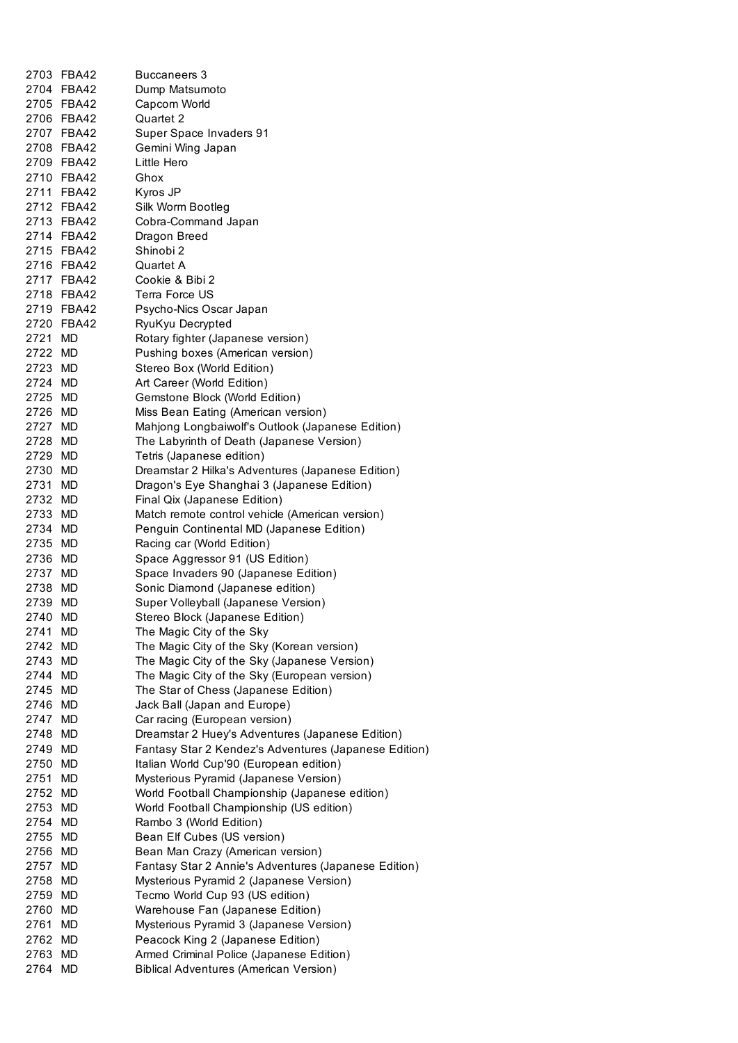| | | |
|---|---|---|
| 2703 | FBA42 | Buccaneers 3 |
| 2704 | FBA42 | Dump Matsumoto |
| 2705 | FBA42 | Capcom World |
| 2706 | FBA42 | Quartet 2 |
| 2707 | FBA42 | Super Space Invaders 91 |
| 2708 | FBA42 | Gemini Wing Japan |
| 2709 | FBA42 | Little Hero |
| 2710 | FBA42 | Ghox |
| 2711 | FBA42 | Kyros JP |
| 2712 | FBA42 | Silk Worm Bootleg |
| 2713 | FBA42 | Cobra-Command Japan |
| 2714 | FBA42 | Dragon Breed |
| 2715 | FBA42 | Shinobi 2 |
| 2716 | FBA42 | Quartet A |
| 2717 | FBA42 | Cookie & Bibi 2 |
| 2718 | FBA42 | Terra Force US |
| 2719 | FBA42 | Psycho-Nics Oscar Japan |
| 2720 | FBA42 | RyuKyu Decrypted |
| 2721 | MD | Rotary fighter (Japanese version) |
| 2722 | MD | Pushing boxes (American version) |
| 2723 | MD | Stereo Box (World Edition) |
| 2724 | MD | Art Career (World Edition) |
| 2725 | MD | Gemstone Block (World Edition) |
| 2726 | MD | Miss Bean Eating (American version) |
| 2727 | MD | Mahjong Longbaiwolf's Outlook (Japanese Edition) |
| 2728 | MD | The Labyrinth of Death (Japanese Version) |
| 2729 | MD | Tetris (Japanese edition) |
| 2730 | MD | Dreamstar 2 Hilka's Adventures (Japanese Edition) |
| 2731 | MD | Dragon's Eye Shanghai 3 (Japanese Edition) |
| 2732 | MD | Final Qix (Japanese Edition) |
| 2733 | MD | Match remote control vehicle (American version) |
| 2734 | MD | Penguin Continental MD (Japanese Edition) |
| 2735 | MD | Racing car (World Edition) |
| 2736 | MD | Space Aggressor 91 (US Edition) |
| 2737 | MD | Space Invaders 90 (Japanese Edition) |
| 2738 | MD | Sonic Diamond (Japanese edition) |
| 2739 | MD | Super Volleyball (Japanese Version) |
| 2740 | MD | Stereo Block (Japanese Edition) |
| 2741 | MD | The Magic City of the Sky |
| 2742 | MD | The Magic City of the Sky (Korean version) |
| 2743 | MD | The Magic City of the Sky (Japanese Version) |
| 2744 | MD | The Magic City of the Sky (European version) |
| 2745 | MD | The Star of Chess (Japanese Edition) |
| 2746 | MD | Jack Ball (Japan and Europe) |
| 2747 | MD | Car racing (European version) |
| 2748 | MD | Dreamstar 2 Huey's Adventures (Japanese Edition) |
| 2749 | MD | Fantasy Star 2 Kendez's Adventures (Japanese Edition) |
| 2750 | MD | Italian World Cup'90 (European edition) |
| 2751 | MD | Mysterious Pyramid (Japanese Version) |
| 2752 | MD | World Football Championship (Japanese edition) |
| 2753 | MD | World Football Championship (US edition) |
| 2754 | MD | Rambo 3 (World Edition) |
| 2755 | MD | Bean Elf Cubes (US version) |
| 2756 | MD | Bean Man Crazy (American version) |
| 2757 | MD | Fantasy Star 2 Annie's Adventures (Japanese Edition) |
| 2758 | MD | Mysterious Pyramid 2 (Japanese Version) |
| 2759 | MD | Tecmo World Cup 93 (US edition) |
| 2760 | MD | Warehouse Fan (Japanese Edition) |
| 2761 | MD | Mysterious Pyramid 3 (Japanese Version) |
| 2762 | MD | Peacock King 2 (Japanese Edition) |
| 2763 | MD | Armed Criminal Police (Japanese Edition) |
| 2764 | MD | Biblical Adventures (American Version) |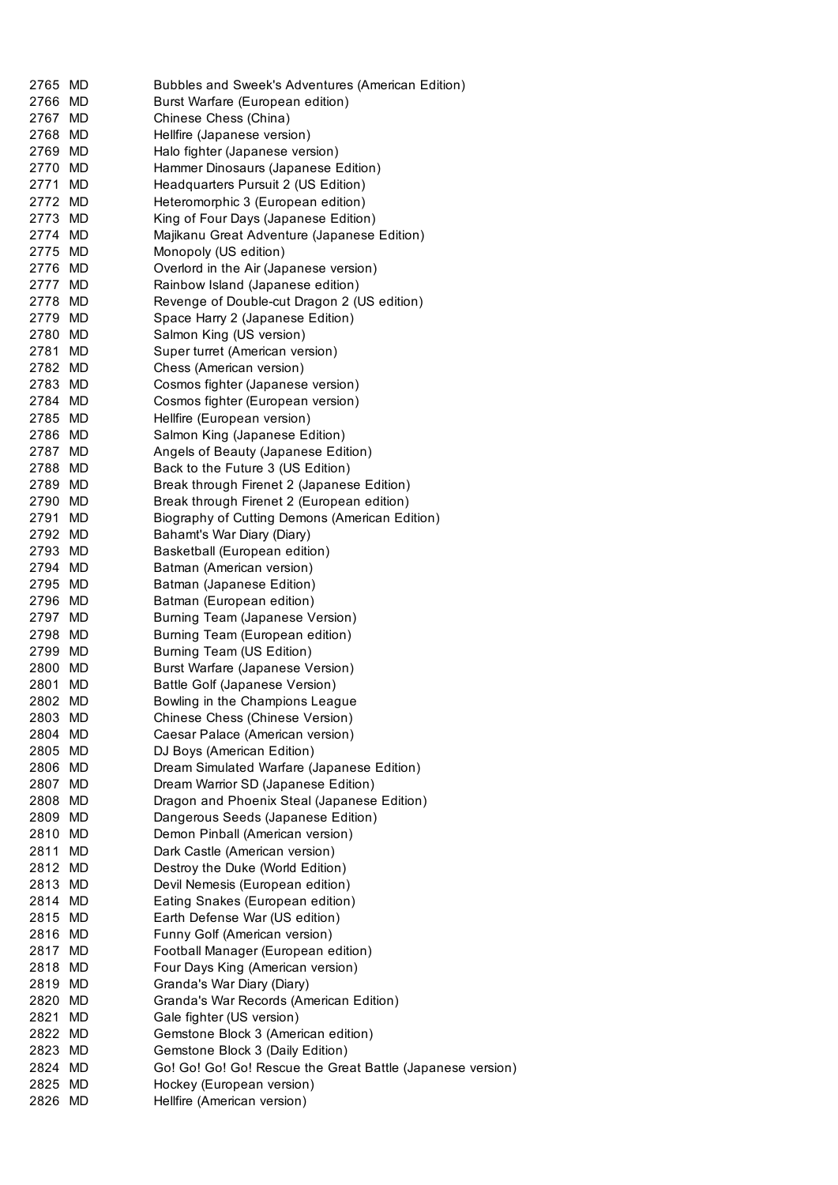| | | |
|---|---|---|
| 2765 | MD | Bubbles and Sweek's Adventures (American Edition) |
| 2766 | MD | Burst Warfare (European edition) |
| 2767 | MD | Chinese Chess (China) |
| 2768 | MD | Hellfire (Japanese version) |
| 2769 | MD | Halo fighter (Japanese version) |
| 2770 | MD | Hammer Dinosaurs (Japanese Edition) |
| 2771 | MD | Headquarters Pursuit 2 (US Edition) |
| 2772 | MD | Heteromorphic 3 (European edition) |
| 2773 | MD | King of Four Days (Japanese Edition) |
| 2774 | MD | Majikanu Great Adventure (Japanese Edition) |
| 2775 | MD | Monopoly (US edition) |
| 2776 | MD | Overlord in the Air (Japanese version) |
| 2777 | MD | Rainbow Island (Japanese edition) |
| 2778 | MD | Revenge of Double-cut Dragon 2 (US edition) |
| 2779 | MD | Space Harry 2 (Japanese Edition) |
| 2780 | MD | Salmon King (US version) |
| 2781 | MD | Super turret (American version) |
| 2782 | MD | Chess (American version) |
| 2783 | MD | Cosmos fighter (Japanese version) |
| 2784 | MD | Cosmos fighter (European version) |
| 2785 | MD | Hellfire (European version) |
| 2786 | MD | Salmon King (Japanese Edition) |
| 2787 | MD | Angels of Beauty (Japanese Edition) |
| 2788 | MD | Back to the Future 3 (US Edition) |
| 2789 | MD | Break through Firenet 2 (Japanese Edition) |
| 2790 | MD | Break through Firenet 2 (European edition) |
| 2791 | MD | Biography of Cutting Demons (American Edition) |
| 2792 | MD | Bahamt's War Diary (Diary) |
| 2793 | MD | Basketball (European edition) |
| 2794 | MD | Batman (American version) |
| 2795 | MD | Batman (Japanese Edition) |
| 2796 | MD | Batman (European edition) |
| 2797 | MD | Burning Team (Japanese Version) |
| 2798 | MD | Burning Team (European edition) |
| 2799 | MD | Burning Team (US Edition) |
| 2800 | MD | Burst Warfare (Japanese Version) |
| 2801 | MD | Battle Golf (Japanese Version) |
| 2802 | MD | Bowling in the Champions League |
| 2803 | MD | Chinese Chess (Chinese Version) |
| 2804 | MD | Caesar Palace (American version) |
| 2805 | MD | DJ Boys (American Edition) |
| 2806 | MD | Dream Simulated Warfare (Japanese Edition) |
| 2807 | MD | Dream Warrior SD (Japanese Edition) |
| 2808 | MD | Dragon and Phoenix Steal (Japanese Edition) |
| 2809 | MD | Dangerous Seeds (Japanese Edition) |
| 2810 | MD | Demon Pinball (American version) |
| 2811 | MD | Dark Castle (American version) |
| 2812 | MD | Destroy the Duke (World Edition) |
| 2813 | MD | Devil Nemesis (European edition) |
| 2814 | MD | Eating Snakes (European edition) |
| 2815 | MD | Earth Defense War (US edition) |
| 2816 | MD | Funny Golf (American version) |
| 2817 | MD | Football Manager (European edition) |
| 2818 | MD | Four Days King (American version) |
| 2819 | MD | Granda's War Diary (Diary) |
| 2820 | MD | Granda's War Records (American Edition) |
| 2821 | MD | Gale fighter (US version) |
| 2822 | MD | Gemstone Block 3 (American edition) |
| 2823 | MD | Gemstone Block 3 (Daily Edition) |
| 2824 | MD | Go! Go! Go! Go! Rescue the Great Battle (Japanese version) |
| 2825 | MD | Hockey (European version) |
| 2826 | MD | Hellfire (American version) |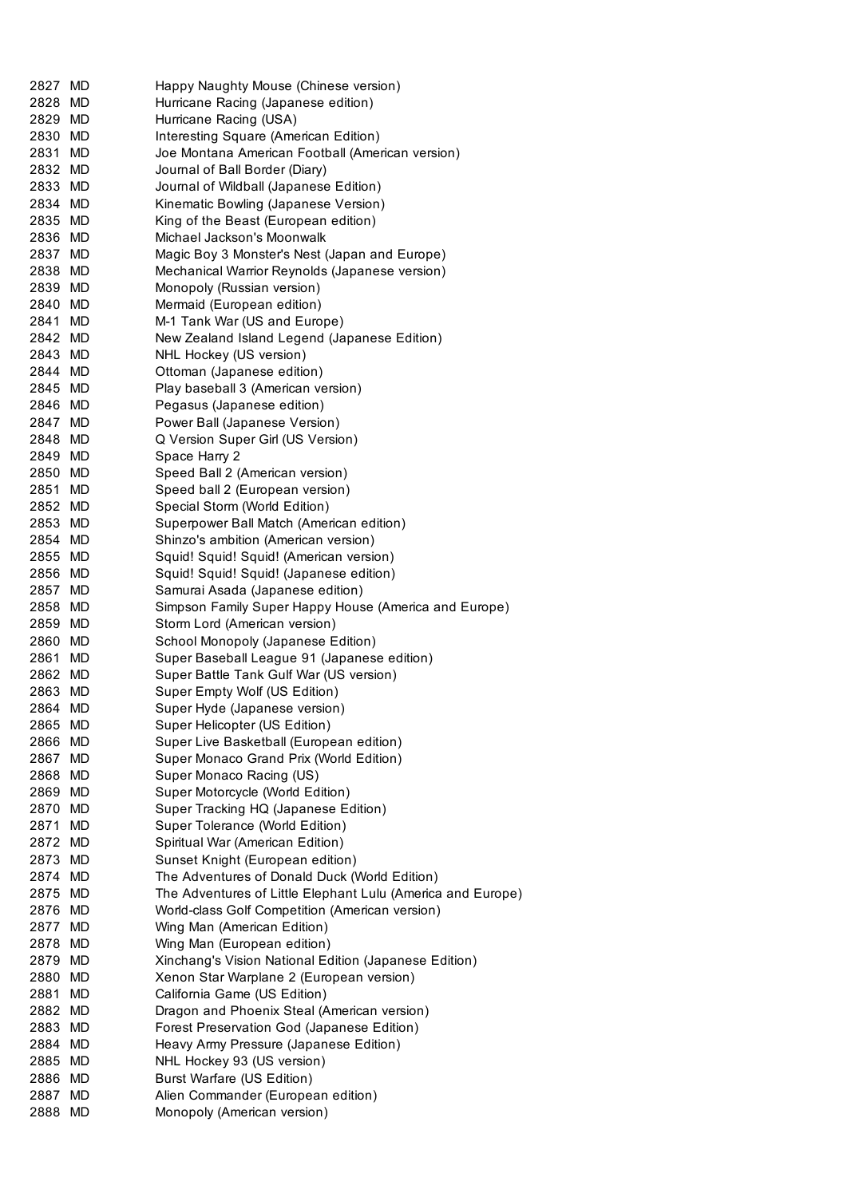| | | |
|---|---|---|
| 2827 | MD | Happy Naughty Mouse (Chinese version) |
| 2828 | MD | Hurricane Racing (Japanese edition) |
| 2829 | MD | Hurricane Racing (USA) |
| 2830 | MD | Interesting Square (American Edition) |
| 2831 | MD | Joe Montana American Football (American version) |
| 2832 | MD | Journal of Ball Border (Diary) |
| 2833 | MD | Journal of Wildball (Japanese Edition) |
| 2834 | MD | Kinematic Bowling (Japanese Version) |
| 2835 | MD | King of the Beast (European edition) |
| 2836 | MD | Michael Jackson's Moonwalk |
| 2837 | MD | Magic Boy 3 Monster's Nest (Japan and Europe) |
| 2838 | MD | Mechanical Warrior Reynolds (Japanese version) |
| 2839 | MD | Monopoly (Russian version) |
| 2840 | MD | Mermaid (European edition) |
| 2841 | MD | M-1 Tank War (US and Europe) |
| 2842 | MD | New Zealand Island Legend (Japanese Edition) |
| 2843 | MD | NHL Hockey (US version) |
| 2844 | MD | Ottoman (Japanese edition) |
| 2845 | MD | Play baseball 3 (American version) |
| 2846 | MD | Pegasus (Japanese edition) |
| 2847 | MD | Power Ball (Japanese Version) |
| 2848 | MD | Q Version Super Girl (US Version) |
| 2849 | MD | Space Harry 2 |
| 2850 | MD | Speed Ball 2 (American version) |
| 2851 | MD | Speed ball 2 (European version) |
| 2852 | MD | Special Storm (World Edition) |
| 2853 | MD | Superpower Ball Match (American edition) |
| 2854 | MD | Shinzo's ambition (American version) |
| 2855 | MD | Squid! Squid! Squid! (American version) |
| 2856 | MD | Squid! Squid! Squid! (Japanese edition) |
| 2857 | MD | Samurai Asada (Japanese edition) |
| 2858 | MD | Simpson Family Super Happy House (America and Europe) |
| 2859 | MD | Storm Lord (American version) |
| 2860 | MD | School Monopoly (Japanese Edition) |
| 2861 | MD | Super Baseball League 91 (Japanese edition) |
| 2862 | MD | Super Battle Tank Gulf War (US version) |
| 2863 | MD | Super Empty Wolf (US Edition) |
| 2864 | MD | Super Hyde (Japanese version) |
| 2865 | MD | Super Helicopter (US Edition) |
| 2866 | MD | Super Live Basketball (European edition) |
| 2867 | MD | Super Monaco Grand Prix (World Edition) |
| 2868 | MD | Super Monaco Racing (US) |
| 2869 | MD | Super Motorcycle (World Edition) |
| 2870 | MD | Super Tracking HQ (Japanese Edition) |
| 2871 | MD | Super Tolerance (World Edition) |
| 2872 | MD | Spiritual War (American Edition) |
| 2873 | MD | Sunset Knight (European edition) |
| 2874 | MD | The Adventures of Donald Duck (World Edition) |
| 2875 | MD | The Adventures of Little Elephant Lulu (America and Europe) |
| 2876 | MD | World-class Golf Competition (American version) |
| 2877 | MD | Wing Man (American Edition) |
| 2878 | MD | Wing Man (European edition) |
| 2879 | MD | Xinchang's Vision National Edition (Japanese Edition) |
| 2880 | MD | Xenon Star Warplane 2 (European version) |
| 2881 | MD | California Game (US Edition) |
| 2882 | MD | Dragon and Phoenix Steal (American version) |
| 2883 | MD | Forest Preservation God (Japanese Edition) |
| 2884 | MD | Heavy Army Pressure (Japanese Edition) |
| 2885 | MD | NHL Hockey 93 (US version) |
| 2886 | MD | Burst Warfare (US Edition) |
| 2887 | MD | Alien Commander (European edition) |
| 2888 | MD | Monopoly (American version) |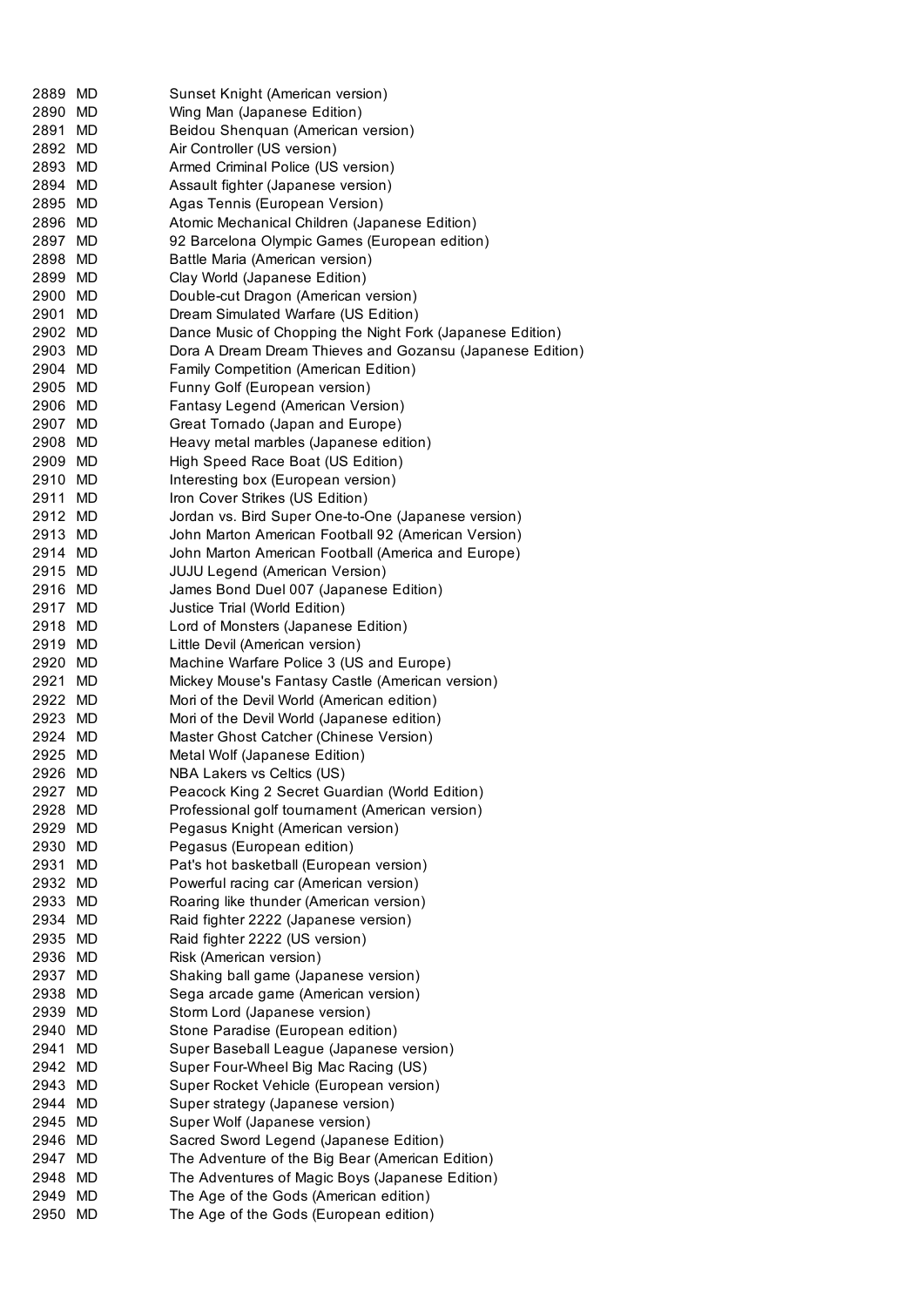| | | |
|---|---|---|
| 2889 | MD | Sunset Knight (American version) |
| 2890 | MD | Wing Man (Japanese Edition) |
| 2891 | MD | Beidou Shenquan (American version) |
| 2892 | MD | Air Controller (US version) |
| 2893 | MD | Armed Criminal Police (US version) |
| 2894 | MD | Assault fighter (Japanese version) |
| 2895 | MD | Agas Tennis (European Version) |
| 2896 | MD | Atomic Mechanical Children (Japanese Edition) |
| 2897 | MD | 92 Barcelona Olympic Games (European edition) |
| 2898 | MD | Battle Maria (American version) |
| 2899 | MD | Clay World (Japanese Edition) |
| 2900 | MD | Double-cut Dragon (American version) |
| 2901 | MD | Dream Simulated Warfare (US Edition) |
| 2902 | MD | Dance Music of Chopping the Night Fork (Japanese Edition) |
| 2903 | MD | Dora A Dream Dream Thieves and Gozansu (Japanese Edition) |
| 2904 | MD | Family Competition (American Edition) |
| 2905 | MD | Funny Golf (European version) |
| 2906 | MD | Fantasy Legend (American Version) |
| 2907 | MD | Great Tornado (Japan and Europe) |
| 2908 | MD | Heavy metal marbles (Japanese edition) |
| 2909 | MD | High Speed Race Boat (US Edition) |
| 2910 | MD | Interesting box (European version) |
| 2911 | MD | Iron Cover Strikes (US Edition) |
| 2912 | MD | Jordan vs. Bird Super One-to-One (Japanese version) |
| 2913 | MD | John Marton American Football 92 (American Version) |
| 2914 | MD | John Marton American Football (America and Europe) |
| 2915 | MD | JUJU Legend (American Version) |
| 2916 | MD | James Bond Duel 007 (Japanese Edition) |
| 2917 | MD | Justice Trial (World Edition) |
| 2918 | MD | Lord of Monsters (Japanese Edition) |
| 2919 | MD | Little Devil (American version) |
| 2920 | MD | Machine Warfare Police 3 (US and Europe) |
| 2921 | MD | Mickey Mouse's Fantasy Castle (American version) |
| 2922 | MD | Mori of the Devil World (American edition) |
| 2923 | MD | Mori of the Devil World (Japanese edition) |
| 2924 | MD | Master Ghost Catcher (Chinese Version) |
| 2925 | MD | Metal Wolf (Japanese Edition) |
| 2926 | MD | NBA Lakers vs Celtics (US) |
| 2927 | MD | Peacock King 2 Secret Guardian (World Edition) |
| 2928 | MD | Professional golf tournament (American version) |
| 2929 | MD | Pegasus Knight (American version) |
| 2930 | MD | Pegasus (European edition) |
| 2931 | MD | Pat's hot basketball (European version) |
| 2932 | MD | Powerful racing car (American version) |
| 2933 | MD | Roaring like thunder (American version) |
| 2934 | MD | Raid fighter 2222 (Japanese version) |
| 2935 | MD | Raid fighter 2222 (US version) |
| 2936 | MD | Risk (American version) |
| 2937 | MD | Shaking ball game (Japanese version) |
| 2938 | MD | Sega arcade game (American version) |
| 2939 | MD | Storm Lord (Japanese version) |
| 2940 | MD | Stone Paradise (European edition) |
| 2941 | MD | Super Baseball League (Japanese version) |
| 2942 | MD | Super Four-Wheel Big Mac Racing (US) |
| 2943 | MD | Super Rocket Vehicle (European version) |
| 2944 | MD | Super strategy (Japanese version) |
| 2945 | MD | Super Wolf (Japanese version) |
| 2946 | MD | Sacred Sword Legend (Japanese Edition) |
| 2947 | MD | The Adventure of the Big Bear (American Edition) |
| 2948 | MD | The Adventures of Magic Boys (Japanese Edition) |
| 2949 | MD | The Age of the Gods (American edition) |
| 2950 | MD | The Age of the Gods (European edition) |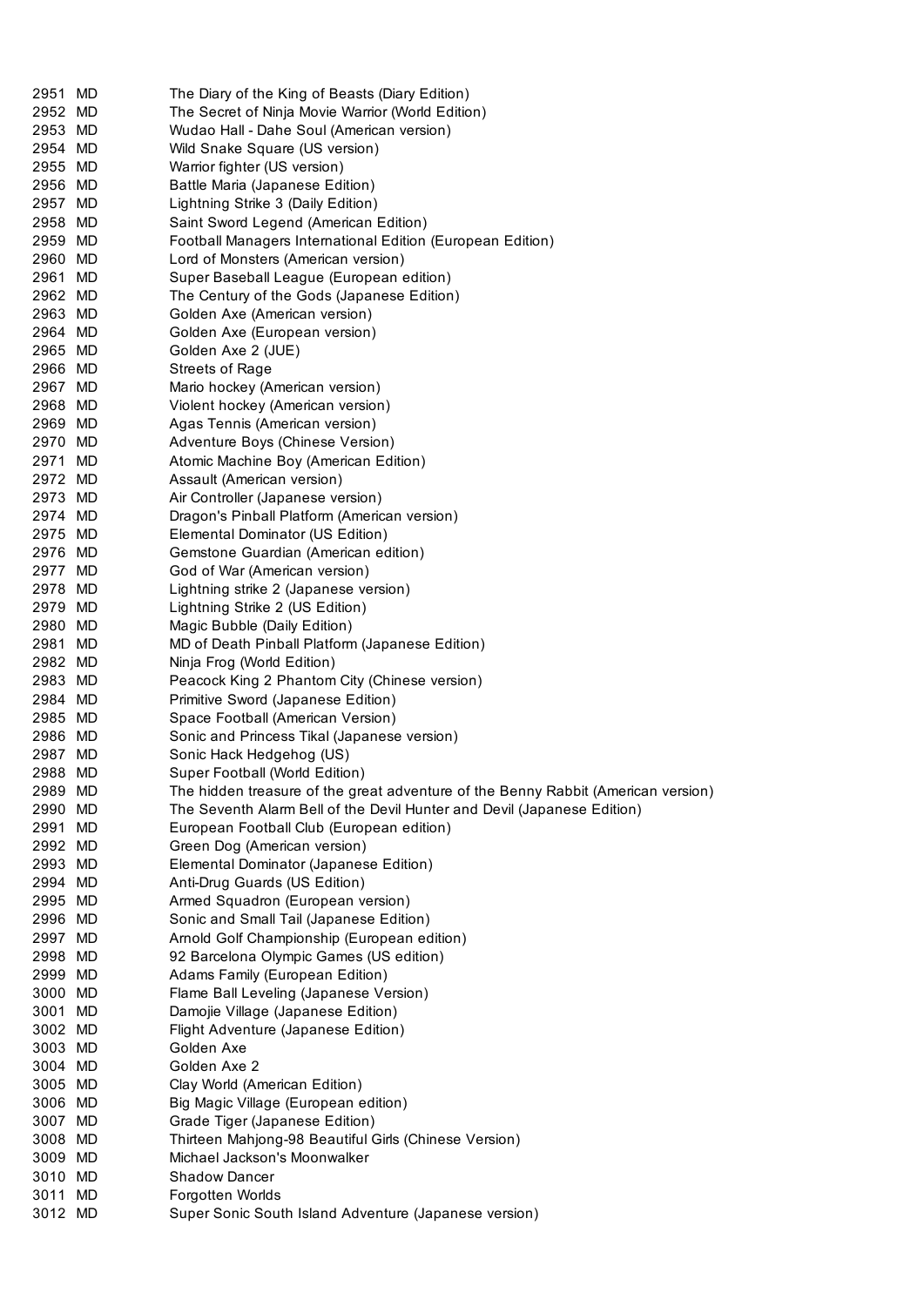| | | |
|---|---|---|
| 2951 | MD | The Diary of the King of Beasts (Diary Edition) |
| 2952 | MD | The Secret of Ninja Movie Warrior (World Edition) |
| 2953 | MD | Wudao Hall - Dahe Soul (American version) |
| 2954 | MD | Wild Snake Square (US version) |
| 2955 | MD | Warrior fighter (US version) |
| 2956 | MD | Battle Maria (Japanese Edition) |
| 2957 | MD | Lightning Strike 3 (Daily Edition) |
| 2958 | MD | Saint Sword Legend (American Edition) |
| 2959 | MD | Football Managers International Edition (European Edition) |
| 2960 | MD | Lord of Monsters (American version) |
| 2961 | MD | Super Baseball League (European edition) |
| 2962 | MD | The Century of the Gods (Japanese Edition) |
| 2963 | MD | Golden Axe (American version) |
| 2964 | MD | Golden Axe (European version) |
| 2965 | MD | Golden Axe 2 (JUE) |
| 2966 | MD | Streets of Rage |
| 2967 | MD | Mario hockey (American version) |
| 2968 | MD | Violent hockey (American version) |
| 2969 | MD | Agas Tennis (American version) |
| 2970 | MD | Adventure Boys (Chinese Version) |
| 2971 | MD | Atomic Machine Boy (American Edition) |
| 2972 | MD | Assault (American version) |
| 2973 | MD | Air Controller (Japanese version) |
| 2974 | MD | Dragon's Pinball Platform (American version) |
| 2975 | MD | Elemental Dominator (US Edition) |
| 2976 | MD | Gemstone Guardian (American edition) |
| 2977 | MD | God of War (American version) |
| 2978 | MD | Lightning strike 2 (Japanese version) |
| 2979 | MD | Lightning Strike 2 (US Edition) |
| 2980 | MD | Magic Bubble (Daily Edition) |
| 2981 | MD | MD of Death Pinball Platform (Japanese Edition) |
| 2982 | MD | Ninja Frog (World Edition) |
| 2983 | MD | Peacock King 2 Phantom City (Chinese version) |
| 2984 | MD | Primitive Sword (Japanese Edition) |
| 2985 | MD | Space Football (American Version) |
| 2986 | MD | Sonic and Princess Tikal (Japanese version) |
| 2987 | MD | Sonic Hack Hedgehog (US) |
| 2988 | MD | Super Football (World Edition) |
| 2989 | MD | The hidden treasure of the great adventure of the Benny Rabbit (American version) |
| 2990 | MD | The Seventh Alarm Bell of the Devil Hunter and Devil (Japanese Edition) |
| 2991 | MD | European Football Club (European edition) |
| 2992 | MD | Green Dog (American version) |
| 2993 | MD | Elemental Dominator (Japanese Edition) |
| 2994 | MD | Anti-Drug Guards (US Edition) |
| 2995 | MD | Armed Squadron (European version) |
| 2996 | MD | Sonic and Small Tail (Japanese Edition) |
| 2997 | MD | Arnold Golf Championship (European edition) |
| 2998 | MD | 92 Barcelona Olympic Games (US edition) |
| 2999 | MD | Adams Family (European Edition) |
| 3000 | MD | Flame Ball Leveling (Japanese Version) |
| 3001 | MD | Damojie Village (Japanese Edition) |
| 3002 | MD | Flight Adventure (Japanese Edition) |
| 3003 | MD | Golden Axe |
| 3004 | MD | Golden Axe 2 |
| 3005 | MD | Clay World (American Edition) |
| 3006 | MD | Big Magic Village (European edition) |
| 3007 | MD | Grade Tiger (Japanese Edition) |
| 3008 | MD | Thirteen Mahjong-98 Beautiful Girls (Chinese Version) |
| 3009 | MD | Michael Jackson's Moonwalker |
| 3010 | MD | Shadow Dancer |
| 3011 | MD | Forgotten Worlds |
| 3012 | MD | Super Sonic South Island Adventure (Japanese version) |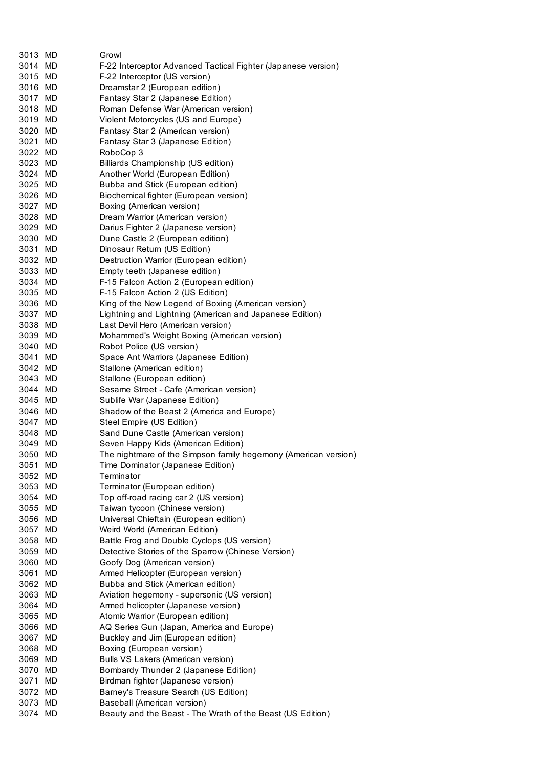| | | |
|---|---|---|
| 3013 | MD | Growl |
| 3014 | MD | F-22 Interceptor Advanced Tactical Fighter (Japanese version) |
| 3015 | MD | F-22 Interceptor (US version) |
| 3016 | MD | Dreamstar 2 (European edition) |
| 3017 | MD | Fantasy Star 2 (Japanese Edition) |
| 3018 | MD | Roman Defense War (American version) |
| 3019 | MD | Violent Motorcycles (US and Europe) |
| 3020 | MD | Fantasy Star 2 (American version) |
| 3021 | MD | Fantasy Star 3 (Japanese Edition) |
| 3022 | MD | RoboCop 3 |
| 3023 | MD | Billiards Championship (US edition) |
| 3024 | MD | Another World (European Edition) |
| 3025 | MD | Bubba and Stick (European edition) |
| 3026 | MD | Biochemical fighter (European version) |
| 3027 | MD | Boxing (American version) |
| 3028 | MD | Dream Warrior (American version) |
| 3029 | MD | Darius Fighter 2 (Japanese version) |
| 3030 | MD | Dune Castle 2 (European edition) |
| 3031 | MD | Dinosaur Return (US Edition) |
| 3032 | MD | Destruction Warrior (European edition) |
| 3033 | MD | Empty teeth (Japanese edition) |
| 3034 | MD | F-15 Falcon Action 2 (European edition) |
| 3035 | MD | F-15 Falcon Action 2 (US Edition) |
| 3036 | MD | King of the New Legend of Boxing (American version) |
| 3037 | MD | Lightning and Lightning (American and Japanese Edition) |
| 3038 | MD | Last Devil Hero (American version) |
| 3039 | MD | Mohammed's Weight Boxing (American version) |
| 3040 | MD | Robot Police (US version) |
| 3041 | MD | Space Ant Warriors (Japanese Edition) |
| 3042 | MD | Stallone (American edition) |
| 3043 | MD | Stallone (European edition) |
| 3044 | MD | Sesame Street - Cafe (American version) |
| 3045 | MD | Sublife War (Japanese Edition) |
| 3046 | MD | Shadow of the Beast 2 (America and Europe) |
| 3047 | MD | Steel Empire (US Edition) |
| 3048 | MD | Sand Dune Castle (American version) |
| 3049 | MD | Seven Happy Kids (American Edition) |
| 3050 | MD | The nightmare of the Simpson family hegemony (American version) |
| 3051 | MD | Time Dominator (Japanese Edition) |
| 3052 | MD | Terminator |
| 3053 | MD | Terminator (European edition) |
| 3054 | MD | Top off-road racing car 2 (US version) |
| 3055 | MD | Taiwan tycoon (Chinese version) |
| 3056 | MD | Universal Chieftain (European edition) |
| 3057 | MD | Weird World (American Edition) |
| 3058 | MD | Battle Frog and Double Cyclops (US version) |
| 3059 | MD | Detective Stories of the Sparrow (Chinese Version) |
| 3060 | MD | Goofy Dog (American version) |
| 3061 | MD | Armed Helicopter (European version) |
| 3062 | MD | Bubba and Stick (American edition) |
| 3063 | MD | Aviation hegemony - supersonic (US version) |
| 3064 | MD | Armed helicopter (Japanese version) |
| 3065 | MD | Atomic Warrior (European edition) |
| 3066 | MD | AQ Series Gun (Japan, America and Europe) |
| 3067 | MD | Buckley and Jim (European edition) |
| 3068 | MD | Boxing (European version) |
| 3069 | MD | Bulls VS Lakers (American version) |
| 3070 | MD | Bombardy Thunder 2 (Japanese Edition) |
| 3071 | MD | Birdman fighter (Japanese version) |
| 3072 | MD | Barney's Treasure Search (US Edition) |
| 3073 | MD | Baseball (American version) |
| 3074 | MD | Beauty and the Beast - The Wrath of the Beast (US Edition) |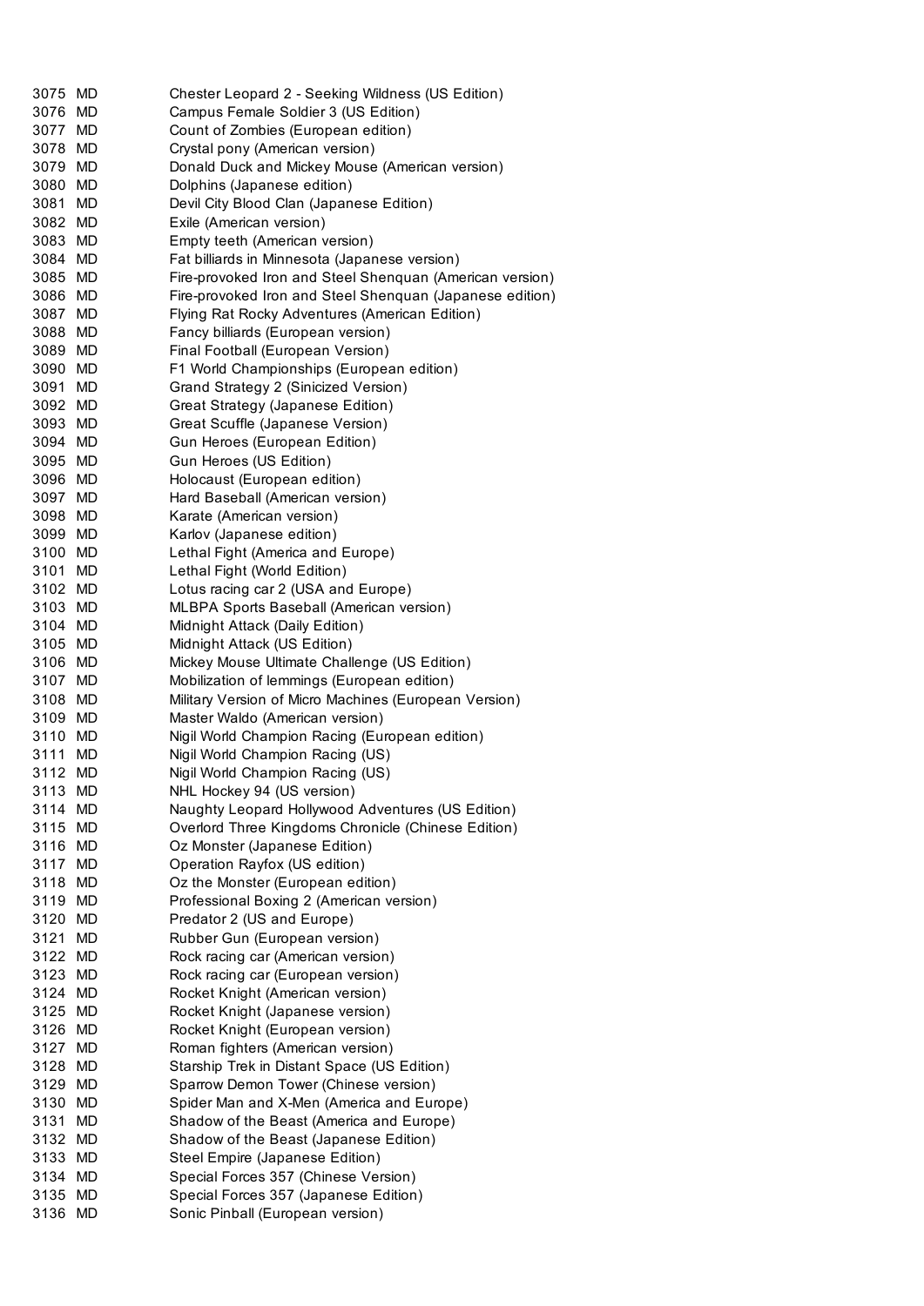| | | |
|---|---|---|
| 3075 | MD | Chester Leopard 2 - Seeking Wildness (US Edition) |
| 3076 | MD | Campus Female Soldier 3 (US Edition) |
| 3077 | MD | Count of Zombies (European edition) |
| 3078 | MD | Crystal pony (American version) |
| 3079 | MD | Donald Duck and Mickey Mouse (American version) |
| 3080 | MD | Dolphins (Japanese edition) |
| 3081 | MD | Devil City Blood Clan (Japanese Edition) |
| 3082 | MD | Exile (American version) |
| 3083 | MD | Empty teeth (American version) |
| 3084 | MD | Fat billiards in Minnesota (Japanese version) |
| 3085 | MD | Fire-provoked Iron and Steel Shenquan (American version) |
| 3086 | MD | Fire-provoked Iron and Steel Shenquan (Japanese edition) |
| 3087 | MD | Flying Rat Rocky Adventures (American Edition) |
| 3088 | MD | Fancy billiards (European version) |
| 3089 | MD | Final Football (European Version) |
| 3090 | MD | F1 World Championships (European edition) |
| 3091 | MD | Grand Strategy 2 (Sinicized Version) |
| 3092 | MD | Great Strategy (Japanese Edition) |
| 3093 | MD | Great Scuffle (Japanese Version) |
| 3094 | MD | Gun Heroes (European Edition) |
| 3095 | MD | Gun Heroes (US Edition) |
| 3096 | MD | Holocaust (European edition) |
| 3097 | MD | Hard Baseball (American version) |
| 3098 | MD | Karate (American version) |
| 3099 | MD | Karlov (Japanese edition) |
| 3100 | MD | Lethal Fight (America and Europe) |
| 3101 | MD | Lethal Fight (World Edition) |
| 3102 | MD | Lotus racing car 2 (USA and Europe) |
| 3103 | MD | MLBPA Sports Baseball (American version) |
| 3104 | MD | Midnight Attack (Daily Edition) |
| 3105 | MD | Midnight Attack (US Edition) |
| 3106 | MD | Mickey Mouse Ultimate Challenge (US Edition) |
| 3107 | MD | Mobilization of lemmings (European edition) |
| 3108 | MD | Military Version of Micro Machines (European Version) |
| 3109 | MD | Master Waldo (American version) |
| 3110 | MD | Nigil World Champion Racing (European edition) |
| 3111 | MD | Nigil World Champion Racing (US) |
| 3112 | MD | Nigil World Champion Racing (US) |
| 3113 | MD | NHL Hockey 94 (US version) |
| 3114 | MD | Naughty Leopard Hollywood Adventures (US Edition) |
| 3115 | MD | Overlord Three Kingdoms Chronicle (Chinese Edition) |
| 3116 | MD | Oz Monster (Japanese Edition) |
| 3117 | MD | Operation Rayfox (US edition) |
| 3118 | MD | Oz the Monster (European edition) |
| 3119 | MD | Professional Boxing 2 (American version) |
| 3120 | MD | Predator 2 (US and Europe) |
| 3121 | MD | Rubber Gun (European version) |
| 3122 | MD | Rock racing car (American version) |
| 3123 | MD | Rock racing car (European version) |
| 3124 | MD | Rocket Knight (American version) |
| 3125 | MD | Rocket Knight (Japanese version) |
| 3126 | MD | Rocket Knight (European version) |
| 3127 | MD | Roman fighters (American version) |
| 3128 | MD | Starship Trek in Distant Space (US Edition) |
| 3129 | MD | Sparrow Demon Tower (Chinese version) |
| 3130 | MD | Spider Man and X-Men (America and Europe) |
| 3131 | MD | Shadow of the Beast (America and Europe) |
| 3132 | MD | Shadow of the Beast (Japanese Edition) |
| 3133 | MD | Steel Empire (Japanese Edition) |
| 3134 | MD | Special Forces 357 (Chinese Version) |
| 3135 | MD | Special Forces 357 (Japanese Edition) |
| 3136 | MD | Sonic Pinball (European version) |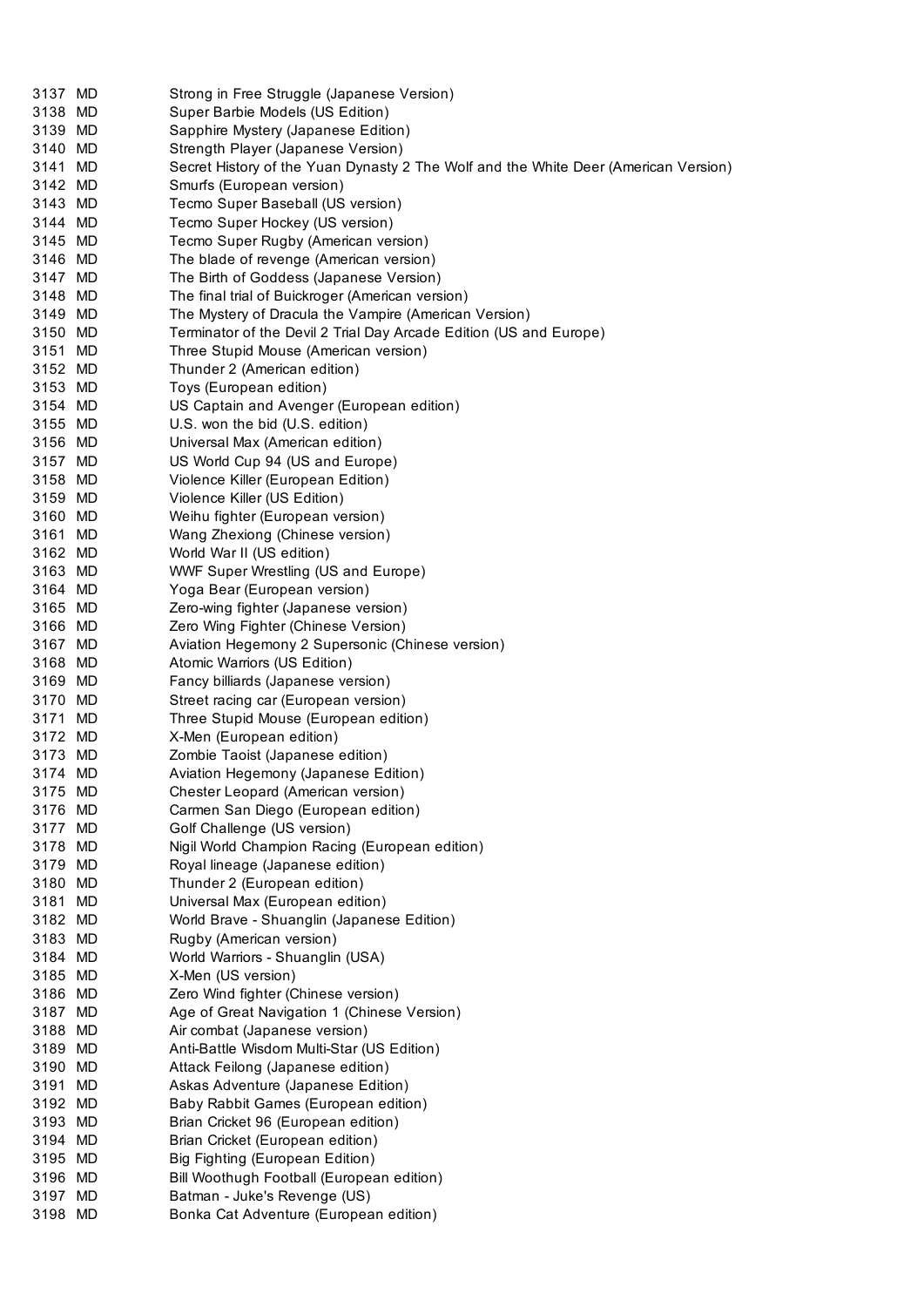| | | |
|---|---|---|
| 3137 | MD | Strong in Free Struggle (Japanese Version) |
| 3138 | MD | Super Barbie Models (US Edition) |
| 3139 | MD | Sapphire Mystery (Japanese Edition) |
| 3140 | MD | Strength Player (Japanese Version) |
| 3141 | MD | Secret History of the Yuan Dynasty 2 The Wolf and the White Deer (American Version) |
| 3142 | MD | Smurfs (European version) |
| 3143 | MD | Tecmo Super Baseball (US version) |
| 3144 | MD | Tecmo Super Hockey (US version) |
| 3145 | MD | Tecmo Super Rugby (American version) |
| 3146 | MD | The blade of revenge (American version) |
| 3147 | MD | The Birth of Goddess (Japanese Version) |
| 3148 | MD | The final trial of Buickroger (American version) |
| 3149 | MD | The Mystery of Dracula the Vampire (American Version) |
| 3150 | MD | Terminator of the Devil 2 Trial Day Arcade Edition (US and Europe) |
| 3151 | MD | Three Stupid Mouse (American version) |
| 3152 | MD | Thunder 2 (American edition) |
| 3153 | MD | Toys (European edition) |
| 3154 | MD | US Captain and Avenger (European edition) |
| 3155 | MD | U.S. won the bid (U.S. edition) |
| 3156 | MD | Universal Max (American edition) |
| 3157 | MD | US World Cup 94 (US and Europe) |
| 3158 | MD | Violence Killer (European Edition) |
| 3159 | MD | Violence Killer (US Edition) |
| 3160 | MD | Weihu fighter (European version) |
| 3161 | MD | Wang Zhexiong (Chinese version) |
| 3162 | MD | World War II (US edition) |
| 3163 | MD | WWF Super Wrestling (US and Europe) |
| 3164 | MD | Yoga Bear (European version) |
| 3165 | MD | Zero-wing fighter (Japanese version) |
| 3166 | MD | Zero Wing Fighter (Chinese Version) |
| 3167 | MD | Aviation Hegemony 2 Supersonic (Chinese version) |
| 3168 | MD | Atomic Warriors (US Edition) |
| 3169 | MD | Fancy billiards (Japanese version) |
| 3170 | MD | Street racing car (European version) |
| 3171 | MD | Three Stupid Mouse (European edition) |
| 3172 | MD | X-Men (European edition) |
| 3173 | MD | Zombie Taoist (Japanese edition) |
| 3174 | MD | Aviation Hegemony (Japanese Edition) |
| 3175 | MD | Chester Leopard (American version) |
| 3176 | MD | Carmen San Diego (European edition) |
| 3177 | MD | Golf Challenge (US version) |
| 3178 | MD | Nigil World Champion Racing (European edition) |
| 3179 | MD | Royal lineage (Japanese edition) |
| 3180 | MD | Thunder 2 (European edition) |
| 3181 | MD | Universal Max (European edition) |
| 3182 | MD | World Brave - Shuanglin (Japanese Edition) |
| 3183 | MD | Rugby (American version) |
| 3184 | MD | World Warriors - Shuanglin (USA) |
| 3185 | MD | X-Men (US version) |
| 3186 | MD | Zero Wind fighter (Chinese version) |
| 3187 | MD | Age of Great Navigation 1 (Chinese Version) |
| 3188 | MD | Air combat (Japanese version) |
| 3189 | MD | Anti-Battle Wisdom Multi-Star (US Edition) |
| 3190 | MD | Attack Feilong (Japanese edition) |
| 3191 | MD | Askas Adventure (Japanese Edition) |
| 3192 | MD | Baby Rabbit Games (European edition) |
| 3193 | MD | Brian Cricket 96 (European edition) |
| 3194 | MD | Brian Cricket (European edition) |
| 3195 | MD | Big Fighting (European Edition) |
| 3196 | MD | Bill Woothugh Football (European edition) |
| 3197 | MD | Batman - Juke's Revenge (US) |
| 3198 | MD | Bonka Cat Adventure (European edition) |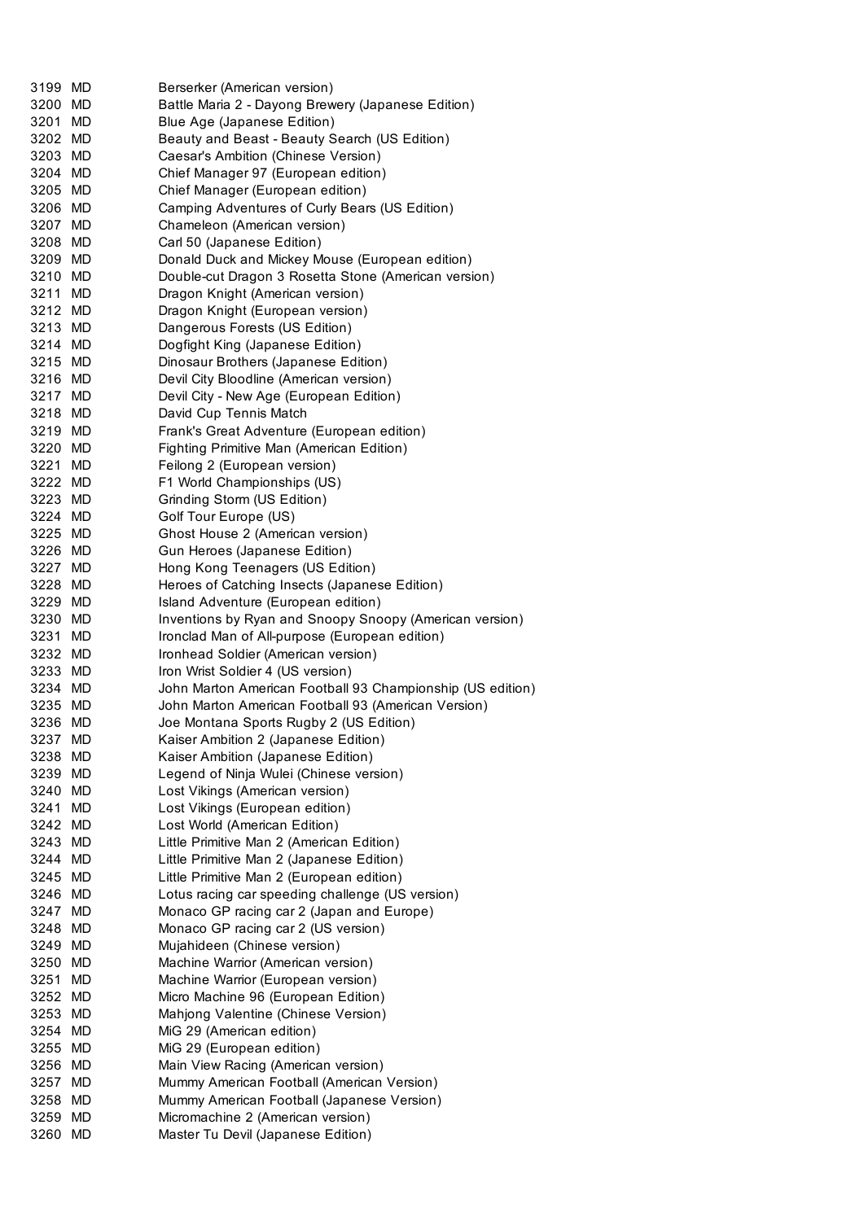| | | |
|---|---|---|
| 3199 | MD | Berserker (American version) |
| 3200 | MD | Battle Maria 2 - Dayong Brewery (Japanese Edition) |
| 3201 | MD | Blue Age (Japanese Edition) |
| 3202 | MD | Beauty and Beast - Beauty Search (US Edition) |
| 3203 | MD | Caesar's Ambition (Chinese Version) |
| 3204 | MD | Chief Manager 97 (European edition) |
| 3205 | MD | Chief Manager (European edition) |
| 3206 | MD | Camping Adventures of Curly Bears (US Edition) |
| 3207 | MD | Chameleon (American version) |
| 3208 | MD | Carl 50 (Japanese Edition) |
| 3209 | MD | Donald Duck and Mickey Mouse (European edition) |
| 3210 | MD | Double-cut Dragon 3 Rosetta Stone (American version) |
| 3211 | MD | Dragon Knight (American version) |
| 3212 | MD | Dragon Knight (European version) |
| 3213 | MD | Dangerous Forests (US Edition) |
| 3214 | MD | Dogfight King (Japanese Edition) |
| 3215 | MD | Dinosaur Brothers (Japanese Edition) |
| 3216 | MD | Devil City Bloodline (American version) |
| 3217 | MD | Devil City - New Age (European Edition) |
| 3218 | MD | David Cup Tennis Match |
| 3219 | MD | Frank's Great Adventure (European edition) |
| 3220 | MD | Fighting Primitive Man (American Edition) |
| 3221 | MD | Feilong 2 (European version) |
| 3222 | MD | F1 World Championships (US) |
| 3223 | MD | Grinding Storm (US Edition) |
| 3224 | MD | Golf Tour Europe (US) |
| 3225 | MD | Ghost House 2 (American version) |
| 3226 | MD | Gun Heroes (Japanese Edition) |
| 3227 | MD | Hong Kong Teenagers (US Edition) |
| 3228 | MD | Heroes of Catching Insects (Japanese Edition) |
| 3229 | MD | Island Adventure (European edition) |
| 3230 | MD | Inventions by Ryan and Snoopy Snoopy (American version) |
| 3231 | MD | Ironclad Man of All-purpose (European edition) |
| 3232 | MD | Ironhead Soldier (American version) |
| 3233 | MD | Iron Wrist Soldier 4 (US version) |
| 3234 | MD | John Marton American Football 93 Championship (US edition) |
| 3235 | MD | John Marton American Football 93 (American Version) |
| 3236 | MD | Joe Montana Sports Rugby 2 (US Edition) |
| 3237 | MD | Kaiser Ambition 2 (Japanese Edition) |
| 3238 | MD | Kaiser Ambition (Japanese Edition) |
| 3239 | MD | Legend of Ninja Wulei (Chinese version) |
| 3240 | MD | Lost Vikings (American version) |
| 3241 | MD | Lost Vikings (European edition) |
| 3242 | MD | Lost World (American Edition) |
| 3243 | MD | Little Primitive Man 2 (American Edition) |
| 3244 | MD | Little Primitive Man 2 (Japanese Edition) |
| 3245 | MD | Little Primitive Man 2 (European edition) |
| 3246 | MD | Lotus racing car speeding challenge (US version) |
| 3247 | MD | Monaco GP racing car 2 (Japan and Europe) |
| 3248 | MD | Monaco GP racing car 2 (US version) |
| 3249 | MD | Mujahideen (Chinese version) |
| 3250 | MD | Machine Warrior (American version) |
| 3251 | MD | Machine Warrior (European version) |
| 3252 | MD | Micro Machine 96 (European Edition) |
| 3253 | MD | Mahjong Valentine (Chinese Version) |
| 3254 | MD | MiG 29 (American edition) |
| 3255 | MD | MiG 29 (European edition) |
| 3256 | MD | Main View Racing (American version) |
| 3257 | MD | Mummy American Football (American Version) |
| 3258 | MD | Mummy American Football (Japanese Version) |
| 3259 | MD | Micromachine 2 (American version) |
| 3260 | MD | Master Tu Devil (Japanese Edition) |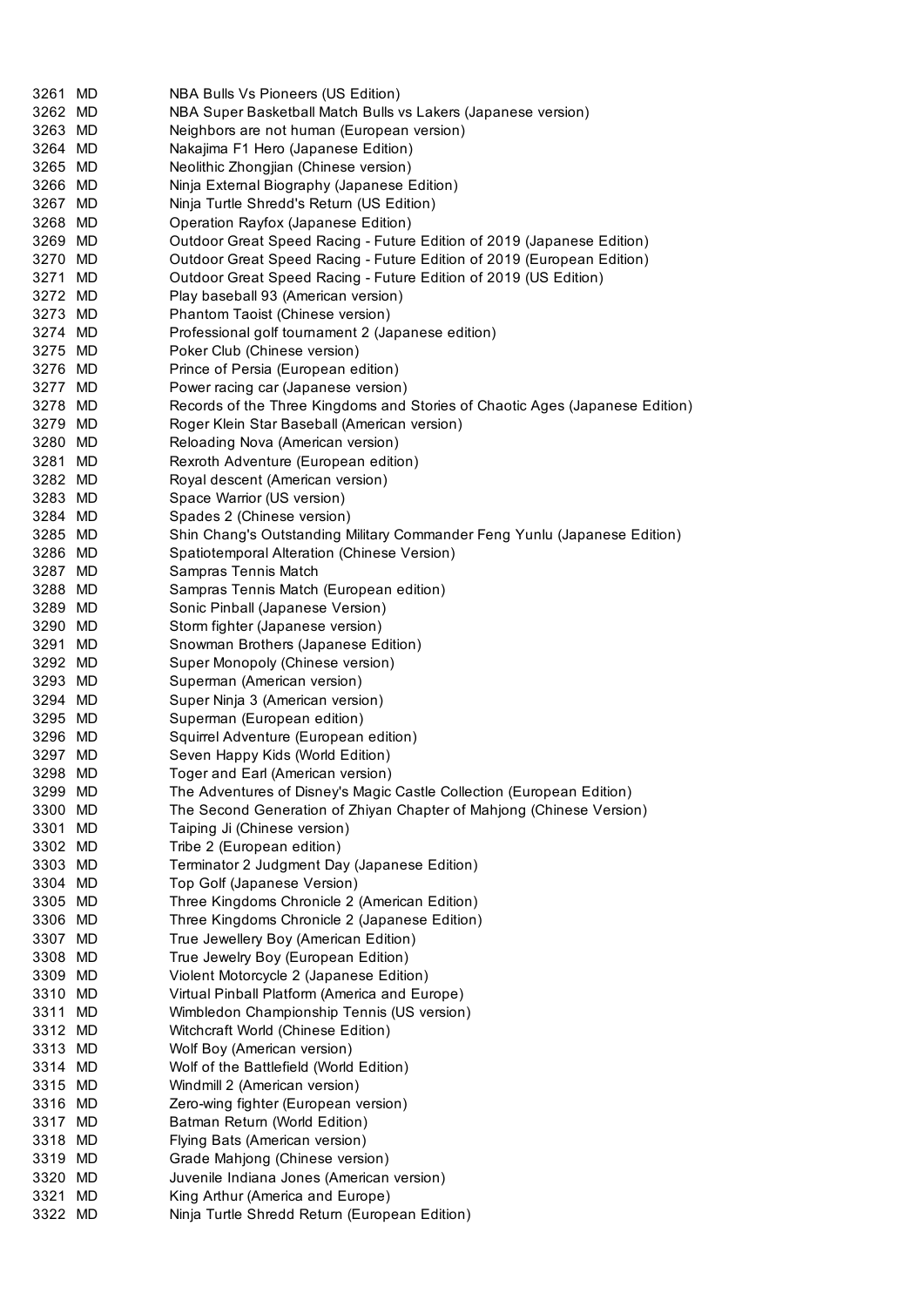| | | |
|---|---|---|
| 3261 | MD | NBA Bulls Vs Pioneers (US Edition) |
| 3262 | MD | NBA Super Basketball Match Bulls vs Lakers (Japanese version) |
| 3263 | MD | Neighbors are not human (European version) |
| 3264 | MD | Nakajima F1 Hero (Japanese Edition) |
| 3265 | MD | Neolithic Zhongjian (Chinese version) |
| 3266 | MD | Ninja External Biography (Japanese Edition) |
| 3267 | MD | Ninja Turtle Shredd's Return (US Edition) |
| 3268 | MD | Operation Rayfox (Japanese Edition) |
| 3269 | MD | Outdoor Great Speed Racing - Future Edition of 2019 (Japanese Edition) |
| 3270 | MD | Outdoor Great Speed Racing - Future Edition of 2019 (European Edition) |
| 3271 | MD | Outdoor Great Speed Racing - Future Edition of 2019 (US Edition) |
| 3272 | MD | Play baseball 93 (American version) |
| 3273 | MD | Phantom Taoist (Chinese version) |
| 3274 | MD | Professional golf tournament 2 (Japanese edition) |
| 3275 | MD | Poker Club (Chinese version) |
| 3276 | MD | Prince of Persia (European edition) |
| 3277 | MD | Power racing car (Japanese version) |
| 3278 | MD | Records of the Three Kingdoms and Stories of Chaotic Ages (Japanese Edition) |
| 3279 | MD | Roger Klein Star Baseball (American version) |
| 3280 | MD | Reloading Nova (American version) |
| 3281 | MD | Rexroth Adventure (European edition) |
| 3282 | MD | Royal descent (American version) |
| 3283 | MD | Space Warrior (US version) |
| 3284 | MD | Spades 2 (Chinese version) |
| 3285 | MD | Shin Chang's Outstanding Military Commander Feng Yunlu (Japanese Edition) |
| 3286 | MD | Spatiotemporal Alteration (Chinese Version) |
| 3287 | MD | Sampras Tennis Match |
| 3288 | MD | Sampras Tennis Match (European edition) |
| 3289 | MD | Sonic Pinball (Japanese Version) |
| 3290 | MD | Storm fighter (Japanese version) |
| 3291 | MD | Snowman Brothers (Japanese Edition) |
| 3292 | MD | Super Monopoly (Chinese version) |
| 3293 | MD | Superman (American version) |
| 3294 | MD | Super Ninja 3 (American version) |
| 3295 | MD | Superman (European edition) |
| 3296 | MD | Squirrel Adventure (European edition) |
| 3297 | MD | Seven Happy Kids (World Edition) |
| 3298 | MD | Toger and Earl (American version) |
| 3299 | MD | The Adventures of Disney's Magic Castle Collection (European Edition) |
| 3300 | MD | The Second Generation of Zhiyan Chapter of Mahjong (Chinese Version) |
| 3301 | MD | Taiping Ji (Chinese version) |
| 3302 | MD | Tribe 2 (European edition) |
| 3303 | MD | Terminator 2 Judgment Day (Japanese Edition) |
| 3304 | MD | Top Golf (Japanese Version) |
| 3305 | MD | Three Kingdoms Chronicle 2 (American Edition) |
| 3306 | MD | Three Kingdoms Chronicle 2 (Japanese Edition) |
| 3307 | MD | True Jewellery Boy (American Edition) |
| 3308 | MD | True Jewelry Boy (European Edition) |
| 3309 | MD | Violent Motorcycle 2 (Japanese Edition) |
| 3310 | MD | Virtual Pinball Platform (America and Europe) |
| 3311 | MD | Wimbledon Championship Tennis (US version) |
| 3312 | MD | Witchcraft World (Chinese Edition) |
| 3313 | MD | Wolf Boy (American version) |
| 3314 | MD | Wolf of the Battlefield (World Edition) |
| 3315 | MD | Windmill 2 (American version) |
| 3316 | MD | Zero-wing fighter (European version) |
| 3317 | MD | Batman Return (World Edition) |
| 3318 | MD | Flying Bats (American version) |
| 3319 | MD | Grade Mahjong (Chinese version) |
| 3320 | MD | Juvenile Indiana Jones (American version) |
| 3321 | MD | King Arthur (America and Europe) |
| 3322 | MD | Ninja Turtle Shredd Return (European Edition) |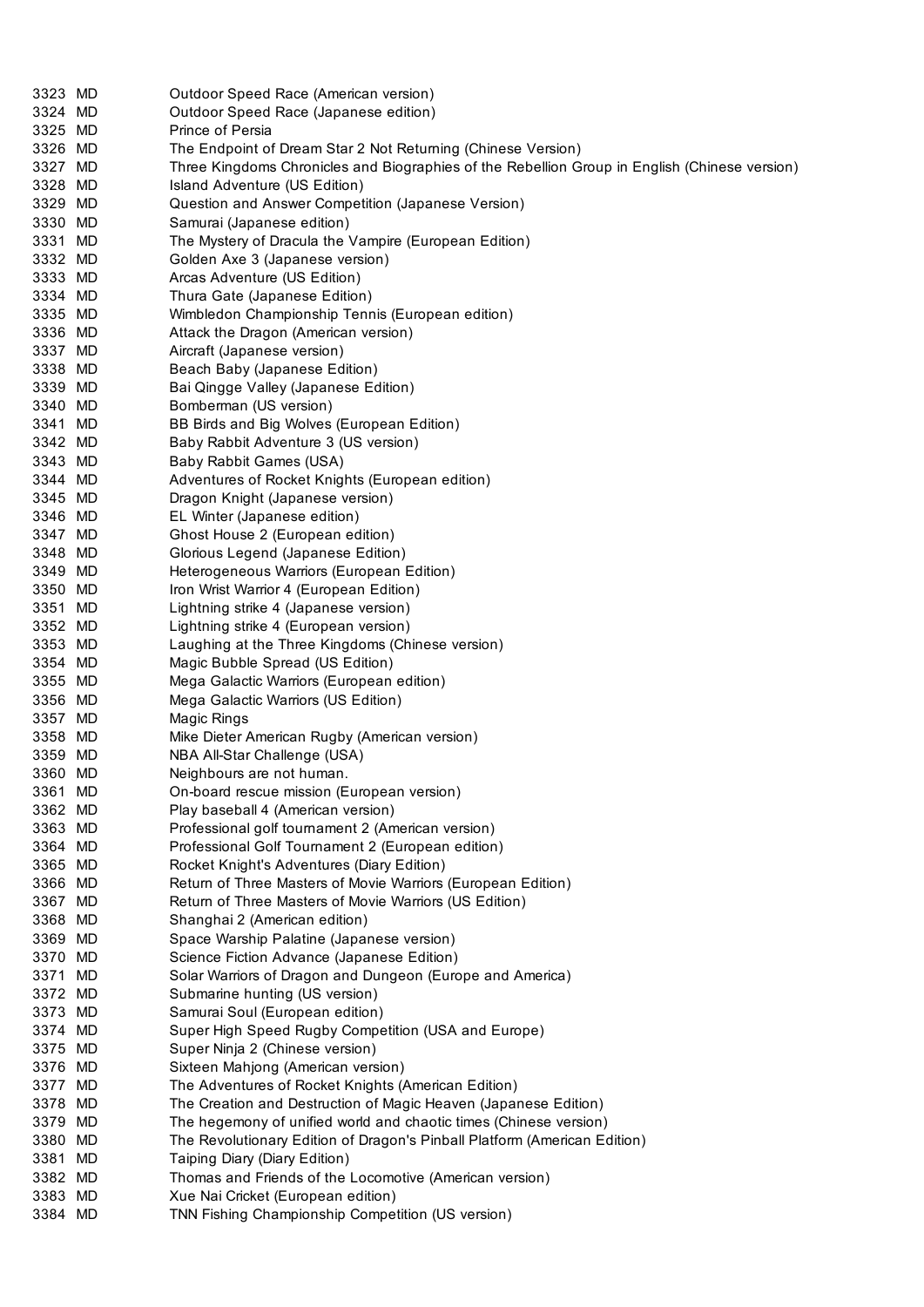| | | |
|---|---|---|
| 3323 | MD | Outdoor Speed Race (American version) |
| 3324 | MD | Outdoor Speed Race (Japanese edition) |
| 3325 | MD | Prince of Persia |
| 3326 | MD | The Endpoint of Dream Star 2 Not Returning (Chinese Version) |
| 3327 | MD | Three Kingdoms Chronicles and Biographies of the Rebellion Group in English (Chinese version) |
| 3328 | MD | Island Adventure (US Edition) |
| 3329 | MD | Question and Answer Competition (Japanese Version) |
| 3330 | MD | Samurai (Japanese edition) |
| 3331 | MD | The Mystery of Dracula the Vampire (European Edition) |
| 3332 | MD | Golden Axe 3 (Japanese version) |
| 3333 | MD | Arcas Adventure (US Edition) |
| 3334 | MD | Thura Gate (Japanese Edition) |
| 3335 | MD | Wimbledon Championship Tennis (European edition) |
| 3336 | MD | Attack the Dragon (American version) |
| 3337 | MD | Aircraft (Japanese version) |
| 3338 | MD | Beach Baby (Japanese Edition) |
| 3339 | MD | Bai Qingge Valley (Japanese Edition) |
| 3340 | MD | Bomberman (US version) |
| 3341 | MD | BB Birds and Big Wolves (European Edition) |
| 3342 | MD | Baby Rabbit Adventure 3 (US version) |
| 3343 | MD | Baby Rabbit Games (USA) |
| 3344 | MD | Adventures of Rocket Knights (European edition) |
| 3345 | MD | Dragon Knight (Japanese version) |
| 3346 | MD | EL Winter (Japanese edition) |
| 3347 | MD | Ghost House 2 (European edition) |
| 3348 | MD | Glorious Legend (Japanese Edition) |
| 3349 | MD | Heterogeneous Warriors (European Edition) |
| 3350 | MD | Iron Wrist Warrior 4 (European Edition) |
| 3351 | MD | Lightning strike 4 (Japanese version) |
| 3352 | MD | Lightning strike 4 (European version) |
| 3353 | MD | Laughing at the Three Kingdoms (Chinese version) |
| 3354 | MD | Magic Bubble Spread (US Edition) |
| 3355 | MD | Mega Galactic Warriors (European edition) |
| 3356 | MD | Mega Galactic Warriors (US Edition) |
| 3357 | MD | Magic Rings |
| 3358 | MD | Mike Dieter American Rugby (American version) |
| 3359 | MD | NBA All-Star Challenge (USA) |
| 3360 | MD | Neighbours are not human. |
| 3361 | MD | On-board rescue mission (European version) |
| 3362 | MD | Play baseball 4 (American version) |
| 3363 | MD | Professional golf tournament 2 (American version) |
| 3364 | MD | Professional Golf Tournament 2 (European edition) |
| 3365 | MD | Rocket Knight's Adventures (Diary Edition) |
| 3366 | MD | Return of Three Masters of Movie Warriors (European Edition) |
| 3367 | MD | Return of Three Masters of Movie Warriors (US Edition) |
| 3368 | MD | Shanghai 2 (American edition) |
| 3369 | MD | Space Warship Palatine (Japanese version) |
| 3370 | MD | Science Fiction Advance (Japanese Edition) |
| 3371 | MD | Solar Warriors of Dragon and Dungeon (Europe and America) |
| 3372 | MD | Submarine hunting (US version) |
| 3373 | MD | Samurai Soul (European edition) |
| 3374 | MD | Super High Speed Rugby Competition (USA and Europe) |
| 3375 | MD | Super Ninja 2 (Chinese version) |
| 3376 | MD | Sixteen Mahjong (American version) |
| 3377 | MD | The Adventures of Rocket Knights (American Edition) |
| 3378 | MD | The Creation and Destruction of Magic Heaven (Japanese Edition) |
| 3379 | MD | The hegemony of unified world and chaotic times (Chinese version) |
| 3380 | MD | The Revolutionary Edition of Dragon's Pinball Platform (American Edition) |
| 3381 | MD | Taiping Diary (Diary Edition) |
| 3382 | MD | Thomas and Friends of the Locomotive (American version) |
| 3383 | MD | Xue Nai Cricket (European edition) |
| 3384 | MD | TNN Fishing Championship Competition (US version) |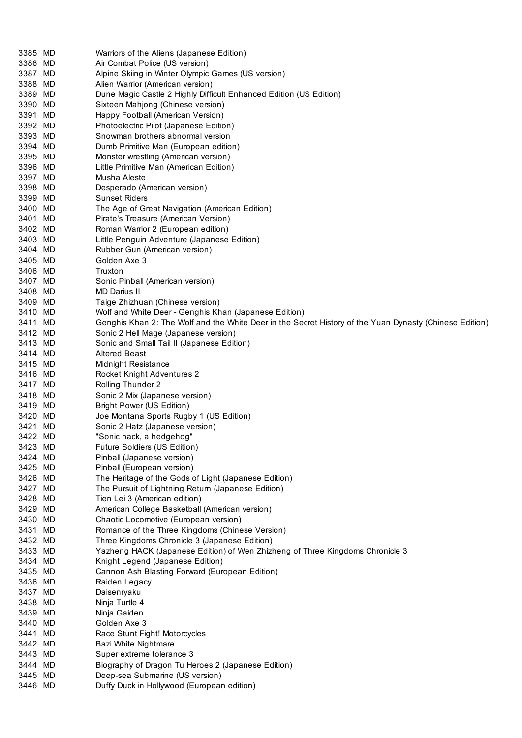| | | |
|---|---|---|
| 3385 | MD | Warriors of the Aliens (Japanese Edition) |
| 3386 | MD | Air Combat Police (US version) |
| 3387 | MD | Alpine Skiing in Winter Olympic Games (US version) |
| 3388 | MD | Alien Warrior (American version) |
| 3389 | MD | Dune Magic Castle 2 Highly Difficult Enhanced Edition (US Edition) |
| 3390 | MD | Sixteen Mahjong (Chinese version) |
| 3391 | MD | Happy Football (American Version) |
| 3392 | MD | Photoelectric Pilot (Japanese Edition) |
| 3393 | MD | Snowman brothers abnormal version |
| 3394 | MD | Dumb Primitive Man (European edition) |
| 3395 | MD | Monster wrestling (American version) |
| 3396 | MD | Little Primitive Man (American Edition) |
| 3397 | MD | Musha Aleste |
| 3398 | MD | Desperado (American version) |
| 3399 | MD | Sunset Riders |
| 3400 | MD | The Age of Great Navigation (American Edition) |
| 3401 | MD | Pirate's Treasure (American Version) |
| 3402 | MD | Roman Warrior 2 (European edition) |
| 3403 | MD | Little Penguin Adventure (Japanese Edition) |
| 3404 | MD | Rubber Gun (American version) |
| 3405 | MD | Golden Axe 3 |
| 3406 | MD | Truxton |
| 3407 | MD | Sonic Pinball (American version) |
| 3408 | MD | MD Darius II |
| 3409 | MD | Taige Zhizhuan (Chinese version) |
| 3410 | MD | Wolf and White Deer - Genghis Khan (Japanese Edition) |
| 3411 | MD | Genghis Khan 2: The Wolf and the White Deer in the Secret History of the Yuan Dynasty (Chinese Edition) |
| 3412 | MD | Sonic 2 Hell Mage (Japanese version) |
| 3413 | MD | Sonic and Small Tail II (Japanese Edition) |
| 3414 | MD | Altered Beast |
| 3415 | MD | Midnight Resistance |
| 3416 | MD | Rocket Knight Adventures 2 |
| 3417 | MD | Rolling Thunder 2 |
| 3418 | MD | Sonic 2 Mix (Japanese version) |
| 3419 | MD | Bright Power (US Edition) |
| 3420 | MD | Joe Montana Sports Rugby 1 (US Edition) |
| 3421 | MD | Sonic 2 Hatz (Japanese version) |
| 3422 | MD | "Sonic hack, a hedgehog" |
| 3423 | MD | Future Soldiers (US Edition) |
| 3424 | MD | Pinball (Japanese version) |
| 3425 | MD | Pinball (European version) |
| 3426 | MD | The Heritage of the Gods of Light (Japanese Edition) |
| 3427 | MD | The Pursuit of Lightning Return (Japanese Edition) |
| 3428 | MD | Tien Lei 3 (American edition) |
| 3429 | MD | American College Basketball (American version) |
| 3430 | MD | Chaotic Locomotive (European version) |
| 3431 | MD | Romance of the Three Kingdoms (Chinese Version) |
| 3432 | MD | Three Kingdoms Chronicle 3 (Japanese Edition) |
| 3433 | MD | Yazheng HACK (Japanese Edition) of Wen Zhizheng of Three Kingdoms Chronicle 3 |
| 3434 | MD | Knight Legend (Japanese Edition) |
| 3435 | MD | Cannon Ash Blasting Forward (European Edition) |
| 3436 | MD | Raiden Legacy |
| 3437 | MD | Daisenryaku |
| 3438 | MD | Ninja Turtle 4 |
| 3439 | MD | Ninja Gaiden |
| 3440 | MD | Golden Axe 3 |
| 3441 | MD | Race Stunt Fight! Motorcycles |
| 3442 | MD | Bazi White Nightmare |
| 3443 | MD | Super extreme tolerance 3 |
| 3444 | MD | Biography of Dragon Tu Heroes 2 (Japanese Edition) |
| 3445 | MD | Deep-sea Submarine (US version) |
| 3446 | MD | Duffy Duck in Hollywood (European edition) |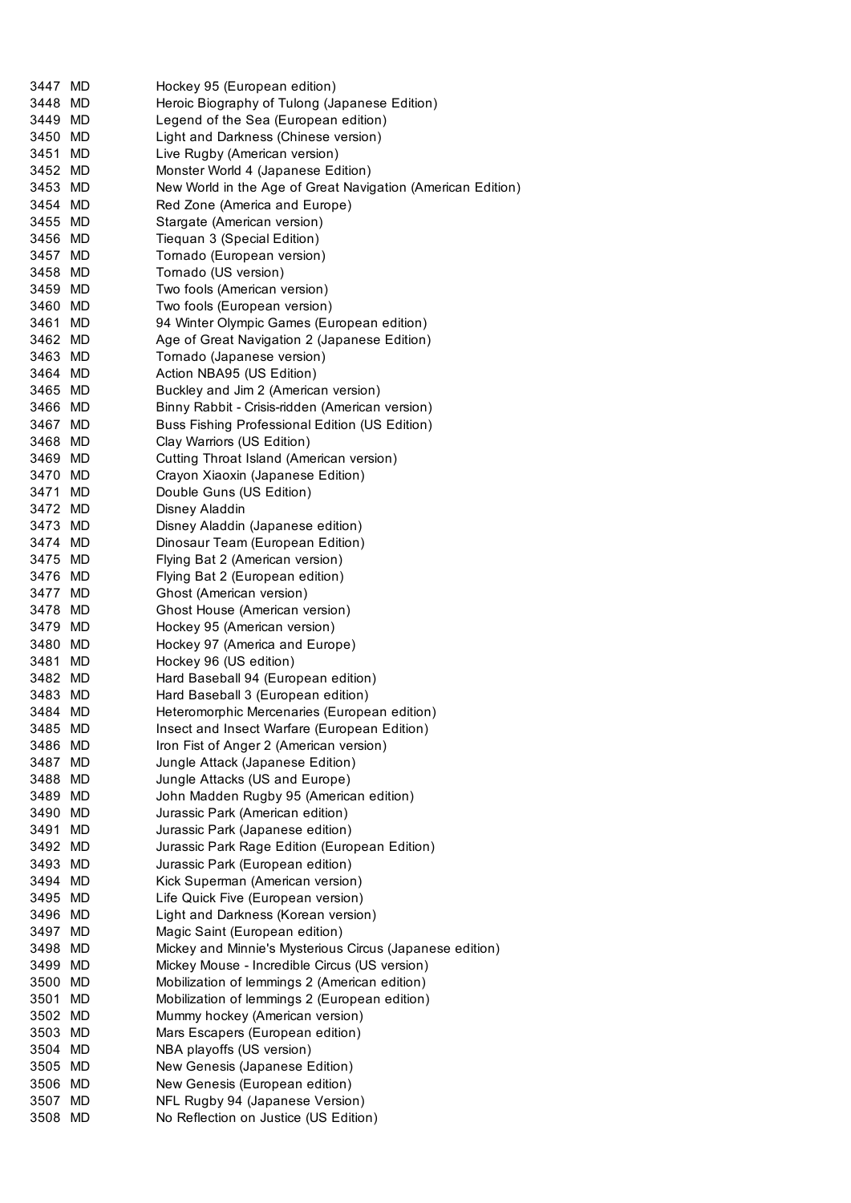| | | |
|---|---|---|
| 3447 | MD | Hockey 95 (European edition) |
| 3448 | MD | Heroic Biography of Tulong (Japanese Edition) |
| 3449 | MD | Legend of the Sea (European edition) |
| 3450 | MD | Light and Darkness (Chinese version) |
| 3451 | MD | Live Rugby (American version) |
| 3452 | MD | Monster World 4 (Japanese Edition) |
| 3453 | MD | New World in the Age of Great Navigation (American Edition) |
| 3454 | MD | Red Zone (America and Europe) |
| 3455 | MD | Stargate (American version) |
| 3456 | MD | Tiequan 3 (Special Edition) |
| 3457 | MD | Tornado (European version) |
| 3458 | MD | Tornado (US version) |
| 3459 | MD | Two fools (American version) |
| 3460 | MD | Two fools (European version) |
| 3461 | MD | 94 Winter Olympic Games (European edition) |
| 3462 | MD | Age of Great Navigation 2 (Japanese Edition) |
| 3463 | MD | Tornado (Japanese version) |
| 3464 | MD | Action NBA95 (US Edition) |
| 3465 | MD | Buckley and Jim 2 (American version) |
| 3466 | MD | Binny Rabbit - Crisis-ridden (American version) |
| 3467 | MD | Buss Fishing Professional Edition (US Edition) |
| 3468 | MD | Clay Warriors (US Edition) |
| 3469 | MD | Cutting Throat Island (American version) |
| 3470 | MD | Crayon Xiaoxin (Japanese Edition) |
| 3471 | MD | Double Guns (US Edition) |
| 3472 | MD | Disney Aladdin |
| 3473 | MD | Disney Aladdin (Japanese edition) |
| 3474 | MD | Dinosaur Team (European Edition) |
| 3475 | MD | Flying Bat 2 (American version) |
| 3476 | MD | Flying Bat 2 (European edition) |
| 3477 | MD | Ghost (American version) |
| 3478 | MD | Ghost House (American version) |
| 3479 | MD | Hockey 95 (American version) |
| 3480 | MD | Hockey 97 (America and Europe) |
| 3481 | MD | Hockey 96 (US edition) |
| 3482 | MD | Hard Baseball 94 (European edition) |
| 3483 | MD | Hard Baseball 3 (European edition) |
| 3484 | MD | Heteromorphic Mercenaries (European edition) |
| 3485 | MD | Insect and Insect Warfare (European Edition) |
| 3486 | MD | Iron Fist of Anger 2 (American version) |
| 3487 | MD | Jungle Attack (Japanese Edition) |
| 3488 | MD | Jungle Attacks (US and Europe) |
| 3489 | MD | John Madden Rugby 95 (American edition) |
| 3490 | MD | Jurassic Park (American edition) |
| 3491 | MD | Jurassic Park (Japanese edition) |
| 3492 | MD | Jurassic Park Rage Edition (European Edition) |
| 3493 | MD | Jurassic Park (European edition) |
| 3494 | MD | Kick Superman (American version) |
| 3495 | MD | Life Quick Five (European version) |
| 3496 | MD | Light and Darkness (Korean version) |
| 3497 | MD | Magic Saint (European edition) |
| 3498 | MD | Mickey and Minnie's Mysterious Circus (Japanese edition) |
| 3499 | MD | Mickey Mouse - Incredible Circus (US version) |
| 3500 | MD | Mobilization of lemmings 2 (American edition) |
| 3501 | MD | Mobilization of lemmings 2 (European edition) |
| 3502 | MD | Mummy hockey (American version) |
| 3503 | MD | Mars Escapers (European edition) |
| 3504 | MD | NBA playoffs (US version) |
| 3505 | MD | New Genesis (Japanese Edition) |
| 3506 | MD | New Genesis (European edition) |
| 3507 | MD | NFL Rugby 94 (Japanese Version) |
| 3508 | MD | No Reflection on Justice (US Edition) |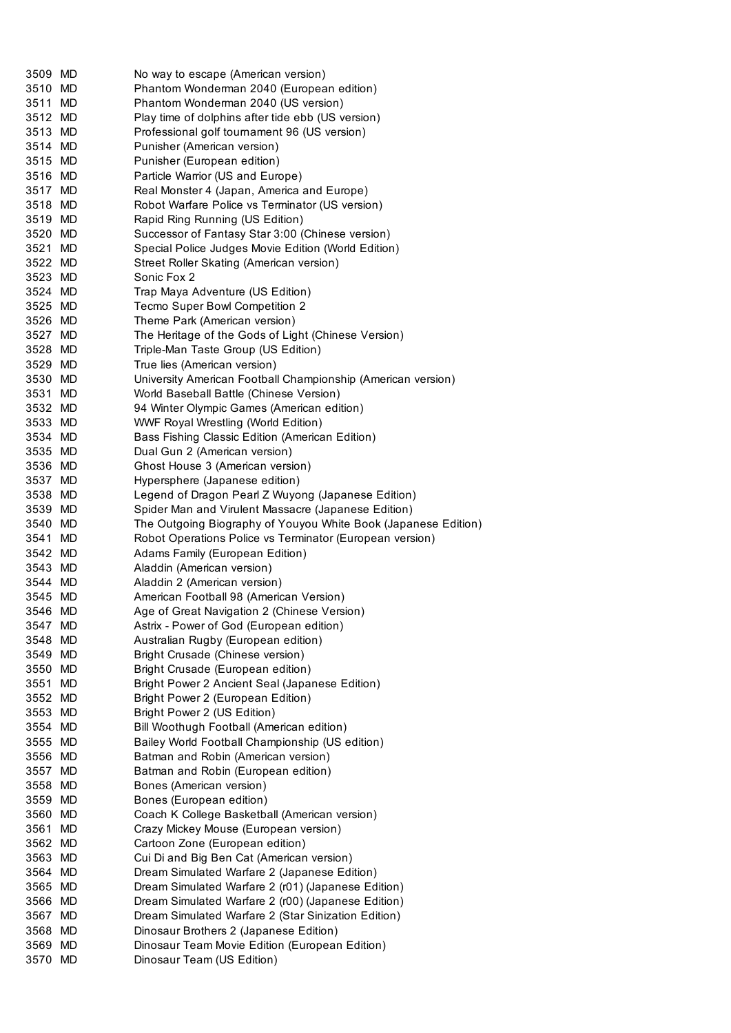| | | |
|---|---|---|
| 3509 | MD | No way to escape (American version) |
| 3510 | MD | Phantom Wonderman 2040 (European edition) |
| 3511 | MD | Phantom Wonderman 2040 (US version) |
| 3512 | MD | Play time of dolphins after tide ebb (US version) |
| 3513 | MD | Professional golf tournament 96 (US version) |
| 3514 | MD | Punisher (American version) |
| 3515 | MD | Punisher (European edition) |
| 3516 | MD | Particle Warrior (US and Europe) |
| 3517 | MD | Real Monster 4 (Japan, America and Europe) |
| 3518 | MD | Robot Warfare Police vs Terminator (US version) |
| 3519 | MD | Rapid Ring Running (US Edition) |
| 3520 | MD | Successor of Fantasy Star 3:00 (Chinese version) |
| 3521 | MD | Special Police Judges Movie Edition (World Edition) |
| 3522 | MD | Street Roller Skating (American version) |
| 3523 | MD | Sonic Fox 2 |
| 3524 | MD | Trap Maya Adventure (US Edition) |
| 3525 | MD | Tecmo Super Bowl Competition 2 |
| 3526 | MD | Theme Park (American version) |
| 3527 | MD | The Heritage of the Gods of Light (Chinese Version) |
| 3528 | MD | Triple-Man Taste Group (US Edition) |
| 3529 | MD | True lies (American version) |
| 3530 | MD | University American Football Championship (American version) |
| 3531 | MD | World Baseball Battle (Chinese Version) |
| 3532 | MD | 94 Winter Olympic Games (American edition) |
| 3533 | MD | WWF Royal Wrestling (World Edition) |
| 3534 | MD | Bass Fishing Classic Edition (American Edition) |
| 3535 | MD | Dual Gun 2 (American version) |
| 3536 | MD | Ghost House 3 (American version) |
| 3537 | MD | Hypersphere (Japanese edition) |
| 3538 | MD | Legend of Dragon Pearl Z Wuyong (Japanese Edition) |
| 3539 | MD | Spider Man and Virulent Massacre (Japanese Edition) |
| 3540 | MD | The Outgoing Biography of Youyou White Book (Japanese Edition) |
| 3541 | MD | Robot Operations Police vs Terminator (European version) |
| 3542 | MD | Adams Family (European Edition) |
| 3543 | MD | Aladdin (American version) |
| 3544 | MD | Aladdin 2 (American version) |
| 3545 | MD | American Football 98 (American Version) |
| 3546 | MD | Age of Great Navigation 2 (Chinese Version) |
| 3547 | MD | Astrix - Power of God (European edition) |
| 3548 | MD | Australian Rugby (European edition) |
| 3549 | MD | Bright Crusade (Chinese version) |
| 3550 | MD | Bright Crusade (European edition) |
| 3551 | MD | Bright Power 2 Ancient Seal (Japanese Edition) |
| 3552 | MD | Bright Power 2 (European Edition) |
| 3553 | MD | Bright Power 2 (US Edition) |
| 3554 | MD | Bill Woothugh Football (American edition) |
| 3555 | MD | Bailey World Football Championship (US edition) |
| 3556 | MD | Batman and Robin (American version) |
| 3557 | MD | Batman and Robin (European edition) |
| 3558 | MD | Bones (American version) |
| 3559 | MD | Bones (European edition) |
| 3560 | MD | Coach K College Basketball (American version) |
| 3561 | MD | Crazy Mickey Mouse (European version) |
| 3562 | MD | Cartoon Zone (European edition) |
| 3563 | MD | Cui Di and Big Ben Cat (American version) |
| 3564 | MD | Dream Simulated Warfare 2 (Japanese Edition) |
| 3565 | MD | Dream Simulated Warfare 2 (r01) (Japanese Edition) |
| 3566 | MD | Dream Simulated Warfare 2 (r00) (Japanese Edition) |
| 3567 | MD | Dream Simulated Warfare 2 (Star Sinization Edition) |
| 3568 | MD | Dinosaur Brothers 2 (Japanese Edition) |
| 3569 | MD | Dinosaur Team Movie Edition (European Edition) |
| 3570 | MD | Dinosaur Team (US Edition) |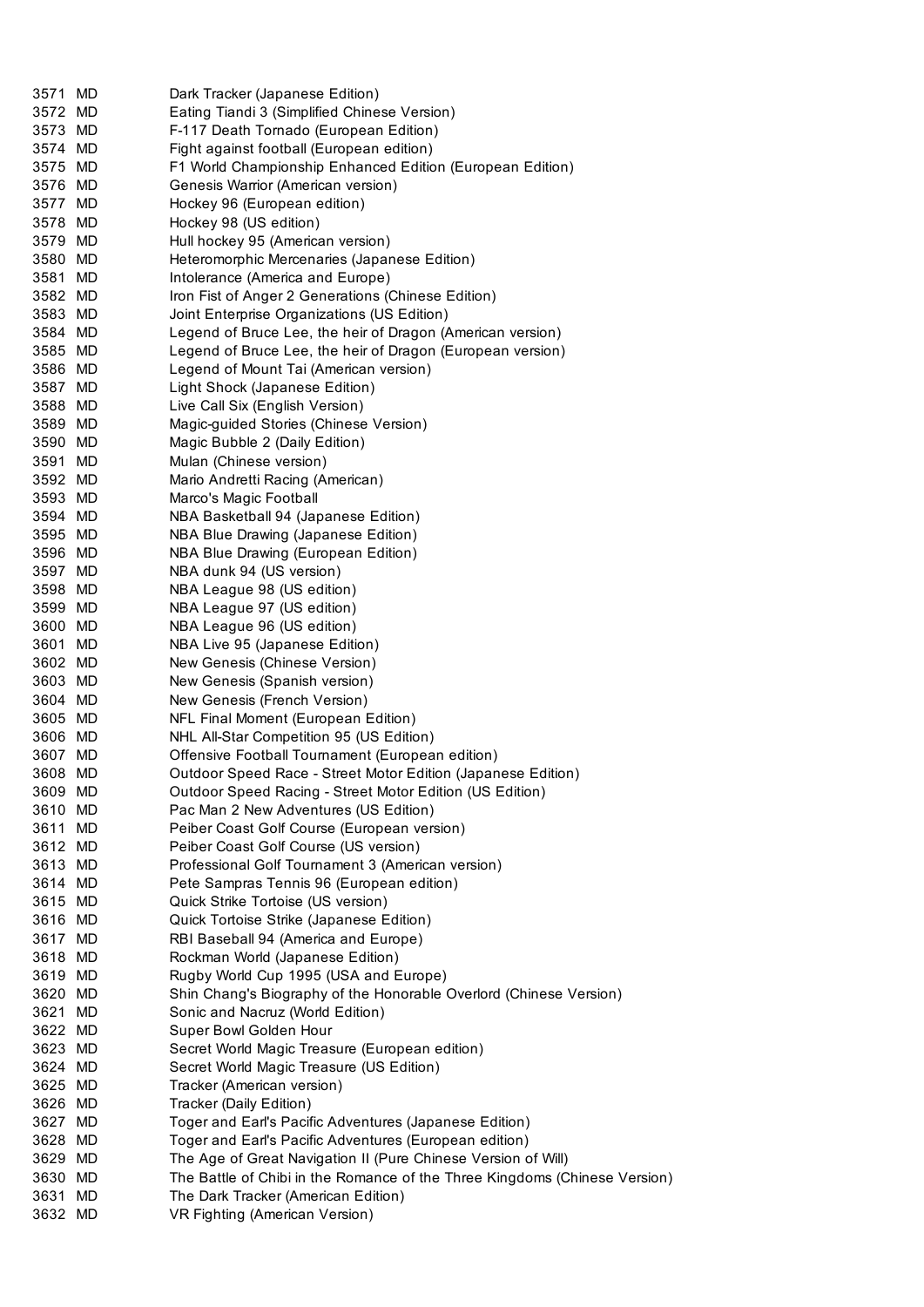| | | |
|---|---|---|
| 3571 | MD | Dark Tracker (Japanese Edition) |
| 3572 | MD | Eating Tiandi 3 (Simplified Chinese Version) |
| 3573 | MD | F-117 Death Tornado (European Edition) |
| 3574 | MD | Fight against football (European edition) |
| 3575 | MD | F1 World Championship Enhanced Edition (European Edition) |
| 3576 | MD | Genesis Warrior (American version) |
| 3577 | MD | Hockey 96 (European edition) |
| 3578 | MD | Hockey 98 (US edition) |
| 3579 | MD | Hull hockey 95 (American version) |
| 3580 | MD | Heteromorphic Mercenaries (Japanese Edition) |
| 3581 | MD | Intolerance (America and Europe) |
| 3582 | MD | Iron Fist of Anger 2 Generations (Chinese Edition) |
| 3583 | MD | Joint Enterprise Organizations (US Edition) |
| 3584 | MD | Legend of Bruce Lee, the heir of Dragon (American version) |
| 3585 | MD | Legend of Bruce Lee, the heir of Dragon (European version) |
| 3586 | MD | Legend of Mount Tai (American version) |
| 3587 | MD | Light Shock (Japanese Edition) |
| 3588 | MD | Live Call Six (English Version) |
| 3589 | MD | Magic-guided Stories (Chinese Version) |
| 3590 | MD | Magic Bubble 2 (Daily Edition) |
| 3591 | MD | Mulan (Chinese version) |
| 3592 | MD | Mario Andretti Racing (American) |
| 3593 | MD | Marco's Magic Football |
| 3594 | MD | NBA Basketball 94 (Japanese Edition) |
| 3595 | MD | NBA Blue Drawing (Japanese Edition) |
| 3596 | MD | NBA Blue Drawing (European Edition) |
| 3597 | MD | NBA dunk 94 (US version) |
| 3598 | MD | NBA League 98 (US edition) |
| 3599 | MD | NBA League 97 (US edition) |
| 3600 | MD | NBA League 96 (US edition) |
| 3601 | MD | NBA Live 95 (Japanese Edition) |
| 3602 | MD | New Genesis (Chinese Version) |
| 3603 | MD | New Genesis (Spanish version) |
| 3604 | MD | New Genesis (French Version) |
| 3605 | MD | NFL Final Moment (European Edition) |
| 3606 | MD | NHL All-Star Competition 95 (US Edition) |
| 3607 | MD | Offensive Football Tournament (European edition) |
| 3608 | MD | Outdoor Speed Race - Street Motor Edition (Japanese Edition) |
| 3609 | MD | Outdoor Speed Racing - Street Motor Edition (US Edition) |
| 3610 | MD | Pac Man 2 New Adventures (US Edition) |
| 3611 | MD | Peiber Coast Golf Course (European version) |
| 3612 | MD | Peiber Coast Golf Course (US version) |
| 3613 | MD | Professional Golf Tournament 3 (American version) |
| 3614 | MD | Pete Sampras Tennis 96 (European edition) |
| 3615 | MD | Quick Strike Tortoise (US version) |
| 3616 | MD | Quick Tortoise Strike (Japanese Edition) |
| 3617 | MD | RBI Baseball 94 (America and Europe) |
| 3618 | MD | Rockman World (Japanese Edition) |
| 3619 | MD | Rugby World Cup 1995 (USA and Europe) |
| 3620 | MD | Shin Chang's Biography of the Honorable Overlord (Chinese Version) |
| 3621 | MD | Sonic and Nacruz (World Edition) |
| 3622 | MD | Super Bowl Golden Hour |
| 3623 | MD | Secret World Magic Treasure (European edition) |
| 3624 | MD | Secret World Magic Treasure (US Edition) |
| 3625 | MD | Tracker (American version) |
| 3626 | MD | Tracker (Daily Edition) |
| 3627 | MD | Toger and Earl's Pacific Adventures (Japanese Edition) |
| 3628 | MD | Toger and Earl's Pacific Adventures (European edition) |
| 3629 | MD | The Age of Great Navigation II (Pure Chinese Version of Will) |
| 3630 | MD | The Battle of Chibi in the Romance of the Three Kingdoms (Chinese Version) |
| 3631 | MD | The Dark Tracker (American Edition) |
| 3632 | MD | VR Fighting (American Version) |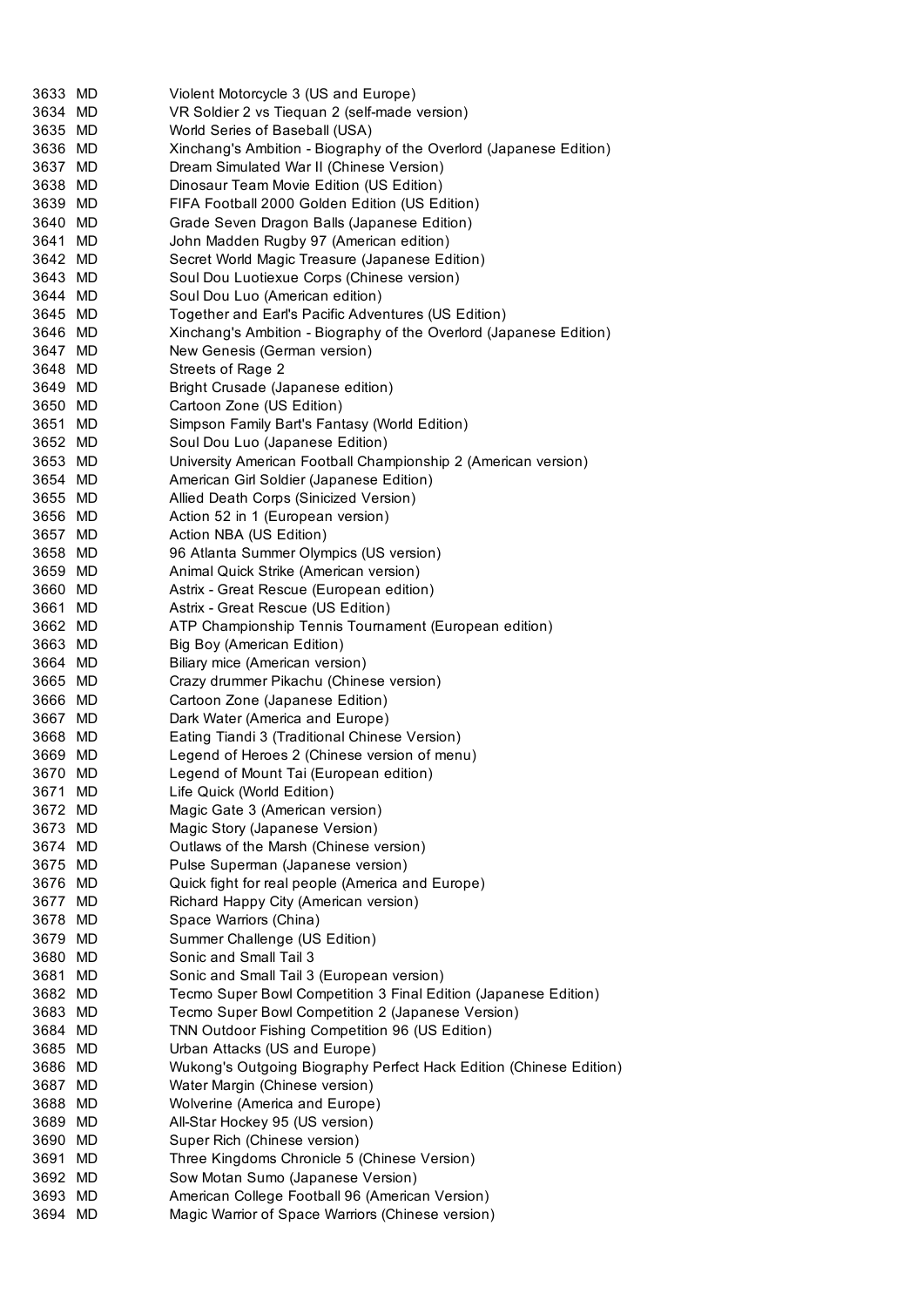| | | |
|---|---|---|
| 3633 | MD | Violent Motorcycle 3 (US and Europe) |
| 3634 | MD | VR Soldier 2 vs Tiequan 2 (self-made version) |
| 3635 | MD | World Series of Baseball (USA) |
| 3636 | MD | Xinchang's Ambition - Biography of the Overlord (Japanese Edition) |
| 3637 | MD | Dream Simulated War II (Chinese Version) |
| 3638 | MD | Dinosaur Team Movie Edition (US Edition) |
| 3639 | MD | FIFA Football 2000 Golden Edition (US Edition) |
| 3640 | MD | Grade Seven Dragon Balls (Japanese Edition) |
| 3641 | MD | John Madden Rugby 97 (American edition) |
| 3642 | MD | Secret World Magic Treasure (Japanese Edition) |
| 3643 | MD | Soul Dou Luotiexue Corps (Chinese version) |
| 3644 | MD | Soul Dou Luo (American edition) |
| 3645 | MD | Together and Earl's Pacific Adventures (US Edition) |
| 3646 | MD | Xinchang's Ambition - Biography of the Overlord (Japanese Edition) |
| 3647 | MD | New Genesis (German version) |
| 3648 | MD | Streets of Rage 2 |
| 3649 | MD | Bright Crusade (Japanese edition) |
| 3650 | MD | Cartoon Zone (US Edition) |
| 3651 | MD | Simpson Family Bart's Fantasy (World Edition) |
| 3652 | MD | Soul Dou Luo (Japanese Edition) |
| 3653 | MD | University American Football Championship 2 (American version) |
| 3654 | MD | American Girl Soldier (Japanese Edition) |
| 3655 | MD | Allied Death Corps (Sinicized Version) |
| 3656 | MD | Action 52 in 1 (European version) |
| 3657 | MD | Action NBA (US Edition) |
| 3658 | MD | 96 Atlanta Summer Olympics (US version) |
| 3659 | MD | Animal Quick Strike (American version) |
| 3660 | MD | Astrix - Great Rescue (European edition) |
| 3661 | MD | Astrix - Great Rescue (US Edition) |
| 3662 | MD | ATP Championship Tennis Tournament (European edition) |
| 3663 | MD | Big Boy (American Edition) |
| 3664 | MD | Biliary mice (American version) |
| 3665 | MD | Crazy drummer Pikachu (Chinese version) |
| 3666 | MD | Cartoon Zone (Japanese Edition) |
| 3667 | MD | Dark Water (America and Europe) |
| 3668 | MD | Eating Tiandi 3 (Traditional Chinese Version) |
| 3669 | MD | Legend of Heroes 2 (Chinese version of menu) |
| 3670 | MD | Legend of Mount Tai (European edition) |
| 3671 | MD | Life Quick (World Edition) |
| 3672 | MD | Magic Gate 3 (American version) |
| 3673 | MD | Magic Story (Japanese Version) |
| 3674 | MD | Outlaws of the Marsh (Chinese version) |
| 3675 | MD | Pulse Superman (Japanese version) |
| 3676 | MD | Quick fight for real people (America and Europe) |
| 3677 | MD | Richard Happy City (American version) |
| 3678 | MD | Space Warriors (China) |
| 3679 | MD | Summer Challenge (US Edition) |
| 3680 | MD | Sonic and Small Tail 3 |
| 3681 | MD | Sonic and Small Tail 3 (European version) |
| 3682 | MD | Tecmo Super Bowl Competition 3 Final Edition (Japanese Edition) |
| 3683 | MD | Tecmo Super Bowl Competition 2 (Japanese Version) |
| 3684 | MD | TNN Outdoor Fishing Competition 96 (US Edition) |
| 3685 | MD | Urban Attacks (US and Europe) |
| 3686 | MD | Wukong's Outgoing Biography Perfect Hack Edition (Chinese Edition) |
| 3687 | MD | Water Margin (Chinese version) |
| 3688 | MD | Wolverine (America and Europe) |
| 3689 | MD | All-Star Hockey 95 (US version) |
| 3690 | MD | Super Rich (Chinese version) |
| 3691 | MD | Three Kingdoms Chronicle 5 (Chinese Version) |
| 3692 | MD | Sow Motan Sumo (Japanese Version) |
| 3693 | MD | American College Football 96 (American Version) |
| 3694 | MD | Magic Warrior of Space Warriors (Chinese version) |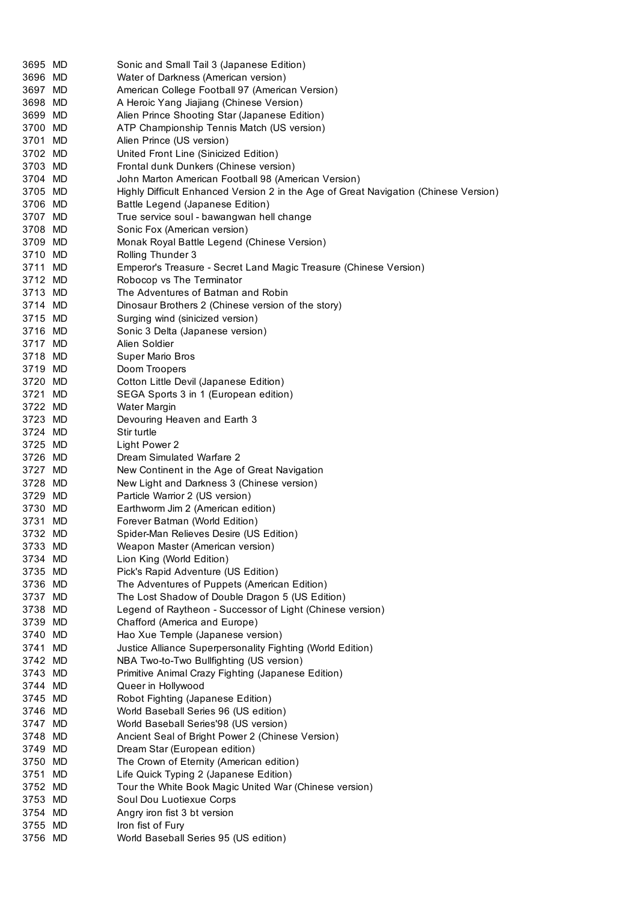| | | |
|---|---|---|
| 3695 | MD | Sonic and Small Tail 3 (Japanese Edition) |
| 3696 | MD | Water of Darkness (American version) |
| 3697 | MD | American College Football 97 (American Version) |
| 3698 | MD | A Heroic Yang Jiajiang (Chinese Version) |
| 3699 | MD | Alien Prince Shooting Star (Japanese Edition) |
| 3700 | MD | ATP Championship Tennis Match (US version) |
| 3701 | MD | Alien Prince (US version) |
| 3702 | MD | United Front Line (Sinicized Edition) |
| 3703 | MD | Frontal dunk Dunkers (Chinese version) |
| 3704 | MD | John Marton American Football 98 (American Version) |
| 3705 | MD | Highly Difficult Enhanced Version 2 in the Age of Great Navigation (Chinese Version) |
| 3706 | MD | Battle Legend (Japanese Edition) |
| 3707 | MD | True service soul - bawangwan hell change |
| 3708 | MD | Sonic Fox (American version) |
| 3709 | MD | Monak Royal Battle Legend (Chinese Version) |
| 3710 | MD | Rolling Thunder 3 |
| 3711 | MD | Emperor's Treasure - Secret Land Magic Treasure (Chinese Version) |
| 3712 | MD | Robocop vs The Terminator |
| 3713 | MD | The Adventures of Batman and Robin |
| 3714 | MD | Dinosaur Brothers 2 (Chinese version of the story) |
| 3715 | MD | Surging wind (sinicized version) |
| 3716 | MD | Sonic 3 Delta (Japanese version) |
| 3717 | MD | Alien Soldier |
| 3718 | MD | Super Mario Bros |
| 3719 | MD | Doom Troopers |
| 3720 | MD | Cotton Little Devil (Japanese Edition) |
| 3721 | MD | SEGA Sports 3 in 1 (European edition) |
| 3722 | MD | Water Margin |
| 3723 | MD | Devouring Heaven and Earth 3 |
| 3724 | MD | Stir turtle |
| 3725 | MD | Light Power 2 |
| 3726 | MD | Dream Simulated Warfare 2 |
| 3727 | MD | New Continent in the Age of Great Navigation |
| 3728 | MD | New Light and Darkness 3 (Chinese version) |
| 3729 | MD | Particle Warrior 2 (US version) |
| 3730 | MD | Earthworm Jim 2 (American edition) |
| 3731 | MD | Forever Batman (World Edition) |
| 3732 | MD | Spider-Man Relieves Desire (US Edition) |
| 3733 | MD | Weapon Master (American version) |
| 3734 | MD | Lion King (World Edition) |
| 3735 | MD | Pick's Rapid Adventure (US Edition) |
| 3736 | MD | The Adventures of Puppets (American Edition) |
| 3737 | MD | The Lost Shadow of Double Dragon 5 (US Edition) |
| 3738 | MD | Legend of Raytheon - Successor of Light (Chinese version) |
| 3739 | MD | Chafford (America and Europe) |
| 3740 | MD | Hao Xue Temple (Japanese version) |
| 3741 | MD | Justice Alliance Superpersonality Fighting (World Edition) |
| 3742 | MD | NBA Two-to-Two Bullfighting (US version) |
| 3743 | MD | Primitive Animal Crazy Fighting (Japanese Edition) |
| 3744 | MD | Queer in Hollywood |
| 3745 | MD | Robot Fighting (Japanese Edition) |
| 3746 | MD | World Baseball Series 96 (US edition) |
| 3747 | MD | World Baseball Series'98 (US version) |
| 3748 | MD | Ancient Seal of Bright Power 2 (Chinese Version) |
| 3749 | MD | Dream Star (European edition) |
| 3750 | MD | The Crown of Eternity (American edition) |
| 3751 | MD | Life Quick Typing 2 (Japanese Edition) |
| 3752 | MD | Tour the White Book Magic United War (Chinese version) |
| 3753 | MD | Soul Dou Luotiexue Corps |
| 3754 | MD | Angry iron fist 3 bt version |
| 3755 | MD | Iron fist of Fury |
| 3756 | MD | World Baseball Series 95 (US edition) |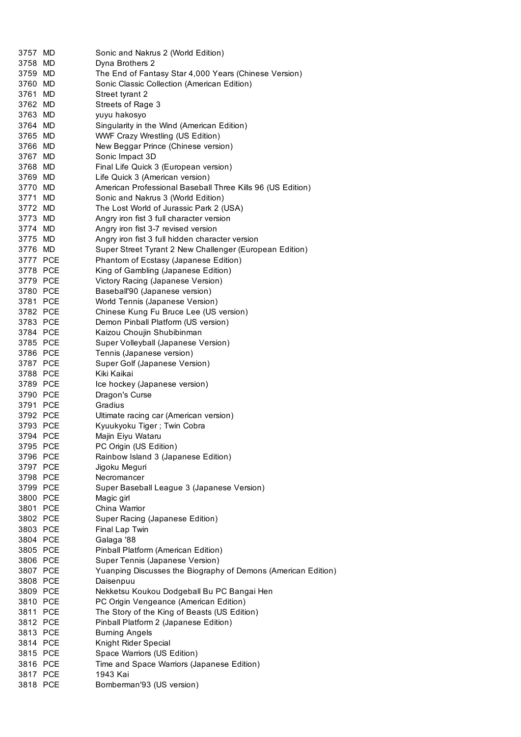| | | |
|---|---|---|
| 3757 | MD | Sonic and Nakrus 2 (World Edition) |
| 3758 | MD | Dyna Brothers 2 |
| 3759 | MD | The End of Fantasy Star 4,000 Years (Chinese Version) |
| 3760 | MD | Sonic Classic Collection (American Edition) |
| 3761 | MD | Street tyrant 2 |
| 3762 | MD | Streets of Rage 3 |
| 3763 | MD | yuyu hakosyo |
| 3764 | MD | Singularity in the Wind (American Edition) |
| 3765 | MD | WWF Crazy Wrestling (US Edition) |
| 3766 | MD | New Beggar Prince (Chinese version) |
| 3767 | MD | Sonic Impact 3D |
| 3768 | MD | Final Life Quick 3 (European version) |
| 3769 | MD | Life Quick 3 (American version) |
| 3770 | MD | American Professional Baseball Three Kills 96 (US Edition) |
| 3771 | MD | Sonic and Nakrus 3 (World Edition) |
| 3772 | MD | The Lost World of Jurassic Park 2 (USA) |
| 3773 | MD | Angry iron fist 3 full character version |
| 3774 | MD | Angry iron fist 3-7 revised version |
| 3775 | MD | Angry iron fist 3 full hidden character version |
| 3776 | MD | Super Street Tyrant 2 New Challenger (European Edition) |
| 3777 | PCE | Phantom of Ecstasy (Japanese Edition) |
| 3778 | PCE | King of Gambling (Japanese Edition) |
| 3779 | PCE | Victory Racing (Japanese Version) |
| 3780 | PCE | Baseball'90 (Japanese version) |
| 3781 | PCE | World Tennis (Japanese Version) |
| 3782 | PCE | Chinese Kung Fu Bruce Lee (US version) |
| 3783 | PCE | Demon Pinball Platform (US version) |
| 3784 | PCE | Kaizou Choujin Shubibinman |
| 3785 | PCE | Super Volleyball (Japanese Version) |
| 3786 | PCE | Tennis (Japanese version) |
| 3787 | PCE | Super Golf (Japanese Version) |
| 3788 | PCE | Kiki Kaikai |
| 3789 | PCE | Ice hockey (Japanese version) |
| 3790 | PCE | Dragon's Curse |
| 3791 | PCE | Gradius |
| 3792 | PCE | Ultimate racing car (American version) |
| 3793 | PCE | Kyuukyoku Tiger ; Twin Cobra |
| 3794 | PCE | Majin Eiyu Wataru |
| 3795 | PCE | PC Origin (US Edition) |
| 3796 | PCE | Rainbow Island 3 (Japanese Edition) |
| 3797 | PCE | Jigoku Meguri |
| 3798 | PCE | Necromancer |
| 3799 | PCE | Super Baseball League 3 (Japanese Version) |
| 3800 | PCE | Magic girl |
| 3801 | PCE | China Warrior |
| 3802 | PCE | Super Racing (Japanese Edition) |
| 3803 | PCE | Final Lap Twin |
| 3804 | PCE | Galaga '88 |
| 3805 | PCE | Pinball Platform (American Edition) |
| 3806 | PCE | Super Tennis (Japanese Version) |
| 3807 | PCE | Yuanping Discusses the Biography of Demons (American Edition) |
| 3808 | PCE | Daisenpuu |
| 3809 | PCE | Nekketsu Koukou Dodgeball Bu PC Bangai Hen |
| 3810 | PCE | PC Origin Vengeance (American Edition) |
| 3811 | PCE | The Story of the King of Beasts (US Edition) |
| 3812 | PCE | Pinball Platform 2 (Japanese Edition) |
| 3813 | PCE | Burning Angels |
| 3814 | PCE | Knight Rider Special |
| 3815 | PCE | Space Warriors (US Edition) |
| 3816 | PCE | Time and Space Warriors (Japanese Edition) |
| 3817 | PCE | 1943 Kai |
| 3818 | PCE | Bomberman'93 (US version) |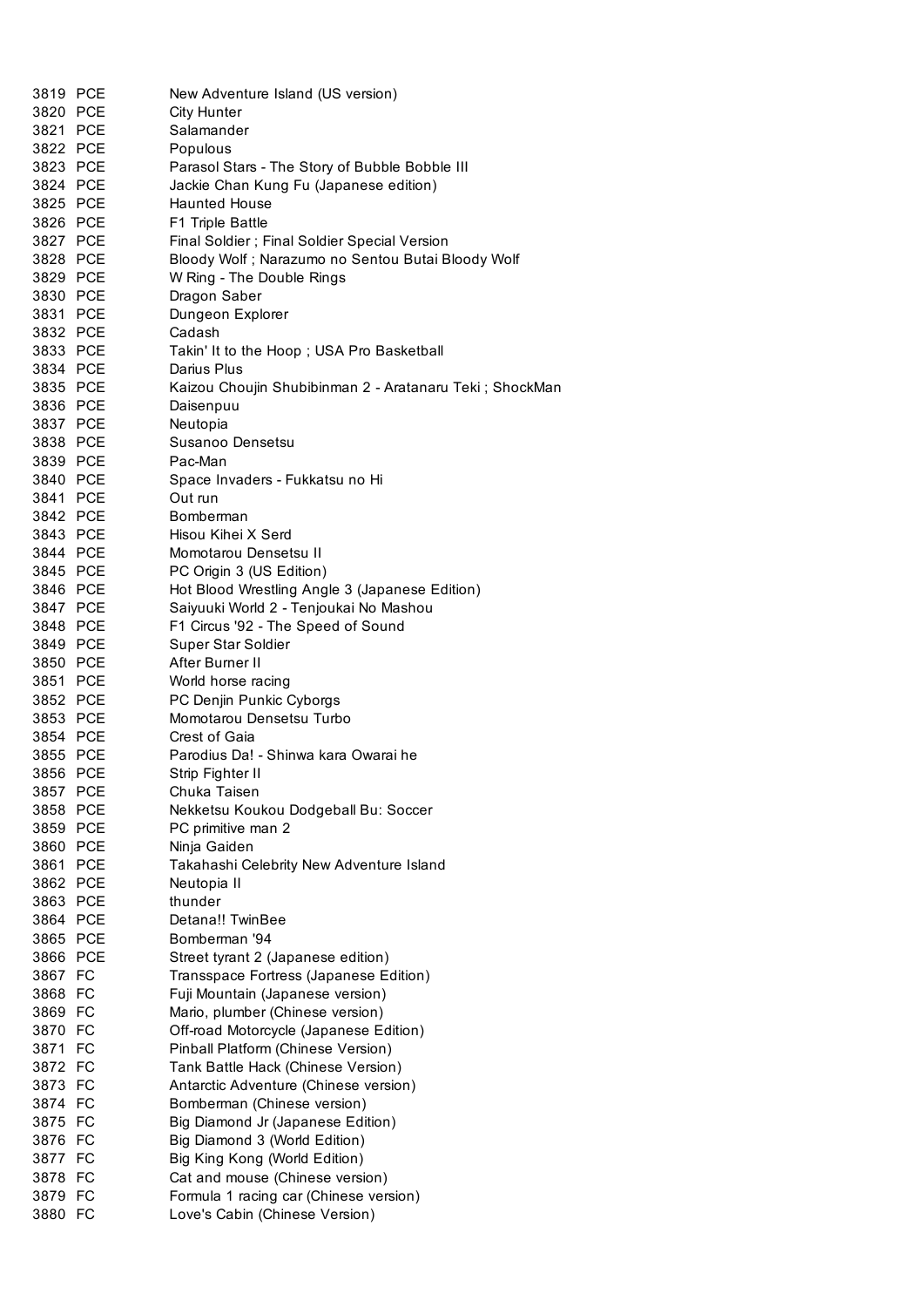| | | |
|---|---|---|
| 3819 | PCE | New Adventure Island (US version) |
| 3820 | PCE | City Hunter |
| 3821 | PCE | Salamander |
| 3822 | PCE | Populous |
| 3823 | PCE | Parasol Stars - The Story of Bubble Bobble III |
| 3824 | PCE | Jackie Chan Kung Fu (Japanese edition) |
| 3825 | PCE | Haunted House |
| 3826 | PCE | F1 Triple Battle |
| 3827 | PCE | Final Soldier ; Final Soldier Special Version |
| 3828 | PCE | Bloody Wolf ; Narazumo no Sentou Butai Bloody Wolf |
| 3829 | PCE | W Ring - The Double Rings |
| 3830 | PCE | Dragon Saber |
| 3831 | PCE | Dungeon Explorer |
| 3832 | PCE | Cadash |
| 3833 | PCE | Takin' It to the Hoop ; USA Pro Basketball |
| 3834 | PCE | Darius Plus |
| 3835 | PCE | Kaizou Choujin Shubibinman 2 - Aratanaru Teki ; ShockMan |
| 3836 | PCE | Daisenpuu |
| 3837 | PCE | Neutopia |
| 3838 | PCE | Susanoo Densetsu |
| 3839 | PCE | Pac-Man |
| 3840 | PCE | Space Invaders - Fukkatsu no Hi |
| 3841 | PCE | Out run |
| 3842 | PCE | Bomberman |
| 3843 | PCE | Hisou Kihei X Serd |
| 3844 | PCE | Momotarou Densetsu II |
| 3845 | PCE | PC Origin 3 (US Edition) |
| 3846 | PCE | Hot Blood Wrestling Angle 3 (Japanese Edition) |
| 3847 | PCE | Saiyuuki World 2 - Tenjoukai No Mashou |
| 3848 | PCE | F1 Circus '92 - The Speed of Sound |
| 3849 | PCE | Super Star Soldier |
| 3850 | PCE | After Burner II |
| 3851 | PCE | World horse racing |
| 3852 | PCE | PC Denjin Punkic Cyborgs |
| 3853 | PCE | Momotarou Densetsu Turbo |
| 3854 | PCE | Crest of Gaia |
| 3855 | PCE | Parodius Da! - Shinwa kara Owarai he |
| 3856 | PCE | Strip Fighter II |
| 3857 | PCE | Chuka Taisen |
| 3858 | PCE | Nekketsu Koukou Dodgeball Bu: Soccer |
| 3859 | PCE | PC primitive man 2 |
| 3860 | PCE | Ninja Gaiden |
| 3861 | PCE | Takahashi Celebrity New Adventure Island |
| 3862 | PCE | Neutopia II |
| 3863 | PCE | thunder |
| 3864 | PCE | Detana!! TwinBee |
| 3865 | PCE | Bomberman '94 |
| 3866 | PCE | Street tyrant 2 (Japanese edition) |
| 3867 | FC | Transspace Fortress (Japanese Edition) |
| 3868 | FC | Fuji Mountain (Japanese version) |
| 3869 | FC | Mario, plumber (Chinese version) |
| 3870 | FC | Off-road Motorcycle (Japanese Edition) |
| 3871 | FC | Pinball Platform (Chinese Version) |
| 3872 | FC | Tank Battle Hack (Chinese Version) |
| 3873 | FC | Antarctic Adventure (Chinese version) |
| 3874 | FC | Bomberman (Chinese version) |
| 3875 | FC | Big Diamond Jr (Japanese Edition) |
| 3876 | FC | Big Diamond 3 (World Edition) |
| 3877 | FC | Big King Kong (World Edition) |
| 3878 | FC | Cat and mouse (Chinese version) |
| 3879 | FC | Formula 1 racing car (Chinese version) |
| 3880 | FC | Love's Cabin (Chinese Version) |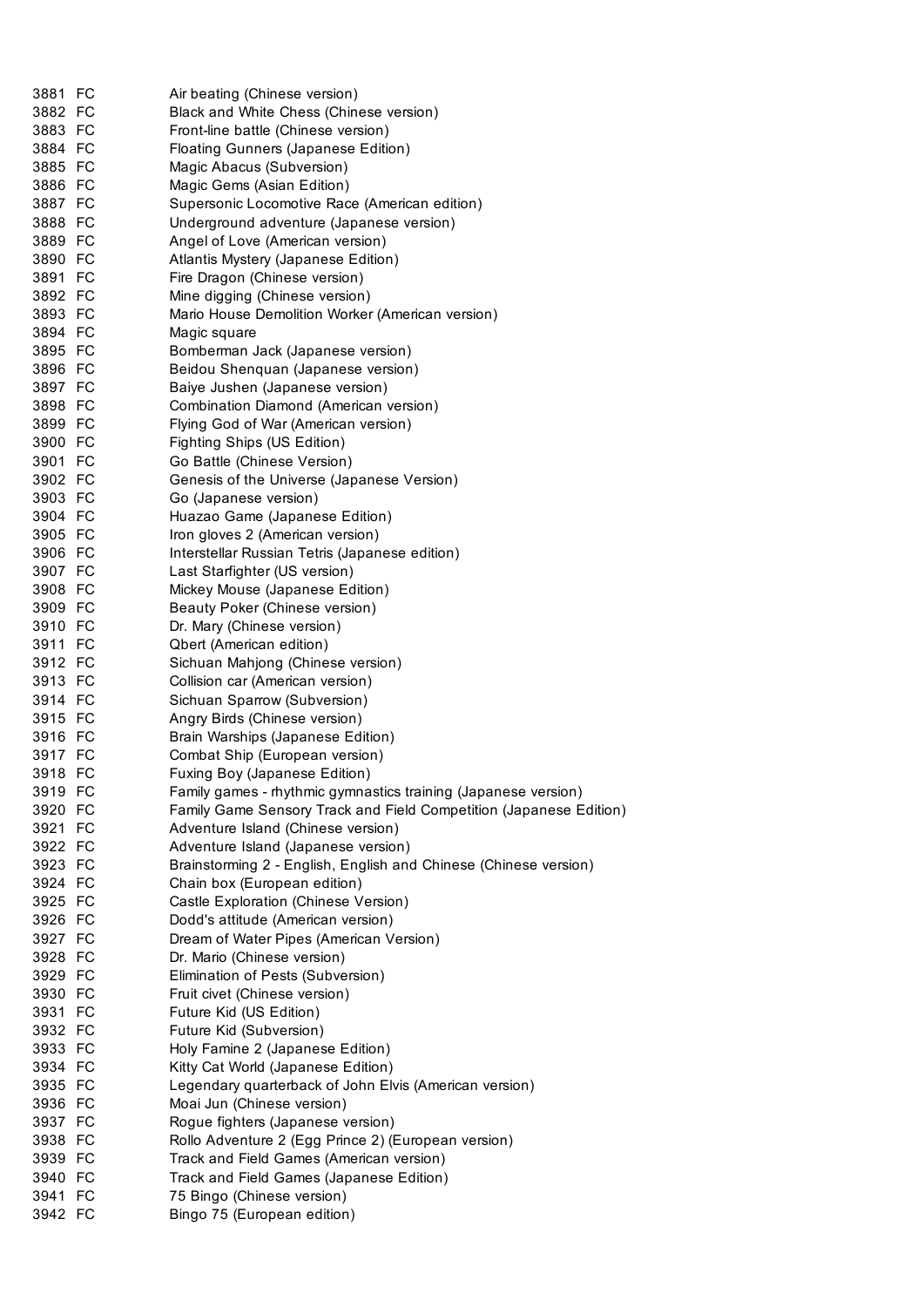| | | |
|---|---|---|
| 3881 | FC | Air beating (Chinese version) |
| 3882 | FC | Black and White Chess (Chinese version) |
| 3883 | FC | Front-line battle (Chinese version) |
| 3884 | FC | Floating Gunners (Japanese Edition) |
| 3885 | FC | Magic Abacus (Subversion) |
| 3886 | FC | Magic Gems (Asian Edition) |
| 3887 | FC | Supersonic Locomotive Race (American edition) |
| 3888 | FC | Underground adventure (Japanese version) |
| 3889 | FC | Angel of Love (American version) |
| 3890 | FC | Atlantis Mystery (Japanese Edition) |
| 3891 | FC | Fire Dragon (Chinese version) |
| 3892 | FC | Mine digging (Chinese version) |
| 3893 | FC | Mario House Demolition Worker (American version) |
| 3894 | FC | Magic square |
| 3895 | FC | Bomberman Jack (Japanese version) |
| 3896 | FC | Beidou Shenquan (Japanese version) |
| 3897 | FC | Baiye Jushen (Japanese version) |
| 3898 | FC | Combination Diamond (American version) |
| 3899 | FC | Flying God of War (American version) |
| 3900 | FC | Fighting Ships (US Edition) |
| 3901 | FC | Go Battle (Chinese Version) |
| 3902 | FC | Genesis of the Universe (Japanese Version) |
| 3903 | FC | Go (Japanese version) |
| 3904 | FC | Huazao Game (Japanese Edition) |
| 3905 | FC | Iron gloves 2 (American version) |
| 3906 | FC | Interstellar Russian Tetris (Japanese edition) |
| 3907 | FC | Last Starfighter (US version) |
| 3908 | FC | Mickey Mouse (Japanese Edition) |
| 3909 | FC | Beauty Poker (Chinese version) |
| 3910 | FC | Dr. Mary (Chinese version) |
| 3911 | FC | Qbert (American edition) |
| 3912 | FC | Sichuan Mahjong (Chinese version) |
| 3913 | FC | Collision car (American version) |
| 3914 | FC | Sichuan Sparrow (Subversion) |
| 3915 | FC | Angry Birds (Chinese version) |
| 3916 | FC | Brain Warships (Japanese Edition) |
| 3917 | FC | Combat Ship (European version) |
| 3918 | FC | Fuxing Boy (Japanese Edition) |
| 3919 | FC | Family games - rhythmic gymnastics training (Japanese version) |
| 3920 | FC | Family Game Sensory Track and Field Competition (Japanese Edition) |
| 3921 | FC | Adventure Island (Chinese version) |
| 3922 | FC | Adventure Island (Japanese version) |
| 3923 | FC | Brainstorming 2 - English, English and Chinese (Chinese version) |
| 3924 | FC | Chain box (European edition) |
| 3925 | FC | Castle Exploration (Chinese Version) |
| 3926 | FC | Dodd's attitude (American version) |
| 3927 | FC | Dream of Water Pipes (American Version) |
| 3928 | FC | Dr. Mario (Chinese version) |
| 3929 | FC | Elimination of Pests (Subversion) |
| 3930 | FC | Fruit civet (Chinese version) |
| 3931 | FC | Future Kid (US Edition) |
| 3932 | FC | Future Kid (Subversion) |
| 3933 | FC | Holy Famine 2 (Japanese Edition) |
| 3934 | FC | Kitty Cat World (Japanese Edition) |
| 3935 | FC | Legendary quarterback of John Elvis (American version) |
| 3936 | FC | Moai Jun (Chinese version) |
| 3937 | FC | Rogue fighters (Japanese version) |
| 3938 | FC | Rollo Adventure 2 (Egg Prince 2) (European version) |
| 3939 | FC | Track and Field Games (American version) |
| 3940 | FC | Track and Field Games (Japanese Edition) |
| 3941 | FC | 75 Bingo (Chinese version) |
| 3942 | FC | Bingo 75 (European edition) |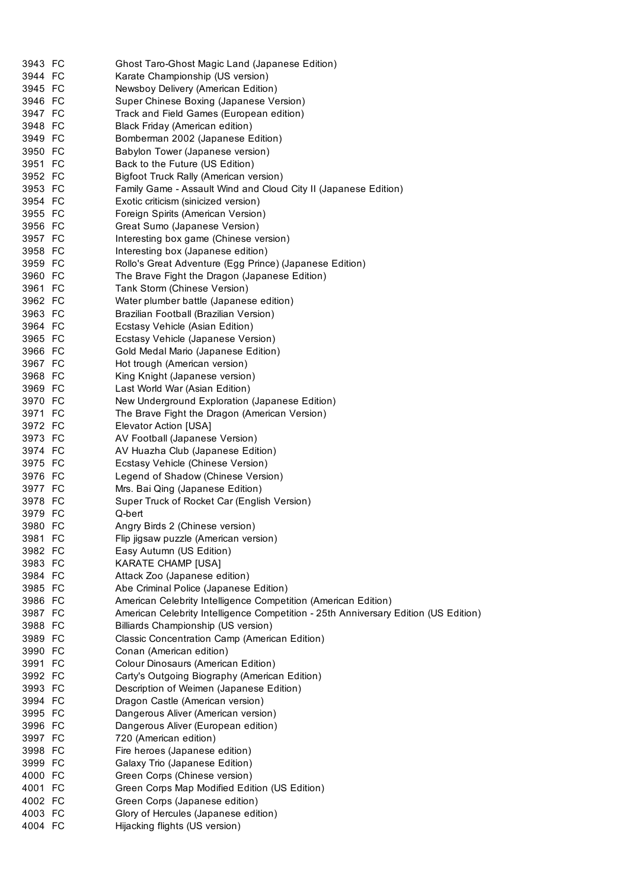| | | |
|---|---|---|
| 3943 | FC | Ghost Taro-Ghost Magic Land (Japanese Edition) |
| 3944 | FC | Karate Championship (US version) |
| 3945 | FC | Newsboy Delivery (American Edition) |
| 3946 | FC | Super Chinese Boxing (Japanese Version) |
| 3947 | FC | Track and Field Games (European edition) |
| 3948 | FC | Black Friday (American edition) |
| 3949 | FC | Bomberman 2002 (Japanese Edition) |
| 3950 | FC | Babylon Tower (Japanese version) |
| 3951 | FC | Back to the Future (US Edition) |
| 3952 | FC | Bigfoot Truck Rally (American version) |
| 3953 | FC | Family Game - Assault Wind and Cloud City II (Japanese Edition) |
| 3954 | FC | Exotic criticism (sinicized version) |
| 3955 | FC | Foreign Spirits (American Version) |
| 3956 | FC | Great Sumo (Japanese Version) |
| 3957 | FC | Interesting box game (Chinese version) |
| 3958 | FC | Interesting box (Japanese edition) |
| 3959 | FC | Rollo's Great Adventure (Egg Prince) (Japanese Edition) |
| 3960 | FC | The Brave Fight the Dragon (Japanese Edition) |
| 3961 | FC | Tank Storm (Chinese Version) |
| 3962 | FC | Water plumber battle (Japanese edition) |
| 3963 | FC | Brazilian Football (Brazilian Version) |
| 3964 | FC | Ecstasy Vehicle (Asian Edition) |
| 3965 | FC | Ecstasy Vehicle (Japanese Version) |
| 3966 | FC | Gold Medal Mario (Japanese Edition) |
| 3967 | FC | Hot trough (American version) |
| 3968 | FC | King Knight (Japanese version) |
| 3969 | FC | Last World War (Asian Edition) |
| 3970 | FC | New Underground Exploration (Japanese Edition) |
| 3971 | FC | The Brave Fight the Dragon (American Version) |
| 3972 | FC | Elevator Action [USA] |
| 3973 | FC | AV Football (Japanese Version) |
| 3974 | FC | AV Huazha Club (Japanese Edition) |
| 3975 | FC | Ecstasy Vehicle (Chinese Version) |
| 3976 | FC | Legend of Shadow (Chinese Version) |
| 3977 | FC | Mrs. Bai Qing (Japanese Edition) |
| 3978 | FC | Super Truck of Rocket Car (English Version) |
| 3979 | FC | Q-bert |
| 3980 | FC | Angry Birds 2 (Chinese version) |
| 3981 | FC | Flip jigsaw puzzle (American version) |
| 3982 | FC | Easy Autumn (US Edition) |
| 3983 | FC | KARATE CHAMP [USA] |
| 3984 | FC | Attack Zoo (Japanese edition) |
| 3985 | FC | Abe Criminal Police (Japanese Edition) |
| 3986 | FC | American Celebrity Intelligence Competition (American Edition) |
| 3987 | FC | American Celebrity Intelligence Competition - 25th Anniversary Edition (US Edition) |
| 3988 | FC | Billiards Championship (US version) |
| 3989 | FC | Classic Concentration Camp (American Edition) |
| 3990 | FC | Conan (American edition) |
| 3991 | FC | Colour Dinosaurs (American Edition) |
| 3992 | FC | Carty's Outgoing Biography (American Edition) |
| 3993 | FC | Description of Weimen (Japanese Edition) |
| 3994 | FC | Dragon Castle (American version) |
| 3995 | FC | Dangerous Aliver (American version) |
| 3996 | FC | Dangerous Aliver (European edition) |
| 3997 | FC | 720 (American edition) |
| 3998 | FC | Fire heroes (Japanese edition) |
| 3999 | FC | Galaxy Trio (Japanese Edition) |
| 4000 | FC | Green Corps (Chinese version) |
| 4001 | FC | Green Corps Map Modified Edition (US Edition) |
| 4002 | FC | Green Corps (Japanese edition) |
| 4003 | FC | Glory of Hercules (Japanese edition) |
| 4004 | FC | Hijacking flights (US version) |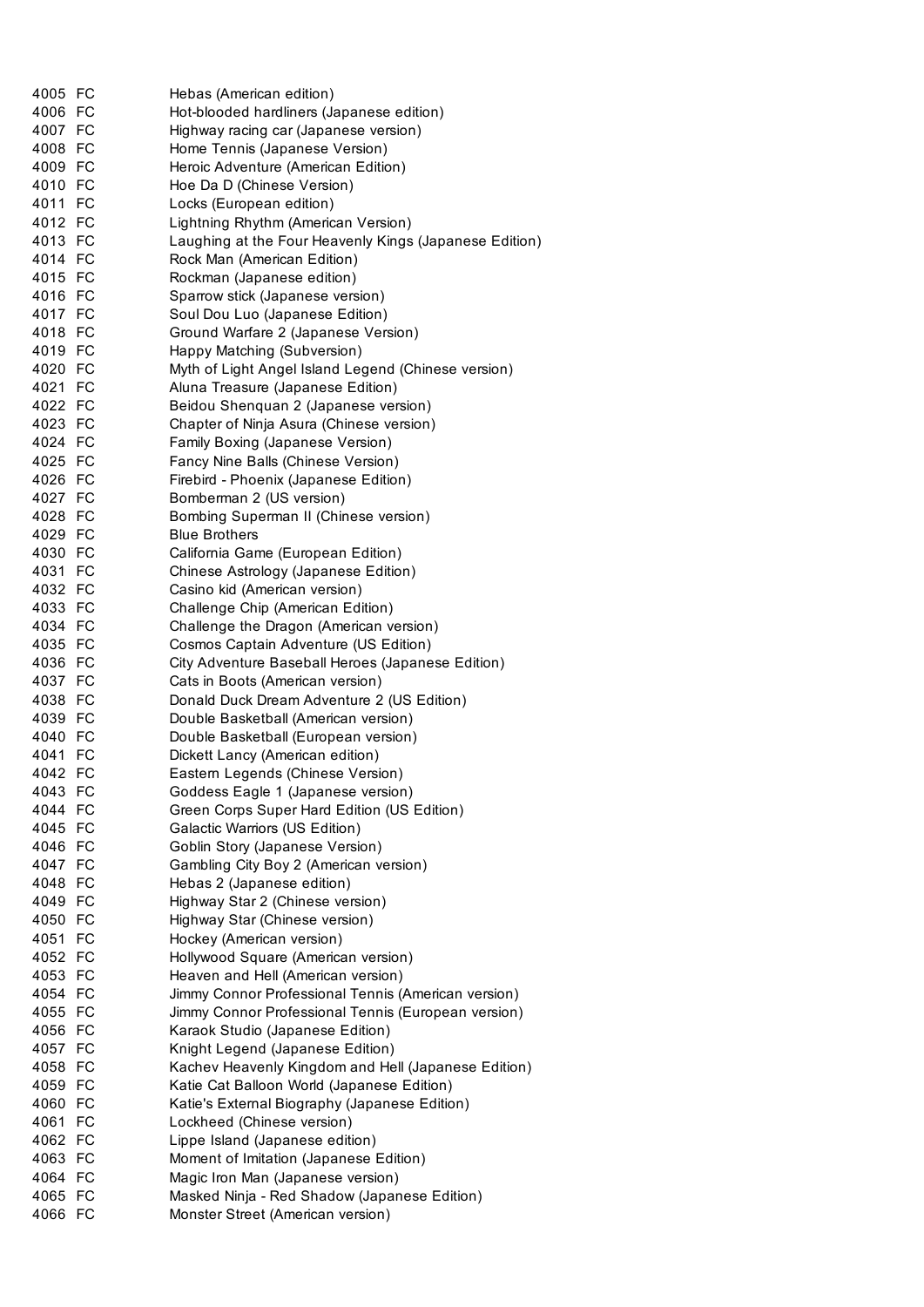| | | |
|---|---|---|
| 4005 | FC | Hebas (American edition) |
| 4006 | FC | Hot-blooded hardliners (Japanese edition) |
| 4007 | FC | Highway racing car (Japanese version) |
| 4008 | FC | Home Tennis (Japanese Version) |
| 4009 | FC | Heroic Adventure (American Edition) |
| 4010 | FC | Hoe Da D (Chinese Version) |
| 4011 | FC | Locks (European edition) |
| 4012 | FC | Lightning Rhythm (American Version) |
| 4013 | FC | Laughing at the Four Heavenly Kings (Japanese Edition) |
| 4014 | FC | Rock Man (American Edition) |
| 4015 | FC | Rockman (Japanese edition) |
| 4016 | FC | Sparrow stick (Japanese version) |
| 4017 | FC | Soul Dou Luo (Japanese Edition) |
| 4018 | FC | Ground Warfare 2 (Japanese Version) |
| 4019 | FC | Happy Matching (Subversion) |
| 4020 | FC | Myth of Light Angel Island Legend (Chinese version) |
| 4021 | FC | Aluna Treasure (Japanese Edition) |
| 4022 | FC | Beidou Shenquan 2 (Japanese version) |
| 4023 | FC | Chapter of Ninja Asura (Chinese version) |
| 4024 | FC | Family Boxing (Japanese Version) |
| 4025 | FC | Fancy Nine Balls (Chinese Version) |
| 4026 | FC | Firebird - Phoenix (Japanese Edition) |
| 4027 | FC | Bomberman 2 (US version) |
| 4028 | FC | Bombing Superman II (Chinese version) |
| 4029 | FC | Blue Brothers |
| 4030 | FC | California Game (European Edition) |
| 4031 | FC | Chinese Astrology (Japanese Edition) |
| 4032 | FC | Casino kid (American version) |
| 4033 | FC | Challenge Chip (American Edition) |
| 4034 | FC | Challenge the Dragon (American version) |
| 4035 | FC | Cosmos Captain Adventure (US Edition) |
| 4036 | FC | City Adventure Baseball Heroes (Japanese Edition) |
| 4037 | FC | Cats in Boots (American version) |
| 4038 | FC | Donald Duck Dream Adventure 2 (US Edition) |
| 4039 | FC | Double Basketball (American version) |
| 4040 | FC | Double Basketball (European version) |
| 4041 | FC | Dickett Lancy (American edition) |
| 4042 | FC | Eastern Legends (Chinese Version) |
| 4043 | FC | Goddess Eagle 1 (Japanese version) |
| 4044 | FC | Green Corps Super Hard Edition (US Edition) |
| 4045 | FC | Galactic Warriors (US Edition) |
| 4046 | FC | Goblin Story (Japanese Version) |
| 4047 | FC | Gambling City Boy 2 (American version) |
| 4048 | FC | Hebas 2 (Japanese edition) |
| 4049 | FC | Highway Star 2 (Chinese version) |
| 4050 | FC | Highway Star (Chinese version) |
| 4051 | FC | Hockey (American version) |
| 4052 | FC | Hollywood Square (American version) |
| 4053 | FC | Heaven and Hell (American version) |
| 4054 | FC | Jimmy Connor Professional Tennis (American version) |
| 4055 | FC | Jimmy Connor Professional Tennis (European version) |
| 4056 | FC | Karaok Studio (Japanese Edition) |
| 4057 | FC | Knight Legend (Japanese Edition) |
| 4058 | FC | Kachev Heavenly Kingdom and Hell (Japanese Edition) |
| 4059 | FC | Katie Cat Balloon World (Japanese Edition) |
| 4060 | FC | Katie's External Biography (Japanese Edition) |
| 4061 | FC | Lockheed (Chinese version) |
| 4062 | FC | Lippe Island (Japanese edition) |
| 4063 | FC | Moment of Imitation (Japanese Edition) |
| 4064 | FC | Magic Iron Man (Japanese version) |
| 4065 | FC | Masked Ninja - Red Shadow (Japanese Edition) |
| 4066 | FC | Monster Street (American version) |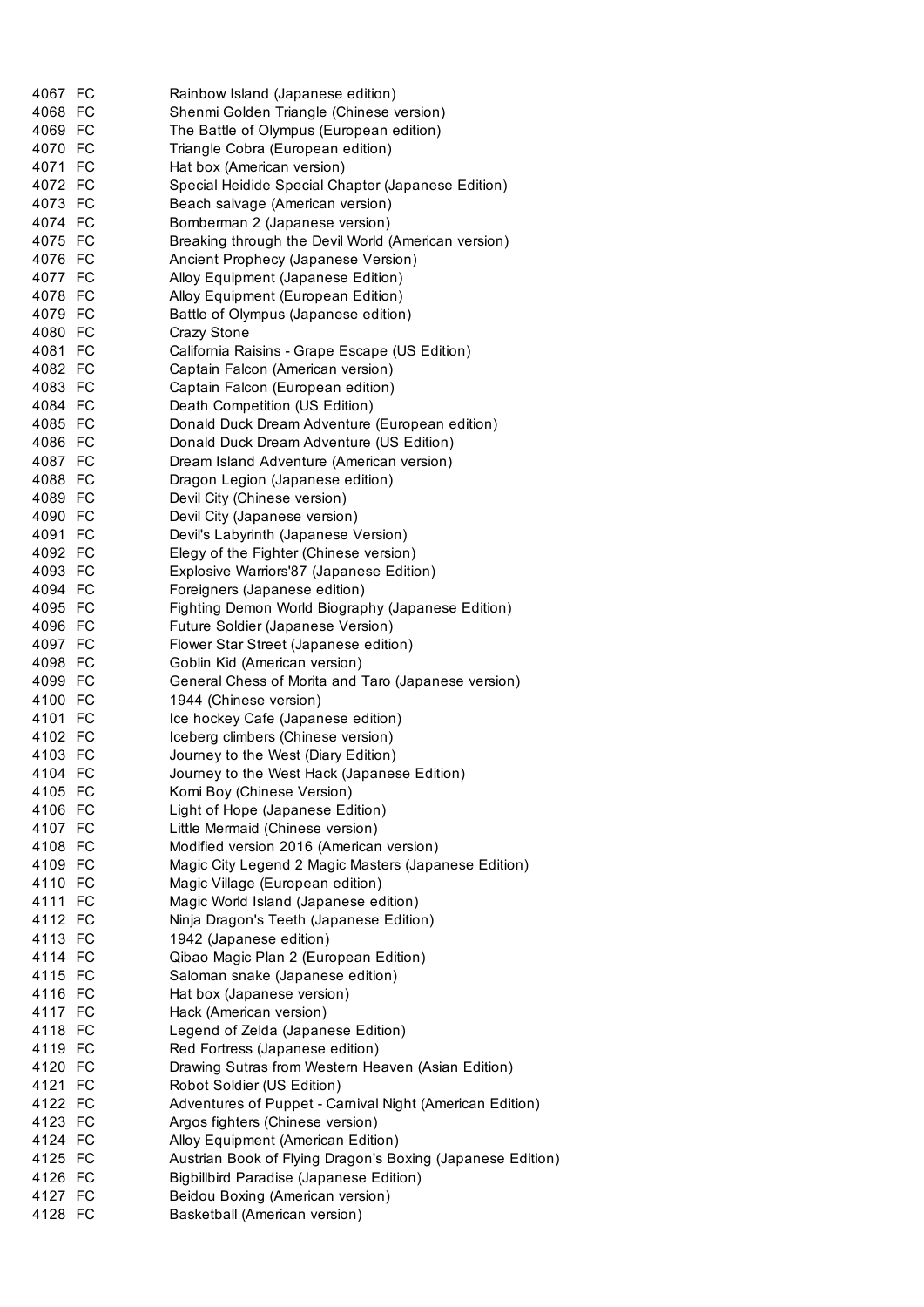| | | |
|---|---|---|
| 4067 | FC | Rainbow Island (Japanese edition) |
| 4068 | FC | Shenmi Golden Triangle (Chinese version) |
| 4069 | FC | The Battle of Olympus (European edition) |
| 4070 | FC | Triangle Cobra (European edition) |
| 4071 | FC | Hat box (American version) |
| 4072 | FC | Special Heidide Special Chapter (Japanese Edition) |
| 4073 | FC | Beach salvage (American version) |
| 4074 | FC | Bomberman 2 (Japanese version) |
| 4075 | FC | Breaking through the Devil World (American version) |
| 4076 | FC | Ancient Prophecy (Japanese Version) |
| 4077 | FC | Alloy Equipment (Japanese Edition) |
| 4078 | FC | Alloy Equipment (European Edition) |
| 4079 | FC | Battle of Olympus (Japanese edition) |
| 4080 | FC | Crazy Stone |
| 4081 | FC | California Raisins - Grape Escape (US Edition) |
| 4082 | FC | Captain Falcon (American version) |
| 4083 | FC | Captain Falcon (European edition) |
| 4084 | FC | Death Competition (US Edition) |
| 4085 | FC | Donald Duck Dream Adventure (European edition) |
| 4086 | FC | Donald Duck Dream Adventure (US Edition) |
| 4087 | FC | Dream Island Adventure (American version) |
| 4088 | FC | Dragon Legion (Japanese edition) |
| 4089 | FC | Devil City (Chinese version) |
| 4090 | FC | Devil City (Japanese version) |
| 4091 | FC | Devil's Labyrinth (Japanese Version) |
| 4092 | FC | Elegy of the Fighter (Chinese version) |
| 4093 | FC | Explosive Warriors'87 (Japanese Edition) |
| 4094 | FC | Foreigners (Japanese edition) |
| 4095 | FC | Fighting Demon World Biography (Japanese Edition) |
| 4096 | FC | Future Soldier (Japanese Version) |
| 4097 | FC | Flower Star Street (Japanese edition) |
| 4098 | FC | Goblin Kid (American version) |
| 4099 | FC | General Chess of Morita and Taro (Japanese version) |
| 4100 | FC | 1944 (Chinese version) |
| 4101 | FC | Ice hockey Cafe (Japanese edition) |
| 4102 | FC | Iceberg climbers (Chinese version) |
| 4103 | FC | Journey to the West (Diary Edition) |
| 4104 | FC | Journey to the West Hack (Japanese Edition) |
| 4105 | FC | Komi Boy (Chinese Version) |
| 4106 | FC | Light of Hope (Japanese Edition) |
| 4107 | FC | Little Mermaid (Chinese version) |
| 4108 | FC | Modified version 2016 (American version) |
| 4109 | FC | Magic City Legend 2 Magic Masters (Japanese Edition) |
| 4110 | FC | Magic Village (European edition) |
| 4111 | FC | Magic World Island (Japanese edition) |
| 4112 | FC | Ninja Dragon's Teeth (Japanese Edition) |
| 4113 | FC | 1942 (Japanese edition) |
| 4114 | FC | Qibao Magic Plan 2 (European Edition) |
| 4115 | FC | Saloman snake (Japanese edition) |
| 4116 | FC | Hat box (Japanese version) |
| 4117 | FC | Hack (American version) |
| 4118 | FC | Legend of Zelda (Japanese Edition) |
| 4119 | FC | Red Fortress (Japanese edition) |
| 4120 | FC | Drawing Sutras from Western Heaven (Asian Edition) |
| 4121 | FC | Robot Soldier (US Edition) |
| 4122 | FC | Adventures of Puppet - Carnival Night (American Edition) |
| 4123 | FC | Argos fighters (Chinese version) |
| 4124 | FC | Alloy Equipment (American Edition) |
| 4125 | FC | Austrian Book of Flying Dragon's Boxing (Japanese Edition) |
| 4126 | FC | Bigbillbird Paradise (Japanese Edition) |
| 4127 | FC | Beidou Boxing (American version) |
| 4128 | FC | Basketball (American version) |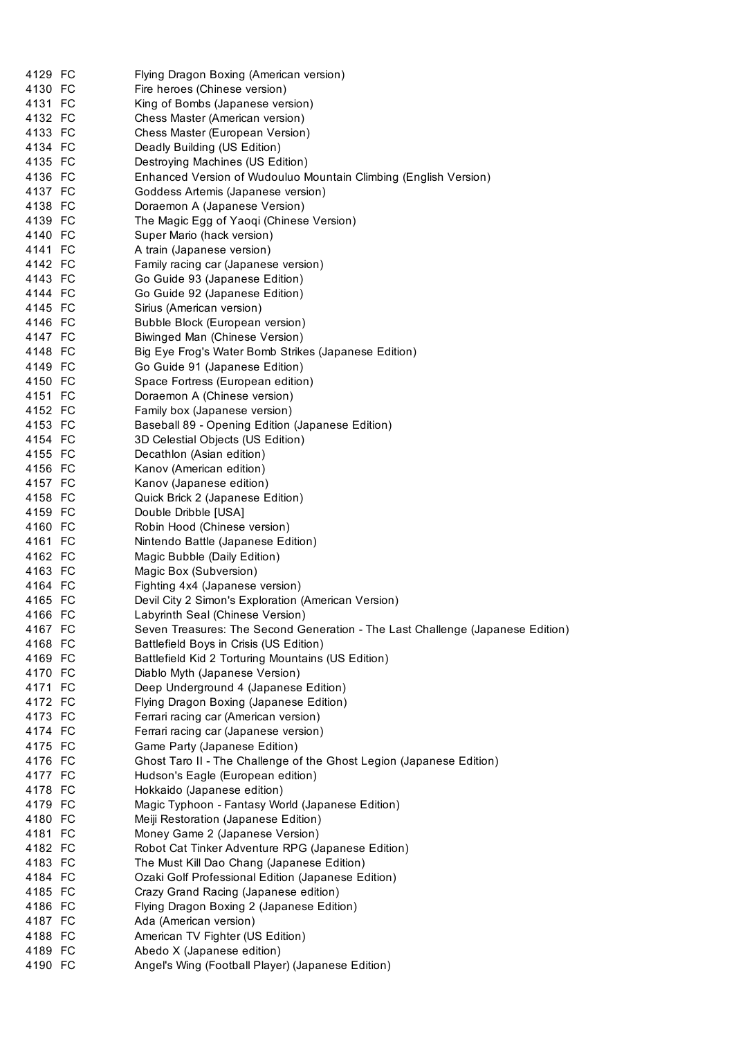| | | |
|---|---|---|
| 4129 | FC | Flying Dragon Boxing (American version) |
| 4130 | FC | Fire heroes (Chinese version) |
| 4131 | FC | King of Bombs (Japanese version) |
| 4132 | FC | Chess Master (American version) |
| 4133 | FC | Chess Master (European Version) |
| 4134 | FC | Deadly Building (US Edition) |
| 4135 | FC | Destroying Machines (US Edition) |
| 4136 | FC | Enhanced Version of Wudouluo Mountain Climbing (English Version) |
| 4137 | FC | Goddess Artemis (Japanese version) |
| 4138 | FC | Doraemon A (Japanese Version) |
| 4139 | FC | The Magic Egg of Yaoqi (Chinese Version) |
| 4140 | FC | Super Mario (hack version) |
| 4141 | FC | A train (Japanese version) |
| 4142 | FC | Family racing car (Japanese version) |
| 4143 | FC | Go Guide 93 (Japanese Edition) |
| 4144 | FC | Go Guide 92 (Japanese Edition) |
| 4145 | FC | Sirius (American version) |
| 4146 | FC | Bubble Block (European version) |
| 4147 | FC | Biwinged Man (Chinese Version) |
| 4148 | FC | Big Eye Frog's Water Bomb Strikes (Japanese Edition) |
| 4149 | FC | Go Guide 91 (Japanese Edition) |
| 4150 | FC | Space Fortress (European edition) |
| 4151 | FC | Doraemon A (Chinese version) |
| 4152 | FC | Family box (Japanese version) |
| 4153 | FC | Baseball 89 - Opening Edition (Japanese Edition) |
| 4154 | FC | 3D Celestial Objects (US Edition) |
| 4155 | FC | Decathlon (Asian edition) |
| 4156 | FC | Kanov (American edition) |
| 4157 | FC | Kanov (Japanese edition) |
| 4158 | FC | Quick Brick 2 (Japanese Edition) |
| 4159 | FC | Double Dribble [USA] |
| 4160 | FC | Robin Hood (Chinese version) |
| 4161 | FC | Nintendo Battle (Japanese Edition) |
| 4162 | FC | Magic Bubble (Daily Edition) |
| 4163 | FC | Magic Box (Subversion) |
| 4164 | FC | Fighting 4x4 (Japanese version) |
| 4165 | FC | Devil City 2 Simon's Exploration (American Version) |
| 4166 | FC | Labyrinth Seal (Chinese Version) |
| 4167 | FC | Seven Treasures: The Second Generation - The Last Challenge (Japanese Edition) |
| 4168 | FC | Battlefield Boys in Crisis (US Edition) |
| 4169 | FC | Battlefield Kid 2 Torturing Mountains (US Edition) |
| 4170 | FC | Diablo Myth (Japanese Version) |
| 4171 | FC | Deep Underground 4 (Japanese Edition) |
| 4172 | FC | Flying Dragon Boxing (Japanese Edition) |
| 4173 | FC | Ferrari racing car (American version) |
| 4174 | FC | Ferrari racing car (Japanese version) |
| 4175 | FC | Game Party (Japanese Edition) |
| 4176 | FC | Ghost Taro II - The Challenge of the Ghost Legion (Japanese Edition) |
| 4177 | FC | Hudson's Eagle (European edition) |
| 4178 | FC | Hokkaido (Japanese edition) |
| 4179 | FC | Magic Typhoon - Fantasy World (Japanese Edition) |
| 4180 | FC | Meiji Restoration (Japanese Edition) |
| 4181 | FC | Money Game 2 (Japanese Version) |
| 4182 | FC | Robot Cat Tinker Adventure RPG (Japanese Edition) |
| 4183 | FC | The Must Kill Dao Chang (Japanese Edition) |
| 4184 | FC | Ozaki Golf Professional Edition (Japanese Edition) |
| 4185 | FC | Crazy Grand Racing (Japanese edition) |
| 4186 | FC | Flying Dragon Boxing 2 (Japanese Edition) |
| 4187 | FC | Ada (American version) |
| 4188 | FC | American TV Fighter (US Edition) |
| 4189 | FC | Abedo X (Japanese edition) |
| 4190 | FC | Angel's Wing (Football Player) (Japanese Edition) |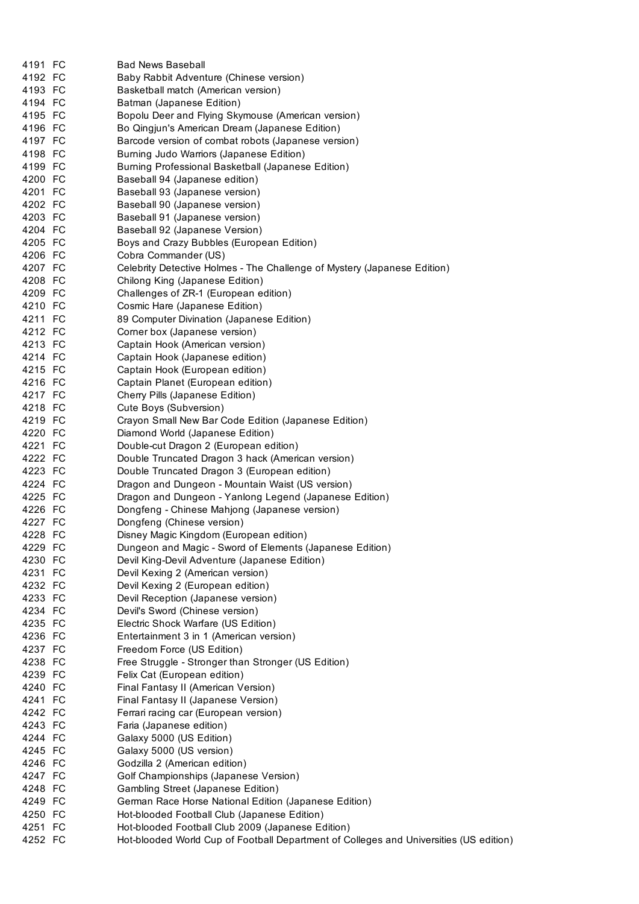| | | |
|---|---|---|
| 4191 | FC | Bad News Baseball |
| 4192 | FC | Baby Rabbit Adventure (Chinese version) |
| 4193 | FC | Basketball match (American version) |
| 4194 | FC | Batman (Japanese Edition) |
| 4195 | FC | Bopolu Deer and Flying Skymouse (American version) |
| 4196 | FC | Bo Qingjun's American Dream (Japanese Edition) |
| 4197 | FC | Barcode version of combat robots (Japanese version) |
| 4198 | FC | Burning Judo Warriors (Japanese Edition) |
| 4199 | FC | Burning Professional Basketball (Japanese Edition) |
| 4200 | FC | Baseball 94 (Japanese edition) |
| 4201 | FC | Baseball 93 (Japanese version) |
| 4202 | FC | Baseball 90 (Japanese version) |
| 4203 | FC | Baseball 91 (Japanese version) |
| 4204 | FC | Baseball 92 (Japanese Version) |
| 4205 | FC | Boys and Crazy Bubbles (European Edition) |
| 4206 | FC | Cobra Commander (US) |
| 4207 | FC | Celebrity Detective Holmes - The Challenge of Mystery (Japanese Edition) |
| 4208 | FC | Chilong King (Japanese Edition) |
| 4209 | FC | Challenges of ZR-1 (European edition) |
| 4210 | FC | Cosmic Hare (Japanese Edition) |
| 4211 | FC | 89 Computer Divination (Japanese Edition) |
| 4212 | FC | Corner box (Japanese version) |
| 4213 | FC | Captain Hook (American version) |
| 4214 | FC | Captain Hook (Japanese edition) |
| 4215 | FC | Captain Hook (European edition) |
| 4216 | FC | Captain Planet (European edition) |
| 4217 | FC | Cherry Pills (Japanese Edition) |
| 4218 | FC | Cute Boys (Subversion) |
| 4219 | FC | Crayon Small New Bar Code Edition (Japanese Edition) |
| 4220 | FC | Diamond World (Japanese Edition) |
| 4221 | FC | Double-cut Dragon 2 (European edition) |
| 4222 | FC | Double Truncated Dragon 3 hack (American version) |
| 4223 | FC | Double Truncated Dragon 3 (European edition) |
| 4224 | FC | Dragon and Dungeon - Mountain Waist (US version) |
| 4225 | FC | Dragon and Dungeon - Yanlong Legend (Japanese Edition) |
| 4226 | FC | Dongfeng - Chinese Mahjong (Japanese version) |
| 4227 | FC | Dongfeng (Chinese version) |
| 4228 | FC | Disney Magic Kingdom (European edition) |
| 4229 | FC | Dungeon and Magic - Sword of Elements (Japanese Edition) |
| 4230 | FC | Devil King-Devil Adventure (Japanese Edition) |
| 4231 | FC | Devil Kexing 2 (American version) |
| 4232 | FC | Devil Kexing 2 (European edition) |
| 4233 | FC | Devil Reception (Japanese version) |
| 4234 | FC | Devil's Sword (Chinese version) |
| 4235 | FC | Electric Shock Warfare (US Edition) |
| 4236 | FC | Entertainment 3 in 1 (American version) |
| 4237 | FC | Freedom Force (US Edition) |
| 4238 | FC | Free Struggle - Stronger than Stronger (US Edition) |
| 4239 | FC | Felix Cat (European edition) |
| 4240 | FC | Final Fantasy II (American Version) |
| 4241 | FC | Final Fantasy II (Japanese Version) |
| 4242 | FC | Ferrari racing car (European version) |
| 4243 | FC | Faria (Japanese edition) |
| 4244 | FC | Galaxy 5000 (US Edition) |
| 4245 | FC | Galaxy 5000 (US version) |
| 4246 | FC | Godzilla 2 (American edition) |
| 4247 | FC | Golf Championships (Japanese Version) |
| 4248 | FC | Gambling Street (Japanese Edition) |
| 4249 | FC | German Race Horse National Edition (Japanese Edition) |
| 4250 | FC | Hot-blooded Football Club (Japanese Edition) |
| 4251 | FC | Hot-blooded Football Club 2009 (Japanese Edition) |
| 4252 | FC | Hot-blooded World Cup of Football Department of Colleges and Universities (US edition) |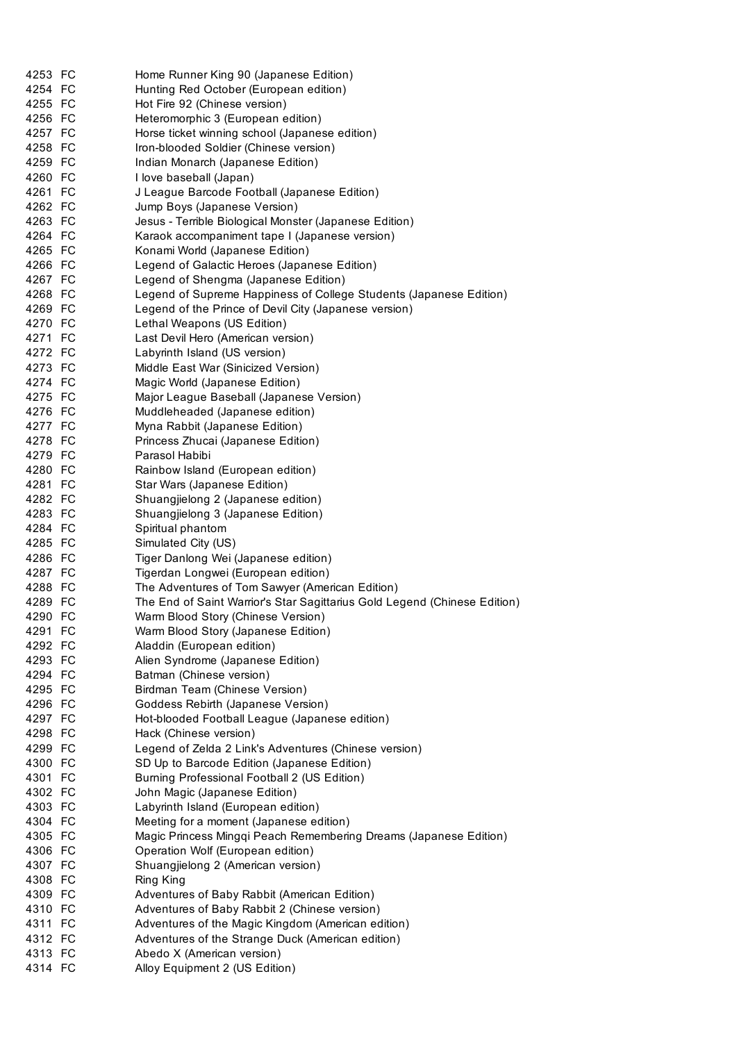| | | |
|---|---|---|
| 4253 | FC | Home Runner King 90 (Japanese Edition) |
| 4254 | FC | Hunting Red October (European edition) |
| 4255 | FC | Hot Fire 92 (Chinese version) |
| 4256 | FC | Heteromorphic 3 (European edition) |
| 4257 | FC | Horse ticket winning school (Japanese edition) |
| 4258 | FC | Iron-blooded Soldier (Chinese version) |
| 4259 | FC | Indian Monarch (Japanese Edition) |
| 4260 | FC | I love baseball (Japan) |
| 4261 | FC | J League Barcode Football (Japanese Edition) |
| 4262 | FC | Jump Boys (Japanese Version) |
| 4263 | FC | Jesus - Terrible Biological Monster (Japanese Edition) |
| 4264 | FC | Karaok accompaniment tape I (Japanese version) |
| 4265 | FC | Konami World (Japanese Edition) |
| 4266 | FC | Legend of Galactic Heroes (Japanese Edition) |
| 4267 | FC | Legend of Shengma (Japanese Edition) |
| 4268 | FC | Legend of Supreme Happiness of College Students (Japanese Edition) |
| 4269 | FC | Legend of the Prince of Devil City (Japanese version) |
| 4270 | FC | Lethal Weapons (US Edition) |
| 4271 | FC | Last Devil Hero (American version) |
| 4272 | FC | Labyrinth Island (US version) |
| 4273 | FC | Middle East War (Sinicized Version) |
| 4274 | FC | Magic World (Japanese Edition) |
| 4275 | FC | Major League Baseball (Japanese Version) |
| 4276 | FC | Muddleheaded (Japanese edition) |
| 4277 | FC | Myna Rabbit (Japanese Edition) |
| 4278 | FC | Princess Zhucai (Japanese Edition) |
| 4279 | FC | Parasol Habibi |
| 4280 | FC | Rainbow Island (European edition) |
| 4281 | FC | Star Wars (Japanese Edition) |
| 4282 | FC | Shuangjielong 2 (Japanese edition) |
| 4283 | FC | Shuangjielong 3 (Japanese Edition) |
| 4284 | FC | Spiritual phantom |
| 4285 | FC | Simulated City (US) |
| 4286 | FC | Tiger Danlong Wei (Japanese edition) |
| 4287 | FC | Tigerdan Longwei (European edition) |
| 4288 | FC | The Adventures of Tom Sawyer (American Edition) |
| 4289 | FC | The End of Saint Warrior's Star Sagittarius Gold Legend (Chinese Edition) |
| 4290 | FC | Warm Blood Story (Chinese Version) |
| 4291 | FC | Warm Blood Story (Japanese Edition) |
| 4292 | FC | Aladdin (European edition) |
| 4293 | FC | Alien Syndrome (Japanese Edition) |
| 4294 | FC | Batman (Chinese version) |
| 4295 | FC | Birdman Team (Chinese Version) |
| 4296 | FC | Goddess Rebirth (Japanese Version) |
| 4297 | FC | Hot-blooded Football League (Japanese edition) |
| 4298 | FC | Hack (Chinese version) |
| 4299 | FC | Legend of Zelda 2 Link's Adventures (Chinese version) |
| 4300 | FC | SD Up to Barcode Edition (Japanese Edition) |
| 4301 | FC | Burning Professional Football 2 (US Edition) |
| 4302 | FC | John Magic (Japanese Edition) |
| 4303 | FC | Labyrinth Island (European edition) |
| 4304 | FC | Meeting for a moment (Japanese edition) |
| 4305 | FC | Magic Princess Mingqi Peach Remembering Dreams (Japanese Edition) |
| 4306 | FC | Operation Wolf (European edition) |
| 4307 | FC | Shuangjielong 2 (American version) |
| 4308 | FC | Ring King |
| 4309 | FC | Adventures of Baby Rabbit (American Edition) |
| 4310 | FC | Adventures of Baby Rabbit 2 (Chinese version) |
| 4311 | FC | Adventures of the Magic Kingdom (American edition) |
| 4312 | FC | Adventures of the Strange Duck (American edition) |
| 4313 | FC | Abedo X (American version) |
| 4314 | FC | Alloy Equipment 2 (US Edition) |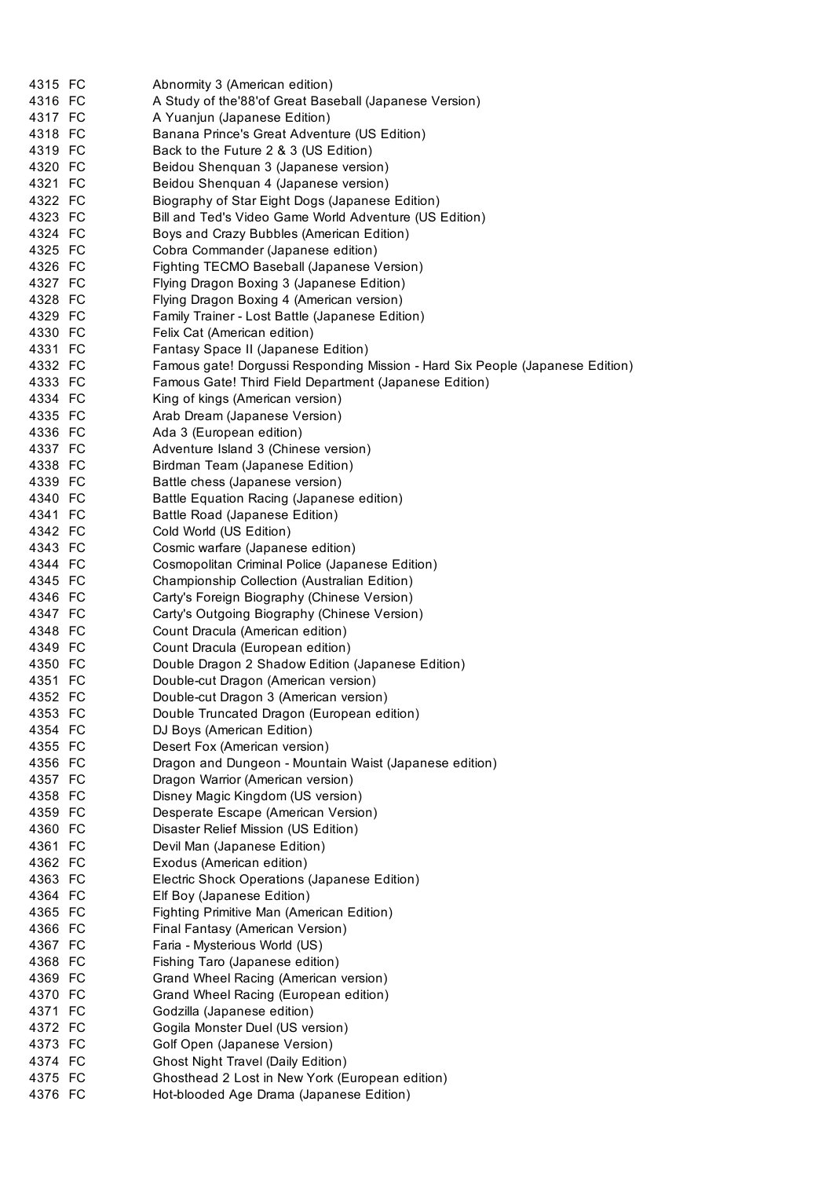| | | |
|---|---|---|
| 4315 | FC | Abnormity 3 (American edition) |
| 4316 | FC | A Study of the'88'of Great Baseball (Japanese Version) |
| 4317 | FC | A Yuanjun (Japanese Edition) |
| 4318 | FC | Banana Prince's Great Adventure (US Edition) |
| 4319 | FC | Back to the Future 2 & 3 (US Edition) |
| 4320 | FC | Beidou Shenquan 3 (Japanese version) |
| 4321 | FC | Beidou Shenquan 4 (Japanese version) |
| 4322 | FC | Biography of Star Eight Dogs (Japanese Edition) |
| 4323 | FC | Bill and Ted's Video Game World Adventure (US Edition) |
| 4324 | FC | Boys and Crazy Bubbles (American Edition) |
| 4325 | FC | Cobra Commander (Japanese edition) |
| 4326 | FC | Fighting TECMO Baseball (Japanese Version) |
| 4327 | FC | Flying Dragon Boxing 3 (Japanese Edition) |
| 4328 | FC | Flying Dragon Boxing 4 (American version) |
| 4329 | FC | Family Trainer - Lost Battle (Japanese Edition) |
| 4330 | FC | Felix Cat (American edition) |
| 4331 | FC | Fantasy Space II (Japanese Edition) |
| 4332 | FC | Famous gate! Dorgussi Responding Mission - Hard Six People (Japanese Edition) |
| 4333 | FC | Famous Gate! Third Field Department (Japanese Edition) |
| 4334 | FC | King of kings (American version) |
| 4335 | FC | Arab Dream (Japanese Version) |
| 4336 | FC | Ada 3 (European edition) |
| 4337 | FC | Adventure Island 3 (Chinese version) |
| 4338 | FC | Birdman Team (Japanese Edition) |
| 4339 | FC | Battle chess (Japanese version) |
| 4340 | FC | Battle Equation Racing (Japanese edition) |
| 4341 | FC | Battle Road (Japanese Edition) |
| 4342 | FC | Cold World (US Edition) |
| 4343 | FC | Cosmic warfare (Japanese edition) |
| 4344 | FC | Cosmopolitan Criminal Police (Japanese Edition) |
| 4345 | FC | Championship Collection (Australian Edition) |
| 4346 | FC | Carty's Foreign Biography (Chinese Version) |
| 4347 | FC | Carty's Outgoing Biography (Chinese Version) |
| 4348 | FC | Count Dracula (American edition) |
| 4349 | FC | Count Dracula (European edition) |
| 4350 | FC | Double Dragon 2 Shadow Edition (Japanese Edition) |
| 4351 | FC | Double-cut Dragon (American version) |
| 4352 | FC | Double-cut Dragon 3 (American version) |
| 4353 | FC | Double Truncated Dragon (European edition) |
| 4354 | FC | DJ Boys (American Edition) |
| 4355 | FC | Desert Fox (American version) |
| 4356 | FC | Dragon and Dungeon - Mountain Waist (Japanese edition) |
| 4357 | FC | Dragon Warrior (American version) |
| 4358 | FC | Disney Magic Kingdom (US version) |
| 4359 | FC | Desperate Escape (American Version) |
| 4360 | FC | Disaster Relief Mission (US Edition) |
| 4361 | FC | Devil Man (Japanese Edition) |
| 4362 | FC | Exodus (American edition) |
| 4363 | FC | Electric Shock Operations (Japanese Edition) |
| 4364 | FC | Elf Boy (Japanese Edition) |
| 4365 | FC | Fighting Primitive Man (American Edition) |
| 4366 | FC | Final Fantasy (American Version) |
| 4367 | FC | Faria - Mysterious World (US) |
| 4368 | FC | Fishing Taro (Japanese edition) |
| 4369 | FC | Grand Wheel Racing (American version) |
| 4370 | FC | Grand Wheel Racing (European edition) |
| 4371 | FC | Godzilla (Japanese edition) |
| 4372 | FC | Gogila Monster Duel (US version) |
| 4373 | FC | Golf Open (Japanese Version) |
| 4374 | FC | Ghost Night Travel (Daily Edition) |
| 4375 | FC | Ghosthead 2 Lost in New York (European edition) |
| 4376 | FC | Hot-blooded Age Drama (Japanese Edition) |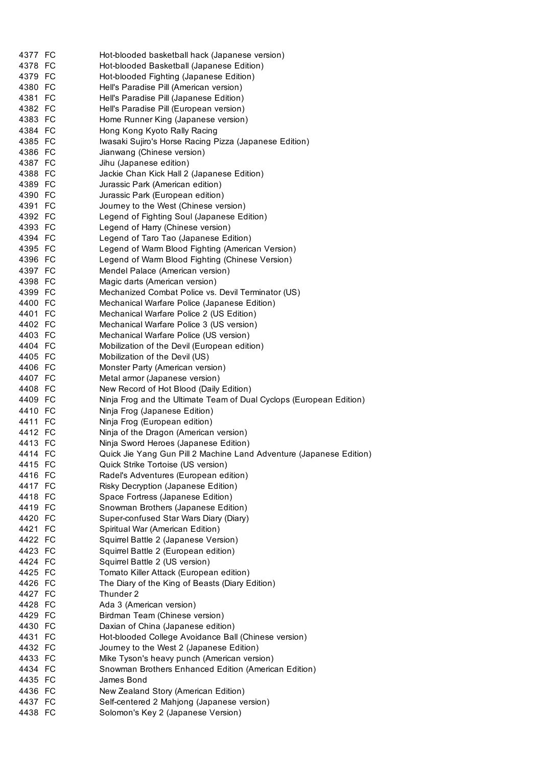| | | |
|---|---|---|
| 4377 | FC | Hot-blooded basketball hack (Japanese version) |
| 4378 | FC | Hot-blooded Basketball (Japanese Edition) |
| 4379 | FC | Hot-blooded Fighting (Japanese Edition) |
| 4380 | FC | Hell's Paradise Pill (American version) |
| 4381 | FC | Hell's Paradise Pill (Japanese Edition) |
| 4382 | FC | Hell's Paradise Pill (European version) |
| 4383 | FC | Home Runner King (Japanese version) |
| 4384 | FC | Hong Kong Kyoto Rally Racing |
| 4385 | FC | Iwasaki Sujiro's Horse Racing Pizza (Japanese Edition) |
| 4386 | FC | Jianwang (Chinese version) |
| 4387 | FC | Jihu (Japanese edition) |
| 4388 | FC | Jackie Chan Kick Hall 2 (Japanese Edition) |
| 4389 | FC | Jurassic Park (American edition) |
| 4390 | FC | Jurassic Park (European edition) |
| 4391 | FC | Journey to the West (Chinese version) |
| 4392 | FC | Legend of Fighting Soul (Japanese Edition) |
| 4393 | FC | Legend of Harry (Chinese version) |
| 4394 | FC | Legend of Taro Tao (Japanese Edition) |
| 4395 | FC | Legend of Warm Blood Fighting (American Version) |
| 4396 | FC | Legend of Warm Blood Fighting (Chinese Version) |
| 4397 | FC | Mendel Palace (American version) |
| 4398 | FC | Magic darts (American version) |
| 4399 | FC | Mechanized Combat Police vs. Devil Terminator (US) |
| 4400 | FC | Mechanical Warfare Police (Japanese Edition) |
| 4401 | FC | Mechanical Warfare Police 2 (US Edition) |
| 4402 | FC | Mechanical Warfare Police 3 (US version) |
| 4403 | FC | Mechanical Warfare Police (US version) |
| 4404 | FC | Mobilization of the Devil (European edition) |
| 4405 | FC | Mobilization of the Devil (US) |
| 4406 | FC | Monster Party (American version) |
| 4407 | FC | Metal armor (Japanese version) |
| 4408 | FC | New Record of Hot Blood (Daily Edition) |
| 4409 | FC | Ninja Frog and the Ultimate Team of Dual Cyclops (European Edition) |
| 4410 | FC | Ninja Frog (Japanese Edition) |
| 4411 | FC | Ninja Frog (European edition) |
| 4412 | FC | Ninja of the Dragon (American version) |
| 4413 | FC | Ninja Sword Heroes (Japanese Edition) |
| 4414 | FC | Quick Jie Yang Gun Pill 2 Machine Land Adventure (Japanese Edition) |
| 4415 | FC | Quick Strike Tortoise (US version) |
| 4416 | FC | Radel's Adventures (European edition) |
| 4417 | FC | Risky Decryption (Japanese Edition) |
| 4418 | FC | Space Fortress (Japanese Edition) |
| 4419 | FC | Snowman Brothers (Japanese Edition) |
| 4420 | FC | Super-confused Star Wars Diary (Diary) |
| 4421 | FC | Spiritual War (American Edition) |
| 4422 | FC | Squirrel Battle 2 (Japanese Version) |
| 4423 | FC | Squirrel Battle 2 (European edition) |
| 4424 | FC | Squirrel Battle 2 (US version) |
| 4425 | FC | Tomato Killer Attack (European edition) |
| 4426 | FC | The Diary of the King of Beasts (Diary Edition) |
| 4427 | FC | Thunder 2 |
| 4428 | FC | Ada 3 (American version) |
| 4429 | FC | Birdman Team (Chinese version) |
| 4430 | FC | Daxian of China (Japanese edition) |
| 4431 | FC | Hot-blooded College Avoidance Ball (Chinese version) |
| 4432 | FC | Journey to the West 2 (Japanese Edition) |
| 4433 | FC | Mike Tyson's heavy punch (American version) |
| 4434 | FC | Snowman Brothers Enhanced Edition (American Edition) |
| 4435 | FC | James Bond |
| 4436 | FC | New Zealand Story (American Edition) |
| 4437 | FC | Self-centered 2 Mahjong (Japanese version) |
| 4438 | FC | Solomon's Key 2 (Japanese Version) |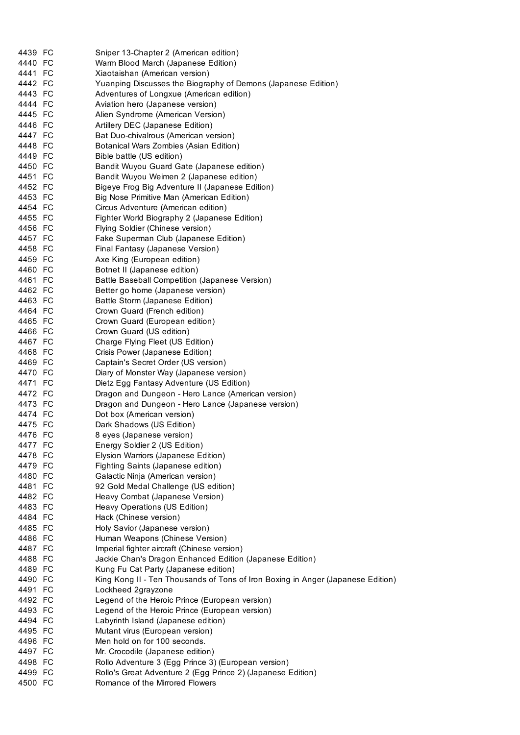| | | |
|---|---|---|
| 4439 | FC | Sniper 13-Chapter 2 (American edition) |
| 4440 | FC | Warm Blood March (Japanese Edition) |
| 4441 | FC | Xiaotaishan (American version) |
| 4442 | FC | Yuanping Discusses the Biography of Demons (Japanese Edition) |
| 4443 | FC | Adventures of Longxue (American edition) |
| 4444 | FC | Aviation hero (Japanese version) |
| 4445 | FC | Alien Syndrome (American Version) |
| 4446 | FC | Artillery DEC (Japanese Edition) |
| 4447 | FC | Bat Duo-chivalrous (American version) |
| 4448 | FC | Botanical Wars Zombies (Asian Edition) |
| 4449 | FC | Bible battle (US edition) |
| 4450 | FC | Bandit Wuyou Guard Gate (Japanese edition) |
| 4451 | FC | Bandit Wuyou Weimen 2 (Japanese edition) |
| 4452 | FC | Bigeye Frog Big Adventure II (Japanese Edition) |
| 4453 | FC | Big Nose Primitive Man (American Edition) |
| 4454 | FC | Circus Adventure (American edition) |
| 4455 | FC | Fighter World Biography 2 (Japanese Edition) |
| 4456 | FC | Flying Soldier (Chinese version) |
| 4457 | FC | Fake Superman Club (Japanese Edition) |
| 4458 | FC | Final Fantasy (Japanese Version) |
| 4459 | FC | Axe King (European edition) |
| 4460 | FC | Botnet II (Japanese edition) |
| 4461 | FC | Battle Baseball Competition (Japanese Version) |
| 4462 | FC | Better go home (Japanese version) |
| 4463 | FC | Battle Storm (Japanese Edition) |
| 4464 | FC | Crown Guard (French edition) |
| 4465 | FC | Crown Guard (European edition) |
| 4466 | FC | Crown Guard (US edition) |
| 4467 | FC | Charge Flying Fleet (US Edition) |
| 4468 | FC | Crisis Power (Japanese Edition) |
| 4469 | FC | Captain's Secret Order (US version) |
| 4470 | FC | Diary of Monster Way (Japanese version) |
| 4471 | FC | Dietz Egg Fantasy Adventure (US Edition) |
| 4472 | FC | Dragon and Dungeon - Hero Lance (American version) |
| 4473 | FC | Dragon and Dungeon - Hero Lance (Japanese version) |
| 4474 | FC | Dot box (American version) |
| 4475 | FC | Dark Shadows (US Edition) |
| 4476 | FC | 8 eyes (Japanese version) |
| 4477 | FC | Energy Soldier 2 (US Edition) |
| 4478 | FC | Elysion Warriors (Japanese Edition) |
| 4479 | FC | Fighting Saints (Japanese edition) |
| 4480 | FC | Galactic Ninja (American version) |
| 4481 | FC | 92 Gold Medal Challenge (US edition) |
| 4482 | FC | Heavy Combat (Japanese Version) |
| 4483 | FC | Heavy Operations (US Edition) |
| 4484 | FC | Hack (Chinese version) |
| 4485 | FC | Holy Savior (Japanese version) |
| 4486 | FC | Human Weapons (Chinese Version) |
| 4487 | FC | Imperial fighter aircraft (Chinese version) |
| 4488 | FC | Jackie Chan's Dragon Enhanced Edition (Japanese Edition) |
| 4489 | FC | Kung Fu Cat Party (Japanese edition) |
| 4490 | FC | King Kong II - Ten Thousands of Tons of Iron Boxing in Anger (Japanese Edition) |
| 4491 | FC | Lockheed 2grayzone |
| 4492 | FC | Legend of the Heroic Prince (European version) |
| 4493 | FC | Legend of the Heroic Prince (European version) |
| 4494 | FC | Labyrinth Island (Japanese edition) |
| 4495 | FC | Mutant virus (European version) |
| 4496 | FC | Men hold on for 100 seconds. |
| 4497 | FC | Mr. Crocodile (Japanese edition) |
| 4498 | FC | Rollo Adventure 3 (Egg Prince 3) (European version) |
| 4499 | FC | Rollo's Great Adventure 2 (Egg Prince 2) (Japanese Edition) |
| 4500 | FC | Romance of the Mirrored Flowers |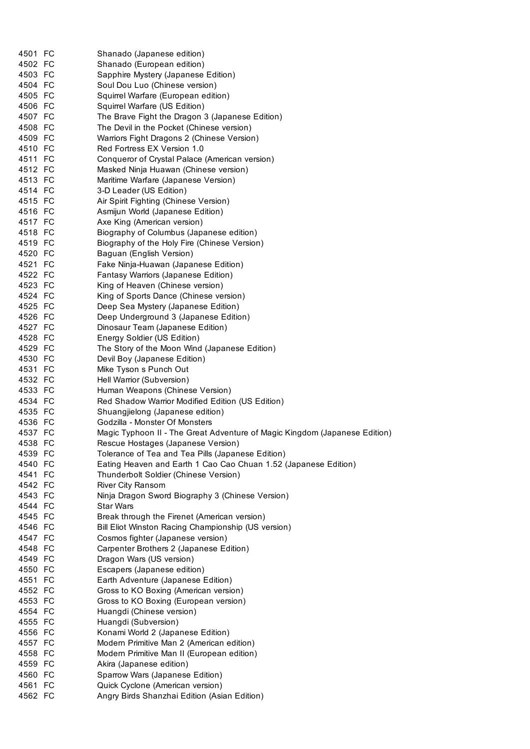| | | |
|---|---|---|
| 4501 | FC | Shanado (Japanese edition) |
| 4502 | FC | Shanado (European edition) |
| 4503 | FC | Sapphire Mystery (Japanese Edition) |
| 4504 | FC | Soul Dou Luo (Chinese version) |
| 4505 | FC | Squirrel Warfare (European edition) |
| 4506 | FC | Squirrel Warfare (US Edition) |
| 4507 | FC | The Brave Fight the Dragon 3 (Japanese Edition) |
| 4508 | FC | The Devil in the Pocket (Chinese version) |
| 4509 | FC | Warriors Fight Dragons 2 (Chinese Version) |
| 4510 | FC | Red Fortress EX Version 1.0 |
| 4511 | FC | Conqueror of Crystal Palace (American version) |
| 4512 | FC | Masked Ninja Huawan (Chinese version) |
| 4513 | FC | Maritime Warfare (Japanese Version) |
| 4514 | FC | 3-D Leader (US Edition) |
| 4515 | FC | Air Spirit Fighting (Chinese Version) |
| 4516 | FC | Asmijun World (Japanese Edition) |
| 4517 | FC | Axe King (American version) |
| 4518 | FC | Biography of Columbus (Japanese edition) |
| 4519 | FC | Biography of the Holy Fire (Chinese Version) |
| 4520 | FC | Baguan (English Version) |
| 4521 | FC | Fake Ninja-Huawan (Japanese Edition) |
| 4522 | FC | Fantasy Warriors (Japanese Edition) |
| 4523 | FC | King of Heaven (Chinese version) |
| 4524 | FC | King of Sports Dance (Chinese version) |
| 4525 | FC | Deep Sea Mystery (Japanese Edition) |
| 4526 | FC | Deep Underground 3 (Japanese Edition) |
| 4527 | FC | Dinosaur Team (Japanese Edition) |
| 4528 | FC | Energy Soldier (US Edition) |
| 4529 | FC | The Story of the Moon Wind (Japanese Edition) |
| 4530 | FC | Devil Boy (Japanese Edition) |
| 4531 | FC | Mike Tyson s Punch Out |
| 4532 | FC | Hell Warrior (Subversion) |
| 4533 | FC | Human Weapons (Chinese Version) |
| 4534 | FC | Red Shadow Warrior Modified Edition (US Edition) |
| 4535 | FC | Shuangjielong (Japanese edition) |
| 4536 | FC | Godzilla - Monster Of Monsters |
| 4537 | FC | Magic Typhoon II - The Great Adventure of Magic Kingdom (Japanese Edition) |
| 4538 | FC | Rescue Hostages (Japanese Version) |
| 4539 | FC | Tolerance of Tea and Tea Pills (Japanese Edition) |
| 4540 | FC | Eating Heaven and Earth 1 Cao Cao Chuan 1.52 (Japanese Edition) |
| 4541 | FC | Thunderbolt Soldier (Chinese Version) |
| 4542 | FC | River City Ransom |
| 4543 | FC | Ninja Dragon Sword Biography 3 (Chinese Version) |
| 4544 | FC | Star Wars |
| 4545 | FC | Break through the Firenet (American version) |
| 4546 | FC | Bill Eliot Winston Racing Championship (US version) |
| 4547 | FC | Cosmos fighter (Japanese version) |
| 4548 | FC | Carpenter Brothers 2 (Japanese Edition) |
| 4549 | FC | Dragon Wars (US version) |
| 4550 | FC | Escapers (Japanese edition) |
| 4551 | FC | Earth Adventure (Japanese Edition) |
| 4552 | FC | Gross to KO Boxing (American version) |
| 4553 | FC | Gross to KO Boxing (European version) |
| 4554 | FC | Huangdi (Chinese version) |
| 4555 | FC | Huangdi (Subversion) |
| 4556 | FC | Konami World 2 (Japanese Edition) |
| 4557 | FC | Modern Primitive Man 2 (American edition) |
| 4558 | FC | Modern Primitive Man II (European edition) |
| 4559 | FC | Akira (Japanese edition) |
| 4560 | FC | Sparrow Wars (Japanese Edition) |
| 4561 | FC | Quick Cyclone (American version) |
| 4562 | FC | Angry Birds Shanzhai Edition (Asian Edition) |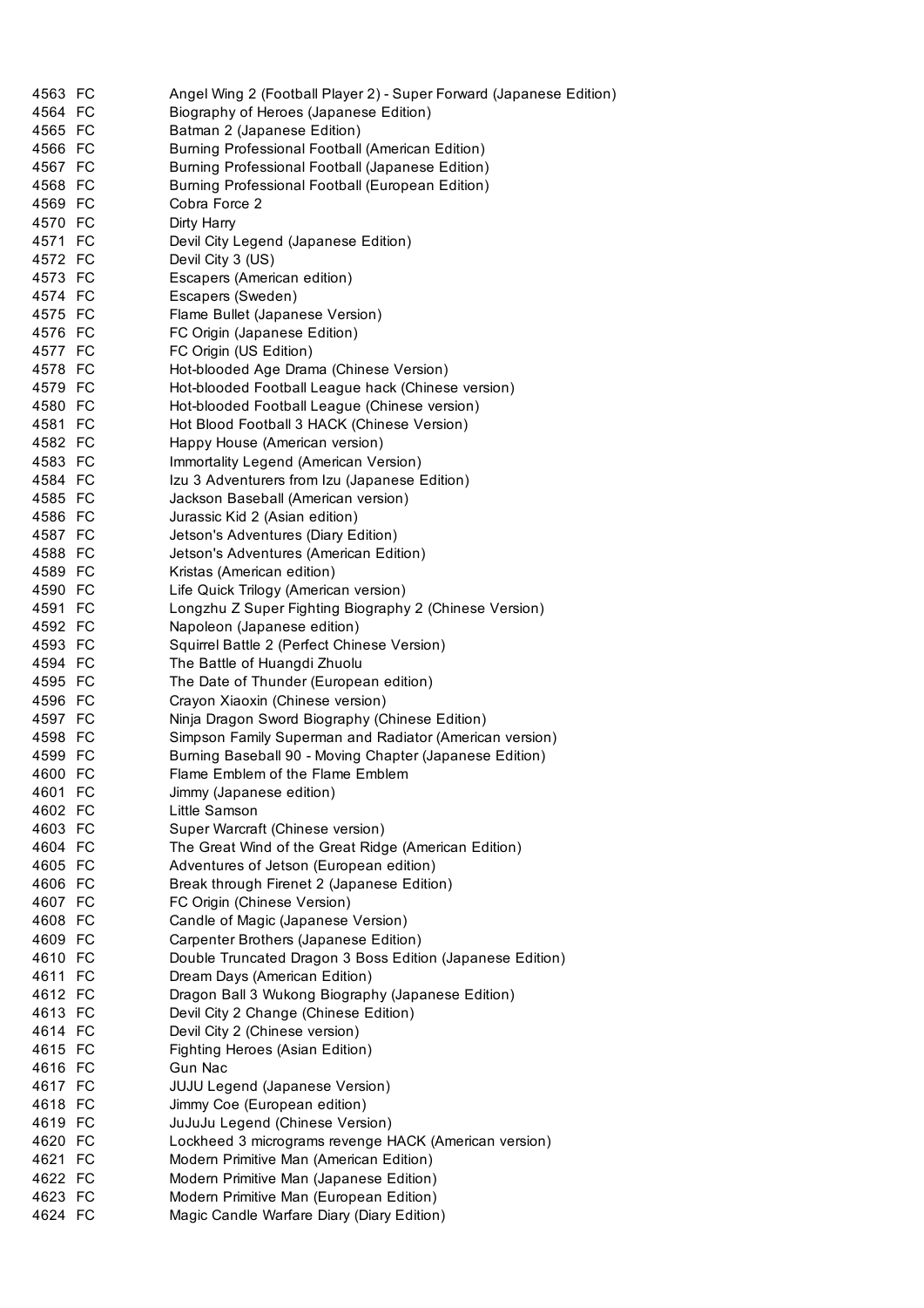| | | |
|---|---|---|
| 4563 | FC | Angel Wing 2 (Football Player 2) - Super Forward (Japanese Edition) |
| 4564 | FC | Biography of Heroes (Japanese Edition) |
| 4565 | FC | Batman 2 (Japanese Edition) |
| 4566 | FC | Burning Professional Football (American Edition) |
| 4567 | FC | Burning Professional Football (Japanese Edition) |
| 4568 | FC | Burning Professional Football (European Edition) |
| 4569 | FC | Cobra Force 2 |
| 4570 | FC | Dirty Harry |
| 4571 | FC | Devil City Legend (Japanese Edition) |
| 4572 | FC | Devil City 3 (US) |
| 4573 | FC | Escapers (American edition) |
| 4574 | FC | Escapers (Sweden) |
| 4575 | FC | Flame Bullet (Japanese Version) |
| 4576 | FC | FC Origin (Japanese Edition) |
| 4577 | FC | FC Origin (US Edition) |
| 4578 | FC | Hot-blooded Age Drama (Chinese Version) |
| 4579 | FC | Hot-blooded Football League hack (Chinese version) |
| 4580 | FC | Hot-blooded Football League (Chinese version) |
| 4581 | FC | Hot Blood Football 3 HACK (Chinese Version) |
| 4582 | FC | Happy House (American version) |
| 4583 | FC | Immortality Legend (American Version) |
| 4584 | FC | Izu 3 Adventurers from Izu (Japanese Edition) |
| 4585 | FC | Jackson Baseball (American version) |
| 4586 | FC | Jurassic Kid 2 (Asian edition) |
| 4587 | FC | Jetson's Adventures (Diary Edition) |
| 4588 | FC | Jetson's Adventures (American Edition) |
| 4589 | FC | Kristas (American edition) |
| 4590 | FC | Life Quick Trilogy (American version) |
| 4591 | FC | Longzhu Z Super Fighting Biography 2 (Chinese Version) |
| 4592 | FC | Napoleon (Japanese edition) |
| 4593 | FC | Squirrel Battle 2 (Perfect Chinese Version) |
| 4594 | FC | The Battle of Huangdi Zhuolu |
| 4595 | FC | The Date of Thunder (European edition) |
| 4596 | FC | Crayon Xiaoxin (Chinese version) |
| 4597 | FC | Ninja Dragon Sword Biography (Chinese Edition) |
| 4598 | FC | Simpson Family Superman and Radiator (American version) |
| 4599 | FC | Burning Baseball 90 - Moving Chapter (Japanese Edition) |
| 4600 | FC | Flame Emblem of the Flame Emblem |
| 4601 | FC | Jimmy (Japanese edition) |
| 4602 | FC | Little Samson |
| 4603 | FC | Super Warcraft (Chinese version) |
| 4604 | FC | The Great Wind of the Great Ridge (American Edition) |
| 4605 | FC | Adventures of Jetson (European edition) |
| 4606 | FC | Break through Firenet 2 (Japanese Edition) |
| 4607 | FC | FC Origin (Chinese Version) |
| 4608 | FC | Candle of Magic (Japanese Version) |
| 4609 | FC | Carpenter Brothers (Japanese Edition) |
| 4610 | FC | Double Truncated Dragon 3 Boss Edition (Japanese Edition) |
| 4611 | FC | Dream Days (American Edition) |
| 4612 | FC | Dragon Ball 3 Wukong Biography (Japanese Edition) |
| 4613 | FC | Devil City 2 Change (Chinese Edition) |
| 4614 | FC | Devil City 2 (Chinese version) |
| 4615 | FC | Fighting Heroes (Asian Edition) |
| 4616 | FC | Gun Nac |
| 4617 | FC | JUJU Legend (Japanese Version) |
| 4618 | FC | Jimmy Coe (European edition) |
| 4619 | FC | JuJuJu Legend (Chinese Version) |
| 4620 | FC | Lockheed 3 micrograms revenge HACK (American version) |
| 4621 | FC | Modern Primitive Man (American Edition) |
| 4622 | FC | Modern Primitive Man (Japanese Edition) |
| 4623 | FC | Modern Primitive Man (European Edition) |
| 4624 | FC | Magic Candle Warfare Diary (Diary Edition) |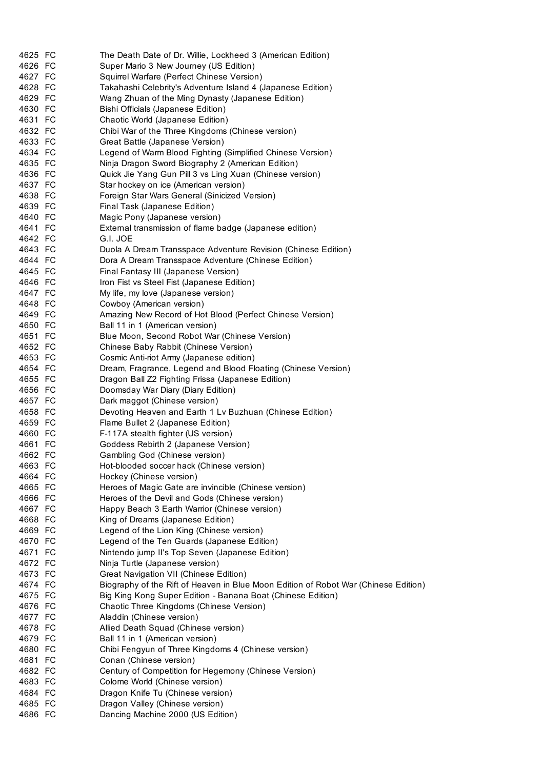| | | |
|---|---|---|
| 4625 | FC | The Death Date of Dr. Willie, Lockheed 3 (American Edition) |
| 4626 | FC | Super Mario 3 New Journey (US Edition) |
| 4627 | FC | Squirrel Warfare (Perfect Chinese Version) |
| 4628 | FC | Takahashi Celebrity's Adventure Island 4 (Japanese Edition) |
| 4629 | FC | Wang Zhuan of the Ming Dynasty (Japanese Edition) |
| 4630 | FC | Bishi Officials (Japanese Edition) |
| 4631 | FC | Chaotic World (Japanese Edition) |
| 4632 | FC | Chibi War of the Three Kingdoms (Chinese version) |
| 4633 | FC | Great Battle (Japanese Version) |
| 4634 | FC | Legend of Warm Blood Fighting (Simplified Chinese Version) |
| 4635 | FC | Ninja Dragon Sword Biography 2 (American Edition) |
| 4636 | FC | Quick Jie Yang Gun Pill 3 vs Ling Xuan (Chinese version) |
| 4637 | FC | Star hockey on ice (American version) |
| 4638 | FC | Foreign Star Wars General (Sinicized Version) |
| 4639 | FC | Final Task (Japanese Edition) |
| 4640 | FC | Magic Pony (Japanese version) |
| 4641 | FC | External transmission of flame badge (Japanese edition) |
| 4642 | FC | G.I. JOE |
| 4643 | FC | Duola A Dream Transspace Adventure Revision (Chinese Edition) |
| 4644 | FC | Dora A Dream Transspace Adventure (Chinese Edition) |
| 4645 | FC | Final Fantasy III (Japanese Version) |
| 4646 | FC | Iron Fist vs Steel Fist (Japanese Edition) |
| 4647 | FC | My life, my love (Japanese version) |
| 4648 | FC | Cowboy (American version) |
| 4649 | FC | Amazing New Record of Hot Blood (Perfect Chinese Version) |
| 4650 | FC | Ball 11 in 1 (American version) |
| 4651 | FC | Blue Moon, Second Robot War (Chinese Version) |
| 4652 | FC | Chinese Baby Rabbit (Chinese Version) |
| 4653 | FC | Cosmic Anti-riot Army (Japanese edition) |
| 4654 | FC | Dream, Fragrance, Legend and Blood Floating (Chinese Version) |
| 4655 | FC | Dragon Ball Z2 Fighting Frissa (Japanese Edition) |
| 4656 | FC | Doomsday War Diary (Diary Edition) |
| 4657 | FC | Dark maggot (Chinese version) |
| 4658 | FC | Devoting Heaven and Earth 1 Lv Buzhuan (Chinese Edition) |
| 4659 | FC | Flame Bullet 2 (Japanese Edition) |
| 4660 | FC | F-117A stealth fighter (US version) |
| 4661 | FC | Goddess Rebirth 2 (Japanese Version) |
| 4662 | FC | Gambling God (Chinese version) |
| 4663 | FC | Hot-blooded soccer hack (Chinese version) |
| 4664 | FC | Hockey (Chinese version) |
| 4665 | FC | Heroes of Magic Gate are invincible (Chinese version) |
| 4666 | FC | Heroes of the Devil and Gods (Chinese version) |
| 4667 | FC | Happy Beach 3 Earth Warrior (Chinese version) |
| 4668 | FC | King of Dreams (Japanese Edition) |
| 4669 | FC | Legend of the Lion King (Chinese version) |
| 4670 | FC | Legend of the Ten Guards (Japanese Edition) |
| 4671 | FC | Nintendo jump II's Top Seven (Japanese Edition) |
| 4672 | FC | Ninja Turtle (Japanese version) |
| 4673 | FC | Great Navigation VII (Chinese Edition) |
| 4674 | FC | Biography of the Rift of Heaven in Blue Moon Edition of Robot War (Chinese Edition) |
| 4675 | FC | Big King Kong Super Edition - Banana Boat (Chinese Edition) |
| 4676 | FC | Chaotic Three Kingdoms (Chinese Version) |
| 4677 | FC | Aladdin (Chinese version) |
| 4678 | FC | Allied Death Squad (Chinese version) |
| 4679 | FC | Ball 11 in 1 (American version) |
| 4680 | FC | Chibi Fengyun of Three Kingdoms 4 (Chinese version) |
| 4681 | FC | Conan (Chinese version) |
| 4682 | FC | Century of Competition for Hegemony (Chinese Version) |
| 4683 | FC | Colome World (Chinese version) |
| 4684 | FC | Dragon Knife Tu (Chinese version) |
| 4685 | FC | Dragon Valley (Chinese version) |
| 4686 | FC | Dancing Machine 2000 (US Edition) |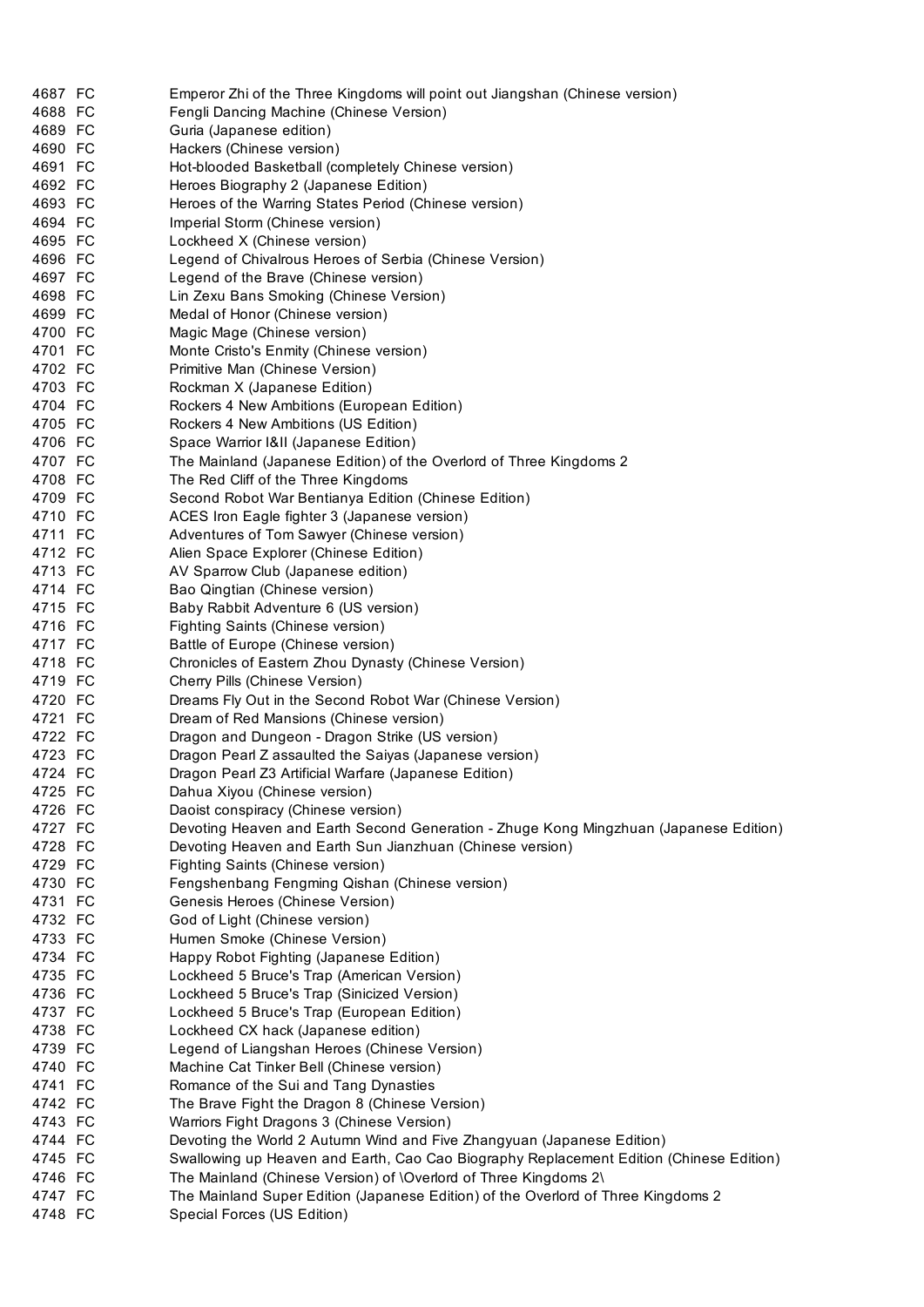| | | |
|---|---|---|
| 4687 | FC | Emperor Zhi of the Three Kingdoms will point out Jiangshan (Chinese version) |
| 4688 | FC | Fengli Dancing Machine (Chinese Version) |
| 4689 | FC | Guria (Japanese edition) |
| 4690 | FC | Hackers (Chinese version) |
| 4691 | FC | Hot-blooded Basketball (completely Chinese version) |
| 4692 | FC | Heroes Biography 2 (Japanese Edition) |
| 4693 | FC | Heroes of the Warring States Period (Chinese version) |
| 4694 | FC | Imperial Storm (Chinese version) |
| 4695 | FC | Lockheed X (Chinese version) |
| 4696 | FC | Legend of Chivalrous Heroes of Serbia (Chinese Version) |
| 4697 | FC | Legend of the Brave (Chinese version) |
| 4698 | FC | Lin Zexu Bans Smoking (Chinese Version) |
| 4699 | FC | Medal of Honor (Chinese version) |
| 4700 | FC | Magic Mage (Chinese version) |
| 4701 | FC | Monte Cristo's Enmity (Chinese version) |
| 4702 | FC | Primitive Man (Chinese Version) |
| 4703 | FC | Rockman X (Japanese Edition) |
| 4704 | FC | Rockers 4 New Ambitions (European Edition) |
| 4705 | FC | Rockers 4 New Ambitions (US Edition) |
| 4706 | FC | Space Warrior I&II (Japanese Edition) |
| 4707 | FC | The Mainland (Japanese Edition) of the Overlord of Three Kingdoms 2 |
| 4708 | FC | The Red Cliff of the Three Kingdoms |
| 4709 | FC | Second Robot War Bentianya Edition (Chinese Edition) |
| 4710 | FC | ACES Iron Eagle fighter 3 (Japanese version) |
| 4711 | FC | Adventures of Tom Sawyer (Chinese version) |
| 4712 | FC | Alien Space Explorer (Chinese Edition) |
| 4713 | FC | AV Sparrow Club (Japanese edition) |
| 4714 | FC | Bao Qingtian (Chinese version) |
| 4715 | FC | Baby Rabbit Adventure 6 (US version) |
| 4716 | FC | Fighting Saints (Chinese version) |
| 4717 | FC | Battle of Europe (Chinese version) |
| 4718 | FC | Chronicles of Eastern Zhou Dynasty (Chinese Version) |
| 4719 | FC | Cherry Pills (Chinese Version) |
| 4720 | FC | Dreams Fly Out in the Second Robot War (Chinese Version) |
| 4721 | FC | Dream of Red Mansions (Chinese version) |
| 4722 | FC | Dragon and Dungeon - Dragon Strike (US version) |
| 4723 | FC | Dragon Pearl Z assaulted the Saiyas (Japanese version) |
| 4724 | FC | Dragon Pearl Z3 Artificial Warfare (Japanese Edition) |
| 4725 | FC | Dahua Xiyou (Chinese version) |
| 4726 | FC | Daoist conspiracy (Chinese version) |
| 4727 | FC | Devoting Heaven and Earth Second Generation - Zhuge Kong Mingzhuan (Japanese Edition) |
| 4728 | FC | Devoting Heaven and Earth Sun Jianzhuan (Chinese version) |
| 4729 | FC | Fighting Saints (Chinese version) |
| 4730 | FC | Fengshenbang Fengming Qishan (Chinese version) |
| 4731 | FC | Genesis Heroes (Chinese Version) |
| 4732 | FC | God of Light (Chinese version) |
| 4733 | FC | Humen Smoke (Chinese Version) |
| 4734 | FC | Happy Robot Fighting (Japanese Edition) |
| 4735 | FC | Lockheed 5 Bruce's Trap (American Version) |
| 4736 | FC | Lockheed 5 Bruce's Trap (Sinicized Version) |
| 4737 | FC | Lockheed 5 Bruce's Trap (European Edition) |
| 4738 | FC | Lockheed CX hack (Japanese edition) |
| 4739 | FC | Legend of Liangshan Heroes (Chinese Version) |
| 4740 | FC | Machine Cat Tinker Bell (Chinese version) |
| 4741 | FC | Romance of the Sui and Tang Dynasties |
| 4742 | FC | The Brave Fight the Dragon 8 (Chinese Version) |
| 4743 | FC | Warriors Fight Dragons 3 (Chinese Version) |
| 4744 | FC | Devoting the World 2 Autumn Wind and Five Zhangyuan (Japanese Edition) |
| 4745 | FC | Swallowing up Heaven and Earth, Cao Cao Biography Replacement Edition (Chinese Edition) |
| 4746 | FC | The Mainland (Chinese Version) of \Overlord of Three Kingdoms 2\ |
| 4747 | FC | The Mainland Super Edition (Japanese Edition) of the Overlord of Three Kingdoms 2 |
| 4748 | FC | Special Forces (US Edition) |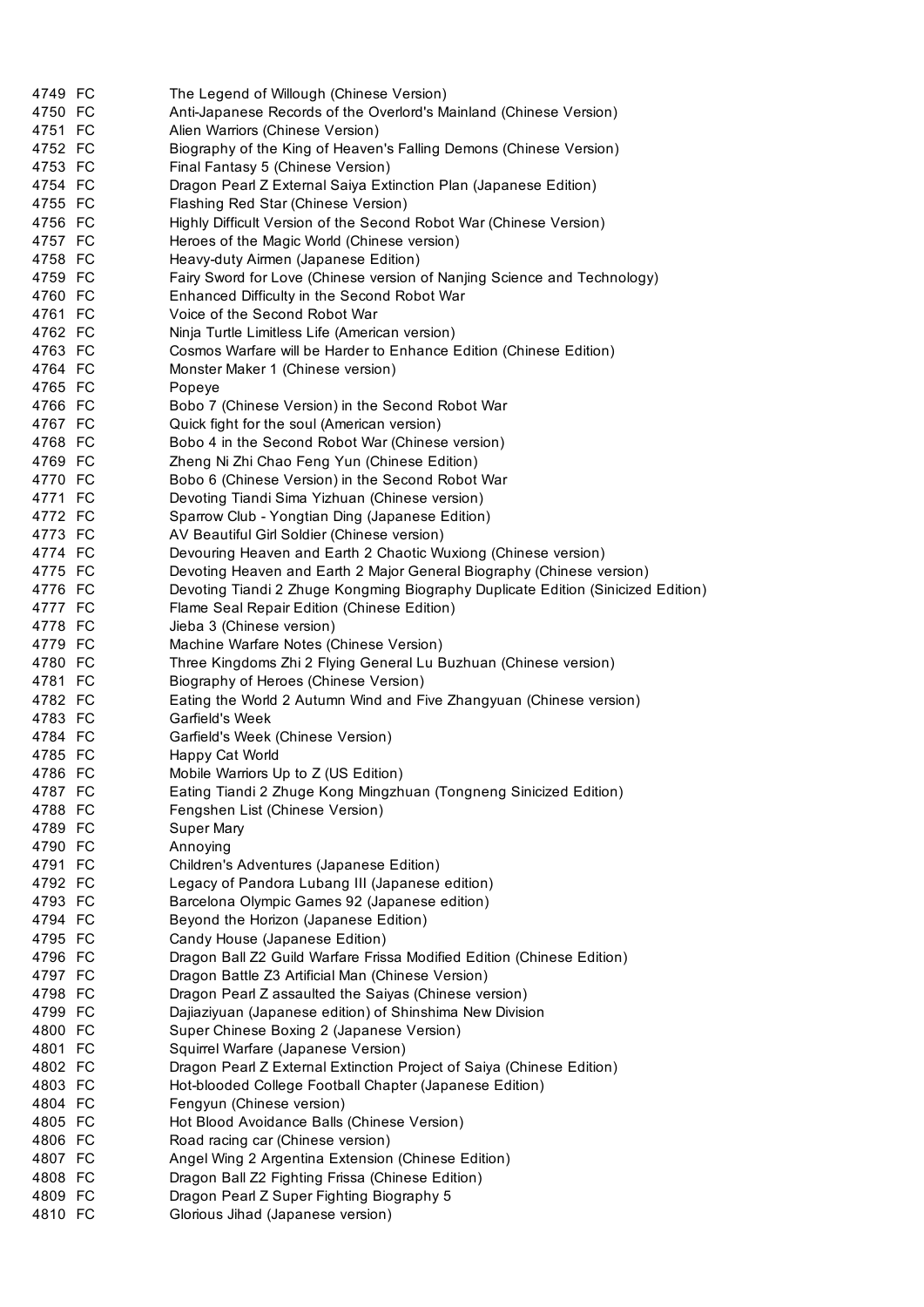| | | |
|---|---|---|
| 4749 | FC | The Legend of Willough (Chinese Version) |
| 4750 | FC | Anti-Japanese Records of the Overlord's Mainland (Chinese Version) |
| 4751 | FC | Alien Warriors (Chinese Version) |
| 4752 | FC | Biography of the King of Heaven's Falling Demons (Chinese Version) |
| 4753 | FC | Final Fantasy 5 (Chinese Version) |
| 4754 | FC | Dragon Pearl Z External Saiya Extinction Plan (Japanese Edition) |
| 4755 | FC | Flashing Red Star (Chinese Version) |
| 4756 | FC | Highly Difficult Version of the Second Robot War (Chinese Version) |
| 4757 | FC | Heroes of the Magic World (Chinese version) |
| 4758 | FC | Heavy-duty Airmen (Japanese Edition) |
| 4759 | FC | Fairy Sword for Love (Chinese version of Nanjing Science and Technology) |
| 4760 | FC | Enhanced Difficulty in the Second Robot War |
| 4761 | FC | Voice of the Second Robot War |
| 4762 | FC | Ninja Turtle Limitless Life (American version) |
| 4763 | FC | Cosmos Warfare will be Harder to Enhance Edition (Chinese Edition) |
| 4764 | FC | Monster Maker 1 (Chinese version) |
| 4765 | FC | Popeye |
| 4766 | FC | Bobo 7 (Chinese Version) in the Second Robot War |
| 4767 | FC | Quick fight for the soul (American version) |
| 4768 | FC | Bobo 4 in the Second Robot War (Chinese version) |
| 4769 | FC | Zheng Ni Zhi Chao Feng Yun (Chinese Edition) |
| 4770 | FC | Bobo 6 (Chinese Version) in the Second Robot War |
| 4771 | FC | Devoting Tiandi Sima Yizhuan (Chinese version) |
| 4772 | FC | Sparrow Club - Yongtian Ding (Japanese Edition) |
| 4773 | FC | AV Beautiful Girl Soldier (Chinese version) |
| 4774 | FC | Devouring Heaven and Earth 2 Chaotic Wuxiong (Chinese version) |
| 4775 | FC | Devouring Heaven and Earth 2 Major General Biography (Chinese version) |
| 4776 | FC | Devoting Tiandi 2 Zhuge Kongming Biography Duplicate Edition (Sinicized Edition) |
| 4777 | FC | Flame Seal Repair Edition (Chinese Edition) |
| 4778 | FC | Jieba 3 (Chinese version) |
| 4779 | FC | Machine Warfare Notes (Chinese Version) |
| 4780 | FC | Three Kingdoms Zhi 2 Flying General Lu Buzhuan (Chinese version) |
| 4781 | FC | Biography of Heroes (Chinese Version) |
| 4782 | FC | Eating the World 2 Autumn Wind and Five Zhangyuan (Chinese version) |
| 4783 | FC | Garfield's Week |
| 4784 | FC | Garfield's Week (Chinese Version) |
| 4785 | FC | Happy Cat World |
| 4786 | FC | Mobile Warriors Up to Z (US Edition) |
| 4787 | FC | Eating Tiandi 2 Zhuge Kong Mingzhuan (Tongneng Sinicized Edition) |
| 4788 | FC | Fengshen List (Chinese Version) |
| 4789 | FC | Super Mary |
| 4790 | FC | Annoying |
| 4791 | FC | Children's Adventures (Japanese Edition) |
| 4792 | FC | Legacy of Pandora Lubang III (Japanese edition) |
| 4793 | FC | Barcelona Olympic Games 92 (Japanese edition) |
| 4794 | FC | Beyond the Horizon (Japanese Edition) |
| 4795 | FC | Candy House (Japanese Edition) |
| 4796 | FC | Dragon Ball Z2 Guild Warfare Frissa Modified Edition (Chinese Edition) |
| 4797 | FC | Dragon Battle Z3 Artificial Man (Chinese Version) |
| 4798 | FC | Dragon Pearl Z assaulted the Saiyas (Chinese version) |
| 4799 | FC | Dajiaziyuan (Japanese edition) of Shinshima New Division |
| 4800 | FC | Super Chinese Boxing 2 (Japanese Version) |
| 4801 | FC | Squirrel Warfare (Japanese Version) |
| 4802 | FC | Dragon Pearl Z External Extinction Project of Saiya (Chinese Edition) |
| 4803 | FC | Hot-blooded College Football Chapter (Japanese Edition) |
| 4804 | FC | Fengyun (Chinese version) |
| 4805 | FC | Hot Blood Avoidance Balls (Chinese Version) |
| 4806 | FC | Road racing car (Chinese version) |
| 4807 | FC | Angel Wing 2 Argentina Extension (Chinese Edition) |
| 4808 | FC | Dragon Ball Z2 Fighting Frissa (Chinese Edition) |
| 4809 | FC | Dragon Pearl Z Super Fighting Biography 5 |
| 4810 | FC | Glorious Jihad (Japanese version) |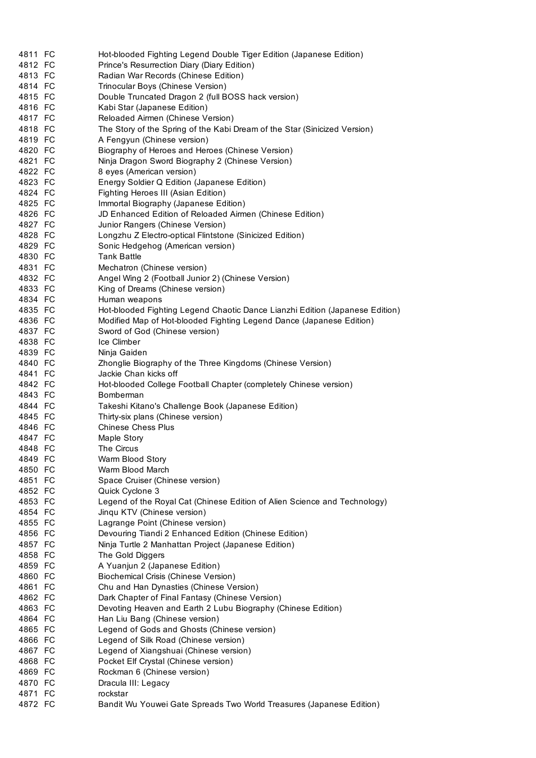| | | |
|---|---|---|
| 4811 | FC | Hot-blooded Fighting Legend Double Tiger Edition (Japanese Edition) |
| 4812 | FC | Prince's Resurrection Diary (Diary Edition) |
| 4813 | FC | Radian War Records (Chinese Edition) |
| 4814 | FC | Trinocular Boys (Chinese Version) |
| 4815 | FC | Double Truncated Dragon 2 (full BOSS hack version) |
| 4816 | FC | Kabi Star (Japanese Edition) |
| 4817 | FC | Reloaded Airmen (Chinese Version) |
| 4818 | FC | The Story of the Spring of the Kabi Dream of the Star (Sinicized Version) |
| 4819 | FC | A Fengyun (Chinese version) |
| 4820 | FC | Biography of Heroes and Heroes (Chinese Version) |
| 4821 | FC | Ninja Dragon Sword Biography 2 (Chinese Version) |
| 4822 | FC | 8 eyes (American version) |
| 4823 | FC | Energy Soldier Q Edition (Japanese Edition) |
| 4824 | FC | Fighting Heroes III (Asian Edition) |
| 4825 | FC | Immortal Biography (Japanese Edition) |
| 4826 | FC | JD Enhanced Edition of Reloaded Airmen (Chinese Edition) |
| 4827 | FC | Junior Rangers (Chinese Version) |
| 4828 | FC | Longzhu Z Electro-optical Flintstone (Sinicized Edition) |
| 4829 | FC | Sonic Hedgehog (American version) |
| 4830 | FC | Tank Battle |
| 4831 | FC | Mechatron (Chinese version) |
| 4832 | FC | Angel Wing 2 (Football Junior 2) (Chinese Version) |
| 4833 | FC | King of Dreams (Chinese version) |
| 4834 | FC | Human weapons |
| 4835 | FC | Hot-blooded Fighting Legend Chaotic Dance Lianzhi Edition (Japanese Edition) |
| 4836 | FC | Modified Map of Hot-blooded Fighting Legend Dance (Japanese Edition) |
| 4837 | FC | Sword of God (Chinese version) |
| 4838 | FC | Ice Climber |
| 4839 | FC | Ninja Gaiden |
| 4840 | FC | Zhonglie Biography of the Three Kingdoms (Chinese Version) |
| 4841 | FC | Jackie Chan kicks off |
| 4842 | FC | Hot-blooded College Football Chapter (completely Chinese version) |
| 4843 | FC | Bomberman |
| 4844 | FC | Takeshi Kitano's Challenge Book (Japanese Edition) |
| 4845 | FC | Thirty-six plans (Chinese version) |
| 4846 | FC | Chinese Chess Plus |
| 4847 | FC | Maple Story |
| 4848 | FC | The Circus |
| 4849 | FC | Warm Blood Story |
| 4850 | FC | Warm Blood March |
| 4851 | FC | Space Cruiser (Chinese version) |
| 4852 | FC | Quick Cyclone 3 |
| 4853 | FC | Legend of the Royal Cat (Chinese Edition of Alien Science and Technology) |
| 4854 | FC | Jinqu KTV (Chinese version) |
| 4855 | FC | Lagrange Point (Chinese version) |
| 4856 | FC | Devouring Tiandi 2 Enhanced Edition (Chinese Edition) |
| 4857 | FC | Ninja Turtle 2 Manhattan Project (Japanese Edition) |
| 4858 | FC | The Gold Diggers |
| 4859 | FC | A Yuanjun 2 (Japanese Edition) |
| 4860 | FC | Biochemical Crisis (Chinese Version) |
| 4861 | FC | Chu and Han Dynasties (Chinese Version) |
| 4862 | FC | Dark Chapter of Final Fantasy (Chinese Version) |
| 4863 | FC | Devoting Heaven and Earth 2 Lubu Biography (Chinese Edition) |
| 4864 | FC | Han Liu Bang (Chinese version) |
| 4865 | FC | Legend of Gods and Ghosts (Chinese version) |
| 4866 | FC | Legend of Silk Road (Chinese version) |
| 4867 | FC | Legend of Xiangshuai (Chinese version) |
| 4868 | FC | Pocket Elf Crystal (Chinese version) |
| 4869 | FC | Rockman 6 (Chinese version) |
| 4870 | FC | Dracula III: Legacy |
| 4871 | FC | rockstar |
| 4872 | FC | Bandit Wu Youwei Gate Spreads Two World Treasures (Japanese Edition) |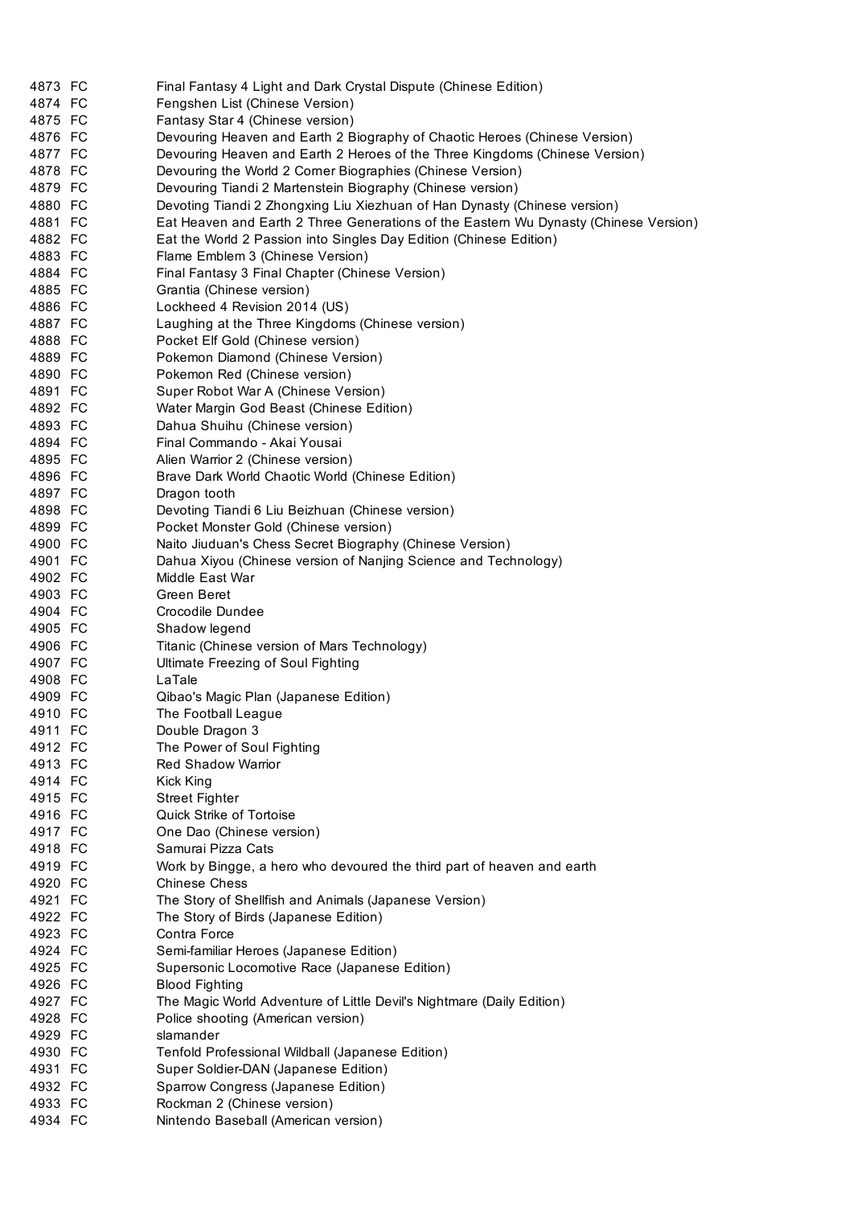| | | |
|---|---|---|
| 4873 | FC | Final Fantasy 4 Light and Dark Crystal Dispute (Chinese Edition) |
| 4874 | FC | Fengshen List (Chinese Version) |
| 4875 | FC | Fantasy Star 4 (Chinese version) |
| 4876 | FC | Devouring Heaven and Earth 2 Biography of Chaotic Heroes (Chinese Version) |
| 4877 | FC | Devouring Heaven and Earth 2 Heroes of the Three Kingdoms (Chinese Version) |
| 4878 | FC | Devouring the World 2 Corner Biographies (Chinese Version) |
| 4879 | FC | Devouring Tiandi 2 Martenstein Biography (Chinese version) |
| 4880 | FC | Devoting Tiandi 2 Zhongxing Liu Xiezhuan of Han Dynasty (Chinese version) |
| 4881 | FC | Eat Heaven and Earth 2 Three Generations of the Eastern Wu Dynasty (Chinese Version) |
| 4882 | FC | Eat the World 2 Passion into Singles Day Edition (Chinese Edition) |
| 4883 | FC | Flame Emblem 3 (Chinese Version) |
| 4884 | FC | Final Fantasy 3 Final Chapter (Chinese Version) |
| 4885 | FC | Grantia (Chinese version) |
| 4886 | FC | Lockheed 4 Revision 2014 (US) |
| 4887 | FC | Laughing at the Three Kingdoms (Chinese version) |
| 4888 | FC | Pocket Elf Gold (Chinese version) |
| 4889 | FC | Pokemon Diamond (Chinese Version) |
| 4890 | FC | Pokemon Red (Chinese version) |
| 4891 | FC | Super Robot War A (Chinese Version) |
| 4892 | FC | Water Margin God Beast (Chinese Edition) |
| 4893 | FC | Dahua Shuihu (Chinese version) |
| 4894 | FC | Final Commando - Akai Yousai |
| 4895 | FC | Alien Warrior 2 (Chinese version) |
| 4896 | FC | Brave Dark World Chaotic World (Chinese Edition) |
| 4897 | FC | Dragon tooth |
| 4898 | FC | Devoting Tiandi 6 Liu Beizhuan (Chinese version) |
| 4899 | FC | Pocket Monster Gold (Chinese version) |
| 4900 | FC | Naito Jiuduan's Chess Secret Biography (Chinese Version) |
| 4901 | FC | Dahua Xiyou (Chinese version of Nanjing Science and Technology) |
| 4902 | FC | Middle East War |
| 4903 | FC | Green Beret |
| 4904 | FC | Crocodile Dundee |
| 4905 | FC | Shadow legend |
| 4906 | FC | Titanic (Chinese version of Mars Technology) |
| 4907 | FC | Ultimate Freezing of Soul Fighting |
| 4908 | FC | LaTale |
| 4909 | FC | Qibao's Magic Plan (Japanese Edition) |
| 4910 | FC | The Football League |
| 4911 | FC | Double Dragon 3 |
| 4912 | FC | The Power of Soul Fighting |
| 4913 | FC | Red Shadow Warrior |
| 4914 | FC | Kick King |
| 4915 | FC | Street Fighter |
| 4916 | FC | Quick Strike of Tortoise |
| 4917 | FC | One Dao (Chinese version) |
| 4918 | FC | Samurai Pizza Cats |
| 4919 | FC | Work by Bingge, a hero who devoured the third part of heaven and earth |
| 4920 | FC | Chinese Chess |
| 4921 | FC | The Story of Shellfish and Animals (Japanese Version) |
| 4922 | FC | The Story of Birds (Japanese Edition) |
| 4923 | FC | Contra Force |
| 4924 | FC | Semi-familiar Heroes (Japanese Edition) |
| 4925 | FC | Supersonic Locomotive Race (Japanese Edition) |
| 4926 | FC | Blood Fighting |
| 4927 | FC | The Magic World Adventure of Little Devil's Nightmare (Daily Edition) |
| 4928 | FC | Police shooting (American version) |
| 4929 | FC | slamander |
| 4930 | FC | Tenfold Professional Wildball (Japanese Edition) |
| 4931 | FC | Super Soldier-DAN (Japanese Edition) |
| 4932 | FC | Sparrow Congress (Japanese Edition) |
| 4933 | FC | Rockman 2 (Chinese version) |
| 4934 | FC | Nintendo Baseball (American version) |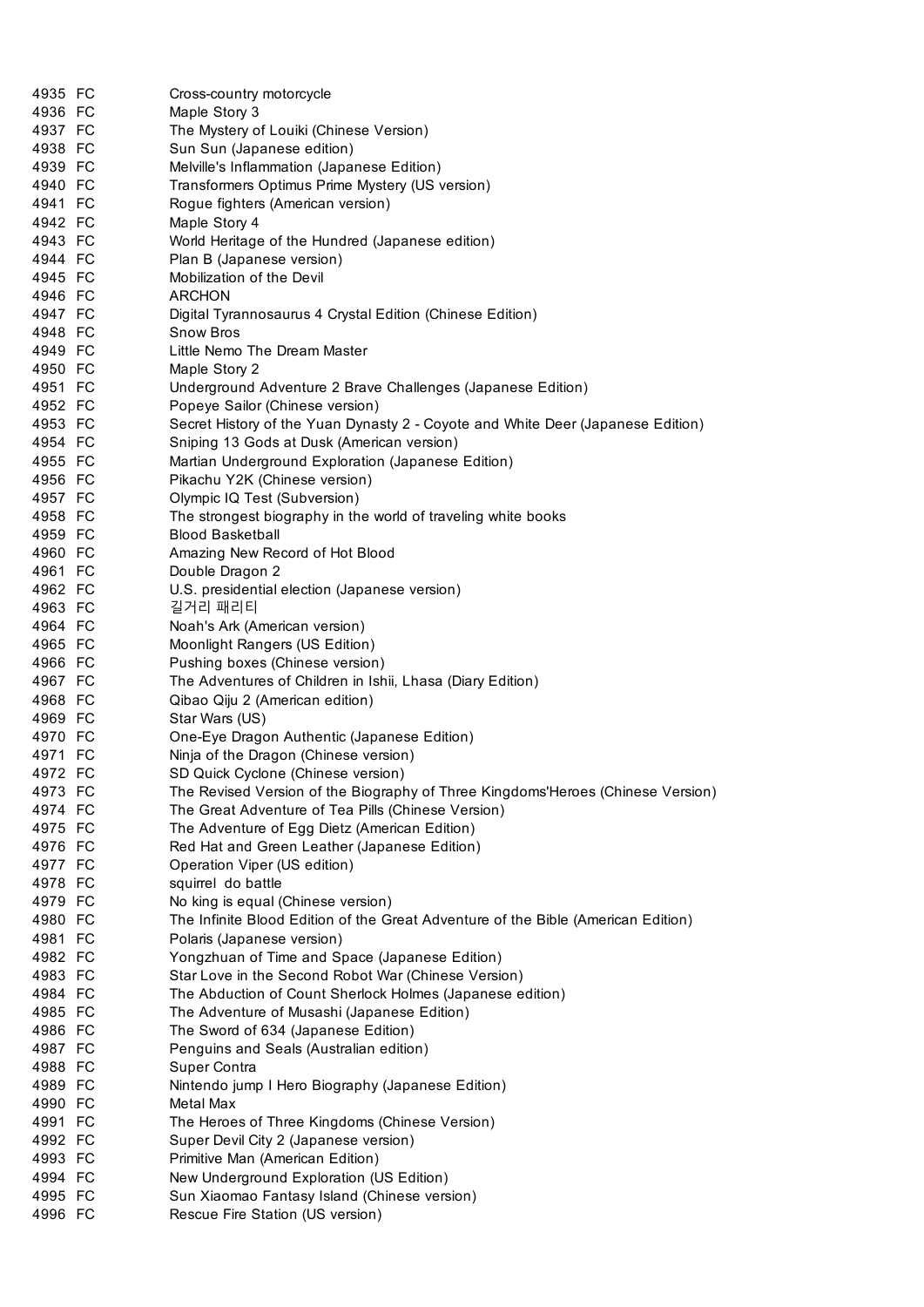| | | |
|---|---|---|
| 4935 | FC | Cross-country motorcycle |
| 4936 | FC | Maple Story 3 |
| 4937 | FC | The Mystery of Louiki (Chinese Version) |
| 4938 | FC | Sun Sun (Japanese edition) |
| 4939 | FC | Melville's Inflammation (Japanese Edition) |
| 4940 | FC | Transformers Optimus Prime Mystery (US version) |
| 4941 | FC | Rogue fighters (American version) |
| 4942 | FC | Maple Story 4 |
| 4943 | FC | World Heritage of the Hundred (Japanese edition) |
| 4944 | FC | Plan B (Japanese version) |
| 4945 | FC | Mobilization of the Devil |
| 4946 | FC | ARCHON |
| 4947 | FC | Digital Tyrannosaurus 4 Crystal Edition (Chinese Edition) |
| 4948 | FC | Snow Bros |
| 4949 | FC | Little Nemo The Dream Master |
| 4950 | FC | Maple Story 2 |
| 4951 | FC | Underground Adventure 2 Brave Challenges (Japanese Edition) |
| 4952 | FC | Popeye Sailor (Chinese version) |
| 4953 | FC | Secret History of the Yuan Dynasty 2 - Coyote and White Deer (Japanese Edition) |
| 4954 | FC | Sniping 13 Gods at Dusk (American version) |
| 4955 | FC | Martian Underground Exploration (Japanese Edition) |
| 4956 | FC | Pikachu Y2K (Chinese version) |
| 4957 | FC | Olympic IQ Test (Subversion) |
| 4958 | FC | The strongest biography in the world of traveling white books |
| 4959 | FC | Blood Basketball |
| 4960 | FC | Amazing New Record of Hot Blood |
| 4961 | FC | Double Dragon 2 |
| 4962 | FC | U.S. presidential election (Japanese version) |
| 4963 | FC | 길거리 패리티 |
| 4964 | FC | Noah's Ark (American version) |
| 4965 | FC | Moonlight Rangers (US Edition) |
| 4966 | FC | Pushing boxes (Chinese version) |
| 4967 | FC | The Adventures of Children in Ishii, Lhasa (Diary Edition) |
| 4968 | FC | Qibao Qiju 2 (American edition) |
| 4969 | FC | Star Wars (US) |
| 4970 | FC | One-Eye Dragon Authentic (Japanese Edition) |
| 4971 | FC | Ninja of the Dragon (Chinese version) |
| 4972 | FC | SD Quick Cyclone (Chinese version) |
| 4973 | FC | The Revised Version of the Biography of Three Kingdoms'Heroes (Chinese Version) |
| 4974 | FC | The Great Adventure of Tea Pills (Chinese Version) |
| 4975 | FC | The Adventure of Egg Dietz (American Edition) |
| 4976 | FC | Red Hat and Green Leather (Japanese Edition) |
| 4977 | FC | Operation Viper (US edition) |
| 4978 | FC | squirrel do battle |
| 4979 | FC | No king is equal (Chinese version) |
| 4980 | FC | The Infinite Blood Edition of the Great Adventure of the Bible (American Edition) |
| 4981 | FC | Polaris (Japanese version) |
| 4982 | FC | Yongzhuan of Time and Space (Japanese Edition) |
| 4983 | FC | Star Love in the Second Robot War (Chinese Version) |
| 4984 | FC | The Abduction of Count Sherlock Holmes (Japanese edition) |
| 4985 | FC | The Adventure of Musashi (Japanese Edition) |
| 4986 | FC | The Sword of 634 (Japanese Edition) |
| 4987 | FC | Penguins and Seals (Australian edition) |
| 4988 | FC | Super Contra |
| 4989 | FC | Nintendo jump I Hero Biography (Japanese Edition) |
| 4990 | FC | Metal Max |
| 4991 | FC | The Heroes of Three Kingdoms (Chinese Version) |
| 4992 | FC | Super Devil City 2 (Japanese version) |
| 4993 | FC | Primitive Man (American Edition) |
| 4994 | FC | New Underground Exploration (US Edition) |
| 4995 | FC | Sun Xiaomao Fantasy Island (Chinese version) |
| 4996 | FC | Rescue Fire Station (US version) |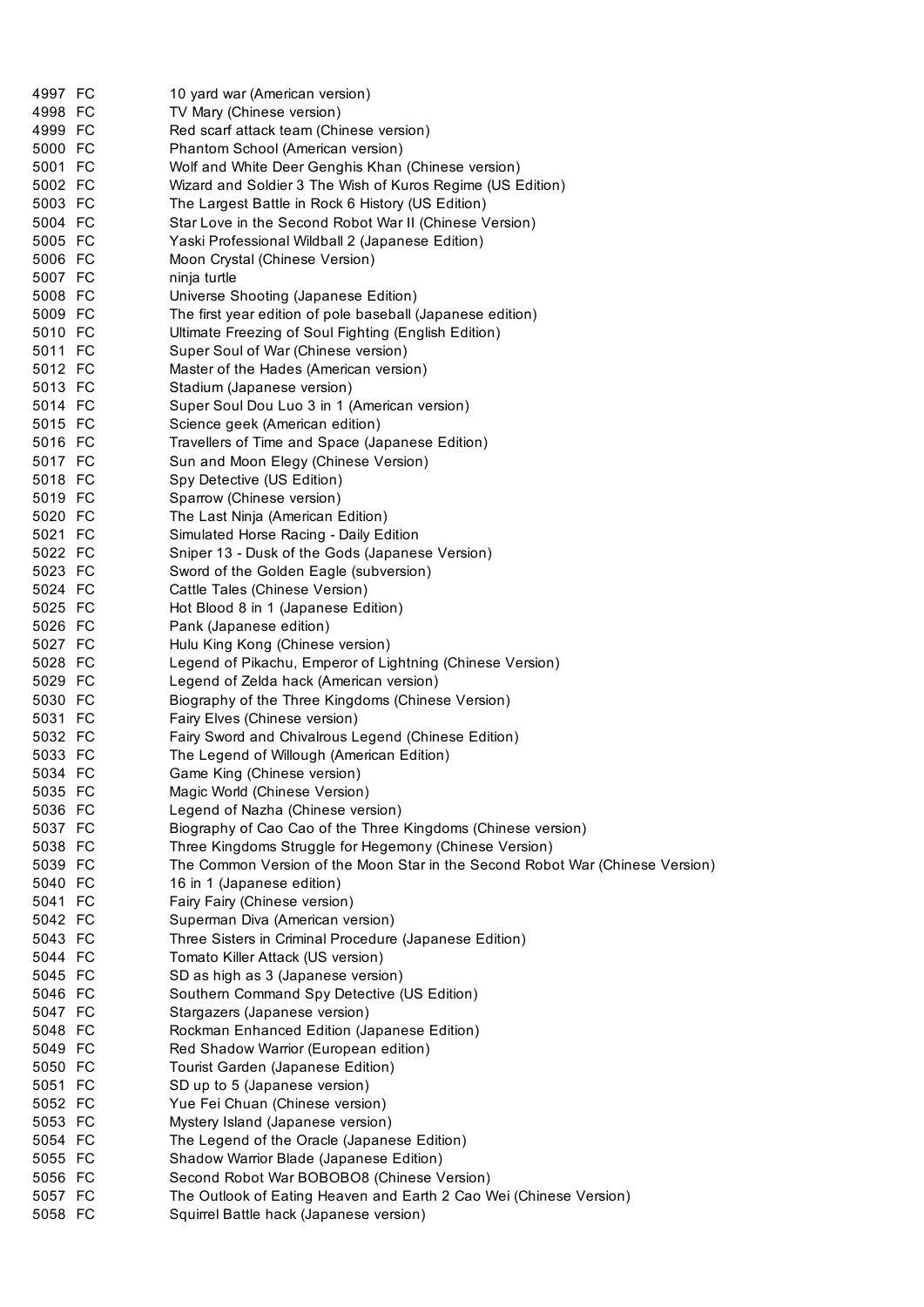| | | |
|---|---|---|
| 4997 | FC | 10 yard war (American version) |
| 4998 | FC | TV Mary (Chinese version) |
| 4999 | FC | Red scarf attack team (Chinese version) |
| 5000 | FC | Phantom School (American version) |
| 5001 | FC | Wolf and White Deer Genghis Khan (Chinese version) |
| 5002 | FC | Wizard and Soldier 3 The Wish of Kuros Regime (US Edition) |
| 5003 | FC | The Largest Battle in Rock 6 History (US Edition) |
| 5004 | FC | Star Love in the Second Robot War II (Chinese Version) |
| 5005 | FC | Yaski Professional Wildball 2 (Japanese Edition) |
| 5006 | FC | Moon Crystal (Chinese Version) |
| 5007 | FC | ninja turtle |
| 5008 | FC | Universe Shooting (Japanese Edition) |
| 5009 | FC | The first year edition of pole baseball (Japanese edition) |
| 5010 | FC | Ultimate Freezing of Soul Fighting (English Edition) |
| 5011 | FC | Super Soul of War (Chinese version) |
| 5012 | FC | Master of the Hades (American version) |
| 5013 | FC | Stadium (Japanese version) |
| 5014 | FC | Super Soul Dou Luo 3 in 1 (American version) |
| 5015 | FC | Science geek (American edition) |
| 5016 | FC | Travellers of Time and Space (Japanese Edition) |
| 5017 | FC | Sun and Moon Elegy (Chinese Version) |
| 5018 | FC | Spy Detective (US Edition) |
| 5019 | FC | Sparrow (Chinese version) |
| 5020 | FC | The Last Ninja (American Edition) |
| 5021 | FC | Simulated Horse Racing - Daily Edition |
| 5022 | FC | Sniper 13 - Dusk of the Gods (Japanese Version) |
| 5023 | FC | Sword of the Golden Eagle (subversion) |
| 5024 | FC | Cattle Tales (Chinese Version) |
| 5025 | FC | Hot Blood 8 in 1 (Japanese Edition) |
| 5026 | FC | Pank (Japanese edition) |
| 5027 | FC | Hulu King Kong (Chinese version) |
| 5028 | FC | Legend of Pikachu, Emperor of Lightning (Chinese Version) |
| 5029 | FC | Legend of Zelda hack (American version) |
| 5030 | FC | Biography of the Three Kingdoms (Chinese Version) |
| 5031 | FC | Fairy Elves (Chinese version) |
| 5032 | FC | Fairy Sword and Chivalrous Legend (Chinese Edition) |
| 5033 | FC | The Legend of Willough (American Edition) |
| 5034 | FC | Game King (Chinese version) |
| 5035 | FC | Magic World (Chinese Version) |
| 5036 | FC | Legend of Nazha (Chinese version) |
| 5037 | FC | Biography of Cao Cao of the Three Kingdoms (Chinese version) |
| 5038 | FC | Three Kingdoms Struggle for Hegemony (Chinese Version) |
| 5039 | FC | The Common Version of the Moon Star in the Second Robot War (Chinese Version) |
| 5040 | FC | 16 in 1 (Japanese edition) |
| 5041 | FC | Fairy Fairy (Chinese version) |
| 5042 | FC | Superman Diva (American version) |
| 5043 | FC | Three Sisters in Criminal Procedure (Japanese Edition) |
| 5044 | FC | Tomato Killer Attack (US version) |
| 5045 | FC | SD as high as 3 (Japanese version) |
| 5046 | FC | Southern Command Spy Detective (US Edition) |
| 5047 | FC | Stargazers (Japanese version) |
| 5048 | FC | Rockman Enhanced Edition (Japanese Edition) |
| 5049 | FC | Red Shadow Warrior (European edition) |
| 5050 | FC | Tourist Garden (Japanese Edition) |
| 5051 | FC | SD up to 5 (Japanese version) |
| 5052 | FC | Yue Fei Chuan (Chinese version) |
| 5053 | FC | Mystery Island (Japanese version) |
| 5054 | FC | The Legend of the Oracle (Japanese Edition) |
| 5055 | FC | Shadow Warrior Blade (Japanese Edition) |
| 5056 | FC | Second Robot War BOBOBO8 (Chinese Version) |
| 5057 | FC | The Outlook of Eating Heaven and Earth 2 Cao Wei (Chinese Version) |
| 5058 | FC | Squirrel Battle hack (Japanese version) |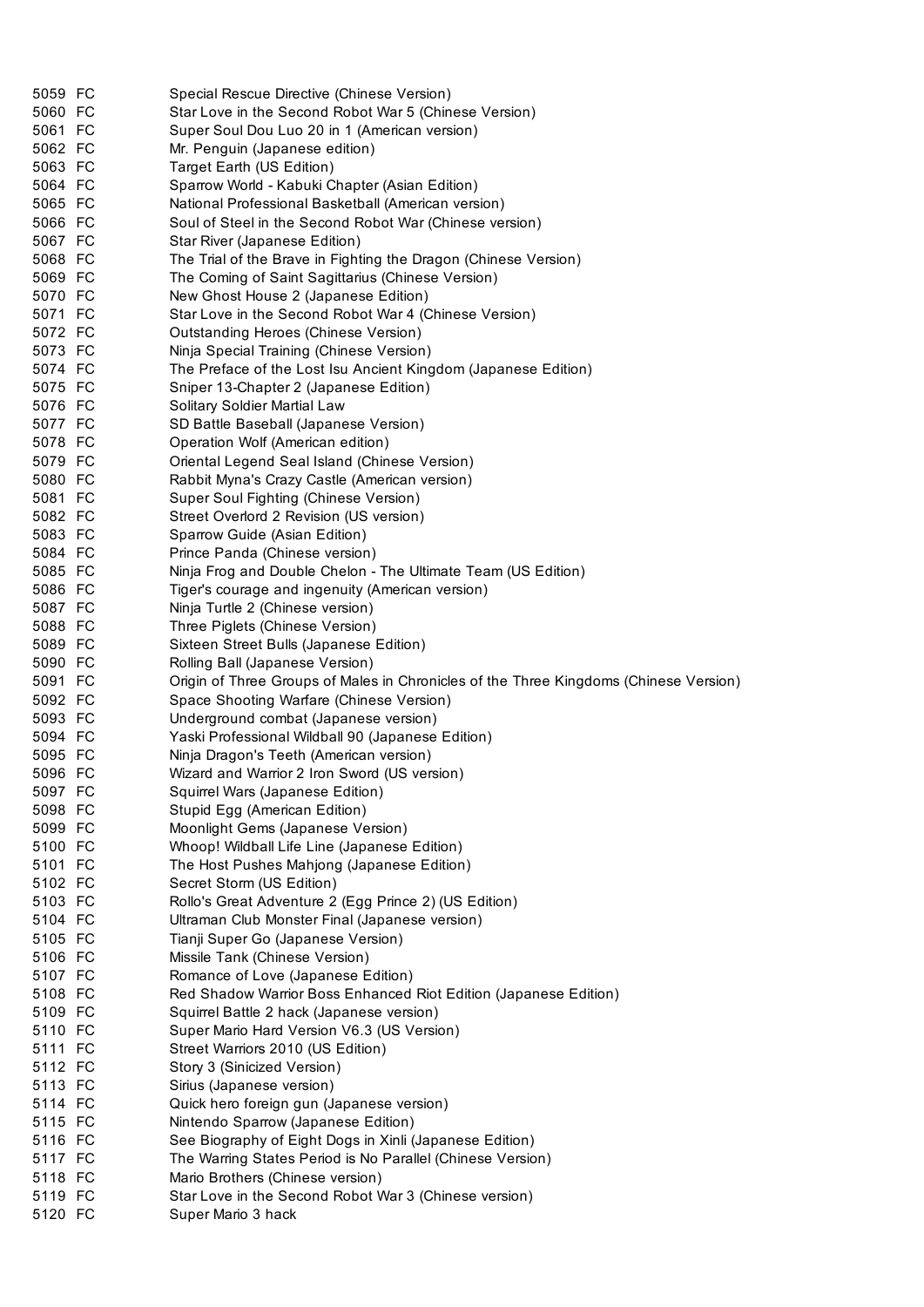| | | |
|---|---|---|
| 5059 | FC | Special Rescue Directive (Chinese Version) |
| 5060 | FC | Star Love in the Second Robot War 5 (Chinese Version) |
| 5061 | FC | Super Soul Dou Luo 20 in 1 (American version) |
| 5062 | FC | Mr. Penguin (Japanese edition) |
| 5063 | FC | Target Earth (US Edition) |
| 5064 | FC | Sparrow World - Kabuki Chapter (Asian Edition) |
| 5065 | FC | National Professional Basketball (American version) |
| 5066 | FC | Soul of Steel in the Second Robot War (Chinese version) |
| 5067 | FC | Star River (Japanese Edition) |
| 5068 | FC | The Trial of the Brave in Fighting the Dragon (Chinese Version) |
| 5069 | FC | The Coming of Saint Sagittarius (Chinese Version) |
| 5070 | FC | New Ghost House 2 (Japanese Edition) |
| 5071 | FC | Star Love in the Second Robot War 4 (Chinese Version) |
| 5072 | FC | Outstanding Heroes (Chinese Version) |
| 5073 | FC | Ninja Special Training (Chinese Version) |
| 5074 | FC | The Preface of the Lost Isu Ancient Kingdom (Japanese Edition) |
| 5075 | FC | Sniper 13-Chapter 2 (Japanese Edition) |
| 5076 | FC | Solitary Soldier Martial Law |
| 5077 | FC | SD Battle Baseball (Japanese Version) |
| 5078 | FC | Operation Wolf (American edition) |
| 5079 | FC | Oriental Legend Seal Island (Chinese Version) |
| 5080 | FC | Rabbit Myna's Crazy Castle (American version) |
| 5081 | FC | Super Soul Fighting (Chinese Version) |
| 5082 | FC | Street Overlord 2 Revision (US version) |
| 5083 | FC | Sparrow Guide (Asian Edition) |
| 5084 | FC | Prince Panda (Chinese version) |
| 5085 | FC | Ninja Frog and Double Chelon - The Ultimate Team (US Edition) |
| 5086 | FC | Tiger's courage and ingenuity (American version) |
| 5087 | FC | Ninja Turtle 2 (Chinese version) |
| 5088 | FC | Three Piglets (Chinese Version) |
| 5089 | FC | Sixteen Street Bulls (Japanese Edition) |
| 5090 | FC | Rolling Ball (Japanese Version) |
| 5091 | FC | Origin of Three Groups of Males in Chronicles of the Three Kingdoms (Chinese Version) |
| 5092 | FC | Space Shooting Warfare (Chinese Version) |
| 5093 | FC | Underground combat (Japanese version) |
| 5094 | FC | Yaski Professional Wildball 90 (Japanese Edition) |
| 5095 | FC | Ninja Dragon's Teeth (American version) |
| 5096 | FC | Wizard and Warrior 2 Iron Sword (US version) |
| 5097 | FC | Squirrel Wars (Japanese Edition) |
| 5098 | FC | Stupid Egg (American Edition) |
| 5099 | FC | Moonlight Gems (Japanese Version) |
| 5100 | FC | Whoop! Wildball Life Line (Japanese Edition) |
| 5101 | FC | The Host Pushes Mahjong (Japanese Edition) |
| 5102 | FC | Secret Storm (US Edition) |
| 5103 | FC | Rollo's Great Adventure 2 (Egg Prince 2) (US Edition) |
| 5104 | FC | Ultraman Club Monster Final (Japanese version) |
| 5105 | FC | Tianji Super Go (Japanese Version) |
| 5106 | FC | Missile Tank (Chinese Version) |
| 5107 | FC | Romance of Love (Japanese Edition) |
| 5108 | FC | Red Shadow Warrior Boss Enhanced Riot Edition (Japanese Edition) |
| 5109 | FC | Squirrel Battle 2 hack (Japanese version) |
| 5110 | FC | Super Mario Hard Version V6.3 (US Version) |
| 5111 | FC | Street Warriors 2010 (US Edition) |
| 5112 | FC | Story 3 (Sinicized Version) |
| 5113 | FC | Sirius (Japanese version) |
| 5114 | FC | Quick hero foreign gun (Japanese version) |
| 5115 | FC | Nintendo Sparrow (Japanese Edition) |
| 5116 | FC | See Biography of Eight Dogs in Xinli (Japanese Edition) |
| 5117 | FC | The Warring States Period is No Parallel (Chinese Version) |
| 5118 | FC | Mario Brothers (Chinese version) |
| 5119 | FC | Star Love in the Second Robot War 3 (Chinese version) |
| 5120 | FC | Super Mario 3 hack |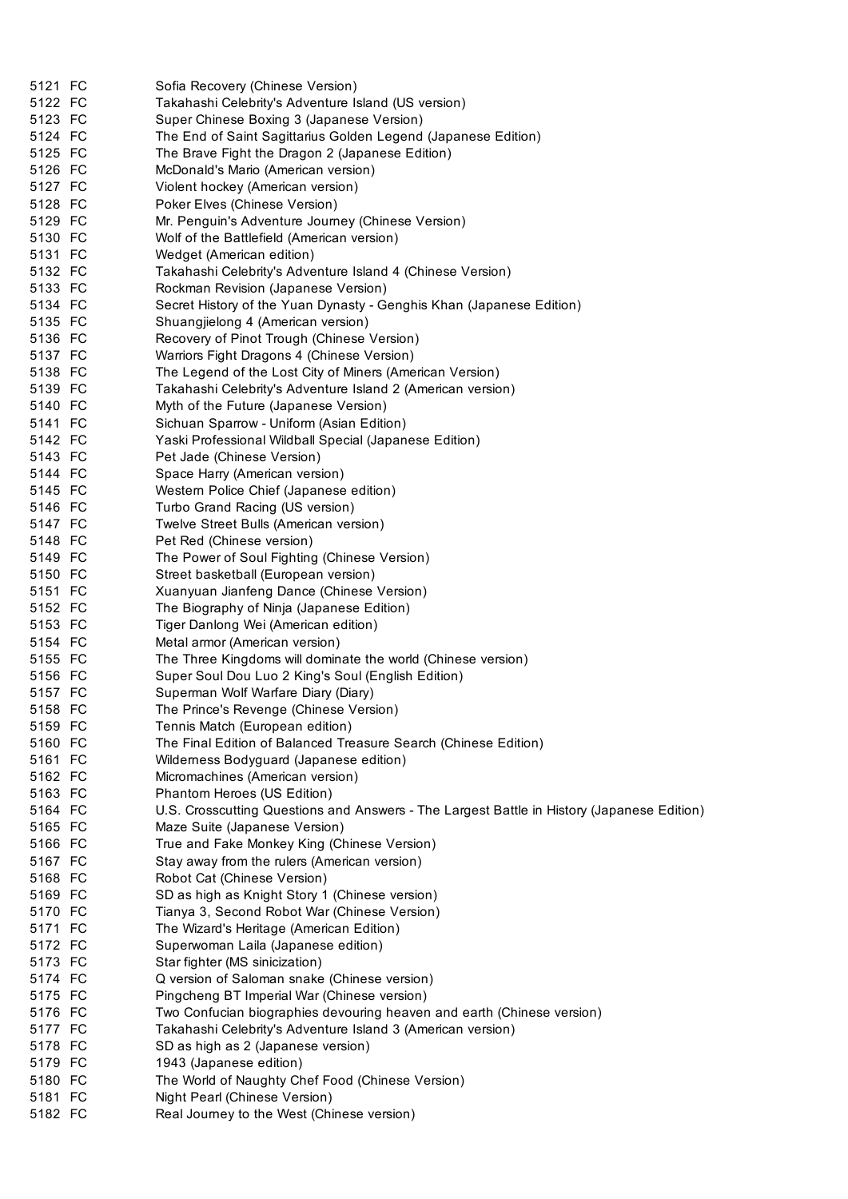| | | |
|---|---|---|
| 5121 | FC | Sofia Recovery (Chinese Version) |
| 5122 | FC | Takahashi Celebrity's Adventure Island (US version) |
| 5123 | FC | Super Chinese Boxing 3 (Japanese Version) |
| 5124 | FC | The End of Saint Sagittarius Golden Legend (Japanese Edition) |
| 5125 | FC | The Brave Fight the Dragon 2 (Japanese Edition) |
| 5126 | FC | McDonald's Mario (American version) |
| 5127 | FC | Violent hockey (American version) |
| 5128 | FC | Poker Elves (Chinese Version) |
| 5129 | FC | Mr. Penguin's Adventure Journey (Chinese Version) |
| 5130 | FC | Wolf of the Battlefield (American version) |
| 5131 | FC | Wedget (American edition) |
| 5132 | FC | Takahashi Celebrity's Adventure Island 4 (Chinese Version) |
| 5133 | FC | Rockman Revision (Japanese Version) |
| 5134 | FC | Secret History of the Yuan Dynasty - Genghis Khan (Japanese Edition) |
| 5135 | FC | Shuangjielong 4 (American version) |
| 5136 | FC | Recovery of Pinot Trough (Chinese Version) |
| 5137 | FC | Warriors Fight Dragons 4 (Chinese Version) |
| 5138 | FC | The Legend of the Lost City of Miners (American Version) |
| 5139 | FC | Takahashi Celebrity's Adventure Island 2 (American version) |
| 5140 | FC | Myth of the Future (Japanese Version) |
| 5141 | FC | Sichuan Sparrow - Uniform (Asian Edition) |
| 5142 | FC | Yaski Professional Wildball Special (Japanese Edition) |
| 5143 | FC | Pet Jade (Chinese Version) |
| 5144 | FC | Space Harry (American version) |
| 5145 | FC | Western Police Chief (Japanese edition) |
| 5146 | FC | Turbo Grand Racing (US version) |
| 5147 | FC | Twelve Street Bulls (American version) |
| 5148 | FC | Pet Red (Chinese version) |
| 5149 | FC | The Power of Soul Fighting (Chinese Version) |
| 5150 | FC | Street basketball (European version) |
| 5151 | FC | Xuanyuan Jianfeng Dance (Chinese Version) |
| 5152 | FC | The Biography of Ninja (Japanese Edition) |
| 5153 | FC | Tiger Danlong Wei (American edition) |
| 5154 | FC | Metal armor (American version) |
| 5155 | FC | The Three Kingdoms will dominate the world (Chinese version) |
| 5156 | FC | Super Soul Dou Luo 2 King's Soul (English Edition) |
| 5157 | FC | Superman Wolf Warfare Diary (Diary) |
| 5158 | FC | The Prince's Revenge (Chinese Version) |
| 5159 | FC | Tennis Match (European edition) |
| 5160 | FC | The Final Edition of Balanced Treasure Search (Chinese Edition) |
| 5161 | FC | Wilderness Bodyguard (Japanese edition) |
| 5162 | FC | Micromachines (American version) |
| 5163 | FC | Phantom Heroes (US Edition) |
| 5164 | FC | U.S. Crosscutting Questions and Answers - The Largest Battle in History (Japanese Edition) |
| 5165 | FC | Maze Suite (Japanese Version) |
| 5166 | FC | True and Fake Monkey King (Chinese Version) |
| 5167 | FC | Stay away from the rulers (American version) |
| 5168 | FC | Robot Cat (Chinese Version) |
| 5169 | FC | SD as high as Knight Story 1 (Chinese version) |
| 5170 | FC | Tianya 3, Second Robot War (Chinese Version) |
| 5171 | FC | The Wizard's Heritage (American Edition) |
| 5172 | FC | Superwoman Laila (Japanese edition) |
| 5173 | FC | Star fighter (MS sinicization) |
| 5174 | FC | Q version of Saloman snake (Chinese version) |
| 5175 | FC | Pingcheng BT Imperial War (Chinese version) |
| 5176 | FC | Two Confucian biographies devouring heaven and earth (Chinese version) |
| 5177 | FC | Takahashi Celebrity's Adventure Island 3 (American version) |
| 5178 | FC | SD as high as 2 (Japanese version) |
| 5179 | FC | 1943 (Japanese edition) |
| 5180 | FC | The World of Naughty Chef Food (Chinese Version) |
| 5181 | FC | Night Pearl (Chinese Version) |
| 5182 | FC | Real Journey to the West (Chinese version) |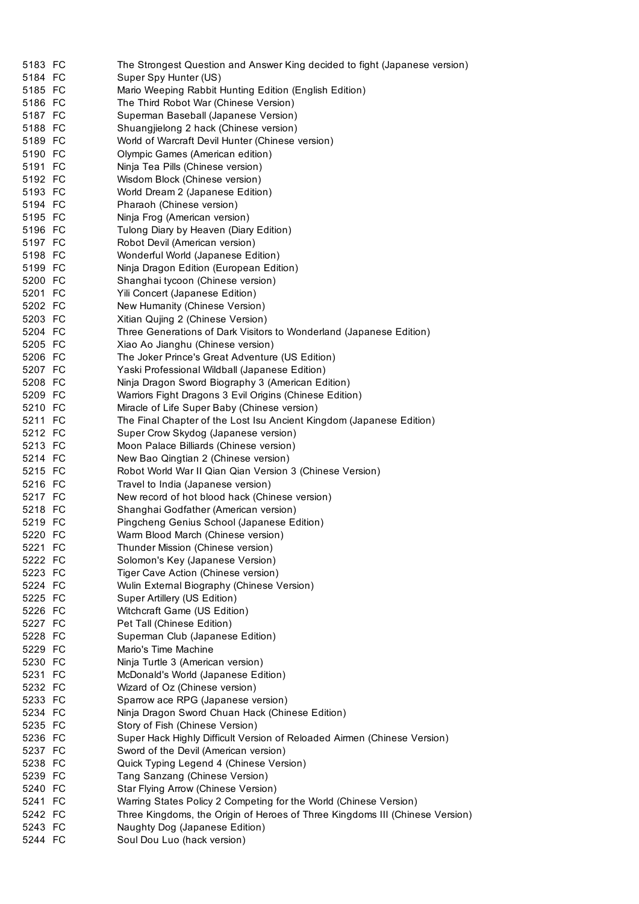| | | |
|---|---|---|
| 5183 | FC | The Strongest Question and Answer King decided to fight (Japanese version) |
| 5184 | FC | Super Spy Hunter (US) |
| 5185 | FC | Mario Weeping Rabbit Hunting Edition (English Edition) |
| 5186 | FC | The Third Robot War (Chinese Version) |
| 5187 | FC | Superman Baseball (Japanese Version) |
| 5188 | FC | Shuangjielong 2 hack (Chinese version) |
| 5189 | FC | World of Warcraft Devil Hunter (Chinese version) |
| 5190 | FC | Olympic Games (American edition) |
| 5191 | FC | Ninja Tea Pills (Chinese version) |
| 5192 | FC | Wisdom Block (Chinese version) |
| 5193 | FC | World Dream 2 (Japanese Edition) |
| 5194 | FC | Pharaoh (Chinese version) |
| 5195 | FC | Ninja Frog (American version) |
| 5196 | FC | Tulong Diary by Heaven (Diary Edition) |
| 5197 | FC | Robot Devil (American version) |
| 5198 | FC | Wonderful World (Japanese Edition) |
| 5199 | FC | Ninja Dragon Edition (European Edition) |
| 5200 | FC | Shanghai tycoon (Chinese version) |
| 5201 | FC | Yili Concert (Japanese Edition) |
| 5202 | FC | New Humanity (Chinese Version) |
| 5203 | FC | Xitian Qujing 2 (Chinese Version) |
| 5204 | FC | Three Generations of Dark Visitors to Wonderland (Japanese Edition) |
| 5205 | FC | Xiao Ao Jianghu (Chinese version) |
| 5206 | FC | The Joker Prince's Great Adventure (US Edition) |
| 5207 | FC | Yaski Professional Wildball (Japanese Edition) |
| 5208 | FC | Ninja Dragon Sword Biography 3 (American Edition) |
| 5209 | FC | Warriors Fight Dragons 3 Evil Origins (Chinese Edition) |
| 5210 | FC | Miracle of Life Super Baby (Chinese version) |
| 5211 | FC | The Final Chapter of the Lost Isu Ancient Kingdom (Japanese Edition) |
| 5212 | FC | Super Crow Skydog (Japanese version) |
| 5213 | FC | Moon Palace Billiards (Chinese version) |
| 5214 | FC | New Bao Qingtian 2 (Chinese version) |
| 5215 | FC | Robot World War II Qian Qian Version 3 (Chinese Version) |
| 5216 | FC | Travel to India (Japanese version) |
| 5217 | FC | New record of hot blood hack (Chinese version) |
| 5218 | FC | Shanghai Godfather (American version) |
| 5219 | FC | Pingcheng Genius School (Japanese Edition) |
| 5220 | FC | Warm Blood March (Chinese version) |
| 5221 | FC | Thunder Mission (Chinese version) |
| 5222 | FC | Solomon's Key (Japanese Version) |
| 5223 | FC | Tiger Cave Action (Chinese version) |
| 5224 | FC | Wulin External Biography (Chinese Version) |
| 5225 | FC | Super Artillery (US Edition) |
| 5226 | FC | Witchcraft Game (US Edition) |
| 5227 | FC | Pet Tall (Chinese Edition) |
| 5228 | FC | Superman Club (Japanese Edition) |
| 5229 | FC | Mario's Time Machine |
| 5230 | FC | Ninja Turtle 3 (American version) |
| 5231 | FC | McDonald's World (Japanese Edition) |
| 5232 | FC | Wizard of Oz (Chinese version) |
| 5233 | FC | Sparrow ace RPG (Japanese version) |
| 5234 | FC | Ninja Dragon Sword Chuan Hack (Chinese Edition) |
| 5235 | FC | Story of Fish (Chinese Version) |
| 5236 | FC | Super Hack Highly Difficult Version of Reloaded Airmen (Chinese Version) |
| 5237 | FC | Sword of the Devil (American version) |
| 5238 | FC | Quick Typing Legend 4 (Chinese Version) |
| 5239 | FC | Tang Sanzang (Chinese Version) |
| 5240 | FC | Star Flying Arrow (Chinese Version) |
| 5241 | FC | Warring States Policy 2 Competing for the World (Chinese Version) |
| 5242 | FC | Three Kingdoms, the Origin of Heroes of Three Kingdoms III (Chinese Version) |
| 5243 | FC | Naughty Dog (Japanese Edition) |
| 5244 | FC | Soul Dou Luo (hack version) |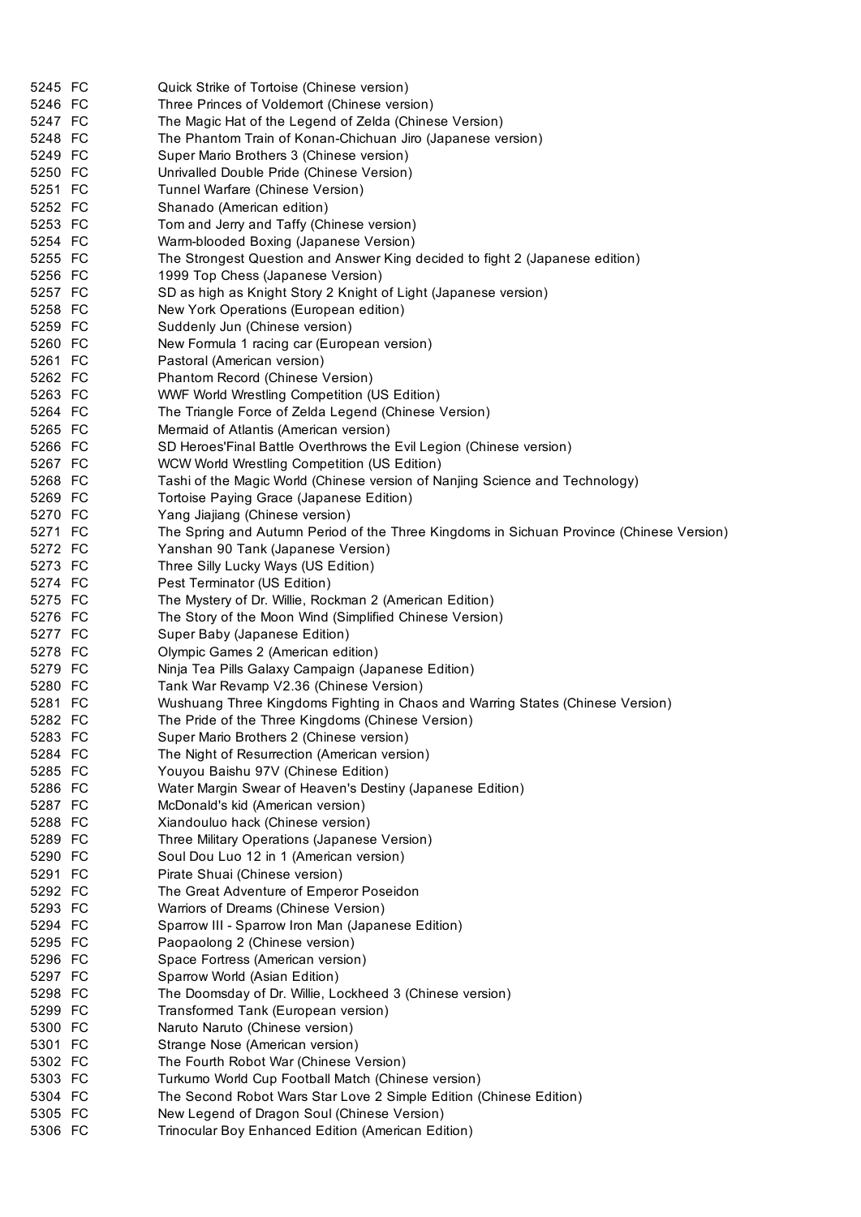| | | |
|---|---|---|
| 5245 | FC | Quick Strike of Tortoise (Chinese version) |
| 5246 | FC | Three Princes of Voldemort (Chinese version) |
| 5247 | FC | The Magic Hat of the Legend of Zelda (Chinese Version) |
| 5248 | FC | The Phantom Train of Konan-Chichuan Jiro (Japanese version) |
| 5249 | FC | Super Mario Brothers 3 (Chinese version) |
| 5250 | FC | Unrivalled Double Pride (Chinese Version) |
| 5251 | FC | Tunnel Warfare (Chinese Version) |
| 5252 | FC | Shanado (American edition) |
| 5253 | FC | Tom and Jerry and Taffy (Chinese version) |
| 5254 | FC | Warm-blooded Boxing (Japanese Version) |
| 5255 | FC | The Strongest Question and Answer King decided to fight 2 (Japanese edition) |
| 5256 | FC | 1999 Top Chess (Japanese Version) |
| 5257 | FC | SD as high as Knight Story 2 Knight of Light (Japanese version) |
| 5258 | FC | New York Operations (European edition) |
| 5259 | FC | Suddenly Jun (Chinese version) |
| 5260 | FC | New Formula 1 racing car (European version) |
| 5261 | FC | Pastoral (American version) |
| 5262 | FC | Phantom Record (Chinese Version) |
| 5263 | FC | WWF World Wrestling Competition (US Edition) |
| 5264 | FC | The Triangle Force of Zelda Legend (Chinese Version) |
| 5265 | FC | Mermaid of Atlantis (American version) |
| 5266 | FC | SD Heroes'Final Battle Overthrows the Evil Legion (Chinese version) |
| 5267 | FC | WCW World Wrestling Competition (US Edition) |
| 5268 | FC | Tashi of the Magic World (Chinese version of Nanjing Science and Technology) |
| 5269 | FC | Tortoise Paying Grace (Japanese Edition) |
| 5270 | FC | Yang Jiajiang (Chinese version) |
| 5271 | FC | The Spring and Autumn Period of the Three Kingdoms in Sichuan Province (Chinese Version) |
| 5272 | FC | Yanshan 90 Tank (Japanese Version) |
| 5273 | FC | Three Silly Lucky Ways (US Edition) |
| 5274 | FC | Pest Terminator (US Edition) |
| 5275 | FC | The Mystery of Dr. Willie, Rockman 2 (American Edition) |
| 5276 | FC | The Story of the Moon Wind (Simplified Chinese Version) |
| 5277 | FC | Super Baby (Japanese Edition) |
| 5278 | FC | Olympic Games 2 (American edition) |
| 5279 | FC | Ninja Tea Pills Galaxy Campaign (Japanese Edition) |
| 5280 | FC | Tank War Revamp V2.36 (Chinese Version) |
| 5281 | FC | Wushuang Three Kingdoms Fighting in Chaos and Warring States (Chinese Version) |
| 5282 | FC | The Pride of the Three Kingdoms (Chinese Version) |
| 5283 | FC | Super Mario Brothers 2 (Chinese version) |
| 5284 | FC | The Night of Resurrection (American version) |
| 5285 | FC | Youyou Baishu 97V (Chinese Edition) |
| 5286 | FC | Water Margin Swear of Heaven's Destiny (Japanese Edition) |
| 5287 | FC | McDonald's kid (American version) |
| 5288 | FC | Xiandouluo hack (Chinese version) |
| 5289 | FC | Three Military Operations (Japanese Version) |
| 5290 | FC | Soul Dou Luo 12 in 1 (American version) |
| 5291 | FC | Pirate Shuai (Chinese version) |
| 5292 | FC | The Great Adventure of Emperor Poseidon |
| 5293 | FC | Warriors of Dreams (Chinese Version) |
| 5294 | FC | Sparrow III - Sparrow Iron Man (Japanese Edition) |
| 5295 | FC | Paopaolong 2 (Chinese version) |
| 5296 | FC | Space Fortress (American version) |
| 5297 | FC | Sparrow World (Asian Edition) |
| 5298 | FC | The Doomsday of Dr. Willie, Lockheed 3 (Chinese version) |
| 5299 | FC | Transformed Tank (European version) |
| 5300 | FC | Naruto Naruto (Chinese version) |
| 5301 | FC | Strange Nose (American version) |
| 5302 | FC | The Fourth Robot War (Chinese Version) |
| 5303 | FC | Turkumo World Cup Football Match (Chinese version) |
| 5304 | FC | The Second Robot Wars Star Love 2 Simple Edition (Chinese Edition) |
| 5305 | FC | New Legend of Dragon Soul (Chinese Version) |
| 5306 | FC | Trinocular Boy Enhanced Edition (American Edition) |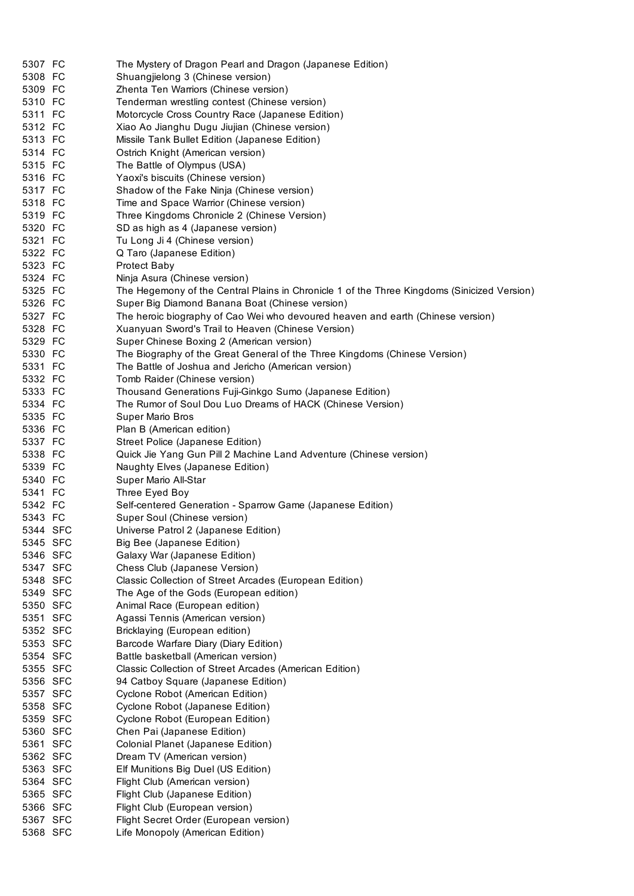| | | |
|---|---|---|
| 5307 | FC | The Mystery of Dragon Pearl and Dragon (Japanese Edition) |
| 5308 | FC | Shuangjielong 3 (Chinese version) |
| 5309 | FC | Zhenta Ten Warriors (Chinese version) |
| 5310 | FC | Tenderman wrestling contest (Chinese version) |
| 5311 | FC | Motorcycle Cross Country Race (Japanese Edition) |
| 5312 | FC | Xiao Ao Jianghu Dugu Jiujian (Chinese version) |
| 5313 | FC | Missile Tank Bullet Edition (Japanese Edition) |
| 5314 | FC | Ostrich Knight (American version) |
| 5315 | FC | The Battle of Olympus (USA) |
| 5316 | FC | Yaoxi's biscuits (Chinese version) |
| 5317 | FC | Shadow of the Fake Ninja (Chinese version) |
| 5318 | FC | Time and Space Warrior (Chinese version) |
| 5319 | FC | Three Kingdoms Chronicle 2 (Chinese Version) |
| 5320 | FC | SD as high as 4 (Japanese version) |
| 5321 | FC | Tu Long Ji 4 (Chinese version) |
| 5322 | FC | Q Taro (Japanese Edition) |
| 5323 | FC | Protect Baby |
| 5324 | FC | Ninja Asura (Chinese version) |
| 5325 | FC | The Hegemony of the Central Plains in Chronicle 1 of the Three Kingdoms (Sinicized Version) |
| 5326 | FC | Super Big Diamond Banana Boat (Chinese version) |
| 5327 | FC | The heroic biography of Cao Wei who devoured heaven and earth (Chinese version) |
| 5328 | FC | Xuanyuan Sword's Trail to Heaven (Chinese Version) |
| 5329 | FC | Super Chinese Boxing 2 (American version) |
| 5330 | FC | The Biography of the Great General of the Three Kingdoms (Chinese Version) |
| 5331 | FC | The Battle of Joshua and Jericho (American version) |
| 5332 | FC | Tomb Raider (Chinese version) |
| 5333 | FC | Thousand Generations Fuji-Ginkgo Sumo (Japanese Edition) |
| 5334 | FC | The Rumor of Soul Dou Luo Dreams of HACK (Chinese Version) |
| 5335 | FC | Super Mario Bros |
| 5336 | FC | Plan B (American edition) |
| 5337 | FC | Street Police (Japanese Edition) |
| 5338 | FC | Quick Jie Yang Gun Pill 2 Machine Land Adventure (Chinese version) |
| 5339 | FC | Naughty Elves (Japanese Edition) |
| 5340 | FC | Super Mario All-Star |
| 5341 | FC | Three Eyed Boy |
| 5342 | FC | Self-centered Generation - Sparrow Game (Japanese Edition) |
| 5343 | FC | Super Soul (Chinese version) |
| 5344 | SFC | Universe Patrol 2 (Japanese Edition) |
| 5345 | SFC | Big Bee (Japanese Edition) |
| 5346 | SFC | Galaxy War (Japanese Edition) |
| 5347 | SFC | Chess Club (Japanese Version) |
| 5348 | SFC | Classic Collection of Street Arcades (European Edition) |
| 5349 | SFC | The Age of the Gods (European edition) |
| 5350 | SFC | Animal Race (European edition) |
| 5351 | SFC | Agassi Tennis (American version) |
| 5352 | SFC | Bricklaying (European edition) |
| 5353 | SFC | Barcode Warfare Diary (Diary Edition) |
| 5354 | SFC | Battle basketball (American version) |
| 5355 | SFC | Classic Collection of Street Arcades (American Edition) |
| 5356 | SFC | 94 Catboy Square (Japanese Edition) |
| 5357 | SFC | Cyclone Robot (American Edition) |
| 5358 | SFC | Cyclone Robot (Japanese Edition) |
| 5359 | SFC | Cyclone Robot (European Edition) |
| 5360 | SFC | Chen Pai (Japanese Edition) |
| 5361 | SFC | Colonial Planet (Japanese Edition) |
| 5362 | SFC | Dream TV (American version) |
| 5363 | SFC | Elf Munitions Big Duel (US Edition) |
| 5364 | SFC | Flight Club (American version) |
| 5365 | SFC | Flight Club (Japanese Edition) |
| 5366 | SFC | Flight Club (European version) |
| 5367 | SFC | Flight Secret Order (European version) |
| 5368 | SFC | Life Monopoly (American Edition) |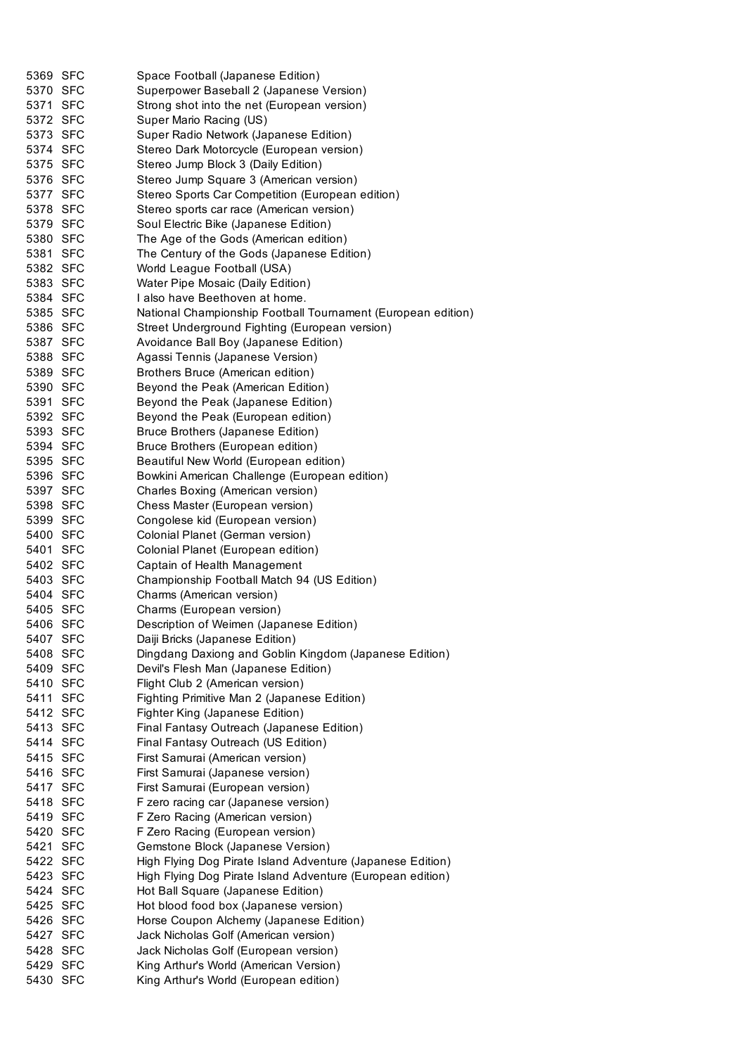| | | |
|---|---|---|
| 5369 | SFC | Space Football (Japanese Edition) |
| 5370 | SFC | Superpower Baseball 2 (Japanese Version) |
| 5371 | SFC | Strong shot into the net (European version) |
| 5372 | SFC | Super Mario Racing (US) |
| 5373 | SFC | Super Radio Network (Japanese Edition) |
| 5374 | SFC | Stereo Dark Motorcycle (European version) |
| 5375 | SFC | Stereo Jump Block 3 (Daily Edition) |
| 5376 | SFC | Stereo Jump Square 3 (American version) |
| 5377 | SFC | Stereo Sports Car Competition (European edition) |
| 5378 | SFC | Stereo sports car race (American version) |
| 5379 | SFC | Soul Electric Bike (Japanese Edition) |
| 5380 | SFC | The Age of the Gods (American edition) |
| 5381 | SFC | The Century of the Gods (Japanese Edition) |
| 5382 | SFC | World League Football (USA) |
| 5383 | SFC | Water Pipe Mosaic (Daily Edition) |
| 5384 | SFC | I also have Beethoven at home. |
| 5385 | SFC | National Championship Football Tournament (European edition) |
| 5386 | SFC | Street Underground Fighting (European version) |
| 5387 | SFC | Avoidance Ball Boy (Japanese Edition) |
| 5388 | SFC | Agassi Tennis (Japanese Version) |
| 5389 | SFC | Brothers Bruce (American edition) |
| 5390 | SFC | Beyond the Peak (American Edition) |
| 5391 | SFC | Beyond the Peak (Japanese Edition) |
| 5392 | SFC | Beyond the Peak (European edition) |
| 5393 | SFC | Bruce Brothers (Japanese Edition) |
| 5394 | SFC | Bruce Brothers (European edition) |
| 5395 | SFC | Beautiful New World (European edition) |
| 5396 | SFC | Bowkini American Challenge (European edition) |
| 5397 | SFC | Charles Boxing (American version) |
| 5398 | SFC | Chess Master (European version) |
| 5399 | SFC | Congolese kid (European version) |
| 5400 | SFC | Colonial Planet (German version) |
| 5401 | SFC | Colonial Planet (European edition) |
| 5402 | SFC | Captain of Health Management |
| 5403 | SFC | Championship Football Match 94 (US Edition) |
| 5404 | SFC | Charms (American version) |
| 5405 | SFC | Charms (European version) |
| 5406 | SFC | Description of Weimen (Japanese Edition) |
| 5407 | SFC | Daiji Bricks (Japanese Edition) |
| 5408 | SFC | Dingdang Daxiong and Goblin Kingdom (Japanese Edition) |
| 5409 | SFC | Devil's Flesh Man (Japanese Edition) |
| 5410 | SFC | Flight Club 2 (American version) |
| 5411 | SFC | Fighting Primitive Man 2 (Japanese Edition) |
| 5412 | SFC | Fighter King (Japanese Edition) |
| 5413 | SFC | Final Fantasy Outreach (Japanese Edition) |
| 5414 | SFC | Final Fantasy Outreach (US Edition) |
| 5415 | SFC | First Samurai (American version) |
| 5416 | SFC | First Samurai (Japanese version) |
| 5417 | SFC | First Samurai (European version) |
| 5418 | SFC | F zero racing car (Japanese version) |
| 5419 | SFC | F Zero Racing (American version) |
| 5420 | SFC | F Zero Racing (European version) |
| 5421 | SFC | Gemstone Block (Japanese Version) |
| 5422 | SFC | High Flying Dog Pirate Island Adventure (Japanese Edition) |
| 5423 | SFC | High Flying Dog Pirate Island Adventure (European edition) |
| 5424 | SFC | Hot Ball Square (Japanese Edition) |
| 5425 | SFC | Hot blood food box (Japanese version) |
| 5426 | SFC | Horse Coupon Alchemy (Japanese Edition) |
| 5427 | SFC | Jack Nicholas Golf (American version) |
| 5428 | SFC | Jack Nicholas Golf (European version) |
| 5429 | SFC | King Arthur's World (American Version) |
| 5430 | SFC | King Arthur's World (European edition) |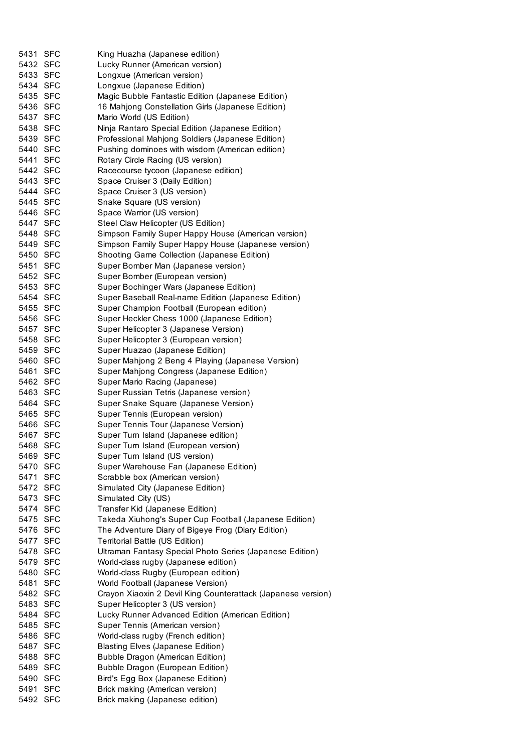| | | |
|---|---|---|
| 5431 | SFC | King Huazha (Japanese edition) |
| 5432 | SFC | Lucky Runner (American version) |
| 5433 | SFC | Longxue (American version) |
| 5434 | SFC | Longxue (Japanese Edition) |
| 5435 | SFC | Magic Bubble Fantastic Edition (Japanese Edition) |
| 5436 | SFC | 16 Mahjong Constellation Girls (Japanese Edition) |
| 5437 | SFC | Mario World (US Edition) |
| 5438 | SFC | Ninja Rantaro Special Edition (Japanese Edition) |
| 5439 | SFC | Professional Mahjong Soldiers (Japanese Edition) |
| 5440 | SFC | Pushing dominoes with wisdom (American edition) |
| 5441 | SFC | Rotary Circle Racing (US version) |
| 5442 | SFC | Racecourse tycoon (Japanese edition) |
| 5443 | SFC | Space Cruiser 3 (Daily Edition) |
| 5444 | SFC | Space Cruiser 3 (US version) |
| 5445 | SFC | Snake Square (US version) |
| 5446 | SFC | Space Warrior (US version) |
| 5447 | SFC | Steel Claw Helicopter (US Edition) |
| 5448 | SFC | Simpson Family Super Happy House (American version) |
| 5449 | SFC | Simpson Family Super Happy House (Japanese version) |
| 5450 | SFC | Shooting Game Collection (Japanese Edition) |
| 5451 | SFC | Super Bomber Man (Japanese version) |
| 5452 | SFC | Super Bomber (European version) |
| 5453 | SFC | Super Bochinger Wars (Japanese Edition) |
| 5454 | SFC | Super Baseball Real-name Edition (Japanese Edition) |
| 5455 | SFC | Super Champion Football (European edition) |
| 5456 | SFC | Super Heckler Chess 1000 (Japanese Edition) |
| 5457 | SFC | Super Helicopter 3 (Japanese Version) |
| 5458 | SFC | Super Helicopter 3 (European version) |
| 5459 | SFC | Super Huazao (Japanese Edition) |
| 5460 | SFC | Super Mahjong 2 Beng 4 Playing (Japanese Version) |
| 5461 | SFC | Super Mahjong Congress (Japanese Edition) |
| 5462 | SFC | Super Mario Racing (Japanese) |
| 5463 | SFC | Super Russian Tetris (Japanese version) |
| 5464 | SFC | Super Snake Square (Japanese Version) |
| 5465 | SFC | Super Tennis (European version) |
| 5466 | SFC | Super Tennis Tour (Japanese Version) |
| 5467 | SFC | Super Turn Island (Japanese edition) |
| 5468 | SFC | Super Turn Island (European version) |
| 5469 | SFC | Super Turn Island (US version) |
| 5470 | SFC | Super Warehouse Fan (Japanese Edition) |
| 5471 | SFC | Scrabble box (American version) |
| 5472 | SFC | Simulated City (Japanese Edition) |
| 5473 | SFC | Simulated City (US) |
| 5474 | SFC | Transfer Kid (Japanese Edition) |
| 5475 | SFC | Takeda Xiuhong's Super Cup Football (Japanese Edition) |
| 5476 | SFC | The Adventure Diary of Bigeye Frog (Diary Edition) |
| 5477 | SFC | Territorial Battle (US Edition) |
| 5478 | SFC | Ultraman Fantasy Special Photo Series (Japanese Edition) |
| 5479 | SFC | World-class rugby (Japanese edition) |
| 5480 | SFC | World-class Rugby (European edition) |
| 5481 | SFC | World Football (Japanese Version) |
| 5482 | SFC | Crayon Xiaoxin 2 Devil King Counterattack (Japanese version) |
| 5483 | SFC | Super Helicopter 3 (US version) |
| 5484 | SFC | Lucky Runner Advanced Edition (American Edition) |
| 5485 | SFC | Super Tennis (American version) |
| 5486 | SFC | World-class rugby (French edition) |
| 5487 | SFC | Blasting Elves (Japanese Edition) |
| 5488 | SFC | Bubble Dragon (American Edition) |
| 5489 | SFC | Bubble Dragon (European Edition) |
| 5490 | SFC | Bird's Egg Box (Japanese Edition) |
| 5491 | SFC | Brick making (American version) |
| 5492 | SFC | Brick making (Japanese edition) |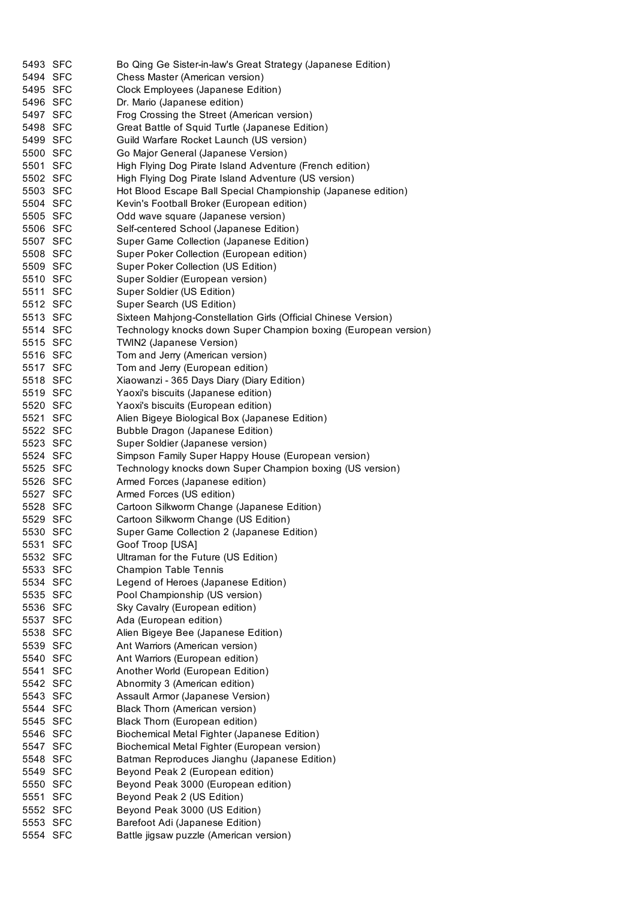| | | |
|---|---|---|
| 5493 | SFC | Bo Qing Ge Sister-in-law's Great Strategy (Japanese Edition) |
| 5494 | SFC | Chess Master (American version) |
| 5495 | SFC | Clock Employees (Japanese Edition) |
| 5496 | SFC | Dr. Mario (Japanese edition) |
| 5497 | SFC | Frog Crossing the Street (American version) |
| 5498 | SFC | Great Battle of Squid Turtle (Japanese Edition) |
| 5499 | SFC | Guild Warfare Rocket Launch (US version) |
| 5500 | SFC | Go Major General (Japanese Version) |
| 5501 | SFC | High Flying Dog Pirate Island Adventure (French edition) |
| 5502 | SFC | High Flying Dog Pirate Island Adventure (US version) |
| 5503 | SFC | Hot Blood Escape Ball Special Championship (Japanese edition) |
| 5504 | SFC | Kevin's Football Broker (European edition) |
| 5505 | SFC | Odd wave square (Japanese version) |
| 5506 | SFC | Self-centered School (Japanese Edition) |
| 5507 | SFC | Super Game Collection (Japanese Edition) |
| 5508 | SFC | Super Poker Collection (European edition) |
| 5509 | SFC | Super Poker Collection (US Edition) |
| 5510 | SFC | Super Soldier (European version) |
| 5511 | SFC | Super Soldier (US Edition) |
| 5512 | SFC | Super Search (US Edition) |
| 5513 | SFC | Sixteen Mahjong-Constellation Girls (Official Chinese Version) |
| 5514 | SFC | Technology knocks down Super Champion boxing (European version) |
| 5515 | SFC | TWIN2 (Japanese Version) |
| 5516 | SFC | Tom and Jerry (American version) |
| 5517 | SFC | Tom and Jerry (European edition) |
| 5518 | SFC | Xiaowanzi - 365 Days Diary (Diary Edition) |
| 5519 | SFC | Yaoxi's biscuits (Japanese edition) |
| 5520 | SFC | Yaoxi's biscuits (European edition) |
| 5521 | SFC | Alien Bigeye Biological Box (Japanese Edition) |
| 5522 | SFC | Bubble Dragon (Japanese Edition) |
| 5523 | SFC | Super Soldier (Japanese version) |
| 5524 | SFC | Simpson Family Super Happy House (European version) |
| 5525 | SFC | Technology knocks down Super Champion boxing (US version) |
| 5526 | SFC | Armed Forces (Japanese edition) |
| 5527 | SFC | Armed Forces (US edition) |
| 5528 | SFC | Cartoon Silkworm Change (Japanese Edition) |
| 5529 | SFC | Cartoon Silkworm Change (US Edition) |
| 5530 | SFC | Super Game Collection 2 (Japanese Edition) |
| 5531 | SFC | Goof Troop [USA] |
| 5532 | SFC | Ultraman for the Future (US Edition) |
| 5533 | SFC | Champion Table Tennis |
| 5534 | SFC | Legend of Heroes (Japanese Edition) |
| 5535 | SFC | Pool Championship (US version) |
| 5536 | SFC | Sky Cavalry (European edition) |
| 5537 | SFC | Ada (European edition) |
| 5538 | SFC | Alien Bigeye Bee (Japanese Edition) |
| 5539 | SFC | Ant Warriors (American version) |
| 5540 | SFC | Ant Warriors (European edition) |
| 5541 | SFC | Another World (European Edition) |
| 5542 | SFC | Abnormity 3 (American edition) |
| 5543 | SFC | Assault Armor (Japanese Version) |
| 5544 | SFC | Black Thorn (American version) |
| 5545 | SFC | Black Thorn (European edition) |
| 5546 | SFC | Biochemical Metal Fighter (Japanese Edition) |
| 5547 | SFC | Biochemical Metal Fighter (European version) |
| 5548 | SFC | Batman Reproduces Jianghu (Japanese Edition) |
| 5549 | SFC | Beyond Peak 2 (European edition) |
| 5550 | SFC | Beyond Peak 3000 (European edition) |
| 5551 | SFC | Beyond Peak 2 (US Edition) |
| 5552 | SFC | Beyond Peak 3000 (US Edition) |
| 5553 | SFC | Barefoot Adi (Japanese Edition) |
| 5554 | SFC | Battle jigsaw puzzle (American version) |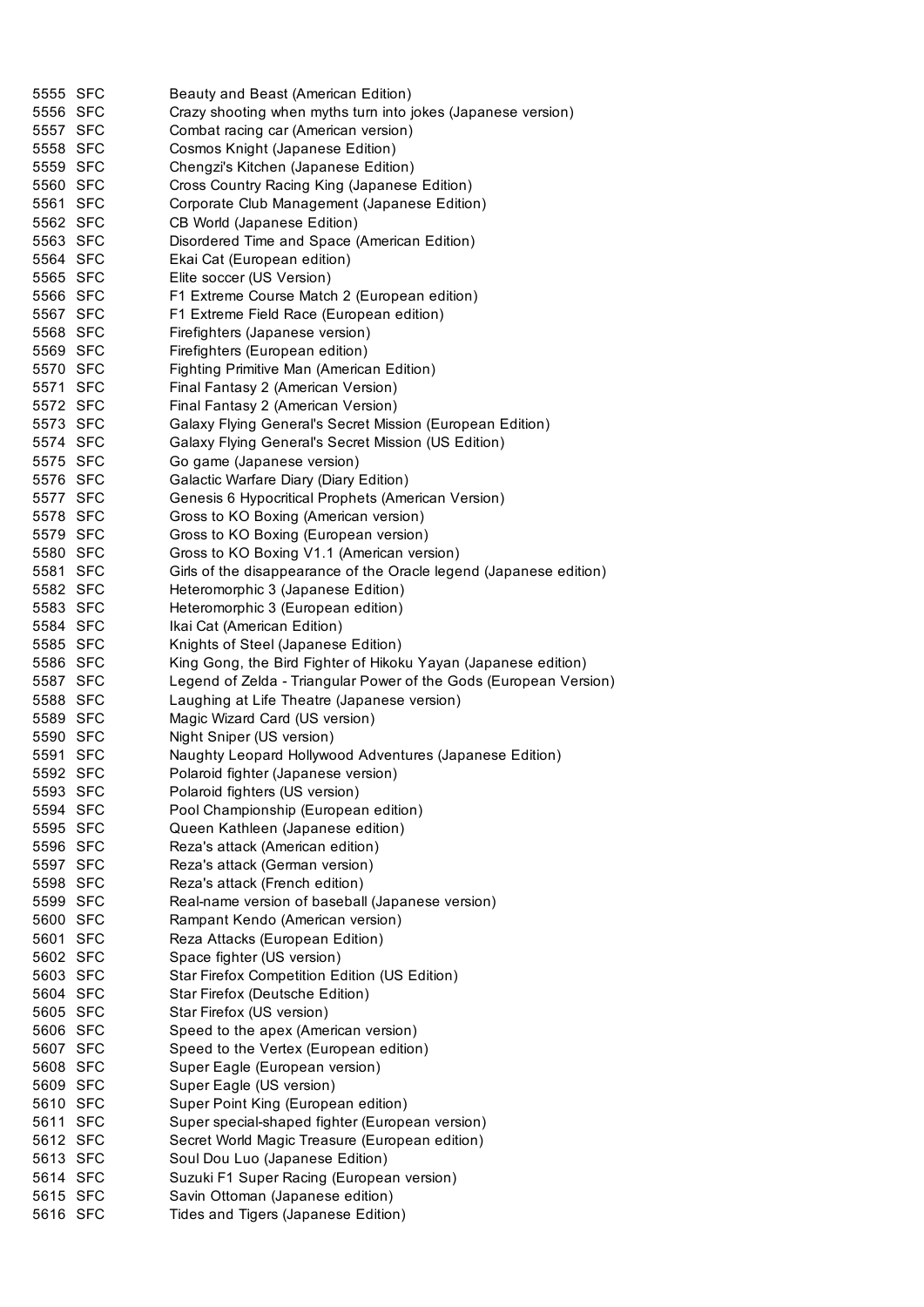| | | |
|---|---|---|
| 5555 | SFC | Beauty and Beast (American Edition) |
| 5556 | SFC | Crazy shooting when myths turn into jokes (Japanese version) |
| 5557 | SFC | Combat racing car (American version) |
| 5558 | SFC | Cosmos Knight (Japanese Edition) |
| 5559 | SFC | Chengzi's Kitchen (Japanese Edition) |
| 5560 | SFC | Cross Country Racing King (Japanese Edition) |
| 5561 | SFC | Corporate Club Management (Japanese Edition) |
| 5562 | SFC | CB World (Japanese Edition) |
| 5563 | SFC | Disordered Time and Space (American Edition) |
| 5564 | SFC | Ekai Cat (European edition) |
| 5565 | SFC | Elite soccer (US Version) |
| 5566 | SFC | F1 Extreme Course Match 2 (European edition) |
| 5567 | SFC | F1 Extreme Field Race (European edition) |
| 5568 | SFC | Firefighters (Japanese version) |
| 5569 | SFC | Firefighters (European edition) |
| 5570 | SFC | Fighting Primitive Man (American Edition) |
| 5571 | SFC | Final Fantasy 2 (American Version) |
| 5572 | SFC | Final Fantasy 2 (American Version) |
| 5573 | SFC | Galaxy Flying General's Secret Mission (European Edition) |
| 5574 | SFC | Galaxy Flying General's Secret Mission (US Edition) |
| 5575 | SFC | Go game (Japanese version) |
| 5576 | SFC | Galactic Warfare Diary (Diary Edition) |
| 5577 | SFC | Genesis 6 Hypocritical Prophets (American Version) |
| 5578 | SFC | Gross to KO Boxing (American version) |
| 5579 | SFC | Gross to KO Boxing (European version) |
| 5580 | SFC | Gross to KO Boxing V1.1 (American version) |
| 5581 | SFC | Girls of the disappearance of the Oracle legend (Japanese edition) |
| 5582 | SFC | Heteromorphic 3 (Japanese Edition) |
| 5583 | SFC | Heteromorphic 3 (European edition) |
| 5584 | SFC | Ikai Cat (American Edition) |
| 5585 | SFC | Knights of Steel (Japanese Edition) |
| 5586 | SFC | King Gong, the Bird Fighter of Hikoku Yayan (Japanese edition) |
| 5587 | SFC | Legend of Zelda - Triangular Power of the Gods (European Version) |
| 5588 | SFC | Laughing at Life Theatre (Japanese version) |
| 5589 | SFC | Magic Wizard Card (US version) |
| 5590 | SFC | Night Sniper (US version) |
| 5591 | SFC | Naughty Leopard Hollywood Adventures (Japanese Edition) |
| 5592 | SFC | Polaroid fighter (Japanese version) |
| 5593 | SFC | Polaroid fighters (US version) |
| 5594 | SFC | Pool Championship (European edition) |
| 5595 | SFC | Queen Kathleen (Japanese edition) |
| 5596 | SFC | Reza's attack (American edition) |
| 5597 | SFC | Reza's attack (German version) |
| 5598 | SFC | Reza's attack (French edition) |
| 5599 | SFC | Real-name version of baseball (Japanese version) |
| 5600 | SFC | Rampant Kendo (American version) |
| 5601 | SFC | Reza Attacks (European Edition) |
| 5602 | SFC | Space fighter (US version) |
| 5603 | SFC | Star Firefox Competition Edition (US Edition) |
| 5604 | SFC | Star Firefox (Deutsche Edition) |
| 5605 | SFC | Star Firefox (US version) |
| 5606 | SFC | Speed to the apex (American version) |
| 5607 | SFC | Speed to the Vertex (European edition) |
| 5608 | SFC | Super Eagle (European version) |
| 5609 | SFC | Super Eagle (US version) |
| 5610 | SFC | Super Point King (European edition) |
| 5611 | SFC | Super special-shaped fighter (European version) |
| 5612 | SFC | Secret World Magic Treasure (European edition) |
| 5613 | SFC | Soul Dou Luo (Japanese Edition) |
| 5614 | SFC | Suzuki F1 Super Racing (European version) |
| 5615 | SFC | Savin Ottoman (Japanese edition) |
| 5616 | SFC | Tides and Tigers (Japanese Edition) |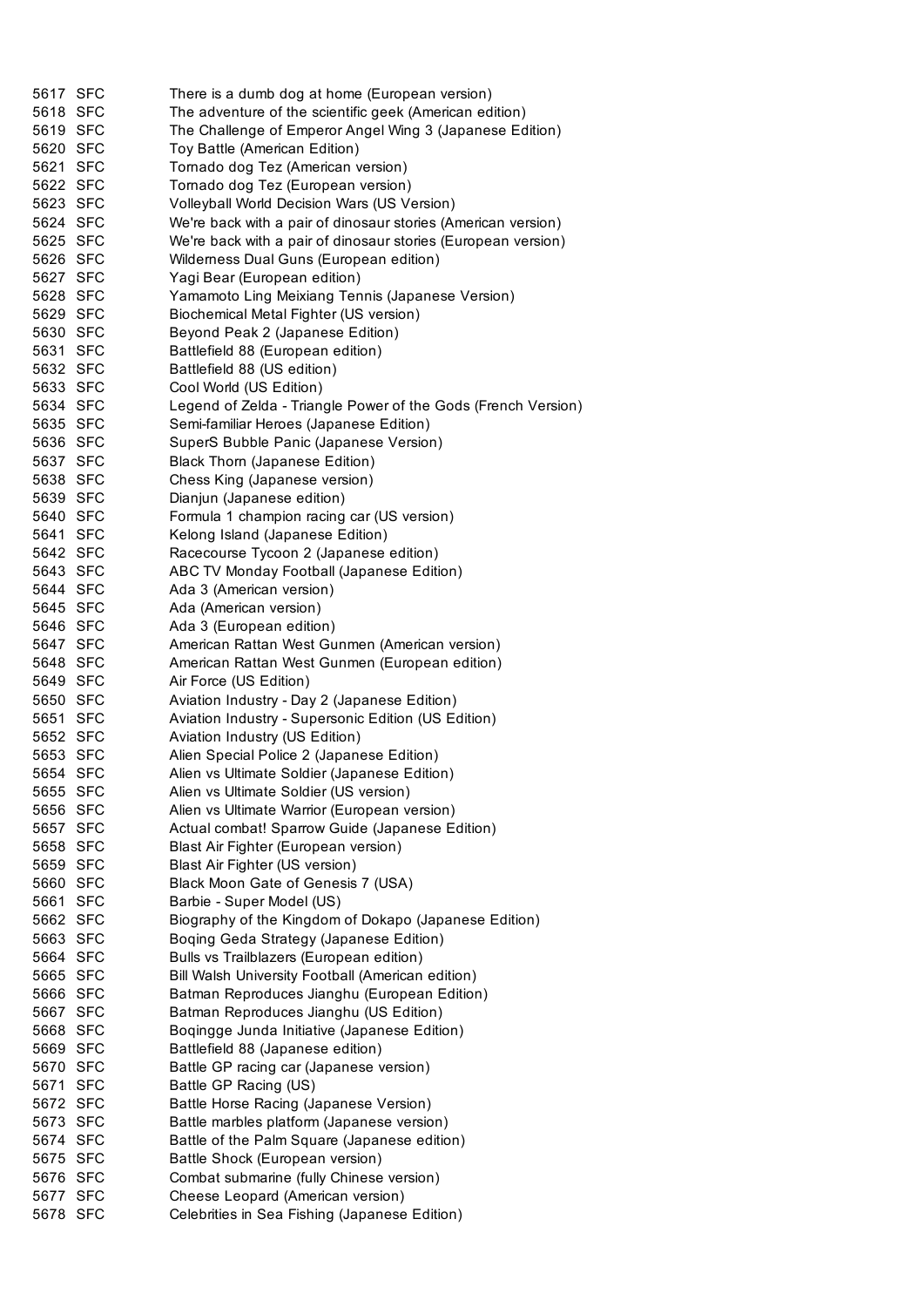| | | |
|---|---|---|
| 5617 | SFC | There is a dumb dog at home (European version) |
| 5618 | SFC | The adventure of the scientific geek (American edition) |
| 5619 | SFC | The Challenge of Emperor Angel Wing 3 (Japanese Edition) |
| 5620 | SFC | Toy Battle (American Edition) |
| 5621 | SFC | Tornado dog Tez (American version) |
| 5622 | SFC | Tornado dog Tez (European version) |
| 5623 | SFC | Volleyball World Decision Wars (US Version) |
| 5624 | SFC | We're back with a pair of dinosaur stories (American version) |
| 5625 | SFC | We're back with a pair of dinosaur stories (European version) |
| 5626 | SFC | Wilderness Dual Guns (European edition) |
| 5627 | SFC | Yagi Bear (European edition) |
| 5628 | SFC | Yamamoto Ling Meixiang Tennis (Japanese Version) |
| 5629 | SFC | Biochemical Metal Fighter (US version) |
| 5630 | SFC | Beyond Peak 2 (Japanese Edition) |
| 5631 | SFC | Battlefield 88 (European edition) |
| 5632 | SFC | Battlefield 88 (US edition) |
| 5633 | SFC | Cool World (US Edition) |
| 5634 | SFC | Legend of Zelda - Triangle Power of the Gods (French Version) |
| 5635 | SFC | Semi-familiar Heroes (Japanese Edition) |
| 5636 | SFC | SuperS Bubble Panic (Japanese Version) |
| 5637 | SFC | Black Thorn (Japanese Edition) |
| 5638 | SFC | Chess King (Japanese version) |
| 5639 | SFC | Dianjun (Japanese edition) |
| 5640 | SFC | Formula 1 champion racing car (US version) |
| 5641 | SFC | Kelong Island (Japanese Edition) |
| 5642 | SFC | Racecourse Tycoon 2 (Japanese edition) |
| 5643 | SFC | ABC TV Monday Football (Japanese Edition) |
| 5644 | SFC | Ada 3 (American version) |
| 5645 | SFC | Ada (American version) |
| 5646 | SFC | Ada 3 (European edition) |
| 5647 | SFC | American Rattan West Gunmen (American version) |
| 5648 | SFC | American Rattan West Gunmen (European edition) |
| 5649 | SFC | Air Force (US Edition) |
| 5650 | SFC | Aviation Industry - Day 2 (Japanese Edition) |
| 5651 | SFC | Aviation Industry - Supersonic Edition (US Edition) |
| 5652 | SFC | Aviation Industry (US Edition) |
| 5653 | SFC | Alien Special Police 2 (Japanese Edition) |
| 5654 | SFC | Alien vs Ultimate Soldier (Japanese Edition) |
| 5655 | SFC | Alien vs Ultimate Soldier (US version) |
| 5656 | SFC | Alien vs Ultimate Warrior (European version) |
| 5657 | SFC | Actual combat! Sparrow Guide (Japanese Edition) |
| 5658 | SFC | Blast Air Fighter (European version) |
| 5659 | SFC | Blast Air Fighter (US version) |
| 5660 | SFC | Black Moon Gate of Genesis 7 (USA) |
| 5661 | SFC | Barbie - Super Model (US) |
| 5662 | SFC | Biography of the Kingdom of Dokapo (Japanese Edition) |
| 5663 | SFC | Boqing Geda Strategy (Japanese Edition) |
| 5664 | SFC | Bulls vs Trailblazers (European edition) |
| 5665 | SFC | Bill Walsh University Football (American edition) |
| 5666 | SFC | Batman Reproduces Jianghu (European Edition) |
| 5667 | SFC | Batman Reproduces Jianghu (US Edition) |
| 5668 | SFC | Boqingge Junda Initiative (Japanese Edition) |
| 5669 | SFC | Battlefield 88 (Japanese edition) |
| 5670 | SFC | Battle GP racing car (Japanese version) |
| 5671 | SFC | Battle GP Racing (US) |
| 5672 | SFC | Battle Horse Racing (Japanese Version) |
| 5673 | SFC | Battle marbles platform (Japanese version) |
| 5674 | SFC | Battle of the Palm Square (Japanese edition) |
| 5675 | SFC | Battle Shock (European version) |
| 5676 | SFC | Combat submarine (fully Chinese version) |
| 5677 | SFC | Cheese Leopard (American version) |
| 5678 | SFC | Celebrities in Sea Fishing (Japanese Edition) |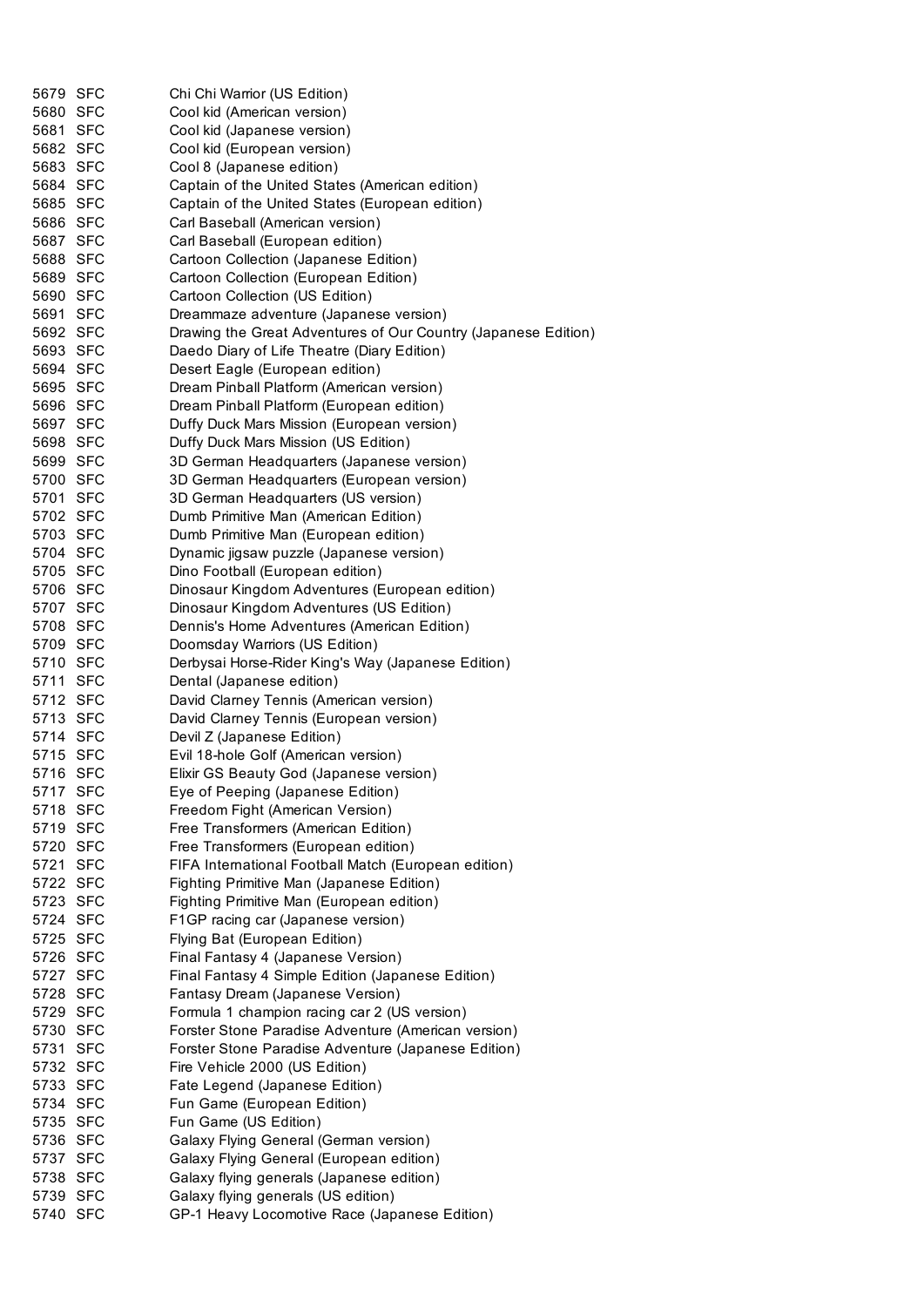| | | |
|---|---|---|
| 5679 | SFC | Chi Chi Warrior (US Edition) |
| 5680 | SFC | Cool kid (American version) |
| 5681 | SFC | Cool kid (Japanese version) |
| 5682 | SFC | Cool kid (European version) |
| 5683 | SFC | Cool 8 (Japanese edition) |
| 5684 | SFC | Captain of the United States (American edition) |
| 5685 | SFC | Captain of the United States (European edition) |
| 5686 | SFC | Carl Baseball (American version) |
| 5687 | SFC | Carl Baseball (European edition) |
| 5688 | SFC | Cartoon Collection (Japanese Edition) |
| 5689 | SFC | Cartoon Collection (European Edition) |
| 5690 | SFC | Cartoon Collection (US Edition) |
| 5691 | SFC | Dreammaze adventure (Japanese version) |
| 5692 | SFC | Drawing the Great Adventures of Our Country (Japanese Edition) |
| 5693 | SFC | Daedo Diary of Life Theatre (Diary Edition) |
| 5694 | SFC | Desert Eagle (European edition) |
| 5695 | SFC | Dream Pinball Platform (American version) |
| 5696 | SFC | Dream Pinball Platform (European edition) |
| 5697 | SFC | Duffy Duck Mars Mission (European version) |
| 5698 | SFC | Duffy Duck Mars Mission (US Edition) |
| 5699 | SFC | 3D German Headquarters (Japanese version) |
| 5700 | SFC | 3D German Headquarters (European version) |
| 5701 | SFC | 3D German Headquarters (US version) |
| 5702 | SFC | Dumb Primitive Man (American Edition) |
| 5703 | SFC | Dumb Primitive Man (European edition) |
| 5704 | SFC | Dynamic jigsaw puzzle (Japanese version) |
| 5705 | SFC | Dino Football (European edition) |
| 5706 | SFC | Dinosaur Kingdom Adventures (European edition) |
| 5707 | SFC | Dinosaur Kingdom Adventures (US Edition) |
| 5708 | SFC | Dennis's Home Adventures (American Edition) |
| 5709 | SFC | Doomsday Warriors (US Edition) |
| 5710 | SFC | Derbysai Horse-Rider King's Way (Japanese Edition) |
| 5711 | SFC | Dental (Japanese edition) |
| 5712 | SFC | David Clarney Tennis (American version) |
| 5713 | SFC | David Clarney Tennis (European version) |
| 5714 | SFC | Devil Z (Japanese Edition) |
| 5715 | SFC | Evil 18-hole Golf (American version) |
| 5716 | SFC | Elixir GS Beauty God (Japanese version) |
| 5717 | SFC | Eye of Peeping (Japanese Edition) |
| 5718 | SFC | Freedom Fight (American Version) |
| 5719 | SFC | Free Transformers (American Edition) |
| 5720 | SFC | Free Transformers (European edition) |
| 5721 | SFC | FIFA International Football Match (European edition) |
| 5722 | SFC | Fighting Primitive Man (Japanese Edition) |
| 5723 | SFC | Fighting Primitive Man (European edition) |
| 5724 | SFC | F1GP racing car (Japanese version) |
| 5725 | SFC | Flying Bat (European Edition) |
| 5726 | SFC | Final Fantasy 4 (Japanese Version) |
| 5727 | SFC | Final Fantasy 4 Simple Edition (Japanese Edition) |
| 5728 | SFC | Fantasy Dream (Japanese Version) |
| 5729 | SFC | Formula 1 champion racing car 2 (US version) |
| 5730 | SFC | Forster Stone Paradise Adventure (American version) |
| 5731 | SFC | Forster Stone Paradise Adventure (Japanese Edition) |
| 5732 | SFC | Fire Vehicle 2000 (US Edition) |
| 5733 | SFC | Fate Legend (Japanese Edition) |
| 5734 | SFC | Fun Game (European Edition) |
| 5735 | SFC | Fun Game (US Edition) |
| 5736 | SFC | Galaxy Flying General (German version) |
| 5737 | SFC | Galaxy Flying General (European edition) |
| 5738 | SFC | Galaxy flying generals (Japanese edition) |
| 5739 | SFC | Galaxy flying generals (US edition) |
| 5740 | SFC | GP-1 Heavy Locomotive Race (Japanese Edition) |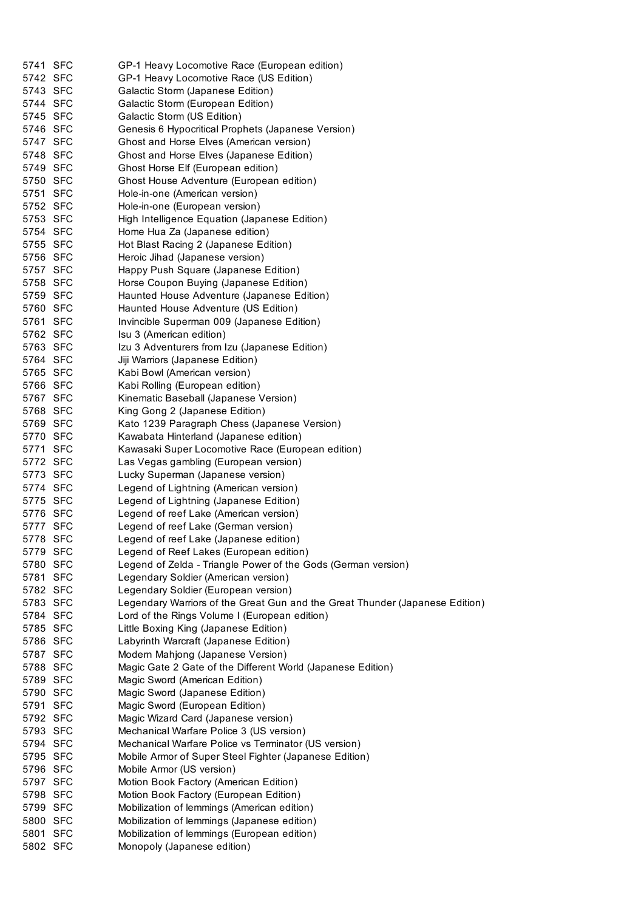| | | |
|---|---|---|
| 5741 | SFC | GP-1 Heavy Locomotive Race (European edition) |
| 5742 | SFC | GP-1 Heavy Locomotive Race (US Edition) |
| 5743 | SFC | Galactic Storm (Japanese Edition) |
| 5744 | SFC | Galactic Storm (European Edition) |
| 5745 | SFC | Galactic Storm (US Edition) |
| 5746 | SFC | Genesis 6 Hypocritical Prophets (Japanese Version) |
| 5747 | SFC | Ghost and Horse Elves (American version) |
| 5748 | SFC | Ghost and Horse Elves (Japanese Edition) |
| 5749 | SFC | Ghost Horse Elf (European edition) |
| 5750 | SFC | Ghost House Adventure (European edition) |
| 5751 | SFC | Hole-in-one (American version) |
| 5752 | SFC | Hole-in-one (European version) |
| 5753 | SFC | High Intelligence Equation (Japanese Edition) |
| 5754 | SFC | Home Hua Za (Japanese edition) |
| 5755 | SFC | Hot Blast Racing 2 (Japanese Edition) |
| 5756 | SFC | Heroic Jihad (Japanese version) |
| 5757 | SFC | Happy Push Square (Japanese Edition) |
| 5758 | SFC | Horse Coupon Buying (Japanese Edition) |
| 5759 | SFC | Haunted House Adventure (Japanese Edition) |
| 5760 | SFC | Haunted House Adventure (US Edition) |
| 5761 | SFC | Invincible Superman 009 (Japanese Edition) |
| 5762 | SFC | Isu 3 (American edition) |
| 5763 | SFC | Izu 3 Adventurers from Izu (Japanese Edition) |
| 5764 | SFC | Jiji Warriors (Japanese Edition) |
| 5765 | SFC | Kabi Bowl (American version) |
| 5766 | SFC | Kabi Rolling (European edition) |
| 5767 | SFC | Kinematic Baseball (Japanese Version) |
| 5768 | SFC | King Gong 2 (Japanese Edition) |
| 5769 | SFC | Kato 1239 Paragraph Chess (Japanese Version) |
| 5770 | SFC | Kawabata Hinterland (Japanese edition) |
| 5771 | SFC | Kawasaki Super Locomotive Race (European edition) |
| 5772 | SFC | Las Vegas gambling (European version) |
| 5773 | SFC | Lucky Superman (Japanese version) |
| 5774 | SFC | Legend of Lightning (American version) |
| 5775 | SFC | Legend of Lightning (Japanese Edition) |
| 5776 | SFC | Legend of reef Lake (American version) |
| 5777 | SFC | Legend of reef Lake (German version) |
| 5778 | SFC | Legend of reef Lake (Japanese edition) |
| 5779 | SFC | Legend of Reef Lakes (European edition) |
| 5780 | SFC | Legend of Zelda - Triangle Power of the Gods (German version) |
| 5781 | SFC | Legendary Soldier (American version) |
| 5782 | SFC | Legendary Soldier (European version) |
| 5783 | SFC | Legendary Warriors of the Great Gun and the Great Thunder (Japanese Edition) |
| 5784 | SFC | Lord of the Rings Volume I (European edition) |
| 5785 | SFC | Little Boxing King (Japanese Edition) |
| 5786 | SFC | Labyrinth Warcraft (Japanese Edition) |
| 5787 | SFC | Modern Mahjong (Japanese Version) |
| 5788 | SFC | Magic Gate 2 Gate of the Different World (Japanese Edition) |
| 5789 | SFC | Magic Sword (American Edition) |
| 5790 | SFC | Magic Sword (Japanese Edition) |
| 5791 | SFC | Magic Sword (European Edition) |
| 5792 | SFC | Magic Wizard Card (Japanese version) |
| 5793 | SFC | Mechanical Warfare Police 3 (US version) |
| 5794 | SFC | Mechanical Warfare Police vs Terminator (US version) |
| 5795 | SFC | Mobile Armor of Super Steel Fighter (Japanese Edition) |
| 5796 | SFC | Mobile Armor (US version) |
| 5797 | SFC | Motion Book Factory (American Edition) |
| 5798 | SFC | Motion Book Factory (European Edition) |
| 5799 | SFC | Mobilization of lemmings (American edition) |
| 5800 | SFC | Mobilization of lemmings (Japanese edition) |
| 5801 | SFC | Mobilization of lemmings (European edition) |
| 5802 | SFC | Monopoly (Japanese edition) |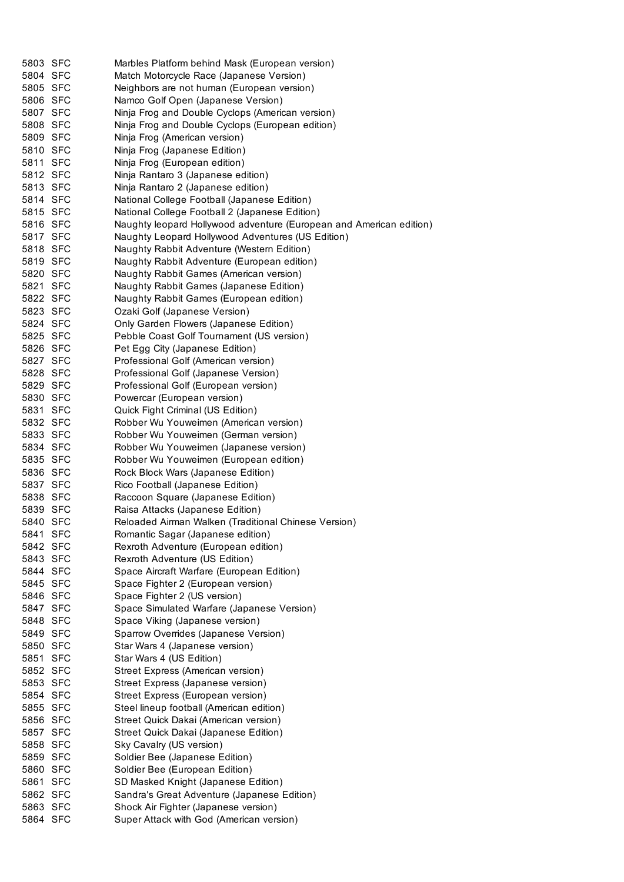| | | |
|---|---|---|
| 5803 | SFC | Marbles Platform behind Mask (European version) |
| 5804 | SFC | Match Motorcycle Race (Japanese Version) |
| 5805 | SFC | Neighbors are not human (European version) |
| 5806 | SFC | Namco Golf Open (Japanese Version) |
| 5807 | SFC | Ninja Frog and Double Cyclops (American version) |
| 5808 | SFC | Ninja Frog and Double Cyclops (European edition) |
| 5809 | SFC | Ninja Frog (American version) |
| 5810 | SFC | Ninja Frog (Japanese Edition) |
| 5811 | SFC | Ninja Frog (European edition) |
| 5812 | SFC | Ninja Rantaro 3 (Japanese edition) |
| 5813 | SFC | Ninja Rantaro 2 (Japanese edition) |
| 5814 | SFC | National College Football (Japanese Edition) |
| 5815 | SFC | National College Football 2 (Japanese Edition) |
| 5816 | SFC | Naughty leopard Hollywood adventure (European and American edition) |
| 5817 | SFC | Naughty Leopard Hollywood Adventures (US Edition) |
| 5818 | SFC | Naughty Rabbit Adventure (Western Edition) |
| 5819 | SFC | Naughty Rabbit Adventure (European edition) |
| 5820 | SFC | Naughty Rabbit Games (American version) |
| 5821 | SFC | Naughty Rabbit Games (Japanese Edition) |
| 5822 | SFC | Naughty Rabbit Games (European edition) |
| 5823 | SFC | Ozaki Golf (Japanese Version) |
| 5824 | SFC | Only Garden Flowers (Japanese Edition) |
| 5825 | SFC | Pebble Coast Golf Tournament (US version) |
| 5826 | SFC | Pet Egg City (Japanese Edition) |
| 5827 | SFC | Professional Golf (American version) |
| 5828 | SFC | Professional Golf (Japanese Version) |
| 5829 | SFC | Professional Golf (European version) |
| 5830 | SFC | Powercar (European version) |
| 5831 | SFC | Quick Fight Criminal (US Edition) |
| 5832 | SFC | Robber Wu Youweimen (American version) |
| 5833 | SFC | Robber Wu Youweimen (German version) |
| 5834 | SFC | Robber Wu Youweimen (Japanese version) |
| 5835 | SFC | Robber Wu Youweimen (European edition) |
| 5836 | SFC | Rock Block Wars (Japanese Edition) |
| 5837 | SFC | Rico Football (Japanese Edition) |
| 5838 | SFC | Raccoon Square (Japanese Edition) |
| 5839 | SFC | Raisa Attacks (Japanese Edition) |
| 5840 | SFC | Reloaded Airman Walken (Traditional Chinese Version) |
| 5841 | SFC | Romantic Sagar (Japanese edition) |
| 5842 | SFC | Rexroth Adventure (European edition) |
| 5843 | SFC | Rexroth Adventure (US Edition) |
| 5844 | SFC | Space Aircraft Warfare (European Edition) |
| 5845 | SFC | Space Fighter 2 (European version) |
| 5846 | SFC | Space Fighter 2 (US version) |
| 5847 | SFC | Space Simulated Warfare (Japanese Version) |
| 5848 | SFC | Space Viking (Japanese version) |
| 5849 | SFC | Sparrow Overrides (Japanese Version) |
| 5850 | SFC | Star Wars 4 (Japanese version) |
| 5851 | SFC | Star Wars 4 (US Edition) |
| 5852 | SFC | Street Express (American version) |
| 5853 | SFC | Street Express (Japanese version) |
| 5854 | SFC | Street Express (European version) |
| 5855 | SFC | Steel lineup football (American edition) |
| 5856 | SFC | Street Quick Dakai (American version) |
| 5857 | SFC | Street Quick Dakai (Japanese Edition) |
| 5858 | SFC | Sky Cavalry (US version) |
| 5859 | SFC | Soldier Bee (Japanese Edition) |
| 5860 | SFC | Soldier Bee (European Edition) |
| 5861 | SFC | SD Masked Knight (Japanese Edition) |
| 5862 | SFC | Sandra's Great Adventure (Japanese Edition) |
| 5863 | SFC | Shock Air Fighter (Japanese version) |
| 5864 | SFC | Super Attack with God (American version) |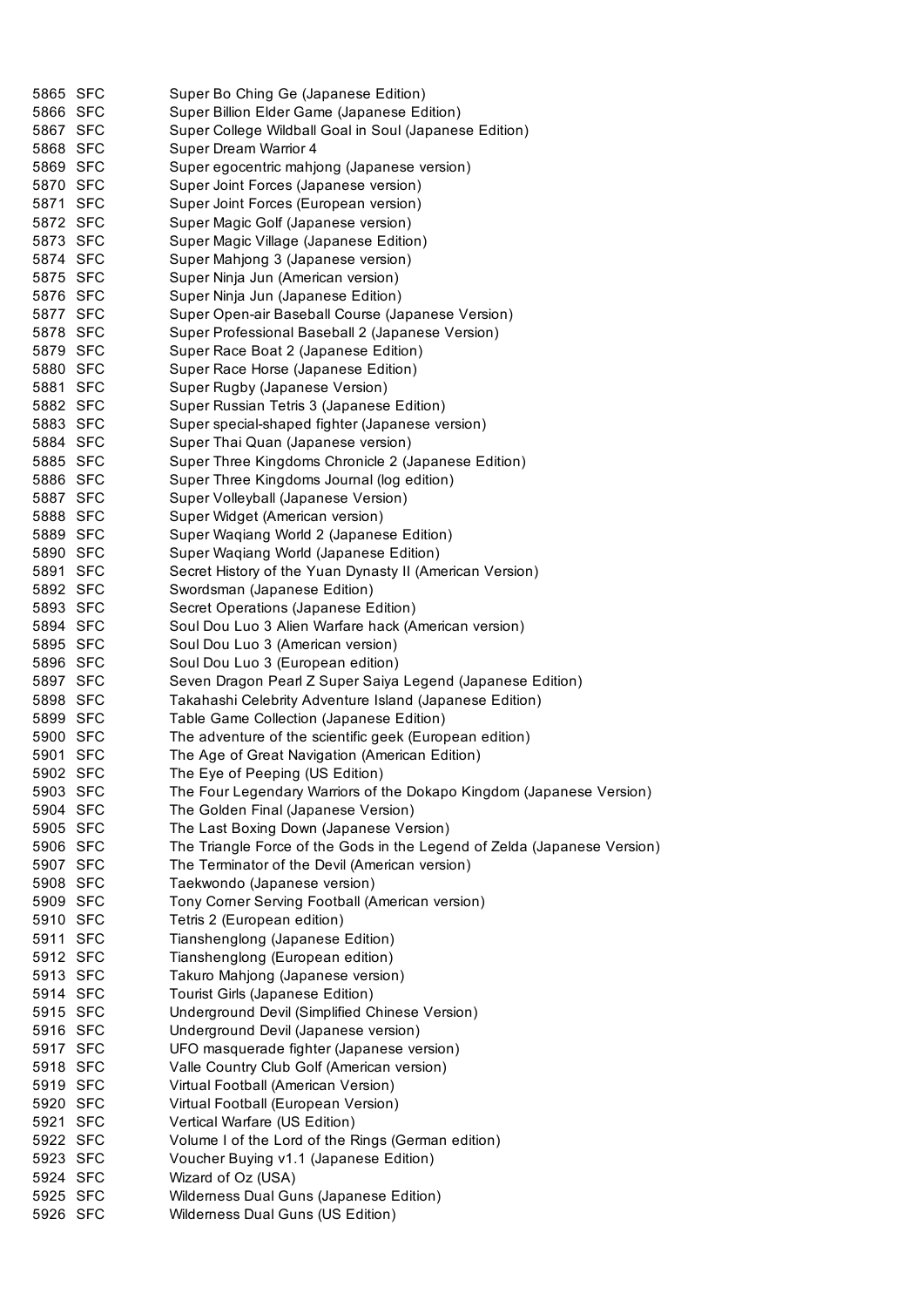| | | |
|---|---|---|
| 5865 | SFC | Super Bo Ching Ge (Japanese Edition) |
| 5866 | SFC | Super Billion Elder Game (Japanese Edition) |
| 5867 | SFC | Super College Wildball Goal in Soul (Japanese Edition) |
| 5868 | SFC | Super Dream Warrior 4 |
| 5869 | SFC | Super egocentric mahjong (Japanese version) |
| 5870 | SFC | Super Joint Forces (Japanese version) |
| 5871 | SFC | Super Joint Forces (European version) |
| 5872 | SFC | Super Magic Golf (Japanese version) |
| 5873 | SFC | Super Magic Village (Japanese Edition) |
| 5874 | SFC | Super Mahjong 3 (Japanese version) |
| 5875 | SFC | Super Ninja Jun (American version) |
| 5876 | SFC | Super Ninja Jun (Japanese Edition) |
| 5877 | SFC | Super Open-air Baseball Course (Japanese Version) |
| 5878 | SFC | Super Professional Baseball 2 (Japanese Version) |
| 5879 | SFC | Super Race Boat 2 (Japanese Edition) |
| 5880 | SFC | Super Race Horse (Japanese Edition) |
| 5881 | SFC | Super Rugby (Japanese Version) |
| 5882 | SFC | Super Russian Tetris 3 (Japanese Edition) |
| 5883 | SFC | Super special-shaped fighter (Japanese version) |
| 5884 | SFC | Super Thai Quan (Japanese version) |
| 5885 | SFC | Super Three Kingdoms Chronicle 2 (Japanese Edition) |
| 5886 | SFC | Super Three Kingdoms Journal (log edition) |
| 5887 | SFC | Super Volleyball (Japanese Version) |
| 5888 | SFC | Super Widget (American version) |
| 5889 | SFC | Super Waqiang World 2 (Japanese Edition) |
| 5890 | SFC | Super Waqiang World (Japanese Edition) |
| 5891 | SFC | Secret History of the Yuan Dynasty II (American Version) |
| 5892 | SFC | Swordsman (Japanese Edition) |
| 5893 | SFC | Secret Operations (Japanese Edition) |
| 5894 | SFC | Soul Dou Luo 3 Alien Warfare hack (American version) |
| 5895 | SFC | Soul Dou Luo 3 (American version) |
| 5896 | SFC | Soul Dou Luo 3 (European edition) |
| 5897 | SFC | Seven Dragon Pearl Z Super Saiya Legend (Japanese Edition) |
| 5898 | SFC | Takahashi Celebrity Adventure Island (Japanese Edition) |
| 5899 | SFC | Table Game Collection (Japanese Edition) |
| 5900 | SFC | The adventure of the scientific geek (European edition) |
| 5901 | SFC | The Age of Great Navigation (American Edition) |
| 5902 | SFC | The Eye of Peeping (US Edition) |
| 5903 | SFC | The Four Legendary Warriors of the Dokapo Kingdom (Japanese Version) |
| 5904 | SFC | The Golden Final (Japanese Version) |
| 5905 | SFC | The Last Boxing Down (Japanese Version) |
| 5906 | SFC | The Triangle Force of the Gods in the Legend of Zelda (Japanese Version) |
| 5907 | SFC | The Terminator of the Devil (American version) |
| 5908 | SFC | Taekwondo (Japanese version) |
| 5909 | SFC | Tony Corner Serving Football (American version) |
| 5910 | SFC | Tetris 2 (European edition) |
| 5911 | SFC | Tianshenglong (Japanese Edition) |
| 5912 | SFC | Tianshenglong (European edition) |
| 5913 | SFC | Takuro Mahjong (Japanese version) |
| 5914 | SFC | Tourist Girls (Japanese Edition) |
| 5915 | SFC | Underground Devil (Simplified Chinese Version) |
| 5916 | SFC | Underground Devil (Japanese version) |
| 5917 | SFC | UFO masquerade fighter (Japanese version) |
| 5918 | SFC | Valle Country Club Golf (American version) |
| 5919 | SFC | Virtual Football (American Version) |
| 5920 | SFC | Virtual Football (European Version) |
| 5921 | SFC | Vertical Warfare (US Edition) |
| 5922 | SFC | Volume I of the Lord of the Rings (German edition) |
| 5923 | SFC | Voucher Buying v1.1 (Japanese Edition) |
| 5924 | SFC | Wizard of Oz (USA) |
| 5925 | SFC | Wilderness Dual Guns (Japanese Edition) |
| 5926 | SFC | Wilderness Dual Guns (US Edition) |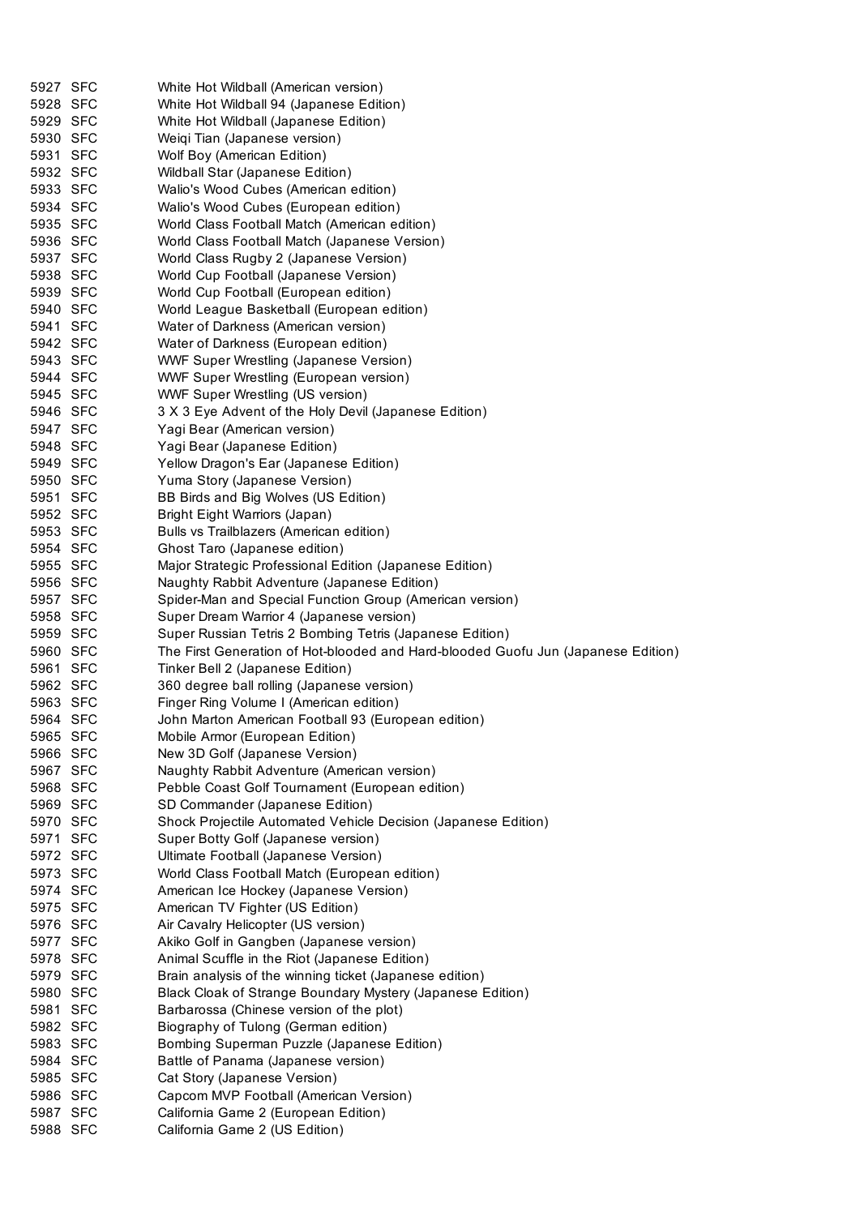| | | |
|---|---|---|
| 5927 | SFC | White Hot Wildball (American version) |
| 5928 | SFC | White Hot Wildball 94 (Japanese Edition) |
| 5929 | SFC | White Hot Wildball (Japanese Edition) |
| 5930 | SFC | Weiqi Tian (Japanese version) |
| 5931 | SFC | Wolf Boy (American Edition) |
| 5932 | SFC | Wildball Star (Japanese Edition) |
| 5933 | SFC | Walio's Wood Cubes (American edition) |
| 5934 | SFC | Walio's Wood Cubes (European edition) |
| 5935 | SFC | World Class Football Match (American edition) |
| 5936 | SFC | World Class Football Match (Japanese Version) |
| 5937 | SFC | World Class Rugby 2 (Japanese Version) |
| 5938 | SFC | World Cup Football (Japanese Version) |
| 5939 | SFC | World Cup Football (European edition) |
| 5940 | SFC | World League Basketball (European edition) |
| 5941 | SFC | Water of Darkness (American version) |
| 5942 | SFC | Water of Darkness (European edition) |
| 5943 | SFC | WWF Super Wrestling (Japanese Version) |
| 5944 | SFC | WWF Super Wrestling (European version) |
| 5945 | SFC | WWF Super Wrestling (US version) |
| 5946 | SFC | 3 X 3 Eye Advent of the Holy Devil (Japanese Edition) |
| 5947 | SFC | Yagi Bear (American version) |
| 5948 | SFC | Yagi Bear (Japanese Edition) |
| 5949 | SFC | Yellow Dragon's Ear (Japanese Edition) |
| 5950 | SFC | Yuma Story (Japanese Version) |
| 5951 | SFC | BB Birds and Big Wolves (US Edition) |
| 5952 | SFC | Bright Eight Warriors (Japan) |
| 5953 | SFC | Bulls vs Trailblazers (American edition) |
| 5954 | SFC | Ghost Taro (Japanese edition) |
| 5955 | SFC | Major Strategic Professional Edition (Japanese Edition) |
| 5956 | SFC | Naughty Rabbit Adventure (Japanese Edition) |
| 5957 | SFC | Spider-Man and Special Function Group (American version) |
| 5958 | SFC | Super Dream Warrior 4 (Japanese version) |
| 5959 | SFC | Super Russian Tetris 2 Bombing Tetris (Japanese Edition) |
| 5960 | SFC | The First Generation of Hot-blooded and Hard-blooded Guofu Jun (Japanese Edition) |
| 5961 | SFC | Tinker Bell 2 (Japanese Edition) |
| 5962 | SFC | 360 degree ball rolling (Japanese version) |
| 5963 | SFC | Finger Ring Volume I (American edition) |
| 5964 | SFC | John Marton American Football 93 (European edition) |
| 5965 | SFC | Mobile Armor (European Edition) |
| 5966 | SFC | New 3D Golf (Japanese Version) |
| 5967 | SFC | Naughty Rabbit Adventure (American version) |
| 5968 | SFC | Pebble Coast Golf Tournament (European edition) |
| 5969 | SFC | SD Commander (Japanese Edition) |
| 5970 | SFC | Shock Projectile Automated Vehicle Decision (Japanese Edition) |
| 5971 | SFC | Super Botty Golf (Japanese version) |
| 5972 | SFC | Ultimate Football (Japanese Version) |
| 5973 | SFC | World Class Football Match (European edition) |
| 5974 | SFC | American Ice Hockey (Japanese Version) |
| 5975 | SFC | American TV Fighter (US Edition) |
| 5976 | SFC | Air Cavalry Helicopter (US version) |
| 5977 | SFC | Akiko Golf in Gangben (Japanese version) |
| 5978 | SFC | Animal Scuffle in the Riot (Japanese Edition) |
| 5979 | SFC | Brain analysis of the winning ticket (Japanese edition) |
| 5980 | SFC | Black Cloak of Strange Boundary Mystery (Japanese Edition) |
| 5981 | SFC | Barbarossa (Chinese version of the plot) |
| 5982 | SFC | Biography of Tulong (German edition) |
| 5983 | SFC | Bombing Superman Puzzle (Japanese Edition) |
| 5984 | SFC | Battle of Panama (Japanese version) |
| 5985 | SFC | Cat Story (Japanese Version) |
| 5986 | SFC | Capcom MVP Football (American Version) |
| 5987 | SFC | California Game 2 (European Edition) |
| 5988 | SFC | California Game 2 (US Edition) |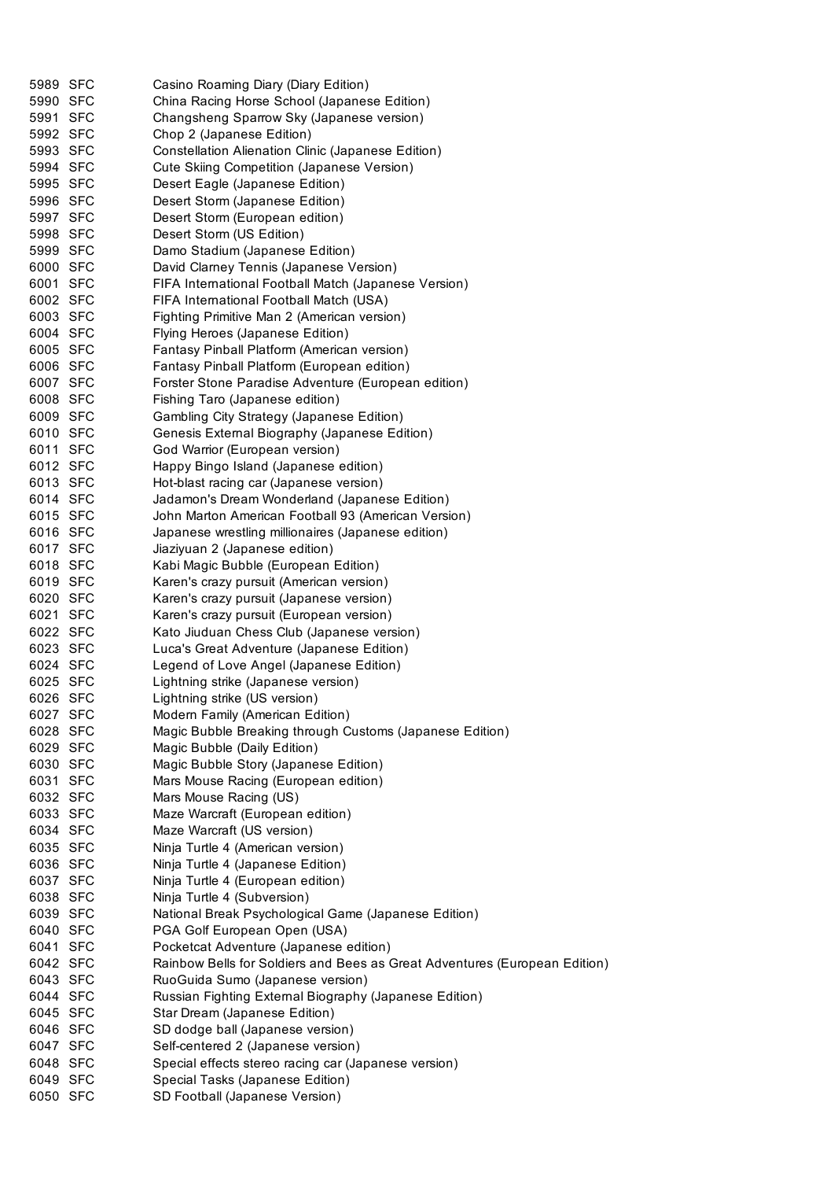| | | |
|---|---|---|
| 5989 | SFC | Casino Roaming Diary (Diary Edition) |
| 5990 | SFC | China Racing Horse School (Japanese Edition) |
| 5991 | SFC | Changsheng Sparrow Sky (Japanese version) |
| 5992 | SFC | Chop 2 (Japanese Edition) |
| 5993 | SFC | Constellation Alienation Clinic (Japanese Edition) |
| 5994 | SFC | Cute Skiing Competition (Japanese Version) |
| 5995 | SFC | Desert Eagle (Japanese Edition) |
| 5996 | SFC | Desert Storm (Japanese Edition) |
| 5997 | SFC | Desert Storm (European edition) |
| 5998 | SFC | Desert Storm (US Edition) |
| 5999 | SFC | Damo Stadium (Japanese Edition) |
| 6000 | SFC | David Clarney Tennis (Japanese Version) |
| 6001 | SFC | FIFA International Football Match (Japanese Version) |
| 6002 | SFC | FIFA International Football Match (USA) |
| 6003 | SFC | Fighting Primitive Man 2 (American version) |
| 6004 | SFC | Flying Heroes (Japanese Edition) |
| 6005 | SFC | Fantasy Pinball Platform (American version) |
| 6006 | SFC | Fantasy Pinball Platform (European edition) |
| 6007 | SFC | Forster Stone Paradise Adventure (European edition) |
| 6008 | SFC | Fishing Taro (Japanese edition) |
| 6009 | SFC | Gambling City Strategy (Japanese Edition) |
| 6010 | SFC | Genesis External Biography (Japanese Edition) |
| 6011 | SFC | God Warrior (European version) |
| 6012 | SFC | Happy Bingo Island (Japanese edition) |
| 6013 | SFC | Hot-blast racing car (Japanese version) |
| 6014 | SFC | Jadamon's Dream Wonderland (Japanese Edition) |
| 6015 | SFC | John Marton American Football 93 (American Version) |
| 6016 | SFC | Japanese wrestling millionaires (Japanese edition) |
| 6017 | SFC | Jiaziyuan 2 (Japanese edition) |
| 6018 | SFC | Kabi Magic Bubble (European Edition) |
| 6019 | SFC | Karen's crazy pursuit (American version) |
| 6020 | SFC | Karen's crazy pursuit (Japanese version) |
| 6021 | SFC | Karen's crazy pursuit (European version) |
| 6022 | SFC | Kato Jiuduan Chess Club (Japanese version) |
| 6023 | SFC | Luca's Great Adventure (Japanese Edition) |
| 6024 | SFC | Legend of Love Angel (Japanese Edition) |
| 6025 | SFC | Lightning strike (Japanese version) |
| 6026 | SFC | Lightning strike (US version) |
| 6027 | SFC | Modern Family (American Edition) |
| 6028 | SFC | Magic Bubble Breaking through Customs (Japanese Edition) |
| 6029 | SFC | Magic Bubble (Daily Edition) |
| 6030 | SFC | Magic Bubble Story (Japanese Edition) |
| 6031 | SFC | Mars Mouse Racing (European edition) |
| 6032 | SFC | Mars Mouse Racing (US) |
| 6033 | SFC | Maze Warcraft (European edition) |
| 6034 | SFC | Maze Warcraft (US version) |
| 6035 | SFC | Ninja Turtle 4 (American version) |
| 6036 | SFC | Ninja Turtle 4 (Japanese Edition) |
| 6037 | SFC | Ninja Turtle 4 (European edition) |
| 6038 | SFC | Ninja Turtle 4 (Subversion) |
| 6039 | SFC | National Break Psychological Game (Japanese Edition) |
| 6040 | SFC | PGA Golf European Open (USA) |
| 6041 | SFC | Pocketcat Adventure (Japanese edition) |
| 6042 | SFC | Rainbow Bells for Soldiers and Bees as Great Adventures (European Edition) |
| 6043 | SFC | RuoGuida Sumo (Japanese version) |
| 6044 | SFC | Russian Fighting External Biography (Japanese Edition) |
| 6045 | SFC | Star Dream (Japanese Edition) |
| 6046 | SFC | SD dodge ball (Japanese version) |
| 6047 | SFC | Self-centered 2 (Japanese version) |
| 6048 | SFC | Special effects stereo racing car (Japanese version) |
| 6049 | SFC | Special Tasks (Japanese Edition) |
| 6050 | SFC | SD Football (Japanese Version) |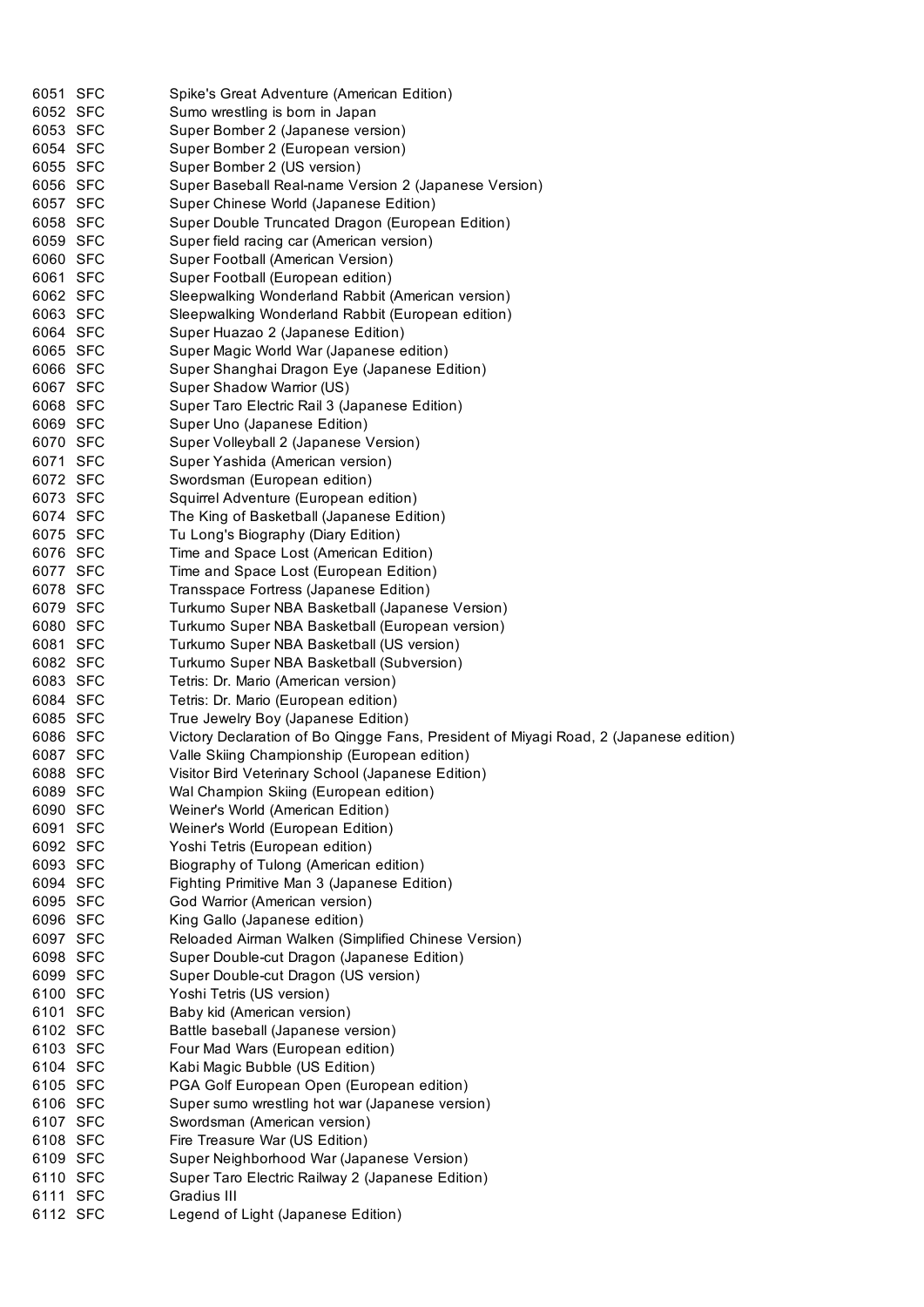| | | |
|---|---|---|
| 6051 | SFC | Spike's Great Adventure (American Edition) |
| 6052 | SFC | Sumo wrestling is born in Japan |
| 6053 | SFC | Super Bomber 2 (Japanese version) |
| 6054 | SFC | Super Bomber 2 (European version) |
| 6055 | SFC | Super Bomber 2 (US version) |
| 6056 | SFC | Super Baseball Real-name Version 2 (Japanese Version) |
| 6057 | SFC | Super Chinese World (Japanese Edition) |
| 6058 | SFC | Super Double Truncated Dragon (European Edition) |
| 6059 | SFC | Super field racing car (American version) |
| 6060 | SFC | Super Football (American Version) |
| 6061 | SFC | Super Football (European edition) |
| 6062 | SFC | Sleepwalking Wonderland Rabbit (American version) |
| 6063 | SFC | Sleepwalking Wonderland Rabbit (European edition) |
| 6064 | SFC | Super Huazao 2 (Japanese Edition) |
| 6065 | SFC | Super Magic World War (Japanese edition) |
| 6066 | SFC | Super Shanghai Dragon Eye (Japanese Edition) |
| 6067 | SFC | Super Shadow Warrior (US) |
| 6068 | SFC | Super Taro Electric Rail 3 (Japanese Edition) |
| 6069 | SFC | Super Uno (Japanese Edition) |
| 6070 | SFC | Super Volleyball 2 (Japanese Version) |
| 6071 | SFC | Super Yashida (American version) |
| 6072 | SFC | Swordsman (European edition) |
| 6073 | SFC | Squirrel Adventure (European edition) |
| 6074 | SFC | The King of Basketball (Japanese Edition) |
| 6075 | SFC | Tu Long's Biography (Diary Edition) |
| 6076 | SFC | Time and Space Lost (American Edition) |
| 6077 | SFC | Time and Space Lost (European Edition) |
| 6078 | SFC | Transspace Fortress (Japanese Edition) |
| 6079 | SFC | Turkumo Super NBA Basketball (Japanese Version) |
| 6080 | SFC | Turkumo Super NBA Basketball (European version) |
| 6081 | SFC | Turkumo Super NBA Basketball (US version) |
| 6082 | SFC | Turkumo Super NBA Basketball (Subversion) |
| 6083 | SFC | Tetris: Dr. Mario (American version) |
| 6084 | SFC | Tetris: Dr. Mario (European edition) |
| 6085 | SFC | True Jewelry Boy (Japanese Edition) |
| 6086 | SFC | Victory Declaration of Bo Qingge Fans, President of Miyagi Road, 2 (Japanese edition) |
| 6087 | SFC | Valle Skiing Championship (European edition) |
| 6088 | SFC | Visitor Bird Veterinary School (Japanese Edition) |
| 6089 | SFC | Wal Champion Skiing (European edition) |
| 6090 | SFC | Weiner's World (American Edition) |
| 6091 | SFC | Weiner's World (European Edition) |
| 6092 | SFC | Yoshi Tetris (European edition) |
| 6093 | SFC | Biography of Tulong (American edition) |
| 6094 | SFC | Fighting Primitive Man 3 (Japanese Edition) |
| 6095 | SFC | God Warrior (American version) |
| 6096 | SFC | King Gallo (Japanese edition) |
| 6097 | SFC | Reloaded Airman Walken (Simplified Chinese Version) |
| 6098 | SFC | Super Double-cut Dragon (Japanese Edition) |
| 6099 | SFC | Super Double-cut Dragon (US version) |
| 6100 | SFC | Yoshi Tetris (US version) |
| 6101 | SFC | Baby kid (American version) |
| 6102 | SFC | Battle baseball (Japanese version) |
| 6103 | SFC | Four Mad Wars (European edition) |
| 6104 | SFC | Kabi Magic Bubble (US Edition) |
| 6105 | SFC | PGA Golf European Open (European edition) |
| 6106 | SFC | Super sumo wrestling hot war (Japanese version) |
| 6107 | SFC | Swordsman (American version) |
| 6108 | SFC | Fire Treasure War (US Edition) |
| 6109 | SFC | Super Neighborhood War (Japanese Version) |
| 6110 | SFC | Super Taro Electric Railway 2 (Japanese Edition) |
| 6111 | SFC | Gradius III |
| 6112 | SFC | Legend of Light (Japanese Edition) |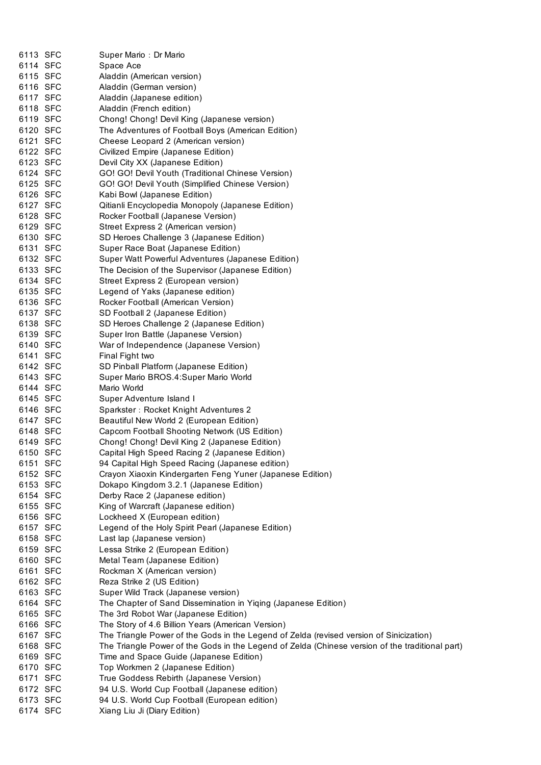| | | |
|---|---|---|
| 6113 | SFC | Super Mario：Dr Mario |
| 6114 | SFC | Space Ace |
| 6115 | SFC | Aladdin (American version) |
| 6116 | SFC | Aladdin (German version) |
| 6117 | SFC | Aladdin (Japanese edition) |
| 6118 | SFC | Aladdin (French edition) |
| 6119 | SFC | Chong! Chong! Devil King (Japanese version) |
| 6120 | SFC | The Adventures of Football Boys (American Edition) |
| 6121 | SFC | Cheese Leopard 2 (American version) |
| 6122 | SFC | Civilized Empire (Japanese Edition) |
| 6123 | SFC | Devil City XX (Japanese Edition) |
| 6124 | SFC | GO! GO! Devil Youth (Traditional Chinese Version) |
| 6125 | SFC | GO! GO! Devil Youth (Simplified Chinese Version) |
| 6126 | SFC | Kabi Bowl (Japanese Edition) |
| 6127 | SFC | Qitianli Encyclopedia Monopoly (Japanese Edition) |
| 6128 | SFC | Rocker Football (Japanese Version) |
| 6129 | SFC | Street Express 2 (American version) |
| 6130 | SFC | SD Heroes Challenge 3 (Japanese Edition) |
| 6131 | SFC | Super Race Boat (Japanese Edition) |
| 6132 | SFC | Super Watt Powerful Adventures (Japanese Edition) |
| 6133 | SFC | The Decision of the Supervisor (Japanese Edition) |
| 6134 | SFC | Street Express 2 (European version) |
| 6135 | SFC | Legend of Yaks (Japanese edition) |
| 6136 | SFC | Rocker Football (American Version) |
| 6137 | SFC | SD Football 2 (Japanese Edition) |
| 6138 | SFC | SD Heroes Challenge 2 (Japanese Edition) |
| 6139 | SFC | Super Iron Battle (Japanese Version) |
| 6140 | SFC | War of Independence (Japanese Version) |
| 6141 | SFC | Final Fight two |
| 6142 | SFC | SD Pinball Platform (Japanese Edition) |
| 6143 | SFC | Super Mario BROS.4:Super Mario World |
| 6144 | SFC | Mario World |
| 6145 | SFC | Super Adventure Island I |
| 6146 | SFC | Sparkster：Rocket Knight Adventures 2 |
| 6147 | SFC | Beautiful New World 2 (European Edition) |
| 6148 | SFC | Capcom Football Shooting Network (US Edition) |
| 6149 | SFC | Chong! Chong! Devil King 2 (Japanese Edition) |
| 6150 | SFC | Capital High Speed Racing 2 (Japanese Edition) |
| 6151 | SFC | 94 Capital High Speed Racing (Japanese edition) |
| 6152 | SFC | Crayon Xiaoxin Kindergarten Feng Yuner (Japanese Edition) |
| 6153 | SFC | Dokapo Kingdom 3.2.1 (Japanese Edition) |
| 6154 | SFC | Derby Race 2 (Japanese edition) |
| 6155 | SFC | King of Warcraft (Japanese edition) |
| 6156 | SFC | Lockheed X (European edition) |
| 6157 | SFC | Legend of the Holy Spirit Pearl (Japanese Edition) |
| 6158 | SFC | Last lap (Japanese version) |
| 6159 | SFC | Lessa Strike 2 (European Edition) |
| 6160 | SFC | Metal Team (Japanese Edition) |
| 6161 | SFC | Rockman X (American version) |
| 6162 | SFC | Reza Strike 2 (US Edition) |
| 6163 | SFC | Super Wild Track (Japanese version) |
| 6164 | SFC | The Chapter of Sand Dissemination in Yiqing (Japanese Edition) |
| 6165 | SFC | The 3rd Robot War (Japanese Edition) |
| 6166 | SFC | The Story of 4.6 Billion Years (American Version) |
| 6167 | SFC | The Triangle Power of the Gods in the Legend of Zelda (revised version of Sinicization) |
| 6168 | SFC | The Triangle Power of the Gods in the Legend of Zelda (Chinese version of the traditional part) |
| 6169 | SFC | Time and Space Guide (Japanese Edition) |
| 6170 | SFC | Top Workmen 2 (Japanese Edition) |
| 6171 | SFC | True Goddess Rebirth (Japanese Version) |
| 6172 | SFC | 94 U.S. World Cup Football (Japanese edition) |
| 6173 | SFC | 94 U.S. World Cup Football (European edition) |
| 6174 | SFC | Xiang Liu Ji (Diary Edition) |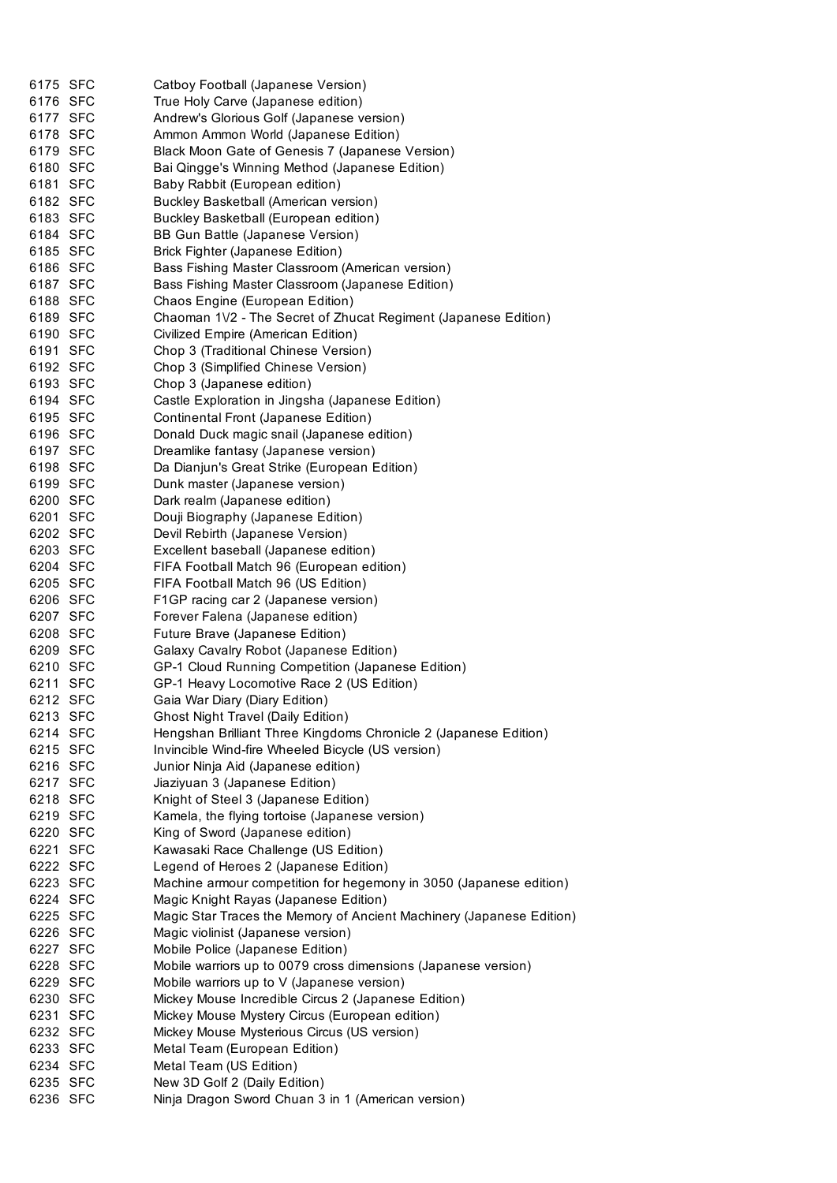| | | |
|---|---|---|
| 6175 | SFC | Catboy Football (Japanese Version) |
| 6176 | SFC | True Holy Carve (Japanese edition) |
| 6177 | SFC | Andrew's Glorious Golf (Japanese version) |
| 6178 | SFC | Ammon Ammon World (Japanese Edition) |
| 6179 | SFC | Black Moon Gate of Genesis 7 (Japanese Version) |
| 6180 | SFC | Bai Qingge's Winning Method (Japanese Edition) |
| 6181 | SFC | Baby Rabbit (European edition) |
| 6182 | SFC | Buckley Basketball (American version) |
| 6183 | SFC | Buckley Basketball (European edition) |
| 6184 | SFC | BB Gun Battle (Japanese Version) |
| 6185 | SFC | Brick Fighter (Japanese Edition) |
| 6186 | SFC | Bass Fishing Master Classroom (American version) |
| 6187 | SFC | Bass Fishing Master Classroom (Japanese Edition) |
| 6188 | SFC | Chaos Engine (European Edition) |
| 6189 | SFC | Chaoman 1\/2 - The Secret of Zhucat Regiment (Japanese Edition) |
| 6190 | SFC | Civilized Empire (American Edition) |
| 6191 | SFC | Chop 3 (Traditional Chinese Version) |
| 6192 | SFC | Chop 3 (Simplified Chinese Version) |
| 6193 | SFC | Chop 3 (Japanese edition) |
| 6194 | SFC | Castle Exploration in Jingsha (Japanese Edition) |
| 6195 | SFC | Continental Front (Japanese Edition) |
| 6196 | SFC | Donald Duck magic snail (Japanese edition) |
| 6197 | SFC | Dreamlike fantasy (Japanese version) |
| 6198 | SFC | Da Dianjun's Great Strike (European Edition) |
| 6199 | SFC | Dunk master (Japanese version) |
| 6200 | SFC | Dark realm (Japanese edition) |
| 6201 | SFC | Douji Biography (Japanese Edition) |
| 6202 | SFC | Devil Rebirth (Japanese Version) |
| 6203 | SFC | Excellent baseball (Japanese edition) |
| 6204 | SFC | FIFA Football Match 96 (European edition) |
| 6205 | SFC | FIFA Football Match 96 (US Edition) |
| 6206 | SFC | F1GP racing car 2 (Japanese version) |
| 6207 | SFC | Forever Falena (Japanese edition) |
| 6208 | SFC | Future Brave (Japanese Edition) |
| 6209 | SFC | Galaxy Cavalry Robot (Japanese Edition) |
| 6210 | SFC | GP-1 Cloud Running Competition (Japanese Edition) |
| 6211 | SFC | GP-1 Heavy Locomotive Race 2 (US Edition) |
| 6212 | SFC | Gaia War Diary (Diary Edition) |
| 6213 | SFC | Ghost Night Travel (Daily Edition) |
| 6214 | SFC | Hengshan Brilliant Three Kingdoms Chronicle 2 (Japanese Edition) |
| 6215 | SFC | Invincible Wind-fire Wheeled Bicycle (US version) |
| 6216 | SFC | Junior Ninja Aid (Japanese edition) |
| 6217 | SFC | Jiaziyuan 3 (Japanese Edition) |
| 6218 | SFC | Knight of Steel 3 (Japanese Edition) |
| 6219 | SFC | Kamela, the flying tortoise (Japanese version) |
| 6220 | SFC | King of Sword (Japanese edition) |
| 6221 | SFC | Kawasaki Race Challenge (US Edition) |
| 6222 | SFC | Legend of Heroes 2 (Japanese Edition) |
| 6223 | SFC | Machine armour competition for hegemony in 3050 (Japanese edition) |
| 6224 | SFC | Magic Knight Rayas (Japanese Edition) |
| 6225 | SFC | Magic Star Traces the Memory of Ancient Machinery (Japanese Edition) |
| 6226 | SFC | Magic violinist (Japanese version) |
| 6227 | SFC | Mobile Police (Japanese Edition) |
| 6228 | SFC | Mobile warriors up to 0079 cross dimensions (Japanese version) |
| 6229 | SFC | Mobile warriors up to V (Japanese version) |
| 6230 | SFC | Mickey Mouse Incredible Circus 2 (Japanese Edition) |
| 6231 | SFC | Mickey Mouse Mystery Circus (European edition) |
| 6232 | SFC | Mickey Mouse Mysterious Circus (US version) |
| 6233 | SFC | Metal Team (European Edition) |
| 6234 | SFC | Metal Team (US Edition) |
| 6235 | SFC | New 3D Golf 2 (Daily Edition) |
| 6236 | SFC | Ninja Dragon Sword Chuan 3 in 1 (American version) |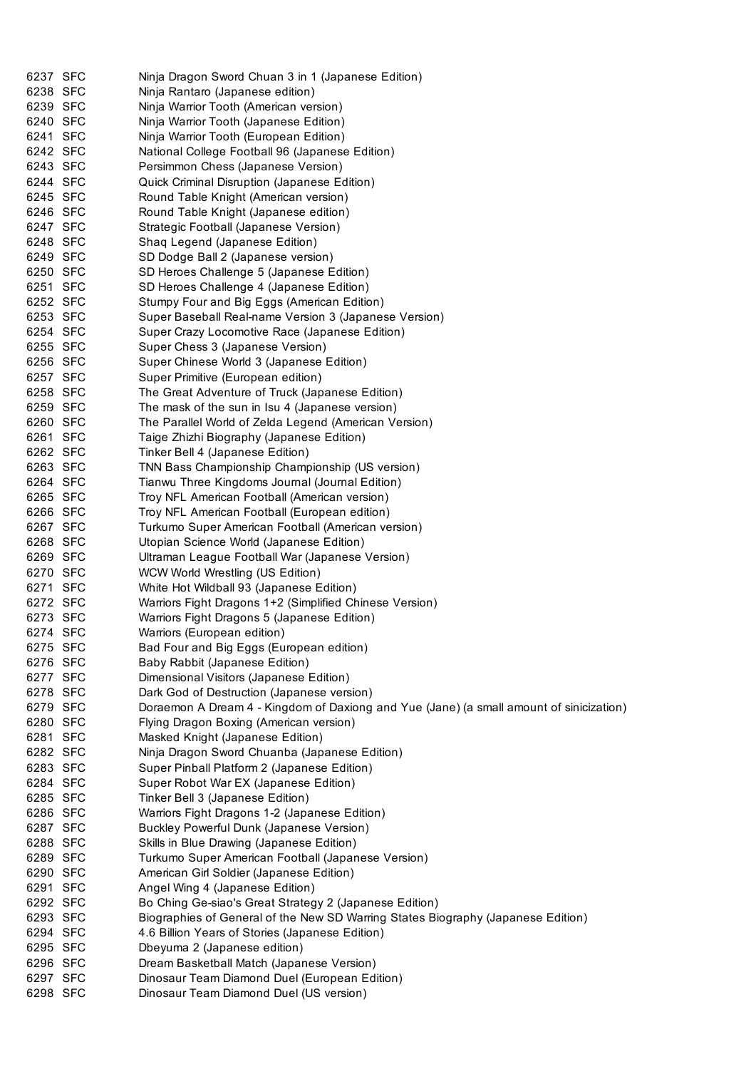| | | |
|---|---|---|
| 6237 | SFC | Ninja Dragon Sword Chuan 3 in 1 (Japanese Edition) |
| 6238 | SFC | Ninja Rantaro (Japanese edition) |
| 6239 | SFC | Ninja Warrior Tooth (American version) |
| 6240 | SFC | Ninja Warrior Tooth (Japanese Edition) |
| 6241 | SFC | Ninja Warrior Tooth (European Edition) |
| 6242 | SFC | National College Football 96 (Japanese Edition) |
| 6243 | SFC | Persimmon Chess (Japanese Version) |
| 6244 | SFC | Quick Criminal Disruption (Japanese Edition) |
| 6245 | SFC | Round Table Knight (American version) |
| 6246 | SFC | Round Table Knight (Japanese edition) |
| 6247 | SFC | Strategic Football (Japanese Version) |
| 6248 | SFC | Shaq Legend (Japanese Edition) |
| 6249 | SFC | SD Dodge Ball 2 (Japanese version) |
| 6250 | SFC | SD Heroes Challenge 5 (Japanese Edition) |
| 6251 | SFC | SD Heroes Challenge 4 (Japanese Edition) |
| 6252 | SFC | Stumpy Four and Big Eggs (American Edition) |
| 6253 | SFC | Super Baseball Real-name Version 3 (Japanese Version) |
| 6254 | SFC | Super Crazy Locomotive Race (Japanese Edition) |
| 6255 | SFC | Super Chess 3 (Japanese Version) |
| 6256 | SFC | Super Chinese World 3 (Japanese Edition) |
| 6257 | SFC | Super Primitive (European edition) |
| 6258 | SFC | The Great Adventure of Truck (Japanese Edition) |
| 6259 | SFC | The mask of the sun in Isu 4 (Japanese version) |
| 6260 | SFC | The Parallel World of Zelda Legend (American Version) |
| 6261 | SFC | Taige Zhizhi Biography (Japanese Edition) |
| 6262 | SFC | Tinker Bell 4 (Japanese Edition) |
| 6263 | SFC | TNN Bass Championship Championship (US version) |
| 6264 | SFC | Tianwu Three Kingdoms Journal (Journal Edition) |
| 6265 | SFC | Troy NFL American Football (American version) |
| 6266 | SFC | Troy NFL American Football (European edition) |
| 6267 | SFC | Turkumo Super American Football (American version) |
| 6268 | SFC | Utopian Science World (Japanese Edition) |
| 6269 | SFC | Ultraman League Football War (Japanese Version) |
| 6270 | SFC | WCW World Wrestling (US Edition) |
| 6271 | SFC | White Hot Wildball 93 (Japanese Edition) |
| 6272 | SFC | Warriors Fight Dragons 1+2 (Simplified Chinese Version) |
| 6273 | SFC | Warriors Fight Dragons 5 (Japanese Edition) |
| 6274 | SFC | Warriors (European edition) |
| 6275 | SFC | Bad Four and Big Eggs (European edition) |
| 6276 | SFC | Baby Rabbit (Japanese Edition) |
| 6277 | SFC | Dimensional Visitors (Japanese Edition) |
| 6278 | SFC | Dark God of Destruction (Japanese version) |
| 6279 | SFC | Doraemon A Dream 4 - Kingdom of Daxiong and Yue (Jane) (a small amount of sinicization) |
| 6280 | SFC | Flying Dragon Boxing (American version) |
| 6281 | SFC | Masked Knight (Japanese Edition) |
| 6282 | SFC | Ninja Dragon Sword Chuanba (Japanese Edition) |
| 6283 | SFC | Super Pinball Platform 2 (Japanese Edition) |
| 6284 | SFC | Super Robot War EX (Japanese Edition) |
| 6285 | SFC | Tinker Bell 3 (Japanese Edition) |
| 6286 | SFC | Warriors Fight Dragons 1-2 (Japanese Edition) |
| 6287 | SFC | Buckley Powerful Dunk (Japanese Version) |
| 6288 | SFC | Skills in Blue Drawing (Japanese Edition) |
| 6289 | SFC | Turkumo Super American Football (Japanese Version) |
| 6290 | SFC | American Girl Soldier (Japanese Edition) |
| 6291 | SFC | Angel Wing 4 (Japanese Edition) |
| 6292 | SFC | Bo Ching Ge-siao's Great Strategy 2 (Japanese Edition) |
| 6293 | SFC | Biographies of General of the New SD Warring States Biography (Japanese Edition) |
| 6294 | SFC | 4.6 Billion Years of Stories (Japanese Edition) |
| 6295 | SFC | Dbeyuma 2 (Japanese edition) |
| 6296 | SFC | Dream Basketball Match (Japanese Version) |
| 6297 | SFC | Dinosaur Team Diamond Duel (European Edition) |
| 6298 | SFC | Dinosaur Team Diamond Duel (US version) |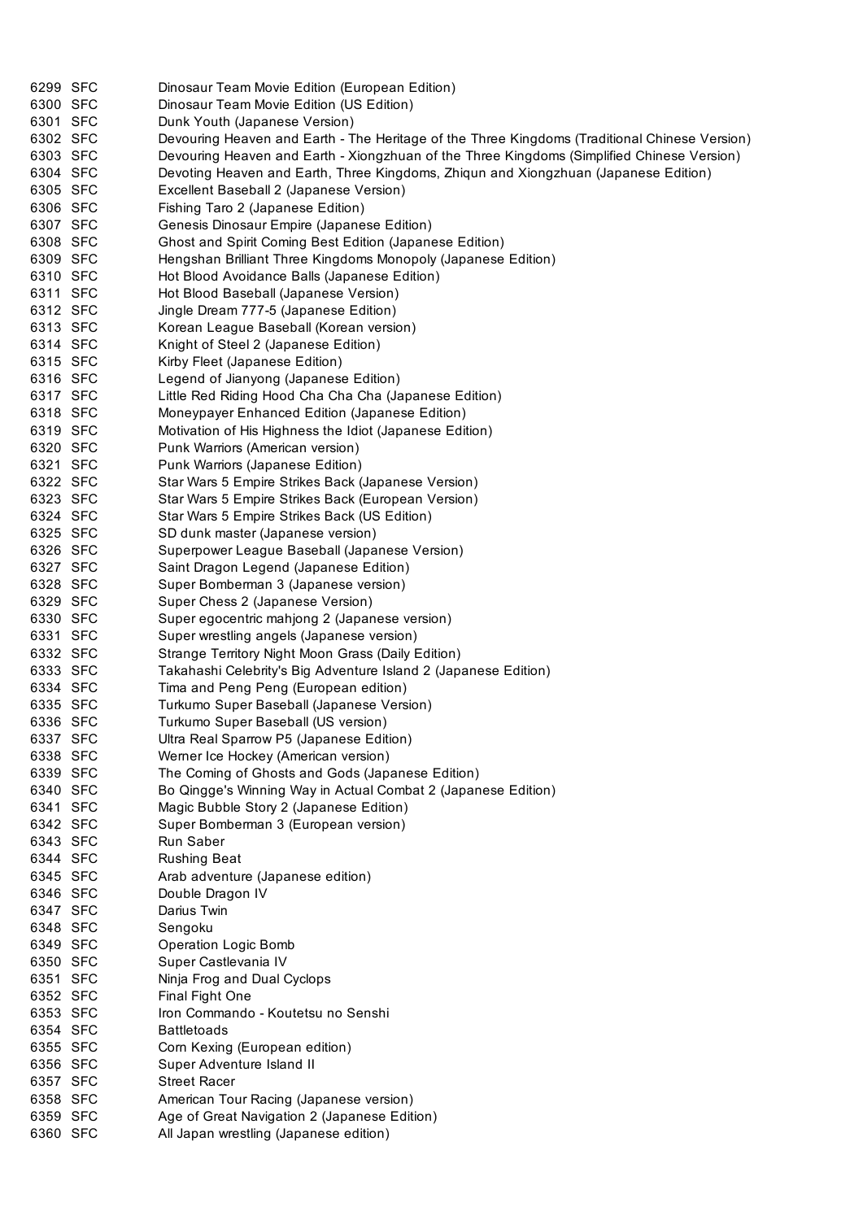| | | |
|---|---|---|
| 6299 | SFC | Dinosaur Team Movie Edition (European Edition) |
| 6300 | SFC | Dinosaur Team Movie Edition (US Edition) |
| 6301 | SFC | Dunk Youth (Japanese Version) |
| 6302 | SFC | Devouring Heaven and Earth - The Heritage of the Three Kingdoms (Traditional Chinese Version) |
| 6303 | SFC | Devouring Heaven and Earth - Xiongzhuan of the Three Kingdoms (Simplified Chinese Version) |
| 6304 | SFC | Devoting Heaven and Earth, Three Kingdoms, Zhiqun and Xiongzhuan (Japanese Edition) |
| 6305 | SFC | Excellent Baseball 2 (Japanese Version) |
| 6306 | SFC | Fishing Taro 2 (Japanese Edition) |
| 6307 | SFC | Genesis Dinosaur Empire (Japanese Edition) |
| 6308 | SFC | Ghost and Spirit Coming Best Edition (Japanese Edition) |
| 6309 | SFC | Hengshan Brilliant Three Kingdoms Monopoly (Japanese Edition) |
| 6310 | SFC | Hot Blood Avoidance Balls (Japanese Edition) |
| 6311 | SFC | Hot Blood Baseball (Japanese Version) |
| 6312 | SFC | Jingle Dream 777-5 (Japanese Edition) |
| 6313 | SFC | Korean League Baseball (Korean version) |
| 6314 | SFC | Knight of Steel 2 (Japanese Edition) |
| 6315 | SFC | Kirby Fleet (Japanese Edition) |
| 6316 | SFC | Legend of Jianyong (Japanese Edition) |
| 6317 | SFC | Little Red Riding Hood Cha Cha Cha (Japanese Edition) |
| 6318 | SFC | Moneypayer Enhanced Edition (Japanese Edition) |
| 6319 | SFC | Motivation of His Highness the Idiot (Japanese Edition) |
| 6320 | SFC | Punk Warriors (American version) |
| 6321 | SFC | Punk Warriors (Japanese Edition) |
| 6322 | SFC | Star Wars 5 Empire Strikes Back (Japanese Version) |
| 6323 | SFC | Star Wars 5 Empire Strikes Back (European Version) |
| 6324 | SFC | Star Wars 5 Empire Strikes Back (US Edition) |
| 6325 | SFC | SD dunk master (Japanese version) |
| 6326 | SFC | Superpower League Baseball (Japanese Version) |
| 6327 | SFC | Saint Dragon Legend (Japanese Edition) |
| 6328 | SFC | Super Bomberman 3 (Japanese version) |
| 6329 | SFC | Super Chess 2 (Japanese Version) |
| 6330 | SFC | Super egocentric mahjong 2 (Japanese version) |
| 6331 | SFC | Super wrestling angels (Japanese version) |
| 6332 | SFC | Strange Territory Night Moon Grass (Daily Edition) |
| 6333 | SFC | Takahashi Celebrity's Big Adventure Island 2 (Japanese Edition) |
| 6334 | SFC | Tima and Peng Peng (European edition) |
| 6335 | SFC | Turkumo Super Baseball (Japanese Version) |
| 6336 | SFC | Turkumo Super Baseball (US version) |
| 6337 | SFC | Ultra Real Sparrow P5 (Japanese Edition) |
| 6338 | SFC | Werner Ice Hockey (American version) |
| 6339 | SFC | The Coming of Ghosts and Gods (Japanese Edition) |
| 6340 | SFC | Bo Qingge's Winning Way in Actual Combat 2 (Japanese Edition) |
| 6341 | SFC | Magic Bubble Story 2 (Japanese Edition) |
| 6342 | SFC | Super Bomberman 3 (European version) |
| 6343 | SFC | Run Saber |
| 6344 | SFC | Rushing Beat |
| 6345 | SFC | Arab adventure (Japanese edition) |
| 6346 | SFC | Double Dragon IV |
| 6347 | SFC | Darius Twin |
| 6348 | SFC | Sengoku |
| 6349 | SFC | Operation Logic Bomb |
| 6350 | SFC | Super Castlevania IV |
| 6351 | SFC | Ninja Frog and Dual Cyclops |
| 6352 | SFC | Final Fight One |
| 6353 | SFC | Iron Commando - Koutetsu no Senshi |
| 6354 | SFC | Battletoads |
| 6355 | SFC | Corn Kexing (European edition) |
| 6356 | SFC | Super Adventure Island II |
| 6357 | SFC | Street Racer |
| 6358 | SFC | American Tour Racing (Japanese version) |
| 6359 | SFC | Age of Great Navigation 2 (Japanese Edition) |
| 6360 | SFC | All Japan wrestling (Japanese edition) |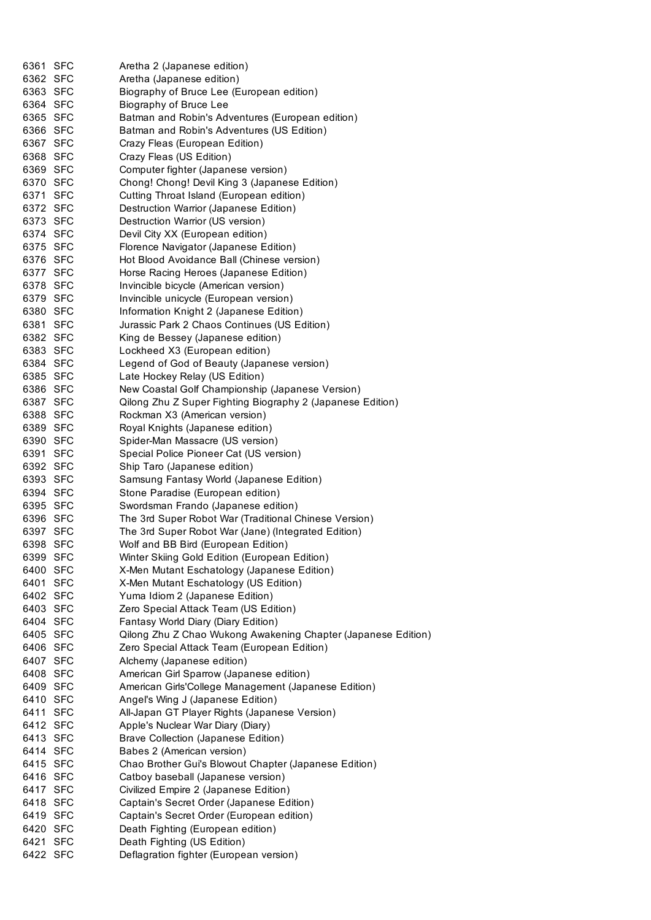| | | |
|---|---|---|
| 6361 | SFC | Aretha 2 (Japanese edition) |
| 6362 | SFC | Aretha (Japanese edition) |
| 6363 | SFC | Biography of Bruce Lee (European edition) |
| 6364 | SFC | Biography of Bruce Lee |
| 6365 | SFC | Batman and Robin's Adventures (European edition) |
| 6366 | SFC | Batman and Robin's Adventures (US Edition) |
| 6367 | SFC | Crazy Fleas (European Edition) |
| 6368 | SFC | Crazy Fleas (US Edition) |
| 6369 | SFC | Computer fighter (Japanese version) |
| 6370 | SFC | Chong! Chong! Devil King 3 (Japanese Edition) |
| 6371 | SFC | Cutting Throat Island (European edition) |
| 6372 | SFC | Destruction Warrior (Japanese Edition) |
| 6373 | SFC | Destruction Warrior (US version) |
| 6374 | SFC | Devil City XX (European edition) |
| 6375 | SFC | Florence Navigator (Japanese Edition) |
| 6376 | SFC | Hot Blood Avoidance Ball (Chinese version) |
| 6377 | SFC | Horse Racing Heroes (Japanese Edition) |
| 6378 | SFC | Invincible bicycle (American version) |
| 6379 | SFC | Invincible unicycle (European version) |
| 6380 | SFC | Information Knight 2 (Japanese Edition) |
| 6381 | SFC | Jurassic Park 2 Chaos Continues (US Edition) |
| 6382 | SFC | King de Bessey (Japanese edition) |
| 6383 | SFC | Lockheed X3 (European edition) |
| 6384 | SFC | Legend of God of Beauty (Japanese version) |
| 6385 | SFC | Late Hockey Relay (US Edition) |
| 6386 | SFC | New Coastal Golf Championship (Japanese Version) |
| 6387 | SFC | Qilong Zhu Z Super Fighting Biography 2 (Japanese Edition) |
| 6388 | SFC | Rockman X3 (American version) |
| 6389 | SFC | Royal Knights (Japanese edition) |
| 6390 | SFC | Spider-Man Massacre (US version) |
| 6391 | SFC | Special Police Pioneer Cat (US version) |
| 6392 | SFC | Ship Taro (Japanese edition) |
| 6393 | SFC | Samsung Fantasy World (Japanese Edition) |
| 6394 | SFC | Stone Paradise (European edition) |
| 6395 | SFC | Swordsman Frando (Japanese edition) |
| 6396 | SFC | The 3rd Super Robot War (Traditional Chinese Version) |
| 6397 | SFC | The 3rd Super Robot War (Jane) (Integrated Edition) |
| 6398 | SFC | Wolf and BB Bird (European Edition) |
| 6399 | SFC | Winter Skiing Gold Edition (European Edition) |
| 6400 | SFC | X-Men Mutant Eschatology (Japanese Edition) |
| 6401 | SFC | X-Men Mutant Eschatology (US Edition) |
| 6402 | SFC | Yuma Idiom 2 (Japanese Edition) |
| 6403 | SFC | Zero Special Attack Team (US Edition) |
| 6404 | SFC | Fantasy World Diary (Diary Edition) |
| 6405 | SFC | Qilong Zhu Z Chao Wukong Awakening Chapter (Japanese Edition) |
| 6406 | SFC | Zero Special Attack Team (European Edition) |
| 6407 | SFC | Alchemy (Japanese edition) |
| 6408 | SFC | American Girl Sparrow (Japanese edition) |
| 6409 | SFC | American Girls'College Management (Japanese Edition) |
| 6410 | SFC | Angel's Wing J (Japanese Edition) |
| 6411 | SFC | All-Japan GT Player Rights (Japanese Version) |
| 6412 | SFC | Apple's Nuclear War Diary (Diary) |
| 6413 | SFC | Brave Collection (Japanese Edition) |
| 6414 | SFC | Babes 2 (American version) |
| 6415 | SFC | Chao Brother Gui's Blowout Chapter (Japanese Edition) |
| 6416 | SFC | Catboy baseball (Japanese version) |
| 6417 | SFC | Civilized Empire 2 (Japanese Edition) |
| 6418 | SFC | Captain's Secret Order (Japanese Edition) |
| 6419 | SFC | Captain's Secret Order (European edition) |
| 6420 | SFC | Death Fighting (European edition) |
| 6421 | SFC | Death Fighting (US Edition) |
| 6422 | SFC | Deflagration fighter (European version) |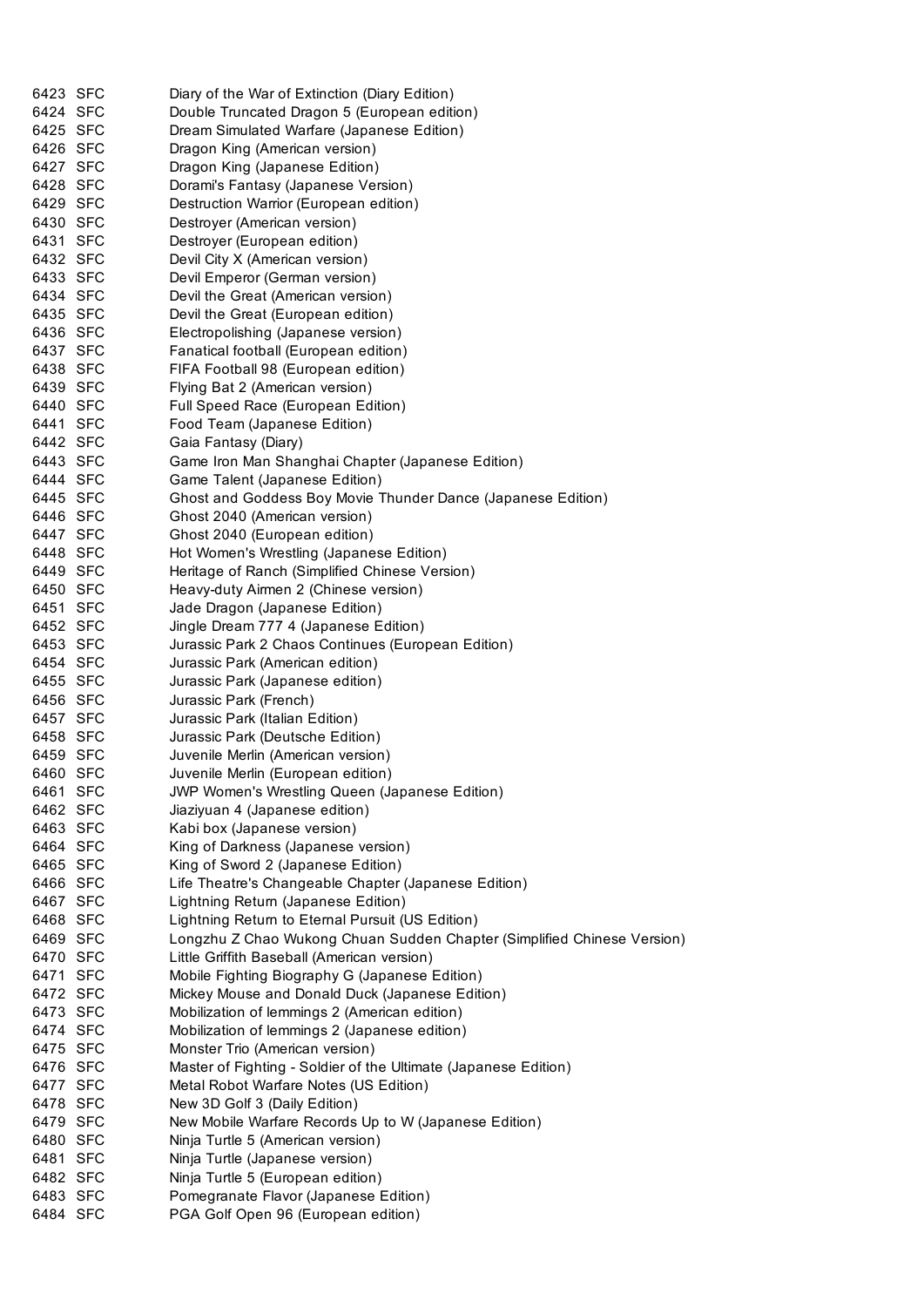| | | |
|---|---|---|
| 6423 | SFC | Diary of the War of Extinction (Diary Edition) |
| 6424 | SFC | Double Truncated Dragon 5 (European edition) |
| 6425 | SFC | Dream Simulated Warfare (Japanese Edition) |
| 6426 | SFC | Dragon King (American version) |
| 6427 | SFC | Dragon King (Japanese Edition) |
| 6428 | SFC | Dorami's Fantasy (Japanese Version) |
| 6429 | SFC | Destruction Warrior (European edition) |
| 6430 | SFC | Destroyer (American version) |
| 6431 | SFC | Destroyer (European edition) |
| 6432 | SFC | Devil City X (American version) |
| 6433 | SFC | Devil Emperor (German version) |
| 6434 | SFC | Devil the Great (American version) |
| 6435 | SFC | Devil the Great (European edition) |
| 6436 | SFC | Electropolishing (Japanese version) |
| 6437 | SFC | Fanatical football (European edition) |
| 6438 | SFC | FIFA Football 98 (European edition) |
| 6439 | SFC | Flying Bat 2 (American version) |
| 6440 | SFC | Full Speed Race (European Edition) |
| 6441 | SFC | Food Team (Japanese Edition) |
| 6442 | SFC | Gaia Fantasy (Diary) |
| 6443 | SFC | Game Iron Man Shanghai Chapter (Japanese Edition) |
| 6444 | SFC | Game Talent (Japanese Edition) |
| 6445 | SFC | Ghost and Goddess Boy Movie Thunder Dance (Japanese Edition) |
| 6446 | SFC | Ghost 2040 (American version) |
| 6447 | SFC | Ghost 2040 (European edition) |
| 6448 | SFC | Hot Women's Wrestling (Japanese Edition) |
| 6449 | SFC | Heritage of Ranch (Simplified Chinese Version) |
| 6450 | SFC | Heavy-duty Airmen 2 (Chinese version) |
| 6451 | SFC | Jade Dragon (Japanese Edition) |
| 6452 | SFC | Jingle Dream 777 4 (Japanese Edition) |
| 6453 | SFC | Jurassic Park 2 Chaos Continues (European Edition) |
| 6454 | SFC | Jurassic Park (American edition) |
| 6455 | SFC | Jurassic Park (Japanese edition) |
| 6456 | SFC | Jurassic Park (French) |
| 6457 | SFC | Jurassic Park (Italian Edition) |
| 6458 | SFC | Jurassic Park (Deutsche Edition) |
| 6459 | SFC | Juvenile Merlin (American version) |
| 6460 | SFC | Juvenile Merlin (European edition) |
| 6461 | SFC | JWP Women's Wrestling Queen (Japanese Edition) |
| 6462 | SFC | Jiaziyuan 4 (Japanese edition) |
| 6463 | SFC | Kabi box (Japanese version) |
| 6464 | SFC | King of Darkness (Japanese version) |
| 6465 | SFC | King of Sword 2 (Japanese Edition) |
| 6466 | SFC | Life Theatre's Changeable Chapter (Japanese Edition) |
| 6467 | SFC | Lightning Return (Japanese Edition) |
| 6468 | SFC | Lightning Return to Eternal Pursuit (US Edition) |
| 6469 | SFC | Longzhu Z Chao Wukong Chuan Sudden Chapter (Simplified Chinese Version) |
| 6470 | SFC | Little Griffith Baseball (American version) |
| 6471 | SFC | Mobile Fighting Biography G (Japanese Edition) |
| 6472 | SFC | Mickey Mouse and Donald Duck (Japanese Edition) |
| 6473 | SFC | Mobilization of lemmings 2 (American edition) |
| 6474 | SFC | Mobilization of lemmings 2 (Japanese edition) |
| 6475 | SFC | Monster Trio (American version) |
| 6476 | SFC | Master of Fighting - Soldier of the Ultimate (Japanese Edition) |
| 6477 | SFC | Metal Robot Warfare Notes (US Edition) |
| 6478 | SFC | New 3D Golf 3 (Daily Edition) |
| 6479 | SFC | New Mobile Warfare Records Up to W (Japanese Edition) |
| 6480 | SFC | Ninja Turtle 5 (American version) |
| 6481 | SFC | Ninja Turtle (Japanese version) |
| 6482 | SFC | Ninja Turtle 5 (European edition) |
| 6483 | SFC | Pomegranate Flavor (Japanese Edition) |
| 6484 | SFC | PGA Golf Open 96 (European edition) |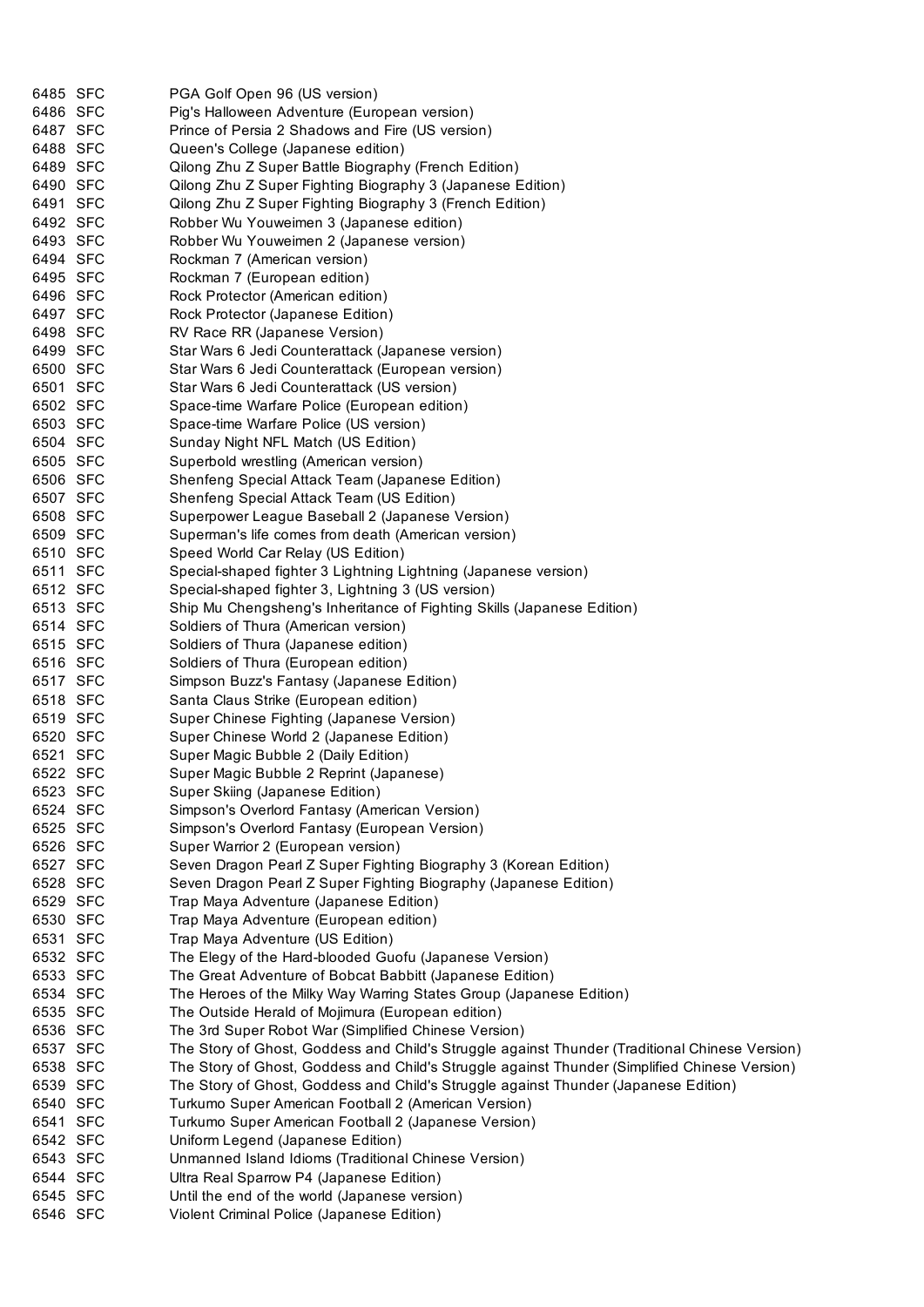| | | |
|---|---|---|
| 6485 | SFC | PGA Golf Open 96 (US version) |
| 6486 | SFC | Pig's Halloween Adventure (European version) |
| 6487 | SFC | Prince of Persia 2 Shadows and Fire (US version) |
| 6488 | SFC | Queen's College (Japanese edition) |
| 6489 | SFC | Qilong Zhu Z Super Battle Biography (French Edition) |
| 6490 | SFC | Qilong Zhu Z Super Fighting Biography 3 (Japanese Edition) |
| 6491 | SFC | Qilong Zhu Z Super Fighting Biography 3 (French Edition) |
| 6492 | SFC | Robber Wu Youweimen 3 (Japanese edition) |
| 6493 | SFC | Robber Wu Youweimen 2 (Japanese version) |
| 6494 | SFC | Rockman 7 (American version) |
| 6495 | SFC | Rockman 7 (European edition) |
| 6496 | SFC | Rock Protector (American edition) |
| 6497 | SFC | Rock Protector (Japanese Edition) |
| 6498 | SFC | RV Race RR (Japanese Version) |
| 6499 | SFC | Star Wars 6 Jedi Counterattack (Japanese version) |
| 6500 | SFC | Star Wars 6 Jedi Counterattack (European version) |
| 6501 | SFC | Star Wars 6 Jedi Counterattack (US version) |
| 6502 | SFC | Space-time Warfare Police (European edition) |
| 6503 | SFC | Space-time Warfare Police (US version) |
| 6504 | SFC | Sunday Night NFL Match (US Edition) |
| 6505 | SFC | Superbold wrestling (American version) |
| 6506 | SFC | Shenfeng Special Attack Team (Japanese Edition) |
| 6507 | SFC | Shenfeng Special Attack Team (US Edition) |
| 6508 | SFC | Superpower League Baseball 2 (Japanese Version) |
| 6509 | SFC | Superman's life comes from death (American version) |
| 6510 | SFC | Speed World Car Relay (US Edition) |
| 6511 | SFC | Special-shaped fighter 3 Lightning Lightning (Japanese version) |
| 6512 | SFC | Special-shaped fighter 3, Lightning 3 (US version) |
| 6513 | SFC | Ship Mu Chengsheng's Inheritance of Fighting Skills (Japanese Edition) |
| 6514 | SFC | Soldiers of Thura (American version) |
| 6515 | SFC | Soldiers of Thura (Japanese edition) |
| 6516 | SFC | Soldiers of Thura (European edition) |
| 6517 | SFC | Simpson Buzz's Fantasy (Japanese Edition) |
| 6518 | SFC | Santa Claus Strike (European edition) |
| 6519 | SFC | Super Chinese Fighting (Japanese Version) |
| 6520 | SFC | Super Chinese World 2 (Japanese Edition) |
| 6521 | SFC | Super Magic Bubble 2 (Daily Edition) |
| 6522 | SFC | Super Magic Bubble 2 Reprint (Japanese) |
| 6523 | SFC | Super Skiing (Japanese Edition) |
| 6524 | SFC | Simpson's Overlord Fantasy (American Version) |
| 6525 | SFC | Simpson's Overlord Fantasy (European Version) |
| 6526 | SFC | Super Warrior 2 (European version) |
| 6527 | SFC | Seven Dragon Pearl Z Super Fighting Biography 3 (Korean Edition) |
| 6528 | SFC | Seven Dragon Pearl Z Super Fighting Biography (Japanese Edition) |
| 6529 | SFC | Trap Maya Adventure (Japanese Edition) |
| 6530 | SFC | Trap Maya Adventure (European edition) |
| 6531 | SFC | Trap Maya Adventure (US Edition) |
| 6532 | SFC | The Elegy of the Hard-blooded Guofu (Japanese Version) |
| 6533 | SFC | The Great Adventure of Bobcat Babbitt (Japanese Edition) |
| 6534 | SFC | The Heroes of the Milky Way Warring States Group (Japanese Edition) |
| 6535 | SFC | The Outside Herald of Mojimura (European edition) |
| 6536 | SFC | The 3rd Super Robot War (Simplified Chinese Version) |
| 6537 | SFC | The Story of Ghost, Goddess and Child's Struggle against Thunder (Traditional Chinese Version) |
| 6538 | SFC | The Story of Ghost, Goddess and Child's Struggle against Thunder (Simplified Chinese Version) |
| 6539 | SFC | The Story of Ghost, Goddess and Child's Struggle against Thunder (Japanese Edition) |
| 6540 | SFC | Turkumo Super American Football 2 (American Version) |
| 6541 | SFC | Turkumo Super American Football 2 (Japanese Version) |
| 6542 | SFC | Uniform Legend (Japanese Edition) |
| 6543 | SFC | Unmanned Island Idioms (Traditional Chinese Version) |
| 6544 | SFC | Ultra Real Sparrow P4 (Japanese Edition) |
| 6545 | SFC | Until the end of the world (Japanese version) |
| 6546 | SFC | Violent Criminal Police (Japanese Edition) |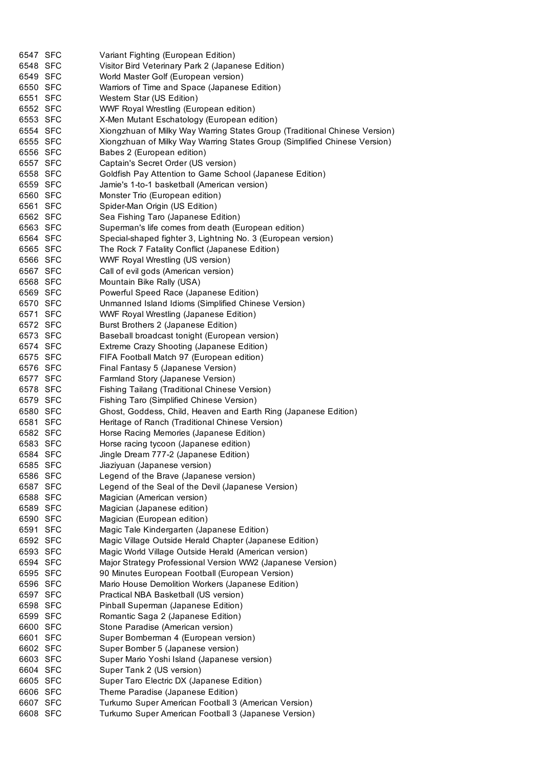| | | |
|---|---|---|
| 6547 | SFC | Variant Fighting (European Edition) |
| 6548 | SFC | Visitor Bird Veterinary Park 2 (Japanese Edition) |
| 6549 | SFC | World Master Golf (European version) |
| 6550 | SFC | Warriors of Time and Space (Japanese Edition) |
| 6551 | SFC | Western Star (US Edition) |
| 6552 | SFC | WWF Royal Wrestling (European edition) |
| 6553 | SFC | X-Men Mutant Eschatology (European edition) |
| 6554 | SFC | Xiongzhuan of Milky Way Warring States Group (Traditional Chinese Version) |
| 6555 | SFC | Xiongzhuan of Milky Way Warring States Group (Simplified Chinese Version) |
| 6556 | SFC | Babes 2 (European edition) |
| 6557 | SFC | Captain's Secret Order (US version) |
| 6558 | SFC | Goldfish Pay Attention to Game School (Japanese Edition) |
| 6559 | SFC | Jamie's 1-to-1 basketball (American version) |
| 6560 | SFC | Monster Trio (European edition) |
| 6561 | SFC | Spider-Man Origin (US Edition) |
| 6562 | SFC | Sea Fishing Taro (Japanese Edition) |
| 6563 | SFC | Superman's life comes from death (European edition) |
| 6564 | SFC | Special-shaped fighter 3, Lightning No. 3 (European version) |
| 6565 | SFC | The Rock 7 Fatality Conflict (Japanese Edition) |
| 6566 | SFC | WWF Royal Wrestling (US version) |
| 6567 | SFC | Call of evil gods (American version) |
| 6568 | SFC | Mountain Bike Rally (USA) |
| 6569 | SFC | Powerful Speed Race (Japanese Edition) |
| 6570 | SFC | Unmanned Island Idioms (Simplified Chinese Version) |
| 6571 | SFC | WWF Royal Wrestling (Japanese Edition) |
| 6572 | SFC | Burst Brothers 2 (Japanese Edition) |
| 6573 | SFC | Baseball broadcast tonight (European version) |
| 6574 | SFC | Extreme Crazy Shooting (Japanese Edition) |
| 6575 | SFC | FIFA Football Match 97 (European edition) |
| 6576 | SFC | Final Fantasy 5 (Japanese Version) |
| 6577 | SFC | Farmland Story (Japanese Version) |
| 6578 | SFC | Fishing Tailang (Traditional Chinese Version) |
| 6579 | SFC | Fishing Taro (Simplified Chinese Version) |
| 6580 | SFC | Ghost, Goddess, Child, Heaven and Earth Ring (Japanese Edition) |
| 6581 | SFC | Heritage of Ranch (Traditional Chinese Version) |
| 6582 | SFC | Horse Racing Memories (Japanese Edition) |
| 6583 | SFC | Horse racing tycoon (Japanese edition) |
| 6584 | SFC | Jingle Dream 777-2 (Japanese Edition) |
| 6585 | SFC | Jiaziyuan (Japanese version) |
| 6586 | SFC | Legend of the Brave (Japanese version) |
| 6587 | SFC | Legend of the Seal of the Devil (Japanese Version) |
| 6588 | SFC | Magician (American version) |
| 6589 | SFC | Magician (Japanese edition) |
| 6590 | SFC | Magician (European edition) |
| 6591 | SFC | Magic Tale Kindergarten (Japanese Edition) |
| 6592 | SFC | Magic Village Outside Herald Chapter (Japanese Edition) |
| 6593 | SFC | Magic World Village Outside Herald (American version) |
| 6594 | SFC | Major Strategy Professional Version WW2 (Japanese Version) |
| 6595 | SFC | 90 Minutes European Football (European Version) |
| 6596 | SFC | Mario House Demolition Workers (Japanese Edition) |
| 6597 | SFC | Practical NBA Basketball (US version) |
| 6598 | SFC | Pinball Superman (Japanese Edition) |
| 6599 | SFC | Romantic Saga 2 (Japanese Edition) |
| 6600 | SFC | Stone Paradise (American version) |
| 6601 | SFC | Super Bomberman 4 (European version) |
| 6602 | SFC | Super Bomber 5 (Japanese version) |
| 6603 | SFC | Super Mario Yoshi Island (Japanese version) |
| 6604 | SFC | Super Tank 2 (US version) |
| 6605 | SFC | Super Taro Electric DX (Japanese Edition) |
| 6606 | SFC | Theme Paradise (Japanese Edition) |
| 6607 | SFC | Turkumo Super American Football 3 (American Version) |
| 6608 | SFC | Turkumo Super American Football 3 (Japanese Version) |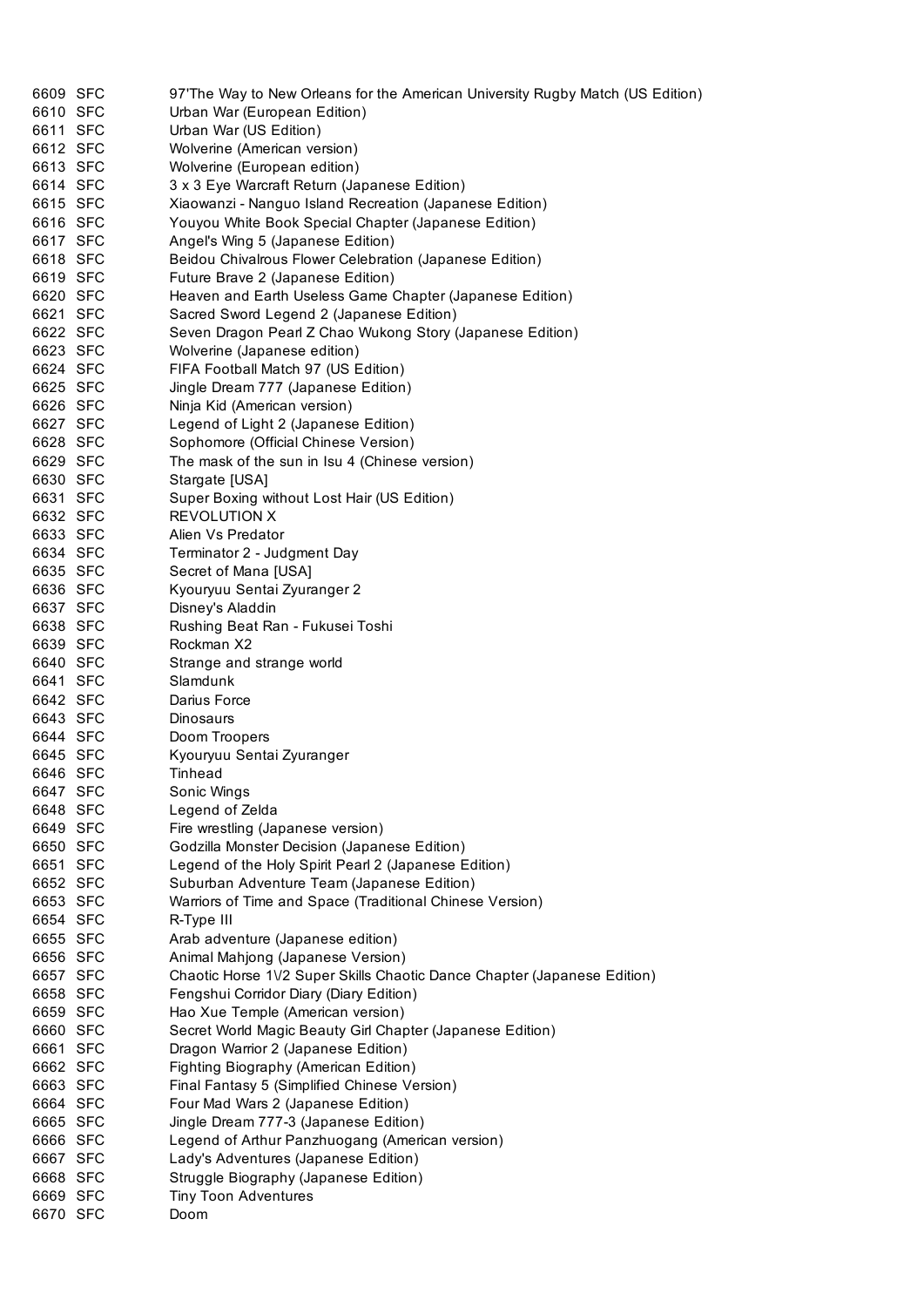| | | |
|---|---|---|
| 6609 | SFC | 97'The Way to New Orleans for the American University Rugby Match (US Edition) |
| 6610 | SFC | Urban War (European Edition) |
| 6611 | SFC | Urban War (US Edition) |
| 6612 | SFC | Wolverine (American version) |
| 6613 | SFC | Wolverine (European edition) |
| 6614 | SFC | 3 x 3 Eye Warcraft Return (Japanese Edition) |
| 6615 | SFC | Xiaowanzi - Nanguo Island Recreation (Japanese Edition) |
| 6616 | SFC | Youyou White Book Special Chapter (Japanese Edition) |
| 6617 | SFC | Angel's Wing 5 (Japanese Edition) |
| 6618 | SFC | Beidou Chivalrous Flower Celebration (Japanese Edition) |
| 6619 | SFC | Future Brave 2 (Japanese Edition) |
| 6620 | SFC | Heaven and Earth Useless Game Chapter (Japanese Edition) |
| 6621 | SFC | Sacred Sword Legend 2 (Japanese Edition) |
| 6622 | SFC | Seven Dragon Pearl Z Chao Wukong Story (Japanese Edition) |
| 6623 | SFC | Wolverine (Japanese edition) |
| 6624 | SFC | FIFA Football Match 97 (US Edition) |
| 6625 | SFC | Jingle Dream 777 (Japanese Edition) |
| 6626 | SFC | Ninja Kid (American version) |
| 6627 | SFC | Legend of Light 2 (Japanese Edition) |
| 6628 | SFC | Sophomore (Official Chinese Version) |
| 6629 | SFC | The mask of the sun in Isu 4 (Chinese version) |
| 6630 | SFC | Stargate [USA] |
| 6631 | SFC | Super Boxing without Lost Hair (US Edition) |
| 6632 | SFC | REVOLUTION X |
| 6633 | SFC | Alien Vs Predator |
| 6634 | SFC | Terminator 2 - Judgment Day |
| 6635 | SFC | Secret of Mana [USA] |
| 6636 | SFC | Kyouryuu Sentai Zyuranger 2 |
| 6637 | SFC | Disney's Aladdin |
| 6638 | SFC | Rushing Beat Ran - Fukusei Toshi |
| 6639 | SFC | Rockman X2 |
| 6640 | SFC | Strange and strange world |
| 6641 | SFC | Slamdunk |
| 6642 | SFC | Darius Force |
| 6643 | SFC | Dinosaurs |
| 6644 | SFC | Doom Troopers |
| 6645 | SFC | Kyouryuu Sentai Zyuranger |
| 6646 | SFC | Tinhead |
| 6647 | SFC | Sonic Wings |
| 6648 | SFC | Legend of Zelda |
| 6649 | SFC | Fire wrestling (Japanese version) |
| 6650 | SFC | Godzilla Monster Decision (Japanese Edition) |
| 6651 | SFC | Legend of the Holy Spirit Pearl 2 (Japanese Edition) |
| 6652 | SFC | Suburban Adventure Team (Japanese Edition) |
| 6653 | SFC | Warriors of Time and Space (Traditional Chinese Version) |
| 6654 | SFC | R-Type III |
| 6655 | SFC | Arab adventure (Japanese edition) |
| 6656 | SFC | Animal Mahjong (Japanese Version) |
| 6657 | SFC | Chaotic Horse 1\/2 Super Skills Chaotic Dance Chapter (Japanese Edition) |
| 6658 | SFC | Fengshui Corridor Diary (Diary Edition) |
| 6659 | SFC | Hao Xue Temple (American version) |
| 6660 | SFC | Secret World Magic Beauty Girl Chapter (Japanese Edition) |
| 6661 | SFC | Dragon Warrior 2 (Japanese Edition) |
| 6662 | SFC | Fighting Biography (American Edition) |
| 6663 | SFC | Final Fantasy 5 (Simplified Chinese Version) |
| 6664 | SFC | Four Mad Wars 2 (Japanese Edition) |
| 6665 | SFC | Jingle Dream 777-3 (Japanese Edition) |
| 6666 | SFC | Legend of Arthur Panzhuogang (American version) |
| 6667 | SFC | Lady's Adventures (Japanese Edition) |
| 6668 | SFC | Struggle Biography (Japanese Edition) |
| 6669 | SFC | Tiny Toon Adventures |
| 6670 | SFC | Doom |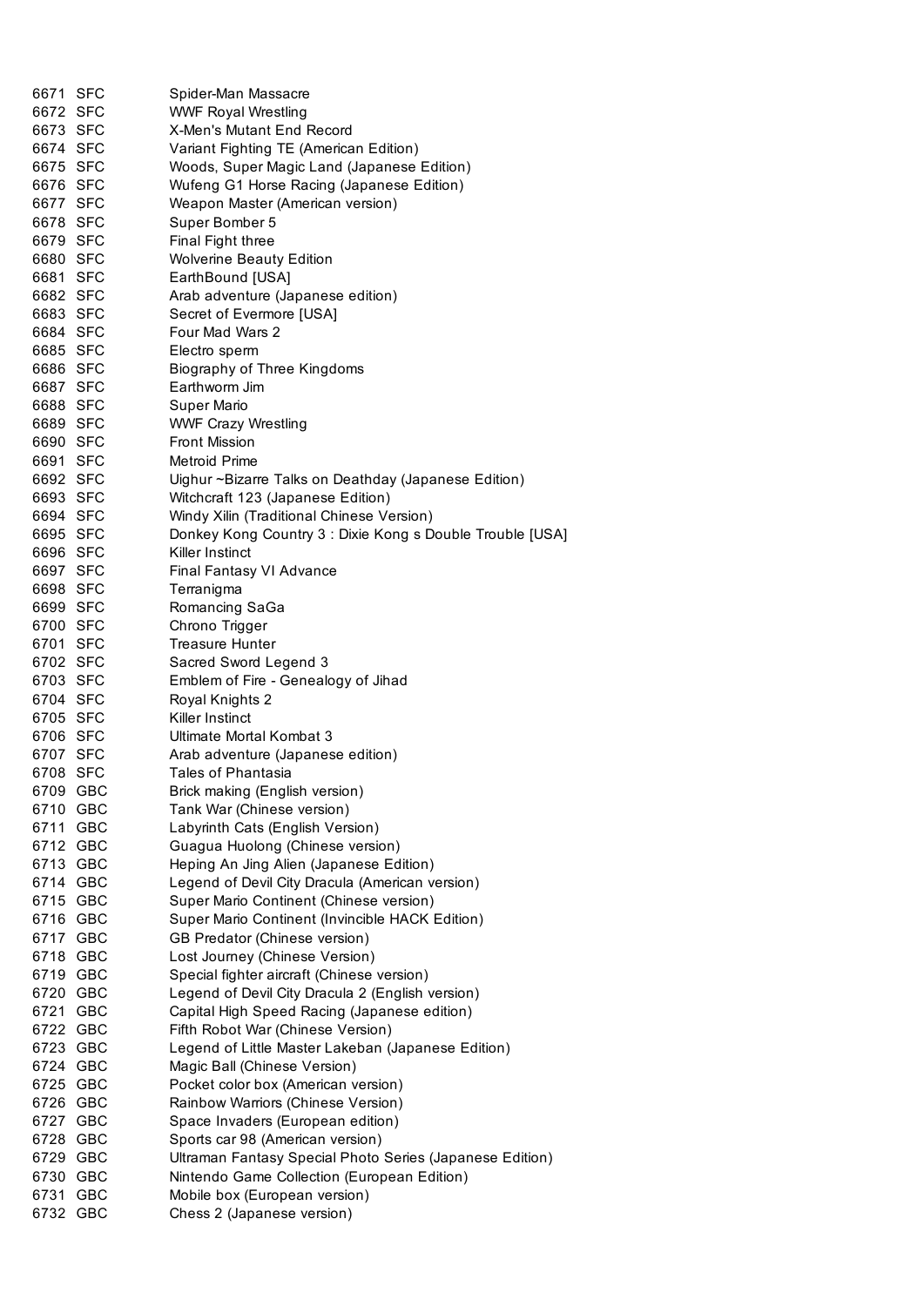| | | |
|---|---|---|
| 6671 | SFC | Spider-Man Massacre |
| 6672 | SFC | WWF Royal Wrestling |
| 6673 | SFC | X-Men's Mutant End Record |
| 6674 | SFC | Variant Fighting TE (American Edition) |
| 6675 | SFC | Woods, Super Magic Land (Japanese Edition) |
| 6676 | SFC | Wufeng G1 Horse Racing (Japanese Edition) |
| 6677 | SFC | Weapon Master (American version) |
| 6678 | SFC | Super Bomber 5 |
| 6679 | SFC | Final Fight three |
| 6680 | SFC | Wolverine Beauty Edition |
| 6681 | SFC | EarthBound [USA] |
| 6682 | SFC | Arab adventure (Japanese edition) |
| 6683 | SFC | Secret of Evermore [USA] |
| 6684 | SFC | Four Mad Wars 2 |
| 6685 | SFC | Electro sperm |
| 6686 | SFC | Biography of Three Kingdoms |
| 6687 | SFC | Earthworm Jim |
| 6688 | SFC | Super Mario |
| 6689 | SFC | WWF Crazy Wrestling |
| 6690 | SFC | Front Mission |
| 6691 | SFC | Metroid Prime |
| 6692 | SFC | Uighur ~Bizarre Talks on Deathday (Japanese Edition) |
| 6693 | SFC | Witchcraft 123 (Japanese Edition) |
| 6694 | SFC | Windy Xilin (Traditional Chinese Version) |
| 6695 | SFC | Donkey Kong Country 3 : Dixie Kong s Double Trouble [USA] |
| 6696 | SFC | Killer Instinct |
| 6697 | SFC | Final Fantasy VI Advance |
| 6698 | SFC | Terranigma |
| 6699 | SFC | Romancing SaGa |
| 6700 | SFC | Chrono Trigger |
| 6701 | SFC | Treasure Hunter |
| 6702 | SFC | Sacred Sword Legend 3 |
| 6703 | SFC | Emblem of Fire - Genealogy of Jihad |
| 6704 | SFC | Royal Knights 2 |
| 6705 | SFC | Killer Instinct |
| 6706 | SFC | Ultimate Mortal Kombat 3 |
| 6707 | SFC | Arab adventure (Japanese edition) |
| 6708 | SFC | Tales of Phantasia |
| 6709 | GBC | Brick making (English version) |
| 6710 | GBC | Tank War (Chinese version) |
| 6711 | GBC | Labyrinth Cats (English Version) |
| 6712 | GBC | Guagua Huolong (Chinese version) |
| 6713 | GBC | Heping An Jing Alien (Japanese Edition) |
| 6714 | GBC | Legend of Devil City Dracula (American version) |
| 6715 | GBC | Super Mario Continent (Chinese version) |
| 6716 | GBC | Super Mario Continent (Invincible HACK Edition) |
| 6717 | GBC | GB Predator (Chinese version) |
| 6718 | GBC | Lost Journey (Chinese Version) |
| 6719 | GBC | Special fighter aircraft (Chinese version) |
| 6720 | GBC | Legend of Devil City Dracula 2 (English version) |
| 6721 | GBC | Capital High Speed Racing (Japanese edition) |
| 6722 | GBC | Fifth Robot War (Chinese Version) |
| 6723 | GBC | Legend of Little Master Lakeban (Japanese Edition) |
| 6724 | GBC | Magic Ball (Chinese Version) |
| 6725 | GBC | Pocket color box (American version) |
| 6726 | GBC | Rainbow Warriors (Chinese Version) |
| 6727 | GBC | Space Invaders (European edition) |
| 6728 | GBC | Sports car 98 (American version) |
| 6729 | GBC | Ultraman Fantasy Special Photo Series (Japanese Edition) |
| 6730 | GBC | Nintendo Game Collection (European Edition) |
| 6731 | GBC | Mobile box (European version) |
| 6732 | GBC | Chess 2 (Japanese version) |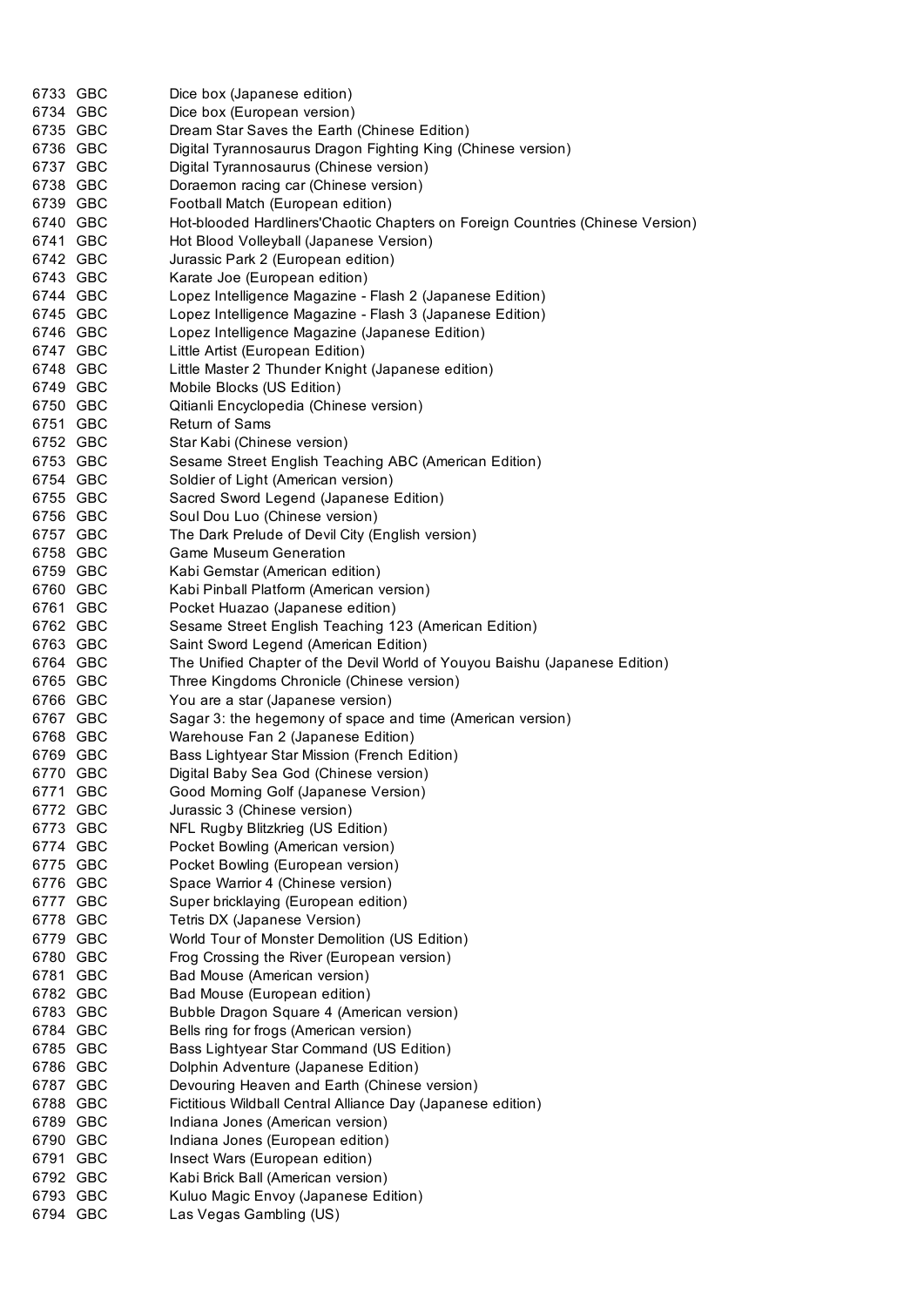| | | |
|---|---|---|
| 6733 | GBC | Dice box (Japanese edition) |
| 6734 | GBC | Dice box (European version) |
| 6735 | GBC | Dream Star Saves the Earth (Chinese Edition) |
| 6736 | GBC | Digital Tyrannosaurus Dragon Fighting King (Chinese version) |
| 6737 | GBC | Digital Tyrannosaurus (Chinese version) |
| 6738 | GBC | Doraemon racing car (Chinese version) |
| 6739 | GBC | Football Match (European edition) |
| 6740 | GBC | Hot-blooded Hardliners'Chaotic Chapters on Foreign Countries (Chinese Version) |
| 6741 | GBC | Hot Blood Volleyball (Japanese Version) |
| 6742 | GBC | Jurassic Park 2 (European edition) |
| 6743 | GBC | Karate Joe (European edition) |
| 6744 | GBC | Lopez Intelligence Magazine - Flash 2 (Japanese Edition) |
| 6745 | GBC | Lopez Intelligence Magazine - Flash 3 (Japanese Edition) |
| 6746 | GBC | Lopez Intelligence Magazine (Japanese Edition) |
| 6747 | GBC | Little Artist (European Edition) |
| 6748 | GBC | Little Master 2 Thunder Knight (Japanese edition) |
| 6749 | GBC | Mobile Blocks (US Edition) |
| 6750 | GBC | Qitianli Encyclopedia (Chinese version) |
| 6751 | GBC | Return of Sams |
| 6752 | GBC | Star Kabi (Chinese version) |
| 6753 | GBC | Sesame Street English Teaching ABC (American Edition) |
| 6754 | GBC | Soldier of Light (American version) |
| 6755 | GBC | Sacred Sword Legend (Japanese Edition) |
| 6756 | GBC | Soul Dou Luo (Chinese version) |
| 6757 | GBC | The Dark Prelude of Devil City (English version) |
| 6758 | GBC | Game Museum Generation |
| 6759 | GBC | Kabi Gemstar (American edition) |
| 6760 | GBC | Kabi Pinball Platform (American version) |
| 6761 | GBC | Pocket Huazao (Japanese edition) |
| 6762 | GBC | Sesame Street English Teaching 123 (American Edition) |
| 6763 | GBC | Saint Sword Legend (American Edition) |
| 6764 | GBC | The Unified Chapter of the Devil World of Youyou Baishu (Japanese Edition) |
| 6765 | GBC | Three Kingdoms Chronicle (Chinese version) |
| 6766 | GBC | You are a star (Japanese version) |
| 6767 | GBC | Sagar 3: the hegemony of space and time (American version) |
| 6768 | GBC | Warehouse Fan 2 (Japanese Edition) |
| 6769 | GBC | Bass Lightyear Star Mission (French Edition) |
| 6770 | GBC | Digital Baby Sea God (Chinese version) |
| 6771 | GBC | Good Morning Golf (Japanese Version) |
| 6772 | GBC | Jurassic 3 (Chinese version) |
| 6773 | GBC | NFL Rugby Blitzkrieg (US Edition) |
| 6774 | GBC | Pocket Bowling (American version) |
| 6775 | GBC | Pocket Bowling (European version) |
| 6776 | GBC | Space Warrior 4 (Chinese version) |
| 6777 | GBC | Super bricklaying (European edition) |
| 6778 | GBC | Tetris DX (Japanese Version) |
| 6779 | GBC | World Tour of Monster Demolition (US Edition) |
| 6780 | GBC | Frog Crossing the River (European version) |
| 6781 | GBC | Bad Mouse (American version) |
| 6782 | GBC | Bad Mouse (European edition) |
| 6783 | GBC | Bubble Dragon Square 4 (American version) |
| 6784 | GBC | Bells ring for frogs (American version) |
| 6785 | GBC | Bass Lightyear Star Command (US Edition) |
| 6786 | GBC | Dolphin Adventure (Japanese Edition) |
| 6787 | GBC | Devouring Heaven and Earth (Chinese version) |
| 6788 | GBC | Fictitious Wildball Central Alliance Day (Japanese edition) |
| 6789 | GBC | Indiana Jones (American version) |
| 6790 | GBC | Indiana Jones (European edition) |
| 6791 | GBC | Insect Wars (European edition) |
| 6792 | GBC | Kabi Brick Ball (American version) |
| 6793 | GBC | Kuluo Magic Envoy (Japanese Edition) |
| 6794 | GBC | Las Vegas Gambling (US) |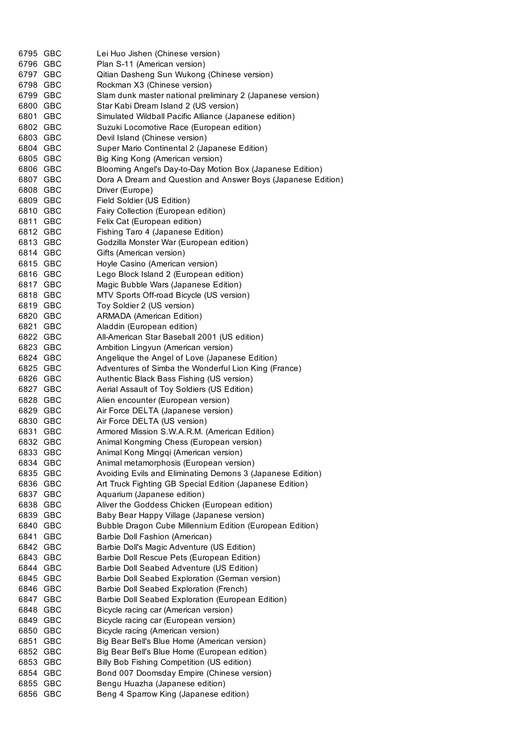| | | |
|---|---|---|
| 6795 | GBC | Lei Huo Jishen (Chinese version) |
| 6796 | GBC | Plan S-11 (American version) |
| 6797 | GBC | Qitian Dasheng Sun Wukong (Chinese version) |
| 6798 | GBC | Rockman X3 (Chinese version) |
| 6799 | GBC | Slam dunk master national preliminary 2 (Japanese version) |
| 6800 | GBC | Star Kabi Dream Island 2 (US version) |
| 6801 | GBC | Simulated Wildball Pacific Alliance (Japanese edition) |
| 6802 | GBC | Suzuki Locomotive Race (European edition) |
| 6803 | GBC | Devil Island (Chinese version) |
| 6804 | GBC | Super Mario Continental 2 (Japanese Edition) |
| 6805 | GBC | Big King Kong (American version) |
| 6806 | GBC | Blooming Angel's Day-to-Day Motion Box (Japanese Edition) |
| 6807 | GBC | Dora A Dream and Question and Answer Boys (Japanese Edition) |
| 6808 | GBC | Driver (Europe) |
| 6809 | GBC | Field Soldier (US Edition) |
| 6810 | GBC | Fairy Collection (European edition) |
| 6811 | GBC | Felix Cat (European edition) |
| 6812 | GBC | Fishing Taro 4 (Japanese Edition) |
| 6813 | GBC | Godzilla Monster War (European edition) |
| 6814 | GBC | Gifts (American version) |
| 6815 | GBC | Hoyle Casino (American version) |
| 6816 | GBC | Lego Block Island 2 (European edition) |
| 6817 | GBC | Magic Bubble Wars (Japanese Edition) |
| 6818 | GBC | MTV Sports Off-road Bicycle (US version) |
| 6819 | GBC | Toy Soldier 2 (US version) |
| 6820 | GBC | ARMADA (American Edition) |
| 6821 | GBC | Aladdin (European edition) |
| 6822 | GBC | All-American Star Baseball 2001 (US edition) |
| 6823 | GBC | Ambition Lingyun (American version) |
| 6824 | GBC | Angelique the Angel of Love (Japanese Edition) |
| 6825 | GBC | Adventures of Simba the Wonderful Lion King (France) |
| 6826 | GBC | Authentic Black Bass Fishing (US version) |
| 6827 | GBC | Aerial Assault of Toy Soldiers (US Edition) |
| 6828 | GBC | Alien encounter (European version) |
| 6829 | GBC | Air Force DELTA (Japanese version) |
| 6830 | GBC | Air Force DELTA (US version) |
| 6831 | GBC | Armored Mission S.W.A.R.M. (American Edition) |
| 6832 | GBC | Animal Kongming Chess (European version) |
| 6833 | GBC | Animal Kong Mingqi (American version) |
| 6834 | GBC | Animal metamorphosis (European version) |
| 6835 | GBC | Avoiding Evils and Eliminating Demons 3 (Japanese Edition) |
| 6836 | GBC | Art Truck Fighting GB Special Edition (Japanese Edition) |
| 6837 | GBC | Aquarium (Japanese edition) |
| 6838 | GBC | Aliver the Goddess Chicken (European edition) |
| 6839 | GBC | Baby Bear Happy Village (Japanese version) |
| 6840 | GBC | Bubble Dragon Cube Millennium Edition (European Edition) |
| 6841 | GBC | Barbie Doll Fashion (American) |
| 6842 | GBC | Barbie Doll's Magic Adventure (US Edition) |
| 6843 | GBC | Barbie Doll Rescue Pets (European Edition) |
| 6844 | GBC | Barbie Doll Seabed Adventure (US Edition) |
| 6845 | GBC | Barbie Doll Seabed Exploration (German version) |
| 6846 | GBC | Barbie Doll Seabed Exploration (French) |
| 6847 | GBC | Barbie Doll Seabed Exploration (European Edition) |
| 6848 | GBC | Bicycle racing car (American version) |
| 6849 | GBC | Bicycle racing car (European version) |
| 6850 | GBC | Bicycle racing (American version) |
| 6851 | GBC | Big Bear Bell's Blue Home (American version) |
| 6852 | GBC | Big Bear Bell's Blue Home (European edition) |
| 6853 | GBC | Billy Bob Fishing Competition (US edition) |
| 6854 | GBC | Bond 007 Doomsday Empire (Chinese version) |
| 6855 | GBC | Bengu Huazha (Japanese edition) |
| 6856 | GBC | Beng 4 Sparrow King (Japanese edition) |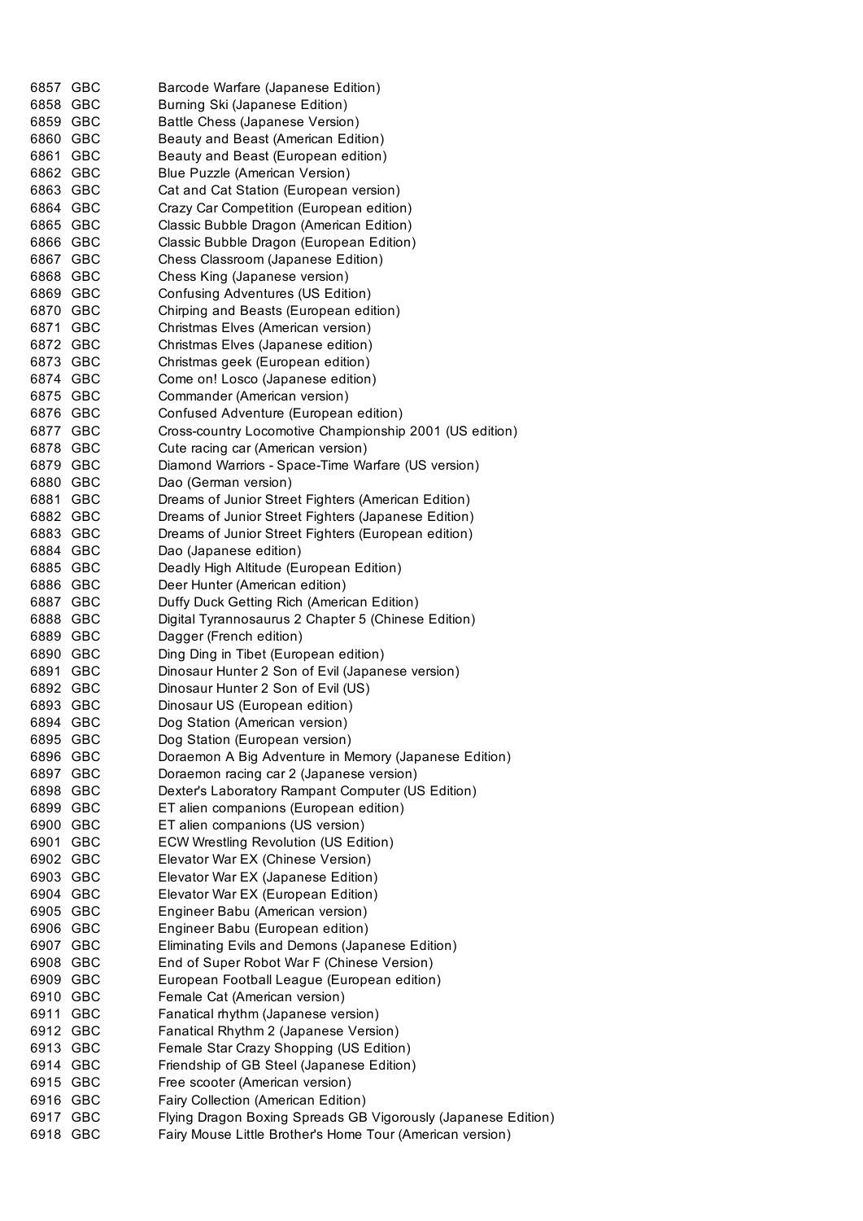| | | |
|---|---|---|
| 6857 | GBC | Barcode Warfare (Japanese Edition) |
| 6858 | GBC | Burning Ski (Japanese Edition) |
| 6859 | GBC | Battle Chess (Japanese Version) |
| 6860 | GBC | Beauty and Beast (American Edition) |
| 6861 | GBC | Beauty and Beast (European edition) |
| 6862 | GBC | Blue Puzzle (American Version) |
| 6863 | GBC | Cat and Cat Station (European version) |
| 6864 | GBC | Crazy Car Competition (European edition) |
| 6865 | GBC | Classic Bubble Dragon (American Edition) |
| 6866 | GBC | Classic Bubble Dragon (European Edition) |
| 6867 | GBC | Chess Classroom (Japanese Edition) |
| 6868 | GBC | Chess King (Japanese version) |
| 6869 | GBC | Confusing Adventures (US Edition) |
| 6870 | GBC | Chirping and Beasts (European edition) |
| 6871 | GBC | Christmas Elves (American version) |
| 6872 | GBC | Christmas Elves (Japanese edition) |
| 6873 | GBC | Christmas geek (European edition) |
| 6874 | GBC | Come on! Losco (Japanese edition) |
| 6875 | GBC | Commander (American version) |
| 6876 | GBC | Confused Adventure (European edition) |
| 6877 | GBC | Cross-country Locomotive Championship 2001 (US edition) |
| 6878 | GBC | Cute racing car (American version) |
| 6879 | GBC | Diamond Warriors - Space-Time Warfare (US version) |
| 6880 | GBC | Dao (German version) |
| 6881 | GBC | Dreams of Junior Street Fighters (American Edition) |
| 6882 | GBC | Dreams of Junior Street Fighters (Japanese Edition) |
| 6883 | GBC | Dreams of Junior Street Fighters (European edition) |
| 6884 | GBC | Dao (Japanese edition) |
| 6885 | GBC | Deadly High Altitude (European Edition) |
| 6886 | GBC | Deer Hunter (American edition) |
| 6887 | GBC | Duffy Duck Getting Rich (American Edition) |
| 6888 | GBC | Digital Tyrannosaurus 2 Chapter 5 (Chinese Edition) |
| 6889 | GBC | Dagger (French edition) |
| 6890 | GBC | Ding Ding in Tibet (European edition) |
| 6891 | GBC | Dinosaur Hunter 2 Son of Evil (Japanese version) |
| 6892 | GBC | Dinosaur Hunter 2 Son of Evil (US) |
| 6893 | GBC | Dinosaur US (European edition) |
| 6894 | GBC | Dog Station (American version) |
| 6895 | GBC | Dog Station (European version) |
| 6896 | GBC | Doraemon A Big Adventure in Memory (Japanese Edition) |
| 6897 | GBC | Doraemon racing car 2 (Japanese version) |
| 6898 | GBC | Dexter's Laboratory Rampant Computer (US Edition) |
| 6899 | GBC | ET alien companions (European edition) |
| 6900 | GBC | ET alien companions (US version) |
| 6901 | GBC | ECW Wrestling Revolution (US Edition) |
| 6902 | GBC | Elevator War EX (Chinese Version) |
| 6903 | GBC | Elevator War EX (Japanese Edition) |
| 6904 | GBC | Elevator War EX (European Edition) |
| 6905 | GBC | Engineer Babu (American version) |
| 6906 | GBC | Engineer Babu (European edition) |
| 6907 | GBC | Eliminating Evils and Demons (Japanese Edition) |
| 6908 | GBC | End of Super Robot War F (Chinese Version) |
| 6909 | GBC | European Football League (European edition) |
| 6910 | GBC | Female Cat (American version) |
| 6911 | GBC | Fanatical rhythm (Japanese version) |
| 6912 | GBC | Fanatical Rhythm 2 (Japanese Version) |
| 6913 | GBC | Female Star Crazy Shopping (US Edition) |
| 6914 | GBC | Friendship of GB Steel (Japanese Edition) |
| 6915 | GBC | Free scooter (American version) |
| 6916 | GBC | Fairy Collection (American Edition) |
| 6917 | GBC | Flying Dragon Boxing Spreads GB Vigorously (Japanese Edition) |
| 6918 | GBC | Fairy Mouse Little Brother's Home Tour (American version) |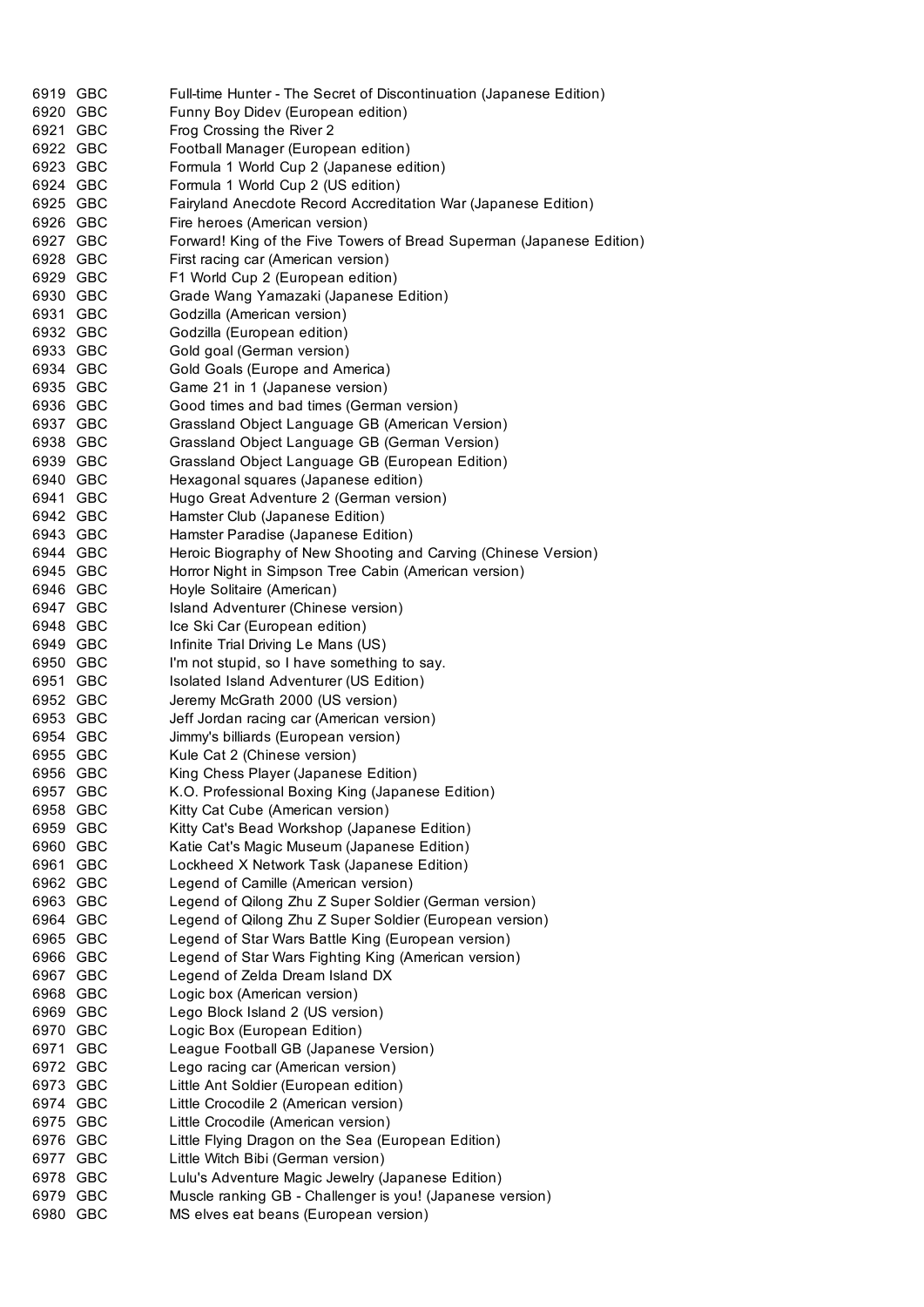| | | |
|---|---|---|
| 6919 | GBC | Full-time Hunter - The Secret of Discontinuation (Japanese Edition) |
| 6920 | GBC | Funny Boy Didev (European edition) |
| 6921 | GBC | Frog Crossing the River 2 |
| 6922 | GBC | Football Manager (European edition) |
| 6923 | GBC | Formula 1 World Cup 2 (Japanese edition) |
| 6924 | GBC | Formula 1 World Cup 2 (US edition) |
| 6925 | GBC | Fairyland Anecdote Record Accreditation War (Japanese Edition) |
| 6926 | GBC | Fire heroes (American version) |
| 6927 | GBC | Forward! King of the Five Towers of Bread Superman (Japanese Edition) |
| 6928 | GBC | First racing car (American version) |
| 6929 | GBC | F1 World Cup 2 (European edition) |
| 6930 | GBC | Grade Wang Yamazaki (Japanese Edition) |
| 6931 | GBC | Godzilla (American version) |
| 6932 | GBC | Godzilla (European edition) |
| 6933 | GBC | Gold goal (German version) |
| 6934 | GBC | Gold Goals (Europe and America) |
| 6935 | GBC | Game 21 in 1 (Japanese version) |
| 6936 | GBC | Good times and bad times (German version) |
| 6937 | GBC | Grassland Object Language GB (American Version) |
| 6938 | GBC | Grassland Object Language GB (German Version) |
| 6939 | GBC | Grassland Object Language GB (European Edition) |
| 6940 | GBC | Hexagonal squares (Japanese edition) |
| 6941 | GBC | Hugo Great Adventure 2 (German version) |
| 6942 | GBC | Hamster Club (Japanese Edition) |
| 6943 | GBC | Hamster Paradise (Japanese Edition) |
| 6944 | GBC | Heroic Biography of New Shooting and Carving (Chinese Version) |
| 6945 | GBC | Horror Night in Simpson Tree Cabin (American version) |
| 6946 | GBC | Hoyle Solitaire (American) |
| 6947 | GBC | Island Adventurer (Chinese version) |
| 6948 | GBC | Ice Ski Car (European edition) |
| 6949 | GBC | Infinite Trial Driving Le Mans (US) |
| 6950 | GBC | I'm not stupid, so I have something to say. |
| 6951 | GBC | Isolated Island Adventurer (US Edition) |
| 6952 | GBC | Jeremy McGrath 2000 (US version) |
| 6953 | GBC | Jeff Jordan racing car (American version) |
| 6954 | GBC | Jimmy's billiards (European version) |
| 6955 | GBC | Kule Cat 2 (Chinese version) |
| 6956 | GBC | King Chess Player (Japanese Edition) |
| 6957 | GBC | K.O. Professional Boxing King (Japanese Edition) |
| 6958 | GBC | Kitty Cat Cube (American version) |
| 6959 | GBC | Kitty Cat's Bead Workshop (Japanese Edition) |
| 6960 | GBC | Katie Cat's Magic Museum (Japanese Edition) |
| 6961 | GBC | Lockheed X Network Task (Japanese Edition) |
| 6962 | GBC | Legend of Camille (American version) |
| 6963 | GBC | Legend of Qilong Zhu Z Super Soldier (German version) |
| 6964 | GBC | Legend of Qilong Zhu Z Super Soldier (European version) |
| 6965 | GBC | Legend of Star Wars Battle King (European version) |
| 6966 | GBC | Legend of Star Wars Fighting King (American version) |
| 6967 | GBC | Legend of Zelda Dream Island DX |
| 6968 | GBC | Logic box (American version) |
| 6969 | GBC | Lego Block Island 2 (US version) |
| 6970 | GBC | Logic Box (European Edition) |
| 6971 | GBC | League Football GB (Japanese Version) |
| 6972 | GBC | Lego racing car (American version) |
| 6973 | GBC | Little Ant Soldier (European edition) |
| 6974 | GBC | Little Crocodile 2 (American version) |
| 6975 | GBC | Little Crocodile (American version) |
| 6976 | GBC | Little Flying Dragon on the Sea (European Edition) |
| 6977 | GBC | Little Witch Bibi (German version) |
| 6978 | GBC | Lulu's Adventure Magic Jewelry (Japanese Edition) |
| 6979 | GBC | Muscle ranking GB - Challenger is you! (Japanese version) |
| 6980 | GBC | MS elves eat beans (European version) |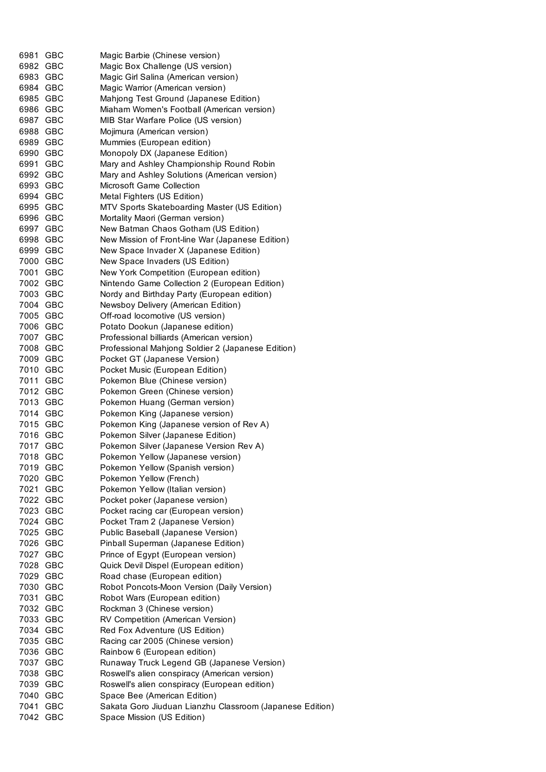| | | |
|---|---|---|
| 6981 | GBC | Magic Barbie (Chinese version) |
| 6982 | GBC | Magic Box Challenge (US version) |
| 6983 | GBC | Magic Girl Salina (American version) |
| 6984 | GBC | Magic Warrior (American version) |
| 6985 | GBC | Mahjong Test Ground (Japanese Edition) |
| 6986 | GBC | Miaham Women's Football (American version) |
| 6987 | GBC | MIB Star Warfare Police (US version) |
| 6988 | GBC | Mojimura (American version) |
| 6989 | GBC | Mummies (European edition) |
| 6990 | GBC | Monopoly DX (Japanese Edition) |
| 6991 | GBC | Mary and Ashley Championship Round Robin |
| 6992 | GBC | Mary and Ashley Solutions (American version) |
| 6993 | GBC | Microsoft Game Collection |
| 6994 | GBC | Metal Fighters (US Edition) |
| 6995 | GBC | MTV Sports Skateboarding Master (US Edition) |
| 6996 | GBC | Mortality Maori (German version) |
| 6997 | GBC | New Batman Chaos Gotham (US Edition) |
| 6998 | GBC | New Mission of Front-line War (Japanese Edition) |
| 6999 | GBC | New Space Invader X (Japanese Edition) |
| 7000 | GBC | New Space Invaders (US Edition) |
| 7001 | GBC | New York Competition (European edition) |
| 7002 | GBC | Nintendo Game Collection 2 (European Edition) |
| 7003 | GBC | Nordy and Birthday Party (European edition) |
| 7004 | GBC | Newsboy Delivery (American Edition) |
| 7005 | GBC | Off-road locomotive (US version) |
| 7006 | GBC | Potato Dookun (Japanese edition) |
| 7007 | GBC | Professional billiards (American version) |
| 7008 | GBC | Professional Mahjong Soldier 2 (Japanese Edition) |
| 7009 | GBC | Pocket GT (Japanese Version) |
| 7010 | GBC | Pocket Music (European Edition) |
| 7011 | GBC | Pokemon Blue (Chinese version) |
| 7012 | GBC | Pokemon Green (Chinese version) |
| 7013 | GBC | Pokemon Huang (German version) |
| 7014 | GBC | Pokemon King (Japanese version) |
| 7015 | GBC | Pokemon King (Japanese version of Rev A) |
| 7016 | GBC | Pokemon Silver (Japanese Edition) |
| 7017 | GBC | Pokemon Silver (Japanese Version Rev A) |
| 7018 | GBC | Pokemon Yellow (Japanese version) |
| 7019 | GBC | Pokemon Yellow (Spanish version) |
| 7020 | GBC | Pokemon Yellow (French) |
| 7021 | GBC | Pokemon Yellow (Italian version) |
| 7022 | GBC | Pocket poker (Japanese version) |
| 7023 | GBC | Pocket racing car (European version) |
| 7024 | GBC | Pocket Tram 2 (Japanese Version) |
| 7025 | GBC | Public Baseball (Japanese Version) |
| 7026 | GBC | Pinball Superman (Japanese Edition) |
| 7027 | GBC | Prince of Egypt (European version) |
| 7028 | GBC | Quick Devil Dispel (European edition) |
| 7029 | GBC | Road chase (European edition) |
| 7030 | GBC | Robot Poncots-Moon Version (Daily Version) |
| 7031 | GBC | Robot Wars (European edition) |
| 7032 | GBC | Rockman 3 (Chinese version) |
| 7033 | GBC | RV Competition (American Version) |
| 7034 | GBC | Red Fox Adventure (US Edition) |
| 7035 | GBC | Racing car 2005 (Chinese version) |
| 7036 | GBC | Rainbow 6 (European edition) |
| 7037 | GBC | Runaway Truck Legend GB (Japanese Version) |
| 7038 | GBC | Roswell's alien conspiracy (American version) |
| 7039 | GBC | Roswell's alien conspiracy (European edition) |
| 7040 | GBC | Space Bee (American Edition) |
| 7041 | GBC | Sakata Goro Jiuduan Lianzhu Classroom (Japanese Edition) |
| 7042 | GBC | Space Mission (US Edition) |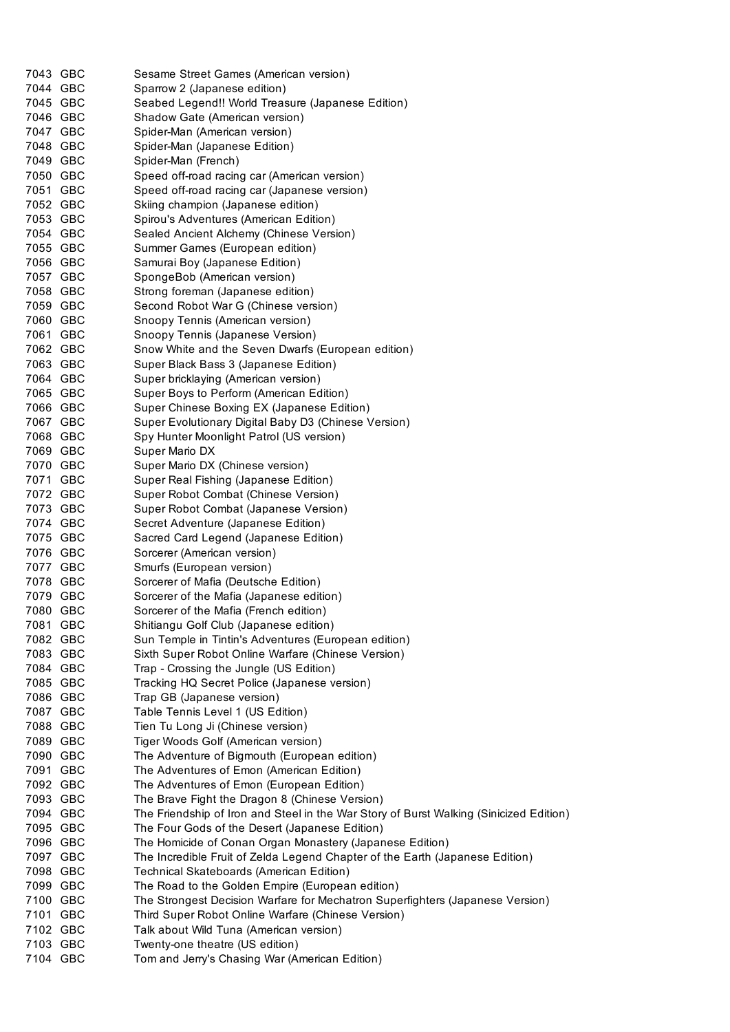| | | |
|---|---|---|
| 7043 | GBC | Sesame Street Games (American version) |
| 7044 | GBC | Sparrow 2 (Japanese edition) |
| 7045 | GBC | Seabed Legend!! World Treasure (Japanese Edition) |
| 7046 | GBC | Shadow Gate (American version) |
| 7047 | GBC | Spider-Man (American version) |
| 7048 | GBC | Spider-Man (Japanese Edition) |
| 7049 | GBC | Spider-Man (French) |
| 7050 | GBC | Speed off-road racing car (American version) |
| 7051 | GBC | Speed off-road racing car (Japanese version) |
| 7052 | GBC | Skiing champion (Japanese edition) |
| 7053 | GBC | Spirou's Adventures (American Edition) |
| 7054 | GBC | Sealed Ancient Alchemy (Chinese Version) |
| 7055 | GBC | Summer Games (European edition) |
| 7056 | GBC | Samurai Boy (Japanese Edition) |
| 7057 | GBC | SpongeBob (American version) |
| 7058 | GBC | Strong foreman (Japanese edition) |
| 7059 | GBC | Second Robot War G (Chinese version) |
| 7060 | GBC | Snoopy Tennis (American version) |
| 7061 | GBC | Snoopy Tennis (Japanese Version) |
| 7062 | GBC | Snow White and the Seven Dwarfs (European edition) |
| 7063 | GBC | Super Black Bass 3 (Japanese Edition) |
| 7064 | GBC | Super bricklaying (American version) |
| 7065 | GBC | Super Boys to Perform (American Edition) |
| 7066 | GBC | Super Chinese Boxing EX (Japanese Edition) |
| 7067 | GBC | Super Evolutionary Digital Baby D3 (Chinese Version) |
| 7068 | GBC | Spy Hunter Moonlight Patrol (US version) |
| 7069 | GBC | Super Mario DX |
| 7070 | GBC | Super Mario DX (Chinese version) |
| 7071 | GBC | Super Real Fishing (Japanese Edition) |
| 7072 | GBC | Super Robot Combat (Chinese Version) |
| 7073 | GBC | Super Robot Combat (Japanese Version) |
| 7074 | GBC | Secret Adventure (Japanese Edition) |
| 7075 | GBC | Sacred Card Legend (Japanese Edition) |
| 7076 | GBC | Sorcerer (American version) |
| 7077 | GBC | Smurfs (European version) |
| 7078 | GBC | Sorcerer of Mafia (Deutsche Edition) |
| 7079 | GBC | Sorcerer of the Mafia (Japanese edition) |
| 7080 | GBC | Sorcerer of the Mafia (French edition) |
| 7081 | GBC | Shitiangu Golf Club (Japanese edition) |
| 7082 | GBC | Sun Temple in Tintin's Adventures (European edition) |
| 7083 | GBC | Sixth Super Robot Online Warfare (Chinese Version) |
| 7084 | GBC | Trap - Crossing the Jungle (US Edition) |
| 7085 | GBC | Tracking HQ Secret Police (Japanese version) |
| 7086 | GBC | Trap GB (Japanese version) |
| 7087 | GBC | Table Tennis Level 1 (US Edition) |
| 7088 | GBC | Tien Tu Long Ji (Chinese version) |
| 7089 | GBC | Tiger Woods Golf (American version) |
| 7090 | GBC | The Adventure of Bigmouth (European edition) |
| 7091 | GBC | The Adventures of Emon (American Edition) |
| 7092 | GBC | The Adventures of Emon (European Edition) |
| 7093 | GBC | The Brave Fight the Dragon 8 (Chinese Version) |
| 7094 | GBC | The Friendship of Iron and Steel in the War Story of Burst Walking (Sinicized Edition) |
| 7095 | GBC | The Four Gods of the Desert (Japanese Edition) |
| 7096 | GBC | The Homicide of Conan Organ Monastery (Japanese Edition) |
| 7097 | GBC | The Incredible Fruit of Zelda Legend Chapter of the Earth (Japanese Edition) |
| 7098 | GBC | Technical Skateboards (American Edition) |
| 7099 | GBC | The Road to the Golden Empire (European edition) |
| 7100 | GBC | The Strongest Decision Warfare for Mechatron Superfighters (Japanese Version) |
| 7101 | GBC | Third Super Robot Online Warfare (Chinese Version) |
| 7102 | GBC | Talk about Wild Tuna (American version) |
| 7103 | GBC | Twenty-one theatre (US edition) |
| 7104 | GBC | Tom and Jerry's Chasing War (American Edition) |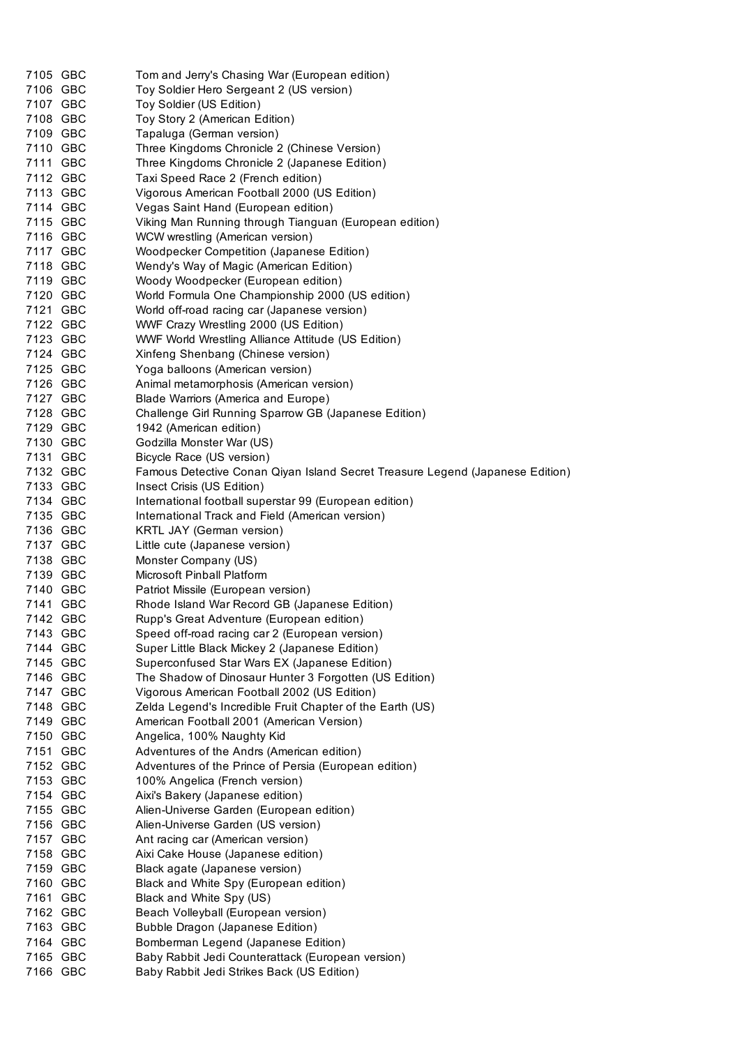| | | |
|---|---|---|
| 7105 | GBC | Tom and Jerry's Chasing War (European edition) |
| 7106 | GBC | Toy Soldier Hero Sergeant 2 (US version) |
| 7107 | GBC | Toy Soldier (US Edition) |
| 7108 | GBC | Toy Story 2 (American Edition) |
| 7109 | GBC | Tapaluga (German version) |
| 7110 | GBC | Three Kingdoms Chronicle 2 (Chinese Version) |
| 7111 | GBC | Three Kingdoms Chronicle 2 (Japanese Edition) |
| 7112 | GBC | Taxi Speed Race 2 (French edition) |
| 7113 | GBC | Vigorous American Football 2000 (US Edition) |
| 7114 | GBC | Vegas Saint Hand (European edition) |
| 7115 | GBC | Viking Man Running through Tianguan (European edition) |
| 7116 | GBC | WCW wrestling (American version) |
| 7117 | GBC | Woodpecker Competition (Japanese Edition) |
| 7118 | GBC | Wendy's Way of Magic (American Edition) |
| 7119 | GBC | Woody Woodpecker (European edition) |
| 7120 | GBC | World Formula One Championship 2000 (US edition) |
| 7121 | GBC | World off-road racing car (Japanese version) |
| 7122 | GBC | WWF Crazy Wrestling 2000 (US Edition) |
| 7123 | GBC | WWF World Wrestling Alliance Attitude (US Edition) |
| 7124 | GBC | Xinfeng Shenbang (Chinese version) |
| 7125 | GBC | Yoga balloons (American version) |
| 7126 | GBC | Animal metamorphosis (American version) |
| 7127 | GBC | Blade Warriors (America and Europe) |
| 7128 | GBC | Challenge Girl Running Sparrow GB (Japanese Edition) |
| 7129 | GBC | 1942 (American edition) |
| 7130 | GBC | Godzilla Monster War (US) |
| 7131 | GBC | Bicycle Race (US version) |
| 7132 | GBC | Famous Detective Conan Qiyan Island Secret Treasure Legend (Japanese Edition) |
| 7133 | GBC | Insect Crisis (US Edition) |
| 7134 | GBC | International football superstar 99 (European edition) |
| 7135 | GBC | International Track and Field (American version) |
| 7136 | GBC | KRTL JAY (German version) |
| 7137 | GBC | Little cute (Japanese version) |
| 7138 | GBC | Monster Company (US) |
| 7139 | GBC | Microsoft Pinball Platform |
| 7140 | GBC | Patriot Missile (European version) |
| 7141 | GBC | Rhode Island War Record GB (Japanese Edition) |
| 7142 | GBC | Rupp's Great Adventure (European edition) |
| 7143 | GBC | Speed off-road racing car 2 (European version) |
| 7144 | GBC | Super Little Black Mickey 2 (Japanese Edition) |
| 7145 | GBC | Superconfused Star Wars EX (Japanese Edition) |
| 7146 | GBC | The Shadow of Dinosaur Hunter 3 Forgotten (US Edition) |
| 7147 | GBC | Vigorous American Football 2002 (US Edition) |
| 7148 | GBC | Zelda Legend's Incredible Fruit Chapter of the Earth (US) |
| 7149 | GBC | American Football 2001 (American Version) |
| 7150 | GBC | Angelica, 100% Naughty Kid |
| 7151 | GBC | Adventures of the Andrs (American edition) |
| 7152 | GBC | Adventures of the Prince of Persia (European edition) |
| 7153 | GBC | 100% Angelica (French version) |
| 7154 | GBC | Aixi's Bakery (Japanese edition) |
| 7155 | GBC | Alien-Universe Garden (European edition) |
| 7156 | GBC | Alien-Universe Garden (US version) |
| 7157 | GBC | Ant racing car (American version) |
| 7158 | GBC | Aixi Cake House (Japanese edition) |
| 7159 | GBC | Black agate (Japanese version) |
| 7160 | GBC | Black and White Spy (European edition) |
| 7161 | GBC | Black and White Spy (US) |
| 7162 | GBC | Beach Volleyball (European version) |
| 7163 | GBC | Bubble Dragon (Japanese Edition) |
| 7164 | GBC | Bomberman Legend (Japanese Edition) |
| 7165 | GBC | Baby Rabbit Jedi Counterattack (European version) |
| 7166 | GBC | Baby Rabbit Jedi Strikes Back (US Edition) |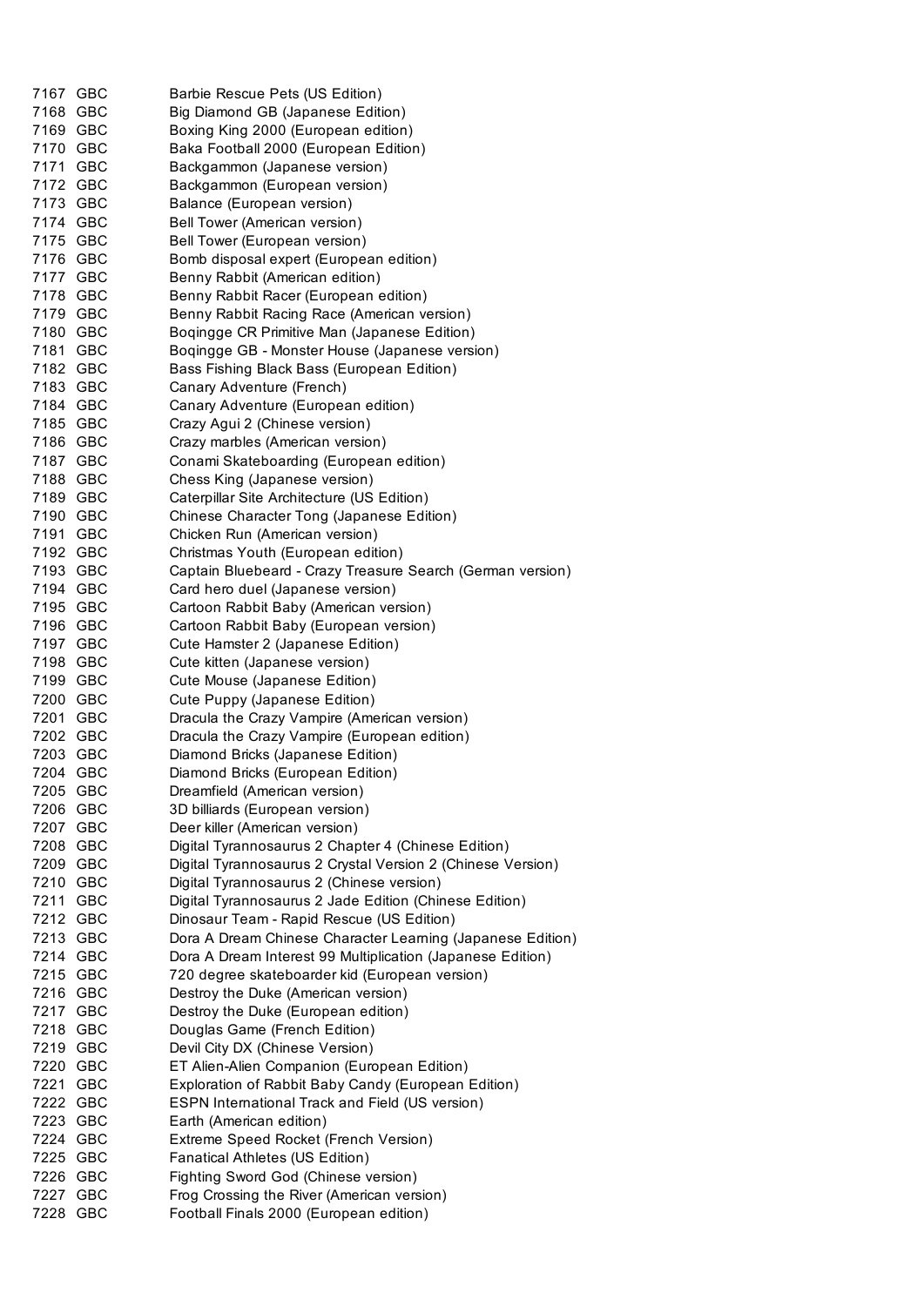| | | |
|---|---|---|
| 7167 | GBC | Barbie Rescue Pets (US Edition) |
| 7168 | GBC | Big Diamond GB (Japanese Edition) |
| 7169 | GBC | Boxing King 2000 (European edition) |
| 7170 | GBC | Baka Football 2000 (European Edition) |
| 7171 | GBC | Backgammon (Japanese version) |
| 7172 | GBC | Backgammon (European version) |
| 7173 | GBC | Balance (European version) |
| 7174 | GBC | Bell Tower (American version) |
| 7175 | GBC | Bell Tower (European version) |
| 7176 | GBC | Bomb disposal expert (European edition) |
| 7177 | GBC | Benny Rabbit (American edition) |
| 7178 | GBC | Benny Rabbit Racer (European edition) |
| 7179 | GBC | Benny Rabbit Racing Race (American version) |
| 7180 | GBC | Boqingge CR Primitive Man (Japanese Edition) |
| 7181 | GBC | Boqingge GB - Monster House (Japanese version) |
| 7182 | GBC | Bass Fishing Black Bass (European Edition) |
| 7183 | GBC | Canary Adventure (French) |
| 7184 | GBC | Canary Adventure (European edition) |
| 7185 | GBC | Crazy Agui 2 (Chinese version) |
| 7186 | GBC | Crazy marbles (American version) |
| 7187 | GBC | Conami Skateboarding (European edition) |
| 7188 | GBC | Chess King (Japanese version) |
| 7189 | GBC | Caterpillar Site Architecture (US Edition) |
| 7190 | GBC | Chinese Character Tong (Japanese Edition) |
| 7191 | GBC | Chicken Run (American version) |
| 7192 | GBC | Christmas Youth (European edition) |
| 7193 | GBC | Captain Bluebeard - Crazy Treasure Search (German version) |
| 7194 | GBC | Card hero duel (Japanese version) |
| 7195 | GBC | Cartoon Rabbit Baby (American version) |
| 7196 | GBC | Cartoon Rabbit Baby (European version) |
| 7197 | GBC | Cute Hamster 2 (Japanese Edition) |
| 7198 | GBC | Cute kitten (Japanese version) |
| 7199 | GBC | Cute Mouse (Japanese Edition) |
| 7200 | GBC | Cute Puppy (Japanese Edition) |
| 7201 | GBC | Dracula the Crazy Vampire (American version) |
| 7202 | GBC | Dracula the Crazy Vampire (European edition) |
| 7203 | GBC | Diamond Bricks (Japanese Edition) |
| 7204 | GBC | Diamond Bricks (European Edition) |
| 7205 | GBC | Dreamfield (American version) |
| 7206 | GBC | 3D billiards (European version) |
| 7207 | GBC | Deer killer (American version) |
| 7208 | GBC | Digital Tyrannosaurus 2 Chapter 4 (Chinese Edition) |
| 7209 | GBC | Digital Tyrannosaurus 2 Crystal Version 2 (Chinese Version) |
| 7210 | GBC | Digital Tyrannosaurus 2 (Chinese version) |
| 7211 | GBC | Digital Tyrannosaurus 2 Jade Edition (Chinese Edition) |
| 7212 | GBC | Dinosaur Team - Rapid Rescue (US Edition) |
| 7213 | GBC | Dora A Dream Chinese Character Learning (Japanese Edition) |
| 7214 | GBC | Dora A Dream Interest 99 Multiplication (Japanese Edition) |
| 7215 | GBC | 720 degree skateboarder kid (European version) |
| 7216 | GBC | Destroy the Duke (American version) |
| 7217 | GBC | Destroy the Duke (European edition) |
| 7218 | GBC | Douglas Game (French Edition) |
| 7219 | GBC | Devil City DX (Chinese Version) |
| 7220 | GBC | ET Alien-Alien Companion (European Edition) |
| 7221 | GBC | Exploration of Rabbit Baby Candy (European Edition) |
| 7222 | GBC | ESPN International Track and Field (US version) |
| 7223 | GBC | Earth (American edition) |
| 7224 | GBC | Extreme Speed Rocket (French Version) |
| 7225 | GBC | Fanatical Athletes (US Edition) |
| 7226 | GBC | Fighting Sword God (Chinese version) |
| 7227 | GBC | Frog Crossing the River (American version) |
| 7228 | GBC | Football Finals 2000 (European edition) |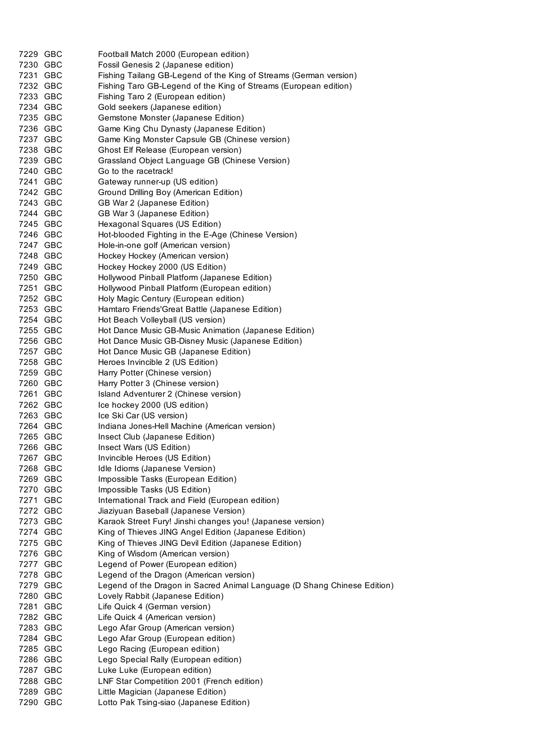| | | |
|---|---|---|
| 7229 | GBC | Football Match 2000 (European edition) |
| 7230 | GBC | Fossil Genesis 2 (Japanese edition) |
| 7231 | GBC | Fishing Tailang GB-Legend of the King of Streams (German version) |
| 7232 | GBC | Fishing Taro GB-Legend of the King of Streams (European edition) |
| 7233 | GBC | Fishing Taro 2 (European edition) |
| 7234 | GBC | Gold seekers (Japanese edition) |
| 7235 | GBC | Gemstone Monster (Japanese Edition) |
| 7236 | GBC | Game King Chu Dynasty (Japanese Edition) |
| 7237 | GBC | Game King Monster Capsule GB (Chinese version) |
| 7238 | GBC | Ghost Elf Release (European version) |
| 7239 | GBC | Grassland Object Language GB (Chinese Version) |
| 7240 | GBC | Go to the racetrack! |
| 7241 | GBC | Gateway runner-up (US edition) |
| 7242 | GBC | Ground Drilling Boy (American Edition) |
| 7243 | GBC | GB War 2 (Japanese Edition) |
| 7244 | GBC | GB War 3 (Japanese Edition) |
| 7245 | GBC | Hexagonal Squares (US Edition) |
| 7246 | GBC | Hot-blooded Fighting in the E-Age (Chinese Version) |
| 7247 | GBC | Hole-in-one golf (American version) |
| 7248 | GBC | Hockey Hockey (American version) |
| 7249 | GBC | Hockey Hockey 2000 (US Edition) |
| 7250 | GBC | Hollywood Pinball Platform (Japanese Edition) |
| 7251 | GBC | Hollywood Pinball Platform (European edition) |
| 7252 | GBC | Holy Magic Century (European edition) |
| 7253 | GBC | Hamtaro Friends'Great Battle (Japanese Edition) |
| 7254 | GBC | Hot Beach Volleyball (US version) |
| 7255 | GBC | Hot Dance Music GB-Music Animation (Japanese Edition) |
| 7256 | GBC | Hot Dance Music GB-Disney Music (Japanese Edition) |
| 7257 | GBC | Hot Dance Music GB (Japanese Edition) |
| 7258 | GBC | Heroes Invincible 2 (US Edition) |
| 7259 | GBC | Harry Potter (Chinese version) |
| 7260 | GBC | Harry Potter 3 (Chinese version) |
| 7261 | GBC | Island Adventurer 2 (Chinese version) |
| 7262 | GBC | Ice hockey 2000 (US edition) |
| 7263 | GBC | Ice Ski Car (US version) |
| 7264 | GBC | Indiana Jones-Hell Machine (American version) |
| 7265 | GBC | Insect Club (Japanese Edition) |
| 7266 | GBC | Insect Wars (US Edition) |
| 7267 | GBC | Invincible Heroes (US Edition) |
| 7268 | GBC | Idle Idioms (Japanese Version) |
| 7269 | GBC | Impossible Tasks (European Edition) |
| 7270 | GBC | Impossible Tasks (US Edition) |
| 7271 | GBC | International Track and Field (European edition) |
| 7272 | GBC | Jiaziyuan Baseball (Japanese Version) |
| 7273 | GBC | Karaok Street Fury! Jinshi changes you! (Japanese version) |
| 7274 | GBC | King of Thieves JING Angel Edition (Japanese Edition) |
| 7275 | GBC | King of Thieves JING Devil Edition (Japanese Edition) |
| 7276 | GBC | King of Wisdom (American version) |
| 7277 | GBC | Legend of Power (European edition) |
| 7278 | GBC | Legend of the Dragon (American version) |
| 7279 | GBC | Legend of the Dragon in Sacred Animal Language (D Shang Chinese Edition) |
| 7280 | GBC | Lovely Rabbit (Japanese Edition) |
| 7281 | GBC | Life Quick 4 (German version) |
| 7282 | GBC | Life Quick 4 (American version) |
| 7283 | GBC | Lego Afar Group (American version) |
| 7284 | GBC | Lego Afar Group (European edition) |
| 7285 | GBC | Lego Racing (European edition) |
| 7286 | GBC | Lego Special Rally (European edition) |
| 7287 | GBC | Luke Luke (European edition) |
| 7288 | GBC | LNF Star Competition 2001 (French edition) |
| 7289 | GBC | Little Magician (Japanese Edition) |
| 7290 | GBC | Lotto Pak Tsing-siao (Japanese Edition) |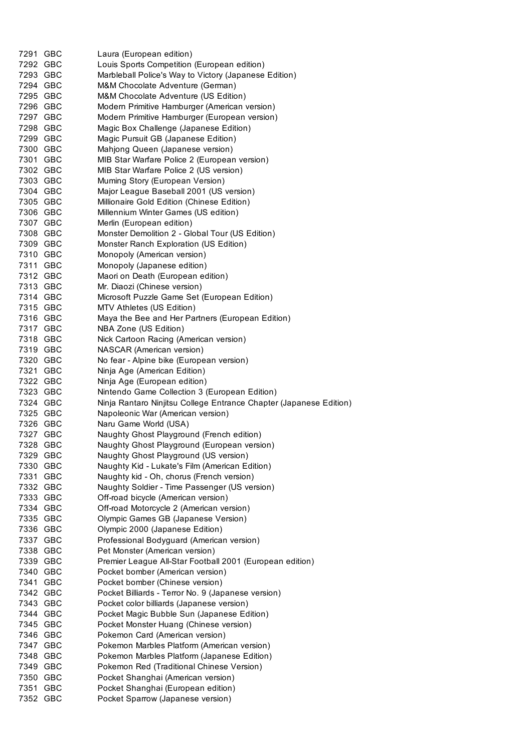| | | |
|---|---|---|
| 7291 | GBC | Laura (European edition) |
| 7292 | GBC | Louis Sports Competition (European edition) |
| 7293 | GBC | Marbleball Police's Way to Victory (Japanese Edition) |
| 7294 | GBC | M&M Chocolate Adventure (German) |
| 7295 | GBC | M&M Chocolate Adventure (US Edition) |
| 7296 | GBC | Modern Primitive Hamburger (American version) |
| 7297 | GBC | Modern Primitive Hamburger (European version) |
| 7298 | GBC | Magic Box Challenge (Japanese Edition) |
| 7299 | GBC | Magic Pursuit GB (Japanese Edition) |
| 7300 | GBC | Mahjong Queen (Japanese version) |
| 7301 | GBC | MIB Star Warfare Police 2 (European version) |
| 7302 | GBC | MIB Star Warfare Police 2 (US version) |
| 7303 | GBC | Muming Story (European Version) |
| 7304 | GBC | Major League Baseball 2001 (US version) |
| 7305 | GBC | Millionaire Gold Edition (Chinese Edition) |
| 7306 | GBC | Millennium Winter Games (US edition) |
| 7307 | GBC | Merlin (European edition) |
| 7308 | GBC | Monster Demolition 2 - Global Tour (US Edition) |
| 7309 | GBC | Monster Ranch Exploration (US Edition) |
| 7310 | GBC | Monopoly (American version) |
| 7311 | GBC | Monopoly (Japanese edition) |
| 7312 | GBC | Maori on Death (European edition) |
| 7313 | GBC | Mr. Diaozi (Chinese version) |
| 7314 | GBC | Microsoft Puzzle Game Set (European Edition) |
| 7315 | GBC | MTV Athletes (US Edition) |
| 7316 | GBC | Maya the Bee and Her Partners (European Edition) |
| 7317 | GBC | NBA Zone (US Edition) |
| 7318 | GBC | Nick Cartoon Racing (American version) |
| 7319 | GBC | NASCAR (American version) |
| 7320 | GBC | No fear - Alpine bike (European version) |
| 7321 | GBC | Ninja Age (American Edition) |
| 7322 | GBC | Ninja Age (European edition) |
| 7323 | GBC | Nintendo Game Collection 3 (European Edition) |
| 7324 | GBC | Ninja Rantaro Ninjitsu College Entrance Chapter (Japanese Edition) |
| 7325 | GBC | Napoleonic War (American version) |
| 7326 | GBC | Naru Game World (USA) |
| 7327 | GBC | Naughty Ghost Playground (French edition) |
| 7328 | GBC | Naughty Ghost Playground (European version) |
| 7329 | GBC | Naughty Ghost Playground (US version) |
| 7330 | GBC | Naughty Kid - Lukate's Film (American Edition) |
| 7331 | GBC | Naughty kid - Oh, chorus (French version) |
| 7332 | GBC | Naughty Soldier - Time Passenger (US version) |
| 7333 | GBC | Off-road bicycle (American version) |
| 7334 | GBC | Off-road Motorcycle 2 (American version) |
| 7335 | GBC | Olympic Games GB (Japanese Version) |
| 7336 | GBC | Olympic 2000 (Japanese Edition) |
| 7337 | GBC | Professional Bodyguard (American version) |
| 7338 | GBC | Pet Monster (American version) |
| 7339 | GBC | Premier League All-Star Football 2001 (European edition) |
| 7340 | GBC | Pocket bomber (American version) |
| 7341 | GBC | Pocket bomber (Chinese version) |
| 7342 | GBC | Pocket Billiards - Terror No. 9 (Japanese version) |
| 7343 | GBC | Pocket color billiards (Japanese version) |
| 7344 | GBC | Pocket Magic Bubble Sun (Japanese Edition) |
| 7345 | GBC | Pocket Monster Huang (Chinese version) |
| 7346 | GBC | Pokemon Card (American version) |
| 7347 | GBC | Pokemon Marbles Platform (American version) |
| 7348 | GBC | Pokemon Marbles Platform (Japanese Edition) |
| 7349 | GBC | Pokemon Red (Traditional Chinese Version) |
| 7350 | GBC | Pocket Shanghai (American version) |
| 7351 | GBC | Pocket Shanghai (European edition) |
| 7352 | GBC | Pocket Sparrow (Japanese version) |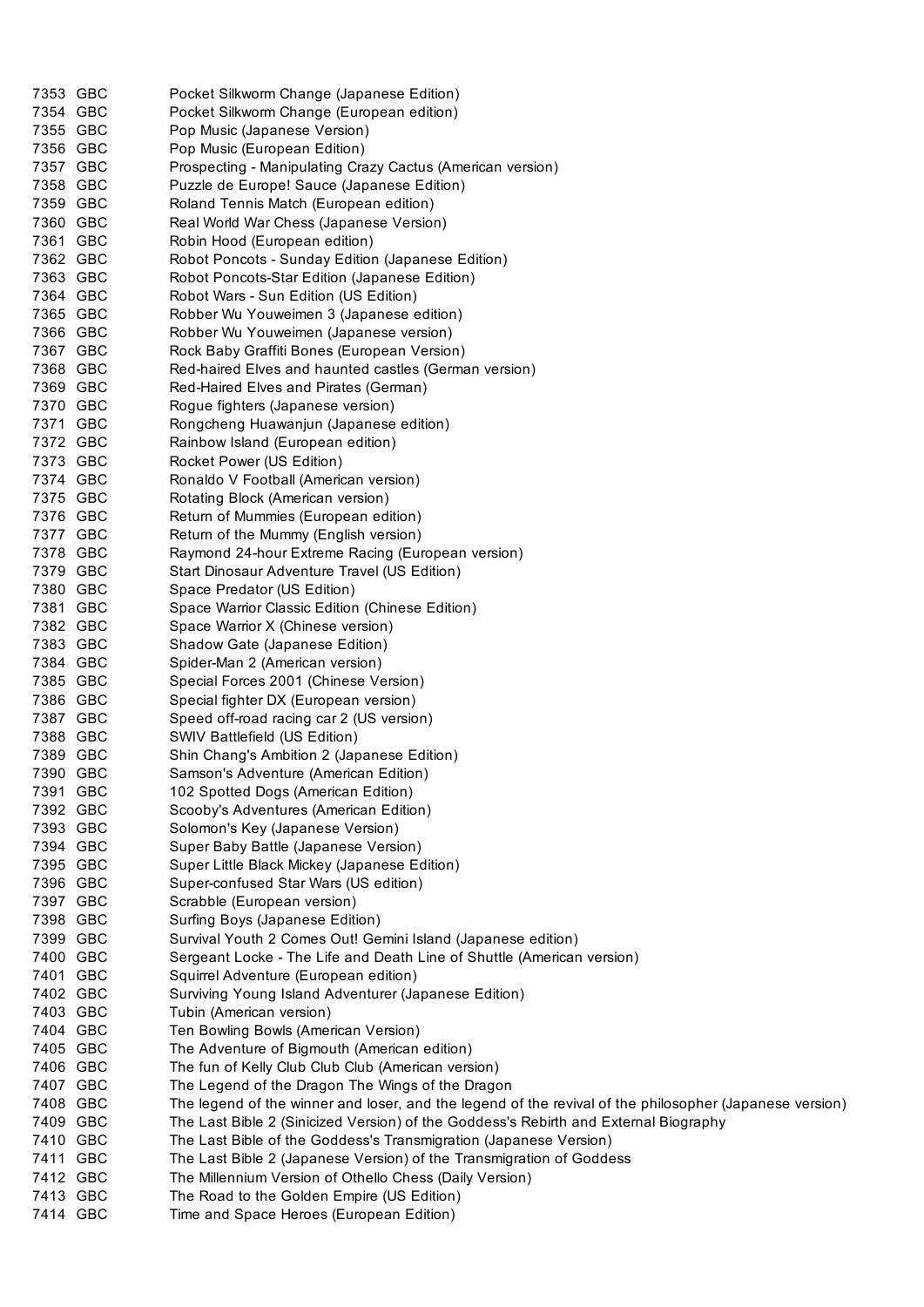| | | |
|---|---|---|
| 7353 | GBC | Pocket Silkworm Change (Japanese Edition) |
| 7354 | GBC | Pocket Silkworm Change (European edition) |
| 7355 | GBC | Pop Music (Japanese Version) |
| 7356 | GBC | Pop Music (European Edition) |
| 7357 | GBC | Prospecting - Manipulating Crazy Cactus (American version) |
| 7358 | GBC | Puzzle de Europe! Sauce (Japanese Edition) |
| 7359 | GBC | Roland Tennis Match (European edition) |
| 7360 | GBC | Real World War Chess (Japanese Version) |
| 7361 | GBC | Robin Hood (European edition) |
| 7362 | GBC | Robot Poncots - Sunday Edition (Japanese Edition) |
| 7363 | GBC | Robot Poncots-Star Edition (Japanese Edition) |
| 7364 | GBC | Robot Wars - Sun Edition (US Edition) |
| 7365 | GBC | Robber Wu Youweimen 3 (Japanese edition) |
| 7366 | GBC | Robber Wu Youweimen (Japanese version) |
| 7367 | GBC | Rock Baby Graffiti Bones (European Version) |
| 7368 | GBC | Red-haired Elves and haunted castles (German version) |
| 7369 | GBC | Red-Haired Elves and Pirates (German) |
| 7370 | GBC | Rogue fighters (Japanese version) |
| 7371 | GBC | Rongcheng Huawanjun (Japanese edition) |
| 7372 | GBC | Rainbow Island (European edition) |
| 7373 | GBC | Rocket Power (US Edition) |
| 7374 | GBC | Ronaldo V Football (American version) |
| 7375 | GBC | Rotating Block (American version) |
| 7376 | GBC | Return of Mummies (European edition) |
| 7377 | GBC | Return of the Mummy (English version) |
| 7378 | GBC | Raymond 24-hour Extreme Racing (European version) |
| 7379 | GBC | Start Dinosaur Adventure Travel (US Edition) |
| 7380 | GBC | Space Predator (US Edition) |
| 7381 | GBC | Space Warrior Classic Edition (Chinese Edition) |
| 7382 | GBC | Space Warrior X (Chinese version) |
| 7383 | GBC | Shadow Gate (Japanese Edition) |
| 7384 | GBC | Spider-Man 2 (American version) |
| 7385 | GBC | Special Forces 2001 (Chinese Version) |
| 7386 | GBC | Special fighter DX (European version) |
| 7387 | GBC | Speed off-road racing car 2 (US version) |
| 7388 | GBC | SWIV Battlefield (US Edition) |
| 7389 | GBC | Shin Chang's Ambition 2 (Japanese Edition) |
| 7390 | GBC | Samson's Adventure (American Edition) |
| 7391 | GBC | 102 Spotted Dogs (American Edition) |
| 7392 | GBC | Scooby's Adventures (American Edition) |
| 7393 | GBC | Solomon's Key (Japanese Version) |
| 7394 | GBC | Super Baby Battle (Japanese Version) |
| 7395 | GBC | Super Little Black Mickey (Japanese Edition) |
| 7396 | GBC | Super-confused Star Wars (US edition) |
| 7397 | GBC | Scrabble (European version) |
| 7398 | GBC | Surfing Boys (Japanese Edition) |
| 7399 | GBC | Survival Youth 2 Comes Out! Gemini Island (Japanese edition) |
| 7400 | GBC | Sergeant Locke - The Life and Death Line of Shuttle (American version) |
| 7401 | GBC | Squirrel Adventure (European edition) |
| 7402 | GBC | Surviving Young Island Adventurer (Japanese Edition) |
| 7403 | GBC | Tubin (American version) |
| 7404 | GBC | Ten Bowling Bowls (American Version) |
| 7405 | GBC | The Adventure of Bigmouth (American edition) |
| 7406 | GBC | The fun of Kelly Club Club Club (American version) |
| 7407 | GBC | The Legend of the Dragon The Wings of the Dragon |
| 7408 | GBC | The legend of the winner and loser, and the legend of the revival of the philosopher (Japanese version) |
| 7409 | GBC | The Last Bible 2 (Sinicized Version) of the Goddess's Rebirth and External Biography |
| 7410 | GBC | The Last Bible of the Goddess's Transmigration (Japanese Version) |
| 7411 | GBC | The Last Bible 2 (Japanese Version) of the Transmigration of Goddess |
| 7412 | GBC | The Millennium Version of Othello Chess (Daily Version) |
| 7413 | GBC | The Road to the Golden Empire (US Edition) |
| 7414 | GBC | Time and Space Heroes (European Edition) |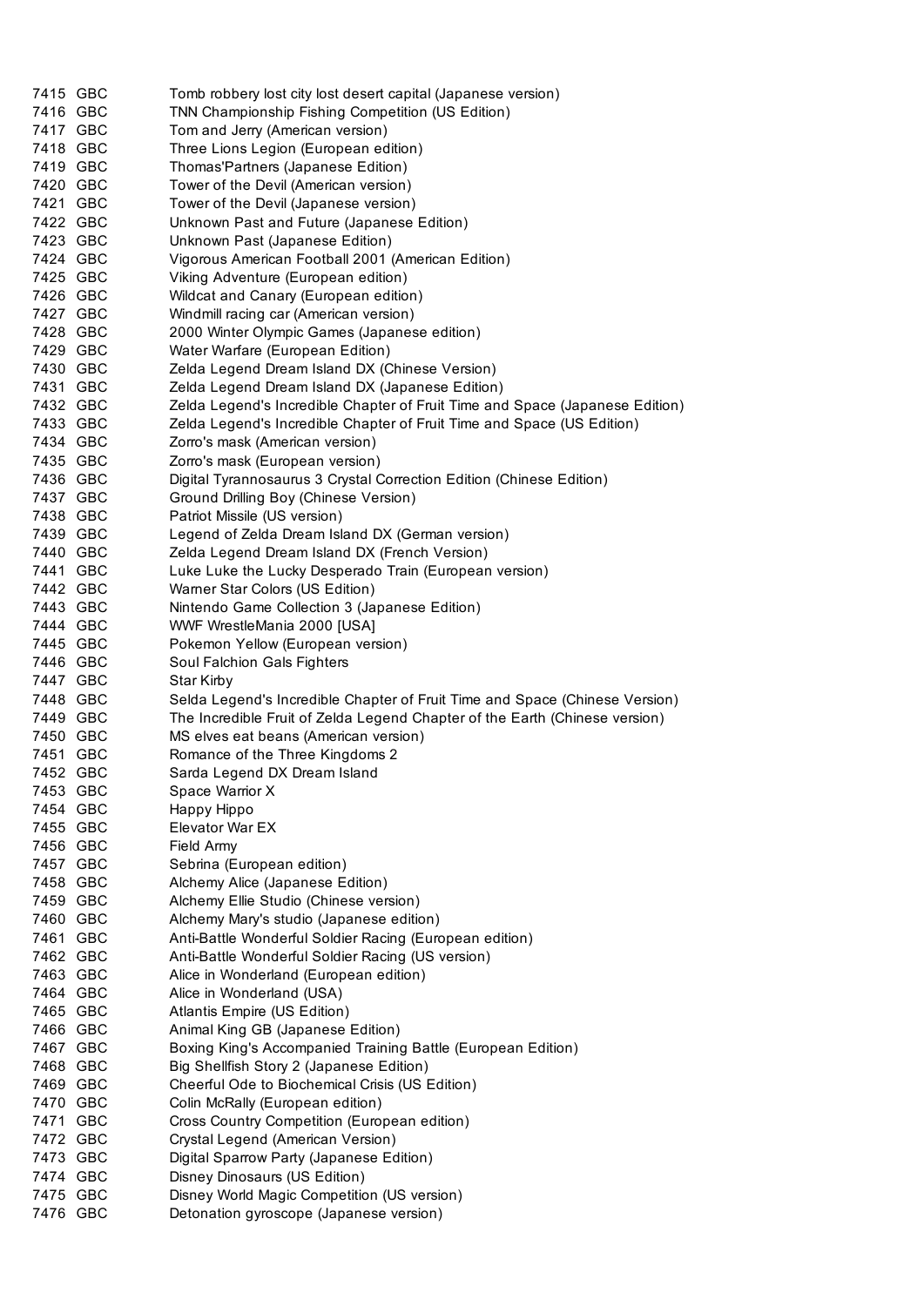| | | |
|---|---|---|
| 7415 | GBC | Tomb robbery lost city lost desert capital (Japanese version) |
| 7416 | GBC | TNN Championship Fishing Competition (US Edition) |
| 7417 | GBC | Tom and Jerry (American version) |
| 7418 | GBC | Three Lions Legion (European edition) |
| 7419 | GBC | Thomas'Partners (Japanese Edition) |
| 7420 | GBC | Tower of the Devil (American version) |
| 7421 | GBC | Tower of the Devil (Japanese version) |
| 7422 | GBC | Unknown Past and Future (Japanese Edition) |
| 7423 | GBC | Unknown Past (Japanese Edition) |
| 7424 | GBC | Vigorous American Football 2001 (American Edition) |
| 7425 | GBC | Viking Adventure (European edition) |
| 7426 | GBC | Wildcat and Canary (European edition) |
| 7427 | GBC | Windmill racing car (American version) |
| 7428 | GBC | 2000 Winter Olympic Games (Japanese edition) |
| 7429 | GBC | Water Warfare (European Edition) |
| 7430 | GBC | Zelda Legend Dream Island DX (Chinese Version) |
| 7431 | GBC | Zelda Legend Dream Island DX (Japanese Edition) |
| 7432 | GBC | Zelda Legend's Incredible Chapter of Fruit Time and Space (Japanese Edition) |
| 7433 | GBC | Zelda Legend's Incredible Chapter of Fruit Time and Space (US Edition) |
| 7434 | GBC | Zorro's mask (American version) |
| 7435 | GBC | Zorro's mask (European version) |
| 7436 | GBC | Digital Tyrannosaurus 3 Crystal Correction Edition (Chinese Edition) |
| 7437 | GBC | Ground Drilling Boy (Chinese Version) |
| 7438 | GBC | Patriot Missile (US version) |
| 7439 | GBC | Legend of Zelda Dream Island DX (German version) |
| 7440 | GBC | Zelda Legend Dream Island DX (French Version) |
| 7441 | GBC | Luke Luke the Lucky Desperado Train (European version) |
| 7442 | GBC | Warner Star Colors (US Edition) |
| 7443 | GBC | Nintendo Game Collection 3 (Japanese Edition) |
| 7444 | GBC | WWF WrestleMania 2000 [USA] |
| 7445 | GBC | Pokemon Yellow (European version) |
| 7446 | GBC | Soul Falchion Gals Fighters |
| 7447 | GBC | Star Kirby |
| 7448 | GBC | Selda Legend's Incredible Chapter of Fruit Time and Space (Chinese Version) |
| 7449 | GBC | The Incredible Fruit of Zelda Legend Chapter of the Earth (Chinese version) |
| 7450 | GBC | MS elves eat beans (American version) |
| 7451 | GBC | Romance of the Three Kingdoms 2 |
| 7452 | GBC | Sarda Legend DX Dream Island |
| 7453 | GBC | Space Warrior X |
| 7454 | GBC | Happy Hippo |
| 7455 | GBC | Elevator War EX |
| 7456 | GBC | Field Army |
| 7457 | GBC | Sebrina (European edition) |
| 7458 | GBC | Alchemy Alice (Japanese Edition) |
| 7459 | GBC | Alchemy Ellie Studio (Chinese version) |
| 7460 | GBC | Alchemy Mary's studio (Japanese edition) |
| 7461 | GBC | Anti-Battle Wonderful Soldier Racing (European edition) |
| 7462 | GBC | Anti-Battle Wonderful Soldier Racing (US version) |
| 7463 | GBC | Alice in Wonderland (European edition) |
| 7464 | GBC | Alice in Wonderland (USA) |
| 7465 | GBC | Atlantis Empire (US Edition) |
| 7466 | GBC | Animal King GB (Japanese Edition) |
| 7467 | GBC | Boxing King's Accompanied Training Battle (European Edition) |
| 7468 | GBC | Big Shellfish Story 2 (Japanese Edition) |
| 7469 | GBC | Cheerful Ode to Biochemical Crisis (US Edition) |
| 7470 | GBC | Colin McRally (European edition) |
| 7471 | GBC | Cross Country Competition (European edition) |
| 7472 | GBC | Crystal Legend (American Version) |
| 7473 | GBC | Digital Sparrow Party (Japanese Edition) |
| 7474 | GBC | Disney Dinosaurs (US Edition) |
| 7475 | GBC | Disney World Magic Competition (US version) |
| 7476 | GBC | Detonation gyroscope (Japanese version) |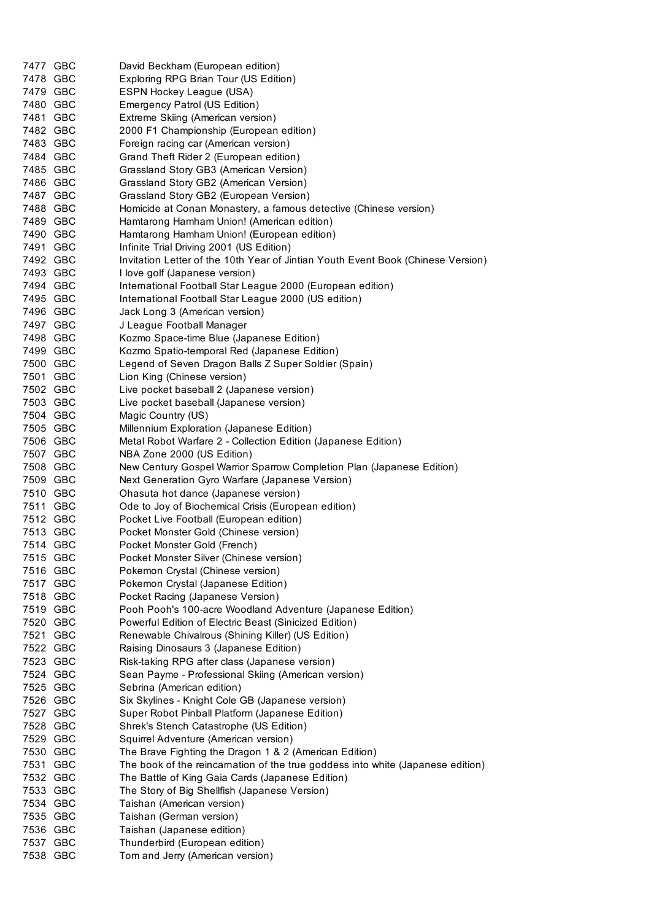| | | |
|---|---|---|
| 7477 | GBC | David Beckham (European edition) |
| 7478 | GBC | Exploring RPG Brian Tour (US Edition) |
| 7479 | GBC | ESPN Hockey League (USA) |
| 7480 | GBC | Emergency Patrol (US Edition) |
| 7481 | GBC | Extreme Skiing (American version) |
| 7482 | GBC | 2000 F1 Championship (European edition) |
| 7483 | GBC | Foreign racing car (American version) |
| 7484 | GBC | Grand Theft Rider 2 (European edition) |
| 7485 | GBC | Grassland Story GB3 (American Version) |
| 7486 | GBC | Grassland Story GB2 (American Version) |
| 7487 | GBC | Grassland Story GB2 (European Version) |
| 7488 | GBC | Homicide at Conan Monastery, a famous detective (Chinese version) |
| 7489 | GBC | Hamtarong Hamham Union! (American edition) |
| 7490 | GBC | Hamtarong Hamham Union! (European edition) |
| 7491 | GBC | Infinite Trial Driving 2001 (US Edition) |
| 7492 | GBC | Invitation Letter of the 10th Year of Jintian Youth Event Book (Chinese Version) |
| 7493 | GBC | I love golf (Japanese version) |
| 7494 | GBC | International Football Star League 2000 (European edition) |
| 7495 | GBC | International Football Star League 2000 (US edition) |
| 7496 | GBC | Jack Long 3 (American version) |
| 7497 | GBC | J League Football Manager |
| 7498 | GBC | Kozmo Space-time Blue (Japanese Edition) |
| 7499 | GBC | Kozmo Spatio-temporal Red (Japanese Edition) |
| 7500 | GBC | Legend of Seven Dragon Balls Z Super Soldier (Spain) |
| 7501 | GBC | Lion King (Chinese version) |
| 7502 | GBC | Live pocket baseball 2 (Japanese version) |
| 7503 | GBC | Live pocket baseball (Japanese version) |
| 7504 | GBC | Magic Country (US) |
| 7505 | GBC | Millennium Exploration (Japanese Edition) |
| 7506 | GBC | Metal Robot Warfare 2 - Collection Edition (Japanese Edition) |
| 7507 | GBC | NBA Zone 2000 (US Edition) |
| 7508 | GBC | New Century Gospel Warrior Sparrow Completion Plan (Japanese Edition) |
| 7509 | GBC | Next Generation Gyro Warfare (Japanese Version) |
| 7510 | GBC | Ohasuta hot dance (Japanese version) |
| 7511 | GBC | Ode to Joy of Biochemical Crisis (European edition) |
| 7512 | GBC | Pocket Live Football (European edition) |
| 7513 | GBC | Pocket Monster Gold (Chinese version) |
| 7514 | GBC | Pocket Monster Gold (French) |
| 7515 | GBC | Pocket Monster Silver (Chinese version) |
| 7516 | GBC | Pokemon Crystal (Chinese version) |
| 7517 | GBC | Pokemon Crystal (Japanese Edition) |
| 7518 | GBC | Pocket Racing (Japanese Version) |
| 7519 | GBC | Pooh Pooh's 100-acre Woodland Adventure (Japanese Edition) |
| 7520 | GBC | Powerful Edition of Electric Beast (Sinicized Edition) |
| 7521 | GBC | Renewable Chivalrous (Shining Killer) (US Edition) |
| 7522 | GBC | Raising Dinosaurs 3 (Japanese Edition) |
| 7523 | GBC | Risk-taking RPG after class (Japanese version) |
| 7524 | GBC | Sean Payme - Professional Skiing (American version) |
| 7525 | GBC | Sebrina (American edition) |
| 7526 | GBC | Six Skylines - Knight Cole GB (Japanese version) |
| 7527 | GBC | Super Robot Pinball Platform (Japanese Edition) |
| 7528 | GBC | Shrek's Stench Catastrophe (US Edition) |
| 7529 | GBC | Squirrel Adventure (American version) |
| 7530 | GBC | The Brave Fighting the Dragon 1 & 2 (American Edition) |
| 7531 | GBC | The book of the reincarnation of the true goddess into white (Japanese edition) |
| 7532 | GBC | The Battle of King Gaia Cards (Japanese Edition) |
| 7533 | GBC | The Story of Big Shellfish (Japanese Version) |
| 7534 | GBC | Taishan (American version) |
| 7535 | GBC | Taishan (German version) |
| 7536 | GBC | Taishan (Japanese edition) |
| 7537 | GBC | Thunderbird (European edition) |
| 7538 | GBC | Tom and Jerry (American version) |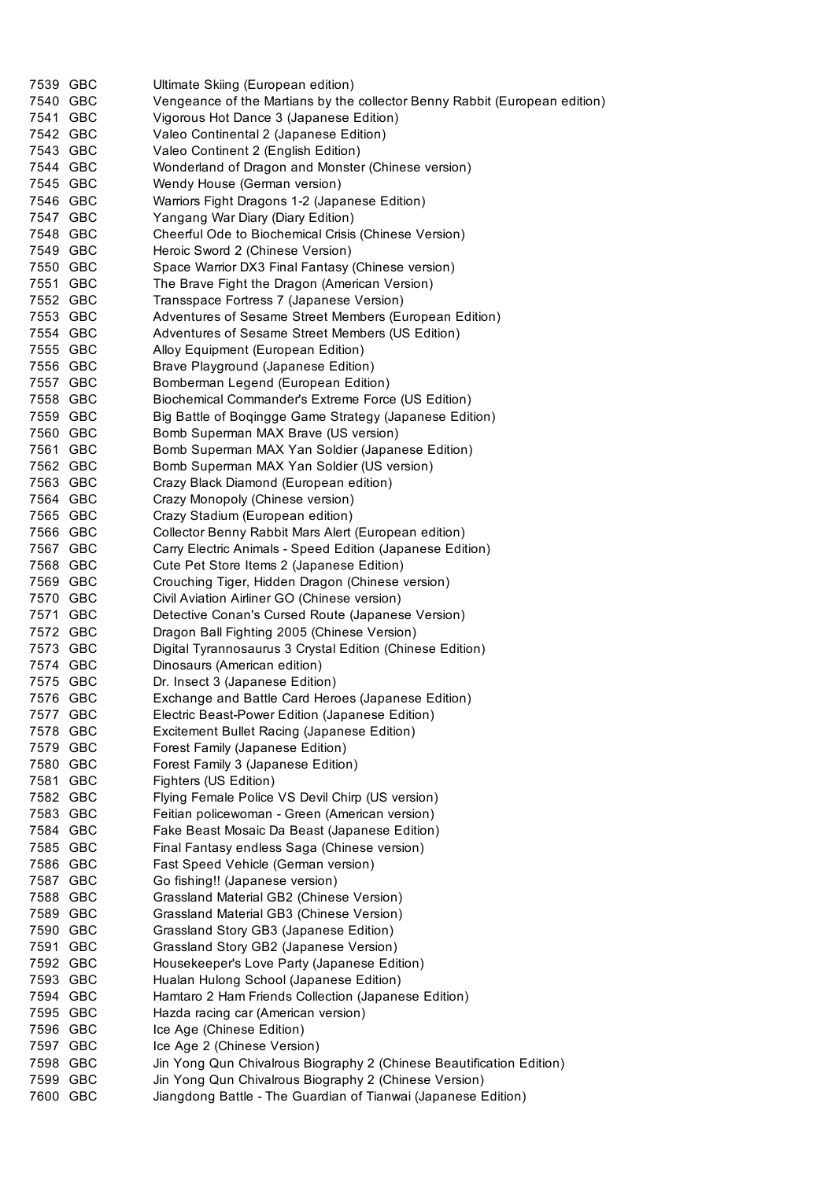| | | |
|---|---|---|
| 7539 | GBC | Ultimate Skiing (European edition) |
| 7540 | GBC | Vengeance of the Martians by the collector Benny Rabbit (European edition) |
| 7541 | GBC | Vigorous Hot Dance 3 (Japanese Edition) |
| 7542 | GBC | Valeo Continental 2 (Japanese Edition) |
| 7543 | GBC | Valeo Continent 2 (English Edition) |
| 7544 | GBC | Wonderland of Dragon and Monster (Chinese version) |
| 7545 | GBC | Wendy House (German version) |
| 7546 | GBC | Warriors Fight Dragons 1-2 (Japanese Edition) |
| 7547 | GBC | Yangang War Diary (Diary Edition) |
| 7548 | GBC | Cheerful Ode to Biochemical Crisis (Chinese Version) |
| 7549 | GBC | Heroic Sword 2 (Chinese Version) |
| 7550 | GBC | Space Warrior DX3 Final Fantasy (Chinese version) |
| 7551 | GBC | The Brave Fight the Dragon (American Version) |
| 7552 | GBC | Transspace Fortress 7 (Japanese Version) |
| 7553 | GBC | Adventures of Sesame Street Members (European Edition) |
| 7554 | GBC | Adventures of Sesame Street Members (US Edition) |
| 7555 | GBC | Alloy Equipment (European Edition) |
| 7556 | GBC | Brave Playground (Japanese Edition) |
| 7557 | GBC | Bomberman Legend (European Edition) |
| 7558 | GBC | Biochemical Commander's Extreme Force (US Edition) |
| 7559 | GBC | Big Battle of Boqingge Game Strategy (Japanese Edition) |
| 7560 | GBC | Bomb Superman MAX Brave (US version) |
| 7561 | GBC | Bomb Superman MAX Yan Soldier (Japanese Edition) |
| 7562 | GBC | Bomb Superman MAX Yan Soldier (US version) |
| 7563 | GBC | Crazy Black Diamond (European edition) |
| 7564 | GBC | Crazy Monopoly (Chinese version) |
| 7565 | GBC | Crazy Stadium (European edition) |
| 7566 | GBC | Collector Benny Rabbit Mars Alert (European edition) |
| 7567 | GBC | Carry Electric Animals - Speed Edition (Japanese Edition) |
| 7568 | GBC | Cute Pet Store Items 2 (Japanese Edition) |
| 7569 | GBC | Crouching Tiger, Hidden Dragon (Chinese version) |
| 7570 | GBC | Civil Aviation Airliner GO (Chinese version) |
| 7571 | GBC | Detective Conan's Cursed Route (Japanese Version) |
| 7572 | GBC | Dragon Ball Fighting 2005 (Chinese Version) |
| 7573 | GBC | Digital Tyrannosaurus 3 Crystal Edition (Chinese Edition) |
| 7574 | GBC | Dinosaurs (American edition) |
| 7575 | GBC | Dr. Insect 3 (Japanese Edition) |
| 7576 | GBC | Exchange and Battle Card Heroes (Japanese Edition) |
| 7577 | GBC | Electric Beast-Power Edition (Japanese Edition) |
| 7578 | GBC | Excitement Bullet Racing (Japanese Edition) |
| 7579 | GBC | Forest Family (Japanese Edition) |
| 7580 | GBC | Forest Family 3 (Japanese Edition) |
| 7581 | GBC | Fighters (US Edition) |
| 7582 | GBC | Flying Female Police VS Devil Chirp (US version) |
| 7583 | GBC | Feitian policewoman - Green (American version) |
| 7584 | GBC | Fake Beast Mosaic Da Beast (Japanese Edition) |
| 7585 | GBC | Final Fantasy endless Saga (Chinese version) |
| 7586 | GBC | Fast Speed Vehicle (German version) |
| 7587 | GBC | Go fishing!! (Japanese version) |
| 7588 | GBC | Grassland Material GB2 (Chinese Version) |
| 7589 | GBC | Grassland Material GB3 (Chinese Version) |
| 7590 | GBC | Grassland Story GB3 (Japanese Edition) |
| 7591 | GBC | Grassland Story GB2 (Japanese Version) |
| 7592 | GBC | Housekeeper's Love Party (Japanese Edition) |
| 7593 | GBC | Hualan Hulong School (Japanese Edition) |
| 7594 | GBC | Hamtaro 2 Ham Friends Collection (Japanese Edition) |
| 7595 | GBC | Hazda racing car (American version) |
| 7596 | GBC | Ice Age (Chinese Edition) |
| 7597 | GBC | Ice Age 2 (Chinese Version) |
| 7598 | GBC | Jin Yong Qun Chivalrous Biography 2 (Chinese Beautification Edition) |
| 7599 | GBC | Jin Yong Qun Chivalrous Biography 2 (Chinese Version) |
| 7600 | GBC | Jiangdong Battle - The Guardian of Tianwai (Japanese Edition) |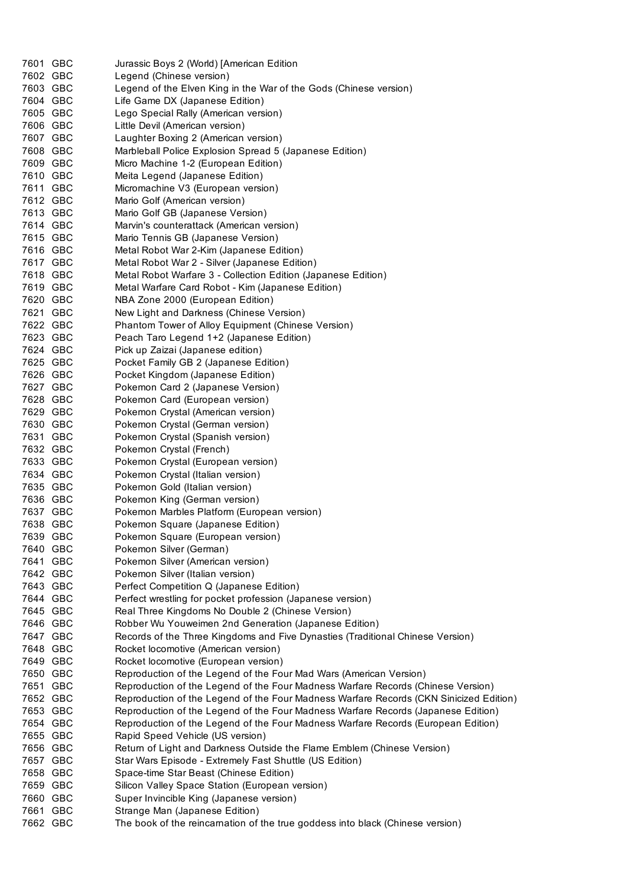| | | |
|---|---|---|
| 7601 | GBC | Jurassic Boys 2 (World) [American Edition |
| 7602 | GBC | Legend (Chinese version) |
| 7603 | GBC | Legend of the Elven King in the War of the Gods (Chinese version) |
| 7604 | GBC | Life Game DX (Japanese Edition) |
| 7605 | GBC | Lego Special Rally (American version) |
| 7606 | GBC | Little Devil (American version) |
| 7607 | GBC | Laughter Boxing 2 (American version) |
| 7608 | GBC | Marbleball Police Explosion Spread 5 (Japanese Edition) |
| 7609 | GBC | Micro Machine 1-2 (European Edition) |
| 7610 | GBC | Meita Legend (Japanese Edition) |
| 7611 | GBC | Micromachine V3 (European version) |
| 7612 | GBC | Mario Golf (American version) |
| 7613 | GBC | Mario Golf GB (Japanese Version) |
| 7614 | GBC | Marvin's counterattack (American version) |
| 7615 | GBC | Mario Tennis GB (Japanese Version) |
| 7616 | GBC | Metal Robot War 2-Kim (Japanese Edition) |
| 7617 | GBC | Metal Robot War 2 - Silver (Japanese Edition) |
| 7618 | GBC | Metal Robot Warfare 3 - Collection Edition (Japanese Edition) |
| 7619 | GBC | Metal Warfare Card Robot - Kim (Japanese Edition) |
| 7620 | GBC | NBA Zone 2000 (European Edition) |
| 7621 | GBC | New Light and Darkness (Chinese Version) |
| 7622 | GBC | Phantom Tower of Alloy Equipment (Chinese Version) |
| 7623 | GBC | Peach Taro Legend 1+2 (Japanese Edition) |
| 7624 | GBC | Pick up Zaizai (Japanese edition) |
| 7625 | GBC | Pocket Family GB 2 (Japanese Edition) |
| 7626 | GBC | Pocket Kingdom (Japanese Edition) |
| 7627 | GBC | Pokemon Card 2 (Japanese Version) |
| 7628 | GBC | Pokemon Card (European version) |
| 7629 | GBC | Pokemon Crystal (American version) |
| 7630 | GBC | Pokemon Crystal (German version) |
| 7631 | GBC | Pokemon Crystal (Spanish version) |
| 7632 | GBC | Pokemon Crystal (French) |
| 7633 | GBC | Pokemon Crystal (European version) |
| 7634 | GBC | Pokemon Crystal (Italian version) |
| 7635 | GBC | Pokemon Gold (Italian version) |
| 7636 | GBC | Pokemon King (German version) |
| 7637 | GBC | Pokemon Marbles Platform (European version) |
| 7638 | GBC | Pokemon Square (Japanese Edition) |
| 7639 | GBC | Pokemon Square (European version) |
| 7640 | GBC | Pokemon Silver (German) |
| 7641 | GBC | Pokemon Silver (American version) |
| 7642 | GBC | Pokemon Silver (Italian version) |
| 7643 | GBC | Perfect Competition Q (Japanese Edition) |
| 7644 | GBC | Perfect wrestling for pocket profession (Japanese version) |
| 7645 | GBC | Real Three Kingdoms No Double 2 (Chinese Version) |
| 7646 | GBC | Robber Wu Youweimen 2nd Generation (Japanese Edition) |
| 7647 | GBC | Records of the Three Kingdoms and Five Dynasties (Traditional Chinese Version) |
| 7648 | GBC | Rocket locomotive (American version) |
| 7649 | GBC | Rocket locomotive (European version) |
| 7650 | GBC | Reproduction of the Legend of the Four Mad Wars (American Version) |
| 7651 | GBC | Reproduction of the Legend of the Four Madness Warfare Records (Chinese Version) |
| 7652 | GBC | Reproduction of the Legend of the Four Madness Warfare Records (CKN Sinicized Edition) |
| 7653 | GBC | Reproduction of the Legend of the Four Madness Warfare Records (Japanese Edition) |
| 7654 | GBC | Reproduction of the Legend of the Four Madness Warfare Records (European Edition) |
| 7655 | GBC | Rapid Speed Vehicle (US version) |
| 7656 | GBC | Return of Light and Darkness Outside the Flame Emblem (Chinese Version) |
| 7657 | GBC | Star Wars Episode - Extremely Fast Shuttle (US Edition) |
| 7658 | GBC | Space-time Star Beast (Chinese Edition) |
| 7659 | GBC | Silicon Valley Space Station (European version) |
| 7660 | GBC | Super Invincible King (Japanese version) |
| 7661 | GBC | Strange Man (Japanese Edition) |
| 7662 | GBC | The book of the reincarnation of the true goddess into black (Chinese version) |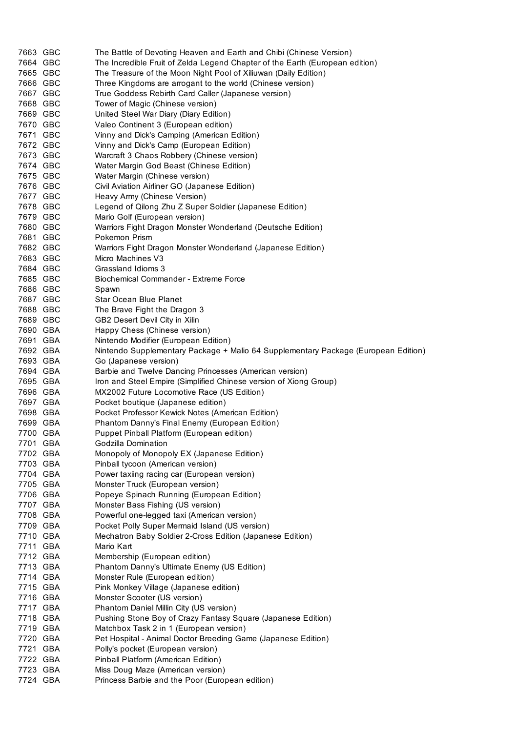| | | |
|---|---|---|
| 7663 | GBC | The Battle of Devoting Heaven and Earth and Chibi (Chinese Version) |
| 7664 | GBC | The Incredible Fruit of Zelda Legend Chapter of the Earth (European edition) |
| 7665 | GBC | The Treasure of the Moon Night Pool of Xiliuwan (Daily Edition) |
| 7666 | GBC | Three Kingdoms are arrogant to the world (Chinese version) |
| 7667 | GBC | True Goddess Rebirth Card Caller (Japanese version) |
| 7668 | GBC | Tower of Magic (Chinese version) |
| 7669 | GBC | United Steel War Diary (Diary Edition) |
| 7670 | GBC | Valeo Continent 3 (European edition) |
| 7671 | GBC | Vinny and Dick's Camping (American Edition) |
| 7672 | GBC | Vinny and Dick's Camp (European Edition) |
| 7673 | GBC | Warcraft 3 Chaos Robbery (Chinese version) |
| 7674 | GBC | Water Margin God Beast (Chinese Edition) |
| 7675 | GBC | Water Margin (Chinese version) |
| 7676 | GBC | Civil Aviation Airliner GO (Japanese Edition) |
| 7677 | GBC | Heavy Army (Chinese Version) |
| 7678 | GBC | Legend of Qilong Zhu Z Super Soldier (Japanese Edition) |
| 7679 | GBC | Mario Golf (European version) |
| 7680 | GBC | Warriors Fight Dragon Monster Wonderland (Deutsche Edition) |
| 7681 | GBC | Pokemon Prism |
| 7682 | GBC | Warriors Fight Dragon Monster Wonderland (Japanese Edition) |
| 7683 | GBC | Micro Machines V3 |
| 7684 | GBC | Grassland Idioms 3 |
| 7685 | GBC | Biochemical Commander - Extreme Force |
| 7686 | GBC | Spawn |
| 7687 | GBC | Star Ocean Blue Planet |
| 7688 | GBC | The Brave Fight the Dragon 3 |
| 7689 | GBC | GB2 Desert Devil City in Xilin |
| 7690 | GBA | Happy Chess (Chinese version) |
| 7691 | GBA | Nintendo Modifier (European Edition) |
| 7692 | GBA | Nintendo Supplementary Package + Malio 64 Supplementary Package (European Edition) |
| 7693 | GBA | Go (Japanese version) |
| 7694 | GBA | Barbie and Twelve Dancing Princesses (American version) |
| 7695 | GBA | Iron and Steel Empire (Simplified Chinese version of Xiong Group) |
| 7696 | GBA | MX2002 Future Locomotive Race (US Edition) |
| 7697 | GBA | Pocket boutique (Japanese edition) |
| 7698 | GBA | Pocket Professor Kewick Notes (American Edition) |
| 7699 | GBA | Phantom Danny's Final Enemy (European Edition) |
| 7700 | GBA | Puppet Pinball Platform (European edition) |
| 7701 | GBA | Godzilla Domination |
| 7702 | GBA | Monopoly of Monopoly EX (Japanese Edition) |
| 7703 | GBA | Pinball tycoon (American version) |
| 7704 | GBA | Power taxiing racing car (European version) |
| 7705 | GBA | Monster Truck (European version) |
| 7706 | GBA | Popeye Spinach Running (European Edition) |
| 7707 | GBA | Monster Bass Fishing (US version) |
| 7708 | GBA | Powerful one-legged taxi (American version) |
| 7709 | GBA | Pocket Polly Super Mermaid Island (US version) |
| 7710 | GBA | Mechatron Baby Soldier 2-Cross Edition (Japanese Edition) |
| 7711 | GBA | Mario Kart |
| 7712 | GBA | Membership (European edition) |
| 7713 | GBA | Phantom Danny's Ultimate Enemy (US Edition) |
| 7714 | GBA | Monster Rule (European edition) |
| 7715 | GBA | Pink Monkey Village (Japanese edition) |
| 7716 | GBA | Monster Scooter (US version) |
| 7717 | GBA | Phantom Daniel Millin City (US version) |
| 7718 | GBA | Pushing Stone Boy of Crazy Fantasy Square (Japanese Edition) |
| 7719 | GBA | Matchbox Task 2 in 1 (European version) |
| 7720 | GBA | Pet Hospital - Animal Doctor Breeding Game (Japanese Edition) |
| 7721 | GBA | Polly's pocket (European version) |
| 7722 | GBA | Pinball Platform (American Edition) |
| 7723 | GBA | Miss Doug Maze (American version) |
| 7724 | GBA | Princess Barbie and the Poor (European edition) |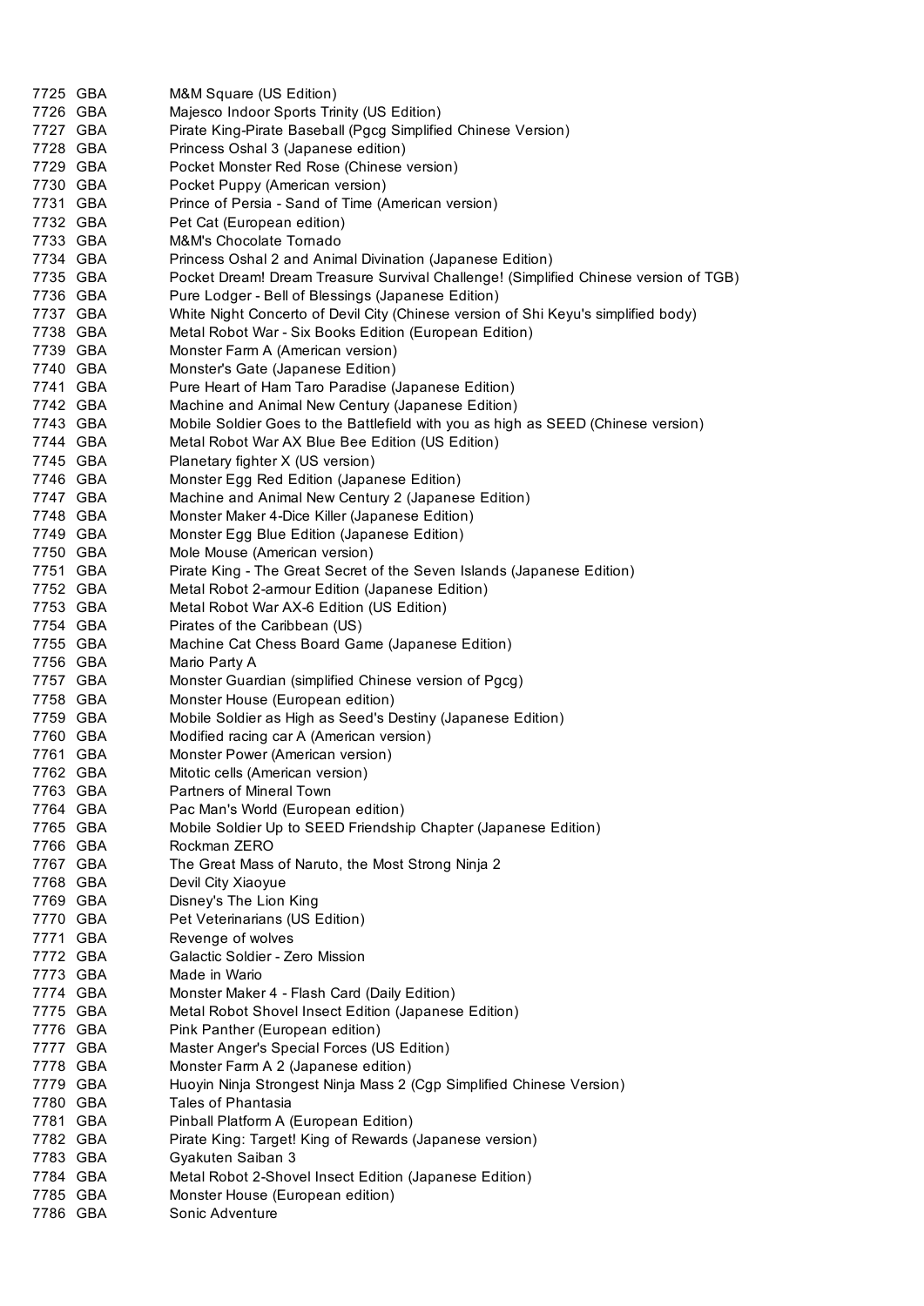| | | |
|---|---|---|
| 7725 | GBA | M&M Square (US Edition) |
| 7726 | GBA | Majesco Indoor Sports Trinity (US Edition) |
| 7727 | GBA | Pirate King-Pirate Baseball (Pgcg Simplified Chinese Version) |
| 7728 | GBA | Princess Oshal 3 (Japanese edition) |
| 7729 | GBA | Pocket Monster Red Rose (Chinese version) |
| 7730 | GBA | Pocket Puppy (American version) |
| 7731 | GBA | Prince of Persia - Sand of Time (American version) |
| 7732 | GBA | Pet Cat (European edition) |
| 7733 | GBA | M&M's Chocolate Tornado |
| 7734 | GBA | Princess Oshal 2 and Animal Divination (Japanese Edition) |
| 7735 | GBA | Pocket Dream! Dream Treasure Survival Challenge! (Simplified Chinese version of TGB) |
| 7736 | GBA | Pure Lodger - Bell of Blessings (Japanese Edition) |
| 7737 | GBA | White Night Concerto of Devil City (Chinese version of Shi Keyu's simplified body) |
| 7738 | GBA | Metal Robot War - Six Books Edition (European Edition) |
| 7739 | GBA | Monster Farm A (American version) |
| 7740 | GBA | Monster's Gate (Japanese Edition) |
| 7741 | GBA | Pure Heart of Ham Taro Paradise (Japanese Edition) |
| 7742 | GBA | Machine and Animal New Century (Japanese Edition) |
| 7743 | GBA | Mobile Soldier Goes to the Battlefield with you as high as SEED (Chinese version) |
| 7744 | GBA | Metal Robot War AX Blue Bee Edition (US Edition) |
| 7745 | GBA | Planetary fighter X (US version) |
| 7746 | GBA | Monster Egg Red Edition (Japanese Edition) |
| 7747 | GBA | Machine and Animal New Century 2 (Japanese Edition) |
| 7748 | GBA | Monster Maker 4-Dice Killer (Japanese Edition) |
| 7749 | GBA | Monster Egg Blue Edition (Japanese Edition) |
| 7750 | GBA | Mole Mouse (American version) |
| 7751 | GBA | Pirate King - The Great Secret of the Seven Islands (Japanese Edition) |
| 7752 | GBA | Metal Robot 2-armour Edition (Japanese Edition) |
| 7753 | GBA | Metal Robot War AX-6 Edition (US Edition) |
| 7754 | GBA | Pirates of the Caribbean (US) |
| 7755 | GBA | Machine Cat Chess Board Game (Japanese Edition) |
| 7756 | GBA | Mario Party A |
| 7757 | GBA | Monster Guardian (simplified Chinese version of Pgcg) |
| 7758 | GBA | Monster House (European edition) |
| 7759 | GBA | Mobile Soldier as High as Seed's Destiny (Japanese Edition) |
| 7760 | GBA | Modified racing car A (American version) |
| 7761 | GBA | Monster Power (American version) |
| 7762 | GBA | Mitotic cells (American version) |
| 7763 | GBA | Partners of Mineral Town |
| 7764 | GBA | Pac Man's World (European edition) |
| 7765 | GBA | Mobile Soldier Up to SEED Friendship Chapter (Japanese Edition) |
| 7766 | GBA | Rockman ZERO |
| 7767 | GBA | The Great Mass of Naruto, the Most Strong Ninja 2 |
| 7768 | GBA | Devil City Xiaoyue |
| 7769 | GBA | Disney's The Lion King |
| 7770 | GBA | Pet Veterinarians (US Edition) |
| 7771 | GBA | Revenge of wolves |
| 7772 | GBA | Galactic Soldier - Zero Mission |
| 7773 | GBA | Made in Wario |
| 7774 | GBA | Monster Maker 4 - Flash Card (Daily Edition) |
| 7775 | GBA | Metal Robot Shovel Insect Edition (Japanese Edition) |
| 7776 | GBA | Pink Panther (European edition) |
| 7777 | GBA | Master Anger's Special Forces (US Edition) |
| 7778 | GBA | Monster Farm A 2 (Japanese edition) |
| 7779 | GBA | Huoyin Ninja Strongest Ninja Mass 2 (Cgp Simplified Chinese Version) |
| 7780 | GBA | Tales of Phantasia |
| 7781 | GBA | Pinball Platform A (European Edition) |
| 7782 | GBA | Pirate King: Target! King of Rewards (Japanese version) |
| 7783 | GBA | Gyakuten Saiban 3 |
| 7784 | GBA | Metal Robot 2-Shovel Insect Edition (Japanese Edition) |
| 7785 | GBA | Monster House (European edition) |
| 7786 | GBA | Sonic Adventure |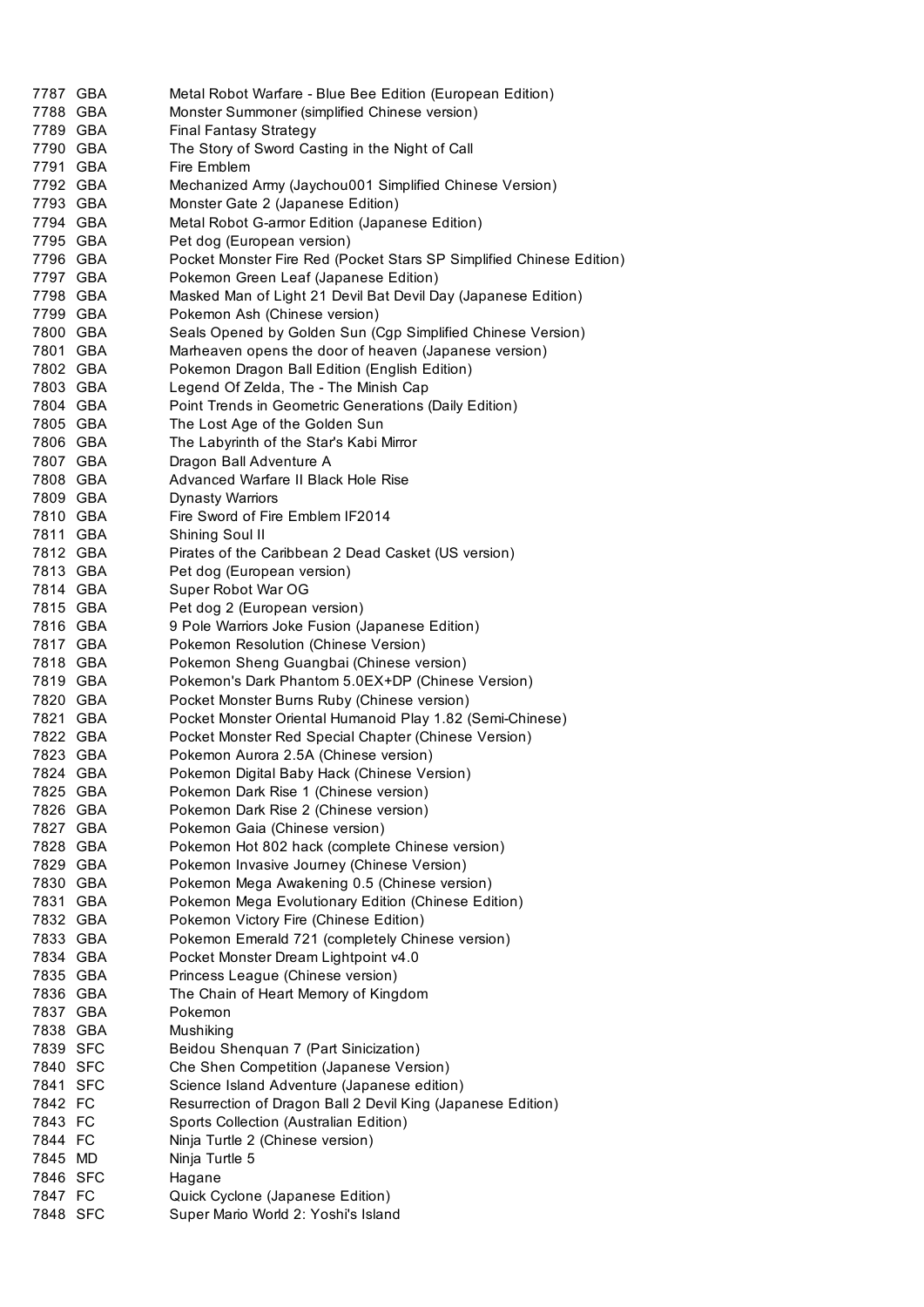| | | |
|---|---|---|
| 7787 | GBA | Metal Robot Warfare - Blue Bee Edition (European Edition) |
| 7788 | GBA | Monster Summoner (simplified Chinese version) |
| 7789 | GBA | Final Fantasy Strategy |
| 7790 | GBA | The Story of Sword Casting in the Night of Call |
| 7791 | GBA | Fire Emblem |
| 7792 | GBA | Mechanized Army (Jaychou001 Simplified Chinese Version) |
| 7793 | GBA | Monster Gate 2 (Japanese Edition) |
| 7794 | GBA | Metal Robot G-armor Edition (Japanese Edition) |
| 7795 | GBA | Pet dog (European version) |
| 7796 | GBA | Pocket Monster Fire Red (Pocket Stars SP Simplified Chinese Edition) |
| 7797 | GBA | Pokemon Green Leaf (Japanese Edition) |
| 7798 | GBA | Masked Man of Light 21 Devil Bat Devil Day (Japanese Edition) |
| 7799 | GBA | Pokemon Ash (Chinese version) |
| 7800 | GBA | Seals Opened by Golden Sun (Cgp Simplified Chinese Version) |
| 7801 | GBA | Marheaven opens the door of heaven (Japanese version) |
| 7802 | GBA | Pokemon Dragon Ball Edition (English Edition) |
| 7803 | GBA | Legend Of Zelda, The - The Minish Cap |
| 7804 | GBA | Point Trends in Geometric Generations (Daily Edition) |
| 7805 | GBA | The Lost Age of the Golden Sun |
| 7806 | GBA | The Labyrinth of the Star's Kabi Mirror |
| 7807 | GBA | Dragon Ball Adventure A |
| 7808 | GBA | Advanced Warfare II Black Hole Rise |
| 7809 | GBA | Dynasty Warriors |
| 7810 | GBA | Fire Sword of Fire Emblem IF2014 |
| 7811 | GBA | Shining Soul II |
| 7812 | GBA | Pirates of the Caribbean 2 Dead Casket (US version) |
| 7813 | GBA | Pet dog (European version) |
| 7814 | GBA | Super Robot War OG |
| 7815 | GBA | Pet dog 2 (European version) |
| 7816 | GBA | 9 Pole Warriors Joke Fusion (Japanese Edition) |
| 7817 | GBA | Pokemon Resolution (Chinese Version) |
| 7818 | GBA | Pokemon Sheng Guangbai (Chinese version) |
| 7819 | GBA | Pokemon's Dark Phantom 5.0EX+DP (Chinese Version) |
| 7820 | GBA | Pocket Monster Burns Ruby (Chinese version) |
| 7821 | GBA | Pocket Monster Oriental Humanoid Play 1.82 (Semi-Chinese) |
| 7822 | GBA | Pocket Monster Red Special Chapter (Chinese Version) |
| 7823 | GBA | Pokemon Aurora 2.5A (Chinese version) |
| 7824 | GBA | Pokemon Digital Baby Hack (Chinese Version) |
| 7825 | GBA | Pokemon Dark Rise 1 (Chinese version) |
| 7826 | GBA | Pokemon Dark Rise 2 (Chinese version) |
| 7827 | GBA | Pokemon Gaia (Chinese version) |
| 7828 | GBA | Pokemon Hot 802 hack (complete Chinese version) |
| 7829 | GBA | Pokemon Invasive Journey (Chinese Version) |
| 7830 | GBA | Pokemon Mega Awakening 0.5 (Chinese version) |
| 7831 | GBA | Pokemon Mega Evolutionary Edition (Chinese Edition) |
| 7832 | GBA | Pokemon Victory Fire (Chinese Edition) |
| 7833 | GBA | Pokemon Emerald 721 (completely Chinese version) |
| 7834 | GBA | Pocket Monster Dream Lightpoint v4.0 |
| 7835 | GBA | Princess League (Chinese version) |
| 7836 | GBA | The Chain of Heart Memory of Kingdom |
| 7837 | GBA | Pokemon |
| 7838 | GBA | Mushiking |
| 7839 | SFC | Beidou Shenquan 7 (Part Sinicization) |
| 7840 | SFC | Che Shen Competition (Japanese Version) |
| 7841 | SFC | Science Island Adventure (Japanese edition) |
| 7842 | FC | Resurrection of Dragon Ball 2 Devil King (Japanese Edition) |
| 7843 | FC | Sports Collection (Australian Edition) |
| 7844 | FC | Ninja Turtle 2 (Chinese version) |
| 7845 | MD | Ninja Turtle 5 |
| 7846 | SFC | Hagane |
| 7847 | FC | Quick Cyclone (Japanese Edition) |
| 7848 | SFC | Super Mario World 2: Yoshi's Island |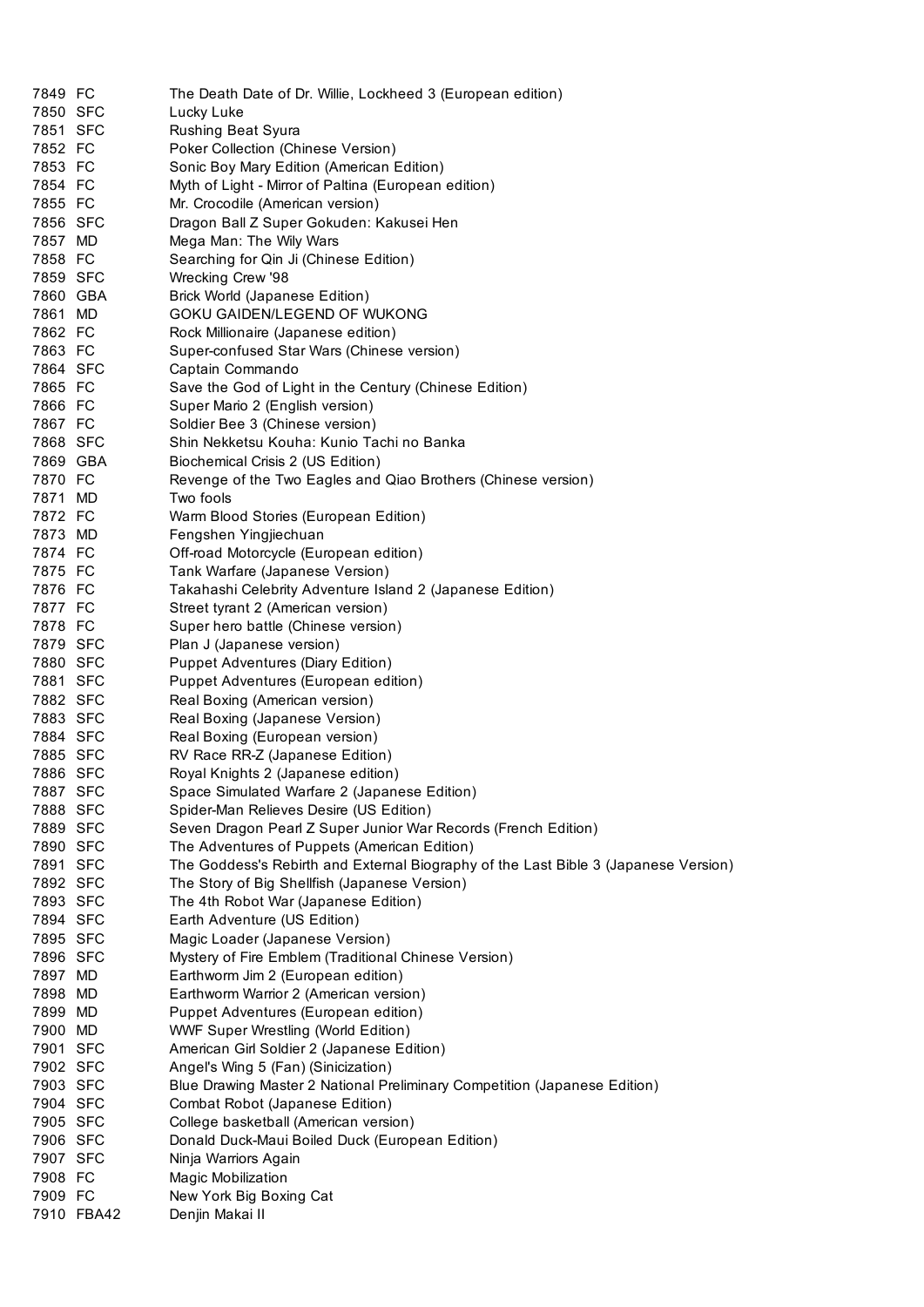| | | |
|---|---|---|
| 7849 | FC | The Death Date of Dr. Willie, Lockheed 3 (European edition) |
| 7850 | SFC | Lucky Luke |
| 7851 | SFC | Rushing Beat Syura |
| 7852 | FC | Poker Collection (Chinese Version) |
| 7853 | FC | Sonic Boy Mary Edition (American Edition) |
| 7854 | FC | Myth of Light - Mirror of Paltina (European edition) |
| 7855 | FC | Mr. Crocodile (American version) |
| 7856 | SFC | Dragon Ball Z Super Gokuden: Kakusei Hen |
| 7857 | MD | Mega Man: The Wily Wars |
| 7858 | FC | Searching for Qin Ji (Chinese Edition) |
| 7859 | SFC | Wrecking Crew '98 |
| 7860 | GBA | Brick World (Japanese Edition) |
| 7861 | MD | GOKU GAIDEN/LEGEND OF WUKONG |
| 7862 | FC | Rock Millionaire (Japanese edition) |
| 7863 | FC | Super-confused Star Wars (Chinese version) |
| 7864 | SFC | Captain Commando |
| 7865 | FC | Save the God of Light in the Century (Chinese Edition) |
| 7866 | FC | Super Mario 2 (English version) |
| 7867 | FC | Soldier Bee 3 (Chinese version) |
| 7868 | SFC | Shin Nekketsu Kouha: Kunio Tachi no Banka |
| 7869 | GBA | Biochemical Crisis 2 (US Edition) |
| 7870 | FC | Revenge of the Two Eagles and Qiao Brothers (Chinese version) |
| 7871 | MD | Two fools |
| 7872 | FC | Warm Blood Stories (European Edition) |
| 7873 | MD | Fengshen Yingjiechuan |
| 7874 | FC | Off-road Motorcycle (European edition) |
| 7875 | FC | Tank Warfare (Japanese Version) |
| 7876 | FC | Takahashi Celebrity Adventure Island 2 (Japanese Edition) |
| 7877 | FC | Street tyrant 2 (American version) |
| 7878 | FC | Super hero battle (Chinese version) |
| 7879 | SFC | Plan J (Japanese version) |
| 7880 | SFC | Puppet Adventures (Diary Edition) |
| 7881 | SFC | Puppet Adventures (European edition) |
| 7882 | SFC | Real Boxing (American version) |
| 7883 | SFC | Real Boxing (Japanese Version) |
| 7884 | SFC | Real Boxing (European version) |
| 7885 | SFC | RV Race RR-Z (Japanese Edition) |
| 7886 | SFC | Royal Knights 2 (Japanese edition) |
| 7887 | SFC | Space Simulated Warfare 2 (Japanese Edition) |
| 7888 | SFC | Spider-Man Relieves Desire (US Edition) |
| 7889 | SFC | Seven Dragon Pearl Z Super Junior War Records (French Edition) |
| 7890 | SFC | The Adventures of Puppets (American Edition) |
| 7891 | SFC | The Goddess's Rebirth and External Biography of the Last Bible 3 (Japanese Version) |
| 7892 | SFC | The Story of Big Shellfish (Japanese Version) |
| 7893 | SFC | The 4th Robot War (Japanese Edition) |
| 7894 | SFC | Earth Adventure (US Edition) |
| 7895 | SFC | Magic Loader (Japanese Version) |
| 7896 | SFC | Mystery of Fire Emblem (Traditional Chinese Version) |
| 7897 | MD | Earthworm Jim 2 (European edition) |
| 7898 | MD | Earthworm Warrior 2 (American version) |
| 7899 | MD | Puppet Adventures (European edition) |
| 7900 | MD | WWF Super Wrestling (World Edition) |
| 7901 | SFC | American Girl Soldier 2 (Japanese Edition) |
| 7902 | SFC | Angel's Wing 5 (Fan) (Sinicization) |
| 7903 | SFC | Blue Drawing Master 2 National Preliminary Competition (Japanese Edition) |
| 7904 | SFC | Combat Robot (Japanese Edition) |
| 7905 | SFC | College basketball (American version) |
| 7906 | SFC | Donald Duck-Maui Boiled Duck (European Edition) |
| 7907 | SFC | Ninja Warriors Again |
| 7908 | FC | Magic Mobilization |
| 7909 | FC | New York Big Boxing Cat |
| 7910 | FBA42 | Denjin Makai II |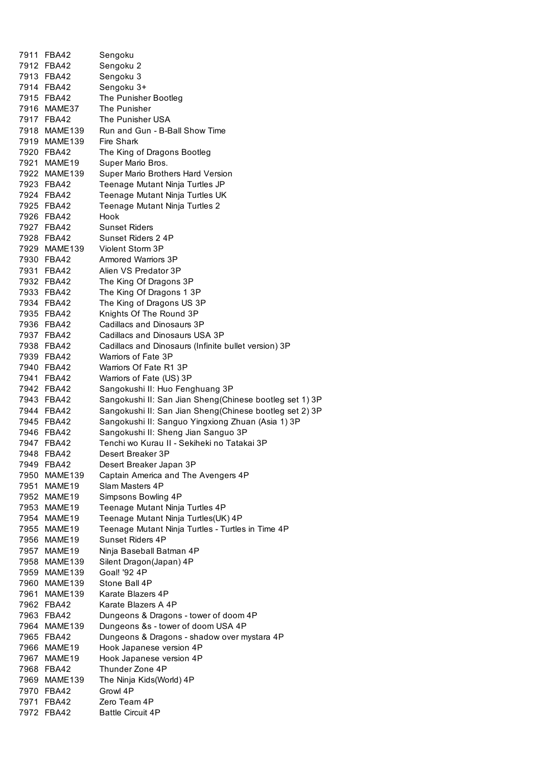| | | |
|---|---|---|
| 7911 | FBA42 | Sengoku |
| 7912 | FBA42 | Sengoku 2 |
| 7913 | FBA42 | Sengoku 3 |
| 7914 | FBA42 | Sengoku 3+ |
| 7915 | FBA42 | The Punisher Bootleg |
| 7916 | MAME37 | The Punisher |
| 7917 | FBA42 | The Punisher USA |
| 7918 | MAME139 | Run and Gun - B-Ball Show Time |
| 7919 | MAME139 | Fire Shark |
| 7920 | FBA42 | The King of Dragons Bootleg |
| 7921 | MAME19 | Super Mario Bros. |
| 7922 | MAME139 | Super Mario Brothers Hard Version |
| 7923 | FBA42 | Teenage Mutant Ninja Turtles JP |
| 7924 | FBA42 | Teenage Mutant Ninja Turtles UK |
| 7925 | FBA42 | Teenage Mutant Ninja Turtles 2 |
| 7926 | FBA42 | Hook |
| 7927 | FBA42 | Sunset Riders |
| 7928 | FBA42 | Sunset Riders 2 4P |
| 7929 | MAME139 | Violent Storm 3P |
| 7930 | FBA42 | Armored Warriors 3P |
| 7931 | FBA42 | Alien VS Predator 3P |
| 7932 | FBA42 | The King Of Dragons 3P |
| 7933 | FBA42 | The King Of Dragons 1 3P |
| 7934 | FBA42 | The King of Dragons US 3P |
| 7935 | FBA42 | Knights Of The Round 3P |
| 7936 | FBA42 | Cadillacs and Dinosaurs 3P |
| 7937 | FBA42 | Cadillacs and Dinosaurs USA 3P |
| 7938 | FBA42 | Cadillacs and Dinosaurs (Infinite bullet version) 3P |
| 7939 | FBA42 | Warriors of Fate 3P |
| 7940 | FBA42 | Warriors Of Fate R1 3P |
| 7941 | FBA42 | Warriors of Fate (US) 3P |
| 7942 | FBA42 | Sangokushi II: Huo Fenghuang 3P |
| 7943 | FBA42 | Sangokushi II: San Jian Sheng(Chinese bootleg set 1) 3P |
| 7944 | FBA42 | Sangokushi II: San Jian Sheng(Chinese bootleg set 2) 3P |
| 7945 | FBA42 | Sangokushi II: Sanguo Yingxiong Zhuan (Asia 1) 3P |
| 7946 | FBA42 | Sangokushi II: Sheng Jian Sanguo 3P |
| 7947 | FBA42 | Tenchi wo Kurau II - Sekiheki no Tatakai 3P |
| 7948 | FBA42 | Desert Breaker 3P |
| 7949 | FBA42 | Desert Breaker Japan 3P |
| 7950 | MAME139 | Captain America and The Avengers 4P |
| 7951 | MAME19 | Slam Masters 4P |
| 7952 | MAME19 | Simpsons Bowling 4P |
| 7953 | MAME19 | Teenage Mutant Ninja Turtles 4P |
| 7954 | MAME19 | Teenage Mutant Ninja Turtles(UK) 4P |
| 7955 | MAME19 | Teenage Mutant Ninja Turtles - Turtles in Time 4P |
| 7956 | MAME19 | Sunset Riders 4P |
| 7957 | MAME19 | Ninja Baseball Batman 4P |
| 7958 | MAME139 | Silent Dragon(Japan) 4P |
| 7959 | MAME139 | Goal! '92 4P |
| 7960 | MAME139 | Stone Ball 4P |
| 7961 | MAME139 | Karate Blazers 4P |
| 7962 | FBA42 | Karate Blazers A 4P |
| 7963 | FBA42 | Dungeons & Dragons - tower of doom 4P |
| 7964 | MAME139 | Dungeons &s - tower of doom USA 4P |
| 7965 | FBA42 | Dungeons & Dragons - shadow over mystara 4P |
| 7966 | MAME19 | Hook Japanese version 4P |
| 7967 | MAME19 | Hook Japanese version 4P |
| 7968 | FBA42 | Thunder Zone 4P |
| 7969 | MAME139 | The Ninja Kids(World) 4P |
| 7970 | FBA42 | Growl 4P |
| 7971 | FBA42 | Zero Team 4P |
| 7972 | FBA42 | Battle Circuit 4P |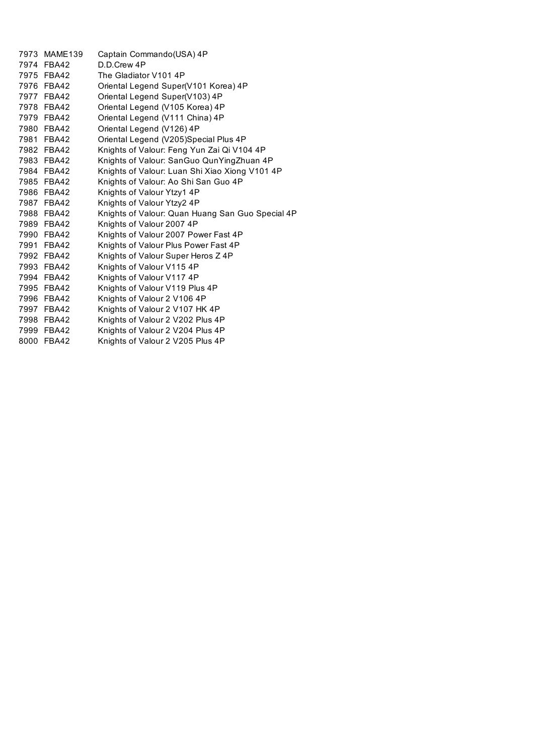| | | |
|---|---|---|
| 7973 | MAME139 | Captain Commando(USA) 4P |
| 7974 | FBA42 | D.D.Crew 4P |
| 7975 | FBA42 | The Gladiator V101 4P |
| 7976 | FBA42 | Oriental Legend Super(V101 Korea) 4P |
| 7977 | FBA42 | Oriental Legend Super(V103) 4P |
| 7978 | FBA42 | Oriental Legend (V105 Korea) 4P |
| 7979 | FBA42 | Oriental Legend (V111 China) 4P |
| 7980 | FBA42 | Oriental Legend (V126) 4P |
| 7981 | FBA42 | Oriental Legend (V205)Special Plus 4P |
| 7982 | FBA42 | Knights of Valour: Feng Yun Zai Qi V104 4P |
| 7983 | FBA42 | Knights of Valour: SanGuo QunYingZhuan 4P |
| 7984 | FBA42 | Knights of Valour: Luan Shi Xiao Xiong V101 4P |
| 7985 | FBA42 | Knights of Valour: Ao Shi San Guo 4P |
| 7986 | FBA42 | Knights of Valour Ytzy1 4P |
| 7987 | FBA42 | Knights of Valour Ytzy2 4P |
| 7988 | FBA42 | Knights of Valour: Quan Huang San Guo Special 4P |
| 7989 | FBA42 | Knights of Valour 2007 4P |
| 7990 | FBA42 | Knights of Valour 2007 Power Fast 4P |
| 7991 | FBA42 | Knights of Valour Plus Power Fast 4P |
| 7992 | FBA42 | Knights of Valour Super Heros Z 4P |
| 7993 | FBA42 | Knights of Valour V115 4P |
| 7994 | FBA42 | Knights of Valour V117 4P |
| 7995 | FBA42 | Knights of Valour V119 Plus 4P |
| 7996 | FBA42 | Knights of Valour 2 V106 4P |
| 7997 | FBA42 | Knights of Valour 2 V107 HK 4P |
| 7998 | FBA42 | Knights of Valour 2 V202 Plus 4P |
| 7999 | FBA42 | Knights of Valour 2 V204 Plus 4P |
| 8000 | FBA42 | Knights of Valour 2 V205 Plus 4P |